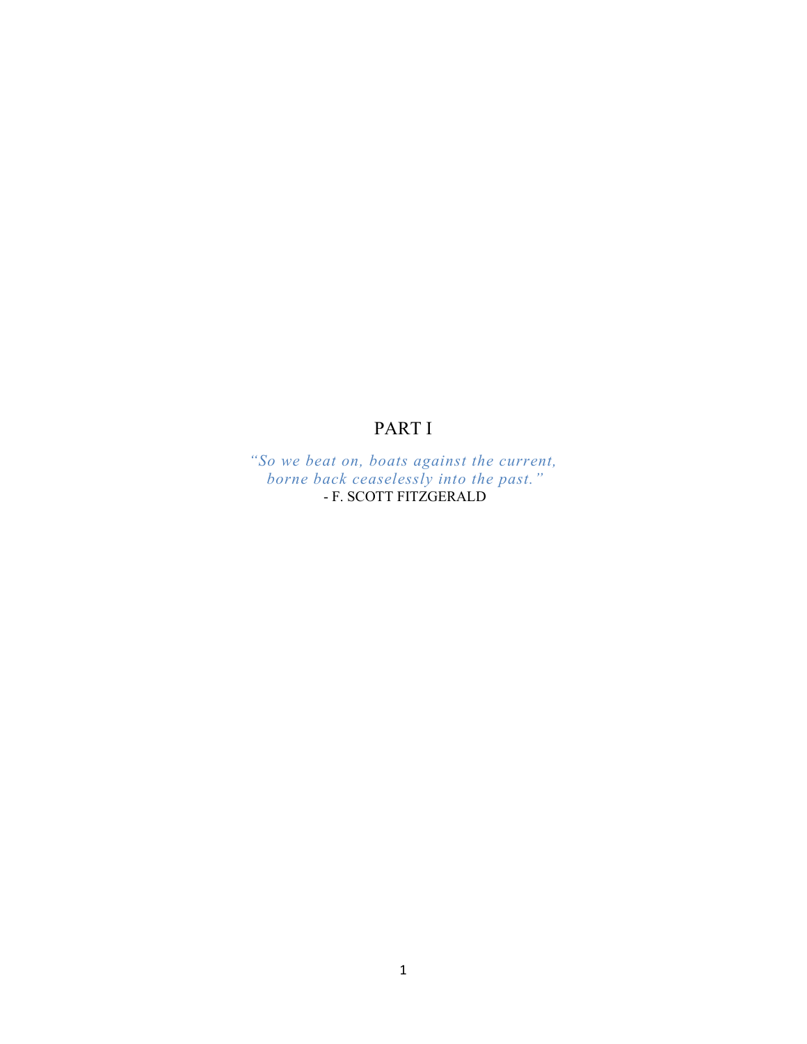# PART I

*"So we beat on, boats against the current,*
*borne back ceaselessly into the past."*
- F. SCOTT FITZGERALD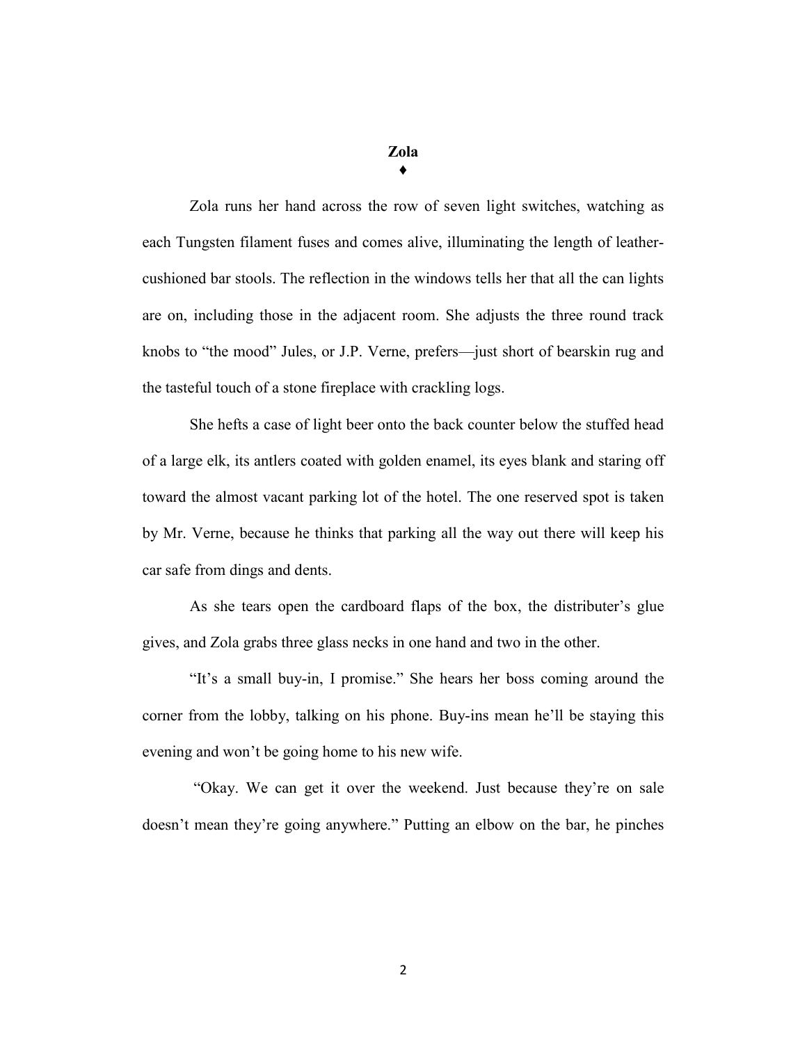# Zola

♦

Zola runs her hand across the row of seven light switches, watching as each Tungsten filament fuses and comes alive, illuminating the length of leather-cushioned bar stools. The reflection in the windows tells her that all the can lights are on, including those in the adjacent room. She adjusts the three round track knobs to "the mood" Jules, or J.P. Verne, prefers—just short of bearskin rug and the tasteful touch of a stone fireplace with crackling logs.

She hefts a case of light beer onto the back counter below the stuffed head of a large elk, its antlers coated with golden enamel, its eyes blank and staring off toward the almost vacant parking lot of the hotel. The one reserved spot is taken by Mr. Verne, because he thinks that parking all the way out there will keep his car safe from dings and dents.

As she tears open the cardboard flaps of the box, the distributer's glue gives, and Zola grabs three glass necks in one hand and two in the other.

"It's a small buy-in, I promise." She hears her boss coming around the corner from the lobby, talking on his phone. Buy-ins mean he'll be staying this evening and won't be going home to his new wife.

"Okay. We can get it over the weekend. Just because they're on sale doesn't mean they're going anywhere." Putting an elbow on the bar, he pinches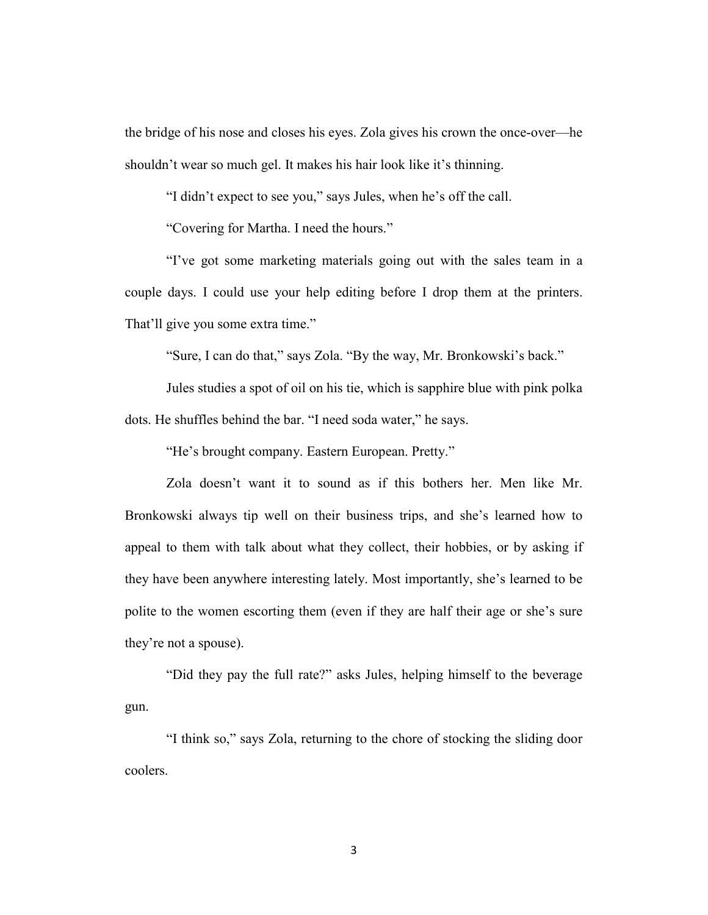the bridge of his nose and closes his eyes. Zola gives his crown the once-over—he shouldn't wear so much gel. It makes his hair look like it's thinning.

"I didn't expect to see you," says Jules, when he's off the call.

"Covering for Martha. I need the hours."

"I've got some marketing materials going out with the sales team in a couple days. I could use your help editing before I drop them at the printers. That'll give you some extra time."

"Sure, I can do that," says Zola. "By the way, Mr. Bronkowski's back."

Jules studies a spot of oil on his tie, which is sapphire blue with pink polka dots. He shuffles behind the bar. "I need soda water," he says.

"He's brought company. Eastern European. Pretty."

Zola doesn't want it to sound as if this bothers her. Men like Mr. Bronkowski always tip well on their business trips, and she's learned how to appeal to them with talk about what they collect, their hobbies, or by asking if they have been anywhere interesting lately. Most importantly, she's learned to be polite to the women escorting them (even if they are half their age or she's sure they're not a spouse).

"Did they pay the full rate?" asks Jules, helping himself to the beverage gun.

"I think so," says Zola, returning to the chore of stocking the sliding door coolers.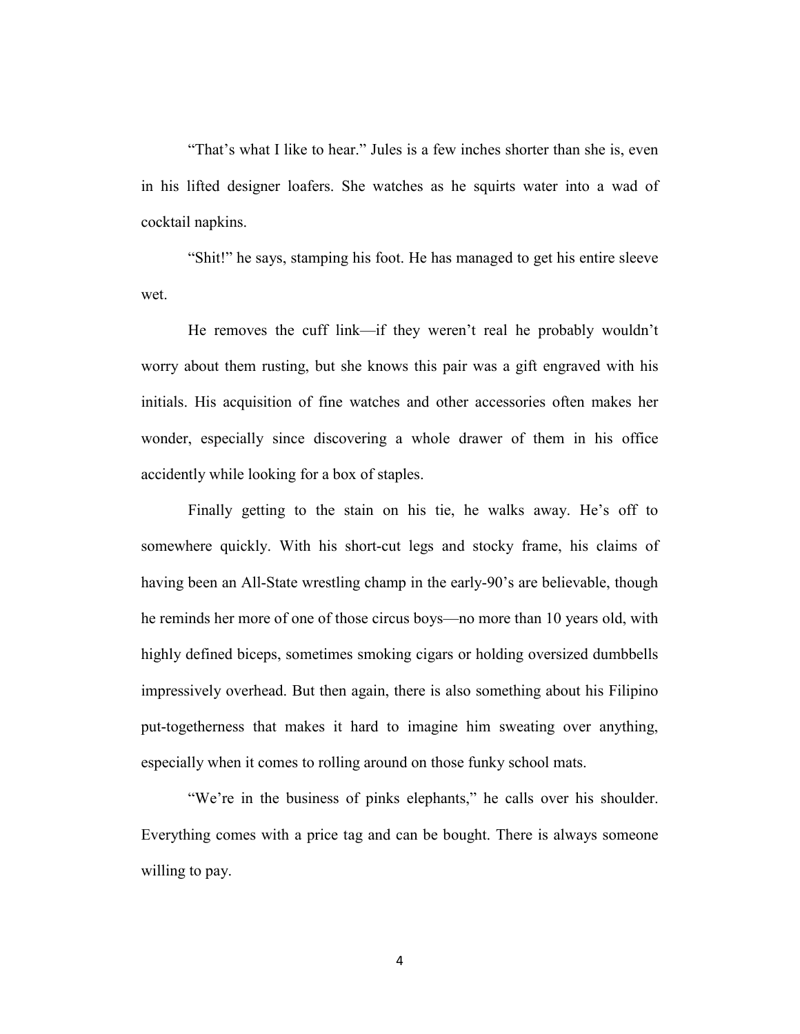"That's what I like to hear." Jules is a few inches shorter than she is, even in his lifted designer loafers. She watches as he squirts water into a wad of cocktail napkins.

"Shit!" he says, stamping his foot. He has managed to get his entire sleeve wet.

He removes the cuff link—if they weren't real he probably wouldn't worry about them rusting, but she knows this pair was a gift engraved with his initials. His acquisition of fine watches and other accessories often makes her wonder, especially since discovering a whole drawer of them in his office accidently while looking for a box of staples.

Finally getting to the stain on his tie, he walks away. He's off to somewhere quickly. With his short-cut legs and stocky frame, his claims of having been an All-State wrestling champ in the early-90's are believable, though he reminds her more of one of those circus boys—no more than 10 years old, with highly defined biceps, sometimes smoking cigars or holding oversized dumbbells impressively overhead. But then again, there is also something about his Filipino put-togetherness that makes it hard to imagine him sweating over anything, especially when it comes to rolling around on those funky school mats.

"We're in the business of pinks elephants," he calls over his shoulder. Everything comes with a price tag and can be bought. There is always someone willing to pay.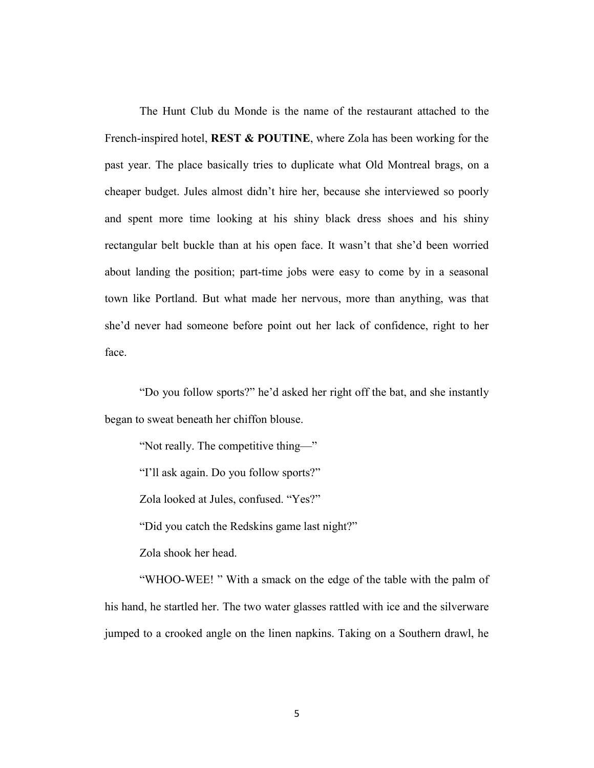The Hunt Club du Monde is the name of the restaurant attached to the French-inspired hotel, **REST & POUTINE**, where Zola has been working for the past year. The place basically tries to duplicate what Old Montreal brags, on a cheaper budget. Jules almost didn't hire her, because she interviewed so poorly and spent more time looking at his shiny black dress shoes and his shiny rectangular belt buckle than at his open face. It wasn't that she'd been worried about landing the position; part-time jobs were easy to come by in a seasonal town like Portland. But what made her nervous, more than anything, was that she'd never had someone before point out her lack of confidence, right to her face.

"Do you follow sports?" he'd asked her right off the bat, and she instantly began to sweat beneath her chiffon blouse.

"Not really. The competitive thing—"

"I'll ask again. Do you follow sports?"

Zola looked at Jules, confused. "Yes?"

"Did you catch the Redskins game last night?"

Zola shook her head.

"WHOO-WEE! " With a smack on the edge of the table with the palm of his hand, he startled her. The two water glasses rattled with ice and the silverware jumped to a crooked angle on the linen napkins. Taking on a Southern drawl, he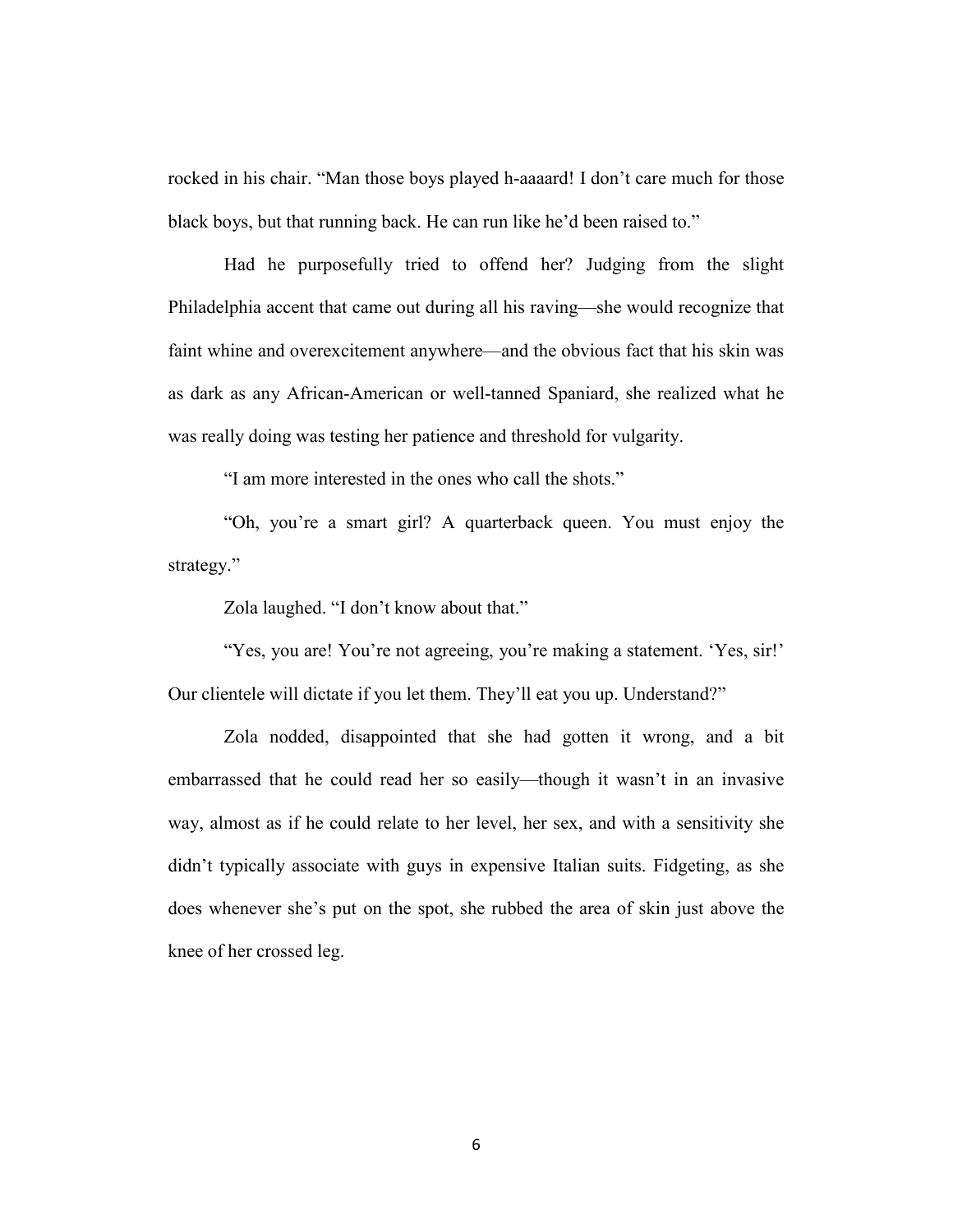rocked in his chair. "Man those boys played h-aaaard! I don't care much for those black boys, but that running back. He can run like he'd been raised to."

Had he purposefully tried to offend her? Judging from the slight Philadelphia accent that came out during all his raving—she would recognize that faint whine and overexcitement anywhere—and the obvious fact that his skin was as dark as any African-American or well-tanned Spaniard, she realized what he was really doing was testing her patience and threshold for vulgarity.

"I am more interested in the ones who call the shots."

"Oh, you're a smart girl? A quarterback queen. You must enjoy the strategy."

Zola laughed. "I don't know about that."

"Yes, you are! You're not agreeing, you're making a statement. 'Yes, sir!' Our clientele will dictate if you let them. They'll eat you up. Understand?"

Zola nodded, disappointed that she had gotten it wrong, and a bit embarrassed that he could read her so easily—though it wasn't in an invasive way, almost as if he could relate to her level, her sex, and with a sensitivity she didn't typically associate with guys in expensive Italian suits. Fidgeting, as she does whenever she's put on the spot, she rubbed the area of skin just above the knee of her crossed leg.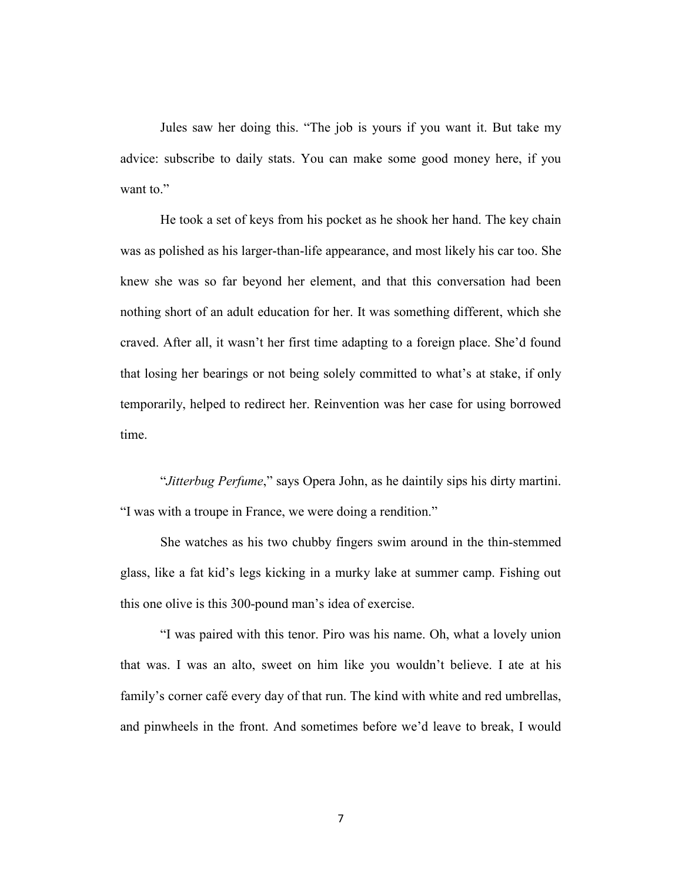Jules saw her doing this. "The job is yours if you want it. But take my advice: subscribe to daily stats. You can make some good money here, if you want to."

He took a set of keys from his pocket as he shook her hand. The key chain was as polished as his larger-than-life appearance, and most likely his car too. She knew she was so far beyond her element, and that this conversation had been nothing short of an adult education for her. It was something different, which she craved. After all, it wasn't her first time adapting to a foreign place. She'd found that losing her bearings or not being solely committed to what's at stake, if only temporarily, helped to redirect her. Reinvention was her case for using borrowed time.

"*Jitterbug Perfume*," says Opera John, as he daintily sips his dirty martini. "I was with a troupe in France, we were doing a rendition."

She watches as his two chubby fingers swim around in the thin-stemmed glass, like a fat kid's legs kicking in a murky lake at summer camp. Fishing out this one olive is this 300-pound man's idea of exercise.

"I was paired with this tenor. Piro was his name. Oh, what a lovely union that was. I was an alto, sweet on him like you wouldn't believe. I ate at his family's corner café every day of that run. The kind with white and red umbrellas, and pinwheels in the front. And sometimes before we'd leave to break, I would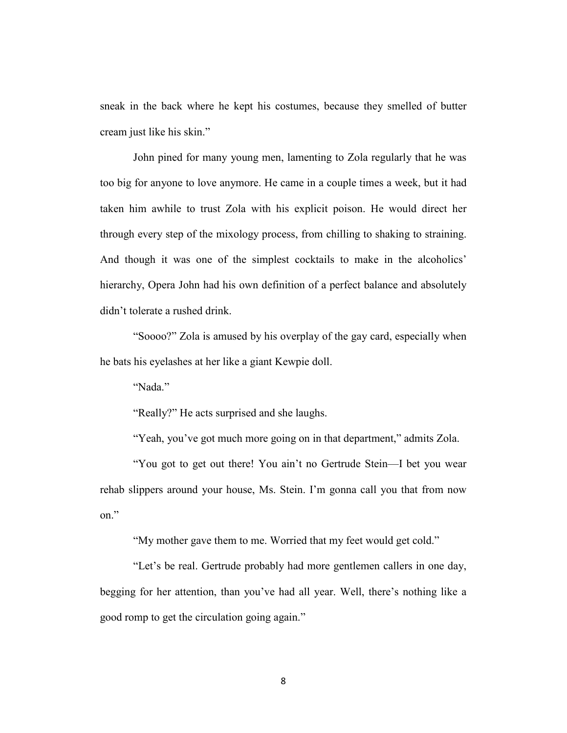sneak in the back where he kept his costumes, because they smelled of butter cream just like his skin."

John pined for many young men, lamenting to Zola regularly that he was too big for anyone to love anymore. He came in a couple times a week, but it had taken him awhile to trust Zola with his explicit poison. He would direct her through every step of the mixology process, from chilling to shaking to straining. And though it was one of the simplest cocktails to make in the alcoholics' hierarchy, Opera John had his own definition of a perfect balance and absolutely didn't tolerate a rushed drink.

"Soooo?" Zola is amused by his overplay of the gay card, especially when he bats his eyelashes at her like a giant Kewpie doll.

"Nada."

"Really?" He acts surprised and she laughs.

"Yeah, you've got much more going on in that department," admits Zola.

"You got to get out there! You ain't no Gertrude Stein—I bet you wear rehab slippers around your house, Ms. Stein. I'm gonna call you that from now on."

"My mother gave them to me. Worried that my feet would get cold."

"Let's be real. Gertrude probably had more gentlemen callers in one day, begging for her attention, than you've had all year. Well, there's nothing like a good romp to get the circulation going again."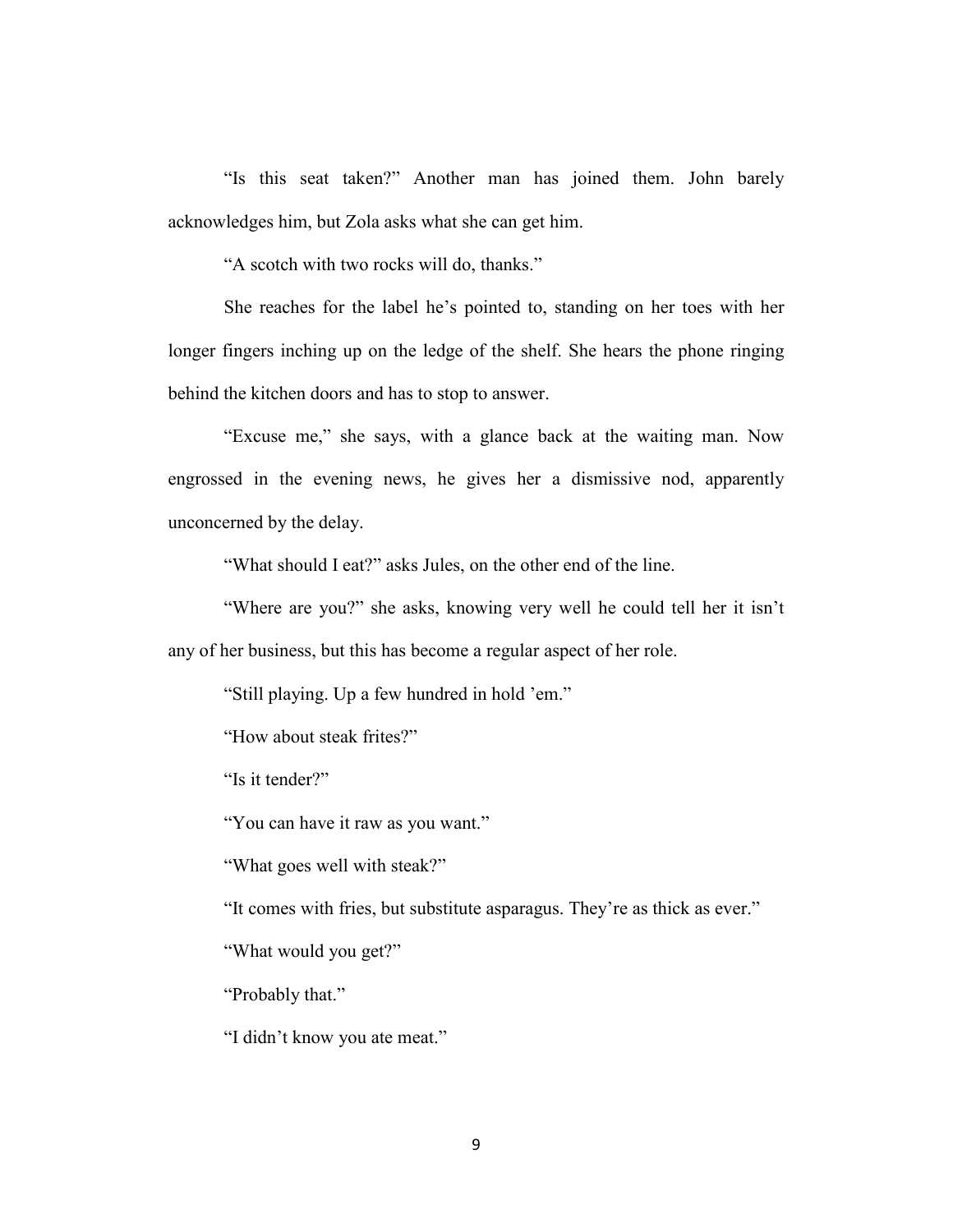"Is this seat taken?" Another man has joined them. John barely acknowledges him, but Zola asks what she can get him.

"A scotch with two rocks will do, thanks."

She reaches for the label he's pointed to, standing on her toes with her longer fingers inching up on the ledge of the shelf. She hears the phone ringing behind the kitchen doors and has to stop to answer.

"Excuse me," she says, with a glance back at the waiting man. Now engrossed in the evening news, he gives her a dismissive nod, apparently unconcerned by the delay.

"What should I eat?" asks Jules, on the other end of the line.

"Where are you?" she asks, knowing very well he could tell her it isn't any of her business, but this has become a regular aspect of her role.

"Still playing. Up a few hundred in hold 'em."

"How about steak frites?"

"Is it tender?"

"You can have it raw as you want."

"What goes well with steak?"

"It comes with fries, but substitute asparagus. They're as thick as ever."

"What would you get?"

"Probably that."

"I didn't know you ate meat."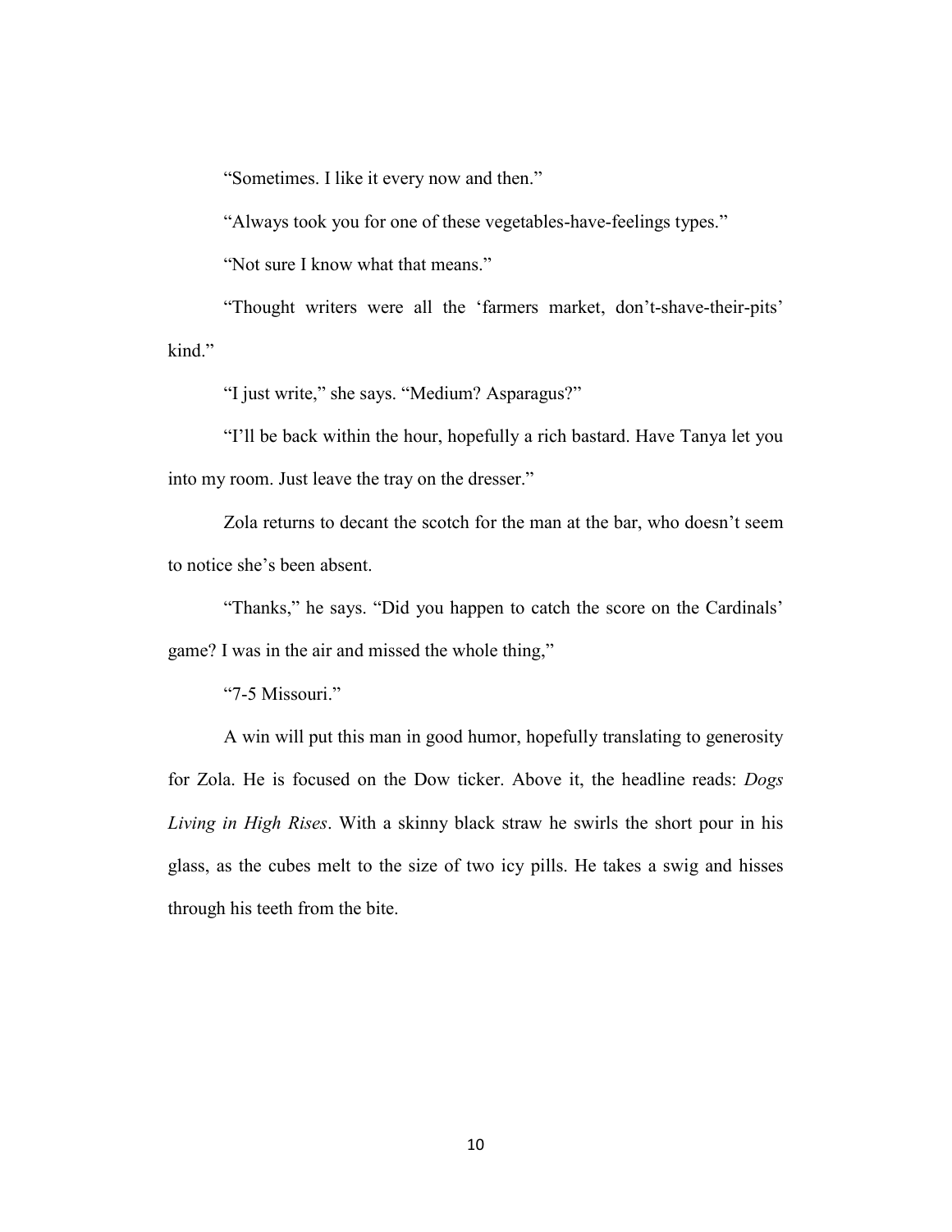"Sometimes. I like it every now and then."

"Always took you for one of these vegetables-have-feelings types."

"Not sure I know what that means."

"Thought writers were all the 'farmers market, don't-shave-their-pits' kind."

"I just write," she says. "Medium? Asparagus?"

"I'll be back within the hour, hopefully a rich bastard. Have Tanya let you into my room. Just leave the tray on the dresser."

Zola returns to decant the scotch for the man at the bar, who doesn't seem to notice she's been absent.

"Thanks," he says. "Did you happen to catch the score on the Cardinals' game? I was in the air and missed the whole thing,"

"7-5 Missouri."

A win will put this man in good humor, hopefully translating to generosity for Zola. He is focused on the Dow ticker. Above it, the headline reads: *Dogs Living in High Rises*. With a skinny black straw he swirls the short pour in his glass, as the cubes melt to the size of two icy pills. He takes a swig and hisses through his teeth from the bite.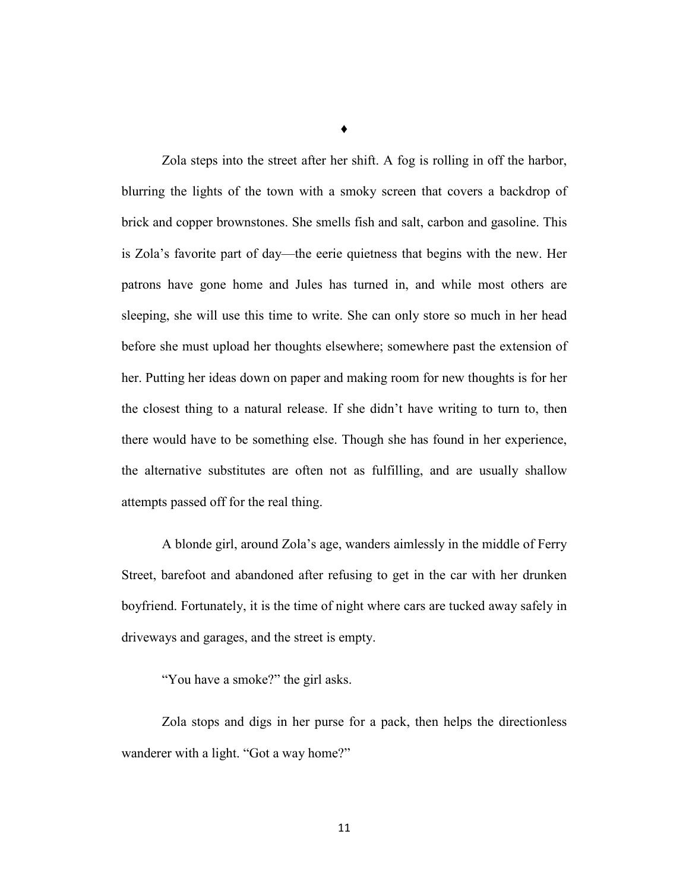♦

Zola steps into the street after her shift. A fog is rolling in off the harbor, blurring the lights of the town with a smoky screen that covers a backdrop of brick and copper brownstones. She smells fish and salt, carbon and gasoline. This is Zola's favorite part of day—the eerie quietness that begins with the new. Her patrons have gone home and Jules has turned in, and while most others are sleeping, she will use this time to write. She can only store so much in her head before she must upload her thoughts elsewhere; somewhere past the extension of her. Putting her ideas down on paper and making room for new thoughts is for her the closest thing to a natural release. If she didn't have writing to turn to, then there would have to be something else. Though she has found in her experience, the alternative substitutes are often not as fulfilling, and are usually shallow attempts passed off for the real thing.

A blonde girl, around Zola's age, wanders aimlessly in the middle of Ferry Street, barefoot and abandoned after refusing to get in the car with her drunken boyfriend. Fortunately, it is the time of night where cars are tucked away safely in driveways and garages, and the street is empty.

"You have a smoke?" the girl asks.

Zola stops and digs in her purse for a pack, then helps the directionless wanderer with a light. "Got a way home?"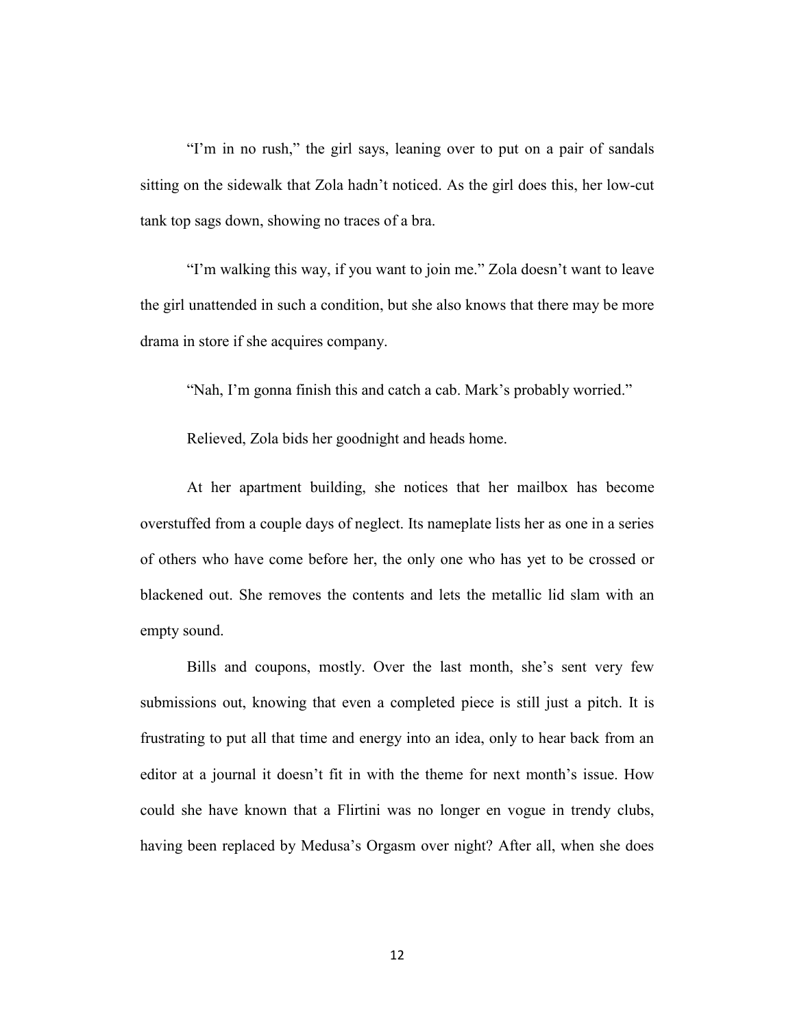"I'm in no rush," the girl says, leaning over to put on a pair of sandals sitting on the sidewalk that Zola hadn't noticed. As the girl does this, her low-cut tank top sags down, showing no traces of a bra.

"I'm walking this way, if you want to join me." Zola doesn't want to leave the girl unattended in such a condition, but she also knows that there may be more drama in store if she acquires company.

"Nah, I'm gonna finish this and catch a cab. Mark's probably worried."

Relieved, Zola bids her goodnight and heads home.

At her apartment building, she notices that her mailbox has become overstuffed from a couple days of neglect. Its nameplate lists her as one in a series of others who have come before her, the only one who has yet to be crossed or blackened out. She removes the contents and lets the metallic lid slam with an empty sound.

Bills and coupons, mostly. Over the last month, she's sent very few submissions out, knowing that even a completed piece is still just a pitch. It is frustrating to put all that time and energy into an idea, only to hear back from an editor at a journal it doesn't fit in with the theme for next month's issue. How could she have known that a Flirtini was no longer en vogue in trendy clubs, having been replaced by Medusa's Orgasm over night? After all, when she does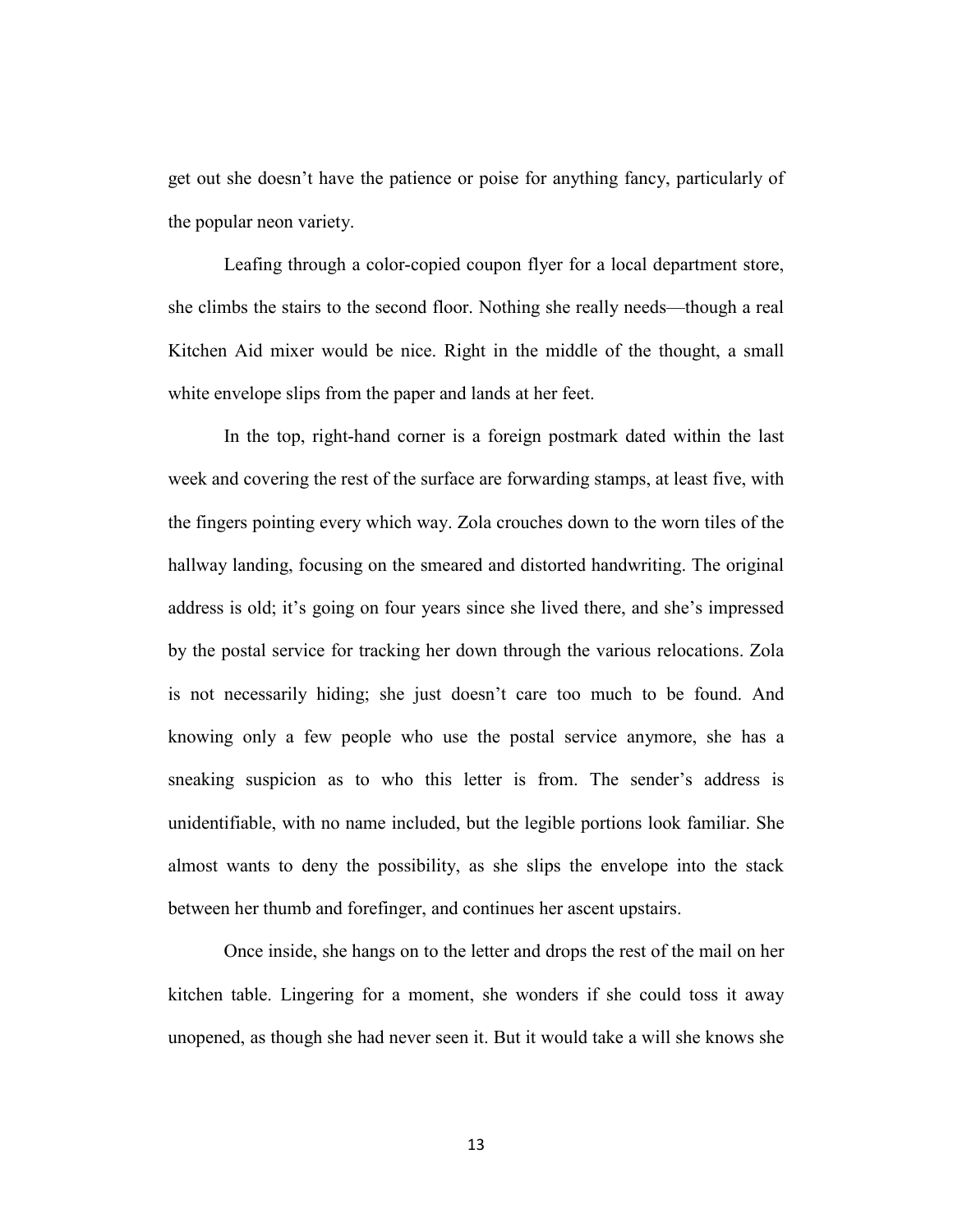get out she doesn't have the patience or poise for anything fancy, particularly of the popular neon variety.

Leafing through a color-copied coupon flyer for a local department store, she climbs the stairs to the second floor. Nothing she really needs—though a real Kitchen Aid mixer would be nice. Right in the middle of the thought, a small white envelope slips from the paper and lands at her feet.

In the top, right-hand corner is a foreign postmark dated within the last week and covering the rest of the surface are forwarding stamps, at least five, with the fingers pointing every which way. Zola crouches down to the worn tiles of the hallway landing, focusing on the smeared and distorted handwriting. The original address is old; it's going on four years since she lived there, and she's impressed by the postal service for tracking her down through the various relocations. Zola is not necessarily hiding; she just doesn't care too much to be found. And knowing only a few people who use the postal service anymore, she has a sneaking suspicion as to who this letter is from. The sender's address is unidentifiable, with no name included, but the legible portions look familiar. She almost wants to deny the possibility, as she slips the envelope into the stack between her thumb and forefinger, and continues her ascent upstairs.

Once inside, she hangs on to the letter and drops the rest of the mail on her kitchen table. Lingering for a moment, she wonders if she could toss it away unopened, as though she had never seen it. But it would take a will she knows she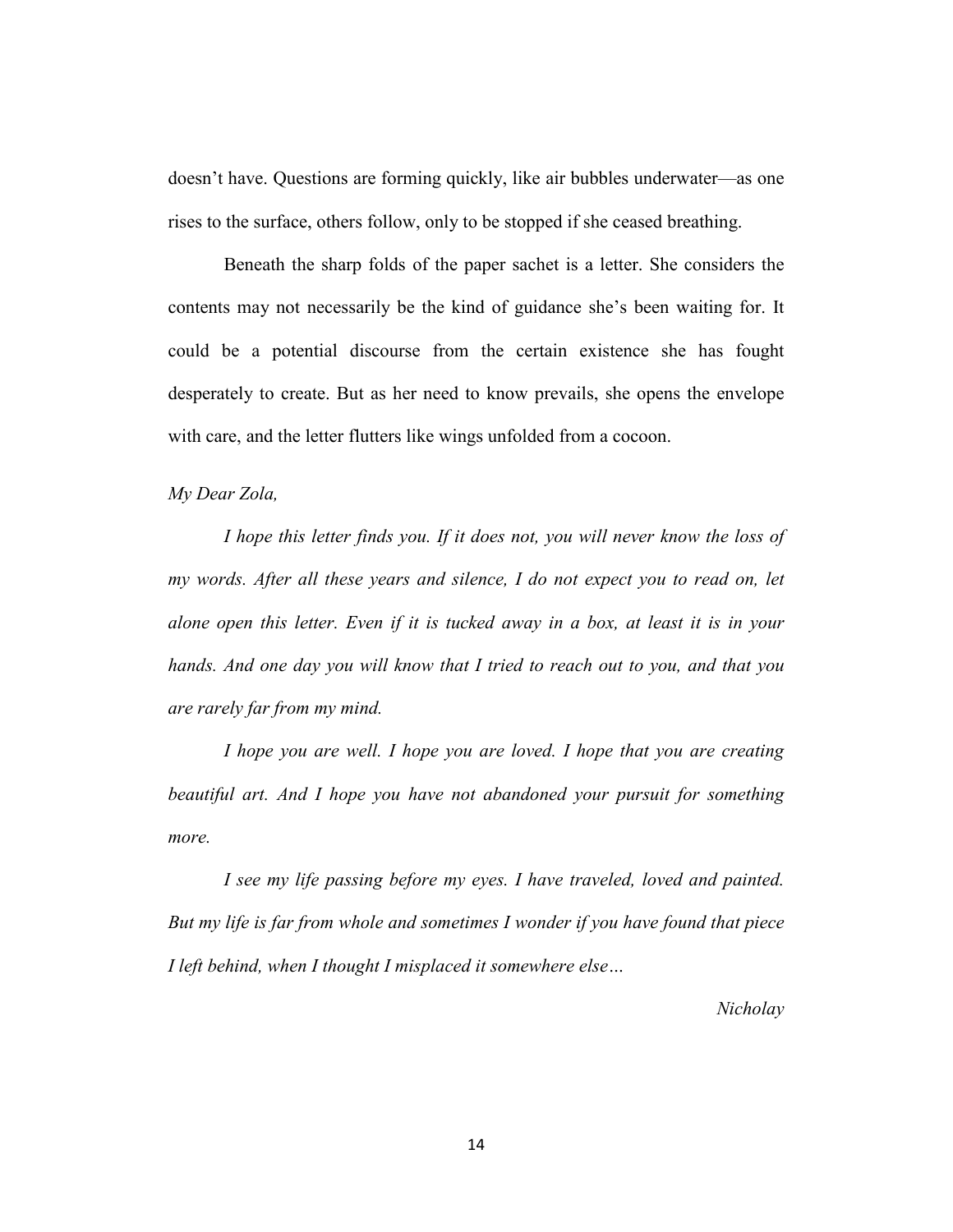doesn't have. Questions are forming quickly, like air bubbles underwater—as one rises to the surface, others follow, only to be stopped if she ceased breathing.

Beneath the sharp folds of the paper sachet is a letter. She considers the contents may not necessarily be the kind of guidance she's been waiting for. It could be a potential discourse from the certain existence she has fought desperately to create. But as her need to know prevails, she opens the envelope with care, and the letter flutters like wings unfolded from a cocoon.

*My Dear Zola,*

*I hope this letter finds you. If it does not, you will never know the loss of my words. After all these years and silence, I do not expect you to read on, let alone open this letter. Even if it is tucked away in a box, at least it is in your hands. And one day you will know that I tried to reach out to you, and that you are rarely far from my mind.*

*I hope you are well. I hope you are loved. I hope that you are creating beautiful art. And I hope you have not abandoned your pursuit for something more.*

*I see my life passing before my eyes. I have traveled, loved and painted. But my life is far from whole and sometimes I wonder if you have found that piece I left behind, when I thought I misplaced it somewhere else…*

*Nicholay*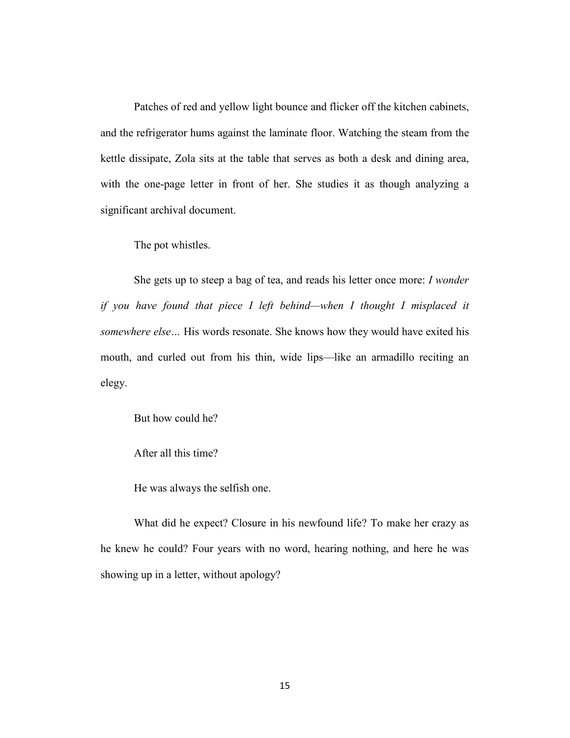Patches of red and yellow light bounce and flicker off the kitchen cabinets, and the refrigerator hums against the laminate floor. Watching the steam from the kettle dissipate, Zola sits at the table that serves as both a desk and dining area, with the one-page letter in front of her. She studies it as though analyzing a significant archival document.

The pot whistles.

She gets up to steep a bag of tea, and reads his letter once more: *I wonder if you have found that piece I left behind—when I thought I misplaced it somewhere else…* His words resonate. She knows how they would have exited his mouth, and curled out from his thin, wide lips—like an armadillo reciting an elegy.

But how could he?

After all this time?

He was always the selfish one.

What did he expect? Closure in his newfound life? To make her crazy as he knew he could? Four years with no word, hearing nothing, and here he was showing up in a letter, without apology?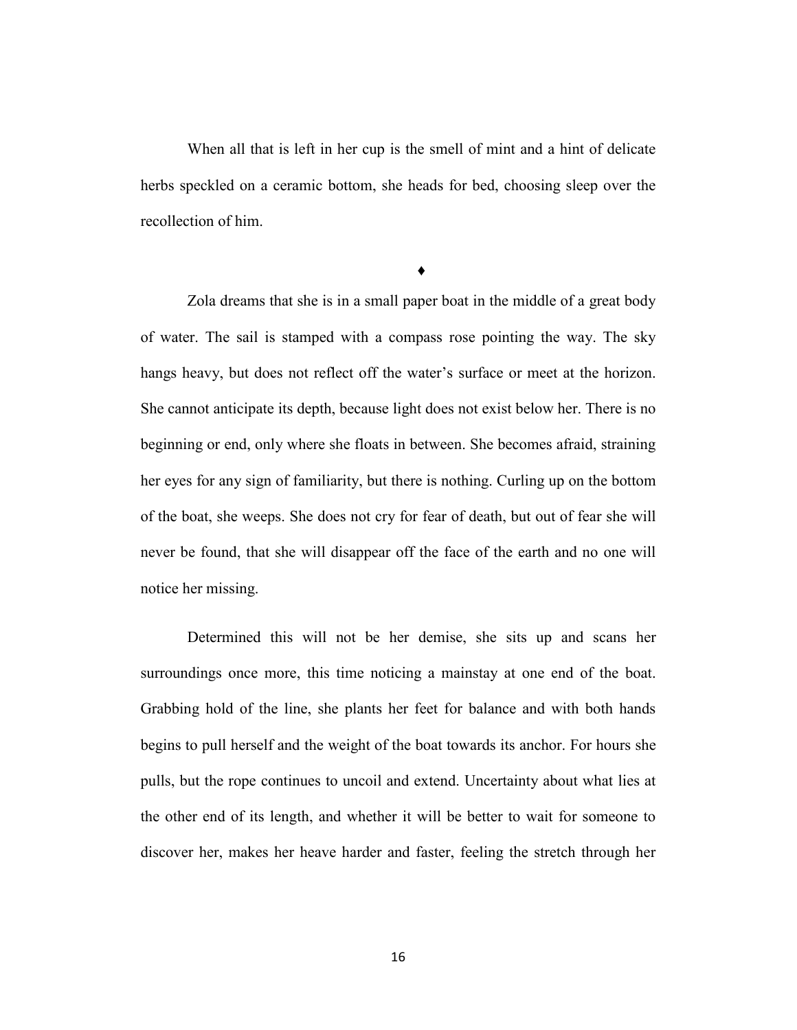When all that is left in her cup is the smell of mint and a hint of delicate herbs speckled on a ceramic bottom, she heads for bed, choosing sleep over the recollection of him.

♦

Zola dreams that she is in a small paper boat in the middle of a great body of water. The sail is stamped with a compass rose pointing the way. The sky hangs heavy, but does not reflect off the water's surface or meet at the horizon. She cannot anticipate its depth, because light does not exist below her. There is no beginning or end, only where she floats in between. She becomes afraid, straining her eyes for any sign of familiarity, but there is nothing. Curling up on the bottom of the boat, she weeps. She does not cry for fear of death, but out of fear she will never be found, that she will disappear off the face of the earth and no one will notice her missing.

Determined this will not be her demise, she sits up and scans her surroundings once more, this time noticing a mainstay at one end of the boat. Grabbing hold of the line, she plants her feet for balance and with both hands begins to pull herself and the weight of the boat towards its anchor. For hours she pulls, but the rope continues to uncoil and extend. Uncertainty about what lies at the other end of its length, and whether it will be better to wait for someone to discover her, makes her heave harder and faster, feeling the stretch through her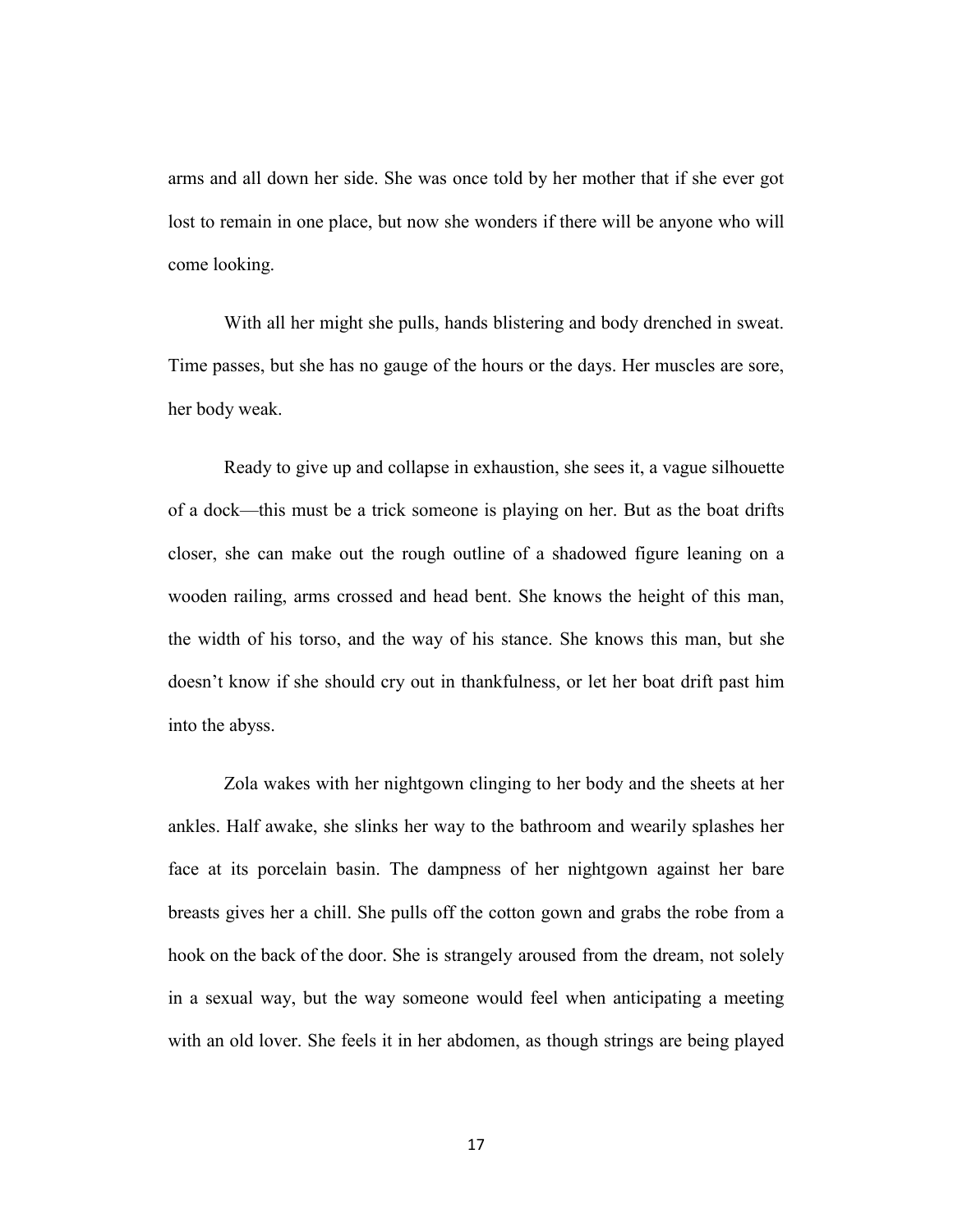arms and all down her side. She was once told by her mother that if she ever got lost to remain in one place, but now she wonders if there will be anyone who will come looking.

With all her might she pulls, hands blistering and body drenched in sweat. Time passes, but she has no gauge of the hours or the days. Her muscles are sore, her body weak.

Ready to give up and collapse in exhaustion, she sees it, a vague silhouette of a dock—this must be a trick someone is playing on her. But as the boat drifts closer, she can make out the rough outline of a shadowed figure leaning on a wooden railing, arms crossed and head bent. She knows the height of this man, the width of his torso, and the way of his stance. She knows this man, but she doesn't know if she should cry out in thankfulness, or let her boat drift past him into the abyss.

Zola wakes with her nightgown clinging to her body and the sheets at her ankles. Half awake, she slinks her way to the bathroom and wearily splashes her face at its porcelain basin. The dampness of her nightgown against her bare breasts gives her a chill. She pulls off the cotton gown and grabs the robe from a hook on the back of the door. She is strangely aroused from the dream, not solely in a sexual way, but the way someone would feel when anticipating a meeting with an old lover. She feels it in her abdomen, as though strings are being played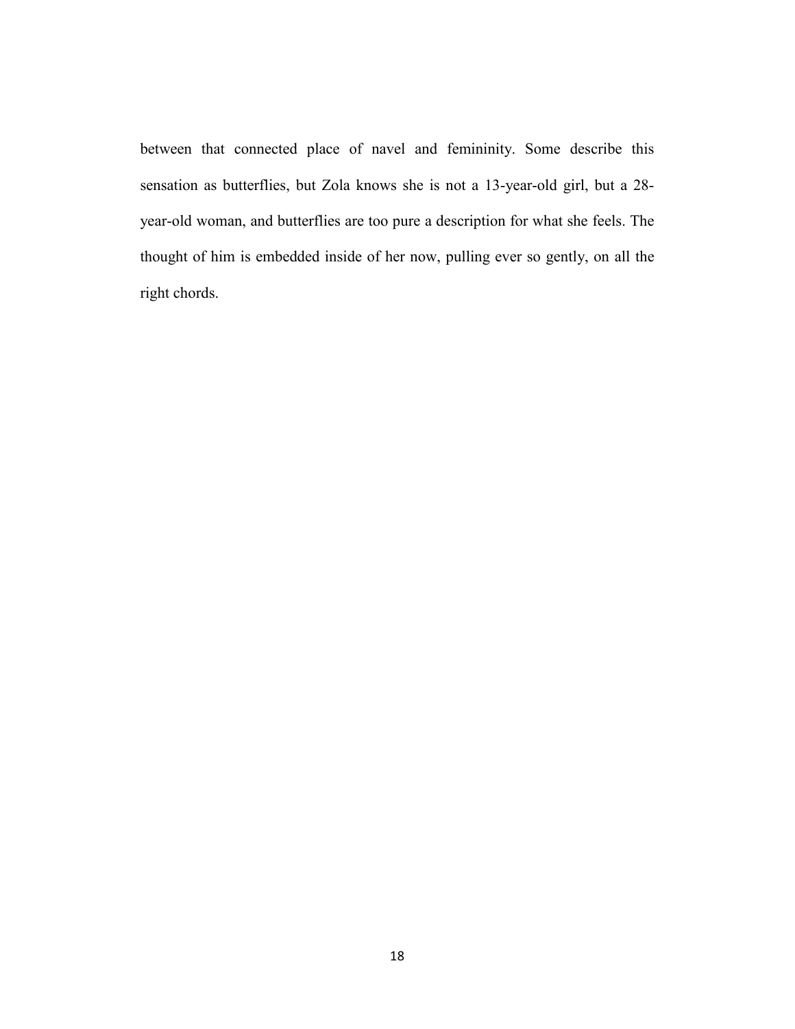between that connected place of navel and femininity. Some describe this sensation as butterflies, but Zola knows she is not a 13-year-old girl, but a 28-year-old woman, and butterflies are too pure a description for what she feels. The thought of him is embedded inside of her now, pulling ever so gently, on all the right chords.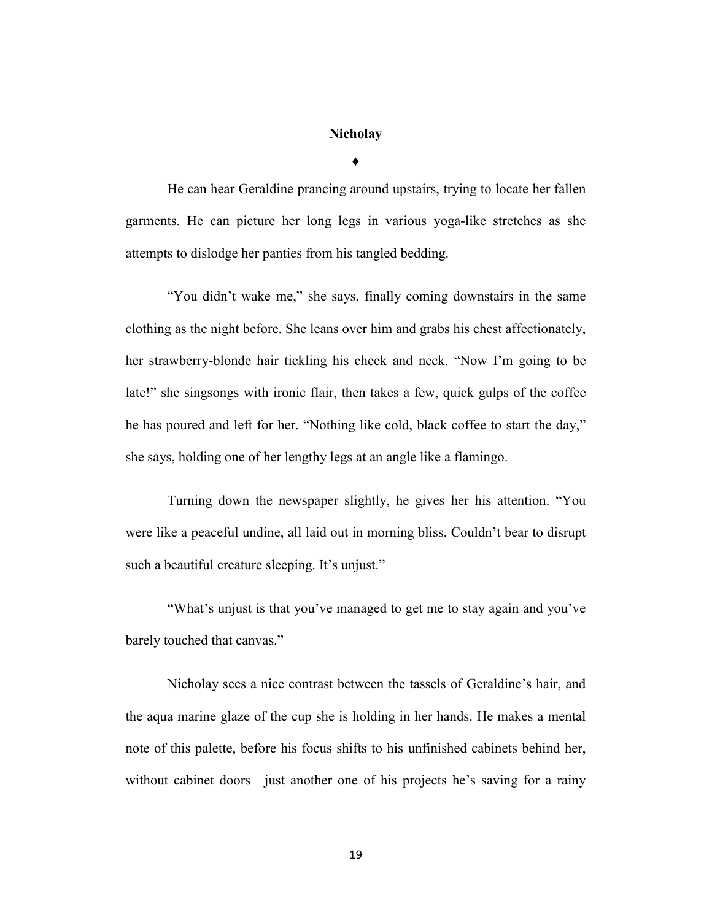**Nicholay**

♦

He can hear Geraldine prancing around upstairs, trying to locate her fallen garments. He can picture her long legs in various yoga-like stretches as she attempts to dislodge her panties from his tangled bedding.

"You didn't wake me," she says, finally coming downstairs in the same clothing as the night before. She leans over him and grabs his chest affectionately, her strawberry-blonde hair tickling his cheek and neck. "Now I'm going to be late!" she singsongs with ironic flair, then takes a few, quick gulps of the coffee he has poured and left for her. "Nothing like cold, black coffee to start the day," she says, holding one of her lengthy legs at an angle like a flamingo.

Turning down the newspaper slightly, he gives her his attention. "You were like a peaceful undine, all laid out in morning bliss. Couldn't bear to disrupt such a beautiful creature sleeping. It's unjust."

"What's unjust is that you've managed to get me to stay again and you've barely touched that canvas."

Nicholay sees a nice contrast between the tassels of Geraldine's hair, and the aqua marine glaze of the cup she is holding in her hands. He makes a mental note of this palette, before his focus shifts to his unfinished cabinets behind her, without cabinet doors—just another one of his projects he's saving for a rainy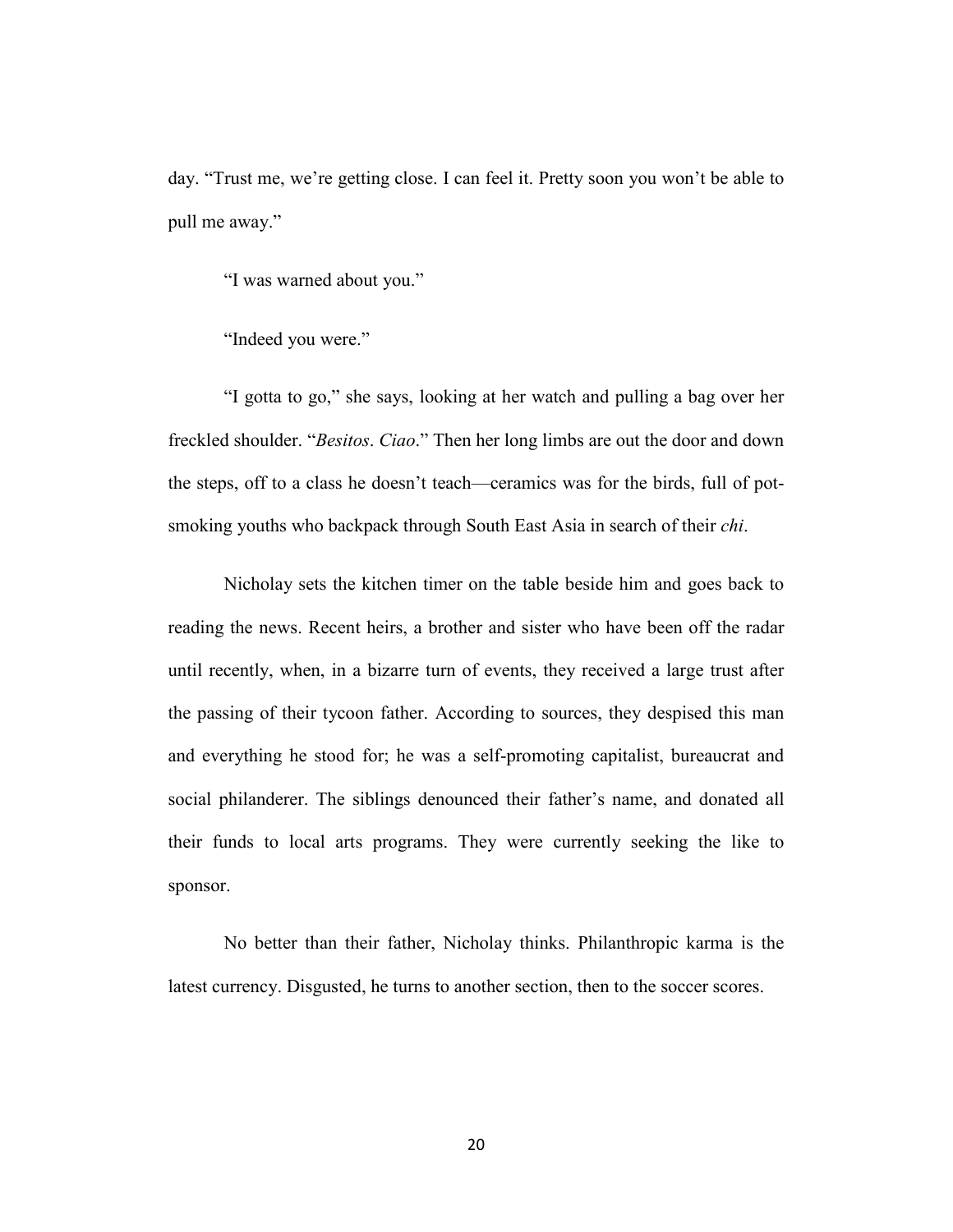day. “Trust me, we’re getting close. I can feel it. Pretty soon you won’t be able to pull me away.”

“I was warned about you.”

“Indeed you were.”

“I gotta to go,” she says, looking at her watch and pulling a bag over her freckled shoulder. “*Besitos*. *Ciao*.” Then her long limbs are out the door and down the steps, off to a class he doesn’t teach—ceramics was for the birds, full of pot-smoking youths who backpack through South East Asia in search of their *chi*.

Nicholay sets the kitchen timer on the table beside him and goes back to reading the news. Recent heirs, a brother and sister who have been off the radar until recently, when, in a bizarre turn of events, they received a large trust after the passing of their tycoon father. According to sources, they despised this man and everything he stood for; he was a self-promoting capitalist, bureaucrat and social philanderer. The siblings denounced their father’s name, and donated all their funds to local arts programs. They were currently seeking the like to sponsor.

No better than their father, Nicholay thinks. Philanthropic karma is the latest currency. Disgusted, he turns to another section, then to the soccer scores.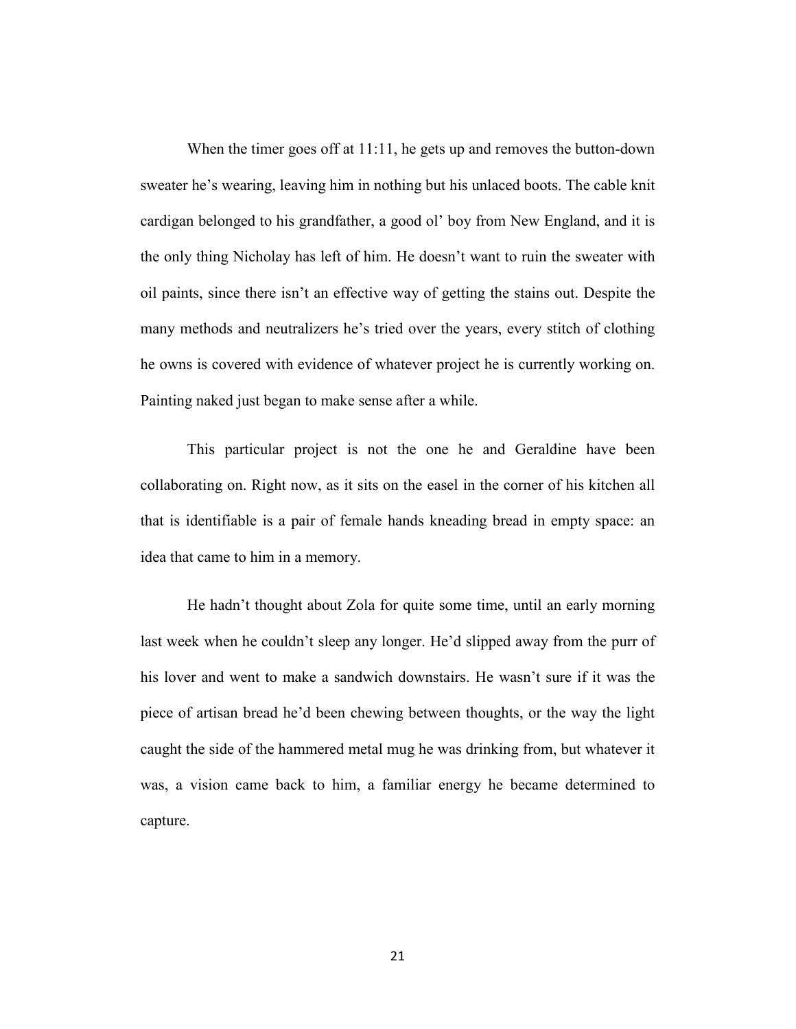When the timer goes off at 11:11, he gets up and removes the button-down sweater he's wearing, leaving him in nothing but his unlaced boots. The cable knit cardigan belonged to his grandfather, a good ol' boy from New England, and it is the only thing Nicholay has left of him. He doesn't want to ruin the sweater with oil paints, since there isn't an effective way of getting the stains out. Despite the many methods and neutralizers he's tried over the years, every stitch of clothing he owns is covered with evidence of whatever project he is currently working on. Painting naked just began to make sense after a while.

This particular project is not the one he and Geraldine have been collaborating on. Right now, as it sits on the easel in the corner of his kitchen all that is identifiable is a pair of female hands kneading bread in empty space: an idea that came to him in a memory.

He hadn't thought about Zola for quite some time, until an early morning last week when he couldn't sleep any longer. He'd slipped away from the purr of his lover and went to make a sandwich downstairs. He wasn't sure if it was the piece of artisan bread he'd been chewing between thoughts, or the way the light caught the side of the hammered metal mug he was drinking from, but whatever it was, a vision came back to him, a familiar energy he became determined to capture.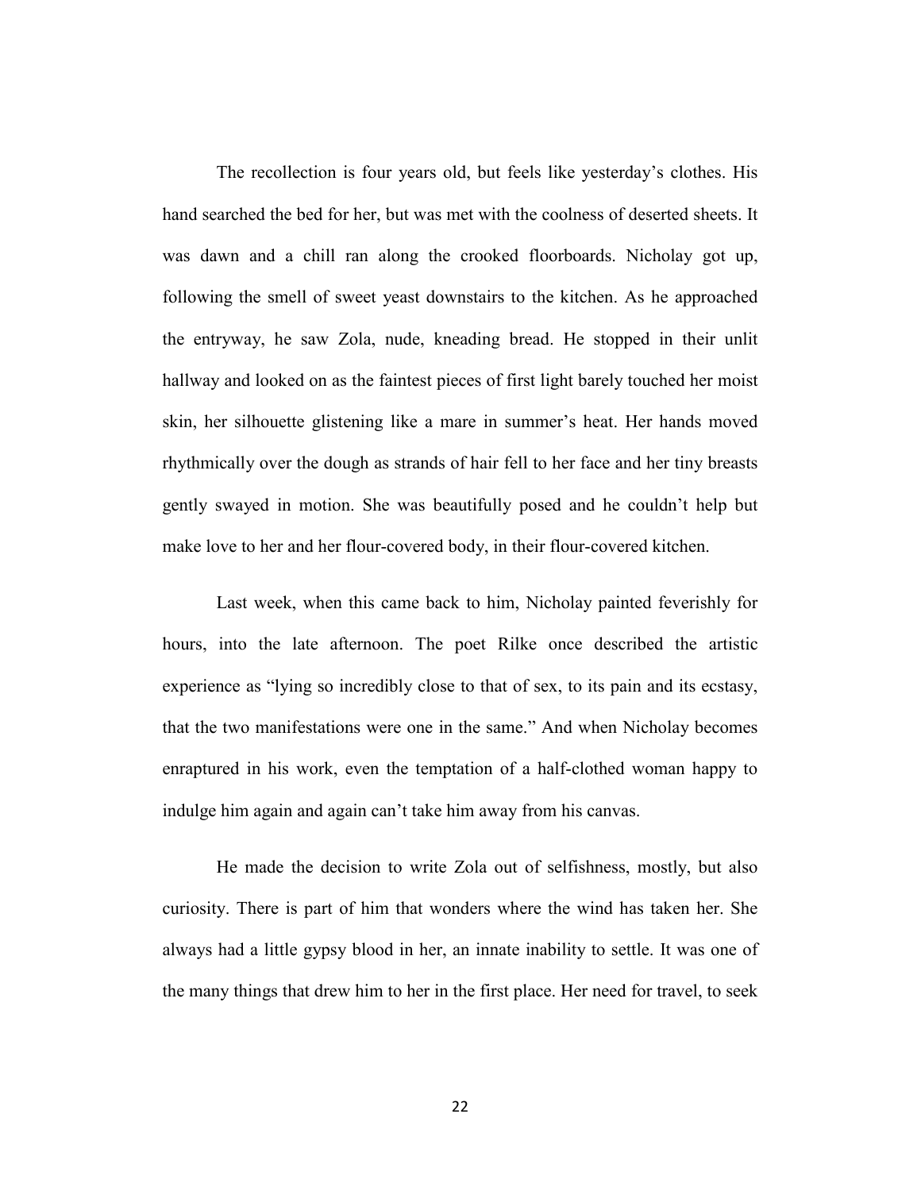The recollection is four years old, but feels like yesterday's clothes. His hand searched the bed for her, but was met with the coolness of deserted sheets. It was dawn and a chill ran along the crooked floorboards. Nicholay got up, following the smell of sweet yeast downstairs to the kitchen. As he approached the entryway, he saw Zola, nude, kneading bread. He stopped in their unlit hallway and looked on as the faintest pieces of first light barely touched her moist skin, her silhouette glistening like a mare in summer's heat. Her hands moved rhythmically over the dough as strands of hair fell to her face and her tiny breasts gently swayed in motion. She was beautifully posed and he couldn't help but make love to her and her flour-covered body, in their flour-covered kitchen.

Last week, when this came back to him, Nicholay painted feverishly for hours, into the late afternoon. The poet Rilke once described the artistic experience as "lying so incredibly close to that of sex, to its pain and its ecstasy, that the two manifestations were one in the same." And when Nicholay becomes enraptured in his work, even the temptation of a half-clothed woman happy to indulge him again and again can't take him away from his canvas.

He made the decision to write Zola out of selfishness, mostly, but also curiosity. There is part of him that wonders where the wind has taken her. She always had a little gypsy blood in her, an innate inability to settle. It was one of the many things that drew him to her in the first place. Her need for travel, to seek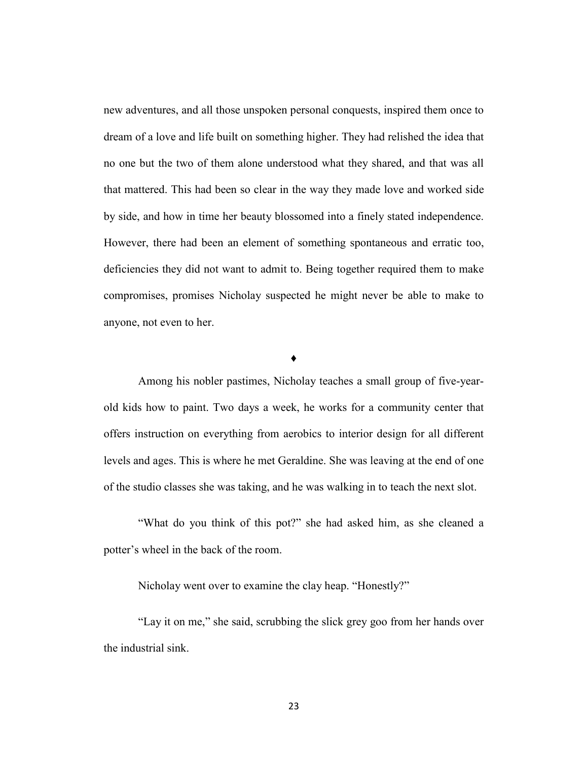new adventures, and all those unspoken personal conquests, inspired them once to dream of a love and life built on something higher. They had relished the idea that no one but the two of them alone understood what they shared, and that was all that mattered. This had been so clear in the way they made love and worked side by side, and how in time her beauty blossomed into a finely stated independence. However, there had been an element of something spontaneous and erratic too, deficiencies they did not want to admit to. Being together required them to make compromises, promises Nicholay suspected he might never be able to make to anyone, not even to her.

♦

Among his nobler pastimes, Nicholay teaches a small group of five-year-old kids how to paint. Two days a week, he works for a community center that offers instruction on everything from aerobics to interior design for all different levels and ages. This is where he met Geraldine. She was leaving at the end of one of the studio classes she was taking, and he was walking in to teach the next slot.

"What do you think of this pot?" she had asked him, as she cleaned a potter's wheel in the back of the room.

Nicholay went over to examine the clay heap. "Honestly?"

"Lay it on me," she said, scrubbing the slick grey goo from her hands over the industrial sink.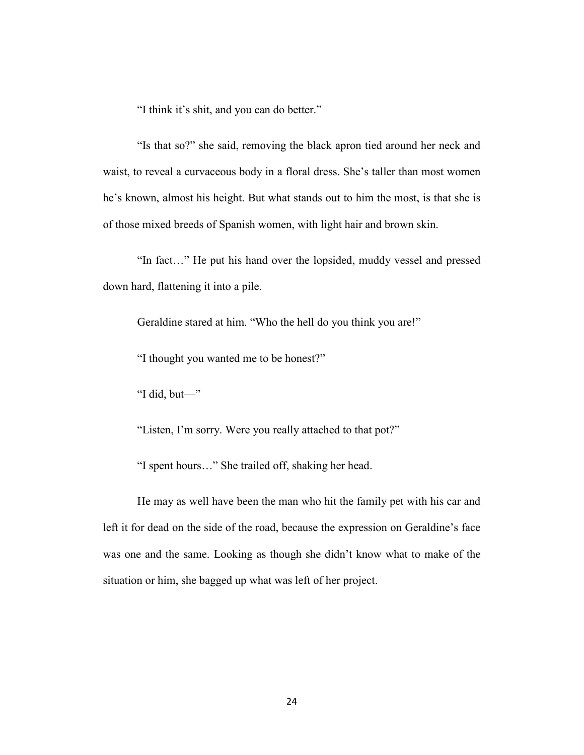"I think it's shit, and you can do better."

"Is that so?" she said, removing the black apron tied around her neck and waist, to reveal a curvaceous body in a floral dress. She's taller than most women he's known, almost his height. But what stands out to him the most, is that she is of those mixed breeds of Spanish women, with light hair and brown skin.

"In fact…" He put his hand over the lopsided, muddy vessel and pressed down hard, flattening it into a pile.

Geraldine stared at him. "Who the hell do you think you are!"

"I thought you wanted me to be honest?"

"I did, but—"

"Listen, I'm sorry. Were you really attached to that pot?"

"I spent hours…" She trailed off, shaking her head.

He may as well have been the man who hit the family pet with his car and left it for dead on the side of the road, because the expression on Geraldine's face was one and the same. Looking as though she didn't know what to make of the situation or him, she bagged up what was left of her project.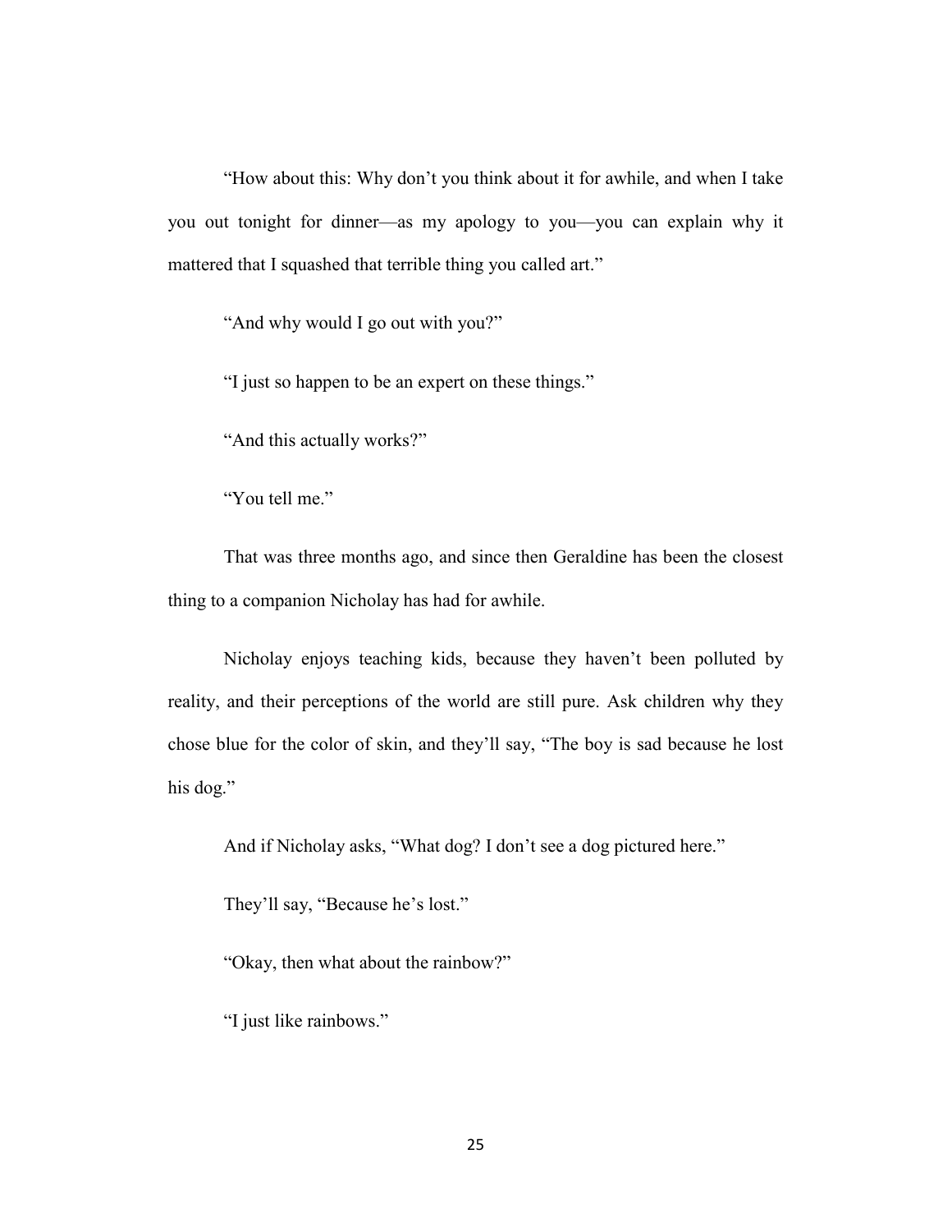"How about this: Why don't you think about it for awhile, and when I take you out tonight for dinner—as my apology to you—you can explain why it mattered that I squashed that terrible thing you called art."

"And why would I go out with you?"

"I just so happen to be an expert on these things."

"And this actually works?"

"You tell me."

That was three months ago, and since then Geraldine has been the closest thing to a companion Nicholay has had for awhile.

Nicholay enjoys teaching kids, because they haven't been polluted by reality, and their perceptions of the world are still pure. Ask children why they chose blue for the color of skin, and they'll say, "The boy is sad because he lost his dog."

And if Nicholay asks, "What dog? I don't see a dog pictured here."

They'll say, "Because he's lost."

"Okay, then what about the rainbow?"

"I just like rainbows."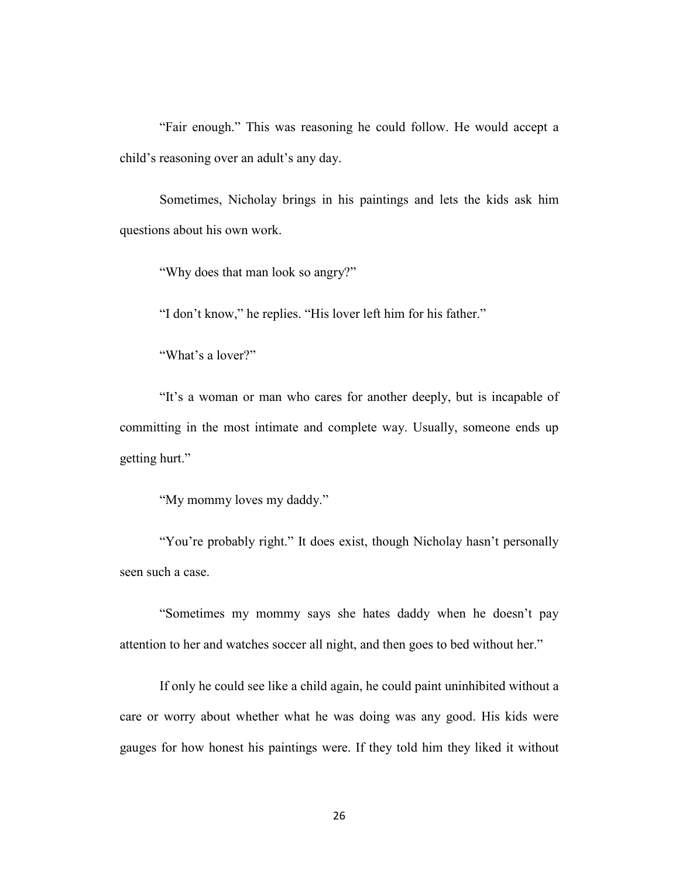"Fair enough." This was reasoning he could follow. He would accept a child's reasoning over an adult's any day.

Sometimes, Nicholay brings in his paintings and lets the kids ask him questions about his own work.

"Why does that man look so angry?"

"I don't know," he replies. "His lover left him for his father."

"What's a lover?"

"It's a woman or man who cares for another deeply, but is incapable of committing in the most intimate and complete way. Usually, someone ends up getting hurt."

"My mommy loves my daddy."

"You're probably right." It does exist, though Nicholay hasn't personally seen such a case.

"Sometimes my mommy says she hates daddy when he doesn't pay attention to her and watches soccer all night, and then goes to bed without her."

If only he could see like a child again, he could paint uninhibited without a care or worry about whether what he was doing was any good. His kids were gauges for how honest his paintings were. If they told him they liked it without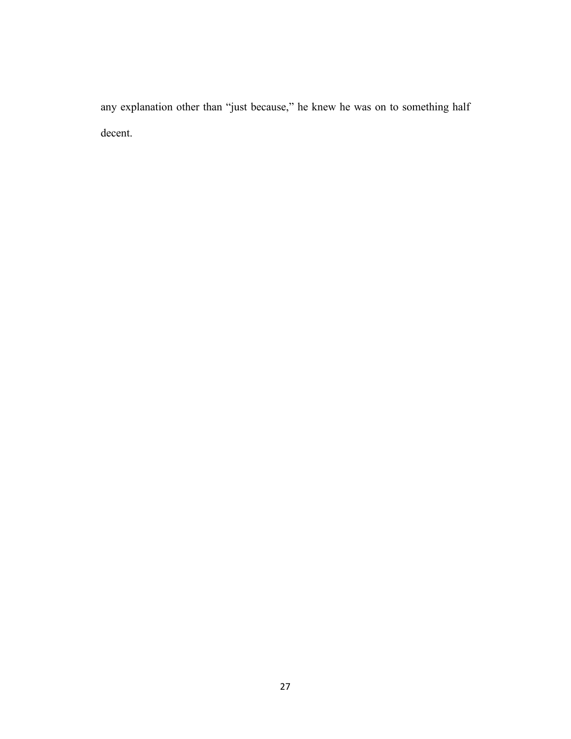any explanation other than “just because,” he knew he was on to something half decent.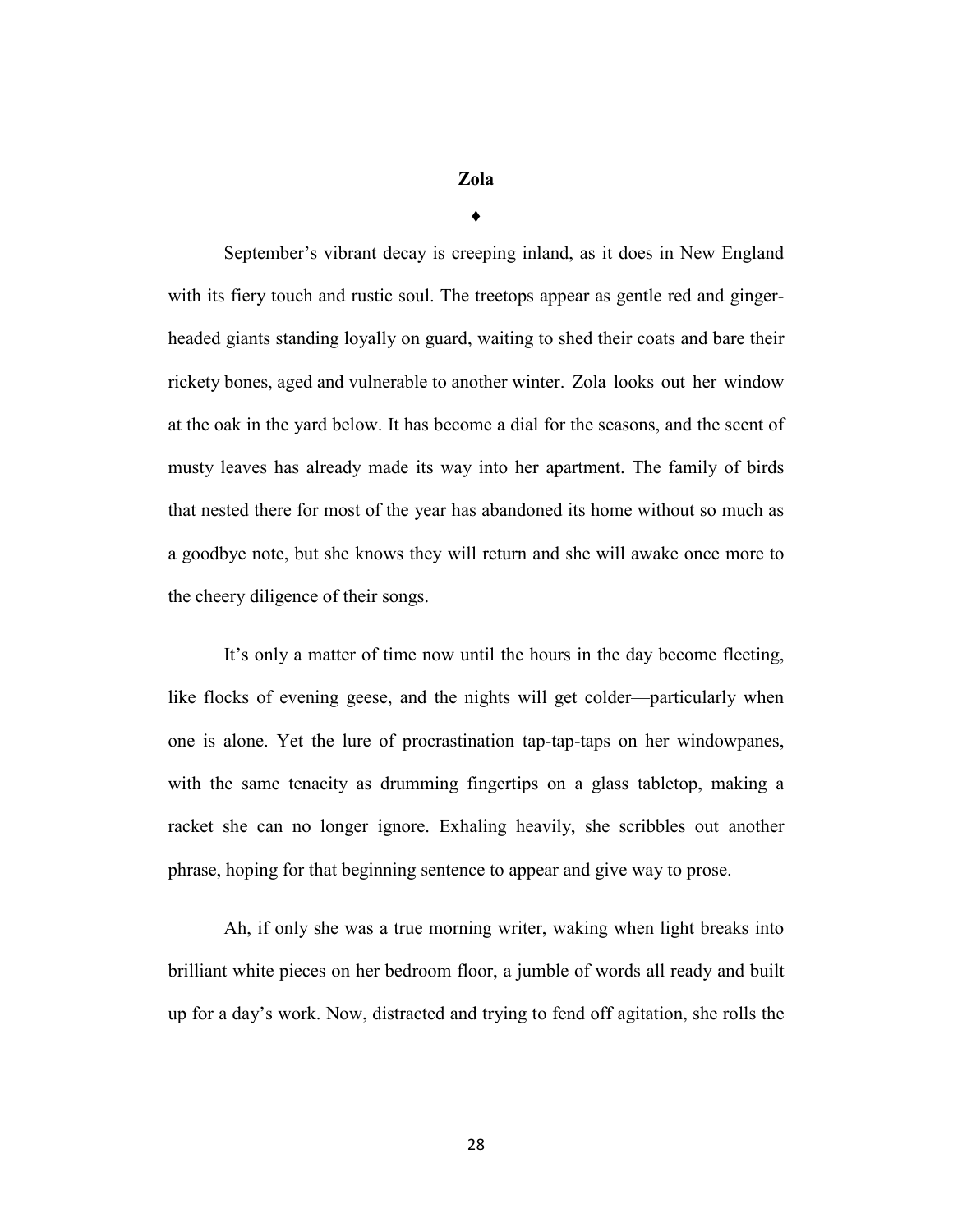**Zola**

♦

September's vibrant decay is creeping inland, as it does in New England with its fiery touch and rustic soul. The treetops appear as gentle red and ginger-headed giants standing loyally on guard, waiting to shed their coats and bare their rickety bones, aged and vulnerable to another winter. Zola looks out her window at the oak in the yard below. It has become a dial for the seasons, and the scent of musty leaves has already made its way into her apartment. The family of birds that nested there for most of the year has abandoned its home without so much as a goodbye note, but she knows they will return and she will awake once more to the cheery diligence of their songs.

It's only a matter of time now until the hours in the day become fleeting, like flocks of evening geese, and the nights will get colder—particularly when one is alone. Yet the lure of procrastination tap-tap-taps on her windowpanes, with the same tenacity as drumming fingertips on a glass tabletop, making a racket she can no longer ignore. Exhaling heavily, she scribbles out another phrase, hoping for that beginning sentence to appear and give way to prose.

Ah, if only she was a true morning writer, waking when light breaks into brilliant white pieces on her bedroom floor, a jumble of words all ready and built up for a day's work. Now, distracted and trying to fend off agitation, she rolls the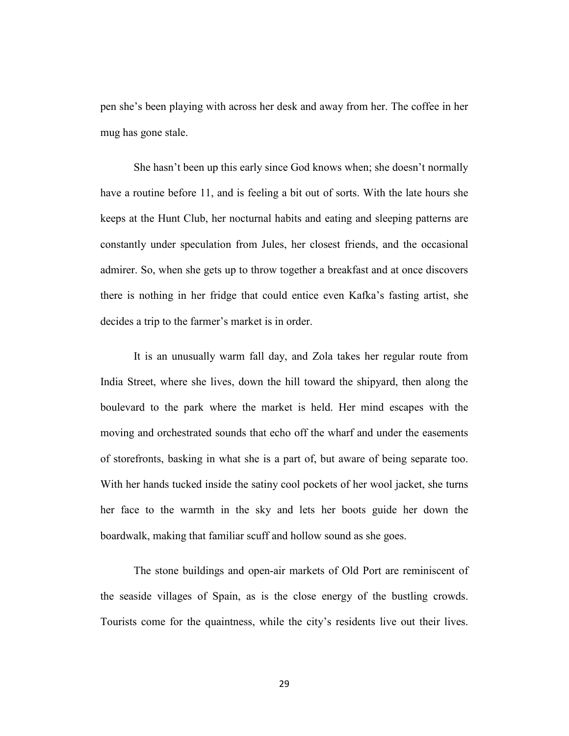pen she's been playing with across her desk and away from her. The coffee in her mug has gone stale.

She hasn't been up this early since God knows when; she doesn't normally have a routine before 11, and is feeling a bit out of sorts. With the late hours she keeps at the Hunt Club, her nocturnal habits and eating and sleeping patterns are constantly under speculation from Jules, her closest friends, and the occasional admirer. So, when she gets up to throw together a breakfast and at once discovers there is nothing in her fridge that could entice even Kafka's fasting artist, she decides a trip to the farmer's market is in order.

It is an unusually warm fall day, and Zola takes her regular route from India Street, where she lives, down the hill toward the shipyard, then along the boulevard to the park where the market is held. Her mind escapes with the moving and orchestrated sounds that echo off the wharf and under the easements of storefronts, basking in what she is a part of, but aware of being separate too. With her hands tucked inside the satiny cool pockets of her wool jacket, she turns her face to the warmth in the sky and lets her boots guide her down the boardwalk, making that familiar scuff and hollow sound as she goes.

The stone buildings and open-air markets of Old Port are reminiscent of the seaside villages of Spain, as is the close energy of the bustling crowds. Tourists come for the quaintness, while the city's residents live out their lives.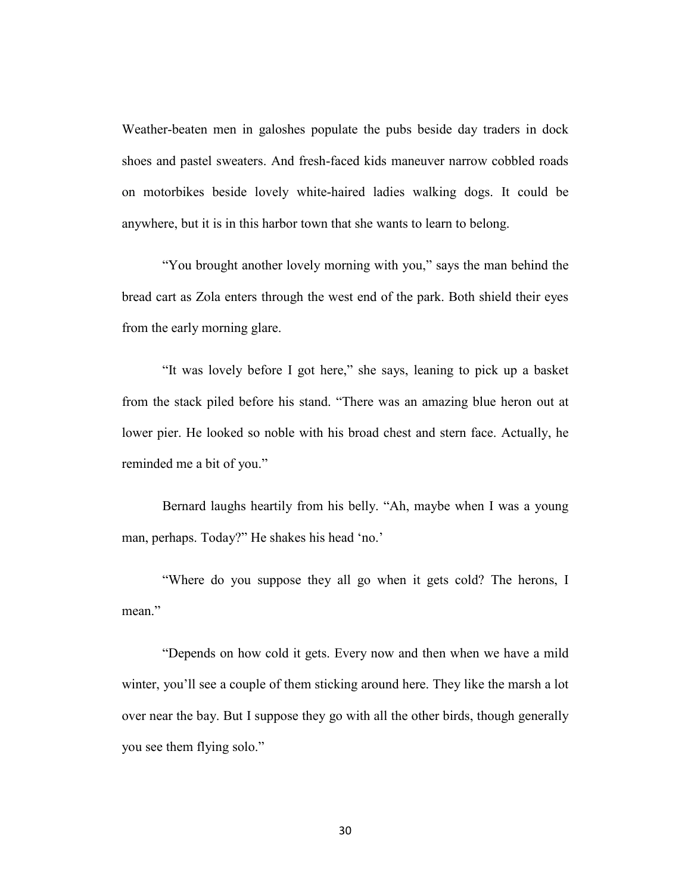Weather-beaten men in galoshes populate the pubs beside day traders in dock shoes and pastel sweaters. And fresh-faced kids maneuver narrow cobbled roads on motorbikes beside lovely white-haired ladies walking dogs. It could be anywhere, but it is in this harbor town that she wants to learn to belong.

"You brought another lovely morning with you," says the man behind the bread cart as Zola enters through the west end of the park. Both shield their eyes from the early morning glare.

"It was lovely before I got here," she says, leaning to pick up a basket from the stack piled before his stand. "There was an amazing blue heron out at lower pier. He looked so noble with his broad chest and stern face. Actually, he reminded me a bit of you."

Bernard laughs heartily from his belly. "Ah, maybe when I was a young man, perhaps. Today?" He shakes his head 'no.'

"Where do you suppose they all go when it gets cold? The herons, I mean."

"Depends on how cold it gets. Every now and then when we have a mild winter, you'll see a couple of them sticking around here. They like the marsh a lot over near the bay. But I suppose they go with all the other birds, though generally you see them flying solo."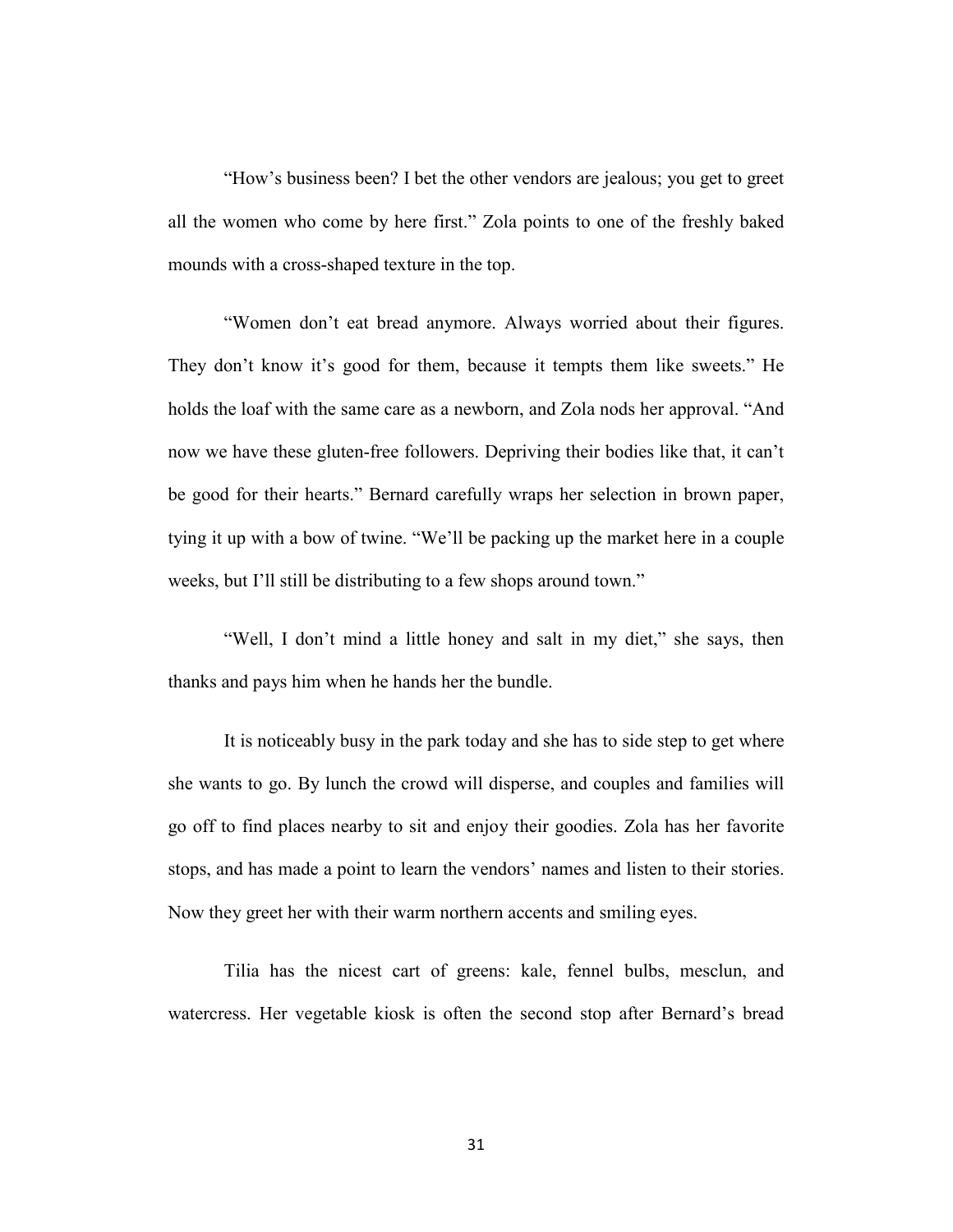"How's business been? I bet the other vendors are jealous; you get to greet all the women who come by here first." Zola points to one of the freshly baked mounds with a cross-shaped texture in the top.

"Women don't eat bread anymore. Always worried about their figures. They don't know it's good for them, because it tempts them like sweets." He holds the loaf with the same care as a newborn, and Zola nods her approval. "And now we have these gluten-free followers. Depriving their bodies like that, it can't be good for their hearts." Bernard carefully wraps her selection in brown paper, tying it up with a bow of twine. "We'll be packing up the market here in a couple weeks, but I'll still be distributing to a few shops around town."

"Well, I don't mind a little honey and salt in my diet," she says, then thanks and pays him when he hands her the bundle.

It is noticeably busy in the park today and she has to side step to get where she wants to go. By lunch the crowd will disperse, and couples and families will go off to find places nearby to sit and enjoy their goodies. Zola has her favorite stops, and has made a point to learn the vendors' names and listen to their stories. Now they greet her with their warm northern accents and smiling eyes.

Tilia has the nicest cart of greens: kale, fennel bulbs, mesclun, and watercress. Her vegetable kiosk is often the second stop after Bernard's bread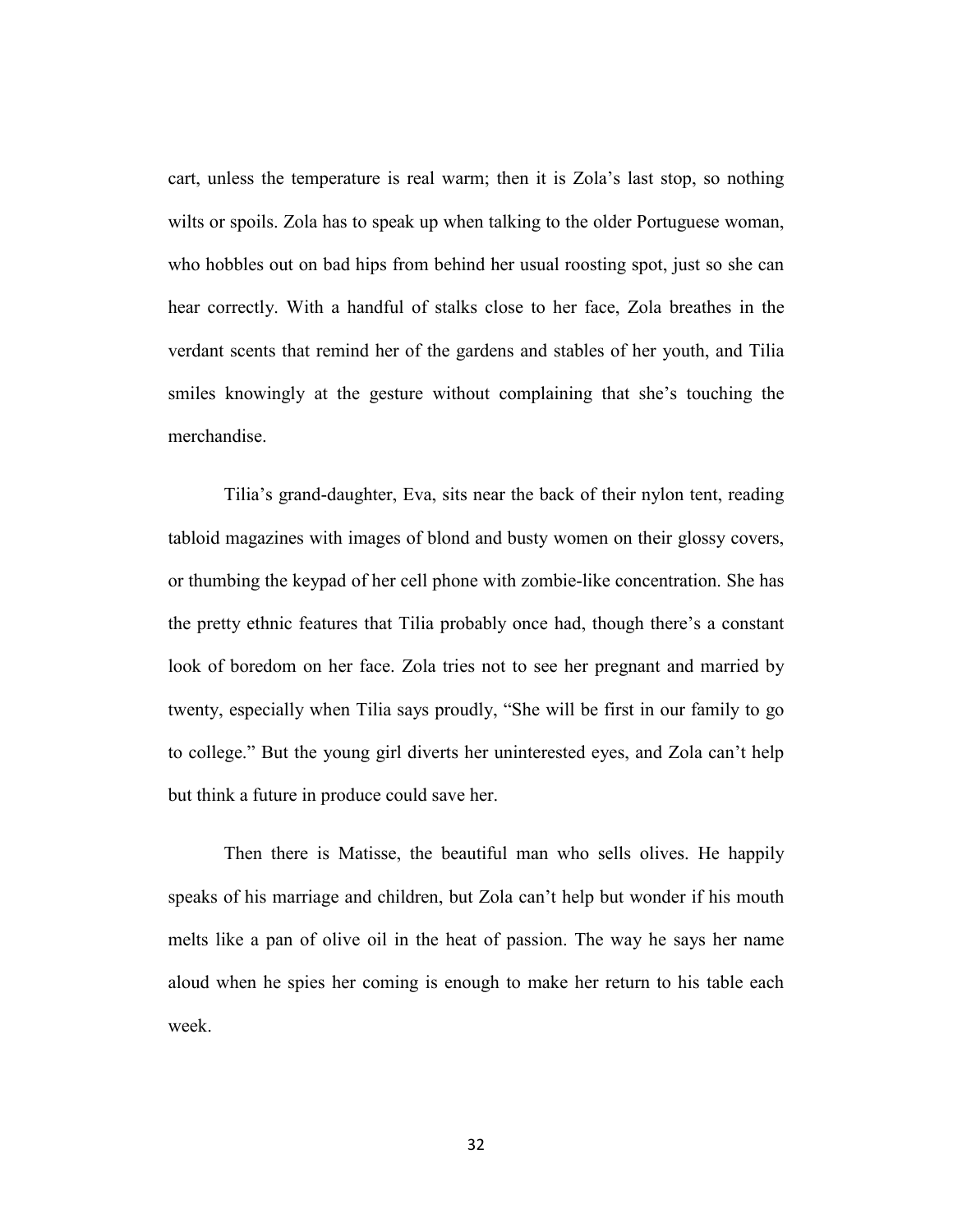cart, unless the temperature is real warm; then it is Zola's last stop, so nothing wilts or spoils. Zola has to speak up when talking to the older Portuguese woman, who hobbles out on bad hips from behind her usual roosting spot, just so she can hear correctly. With a handful of stalks close to her face, Zola breathes in the verdant scents that remind her of the gardens and stables of her youth, and Tilia smiles knowingly at the gesture without complaining that she's touching the merchandise.

Tilia's grand-daughter, Eva, sits near the back of their nylon tent, reading tabloid magazines with images of blond and busty women on their glossy covers, or thumbing the keypad of her cell phone with zombie-like concentration. She has the pretty ethnic features that Tilia probably once had, though there's a constant look of boredom on her face. Zola tries not to see her pregnant and married by twenty, especially when Tilia says proudly, "She will be first in our family to go to college." But the young girl diverts her uninterested eyes, and Zola can't help but think a future in produce could save her.

Then there is Matisse, the beautiful man who sells olives. He happily speaks of his marriage and children, but Zola can't help but wonder if his mouth melts like a pan of olive oil in the heat of passion. The way he says her name aloud when he spies her coming is enough to make her return to his table each week.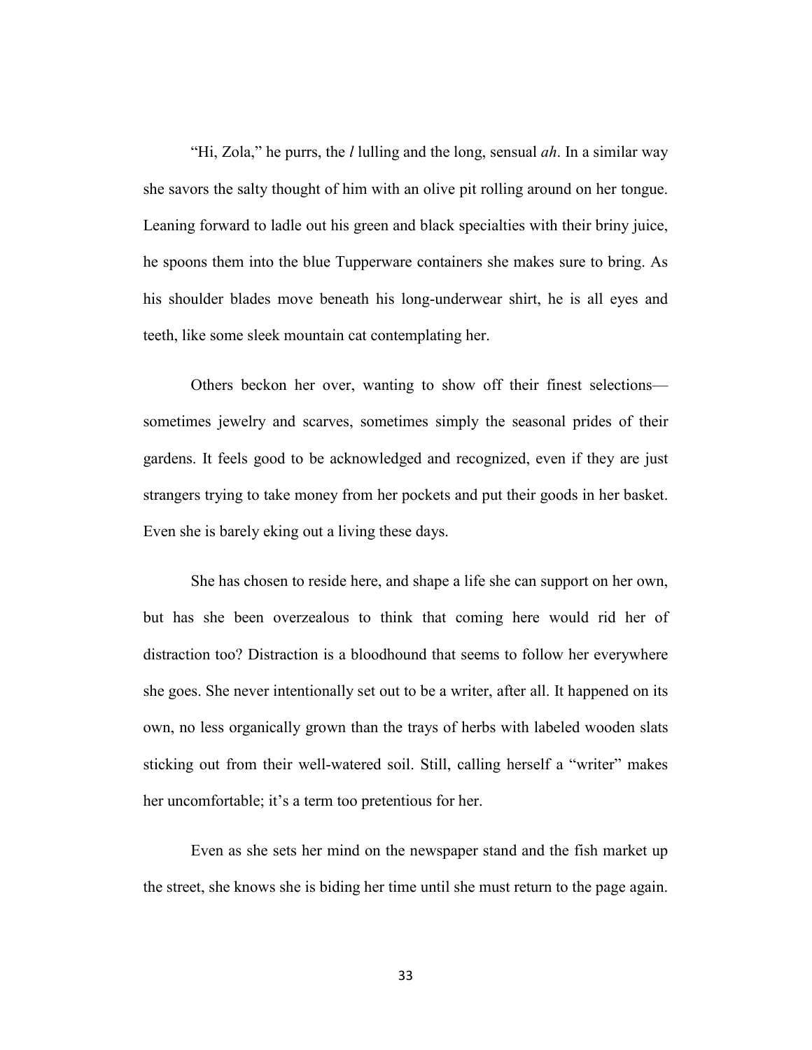"Hi, Zola," he purrs, the *l* lulling and the long, sensual *ah*. In a similar way she savors the salty thought of him with an olive pit rolling around on her tongue. Leaning forward to ladle out his green and black specialties with their briny juice, he spoons them into the blue Tupperware containers she makes sure to bring. As his shoulder blades move beneath his long-underwear shirt, he is all eyes and teeth, like some sleek mountain cat contemplating her.

Others beckon her over, wanting to show off their finest selections—sometimes jewelry and scarves, sometimes simply the seasonal prides of their gardens. It feels good to be acknowledged and recognized, even if they are just strangers trying to take money from her pockets and put their goods in her basket. Even she is barely eking out a living these days.

She has chosen to reside here, and shape a life she can support on her own, but has she been overzealous to think that coming here would rid her of distraction too? Distraction is a bloodhound that seems to follow her everywhere she goes. She never intentionally set out to be a writer, after all. It happened on its own, no less organically grown than the trays of herbs with labeled wooden slats sticking out from their well-watered soil. Still, calling herself a "writer" makes her uncomfortable; it's a term too pretentious for her.

Even as she sets her mind on the newspaper stand and the fish market up the street, she knows she is biding her time until she must return to the page again.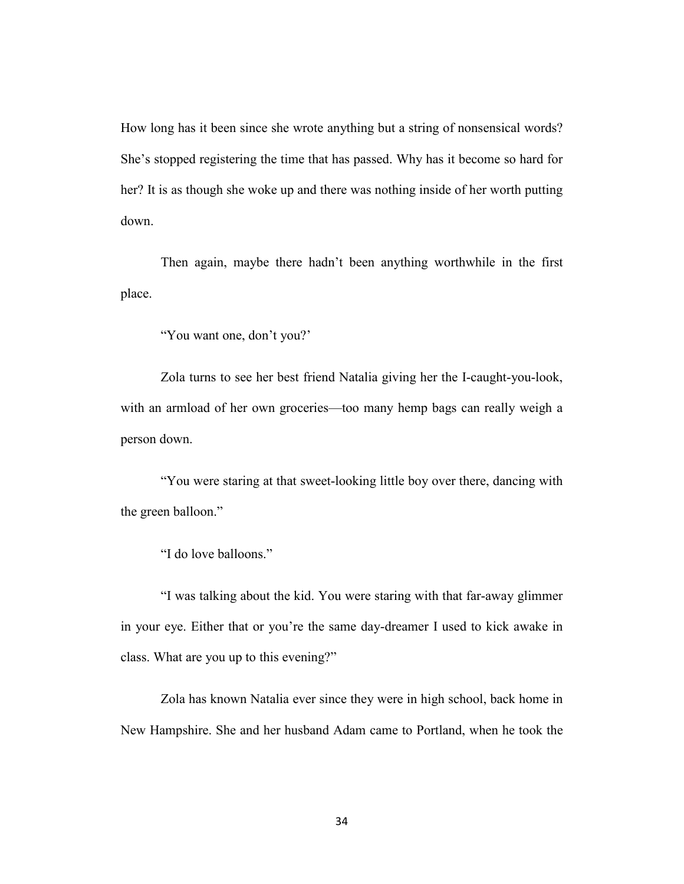How long has it been since she wrote anything but a string of nonsensical words? She's stopped registering the time that has passed. Why has it become so hard for her? It is as though she woke up and there was nothing inside of her worth putting down.

Then again, maybe there hadn't been anything worthwhile in the first place.

"You want one, don't you?'

Zola turns to see her best friend Natalia giving her the I-caught-you-look, with an armload of her own groceries—too many hemp bags can really weigh a person down.

"You were staring at that sweet-looking little boy over there, dancing with the green balloon."

"I do love balloons."

"I was talking about the kid. You were staring with that far-away glimmer in your eye. Either that or you're the same day-dreamer I used to kick awake in class. What are you up to this evening?"

Zola has known Natalia ever since they were in high school, back home in New Hampshire. She and her husband Adam came to Portland, when he took the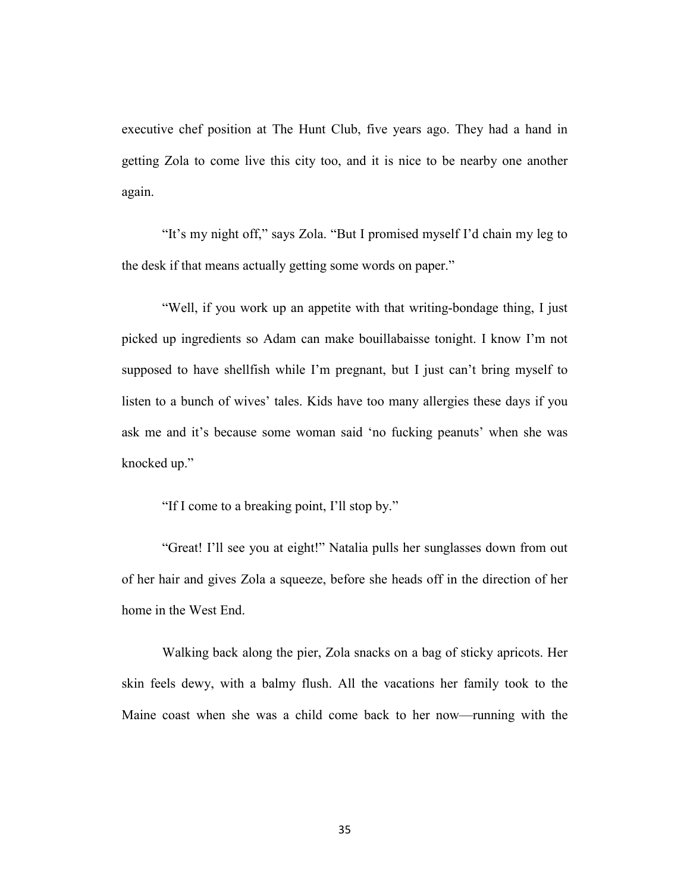executive chef position at The Hunt Club, five years ago. They had a hand in getting Zola to come live this city too, and it is nice to be nearby one another again.

"It's my night off," says Zola. "But I promised myself I'd chain my leg to the desk if that means actually getting some words on paper."

"Well, if you work up an appetite with that writing-bondage thing, I just picked up ingredients so Adam can make bouillabaisse tonight. I know I'm not supposed to have shellfish while I'm pregnant, but I just can't bring myself to listen to a bunch of wives' tales. Kids have too many allergies these days if you ask me and it's because some woman said 'no fucking peanuts' when she was knocked up."

"If I come to a breaking point, I'll stop by."

"Great! I'll see you at eight!" Natalia pulls her sunglasses down from out of her hair and gives Zola a squeeze, before she heads off in the direction of her home in the West End.

Walking back along the pier, Zola snacks on a bag of sticky apricots. Her skin feels dewy, with a balmy flush. All the vacations her family took to the Maine coast when she was a child come back to her now—running with the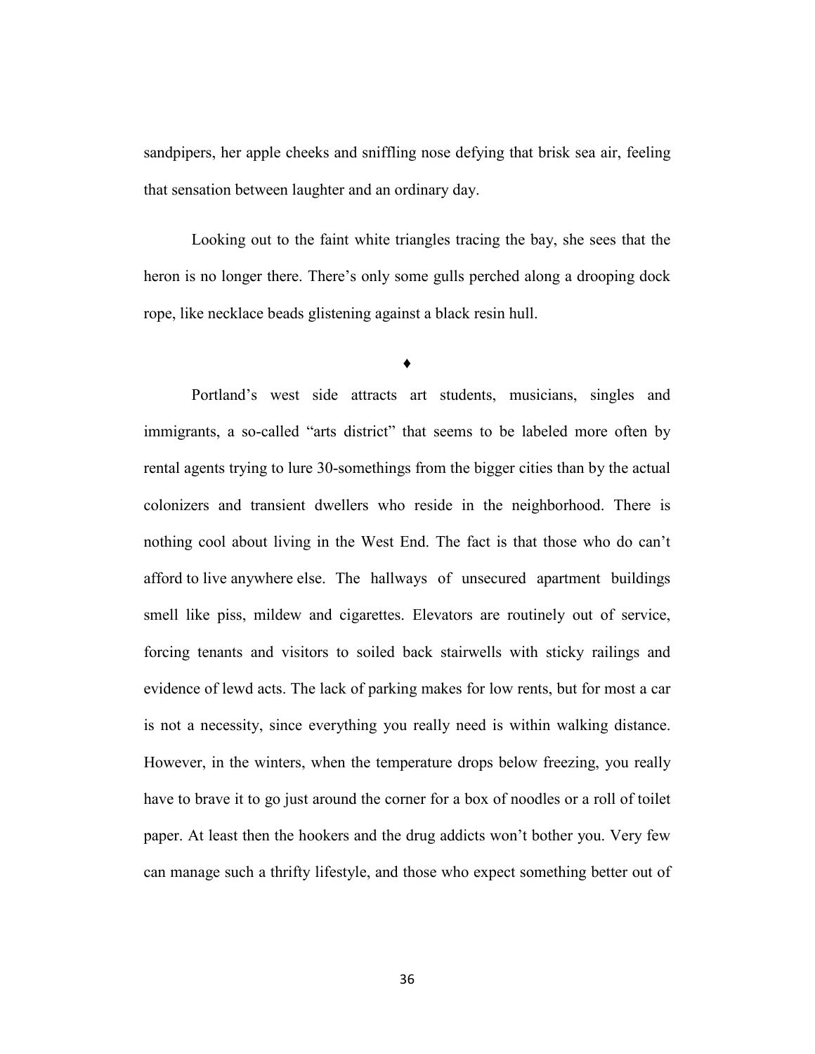sandpipers, her apple cheeks and sniffling nose defying that brisk sea air, feeling that sensation between laughter and an ordinary day.

Looking out to the faint white triangles tracing the bay, she sees that the heron is no longer there. There's only some gulls perched along a drooping dock rope, like necklace beads glistening against a black resin hull.

♦

Portland's west side attracts art students, musicians, singles and immigrants, a so-called "arts district" that seems to be labeled more often by rental agents trying to lure 30-somethings from the bigger cities than by the actual colonizers and transient dwellers who reside in the neighborhood. There is nothing cool about living in the West End. The fact is that those who do can't afford to live anywhere else. The hallways of unsecured apartment buildings smell like piss, mildew and cigarettes. Elevators are routinely out of service, forcing tenants and visitors to soiled back stairwells with sticky railings and evidence of lewd acts. The lack of parking makes for low rents, but for most a car is not a necessity, since everything you really need is within walking distance. However, in the winters, when the temperature drops below freezing, you really have to brave it to go just around the corner for a box of noodles or a roll of toilet paper. At least then the hookers and the drug addicts won't bother you. Very few can manage such a thrifty lifestyle, and those who expect something better out of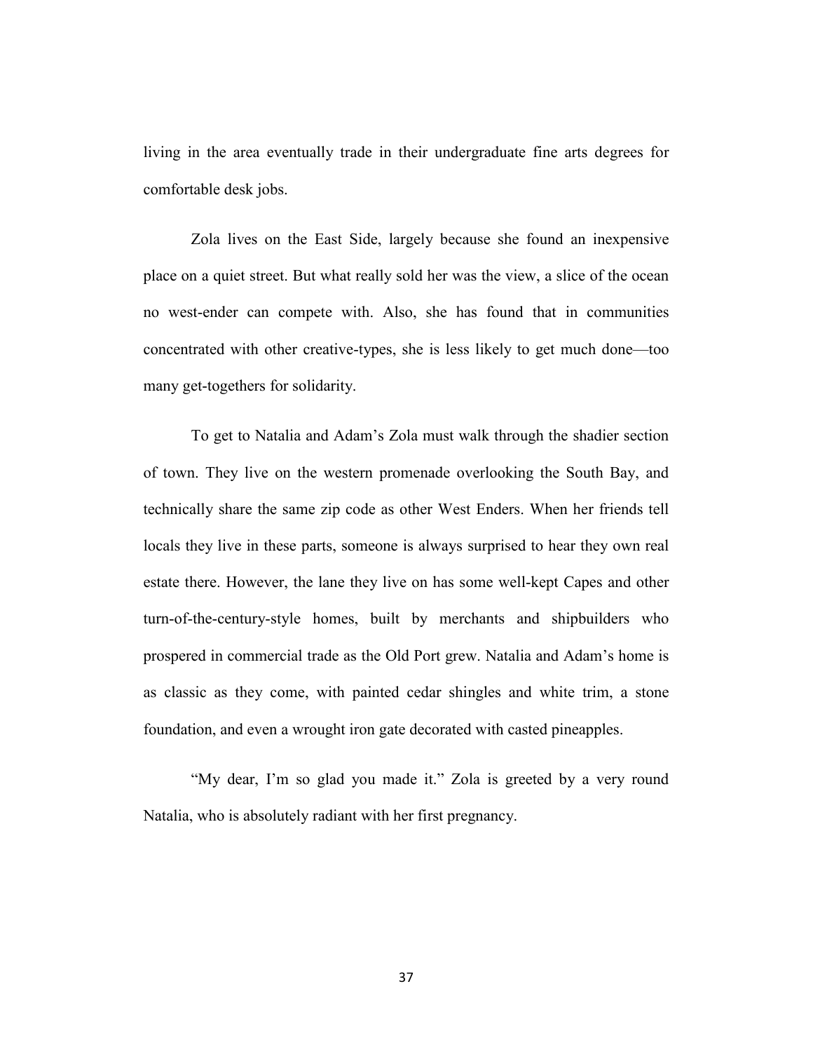living in the area eventually trade in their undergraduate fine arts degrees for comfortable desk jobs.

Zola lives on the East Side, largely because she found an inexpensive place on a quiet street. But what really sold her was the view, a slice of the ocean no west-ender can compete with. Also, she has found that in communities concentrated with other creative-types, she is less likely to get much done—too many get-togethers for solidarity.

To get to Natalia and Adam's Zola must walk through the shadier section of town. They live on the western promenade overlooking the South Bay, and technically share the same zip code as other West Enders. When her friends tell locals they live in these parts, someone is always surprised to hear they own real estate there. However, the lane they live on has some well-kept Capes and other turn-of-the-century-style homes, built by merchants and shipbuilders who prospered in commercial trade as the Old Port grew. Natalia and Adam's home is as classic as they come, with painted cedar shingles and white trim, a stone foundation, and even a wrought iron gate decorated with casted pineapples.

"My dear, I'm so glad you made it." Zola is greeted by a very round Natalia, who is absolutely radiant with her first pregnancy.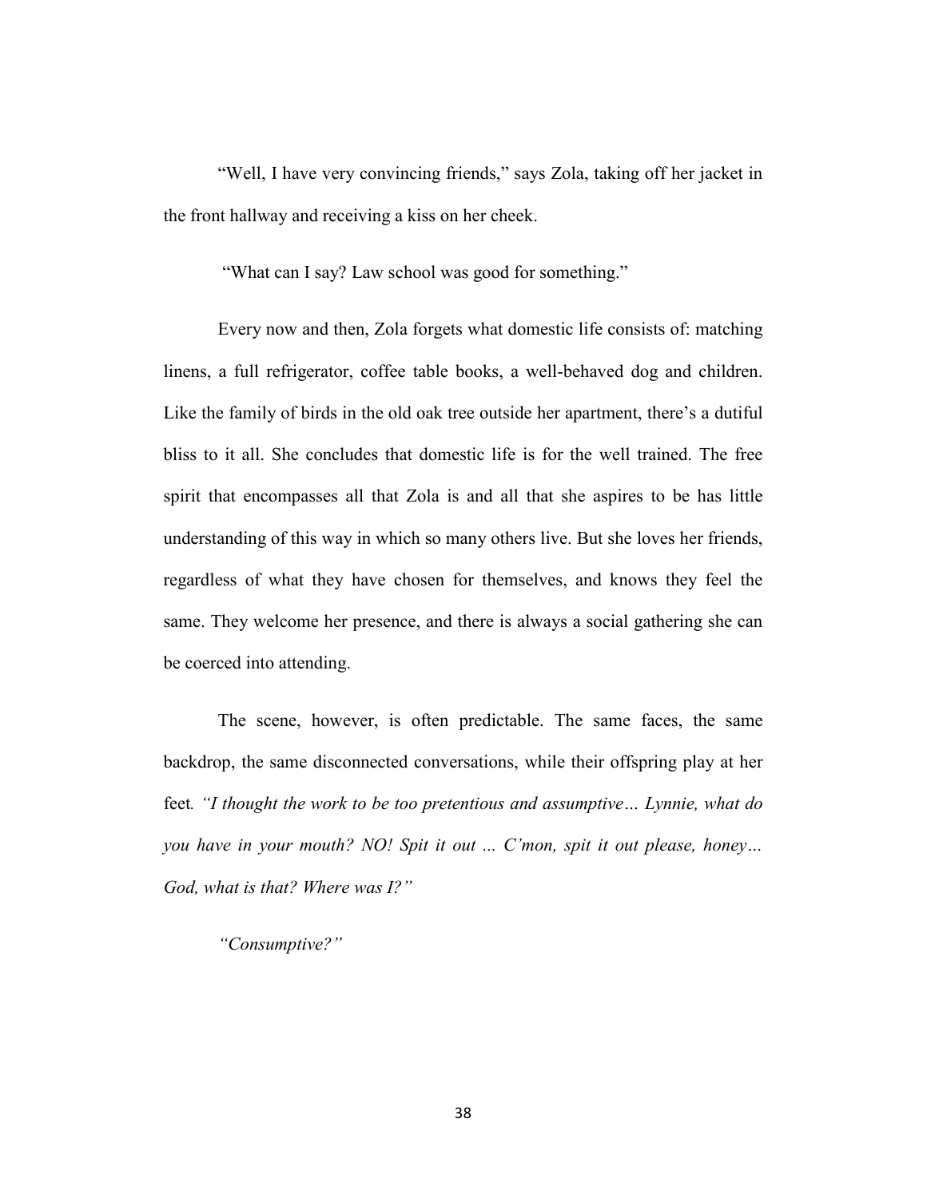"Well, I have very convincing friends," says Zola, taking off her jacket in the front hallway and receiving a kiss on her cheek.

"What can I say? Law school was good for something."

Every now and then, Zola forgets what domestic life consists of: matching linens, a full refrigerator, coffee table books, a well-behaved dog and children. Like the family of birds in the old oak tree outside her apartment, there's a dutiful bliss to it all. She concludes that domestic life is for the well trained. The free spirit that encompasses all that Zola is and all that she aspires to be has little understanding of this way in which so many others live. But she loves her friends, regardless of what they have chosen for themselves, and knows they feel the same. They welcome her presence, and there is always a social gathering she can be coerced into attending.

The scene, however, is often predictable. The same faces, the same backdrop, the same disconnected conversations, while their offspring play at her feet. *"I thought the work to be too pretentious and assumptive… Lynnie, what do you have in your mouth? NO! Spit it out ... C'mon, spit it out please, honey… God, what is that? Where was I?"*

*"Consumptive?"*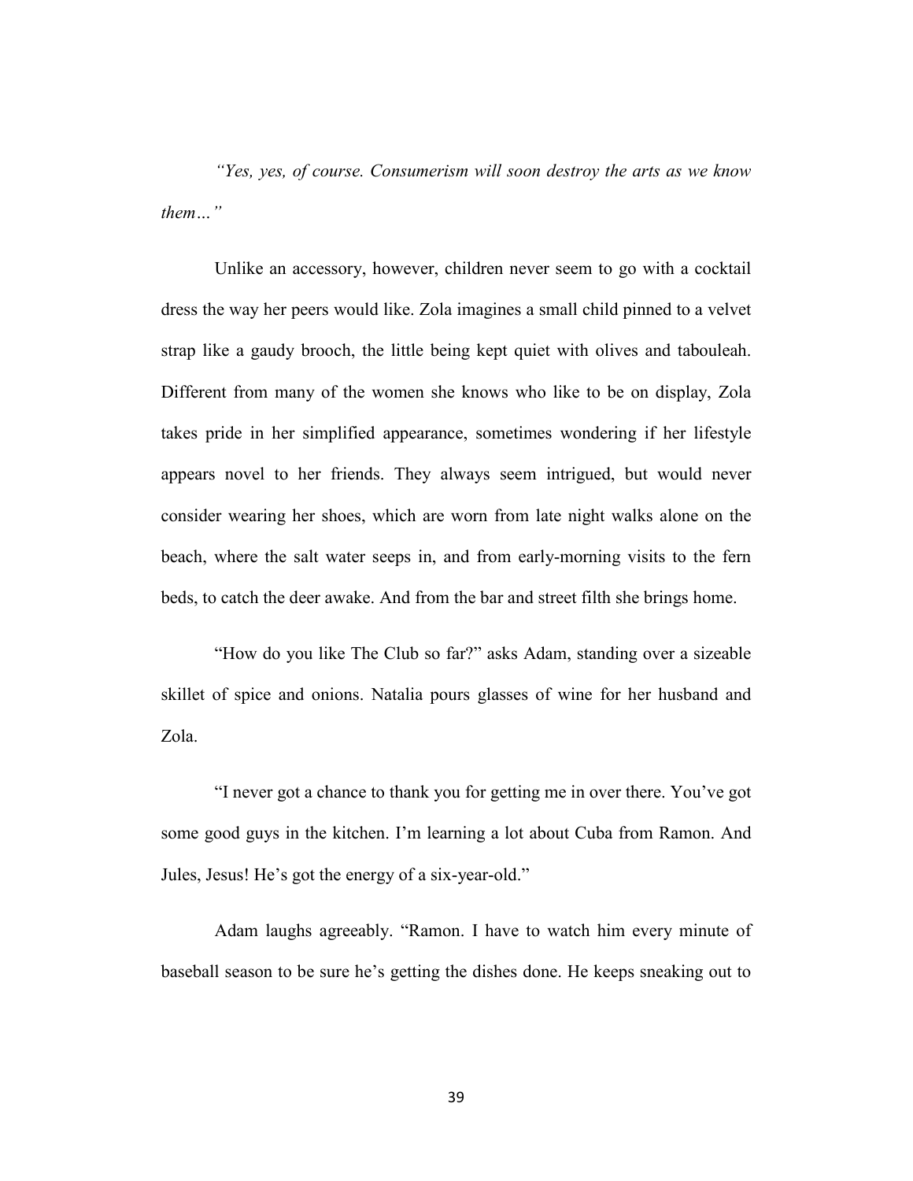*"Yes, yes, of course. Consumerism will soon destroy the arts as we know them…"*

Unlike an accessory, however, children never seem to go with a cocktail dress the way her peers would like. Zola imagines a small child pinned to a velvet strap like a gaudy brooch, the little being kept quiet with olives and tabouleah. Different from many of the women she knows who like to be on display, Zola takes pride in her simplified appearance, sometimes wondering if her lifestyle appears novel to her friends. They always seem intrigued, but would never consider wearing her shoes, which are worn from late night walks alone on the beach, where the salt water seeps in, and from early-morning visits to the fern beds, to catch the deer awake. And from the bar and street filth she brings home.

"How do you like The Club so far?" asks Adam, standing over a sizeable skillet of spice and onions. Natalia pours glasses of wine for her husband and Zola.

"I never got a chance to thank you for getting me in over there. You've got some good guys in the kitchen. I'm learning a lot about Cuba from Ramon. And Jules, Jesus! He's got the energy of a six-year-old."

Adam laughs agreeably. "Ramon. I have to watch him every minute of baseball season to be sure he's getting the dishes done. He keeps sneaking out to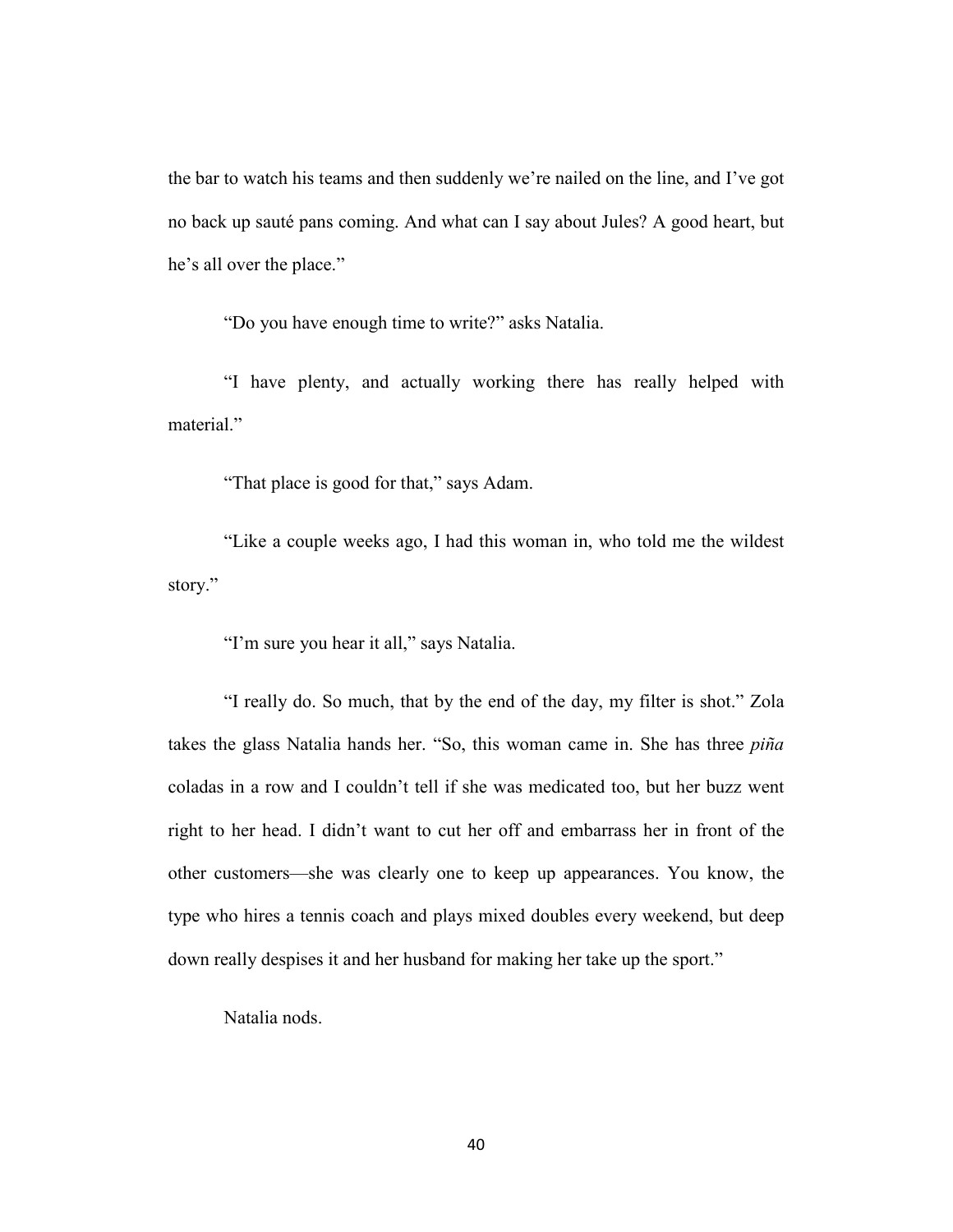the bar to watch his teams and then suddenly we're nailed on the line, and I've got no back up sauté pans coming. And what can I say about Jules? A good heart, but he's all over the place."

"Do you have enough time to write?" asks Natalia.

"I have plenty, and actually working there has really helped with material."

"That place is good for that," says Adam.

"Like a couple weeks ago, I had this woman in, who told me the wildest story."

"I'm sure you hear it all," says Natalia.

"I really do. So much, that by the end of the day, my filter is shot." Zola takes the glass Natalia hands her. "So, this woman came in. She has three *piña* coladas in a row and I couldn't tell if she was medicated too, but her buzz went right to her head. I didn't want to cut her off and embarrass her in front of the other customers—she was clearly one to keep up appearances. You know, the type who hires a tennis coach and plays mixed doubles every weekend, but deep down really despises it and her husband for making her take up the sport."

Natalia nods.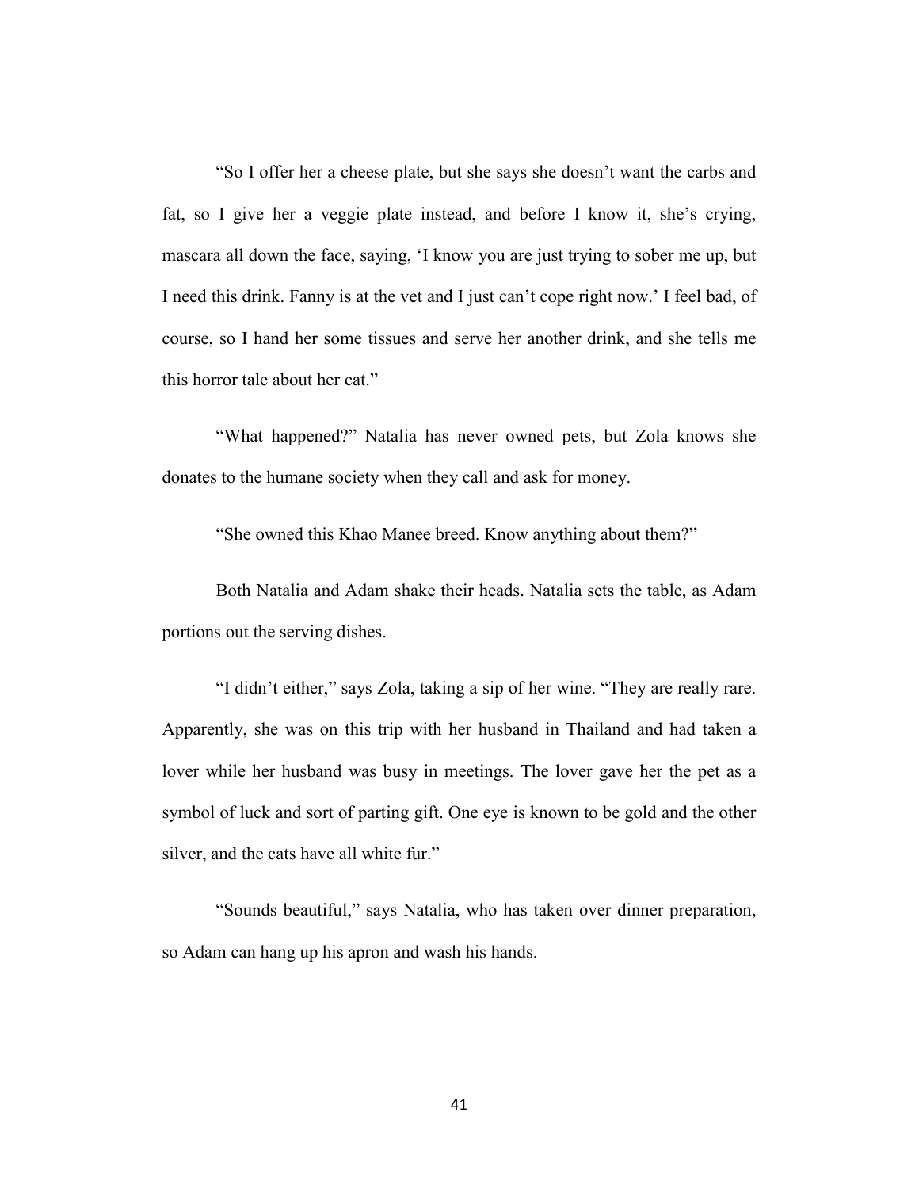"So I offer her a cheese plate, but she says she doesn't want the carbs and fat, so I give her a veggie plate instead, and before I know it, she's crying, mascara all down the face, saying, 'I know you are just trying to sober me up, but I need this drink. Fanny is at the vet and I just can't cope right now.' I feel bad, of course, so I hand her some tissues and serve her another drink, and she tells me this horror tale about her cat."

"What happened?" Natalia has never owned pets, but Zola knows she donates to the humane society when they call and ask for money.

"She owned this Khao Manee breed. Know anything about them?"

Both Natalia and Adam shake their heads. Natalia sets the table, as Adam portions out the serving dishes.

"I didn't either," says Zola, taking a sip of her wine. "They are really rare. Apparently, she was on this trip with her husband in Thailand and had taken a lover while her husband was busy in meetings. The lover gave her the pet as a symbol of luck and sort of parting gift. One eye is known to be gold and the other silver, and the cats have all white fur."

"Sounds beautiful," says Natalia, who has taken over dinner preparation, so Adam can hang up his apron and wash his hands.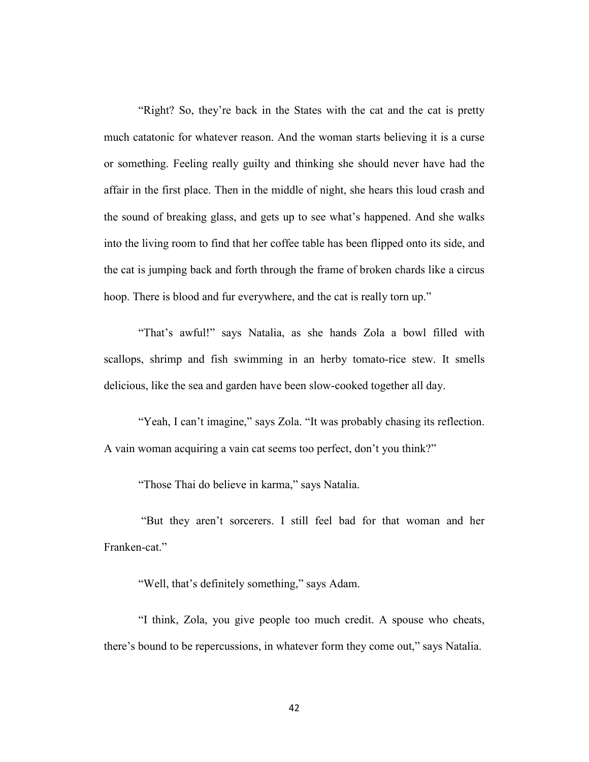"Right? So, they're back in the States with the cat and the cat is pretty much catatonic for whatever reason. And the woman starts believing it is a curse or something. Feeling really guilty and thinking she should never have had the affair in the first place. Then in the middle of night, she hears this loud crash and the sound of breaking glass, and gets up to see what's happened. And she walks into the living room to find that her coffee table has been flipped onto its side, and the cat is jumping back and forth through the frame of broken chards like a circus hoop. There is blood and fur everywhere, and the cat is really torn up."

"That's awful!" says Natalia, as she hands Zola a bowl filled with scallops, shrimp and fish swimming in an herby tomato-rice stew. It smells delicious, like the sea and garden have been slow-cooked together all day.

"Yeah, I can't imagine," says Zola. "It was probably chasing its reflection. A vain woman acquiring a vain cat seems too perfect, don't you think?"

"Those Thai do believe in karma," says Natalia.

"But they aren't sorcerers. I still feel bad for that woman and her Franken-cat."

"Well, that's definitely something," says Adam.

"I think, Zola, you give people too much credit. A spouse who cheats, there's bound to be repercussions, in whatever form they come out," says Natalia.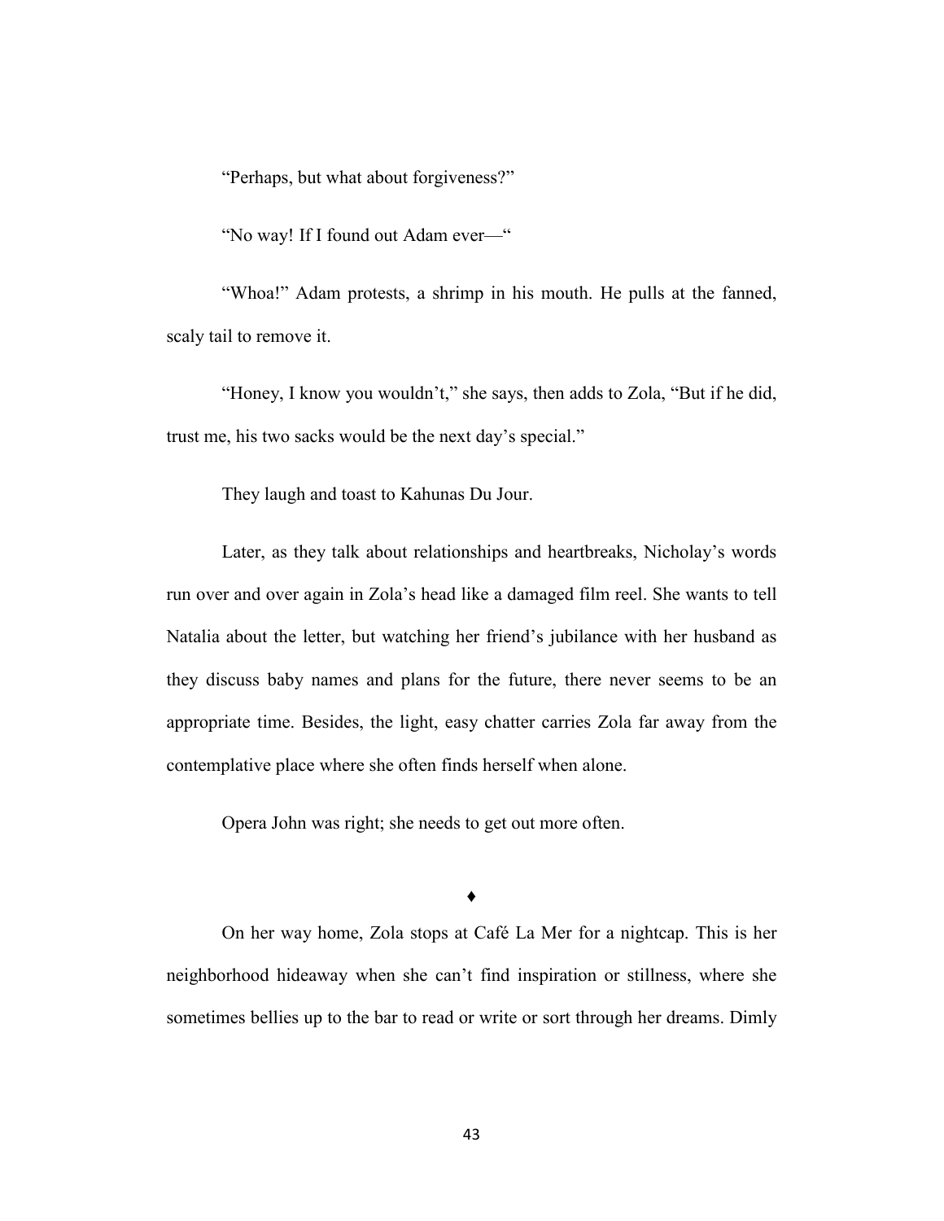"Perhaps, but what about forgiveness?"

"No way! If I found out Adam ever—"

"Whoa!" Adam protests, a shrimp in his mouth. He pulls at the fanned, scaly tail to remove it.

"Honey, I know you wouldn't," she says, then adds to Zola, "But if he did, trust me, his two sacks would be the next day's special."

They laugh and toast to Kahunas Du Jour.

Later, as they talk about relationships and heartbreaks, Nicholay's words run over and over again in Zola's head like a damaged film reel. She wants to tell Natalia about the letter, but watching her friend's jubilance with her husband as they discuss baby names and plans for the future, there never seems to be an appropriate time. Besides, the light, easy chatter carries Zola far away from the contemplative place where she often finds herself when alone.

Opera John was right; she needs to get out more often.

♦

On her way home, Zola stops at Café La Mer for a nightcap. This is her neighborhood hideaway when she can't find inspiration or stillness, where she sometimes bellies up to the bar to read or write or sort through her dreams. Dimly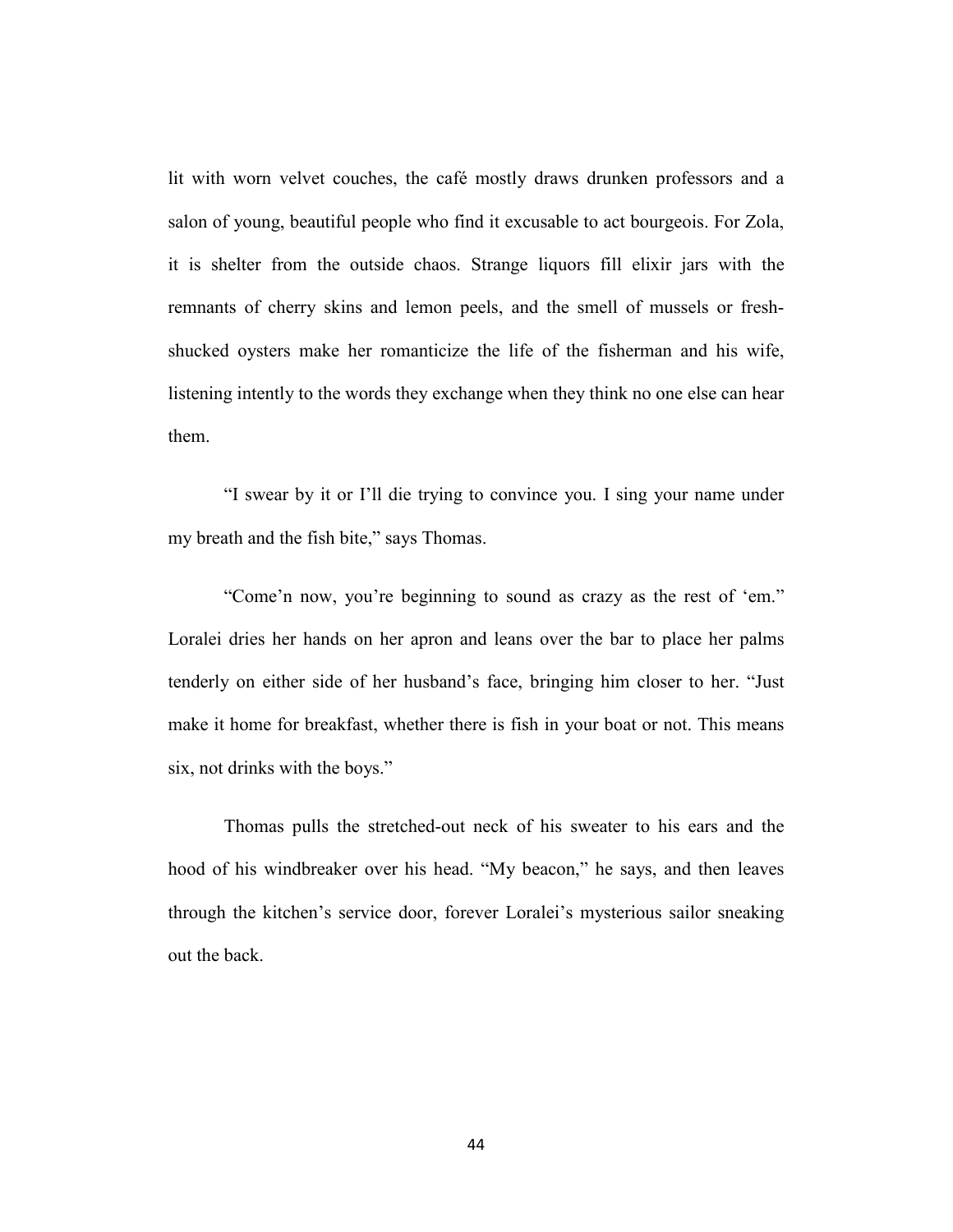lit with worn velvet couches, the café mostly draws drunken professors and a salon of young, beautiful people who find it excusable to act bourgeois. For Zola, it is shelter from the outside chaos. Strange liquors fill elixir jars with the remnants of cherry skins and lemon peels, and the smell of mussels or fresh-shucked oysters make her romanticize the life of the fisherman and his wife, listening intently to the words they exchange when they think no one else can hear them.

"I swear by it or I'll die trying to convince you. I sing your name under my breath and the fish bite," says Thomas.

"Come'n now, you're beginning to sound as crazy as the rest of 'em." Loralei dries her hands on her apron and leans over the bar to place her palms tenderly on either side of her husband's face, bringing him closer to her. "Just make it home for breakfast, whether there is fish in your boat or not. This means six, not drinks with the boys."

Thomas pulls the stretched-out neck of his sweater to his ears and the hood of his windbreaker over his head. "My beacon," he says, and then leaves through the kitchen's service door, forever Loralei's mysterious sailor sneaking out the back.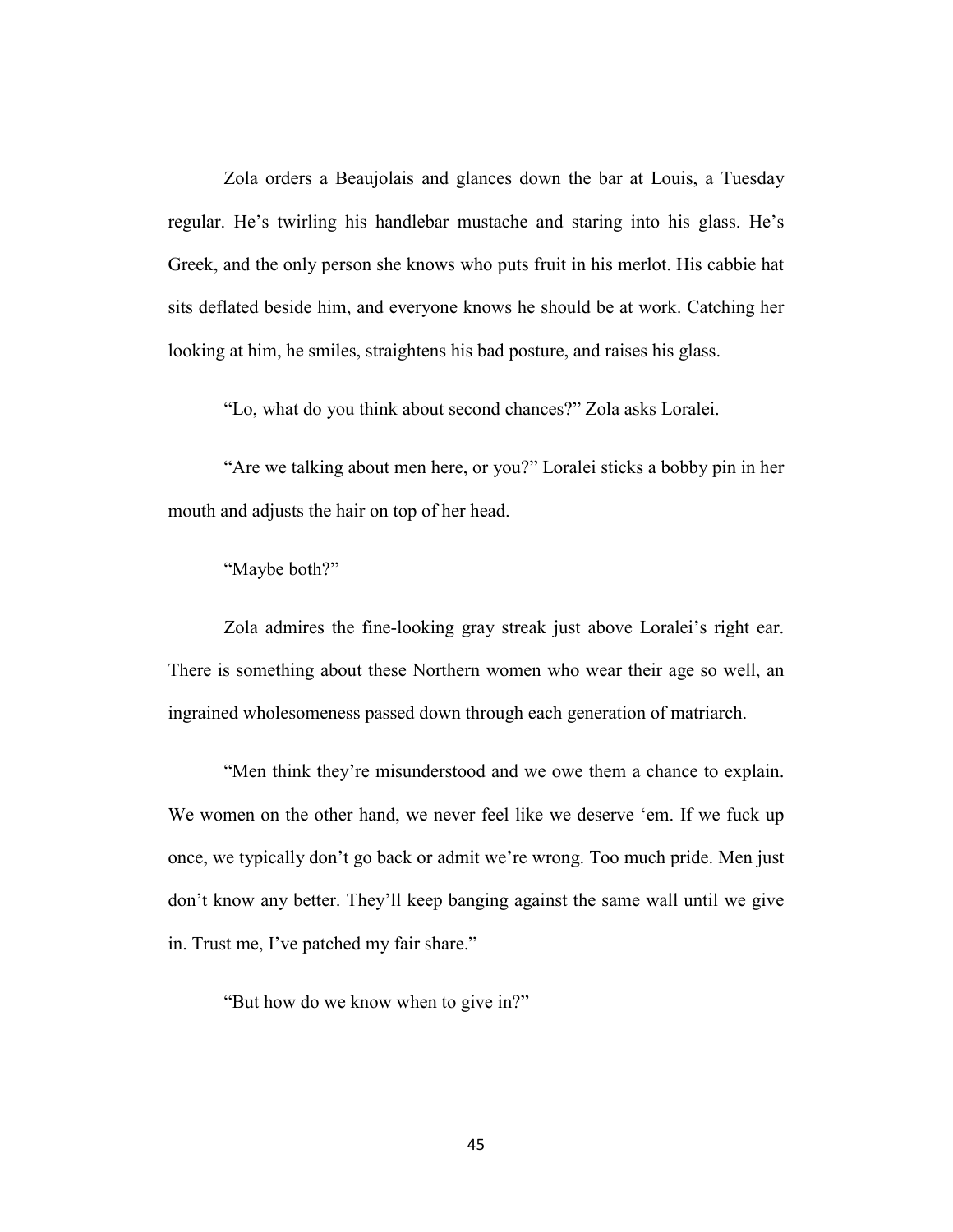Zola orders a Beaujolais and glances down the bar at Louis, a Tuesday regular. He's twirling his handlebar mustache and staring into his glass. He's Greek, and the only person she knows who puts fruit in his merlot. His cabbie hat sits deflated beside him, and everyone knows he should be at work. Catching her looking at him, he smiles, straightens his bad posture, and raises his glass.

"Lo, what do you think about second chances?" Zola asks Loralei.

"Are we talking about men here, or you?" Loralei sticks a bobby pin in her mouth and adjusts the hair on top of her head.

"Maybe both?"

Zola admires the fine-looking gray streak just above Loralei's right ear. There is something about these Northern women who wear their age so well, an ingrained wholesomeness passed down through each generation of matriarch.

"Men think they're misunderstood and we owe them a chance to explain. We women on the other hand, we never feel like we deserve 'em. If we fuck up once, we typically don't go back or admit we're wrong. Too much pride. Men just don't know any better. They'll keep banging against the same wall until we give in. Trust me, I've patched my fair share."

"But how do we know when to give in?"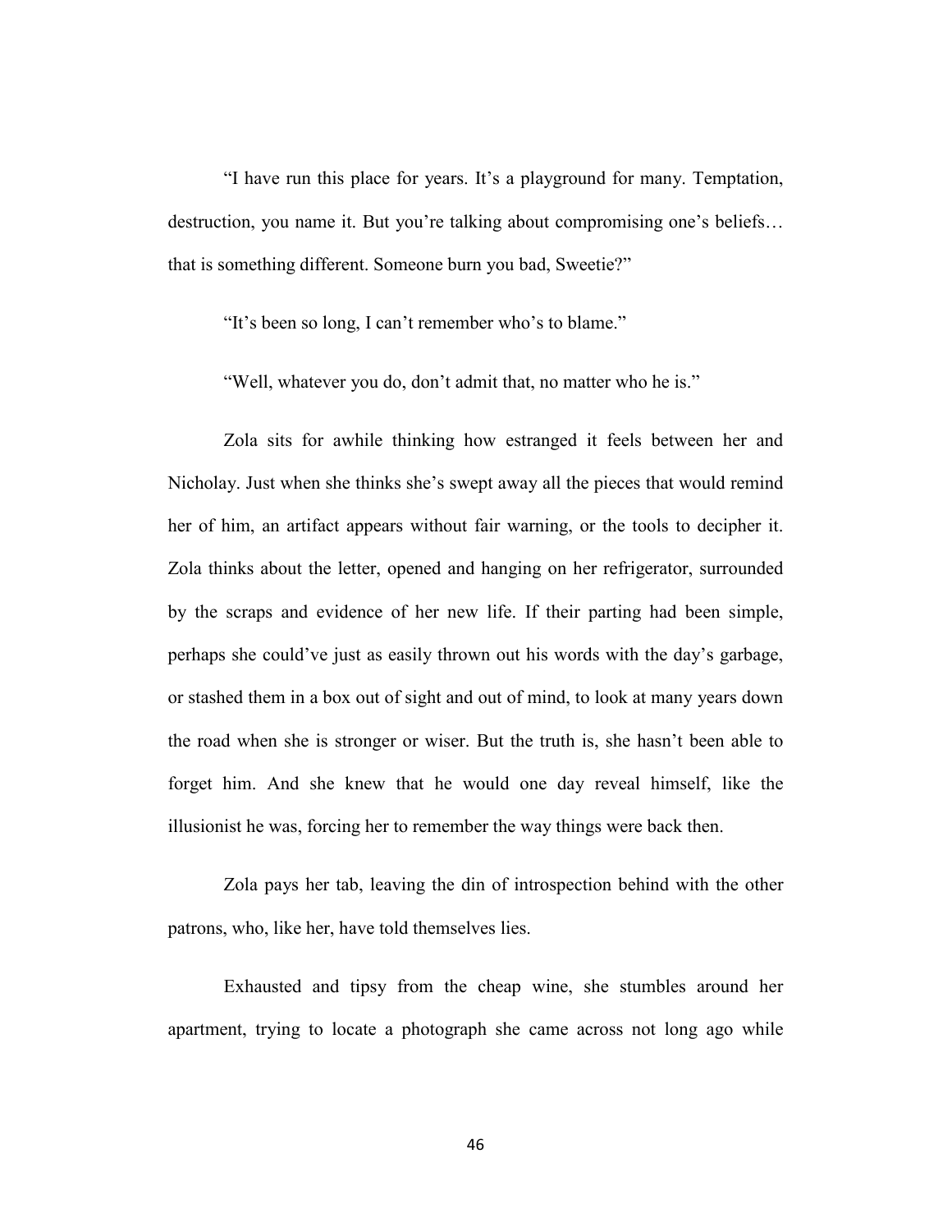"I have run this place for years. It's a playground for many. Temptation, destruction, you name it. But you're talking about compromising one's beliefs… that is something different. Someone burn you bad, Sweetie?"

"It's been so long, I can't remember who's to blame."

"Well, whatever you do, don't admit that, no matter who he is."

Zola sits for awhile thinking how estranged it feels between her and Nicholay. Just when she thinks she's swept away all the pieces that would remind her of him, an artifact appears without fair warning, or the tools to decipher it. Zola thinks about the letter, opened and hanging on her refrigerator, surrounded by the scraps and evidence of her new life. If their parting had been simple, perhaps she could've just as easily thrown out his words with the day's garbage, or stashed them in a box out of sight and out of mind, to look at many years down the road when she is stronger or wiser. But the truth is, she hasn't been able to forget him. And she knew that he would one day reveal himself, like the illusionist he was, forcing her to remember the way things were back then.

Zola pays her tab, leaving the din of introspection behind with the other patrons, who, like her, have told themselves lies.

Exhausted and tipsy from the cheap wine, she stumbles around her apartment, trying to locate a photograph she came across not long ago while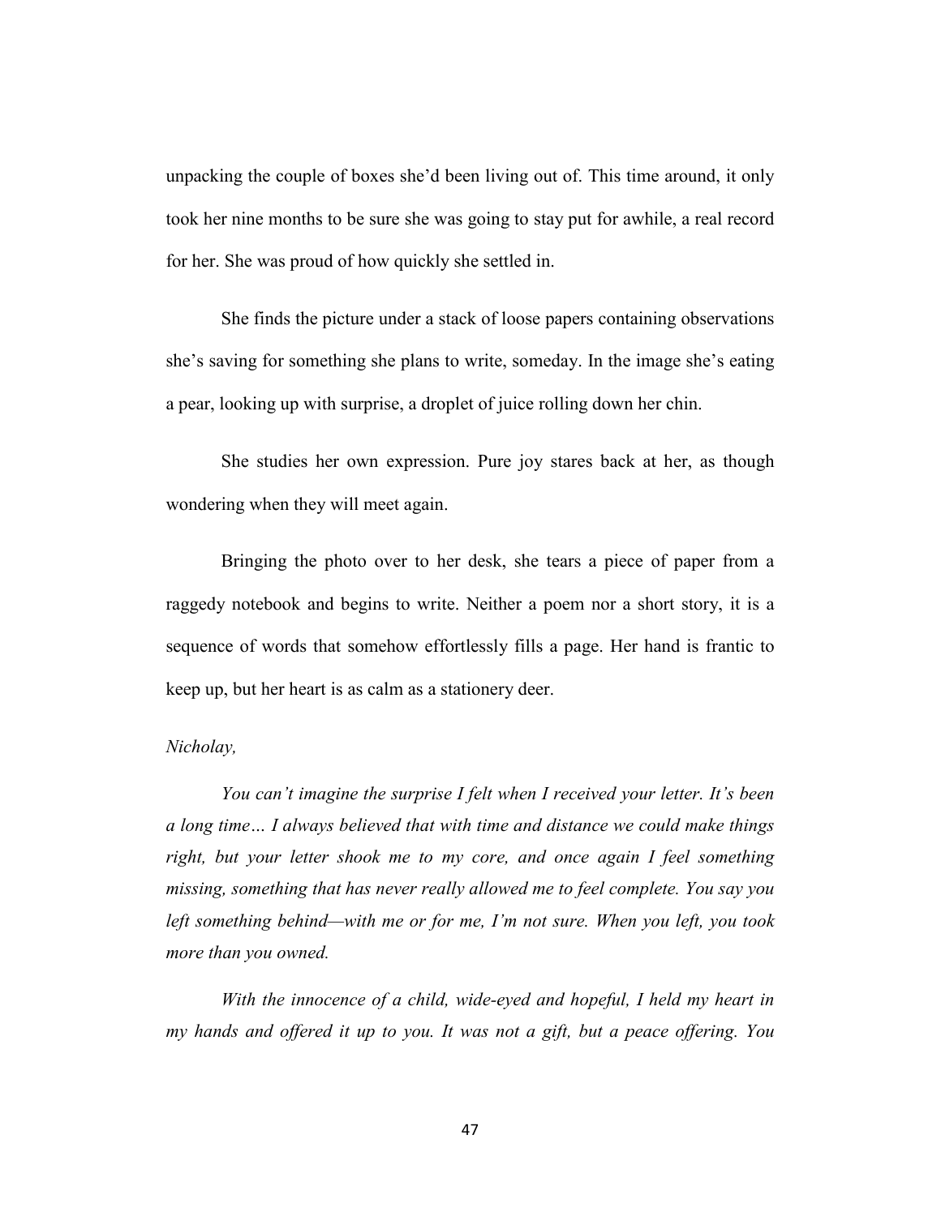unpacking the couple of boxes she'd been living out of. This time around, it only took her nine months to be sure she was going to stay put for awhile, a real record for her. She was proud of how quickly she settled in.

She finds the picture under a stack of loose papers containing observations she's saving for something she plans to write, someday. In the image she's eating a pear, looking up with surprise, a droplet of juice rolling down her chin.

She studies her own expression. Pure joy stares back at her, as though wondering when they will meet again.

Bringing the photo over to her desk, she tears a piece of paper from a raggedy notebook and begins to write. Neither a poem nor a short story, it is a sequence of words that somehow effortlessly fills a page. Her hand is frantic to keep up, but her heart is as calm as a stationery deer.

*Nicholay,*

*You can't imagine the surprise I felt when I received your letter. It's been a long time… I always believed that with time and distance we could make things right, but your letter shook me to my core, and once again I feel something missing, something that has never really allowed me to feel complete. You say you left something behind—with me or for me, I'm not sure. When you left, you took more than you owned.*

*With the innocence of a child, wide-eyed and hopeful, I held my heart in my hands and offered it up to you. It was not a gift, but a peace offering. You*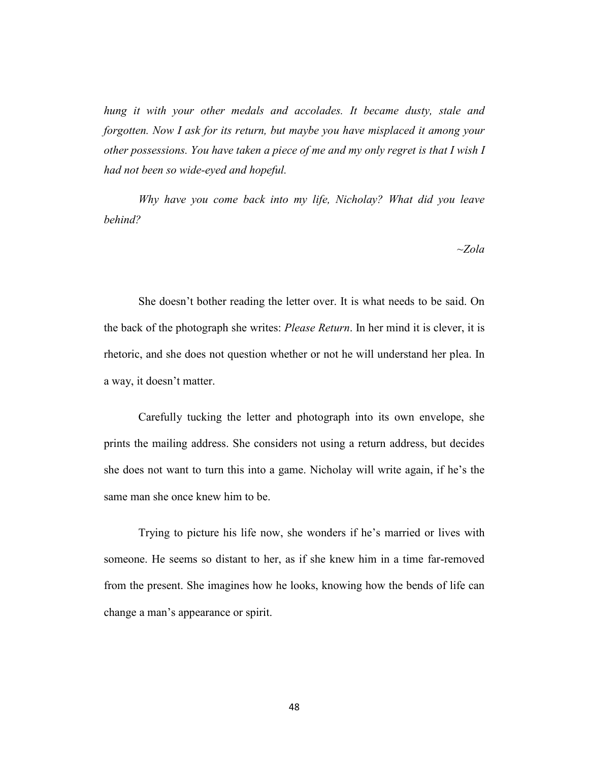*hung it with your other medals and accolades. It became dusty, stale and forgotten. Now I ask for its return, but maybe you have misplaced it among your other possessions. You have taken a piece of me and my only regret is that I wish I had not been so wide-eyed and hopeful.*

*Why have you come back into my life, Nicholay? What did you leave behind?*

*~Zola*

She doesn't bother reading the letter over. It is what needs to be said. On the back of the photograph she writes: *Please Return*. In her mind it is clever, it is rhetoric, and she does not question whether or not he will understand her plea. In a way, it doesn't matter.

Carefully tucking the letter and photograph into its own envelope, she prints the mailing address. She considers not using a return address, but decides she does not want to turn this into a game. Nicholay will write again, if he's the same man she once knew him to be.

Trying to picture his life now, she wonders if he's married or lives with someone. He seems so distant to her, as if she knew him in a time far-removed from the present. She imagines how he looks, knowing how the bends of life can change a man's appearance or spirit.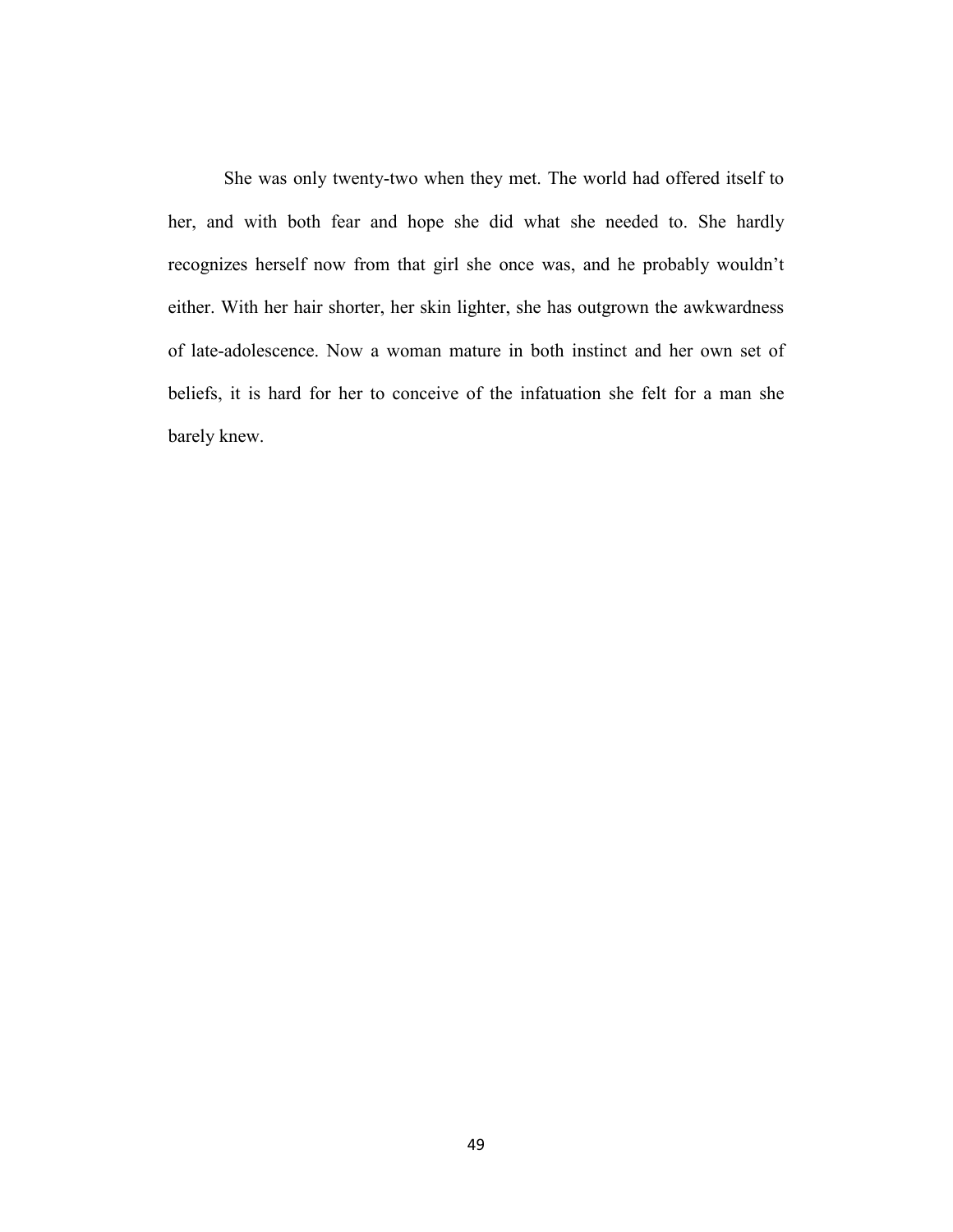She was only twenty-two when they met. The world had offered itself to her, and with both fear and hope she did what she needed to. She hardly recognizes herself now from that girl she once was, and he probably wouldn't either. With her hair shorter, her skin lighter, she has outgrown the awkwardness of late-adolescence. Now a woman mature in both instinct and her own set of beliefs, it is hard for her to conceive of the infatuation she felt for a man she barely knew.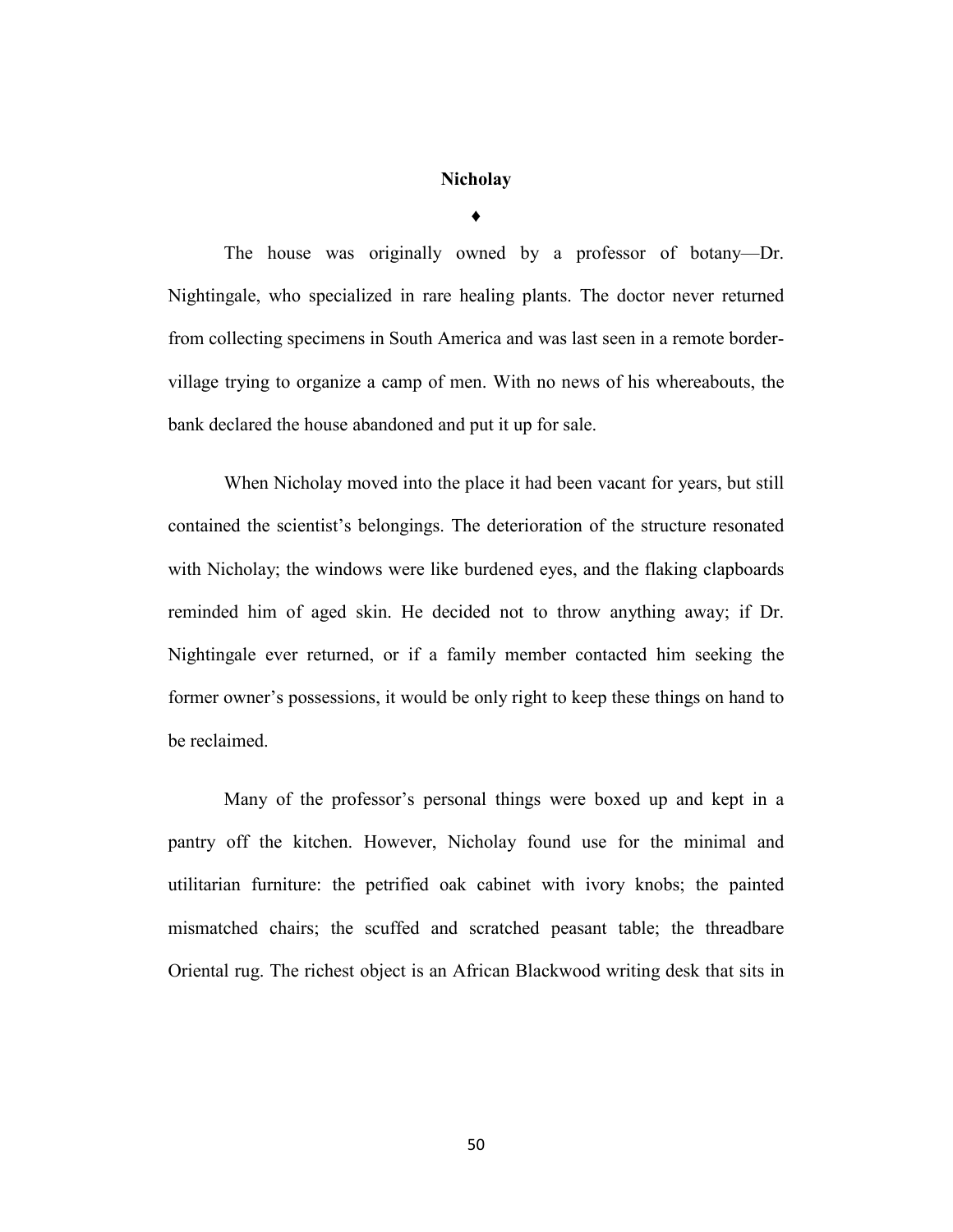**Nicholay**

♦

The house was originally owned by a professor of botany—Dr. Nightingale, who specialized in rare healing plants. The doctor never returned from collecting specimens in South America and was last seen in a remote border-village trying to organize a camp of men. With no news of his whereabouts, the bank declared the house abandoned and put it up for sale.

When Nicholay moved into the place it had been vacant for years, but still contained the scientist's belongings. The deterioration of the structure resonated with Nicholay; the windows were like burdened eyes, and the flaking clapboards reminded him of aged skin. He decided not to throw anything away; if Dr. Nightingale ever returned, or if a family member contacted him seeking the former owner's possessions, it would be only right to keep these things on hand to be reclaimed.

Many of the professor's personal things were boxed up and kept in a pantry off the kitchen. However, Nicholay found use for the minimal and utilitarian furniture: the petrified oak cabinet with ivory knobs; the painted mismatched chairs; the scuffed and scratched peasant table; the threadbare Oriental rug. The richest object is an African Blackwood writing desk that sits in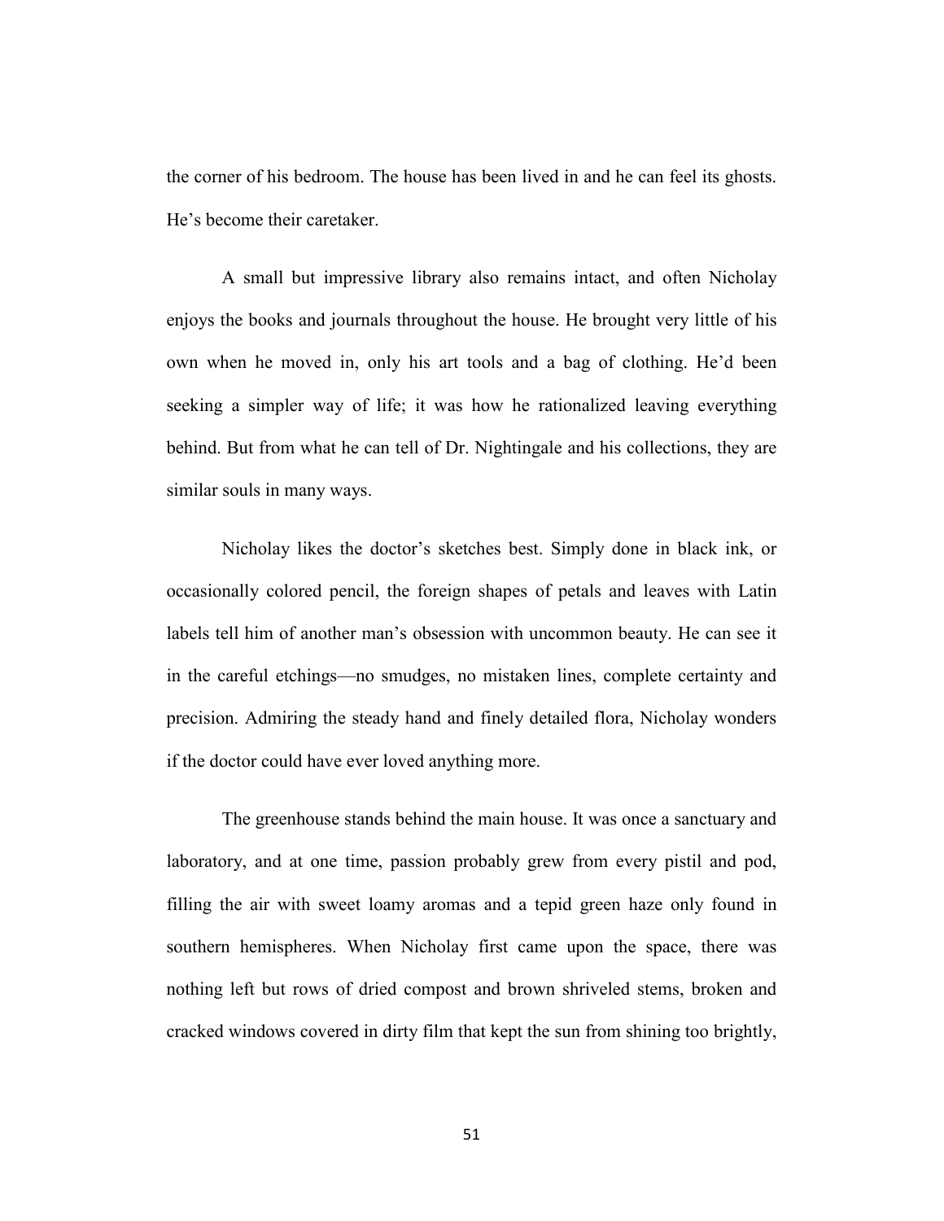the corner of his bedroom. The house has been lived in and he can feel its ghosts. He's become their caretaker.

A small but impressive library also remains intact, and often Nicholay enjoys the books and journals throughout the house. He brought very little of his own when he moved in, only his art tools and a bag of clothing. He'd been seeking a simpler way of life; it was how he rationalized leaving everything behind. But from what he can tell of Dr. Nightingale and his collections, they are similar souls in many ways.

Nicholay likes the doctor's sketches best. Simply done in black ink, or occasionally colored pencil, the foreign shapes of petals and leaves with Latin labels tell him of another man's obsession with uncommon beauty. He can see it in the careful etchings—no smudges, no mistaken lines, complete certainty and precision. Admiring the steady hand and finely detailed flora, Nicholay wonders if the doctor could have ever loved anything more.

The greenhouse stands behind the main house. It was once a sanctuary and laboratory, and at one time, passion probably grew from every pistil and pod, filling the air with sweet loamy aromas and a tepid green haze only found in southern hemispheres. When Nicholay first came upon the space, there was nothing left but rows of dried compost and brown shriveled stems, broken and cracked windows covered in dirty film that kept the sun from shining too brightly,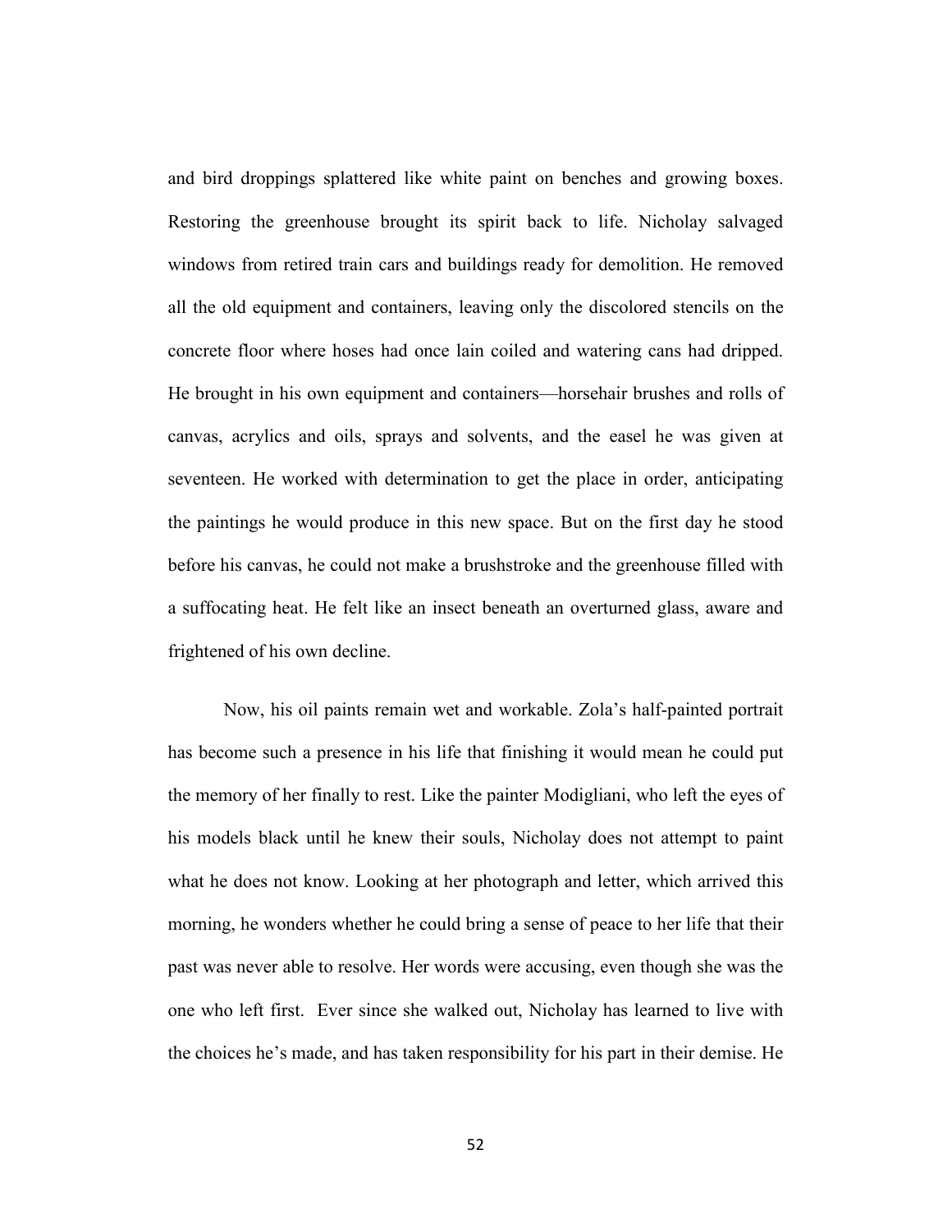and bird droppings splattered like white paint on benches and growing boxes. Restoring the greenhouse brought its spirit back to life. Nicholay salvaged windows from retired train cars and buildings ready for demolition. He removed all the old equipment and containers, leaving only the discolored stencils on the concrete floor where hoses had once lain coiled and watering cans had dripped. He brought in his own equipment and containers—horsehair brushes and rolls of canvas, acrylics and oils, sprays and solvents, and the easel he was given at seventeen. He worked with determination to get the place in order, anticipating the paintings he would produce in this new space. But on the first day he stood before his canvas, he could not make a brushstroke and the greenhouse filled with a suffocating heat. He felt like an insect beneath an overturned glass, aware and frightened of his own decline.

Now, his oil paints remain wet and workable. Zola's half-painted portrait has become such a presence in his life that finishing it would mean he could put the memory of her finally to rest. Like the painter Modigliani, who left the eyes of his models black until he knew their souls, Nicholay does not attempt to paint what he does not know. Looking at her photograph and letter, which arrived this morning, he wonders whether he could bring a sense of peace to her life that their past was never able to resolve. Her words were accusing, even though she was the one who left first. Ever since she walked out, Nicholay has learned to live with the choices he's made, and has taken responsibility for his part in their demise. He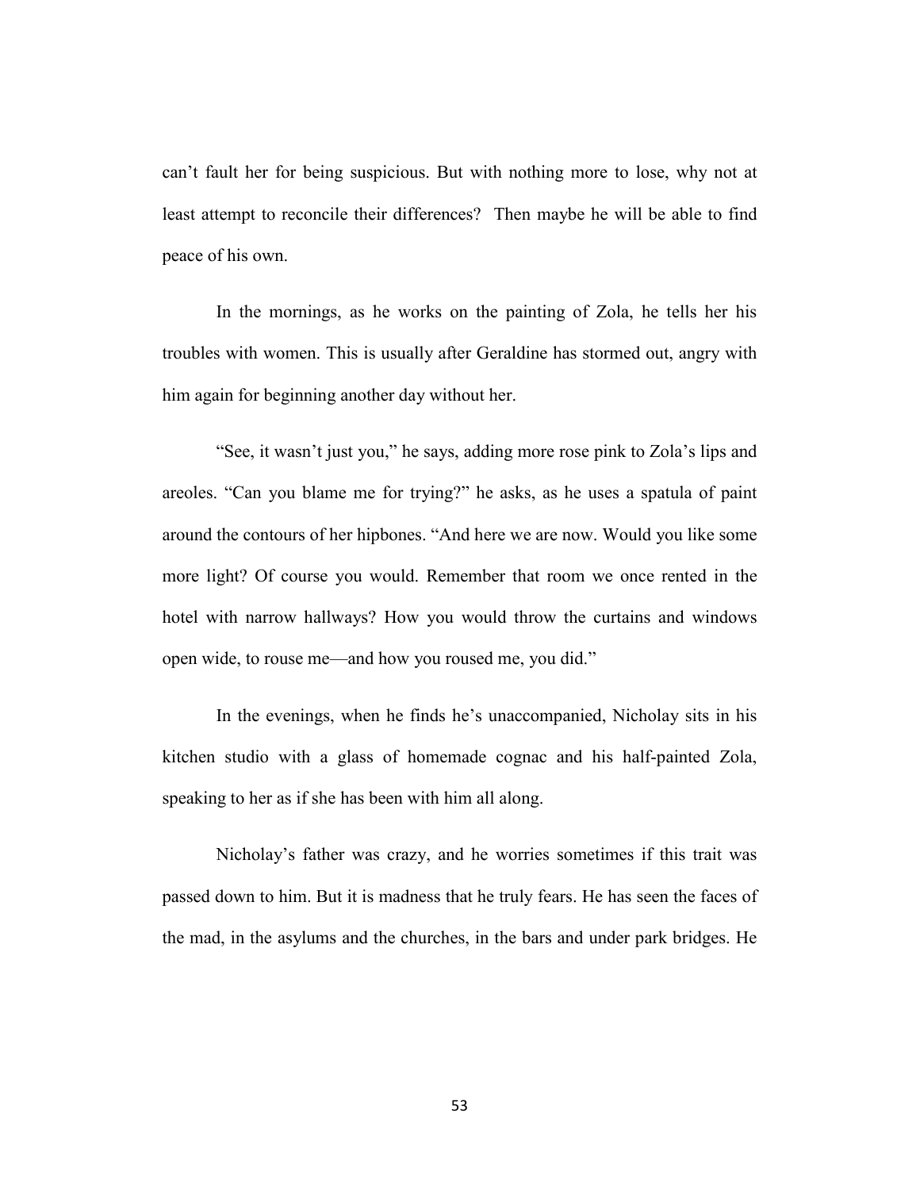can't fault her for being suspicious. But with nothing more to lose, why not at least attempt to reconcile their differences? Then maybe he will be able to find peace of his own.

In the mornings, as he works on the painting of Zola, he tells her his troubles with women. This is usually after Geraldine has stormed out, angry with him again for beginning another day without her.

"See, it wasn't just you," he says, adding more rose pink to Zola's lips and areoles. "Can you blame me for trying?" he asks, as he uses a spatula of paint around the contours of her hipbones. "And here we are now. Would you like some more light? Of course you would. Remember that room we once rented in the hotel with narrow hallways? How you would throw the curtains and windows open wide, to rouse me—and how you roused me, you did."

In the evenings, when he finds he's unaccompanied, Nicholay sits in his kitchen studio with a glass of homemade cognac and his half-painted Zola, speaking to her as if she has been with him all along.

Nicholay's father was crazy, and he worries sometimes if this trait was passed down to him. But it is madness that he truly fears. He has seen the faces of the mad, in the asylums and the churches, in the bars and under park bridges. He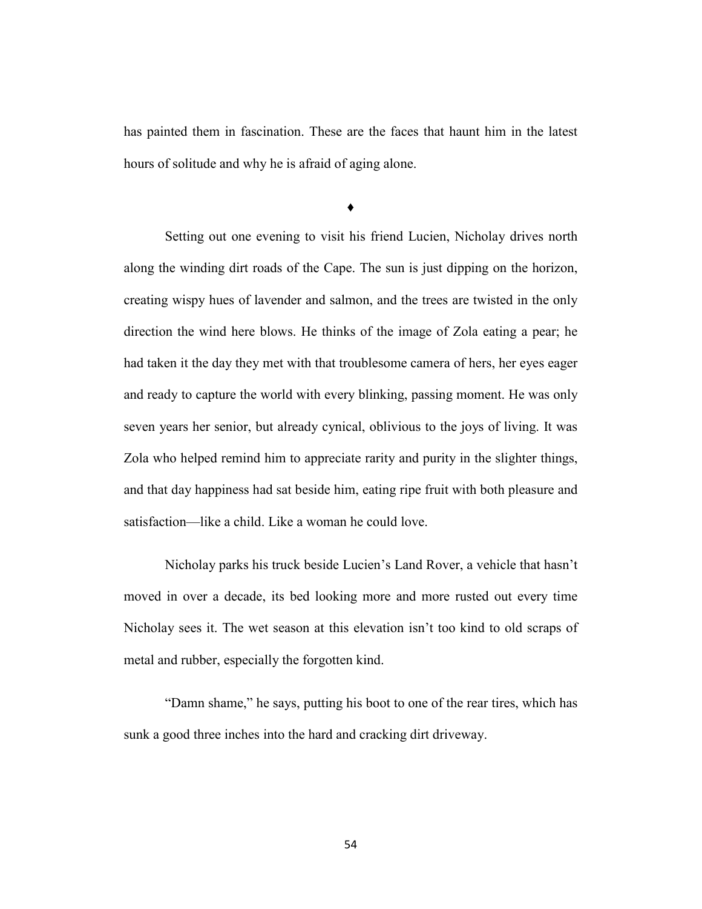has painted them in fascination. These are the faces that haunt him in the latest hours of solitude and why he is afraid of aging alone.

♦

Setting out one evening to visit his friend Lucien, Nicholay drives north along the winding dirt roads of the Cape. The sun is just dipping on the horizon, creating wispy hues of lavender and salmon, and the trees are twisted in the only direction the wind here blows. He thinks of the image of Zola eating a pear; he had taken it the day they met with that troublesome camera of hers, her eyes eager and ready to capture the world with every blinking, passing moment. He was only seven years her senior, but already cynical, oblivious to the joys of living. It was Zola who helped remind him to appreciate rarity and purity in the slighter things, and that day happiness had sat beside him, eating ripe fruit with both pleasure and satisfaction—like a child. Like a woman he could love.

Nicholay parks his truck beside Lucien's Land Rover, a vehicle that hasn't moved in over a decade, its bed looking more and more rusted out every time Nicholay sees it. The wet season at this elevation isn't too kind to old scraps of metal and rubber, especially the forgotten kind.

"Damn shame," he says, putting his boot to one of the rear tires, which has sunk a good three inches into the hard and cracking dirt driveway.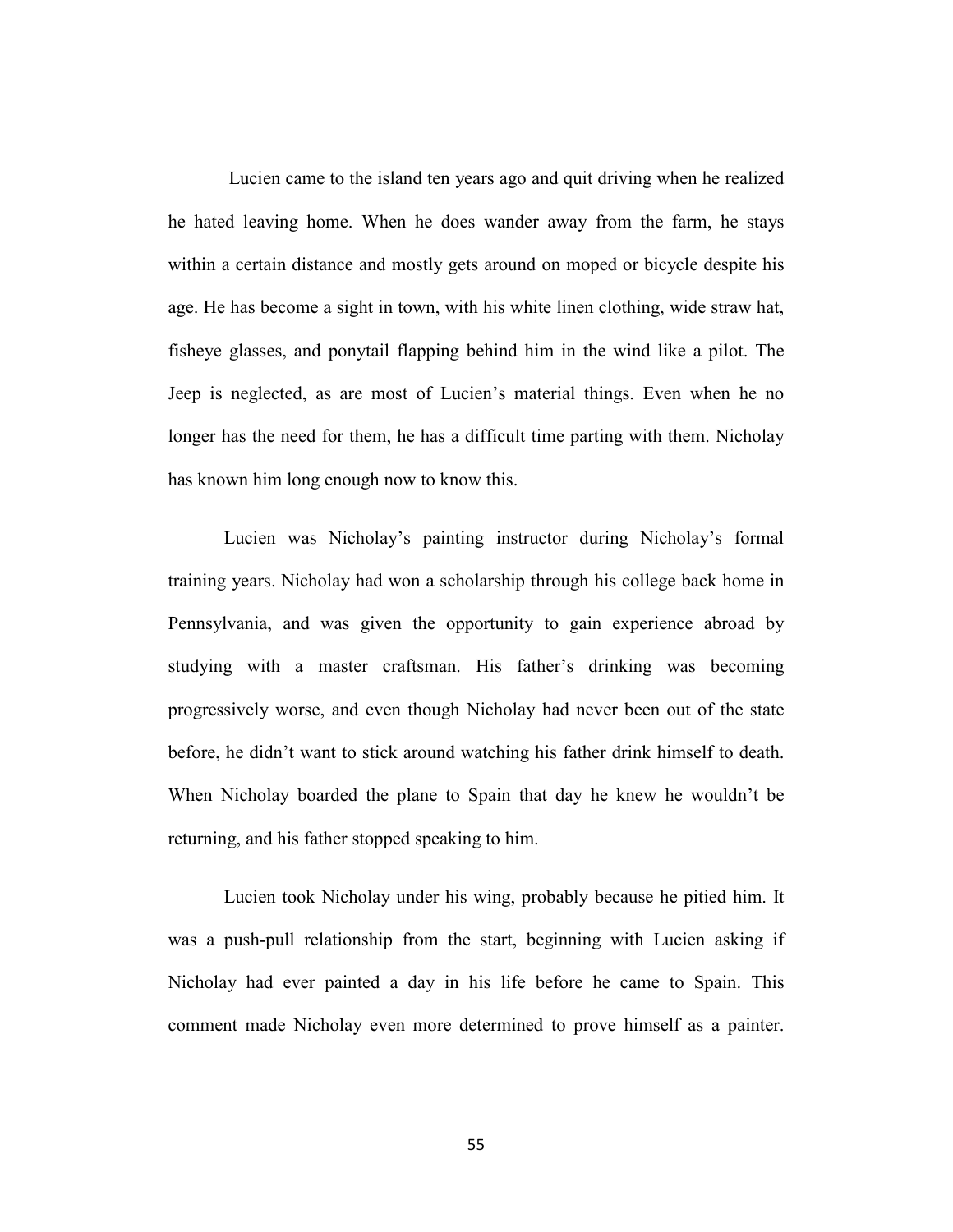Lucien came to the island ten years ago and quit driving when he realized he hated leaving home. When he does wander away from the farm, he stays within a certain distance and mostly gets around on moped or bicycle despite his age. He has become a sight in town, with his white linen clothing, wide straw hat, fisheye glasses, and ponytail flapping behind him in the wind like a pilot. The Jeep is neglected, as are most of Lucien's material things. Even when he no longer has the need for them, he has a difficult time parting with them. Nicholay has known him long enough now to know this.

Lucien was Nicholay's painting instructor during Nicholay's formal training years. Nicholay had won a scholarship through his college back home in Pennsylvania, and was given the opportunity to gain experience abroad by studying with a master craftsman. His father's drinking was becoming progressively worse, and even though Nicholay had never been out of the state before, he didn't want to stick around watching his father drink himself to death. When Nicholay boarded the plane to Spain that day he knew he wouldn't be returning, and his father stopped speaking to him.

Lucien took Nicholay under his wing, probably because he pitied him. It was a push-pull relationship from the start, beginning with Lucien asking if Nicholay had ever painted a day in his life before he came to Spain. This comment made Nicholay even more determined to prove himself as a painter.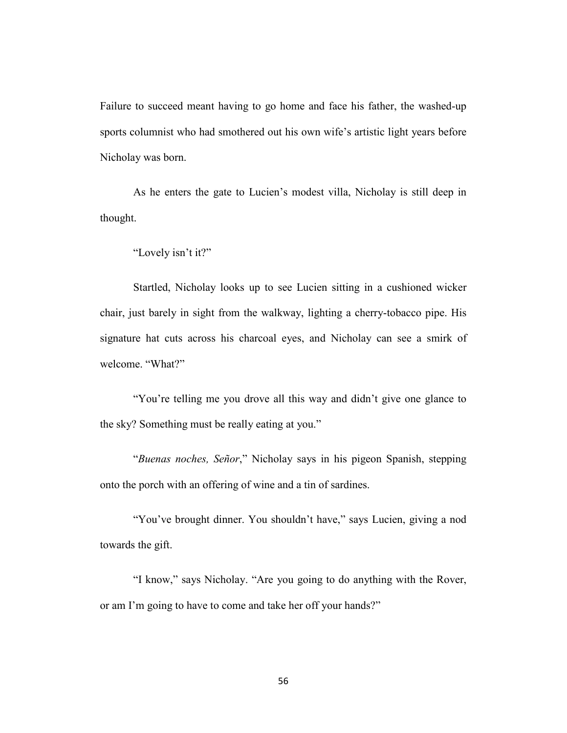Failure to succeed meant having to go home and face his father, the washed-up sports columnist who had smothered out his own wife's artistic light years before Nicholay was born.

As he enters the gate to Lucien's modest villa, Nicholay is still deep in thought.

"Lovely isn't it?"

Startled, Nicholay looks up to see Lucien sitting in a cushioned wicker chair, just barely in sight from the walkway, lighting a cherry-tobacco pipe. His signature hat cuts across his charcoal eyes, and Nicholay can see a smirk of welcome. "What?"

"You're telling me you drove all this way and didn't give one glance to the sky? Something must be really eating at you."

"*Buenas noches, Señor*," Nicholay says in his pigeon Spanish, stepping onto the porch with an offering of wine and a tin of sardines.

"You've brought dinner. You shouldn't have," says Lucien, giving a nod towards the gift.

"I know," says Nicholay. "Are you going to do anything with the Rover, or am I'm going to have to come and take her off your hands?"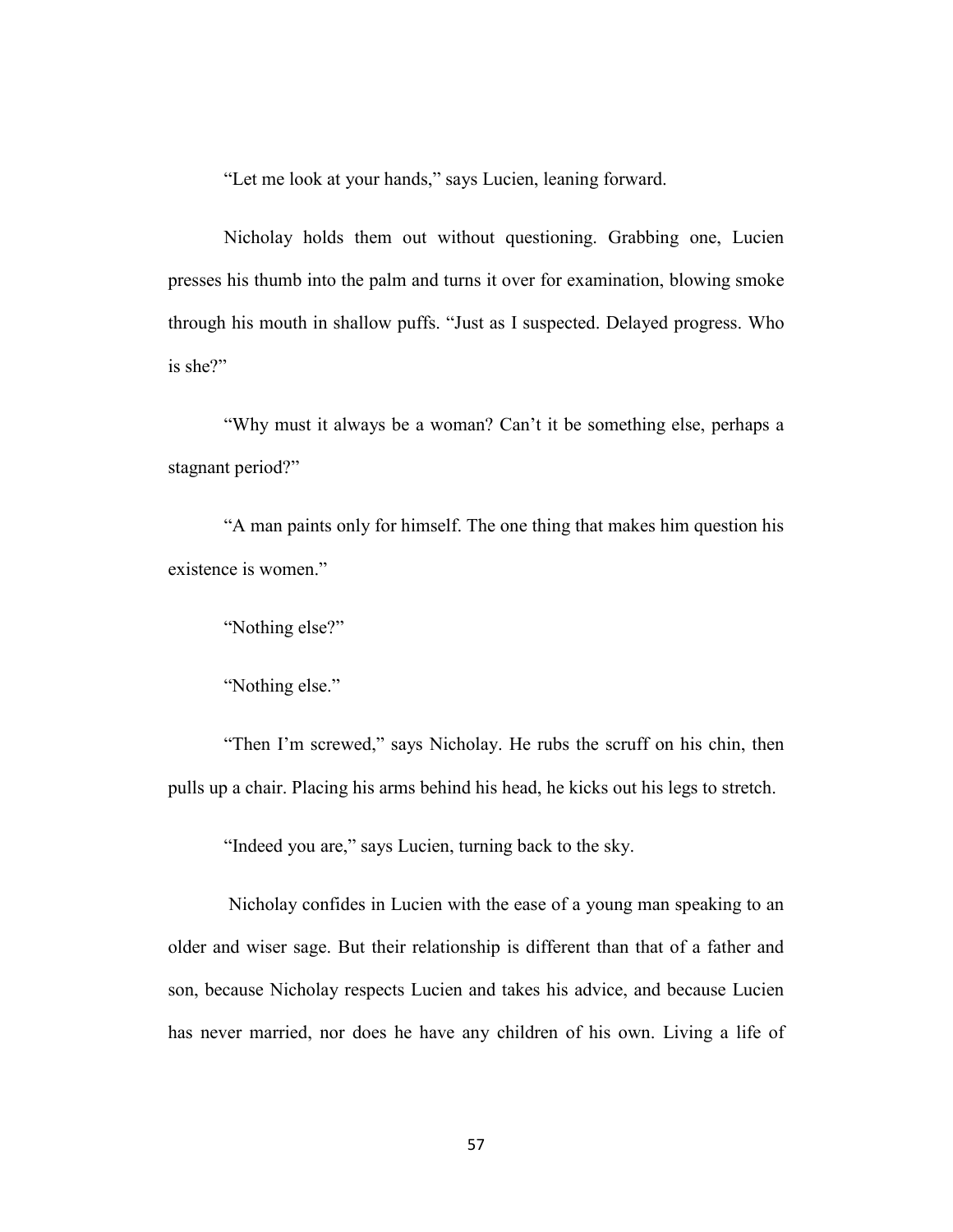"Let me look at your hands," says Lucien, leaning forward.

Nicholay holds them out without questioning. Grabbing one, Lucien presses his thumb into the palm and turns it over for examination, blowing smoke through his mouth in shallow puffs. "Just as I suspected. Delayed progress. Who is she?"

"Why must it always be a woman? Can't it be something else, perhaps a stagnant period?"

"A man paints only for himself. The one thing that makes him question his existence is women."

"Nothing else?"

"Nothing else."

"Then I'm screwed," says Nicholay. He rubs the scruff on his chin, then pulls up a chair. Placing his arms behind his head, he kicks out his legs to stretch.

"Indeed you are," says Lucien, turning back to the sky.

Nicholay confides in Lucien with the ease of a young man speaking to an older and wiser sage. But their relationship is different than that of a father and son, because Nicholay respects Lucien and takes his advice, and because Lucien has never married, nor does he have any children of his own. Living a life of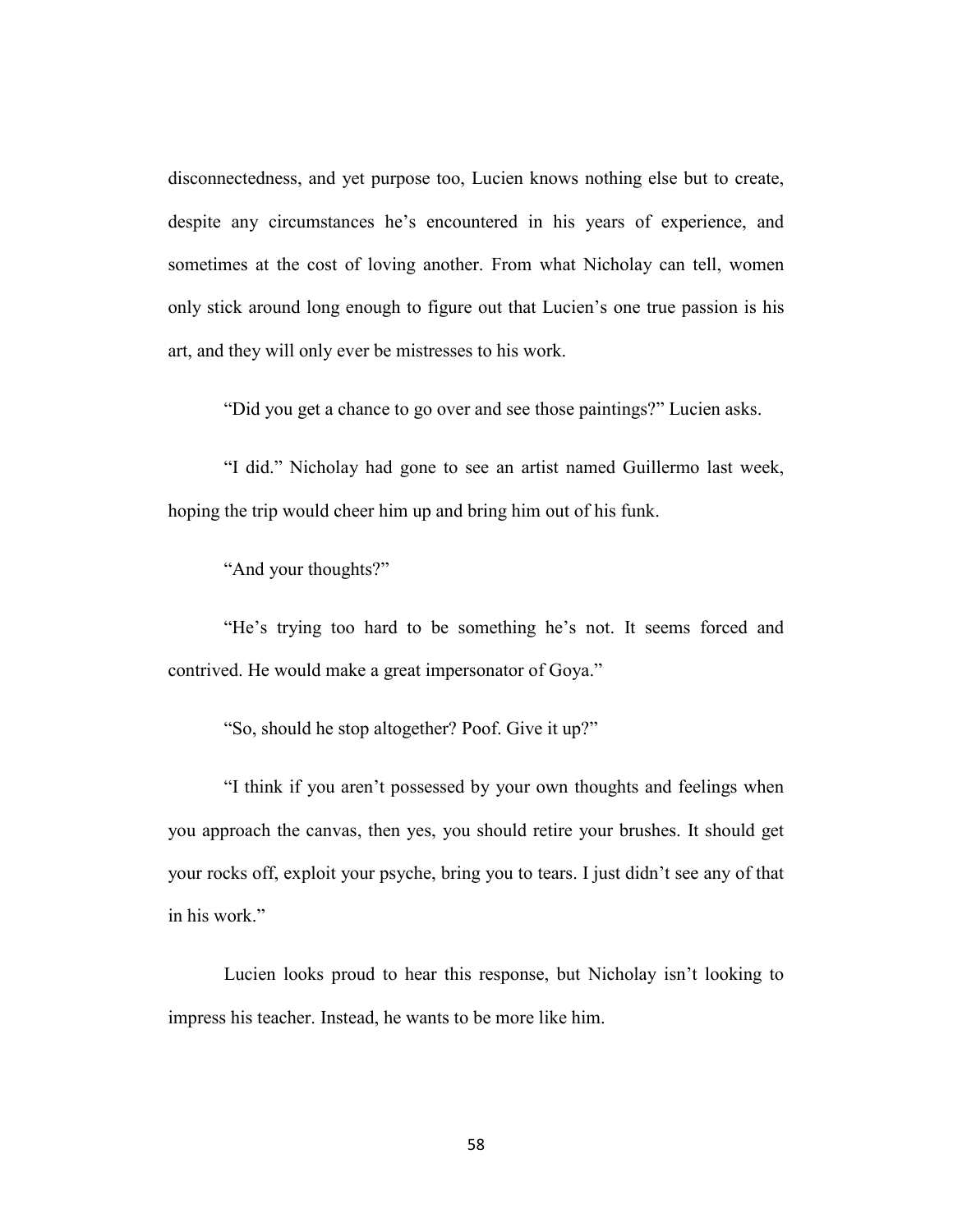disconnectedness, and yet purpose too, Lucien knows nothing else but to create, despite any circumstances he's encountered in his years of experience, and sometimes at the cost of loving another. From what Nicholay can tell, women only stick around long enough to figure out that Lucien's one true passion is his art, and they will only ever be mistresses to his work.

"Did you get a chance to go over and see those paintings?" Lucien asks.

"I did." Nicholay had gone to see an artist named Guillermo last week, hoping the trip would cheer him up and bring him out of his funk.

"And your thoughts?"

"He's trying too hard to be something he's not. It seems forced and contrived. He would make a great impersonator of Goya."

"So, should he stop altogether? Poof. Give it up?"

"I think if you aren't possessed by your own thoughts and feelings when you approach the canvas, then yes, you should retire your brushes. It should get your rocks off, exploit your psyche, bring you to tears. I just didn't see any of that in his work."

Lucien looks proud to hear this response, but Nicholay isn't looking to impress his teacher. Instead, he wants to be more like him.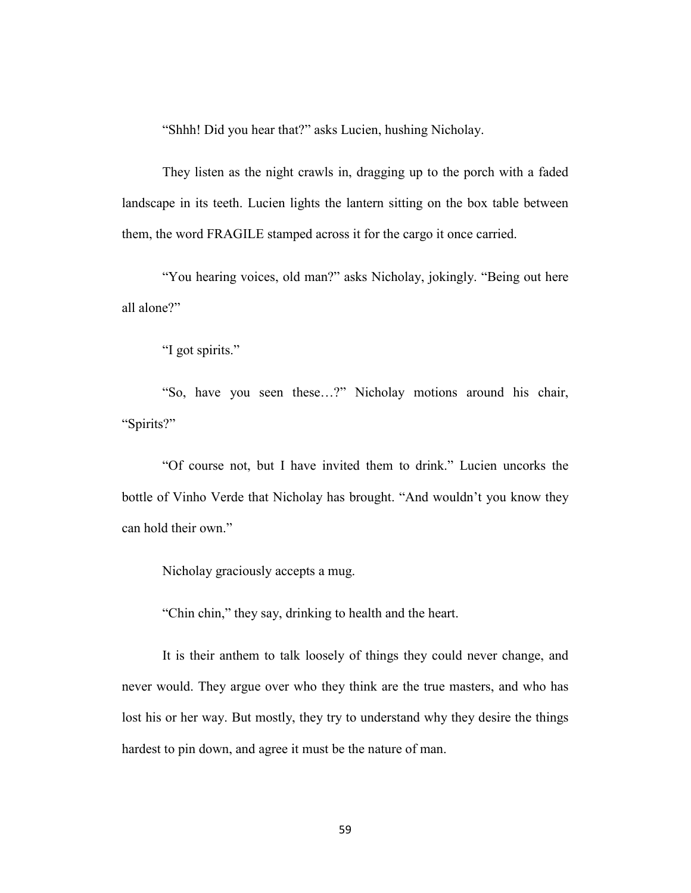"Shhh! Did you hear that?" asks Lucien, hushing Nicholay.

They listen as the night crawls in, dragging up to the porch with a faded landscape in its teeth. Lucien lights the lantern sitting on the box table between them, the word FRAGILE stamped across it for the cargo it once carried.

"You hearing voices, old man?" asks Nicholay, jokingly. "Being out here all alone?"

"I got spirits."

"So, have you seen these…?" Nicholay motions around his chair, "Spirits?"

"Of course not, but I have invited them to drink." Lucien uncorks the bottle of Vinho Verde that Nicholay has brought. "And wouldn't you know they can hold their own."

Nicholay graciously accepts a mug.

"Chin chin," they say, drinking to health and the heart.

It is their anthem to talk loosely of things they could never change, and never would. They argue over who they think are the true masters, and who has lost his or her way. But mostly, they try to understand why they desire the things hardest to pin down, and agree it must be the nature of man.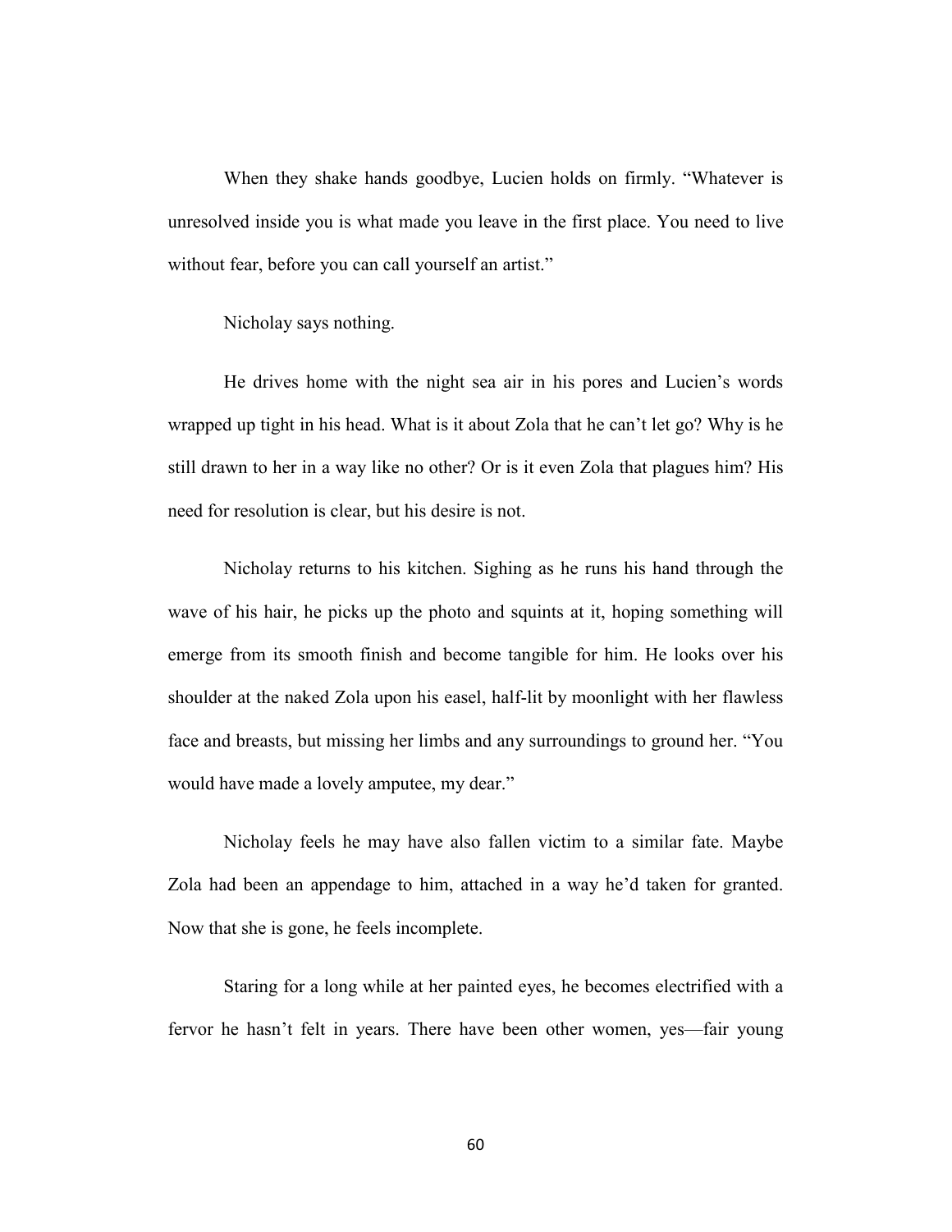When they shake hands goodbye, Lucien holds on firmly. "Whatever is unresolved inside you is what made you leave in the first place. You need to live without fear, before you can call yourself an artist."

Nicholay says nothing.

He drives home with the night sea air in his pores and Lucien's words wrapped up tight in his head. What is it about Zola that he can't let go? Why is he still drawn to her in a way like no other? Or is it even Zola that plagues him? His need for resolution is clear, but his desire is not.

Nicholay returns to his kitchen. Sighing as he runs his hand through the wave of his hair, he picks up the photo and squints at it, hoping something will emerge from its smooth finish and become tangible for him. He looks over his shoulder at the naked Zola upon his easel, half-lit by moonlight with her flawless face and breasts, but missing her limbs and any surroundings to ground her. "You would have made a lovely amputee, my dear."

Nicholay feels he may have also fallen victim to a similar fate. Maybe Zola had been an appendage to him, attached in a way he'd taken for granted. Now that she is gone, he feels incomplete.

Staring for a long while at her painted eyes, he becomes electrified with a fervor he hasn't felt in years. There have been other women, yes—fair young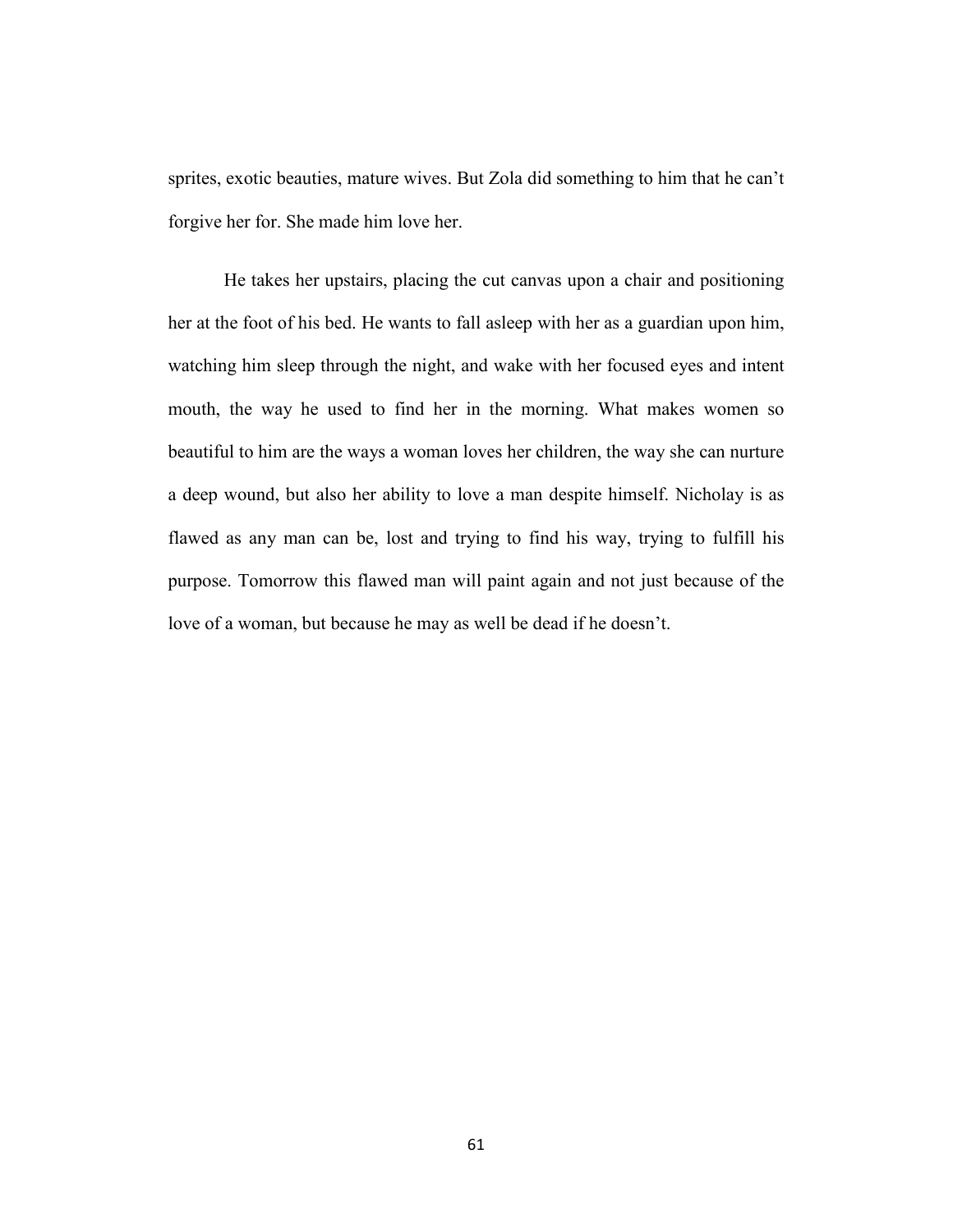sprites, exotic beauties, mature wives. But Zola did something to him that he can't forgive her for. She made him love her.

He takes her upstairs, placing the cut canvas upon a chair and positioning her at the foot of his bed. He wants to fall asleep with her as a guardian upon him, watching him sleep through the night, and wake with her focused eyes and intent mouth, the way he used to find her in the morning. What makes women so beautiful to him are the ways a woman loves her children, the way she can nurture a deep wound, but also her ability to love a man despite himself. Nicholay is as flawed as any man can be, lost and trying to find his way, trying to fulfill his purpose. Tomorrow this flawed man will paint again and not just because of the love of a woman, but because he may as well be dead if he doesn't.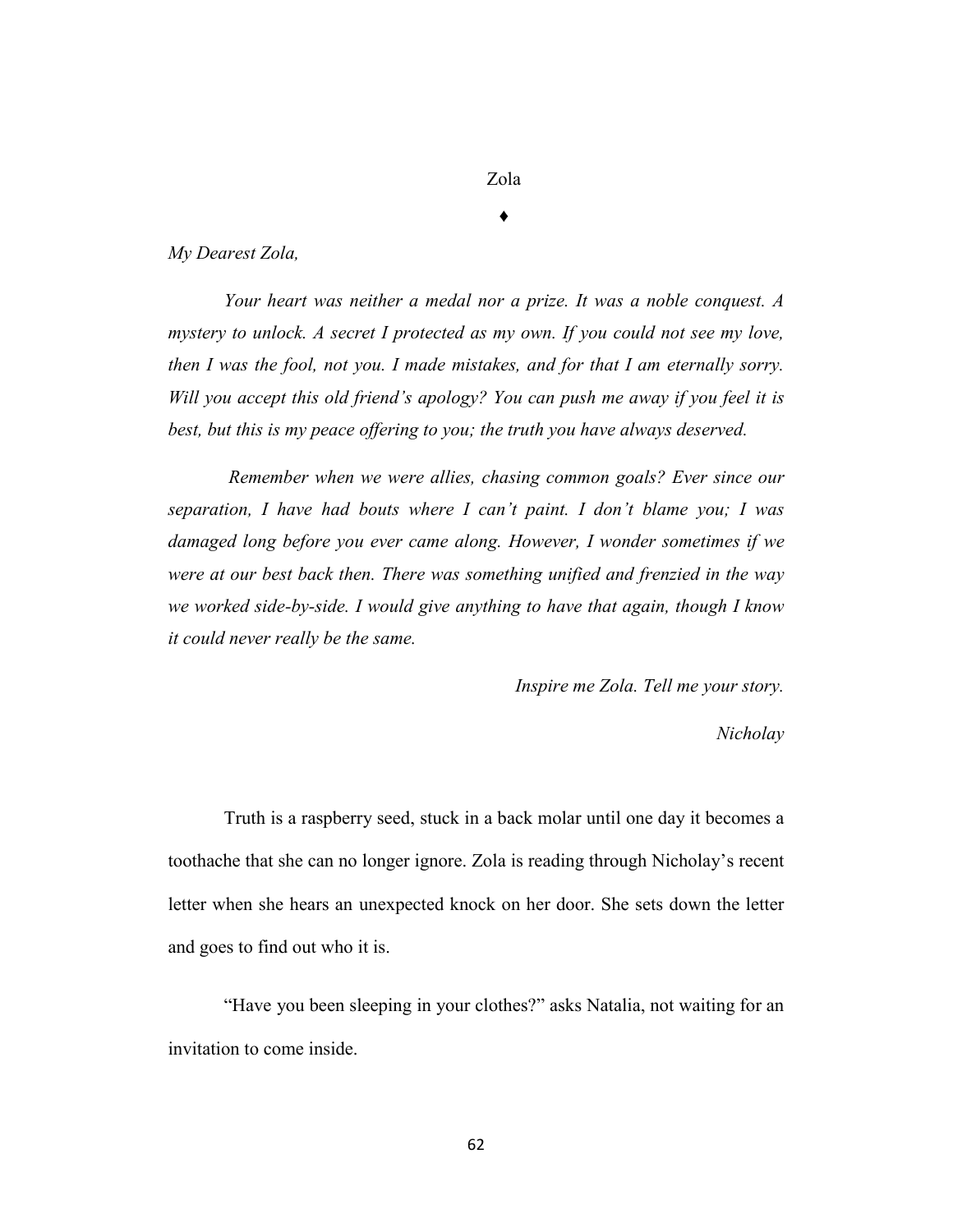# Zola

♦

*My Dearest Zola,*

*Your heart was neither a medal nor a prize. It was a noble conquest. A mystery to unlock. A secret I protected as my own. If you could not see my love, then I was the fool, not you. I made mistakes, and for that I am eternally sorry. Will you accept this old friend's apology? You can push me away if you feel it is best, but this is my peace offering to you; the truth you have always deserved.*

*Remember when we were allies, chasing common goals? Ever since our separation, I have had bouts where I can't paint. I don't blame you; I was damaged long before you ever came along. However, I wonder sometimes if we were at our best back then. There was something unified and frenzied in the way we worked side-by-side. I would give anything to have that again, though I know it could never really be the same.*

*Inspire me Zola. Tell me your story.*

*Nicholay*

Truth is a raspberry seed, stuck in a back molar until one day it becomes a toothache that she can no longer ignore. Zola is reading through Nicholay's recent letter when she hears an unexpected knock on her door. She sets down the letter and goes to find out who it is.

"Have you been sleeping in your clothes?" asks Natalia, not waiting for an invitation to come inside.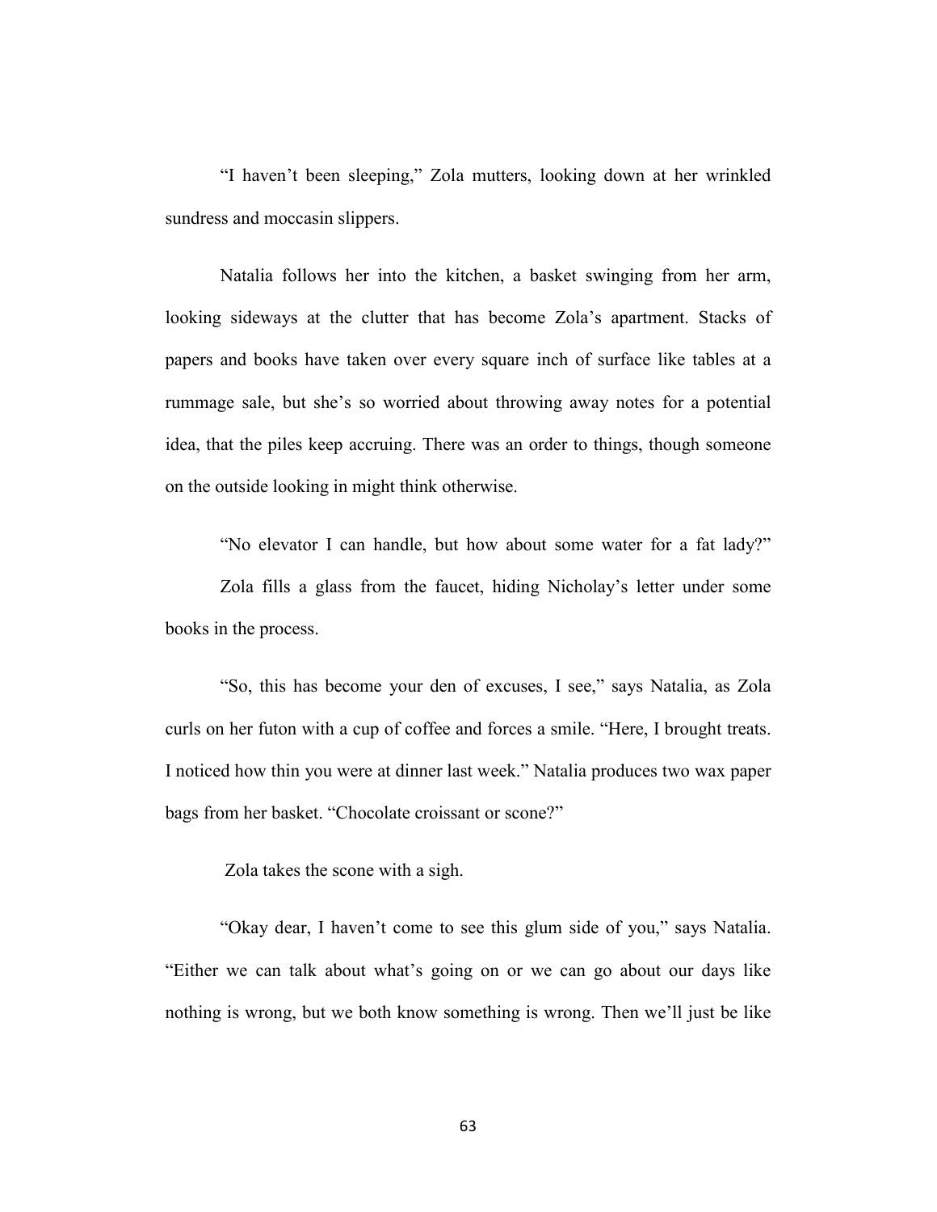"I haven't been sleeping," Zola mutters, looking down at her wrinkled sundress and moccasin slippers.

Natalia follows her into the kitchen, a basket swinging from her arm, looking sideways at the clutter that has become Zola's apartment. Stacks of papers and books have taken over every square inch of surface like tables at a rummage sale, but she's so worried about throwing away notes for a potential idea, that the piles keep accruing. There was an order to things, though someone on the outside looking in might think otherwise.

"No elevator I can handle, but how about some water for a fat lady?"

Zola fills a glass from the faucet, hiding Nicholay's letter under some books in the process.

"So, this has become your den of excuses, I see," says Natalia, as Zola curls on her futon with a cup of coffee and forces a smile. "Here, I brought treats. I noticed how thin you were at dinner last week." Natalia produces two wax paper bags from her basket. "Chocolate croissant or scone?"

Zola takes the scone with a sigh.

"Okay dear, I haven't come to see this glum side of you," says Natalia. "Either we can talk about what's going on or we can go about our days like nothing is wrong, but we both know something is wrong. Then we'll just be like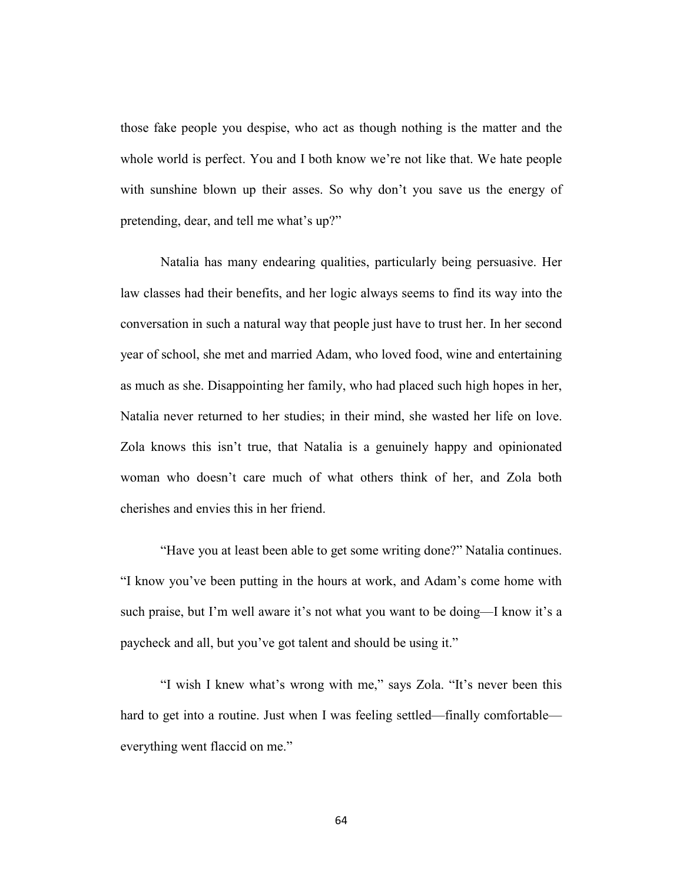those fake people you despise, who act as though nothing is the matter and the whole world is perfect. You and I both know we're not like that. We hate people with sunshine blown up their asses. So why don't you save us the energy of pretending, dear, and tell me what's up?"

Natalia has many endearing qualities, particularly being persuasive. Her law classes had their benefits, and her logic always seems to find its way into the conversation in such a natural way that people just have to trust her. In her second year of school, she met and married Adam, who loved food, wine and entertaining as much as she. Disappointing her family, who had placed such high hopes in her, Natalia never returned to her studies; in their mind, she wasted her life on love. Zola knows this isn't true, that Natalia is a genuinely happy and opinionated woman who doesn't care much of what others think of her, and Zola both cherishes and envies this in her friend.

"Have you at least been able to get some writing done?" Natalia continues. "I know you've been putting in the hours at work, and Adam's come home with such praise, but I'm well aware it's not what you want to be doing—I know it's a paycheck and all, but you've got talent and should be using it."

"I wish I knew what's wrong with me," says Zola. "It's never been this hard to get into a routine. Just when I was feeling settled—finally comfortable—everything went flaccid on me."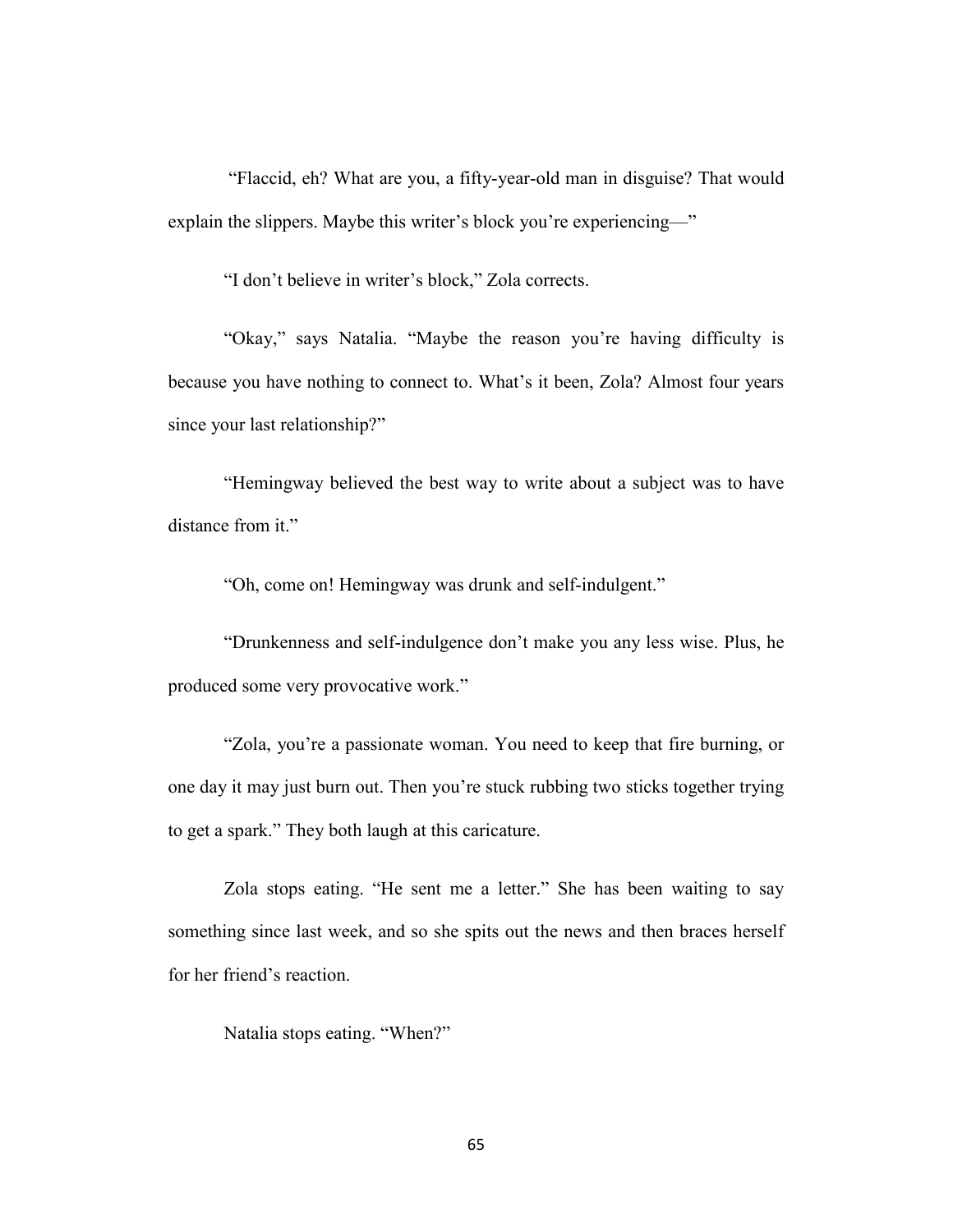"Flaccid, eh? What are you, a fifty-year-old man in disguise? That would explain the slippers. Maybe this writer's block you're experiencing—"

"I don't believe in writer's block," Zola corrects.

"Okay," says Natalia. "Maybe the reason you're having difficulty is because you have nothing to connect to. What's it been, Zola? Almost four years since your last relationship?"

"Hemingway believed the best way to write about a subject was to have distance from it."

"Oh, come on! Hemingway was drunk and self-indulgent."

"Drunkenness and self-indulgence don't make you any less wise. Plus, he produced some very provocative work."

"Zola, you're a passionate woman. You need to keep that fire burning, or one day it may just burn out. Then you're stuck rubbing two sticks together trying to get a spark." They both laugh at this caricature.

Zola stops eating. "He sent me a letter." She has been waiting to say something since last week, and so she spits out the news and then braces herself for her friend's reaction.

Natalia stops eating. "When?"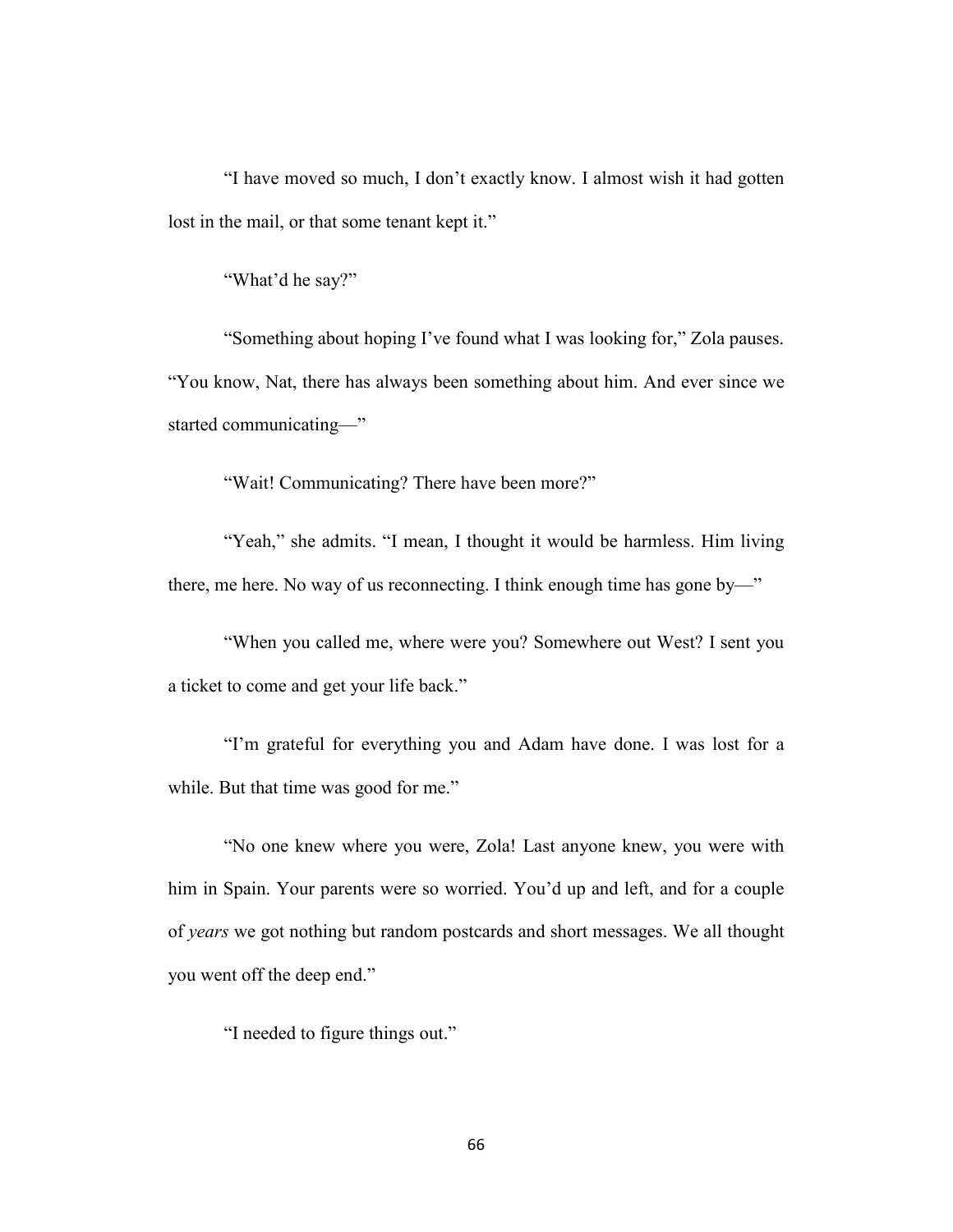“I have moved so much, I don’t exactly know. I almost wish it had gotten lost in the mail, or that some tenant kept it.”

“What’d he say?”

“Something about hoping I’ve found what I was looking for,” Zola pauses. “You know, Nat, there has always been something about him. And ever since we started communicating—”

“Wait! Communicating? There have been more?”

“Yeah,” she admits. “I mean, I thought it would be harmless. Him living there, me here. No way of us reconnecting. I think enough time has gone by—”

“When you called me, where were you? Somewhere out West? I sent you a ticket to come and get your life back.”

“I’m grateful for everything you and Adam have done. I was lost for a while. But that time was good for me.”

“No one knew where you were, Zola! Last anyone knew, you were with him in Spain. Your parents were so worried. You’d up and left, and for a couple of *years* we got nothing but random postcards and short messages. We all thought you went off the deep end.”

“I needed to figure things out.”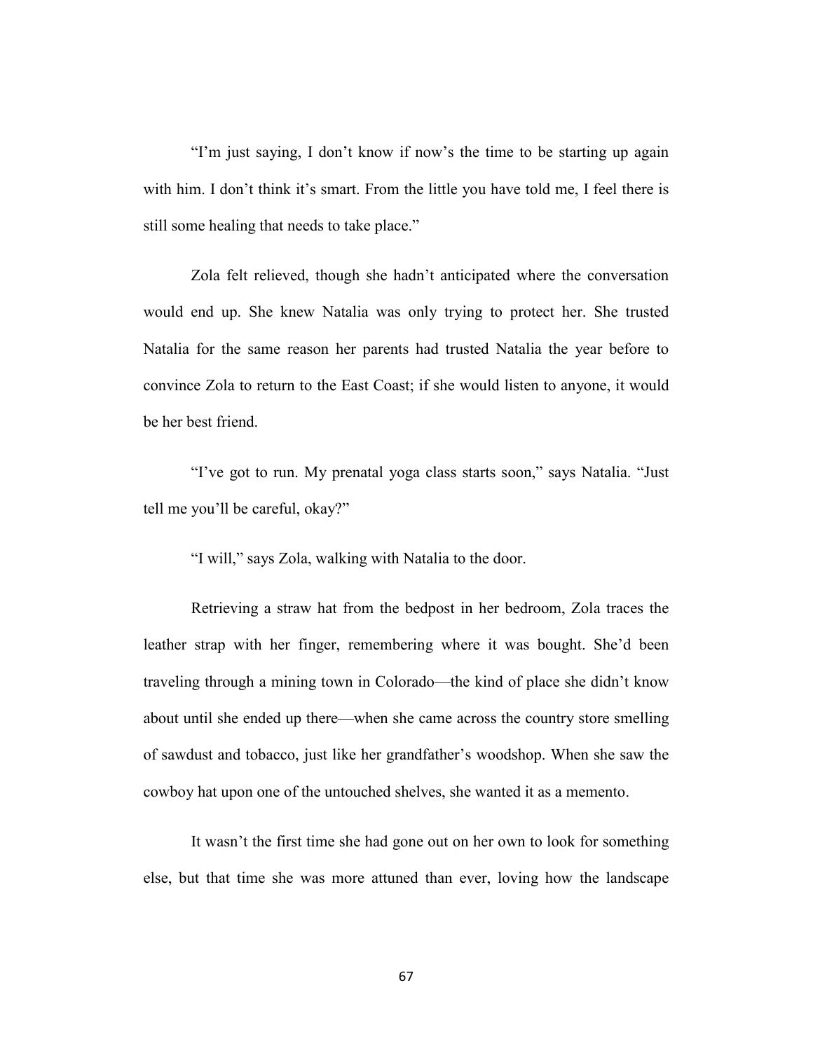"I'm just saying, I don't know if now's the time to be starting up again with him. I don't think it's smart. From the little you have told me, I feel there is still some healing that needs to take place."

Zola felt relieved, though she hadn't anticipated where the conversation would end up. She knew Natalia was only trying to protect her. She trusted Natalia for the same reason her parents had trusted Natalia the year before to convince Zola to return to the East Coast; if she would listen to anyone, it would be her best friend.

"I've got to run. My prenatal yoga class starts soon," says Natalia. "Just tell me you'll be careful, okay?"

"I will," says Zola, walking with Natalia to the door.

Retrieving a straw hat from the bedpost in her bedroom, Zola traces the leather strap with her finger, remembering where it was bought. She'd been traveling through a mining town in Colorado—the kind of place she didn't know about until she ended up there—when she came across the country store smelling of sawdust and tobacco, just like her grandfather's woodshop. When she saw the cowboy hat upon one of the untouched shelves, she wanted it as a memento.

It wasn't the first time she had gone out on her own to look for something else, but that time she was more attuned than ever, loving how the landscape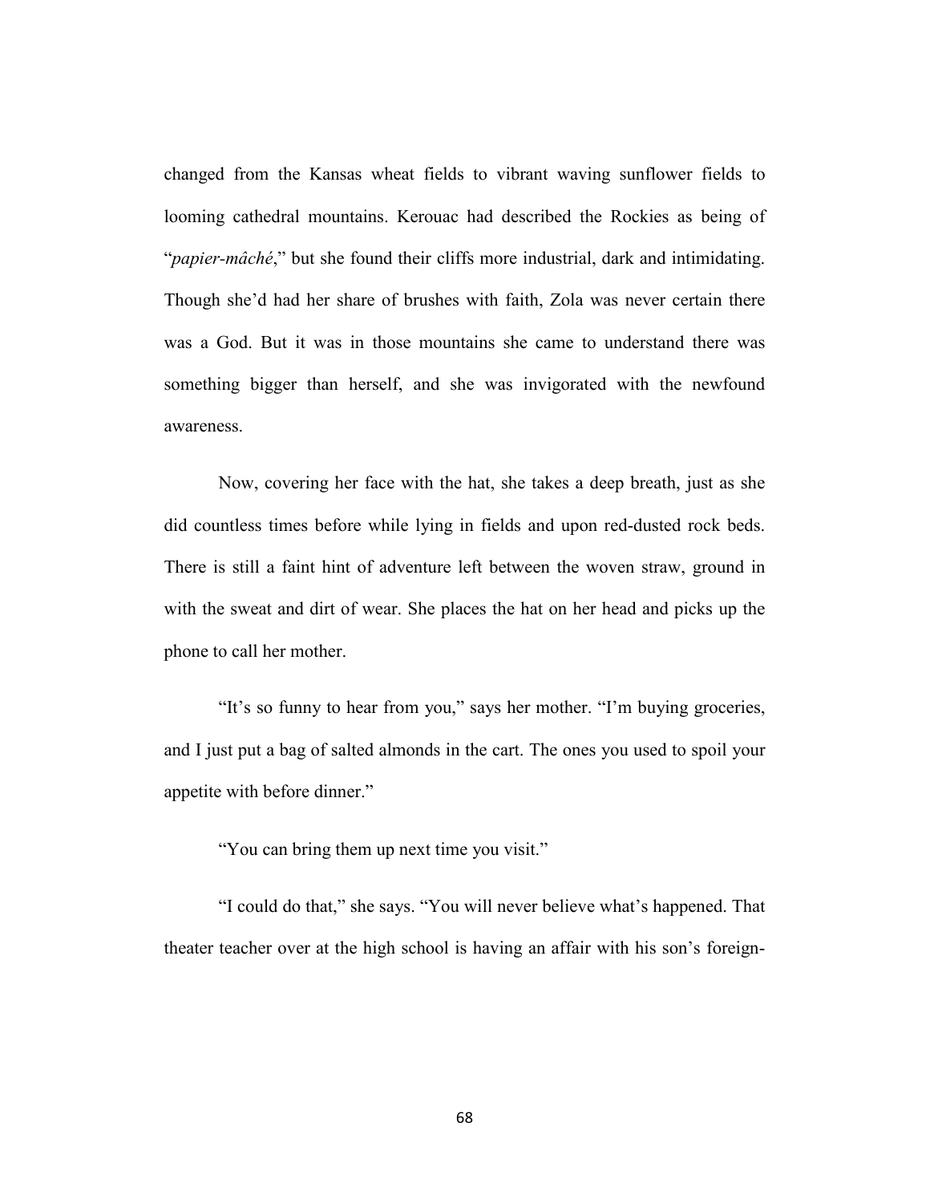changed from the Kansas wheat fields to vibrant waving sunflower fields to looming cathedral mountains. Kerouac had described the Rockies as being of "*papier-mâché*," but she found their cliffs more industrial, dark and intimidating. Though she'd had her share of brushes with faith, Zola was never certain there was a God. But it was in those mountains she came to understand there was something bigger than herself, and she was invigorated with the newfound awareness.

Now, covering her face with the hat, she takes a deep breath, just as she did countless times before while lying in fields and upon red-dusted rock beds. There is still a faint hint of adventure left between the woven straw, ground in with the sweat and dirt of wear. She places the hat on her head and picks up the phone to call her mother.

"It's so funny to hear from you," says her mother. "I'm buying groceries, and I just put a bag of salted almonds in the cart. The ones you used to spoil your appetite with before dinner."

"You can bring them up next time you visit."

"I could do that," she says. "You will never believe what's happened. That theater teacher over at the high school is having an affair with his son's foreign-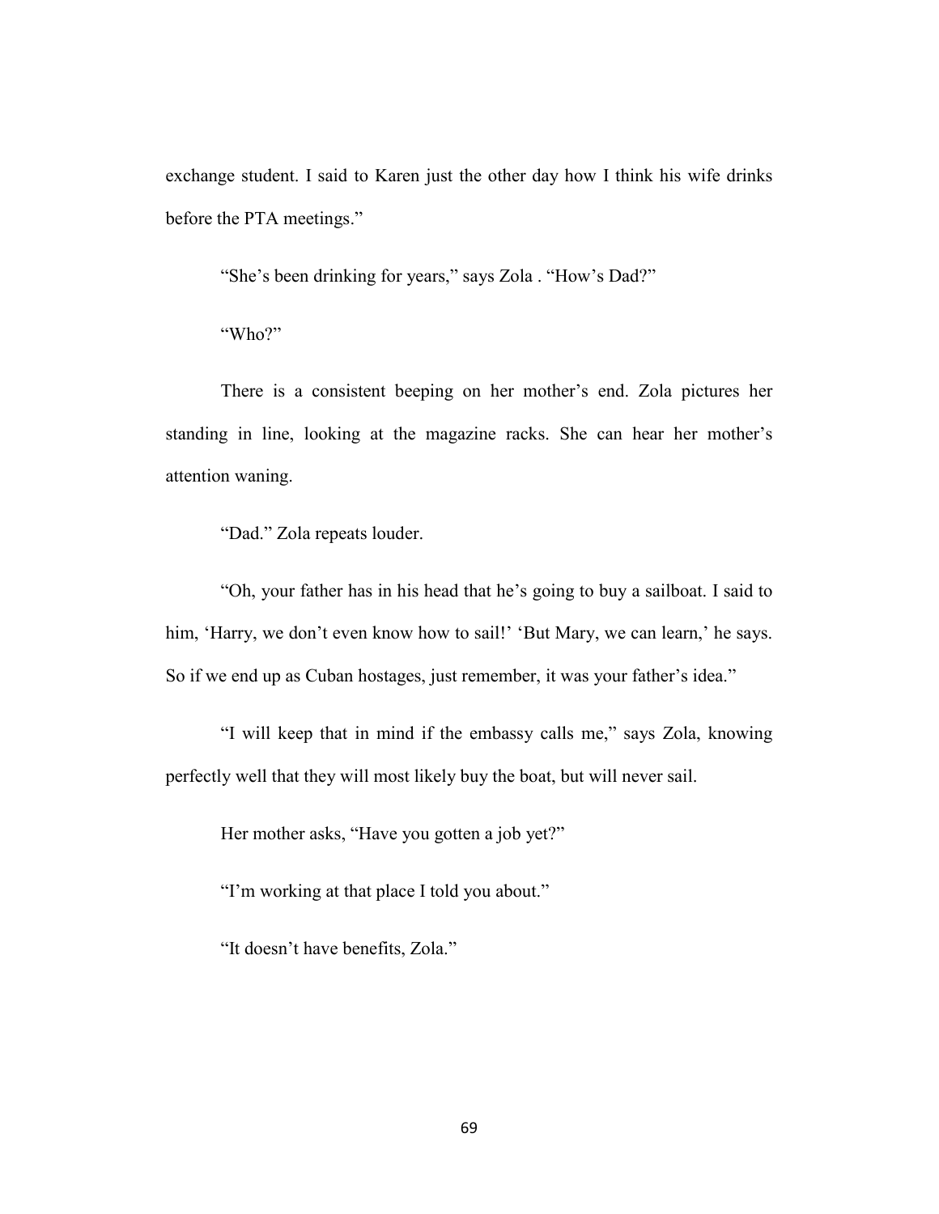exchange student. I said to Karen just the other day how I think his wife drinks before the PTA meetings."

"She's been drinking for years," says Zola . "How's Dad?"

"Who?"

There is a consistent beeping on her mother's end. Zola pictures her standing in line, looking at the magazine racks. She can hear her mother's attention waning.

"Dad." Zola repeats louder.

"Oh, your father has in his head that he's going to buy a sailboat. I said to him, 'Harry, we don't even know how to sail!' 'But Mary, we can learn,' he says. So if we end up as Cuban hostages, just remember, it was your father's idea."

"I will keep that in mind if the embassy calls me," says Zola, knowing perfectly well that they will most likely buy the boat, but will never sail.

Her mother asks, "Have you gotten a job yet?"

"I'm working at that place I told you about."

"It doesn't have benefits, Zola."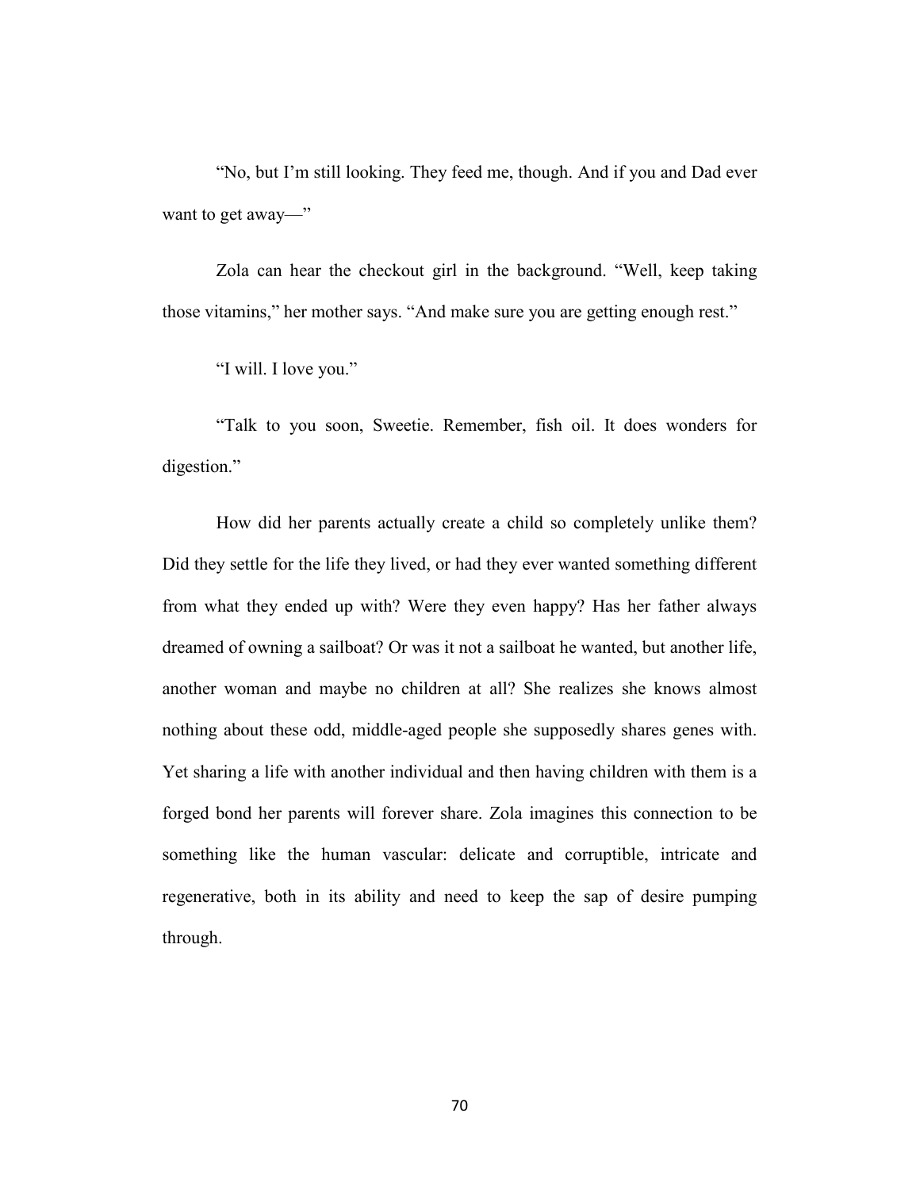"No, but I'm still looking. They feed me, though. And if you and Dad ever want to get away—"

Zola can hear the checkout girl in the background. "Well, keep taking those vitamins," her mother says. "And make sure you are getting enough rest."

"I will. I love you."

"Talk to you soon, Sweetie. Remember, fish oil. It does wonders for digestion."

How did her parents actually create a child so completely unlike them? Did they settle for the life they lived, or had they ever wanted something different from what they ended up with? Were they even happy? Has her father always dreamed of owning a sailboat? Or was it not a sailboat he wanted, but another life, another woman and maybe no children at all? She realizes she knows almost nothing about these odd, middle-aged people she supposedly shares genes with. Yet sharing a life with another individual and then having children with them is a forged bond her parents will forever share. Zola imagines this connection to be something like the human vascular: delicate and corruptible, intricate and regenerative, both in its ability and need to keep the sap of desire pumping through.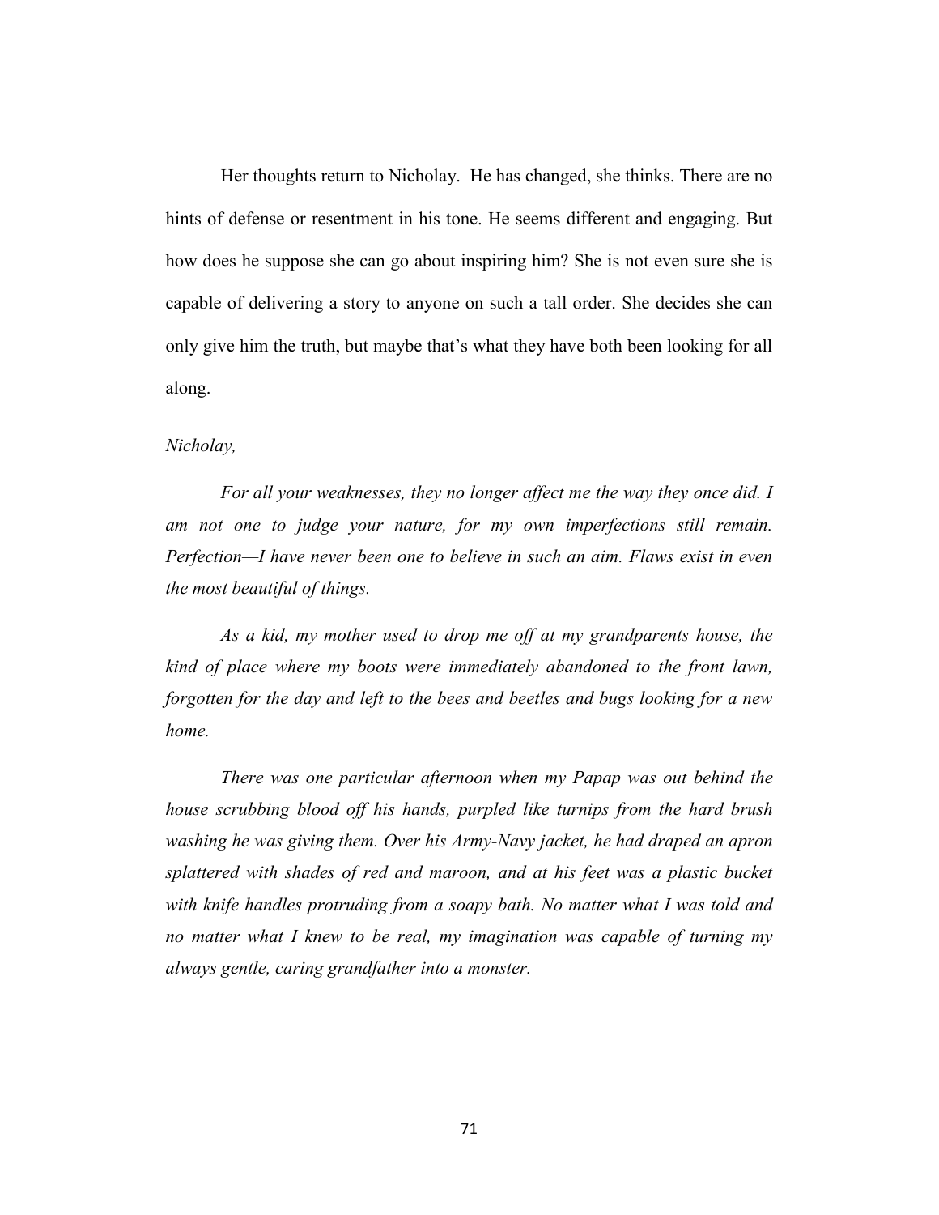Her thoughts return to Nicholay. He has changed, she thinks. There are no hints of defense or resentment in his tone. He seems different and engaging. But how does he suppose she can go about inspiring him? She is not even sure she is capable of delivering a story to anyone on such a tall order. She decides she can only give him the truth, but maybe that's what they have both been looking for all along.

*Nicholay,*

*For all your weaknesses, they no longer affect me the way they once did. I am not one to judge your nature, for my own imperfections still remain. Perfection—I have never been one to believe in such an aim. Flaws exist in even the most beautiful of things.*

*As a kid, my mother used to drop me off at my grandparents house, the kind of place where my boots were immediately abandoned to the front lawn, forgotten for the day and left to the bees and beetles and bugs looking for a new home.*

*There was one particular afternoon when my Papap was out behind the house scrubbing blood off his hands, purpled like turnips from the hard brush washing he was giving them. Over his Army-Navy jacket, he had draped an apron splattered with shades of red and maroon, and at his feet was a plastic bucket with knife handles protruding from a soapy bath. No matter what I was told and no matter what I knew to be real, my imagination was capable of turning my always gentle, caring grandfather into a monster.*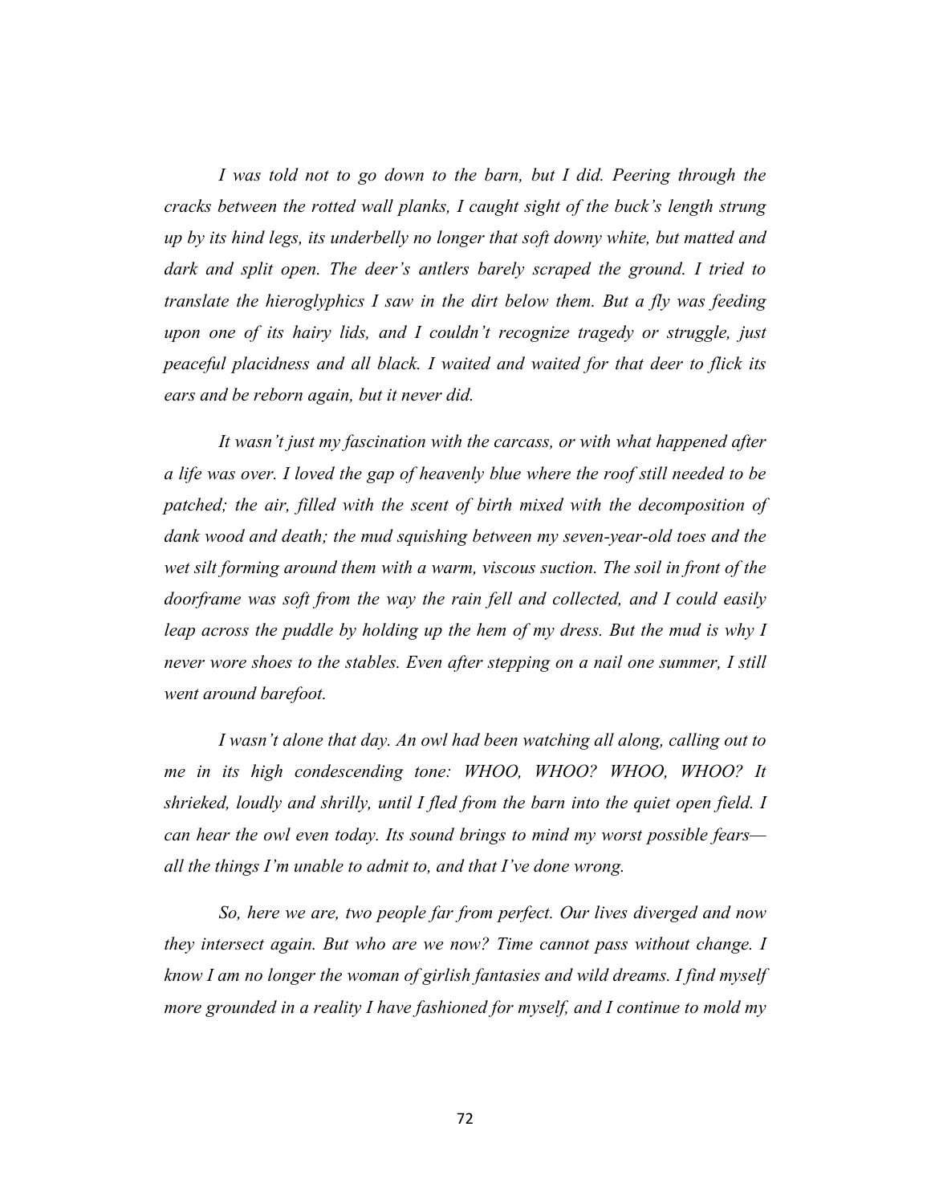*I was told not to go down to the barn, but I did. Peering through the cracks between the rotted wall planks, I caught sight of the buck's length strung up by its hind legs, its underbelly no longer that soft downy white, but matted and dark and split open. The deer's antlers barely scraped the ground. I tried to translate the hieroglyphics I saw in the dirt below them. But a fly was feeding upon one of its hairy lids, and I couldn't recognize tragedy or struggle, just peaceful placidness and all black. I waited and waited for that deer to flick its ears and be reborn again, but it never did.*

*It wasn't just my fascination with the carcass, or with what happened after a life was over. I loved the gap of heavenly blue where the roof still needed to be patched; the air, filled with the scent of birth mixed with the decomposition of dank wood and death; the mud squishing between my seven-year-old toes and the wet silt forming around them with a warm, viscous suction. The soil in front of the doorframe was soft from the way the rain fell and collected, and I could easily leap across the puddle by holding up the hem of my dress. But the mud is why I never wore shoes to the stables. Even after stepping on a nail one summer, I still went around barefoot.*

*I wasn't alone that day. An owl had been watching all along, calling out to me in its high condescending tone: WHOO, WHOO? WHOO, WHOO? It shrieked, loudly and shrilly, until I fled from the barn into the quiet open field. I can hear the owl even today. Its sound brings to mind my worst possible fears—all the things I'm unable to admit to, and that I've done wrong.*

*So, here we are, two people far from perfect. Our lives diverged and now they intersect again. But who are we now? Time cannot pass without change. I know I am no longer the woman of girlish fantasies and wild dreams. I find myself more grounded in a reality I have fashioned for myself, and I continue to mold my*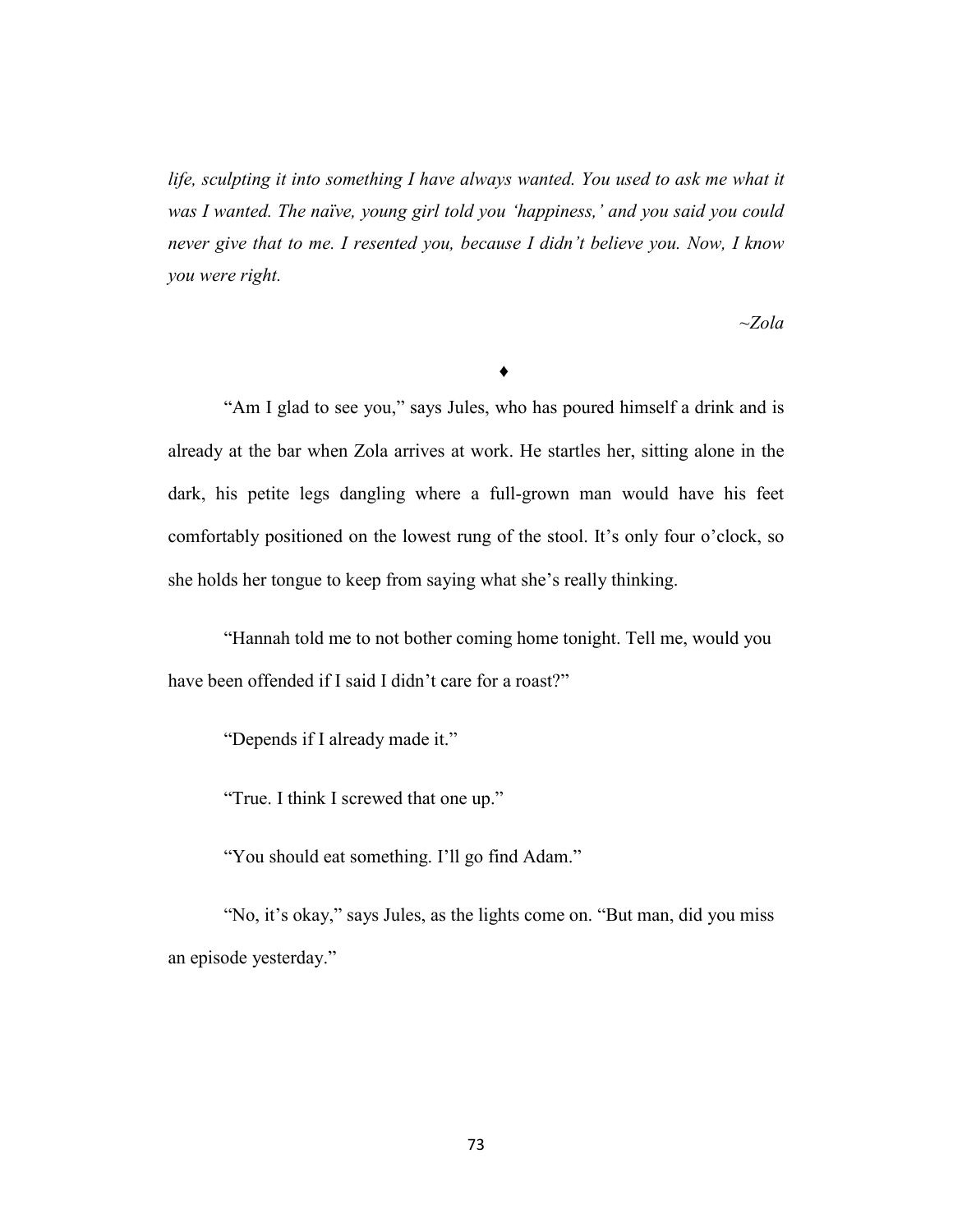*life, sculpting it into something I have always wanted. You used to ask me what it was I wanted. The naïve, young girl told you 'happiness,' and you said you could never give that to me. I resented you, because I didn't believe you. Now, I know you were right.*

*~Zola*

♦

"Am I glad to see you," says Jules, who has poured himself a drink and is already at the bar when Zola arrives at work. He startles her, sitting alone in the dark, his petite legs dangling where a full-grown man would have his feet comfortably positioned on the lowest rung of the stool. It's only four o'clock, so she holds her tongue to keep from saying what she's really thinking.

"Hannah told me to not bother coming home tonight. Tell me, would you have been offended if I said I didn't care for a roast?"

"Depends if I already made it."

"True. I think I screwed that one up."

"You should eat something. I'll go find Adam."

"No, it's okay," says Jules, as the lights come on. "But man, did you miss an episode yesterday."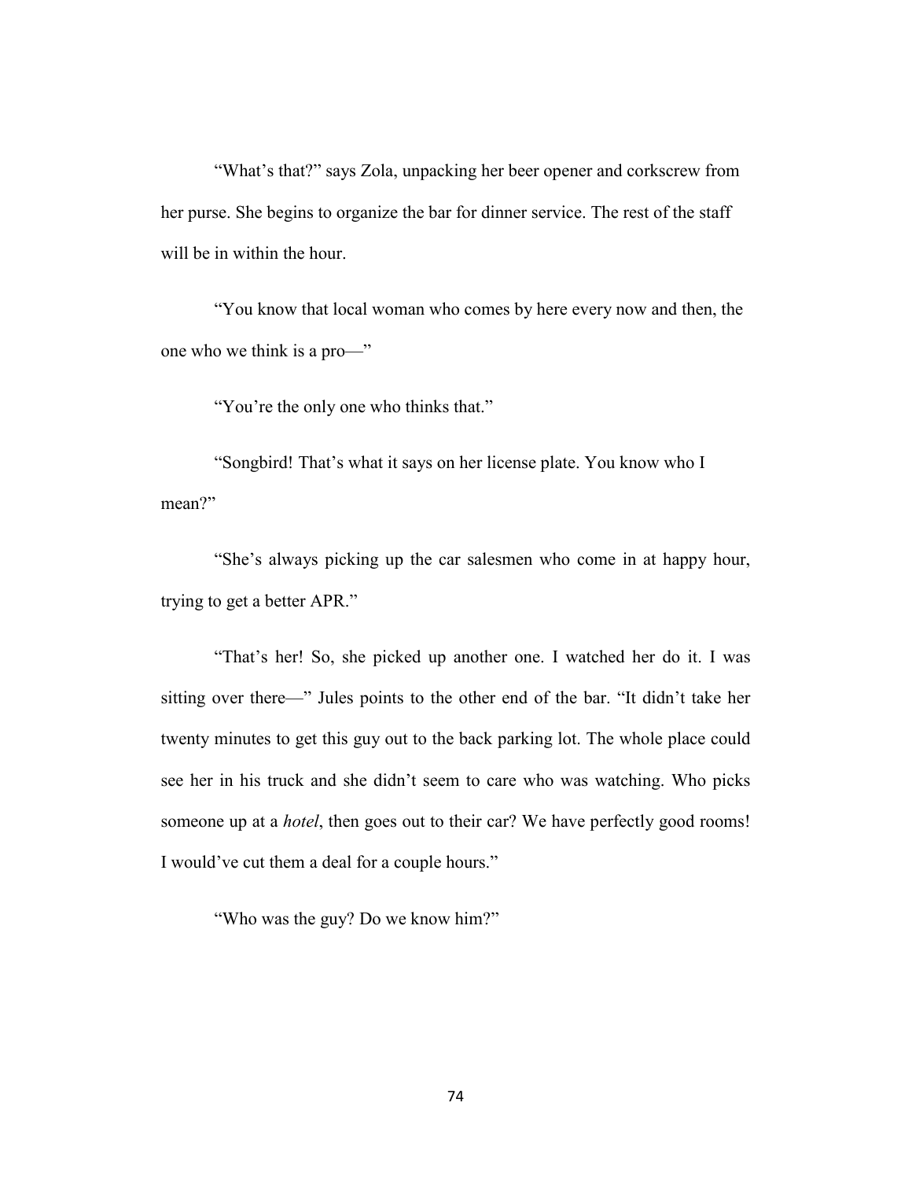"What's that?" says Zola, unpacking her beer opener and corkscrew from her purse. She begins to organize the bar for dinner service. The rest of the staff will be in within the hour.

"You know that local woman who comes by here every now and then, the one who we think is a pro—"

"You're the only one who thinks that."

"Songbird! That's what it says on her license plate. You know who I mean?"

"She's always picking up the car salesmen who come in at happy hour, trying to get a better APR."

"That's her! So, she picked up another one. I watched her do it. I was sitting over there—" Jules points to the other end of the bar. "It didn't take her twenty minutes to get this guy out to the back parking lot. The whole place could see her in his truck and she didn't seem to care who was watching. Who picks someone up at a *hotel*, then goes out to their car? We have perfectly good rooms! I would've cut them a deal for a couple hours."

"Who was the guy? Do we know him?"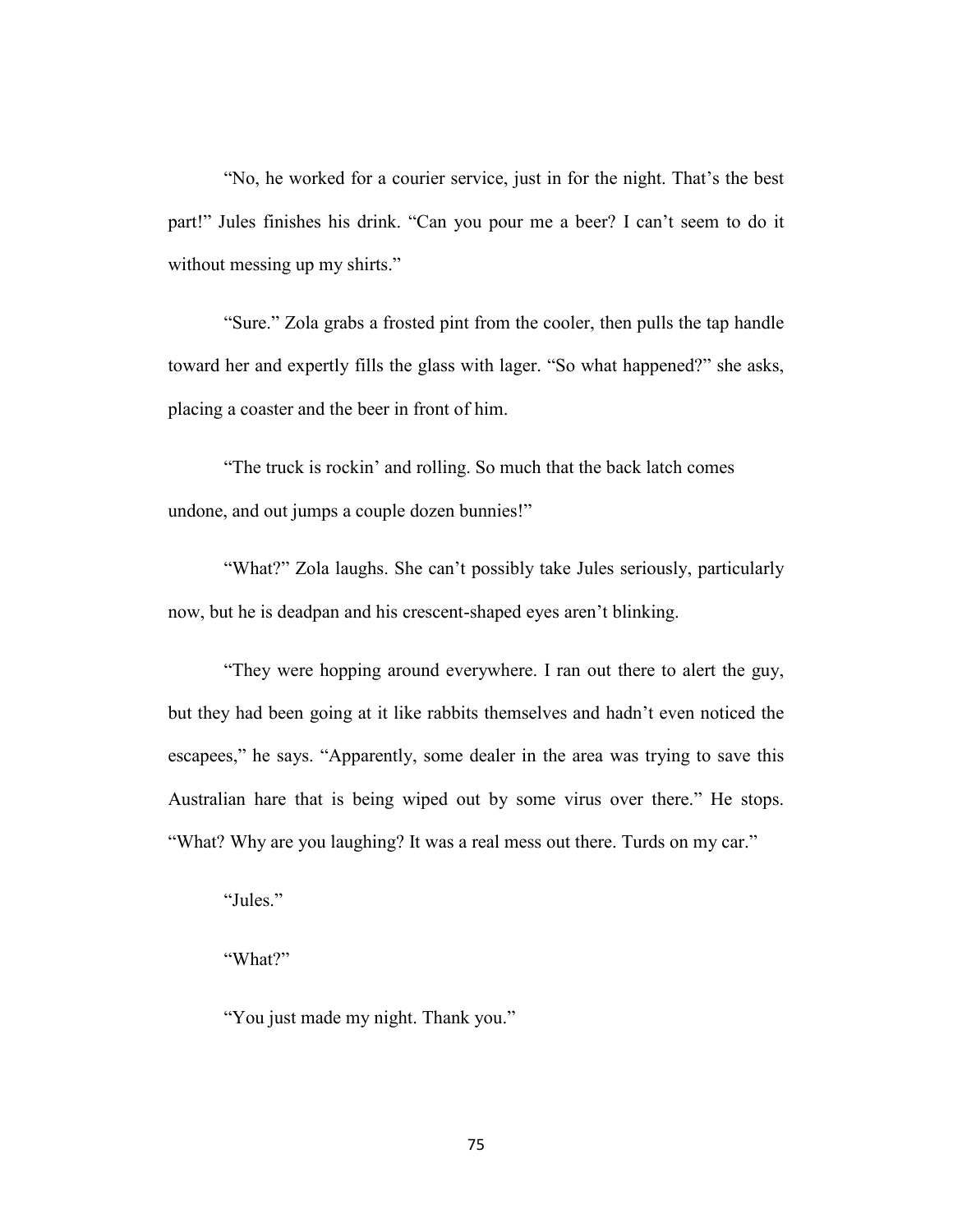"No, he worked for a courier service, just in for the night. That's the best part!" Jules finishes his drink. "Can you pour me a beer? I can't seem to do it without messing up my shirts."

"Sure." Zola grabs a frosted pint from the cooler, then pulls the tap handle toward her and expertly fills the glass with lager. "So what happened?" she asks, placing a coaster and the beer in front of him.

"The truck is rockin' and rolling. So much that the back latch comes undone, and out jumps a couple dozen bunnies!"

"What?" Zola laughs. She can't possibly take Jules seriously, particularly now, but he is deadpan and his crescent-shaped eyes aren't blinking.

"They were hopping around everywhere. I ran out there to alert the guy, but they had been going at it like rabbits themselves and hadn't even noticed the escapees," he says. "Apparently, some dealer in the area was trying to save this Australian hare that is being wiped out by some virus over there." He stops. "What? Why are you laughing? It was a real mess out there. Turds on my car."

"Jules."

"What?"

"You just made my night. Thank you."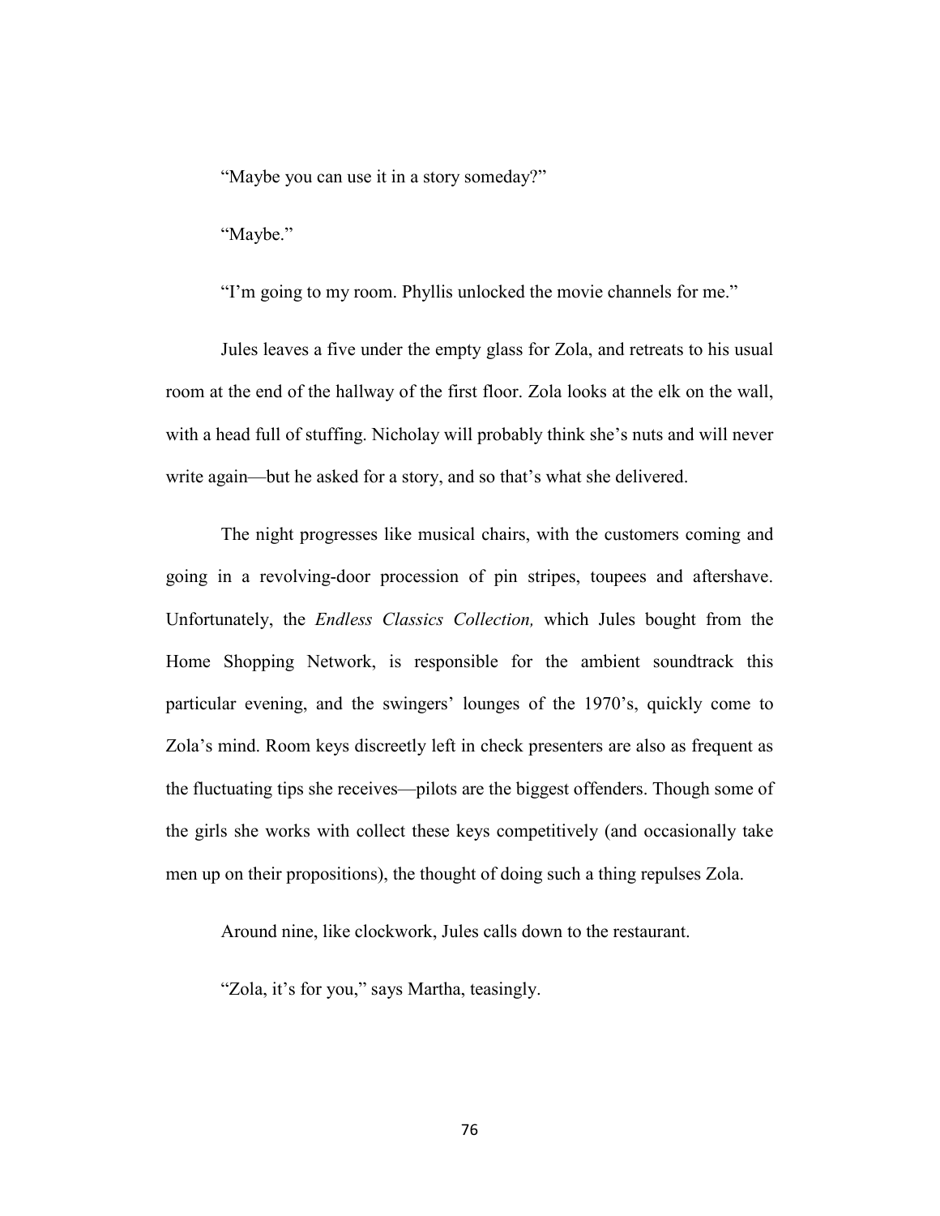"Maybe you can use it in a story someday?"

"Maybe."

"I'm going to my room. Phyllis unlocked the movie channels for me."

Jules leaves a five under the empty glass for Zola, and retreats to his usual room at the end of the hallway of the first floor. Zola looks at the elk on the wall, with a head full of stuffing. Nicholay will probably think she's nuts and will never write again—but he asked for a story, and so that's what she delivered.

The night progresses like musical chairs, with the customers coming and going in a revolving-door procession of pin stripes, toupees and aftershave. Unfortunately, the *Endless Classics Collection,* which Jules bought from the Home Shopping Network, is responsible for the ambient soundtrack this particular evening, and the swingers' lounges of the 1970's, quickly come to Zola's mind. Room keys discreetly left in check presenters are also as frequent as the fluctuating tips she receives—pilots are the biggest offenders. Though some of the girls she works with collect these keys competitively (and occasionally take men up on their propositions), the thought of doing such a thing repulses Zola.

Around nine, like clockwork, Jules calls down to the restaurant.

"Zola, it's for you," says Martha, teasingly.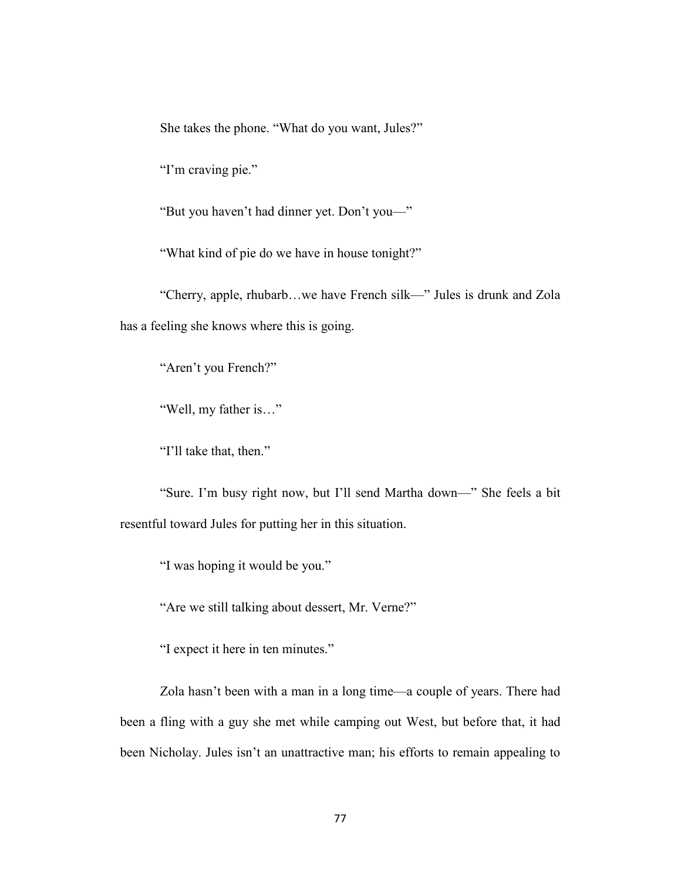She takes the phone. “What do you want, Jules?”

“I’m craving pie.”

“But you haven’t had dinner yet. Don’t you—”

“What kind of pie do we have in house tonight?”

“Cherry, apple, rhubarb…we have French silk—” Jules is drunk and Zola has a feeling she knows where this is going.

“Aren’t you French?”

“Well, my father is…”

“I’ll take that, then.”

“Sure. I’m busy right now, but I’ll send Martha down—” She feels a bit resentful toward Jules for putting her in this situation.

“I was hoping it would be you.”

“Are we still talking about dessert, Mr. Verne?”

“I expect it here in ten minutes.”

Zola hasn’t been with a man in a long time—a couple of years. There had been a fling with a guy she met while camping out West, but before that, it had been Nicholay. Jules isn’t an unattractive man; his efforts to remain appealing to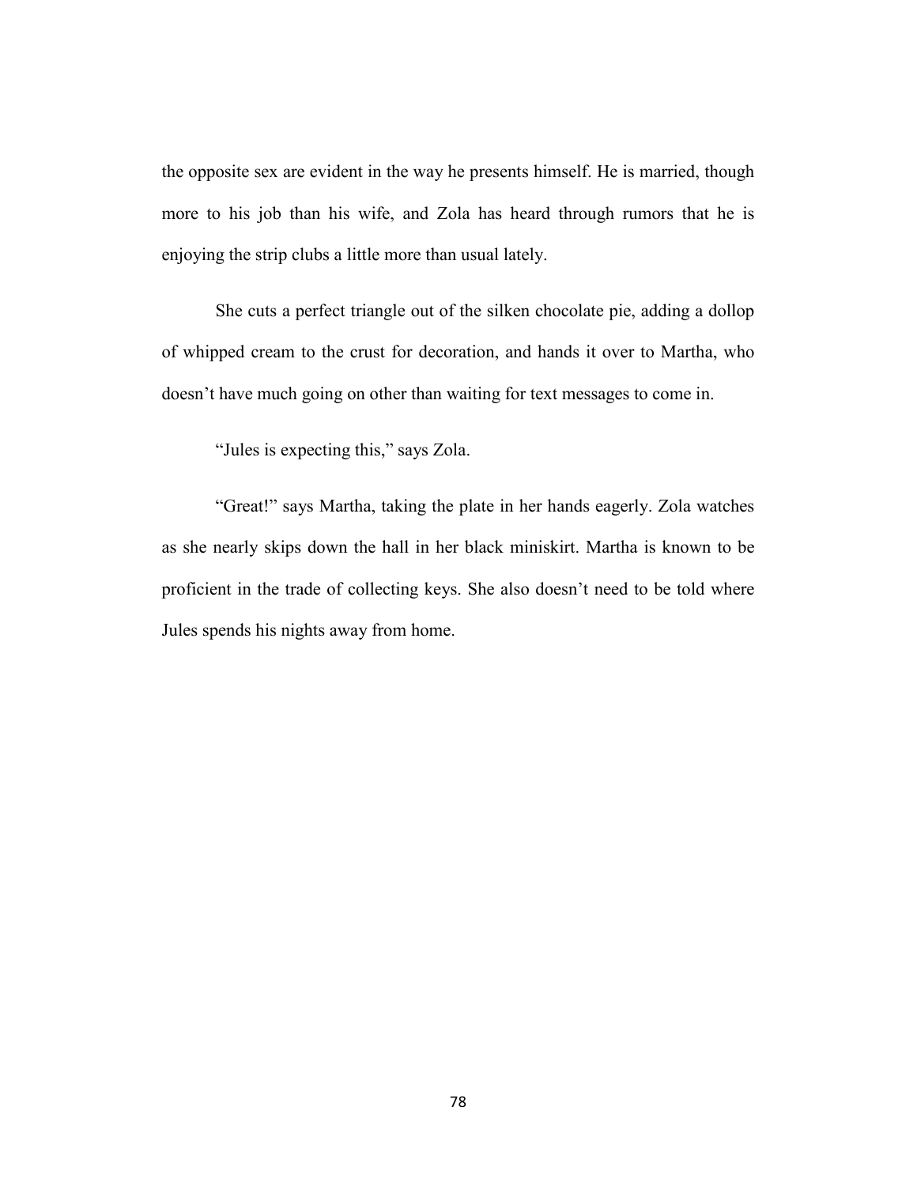the opposite sex are evident in the way he presents himself. He is married, though more to his job than his wife, and Zola has heard through rumors that he is enjoying the strip clubs a little more than usual lately.

She cuts a perfect triangle out of the silken chocolate pie, adding a dollop of whipped cream to the crust for decoration, and hands it over to Martha, who doesn't have much going on other than waiting for text messages to come in.

"Jules is expecting this," says Zola.

"Great!" says Martha, taking the plate in her hands eagerly. Zola watches as she nearly skips down the hall in her black miniskirt. Martha is known to be proficient in the trade of collecting keys. She also doesn't need to be told where Jules spends his nights away from home.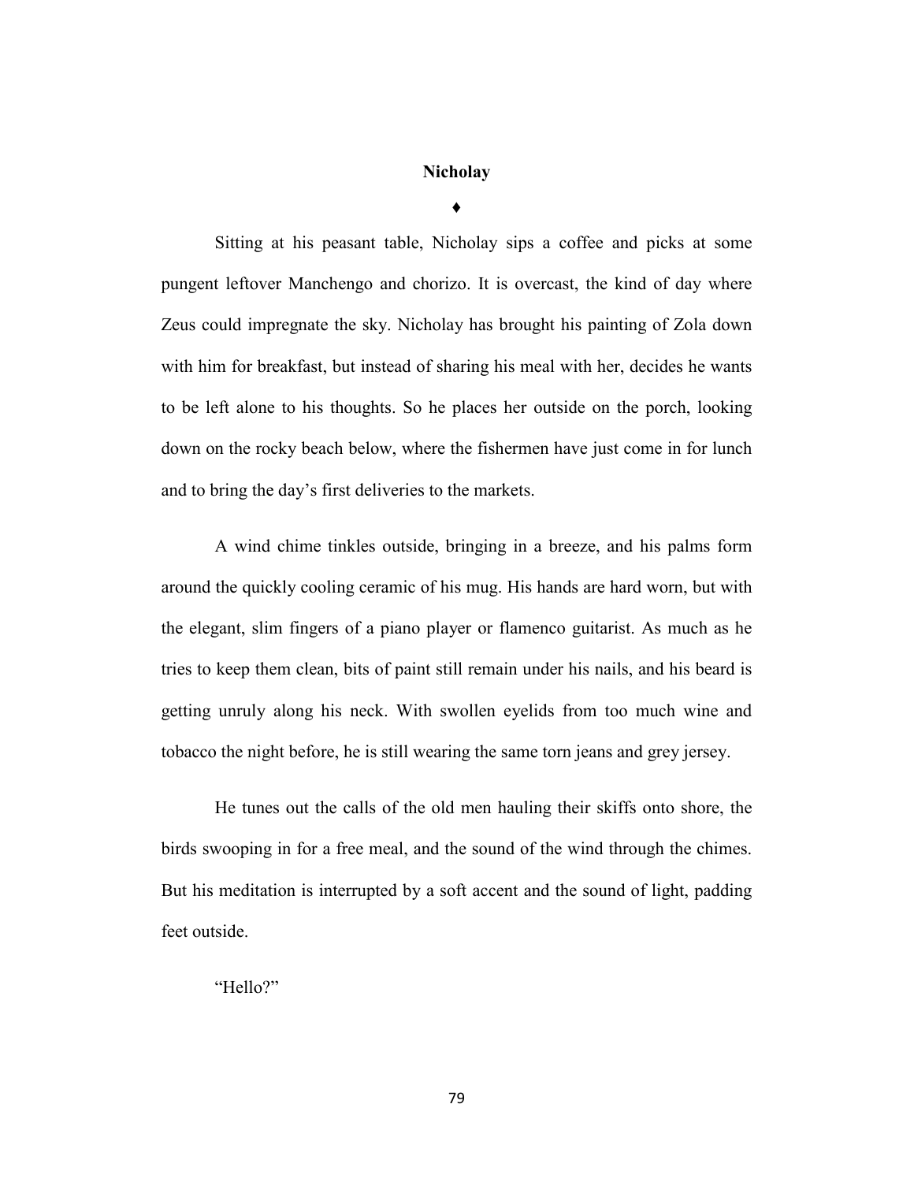**Nicholay**

♦

Sitting at his peasant table, Nicholay sips a coffee and picks at some pungent leftover Manchengo and chorizo. It is overcast, the kind of day where Zeus could impregnate the sky. Nicholay has brought his painting of Zola down with him for breakfast, but instead of sharing his meal with her, decides he wants to be left alone to his thoughts. So he places her outside on the porch, looking down on the rocky beach below, where the fishermen have just come in for lunch and to bring the day's first deliveries to the markets.

A wind chime tinkles outside, bringing in a breeze, and his palms form around the quickly cooling ceramic of his mug. His hands are hard worn, but with the elegant, slim fingers of a piano player or flamenco guitarist. As much as he tries to keep them clean, bits of paint still remain under his nails, and his beard is getting unruly along his neck. With swollen eyelids from too much wine and tobacco the night before, he is still wearing the same torn jeans and grey jersey.

He tunes out the calls of the old men hauling their skiffs onto shore, the birds swooping in for a free meal, and the sound of the wind through the chimes. But his meditation is interrupted by a soft accent and the sound of light, padding feet outside.

"Hello?"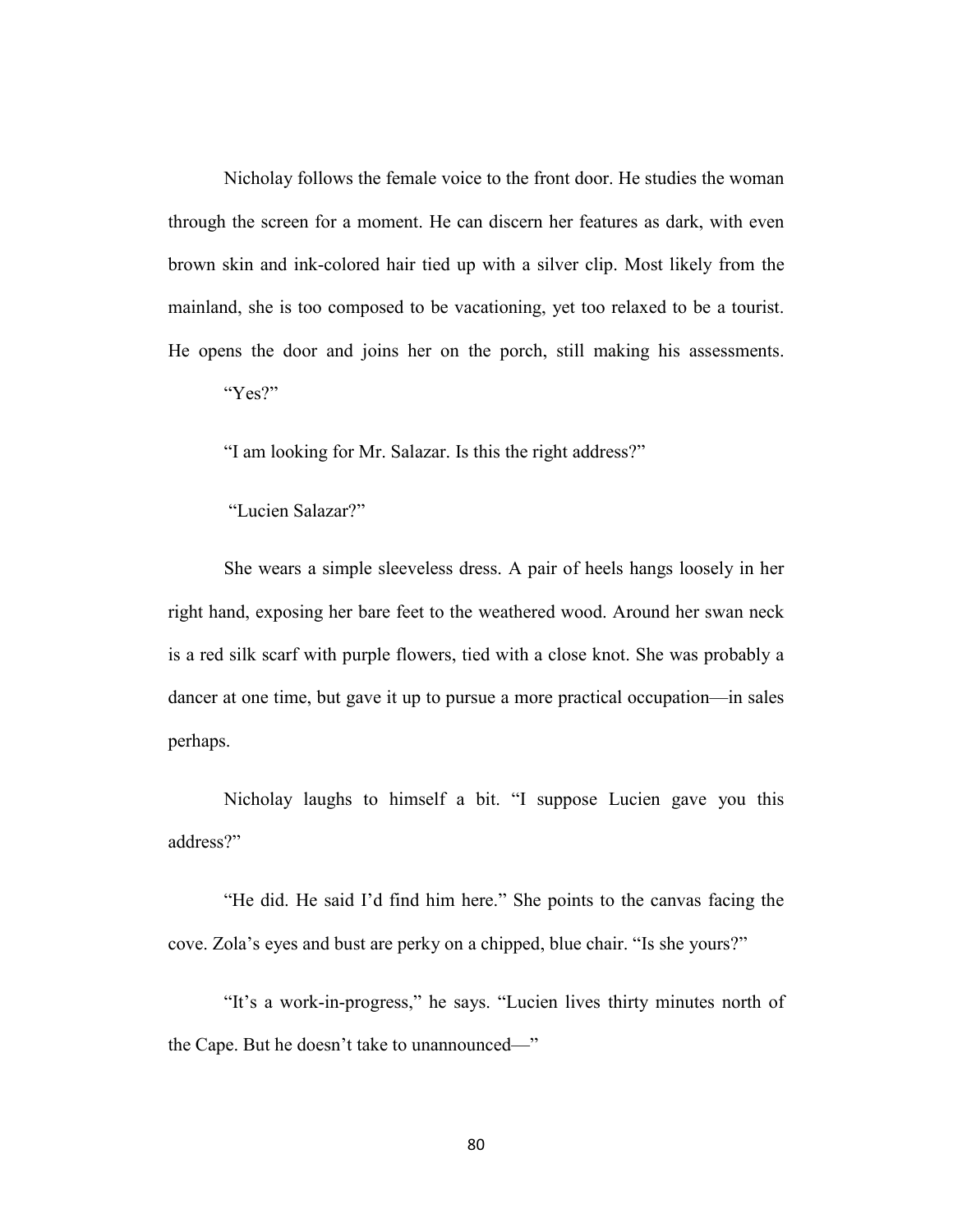Nicholay follows the female voice to the front door. He studies the woman through the screen for a moment. He can discern her features as dark, with even brown skin and ink-colored hair tied up with a silver clip. Most likely from the mainland, she is too composed to be vacationing, yet too relaxed to be a tourist. He opens the door and joins her on the porch, still making his assessments.

"Yes?"

"I am looking for Mr. Salazar. Is this the right address?"

"Lucien Salazar?"

She wears a simple sleeveless dress. A pair of heels hangs loosely in her right hand, exposing her bare feet to the weathered wood. Around her swan neck is a red silk scarf with purple flowers, tied with a close knot. She was probably a dancer at one time, but gave it up to pursue a more practical occupation—in sales perhaps.

Nicholay laughs to himself a bit. "I suppose Lucien gave you this address?"

"He did. He said I'd find him here." She points to the canvas facing the cove. Zola's eyes and bust are perky on a chipped, blue chair. "Is she yours?"

"It's a work-in-progress," he says. "Lucien lives thirty minutes north of the Cape. But he doesn't take to unannounced—"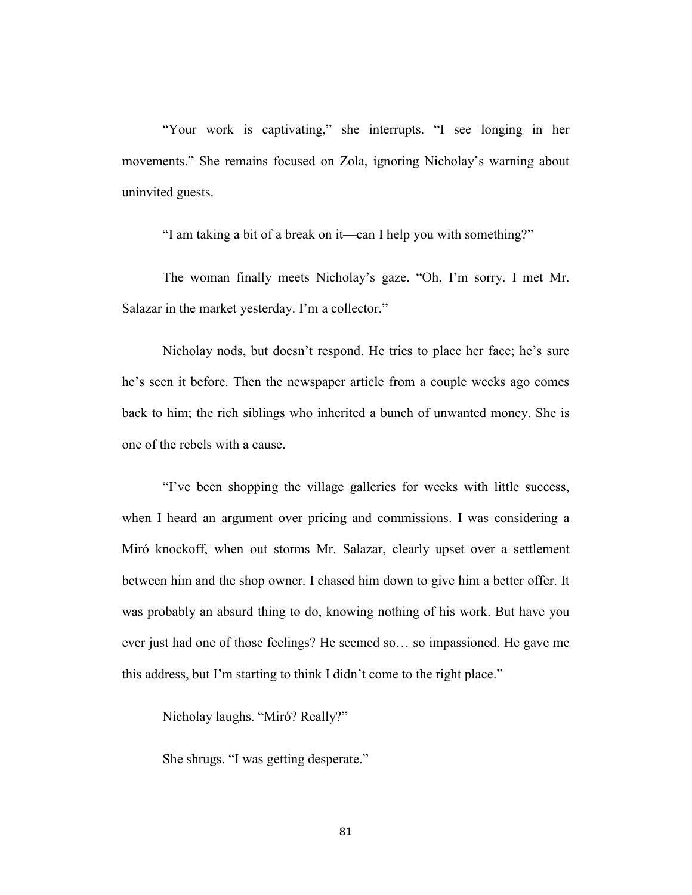"Your work is captivating," she interrupts. "I see longing in her movements." She remains focused on Zola, ignoring Nicholay's warning about uninvited guests.

"I am taking a bit of a break on it—can I help you with something?"

The woman finally meets Nicholay's gaze. "Oh, I'm sorry. I met Mr. Salazar in the market yesterday. I'm a collector."

Nicholay nods, but doesn't respond. He tries to place her face; he's sure he's seen it before. Then the newspaper article from a couple weeks ago comes back to him; the rich siblings who inherited a bunch of unwanted money. She is one of the rebels with a cause.

"I've been shopping the village galleries for weeks with little success, when I heard an argument over pricing and commissions. I was considering a Miró knockoff, when out storms Mr. Salazar, clearly upset over a settlement between him and the shop owner. I chased him down to give him a better offer. It was probably an absurd thing to do, knowing nothing of his work. But have you ever just had one of those feelings? He seemed so… so impassioned. He gave me this address, but I'm starting to think I didn't come to the right place."

Nicholay laughs. "Miró? Really?"

She shrugs. "I was getting desperate."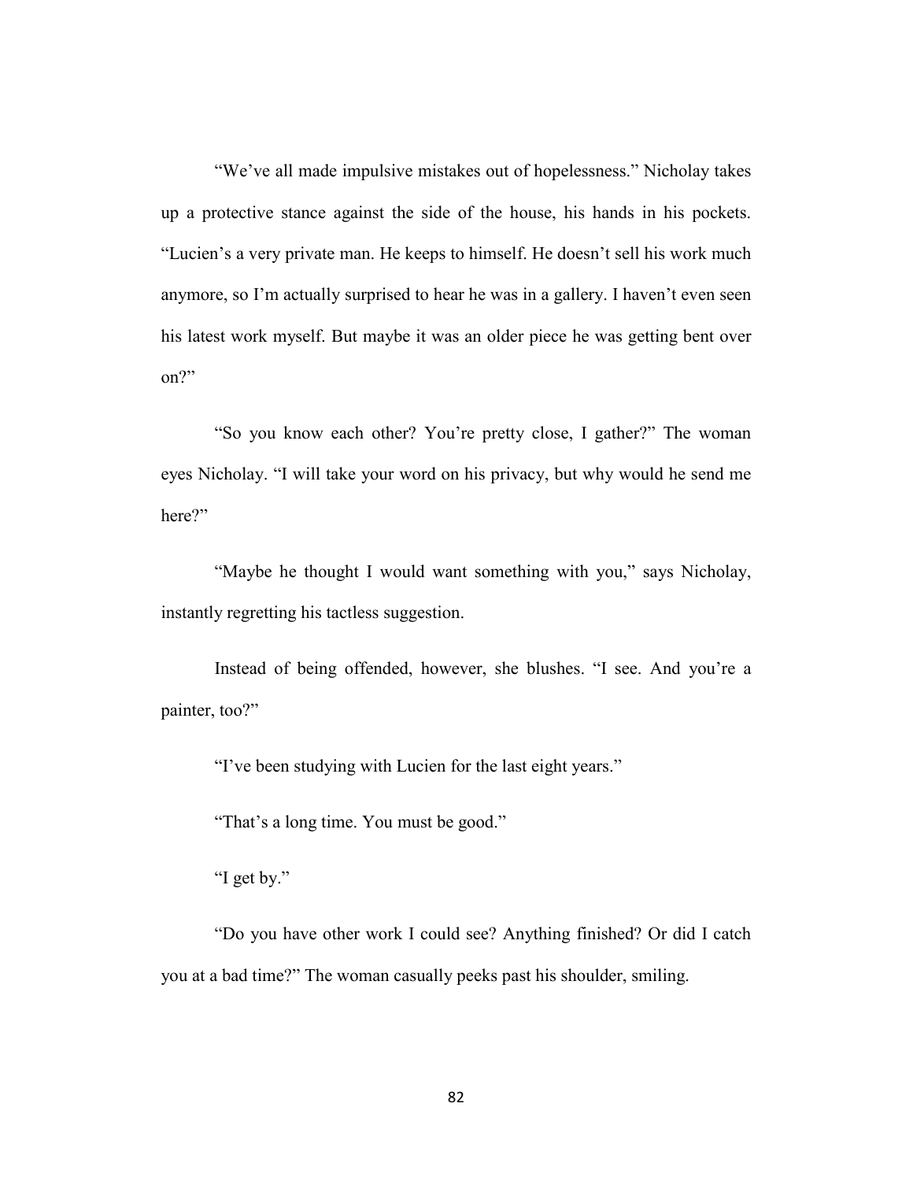“We’ve all made impulsive mistakes out of hopelessness.” Nicholay takes up a protective stance against the side of the house, his hands in his pockets. “Lucien’s a very private man. He keeps to himself. He doesn’t sell his work much anymore, so I’m actually surprised to hear he was in a gallery. I haven’t even seen his latest work myself. But maybe it was an older piece he was getting bent over on?”

“So you know each other? You’re pretty close, I gather?” The woman eyes Nicholay. “I will take your word on his privacy, but why would he send me here?”

“Maybe he thought I would want something with you,” says Nicholay, instantly regretting his tactless suggestion.

Instead of being offended, however, she blushes. “I see. And you’re a painter, too?”

“I’ve been studying with Lucien for the last eight years.”

“That’s a long time. You must be good.”

“I get by.”

“Do you have other work I could see? Anything finished? Or did I catch you at a bad time?” The woman casually peeks past his shoulder, smiling.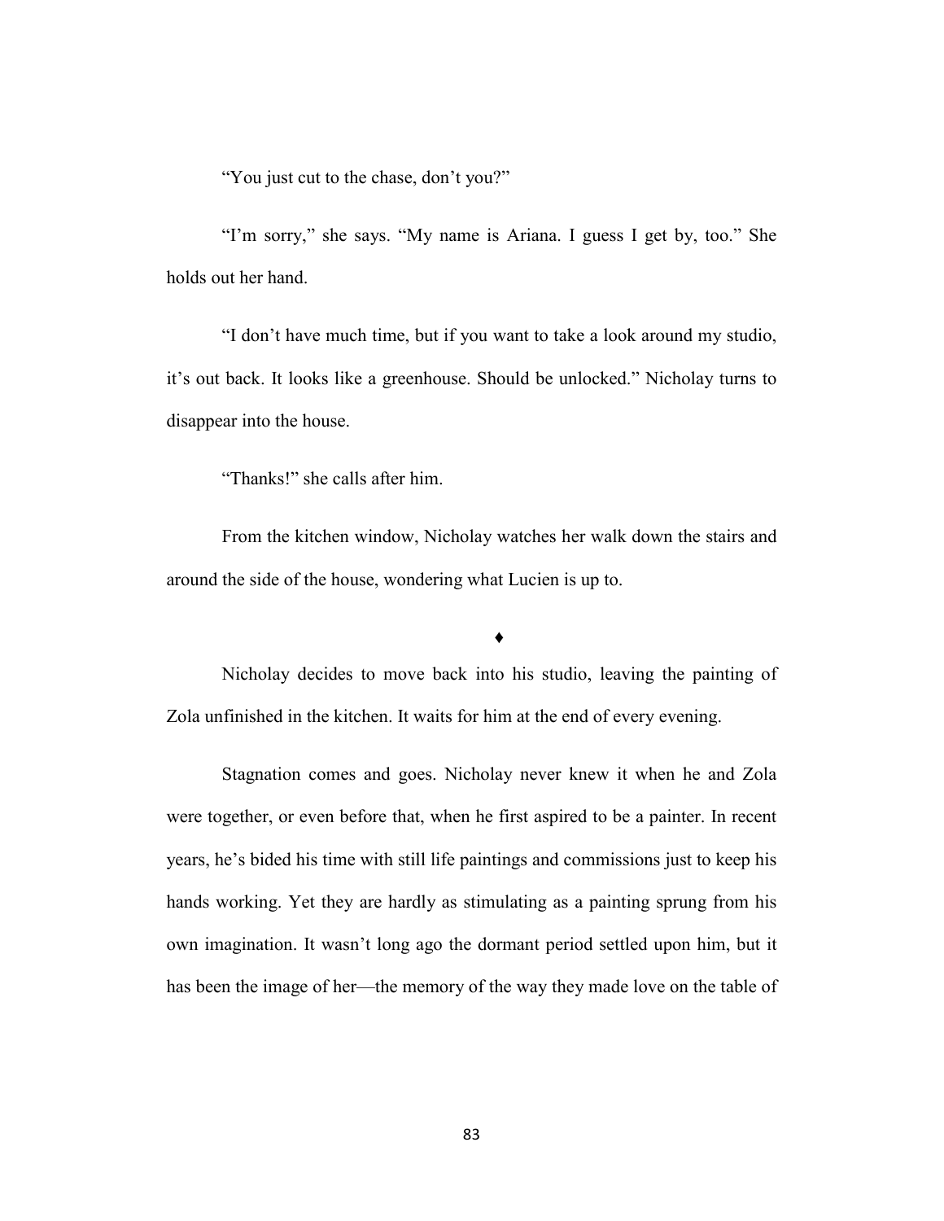"You just cut to the chase, don't you?"

"I'm sorry," she says. "My name is Ariana. I guess I get by, too." She holds out her hand.

"I don't have much time, but if you want to take a look around my studio, it's out back. It looks like a greenhouse. Should be unlocked." Nicholay turns to disappear into the house.

"Thanks!" she calls after him.

From the kitchen window, Nicholay watches her walk down the stairs and around the side of the house, wondering what Lucien is up to.

♦

Nicholay decides to move back into his studio, leaving the painting of Zola unfinished in the kitchen. It waits for him at the end of every evening.

Stagnation comes and goes. Nicholay never knew it when he and Zola were together, or even before that, when he first aspired to be a painter. In recent years, he's bided his time with still life paintings and commissions just to keep his hands working. Yet they are hardly as stimulating as a painting sprung from his own imagination. It wasn't long ago the dormant period settled upon him, but it has been the image of her—the memory of the way they made love on the table of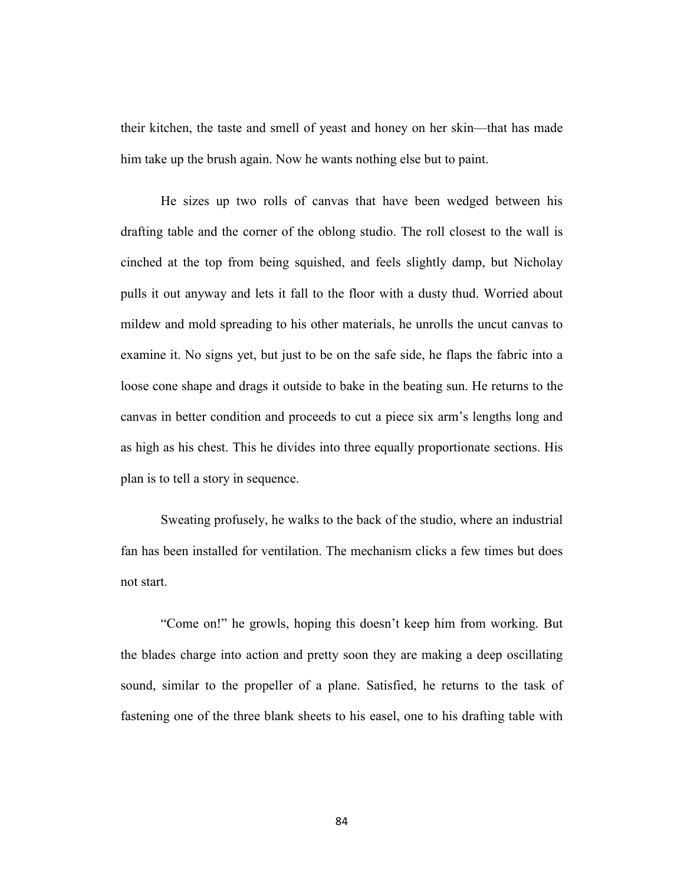their kitchen, the taste and smell of yeast and honey on her skin—that has made him take up the brush again. Now he wants nothing else but to paint.

He sizes up two rolls of canvas that have been wedged between his drafting table and the corner of the oblong studio. The roll closest to the wall is cinched at the top from being squished, and feels slightly damp, but Nicholay pulls it out anyway and lets it fall to the floor with a dusty thud. Worried about mildew and mold spreading to his other materials, he unrolls the uncut canvas to examine it. No signs yet, but just to be on the safe side, he flaps the fabric into a loose cone shape and drags it outside to bake in the beating sun. He returns to the canvas in better condition and proceeds to cut a piece six arm's lengths long and as high as his chest. This he divides into three equally proportionate sections. His plan is to tell a story in sequence.

Sweating profusely, he walks to the back of the studio, where an industrial fan has been installed for ventilation. The mechanism clicks a few times but does not start.

"Come on!" he growls, hoping this doesn't keep him from working. But the blades charge into action and pretty soon they are making a deep oscillating sound, similar to the propeller of a plane. Satisfied, he returns to the task of fastening one of the three blank sheets to his easel, one to his drafting table with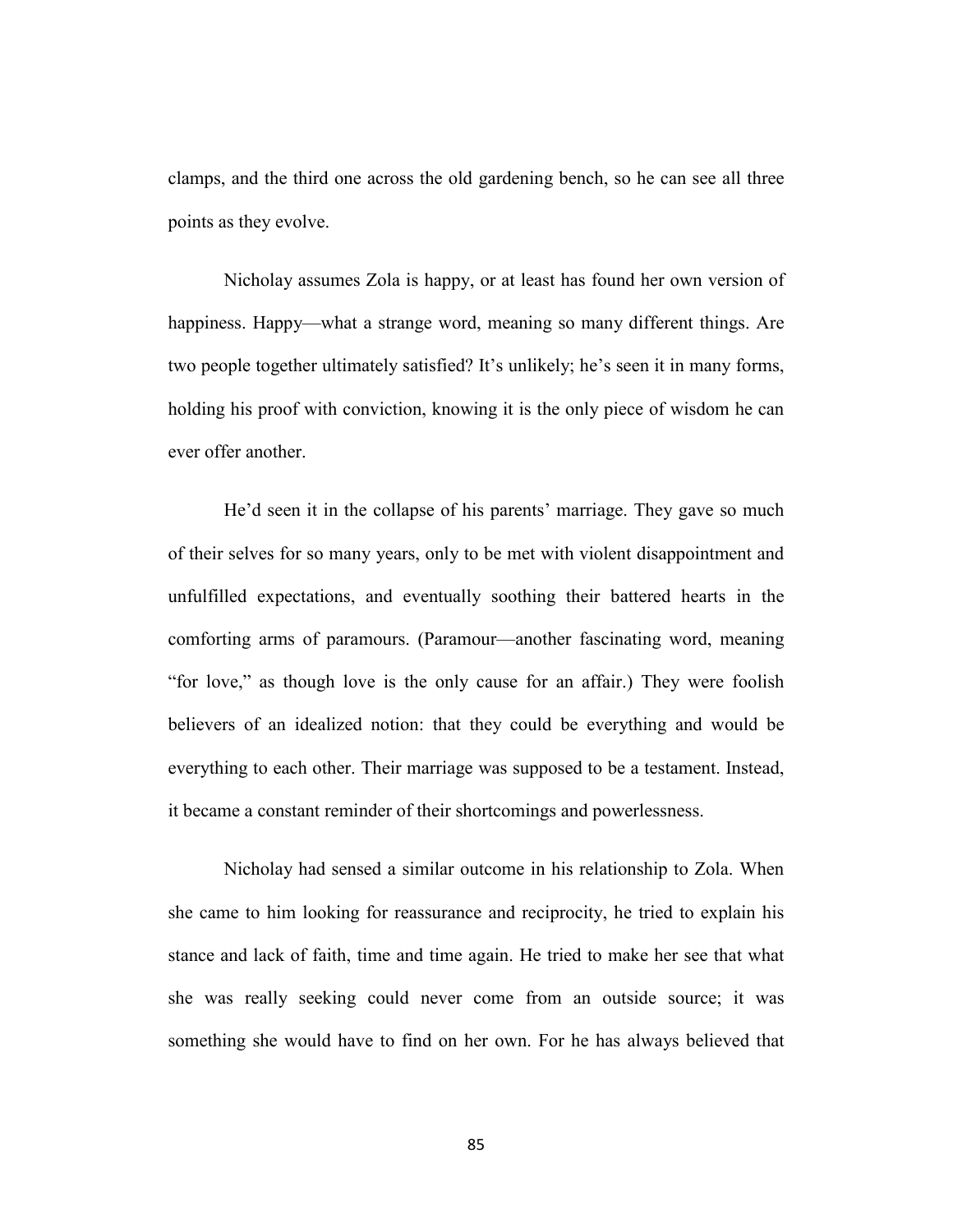clamps, and the third one across the old gardening bench, so he can see all three points as they evolve.

Nicholay assumes Zola is happy, or at least has found her own version of happiness. Happy—what a strange word, meaning so many different things. Are two people together ultimately satisfied? It's unlikely; he's seen it in many forms, holding his proof with conviction, knowing it is the only piece of wisdom he can ever offer another.

He'd seen it in the collapse of his parents' marriage. They gave so much of their selves for so many years, only to be met with violent disappointment and unfulfilled expectations, and eventually soothing their battered hearts in the comforting arms of paramours. (Paramour—another fascinating word, meaning "for love," as though love is the only cause for an affair.) They were foolish believers of an idealized notion: that they could be everything and would be everything to each other. Their marriage was supposed to be a testament. Instead, it became a constant reminder of their shortcomings and powerlessness.

Nicholay had sensed a similar outcome in his relationship to Zola. When she came to him looking for reassurance and reciprocity, he tried to explain his stance and lack of faith, time and time again. He tried to make her see that what she was really seeking could never come from an outside source; it was something she would have to find on her own. For he has always believed that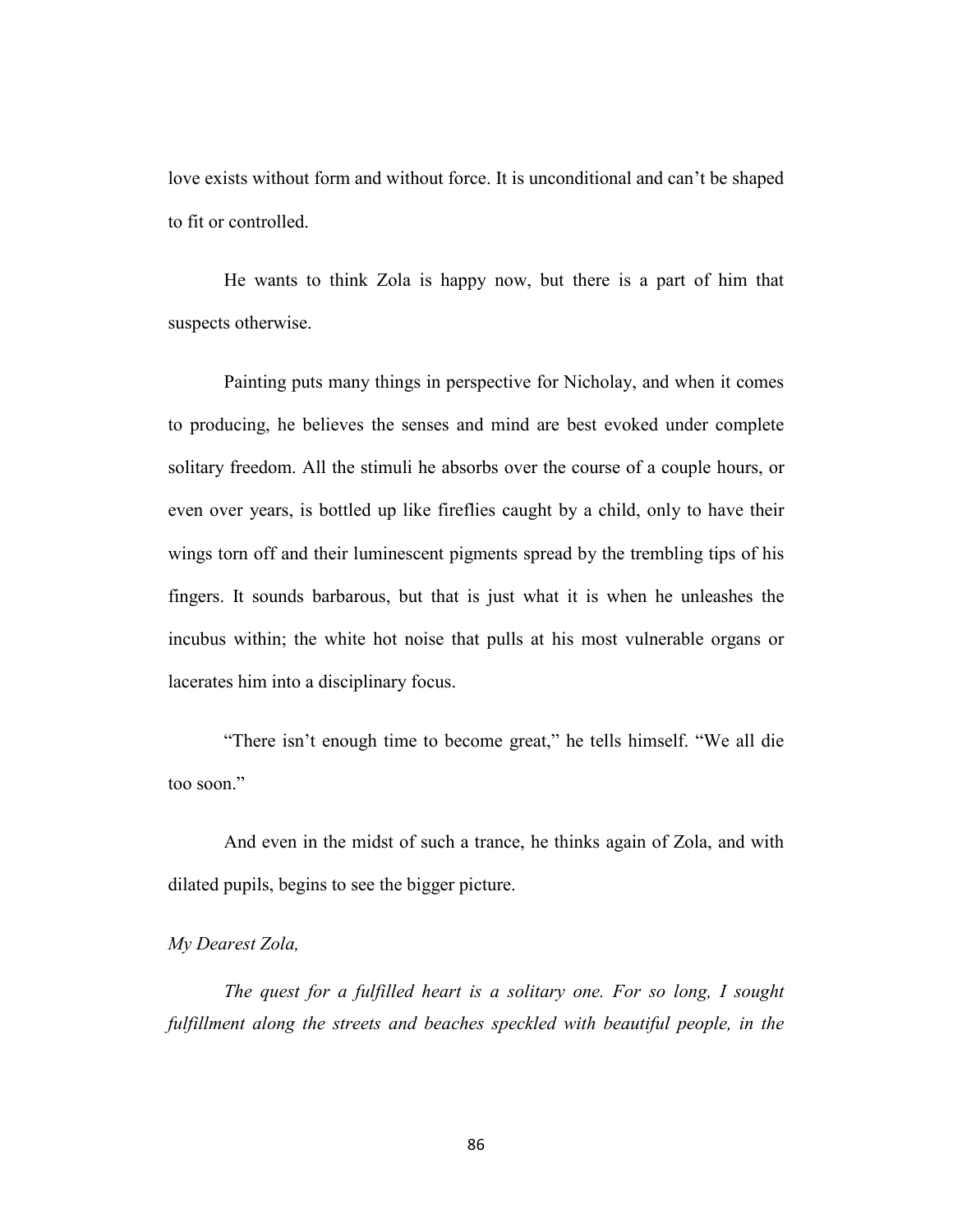love exists without form and without force. It is unconditional and can't be shaped to fit or controlled.

He wants to think Zola is happy now, but there is a part of him that suspects otherwise.

Painting puts many things in perspective for Nicholay, and when it comes to producing, he believes the senses and mind are best evoked under complete solitary freedom. All the stimuli he absorbs over the course of a couple hours, or even over years, is bottled up like fireflies caught by a child, only to have their wings torn off and their luminescent pigments spread by the trembling tips of his fingers. It sounds barbarous, but that is just what it is when he unleashes the incubus within; the white hot noise that pulls at his most vulnerable organs or lacerates him into a disciplinary focus.

"There isn't enough time to become great," he tells himself. "We all die too soon."

And even in the midst of such a trance, he thinks again of Zola, and with dilated pupils, begins to see the bigger picture.

*My Dearest Zola,*

*The quest for a fulfilled heart is a solitary one. For so long, I sought fulfillment along the streets and beaches speckled with beautiful people, in the*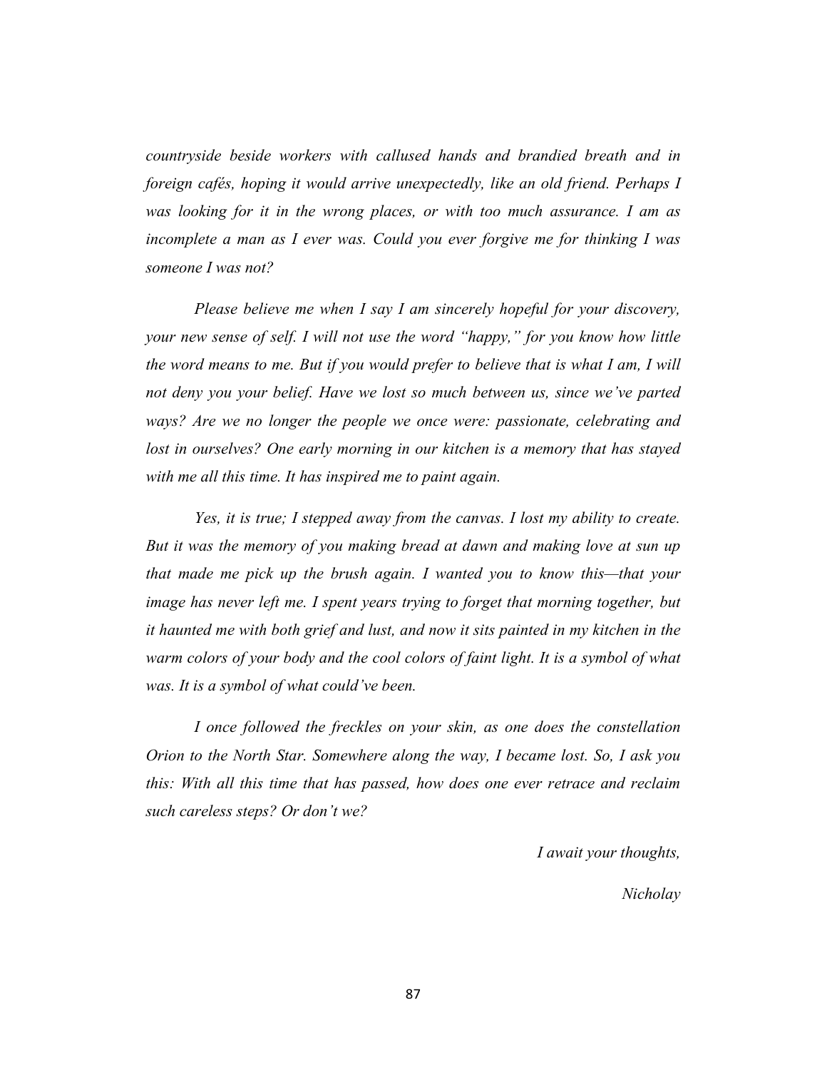*countryside beside workers with callused hands and brandied breath and in foreign cafés, hoping it would arrive unexpectedly, like an old friend. Perhaps I was looking for it in the wrong places, or with too much assurance. I am as incomplete a man as I ever was. Could you ever forgive me for thinking I was someone I was not?*

*Please believe me when I say I am sincerely hopeful for your discovery, your new sense of self. I will not use the word "happy," for you know how little the word means to me. But if you would prefer to believe that is what I am, I will not deny you your belief. Have we lost so much between us, since we've parted ways? Are we no longer the people we once were: passionate, celebrating and lost in ourselves? One early morning in our kitchen is a memory that has stayed with me all this time. It has inspired me to paint again.*

*Yes, it is true; I stepped away from the canvas. I lost my ability to create. But it was the memory of you making bread at dawn and making love at sun up that made me pick up the brush again. I wanted you to know this—that your image has never left me. I spent years trying to forget that morning together, but it haunted me with both grief and lust, and now it sits painted in my kitchen in the warm colors of your body and the cool colors of faint light. It is a symbol of what was. It is a symbol of what could've been.*

*I once followed the freckles on your skin, as one does the constellation Orion to the North Star. Somewhere along the way, I became lost. So, I ask you this: With all this time that has passed, how does one ever retrace and reclaim such careless steps? Or don't we?*

*I await your thoughts,*

*Nicholay*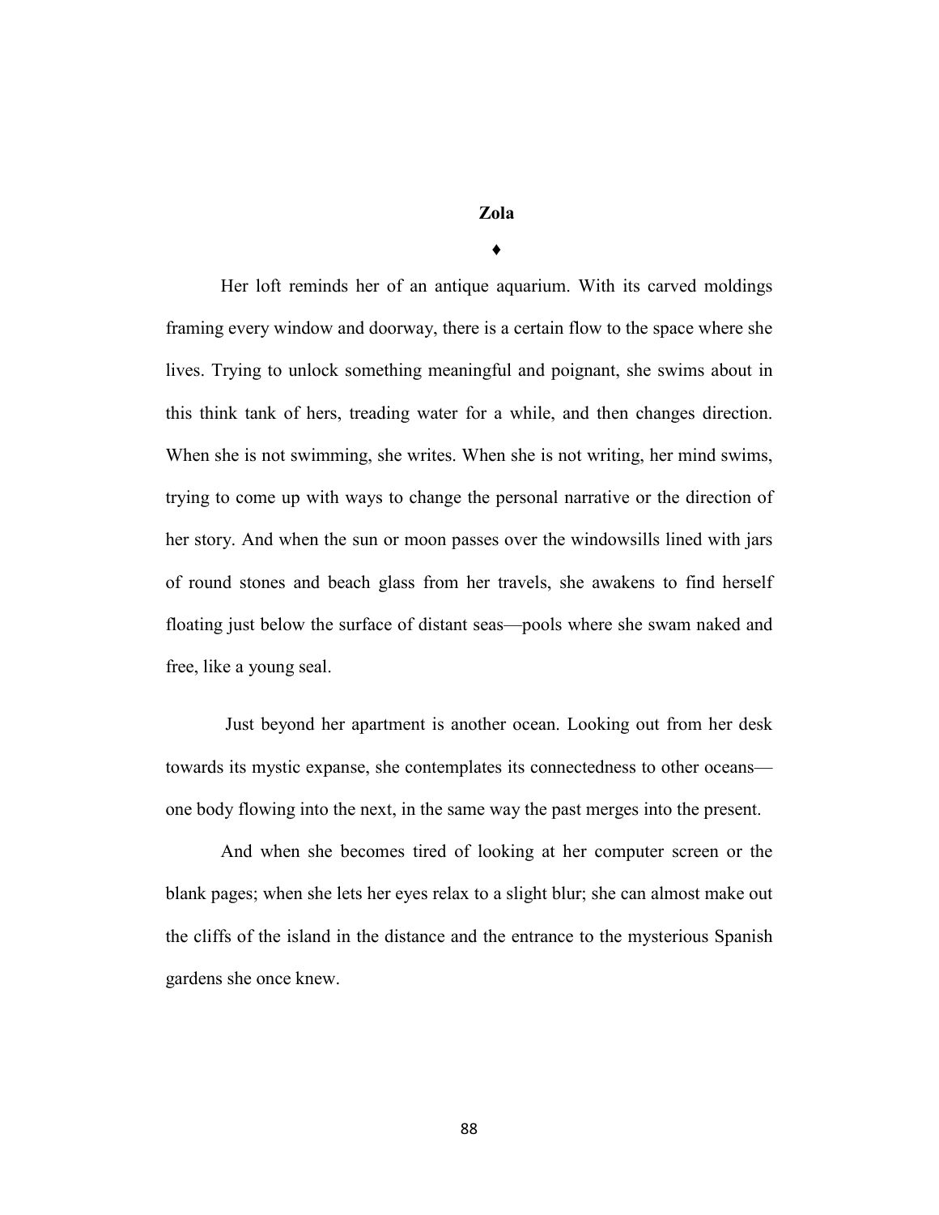# Zola

♦

Her loft reminds her of an antique aquarium. With its carved moldings framing every window and doorway, there is a certain flow to the space where she lives. Trying to unlock something meaningful and poignant, she swims about in this think tank of hers, treading water for a while, and then changes direction. When she is not swimming, she writes. When she is not writing, her mind swims, trying to come up with ways to change the personal narrative or the direction of her story. And when the sun or moon passes over the windowsills lined with jars of round stones and beach glass from her travels, she awakens to find herself floating just below the surface of distant seas—pools where she swam naked and free, like a young seal.

Just beyond her apartment is another ocean. Looking out from her desk towards its mystic expanse, she contemplates its connectedness to other oceans—one body flowing into the next, in the same way the past merges into the present.

And when she becomes tired of looking at her computer screen or the blank pages; when she lets her eyes relax to a slight blur; she can almost make out the cliffs of the island in the distance and the entrance to the mysterious Spanish gardens she once knew.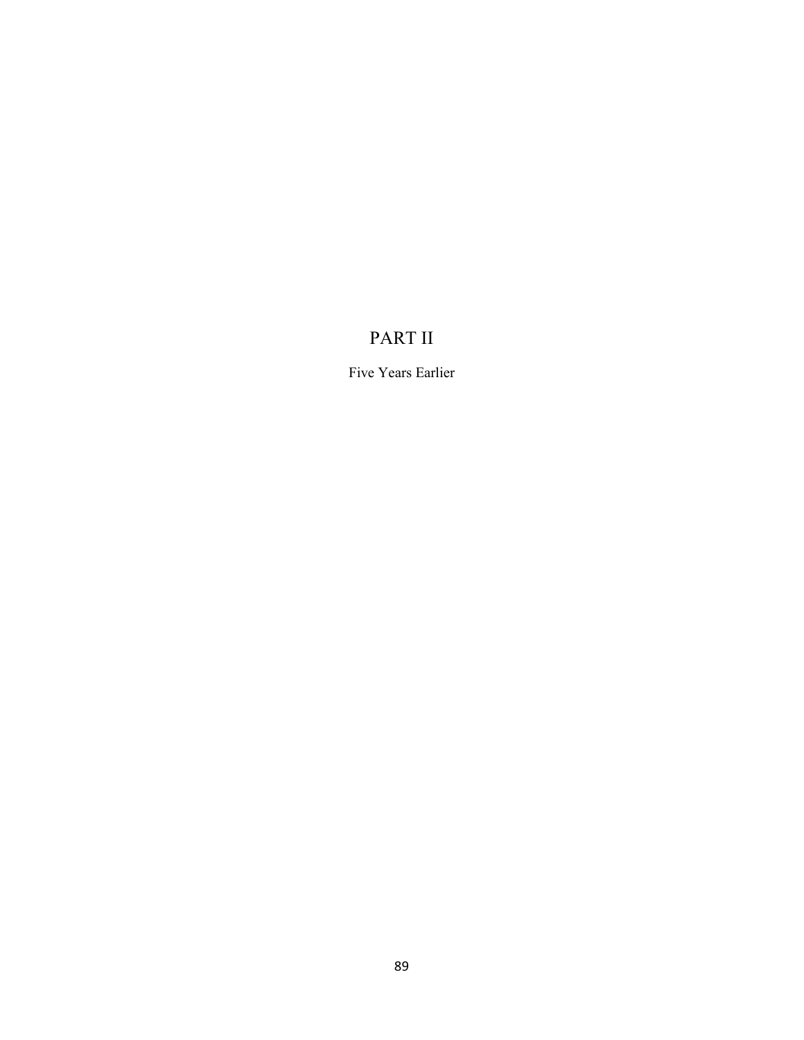# PART II

Five Years Earlier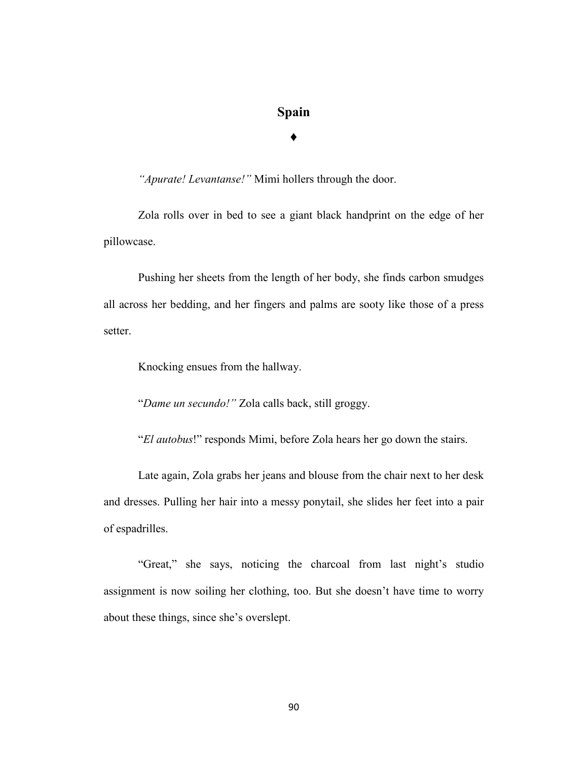## Spain

♦

*"Apurate! Levantanse!"* Mimi hollers through the door.

Zola rolls over in bed to see a giant black handprint on the edge of her pillowcase.

Pushing her sheets from the length of her body, she finds carbon smudges all across her bedding, and her fingers and palms are sooty like those of a press setter.

Knocking ensues from the hallway.

"*Dame un secundo!"* Zola calls back, still groggy.

"*El autobus*!" responds Mimi, before Zola hears her go down the stairs.

Late again, Zola grabs her jeans and blouse from the chair next to her desk and dresses. Pulling her hair into a messy ponytail, she slides her feet into a pair of espadrilles.

"Great," she says, noticing the charcoal from last night's studio assignment is now soiling her clothing, too. But she doesn't have time to worry about these things, since she's overslept.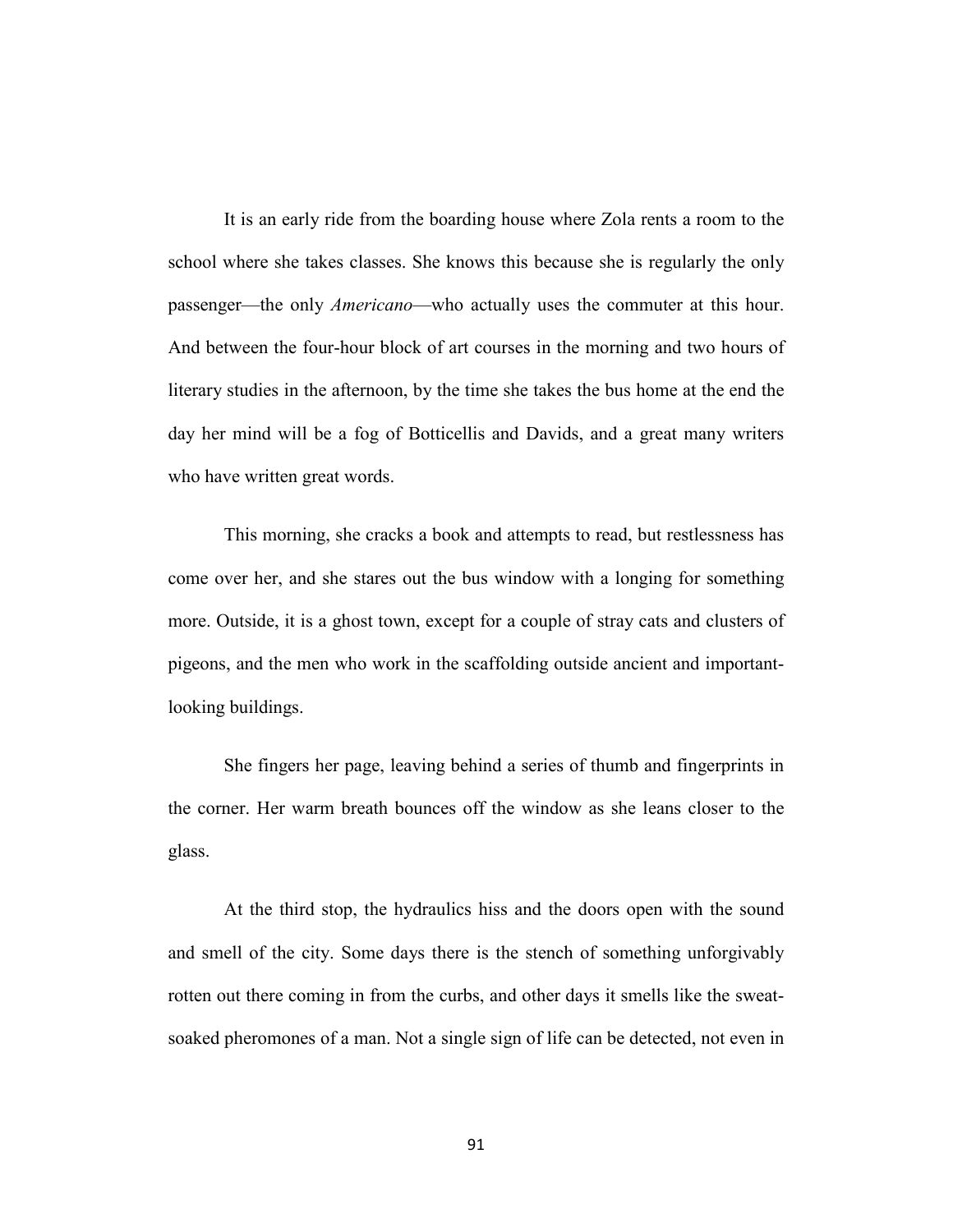It is an early ride from the boarding house where Zola rents a room to the school where she takes classes. She knows this because she is regularly the only passenger—the only *Americano*—who actually uses the commuter at this hour. And between the four-hour block of art courses in the morning and two hours of literary studies in the afternoon, by the time she takes the bus home at the end the day her mind will be a fog of Botticellis and Davids, and a great many writers who have written great words.

This morning, she cracks a book and attempts to read, but restlessness has come over her, and she stares out the bus window with a longing for something more. Outside, it is a ghost town, except for a couple of stray cats and clusters of pigeons, and the men who work in the scaffolding outside ancient and important-looking buildings.

She fingers her page, leaving behind a series of thumb and fingerprints in the corner. Her warm breath bounces off the window as she leans closer to the glass.

At the third stop, the hydraulics hiss and the doors open with the sound and smell of the city. Some days there is the stench of something unforgivably rotten out there coming in from the curbs, and other days it smells like the sweat-soaked pheromones of a man. Not a single sign of life can be detected, not even in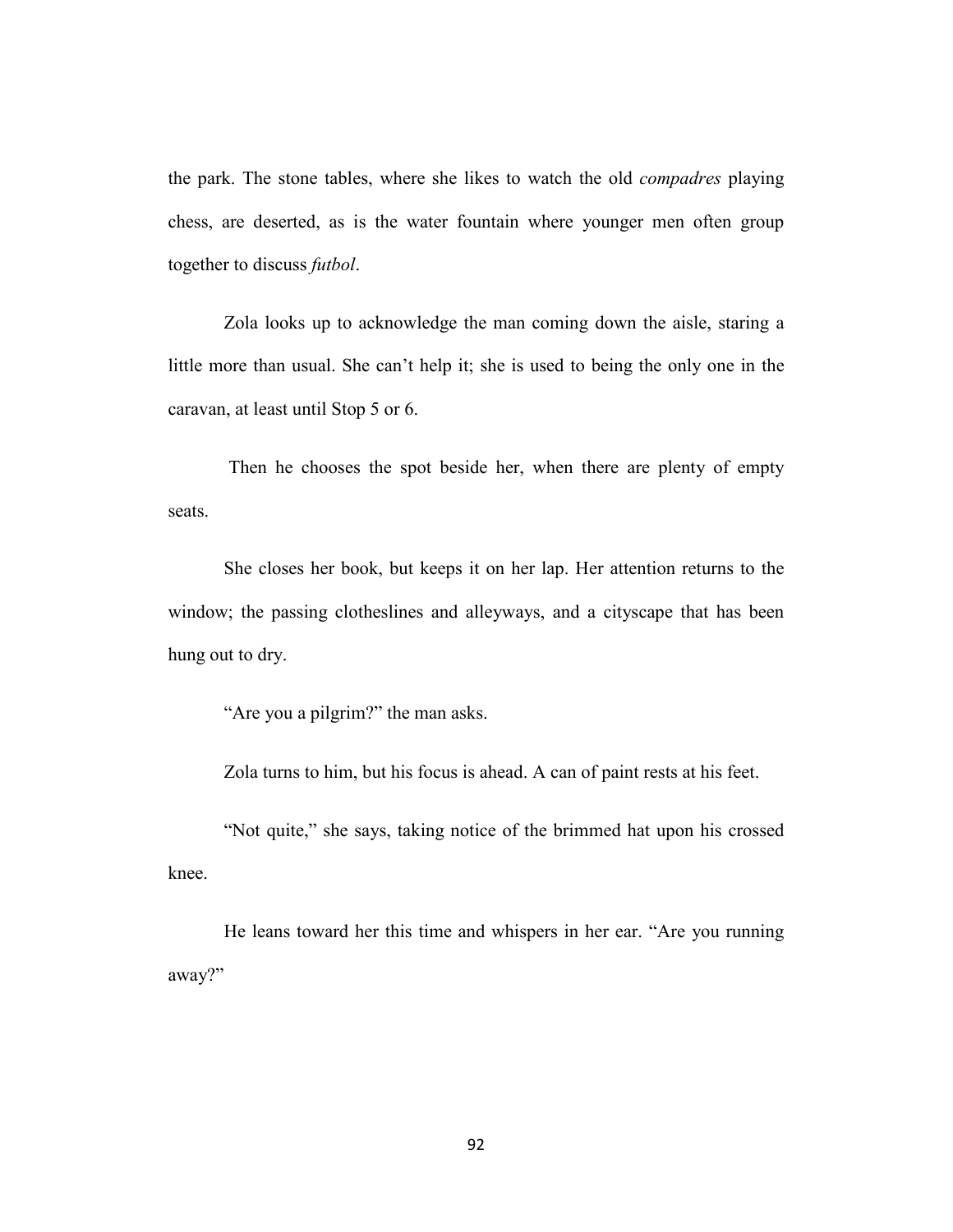the park. The stone tables, where she likes to watch the old *compadres* playing chess, are deserted, as is the water fountain where younger men often group together to discuss *futbol*.

Zola looks up to acknowledge the man coming down the aisle, staring a little more than usual. She can't help it; she is used to being the only one in the caravan, at least until Stop 5 or 6.

Then he chooses the spot beside her, when there are plenty of empty seats.

She closes her book, but keeps it on her lap. Her attention returns to the window; the passing clotheslines and alleyways, and a cityscape that has been hung out to dry.

"Are you a pilgrim?" the man asks.

Zola turns to him, but his focus is ahead. A can of paint rests at his feet.

"Not quite," she says, taking notice of the brimmed hat upon his crossed knee.

He leans toward her this time and whispers in her ear. "Are you running away?"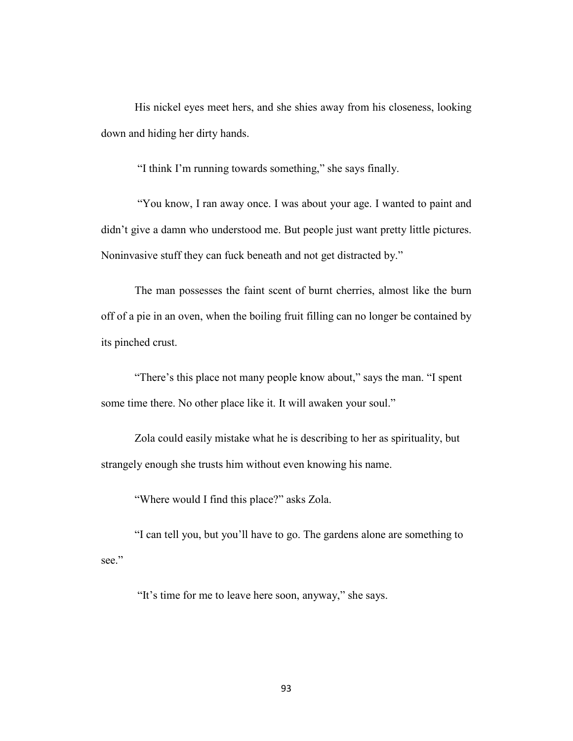His nickel eyes meet hers, and she shies away from his closeness, looking down and hiding her dirty hands.

"I think I'm running towards something," she says finally.

"You know, I ran away once. I was about your age. I wanted to paint and didn't give a damn who understood me. But people just want pretty little pictures. Noninvasive stuff they can fuck beneath and not get distracted by."

The man possesses the faint scent of burnt cherries, almost like the burn off of a pie in an oven, when the boiling fruit filling can no longer be contained by its pinched crust.

"There's this place not many people know about," says the man. "I spent some time there. No other place like it. It will awaken your soul."

Zola could easily mistake what he is describing to her as spirituality, but strangely enough she trusts him without even knowing his name.

"Where would I find this place?" asks Zola.

"I can tell you, but you'll have to go. The gardens alone are something to see."

"It's time for me to leave here soon, anyway," she says.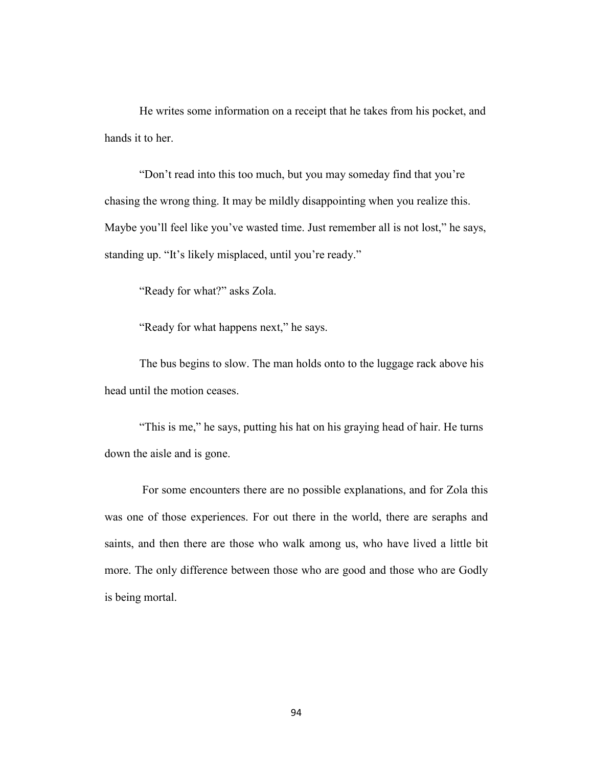He writes some information on a receipt that he takes from his pocket, and hands it to her.

"Don't read into this too much, but you may someday find that you're chasing the wrong thing. It may be mildly disappointing when you realize this. Maybe you'll feel like you've wasted time. Just remember all is not lost," he says, standing up. "It's likely misplaced, until you're ready."

"Ready for what?" asks Zola.

"Ready for what happens next," he says.

The bus begins to slow. The man holds onto to the luggage rack above his head until the motion ceases.

"This is me," he says, putting his hat on his graying head of hair. He turns down the aisle and is gone.

For some encounters there are no possible explanations, and for Zola this was one of those experiences. For out there in the world, there are seraphs and saints, and then there are those who walk among us, who have lived a little bit more. The only difference between those who are good and those who are Godly is being mortal.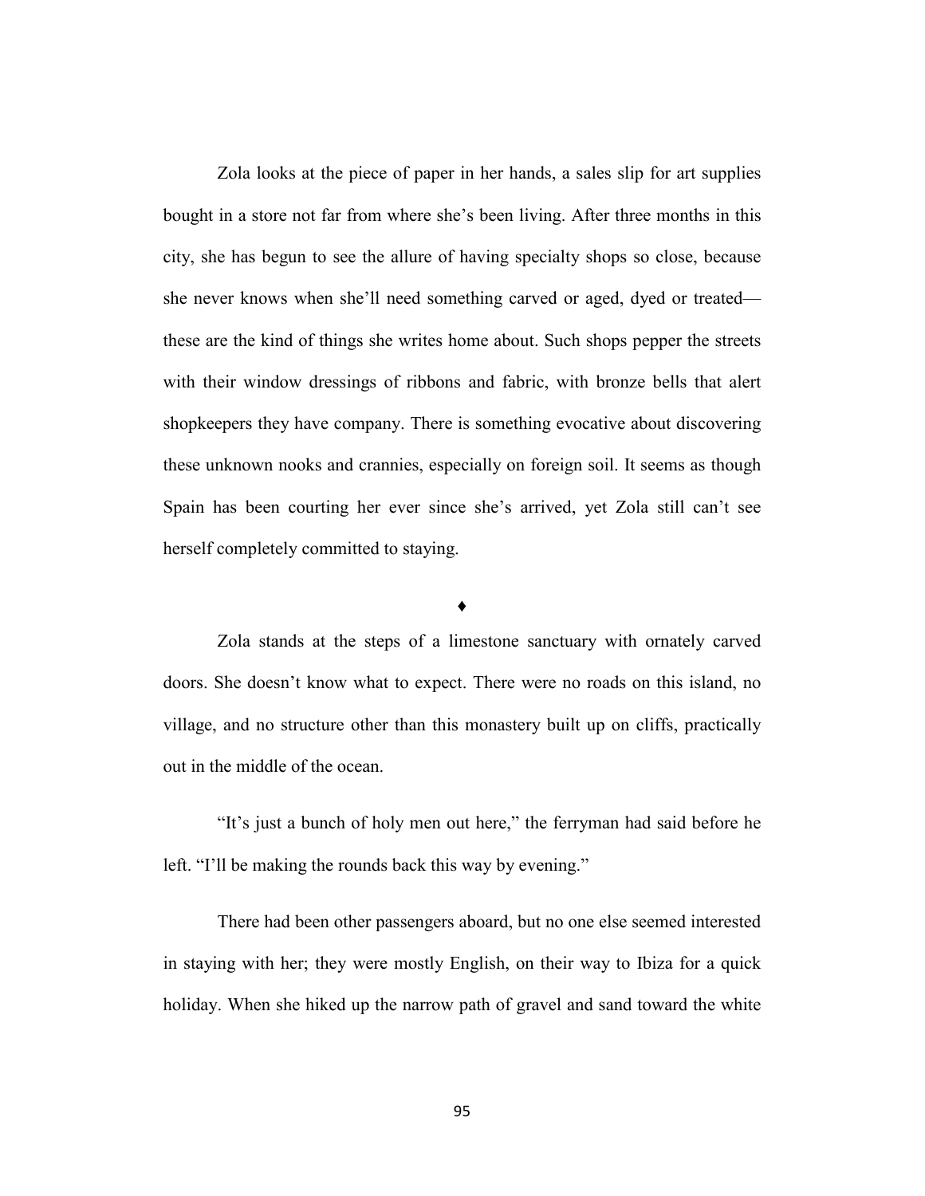Zola looks at the piece of paper in her hands, a sales slip for art supplies bought in a store not far from where she's been living. After three months in this city, she has begun to see the allure of having specialty shops so close, because she never knows when she'll need something carved or aged, dyed or treated—these are the kind of things she writes home about. Such shops pepper the streets with their window dressings of ribbons and fabric, with bronze bells that alert shopkeepers they have company. There is something evocative about discovering these unknown nooks and crannies, especially on foreign soil. It seems as though Spain has been courting her ever since she's arrived, yet Zola still can't see herself completely committed to staying.

♦

Zola stands at the steps of a limestone sanctuary with ornately carved doors. She doesn't know what to expect. There were no roads on this island, no village, and no structure other than this monastery built up on cliffs, practically out in the middle of the ocean.

"It's just a bunch of holy men out here," the ferryman had said before he left. "I'll be making the rounds back this way by evening."

There had been other passengers aboard, but no one else seemed interested in staying with her; they were mostly English, on their way to Ibiza for a quick holiday. When she hiked up the narrow path of gravel and sand toward the white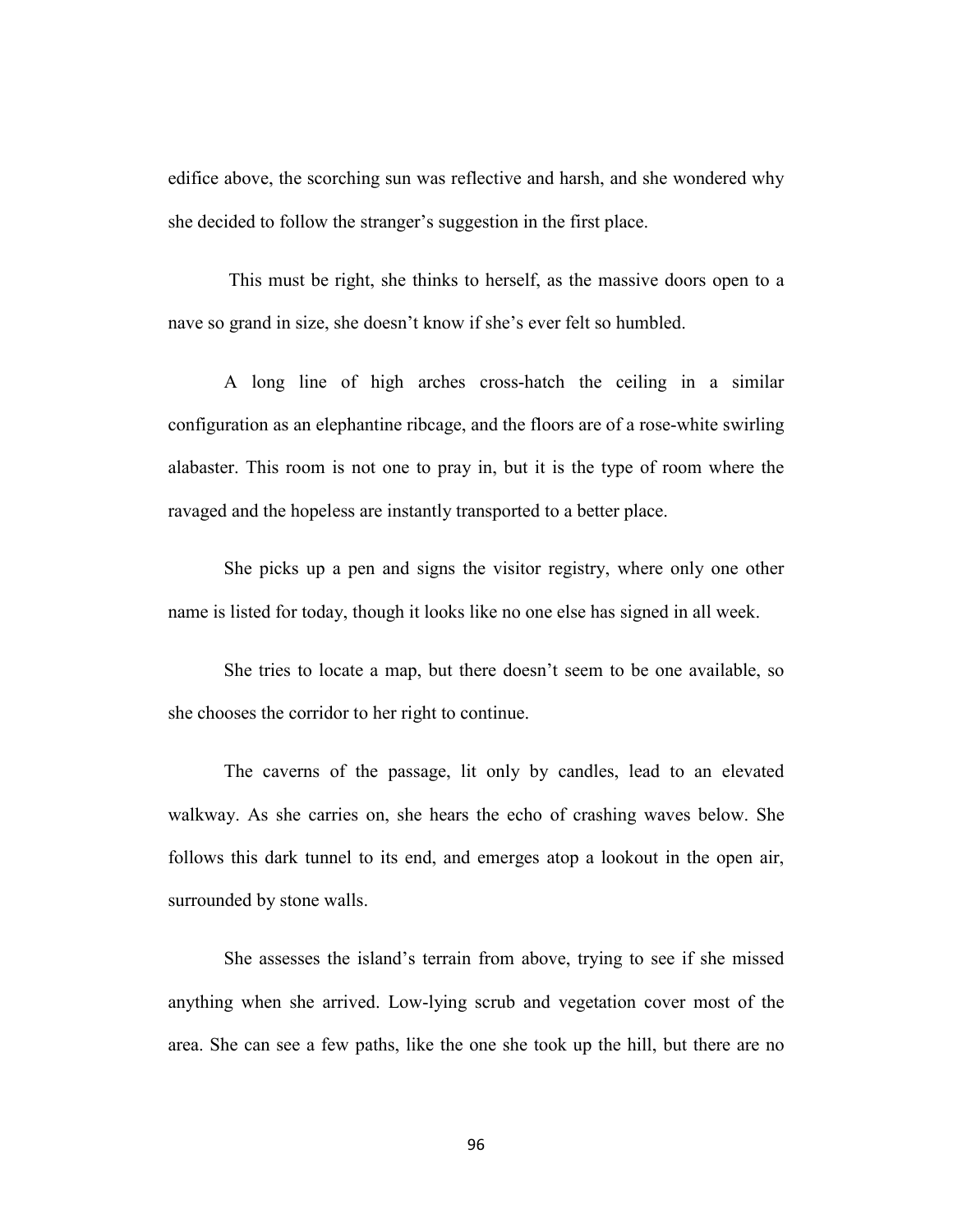edifice above, the scorching sun was reflective and harsh, and she wondered why she decided to follow the stranger's suggestion in the first place.

This must be right, she thinks to herself, as the massive doors open to a nave so grand in size, she doesn't know if she's ever felt so humbled.

A long line of high arches cross-hatch the ceiling in a similar configuration as an elephantine ribcage, and the floors are of a rose-white swirling alabaster. This room is not one to pray in, but it is the type of room where the ravaged and the hopeless are instantly transported to a better place.

She picks up a pen and signs the visitor registry, where only one other name is listed for today, though it looks like no one else has signed in all week.

She tries to locate a map, but there doesn't seem to be one available, so she chooses the corridor to her right to continue.

The caverns of the passage, lit only by candles, lead to an elevated walkway. As she carries on, she hears the echo of crashing waves below. She follows this dark tunnel to its end, and emerges atop a lookout in the open air, surrounded by stone walls.

She assesses the island's terrain from above, trying to see if she missed anything when she arrived. Low-lying scrub and vegetation cover most of the area. She can see a few paths, like the one she took up the hill, but there are no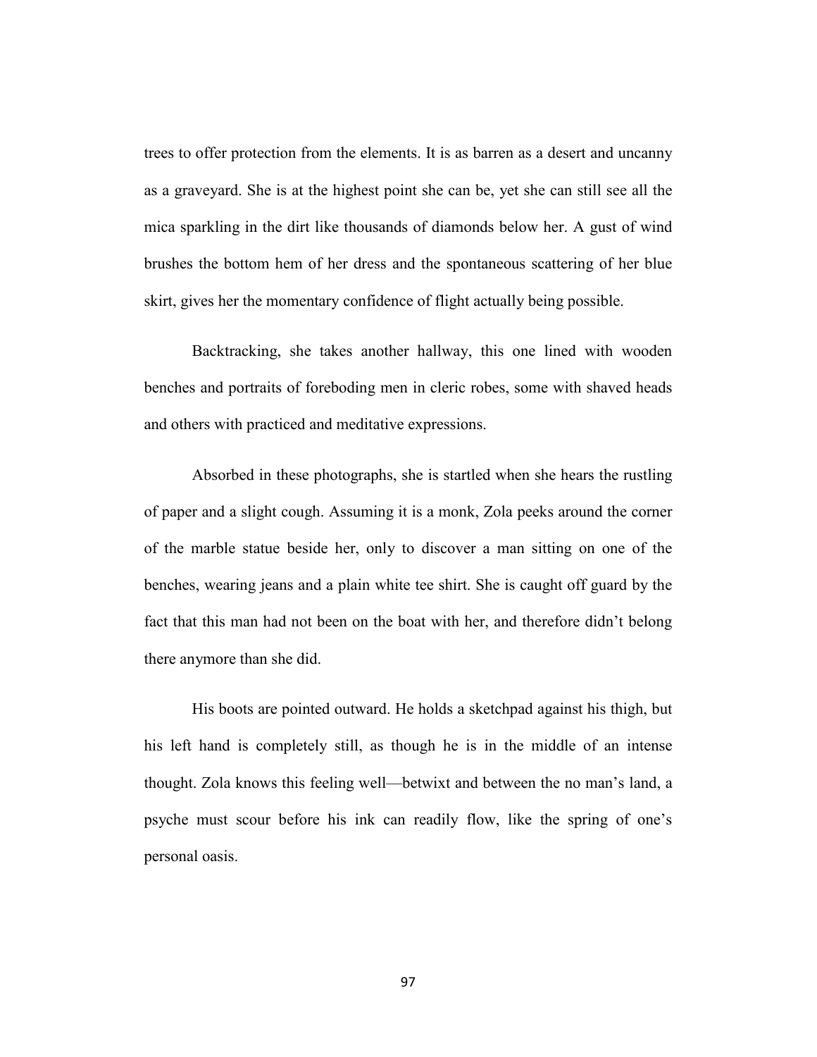trees to offer protection from the elements. It is as barren as a desert and uncanny as a graveyard. She is at the highest point she can be, yet she can still see all the mica sparkling in the dirt like thousands of diamonds below her. A gust of wind brushes the bottom hem of her dress and the spontaneous scattering of her blue skirt, gives her the momentary confidence of flight actually being possible.

Backtracking, she takes another hallway, this one lined with wooden benches and portraits of foreboding men in cleric robes, some with shaved heads and others with practiced and meditative expressions.

Absorbed in these photographs, she is startled when she hears the rustling of paper and a slight cough. Assuming it is a monk, Zola peeks around the corner of the marble statue beside her, only to discover a man sitting on one of the benches, wearing jeans and a plain white tee shirt. She is caught off guard by the fact that this man had not been on the boat with her, and therefore didn't belong there anymore than she did.

His boots are pointed outward. He holds a sketchpad against his thigh, but his left hand is completely still, as though he is in the middle of an intense thought. Zola knows this feeling well—betwixt and between the no man's land, a psyche must scour before his ink can readily flow, like the spring of one's personal oasis.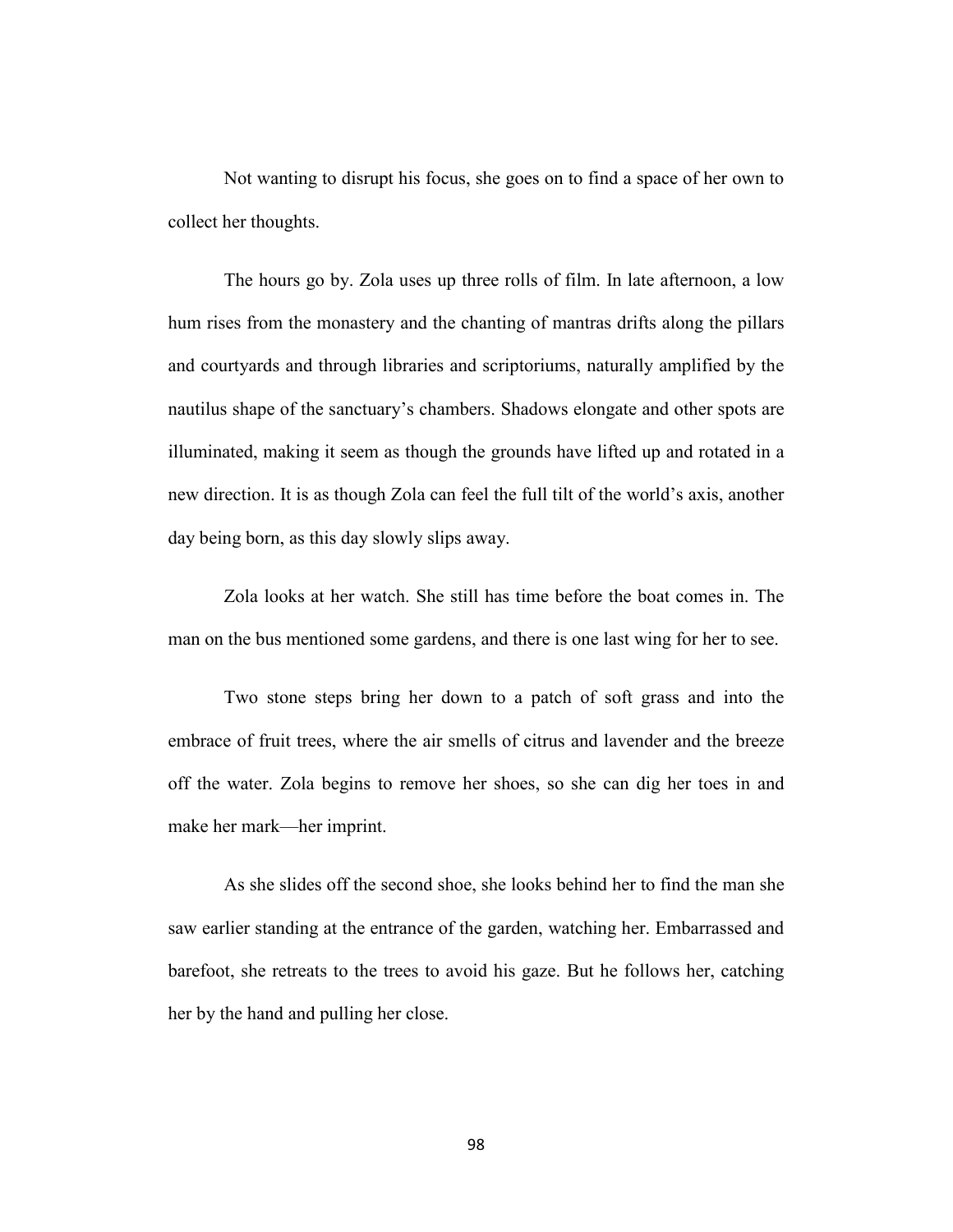Not wanting to disrupt his focus, she goes on to find a space of her own to collect her thoughts.

The hours go by. Zola uses up three rolls of film. In late afternoon, a low hum rises from the monastery and the chanting of mantras drifts along the pillars and courtyards and through libraries and scriptoriums, naturally amplified by the nautilus shape of the sanctuary's chambers. Shadows elongate and other spots are illuminated, making it seem as though the grounds have lifted up and rotated in a new direction. It is as though Zola can feel the full tilt of the world's axis, another day being born, as this day slowly slips away.

Zola looks at her watch. She still has time before the boat comes in. The man on the bus mentioned some gardens, and there is one last wing for her to see.

Two stone steps bring her down to a patch of soft grass and into the embrace of fruit trees, where the air smells of citrus and lavender and the breeze off the water. Zola begins to remove her shoes, so she can dig her toes in and make her mark—her imprint.

As she slides off the second shoe, she looks behind her to find the man she saw earlier standing at the entrance of the garden, watching her. Embarrassed and barefoot, she retreats to the trees to avoid his gaze. But he follows her, catching her by the hand and pulling her close.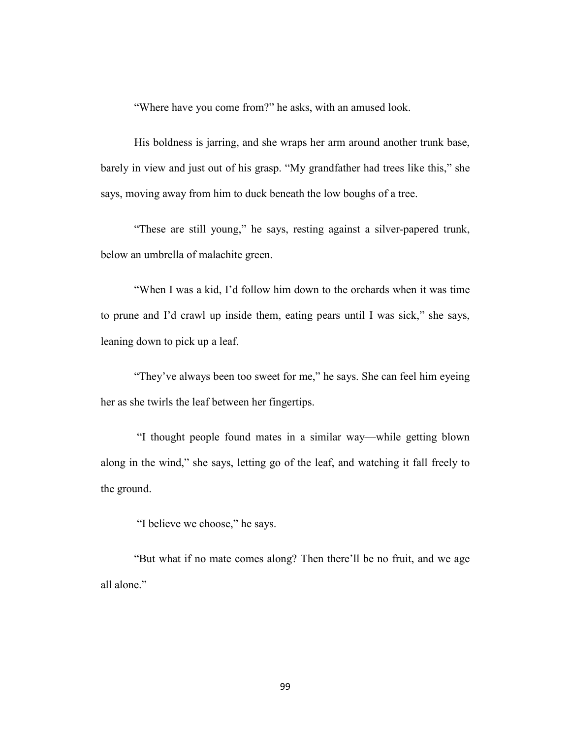"Where have you come from?" he asks, with an amused look.

His boldness is jarring, and she wraps her arm around another trunk base, barely in view and just out of his grasp. "My grandfather had trees like this," she says, moving away from him to duck beneath the low boughs of a tree.

"These are still young," he says, resting against a silver-papered trunk, below an umbrella of malachite green.

"When I was a kid, I'd follow him down to the orchards when it was time to prune and I'd crawl up inside them, eating pears until I was sick," she says, leaning down to pick up a leaf.

"They've always been too sweet for me," he says. She can feel him eyeing her as she twirls the leaf between her fingertips.

"I thought people found mates in a similar way—while getting blown along in the wind," she says, letting go of the leaf, and watching it fall freely to the ground.

"I believe we choose," he says.

"But what if no mate comes along? Then there'll be no fruit, and we age all alone."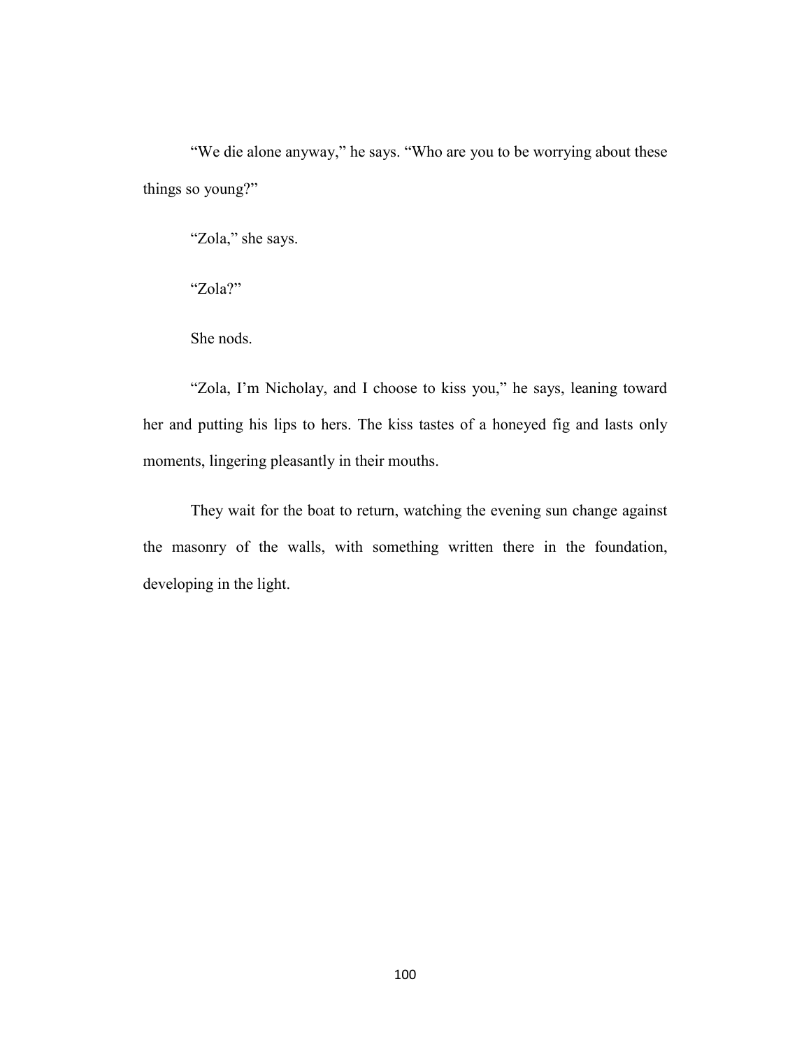"We die alone anyway," he says. "Who are you to be worrying about these things so young?"

"Zola," she says.

"Zola?"

She nods.

"Zola, I'm Nicholay, and I choose to kiss you," he says, leaning toward her and putting his lips to hers. The kiss tastes of a honeyed fig and lasts only moments, lingering pleasantly in their mouths.

They wait for the boat to return, watching the evening sun change against the masonry of the walls, with something written there in the foundation, developing in the light.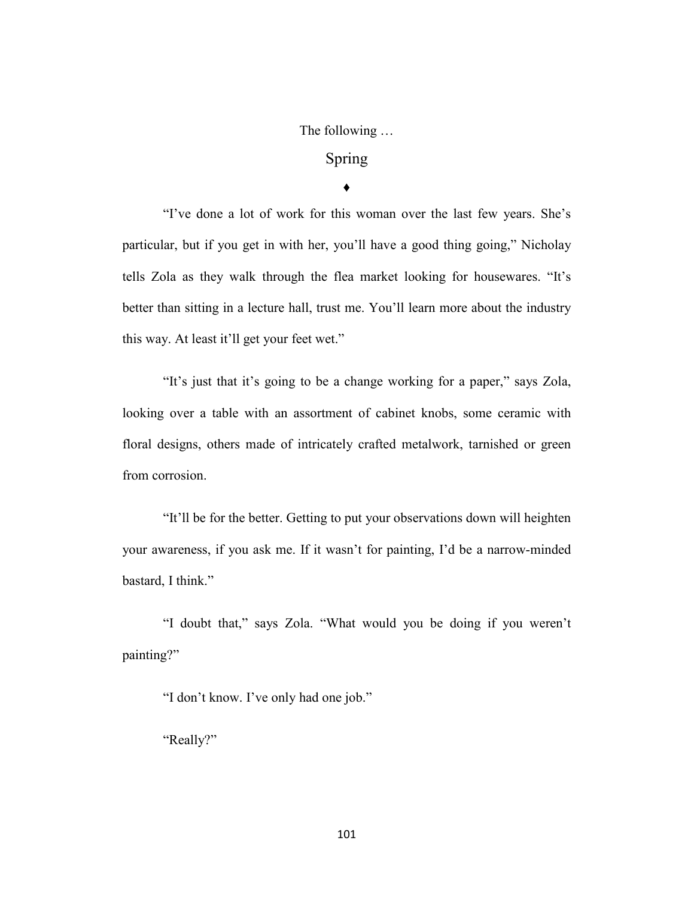The following …

## Spring

♦

"I've done a lot of work for this woman over the last few years. She's particular, but if you get in with her, you'll have a good thing going," Nicholay tells Zola as they walk through the flea market looking for housewares. "It's better than sitting in a lecture hall, trust me. You'll learn more about the industry this way. At least it'll get your feet wet."

"It's just that it's going to be a change working for a paper," says Zola, looking over a table with an assortment of cabinet knobs, some ceramic with floral designs, others made of intricately crafted metalwork, tarnished or green from corrosion.

"It'll be for the better. Getting to put your observations down will heighten your awareness, if you ask me. If it wasn't for painting, I'd be a narrow-minded bastard, I think."

"I doubt that," says Zola. "What would you be doing if you weren't painting?"

"I don't know. I've only had one job."

"Really?"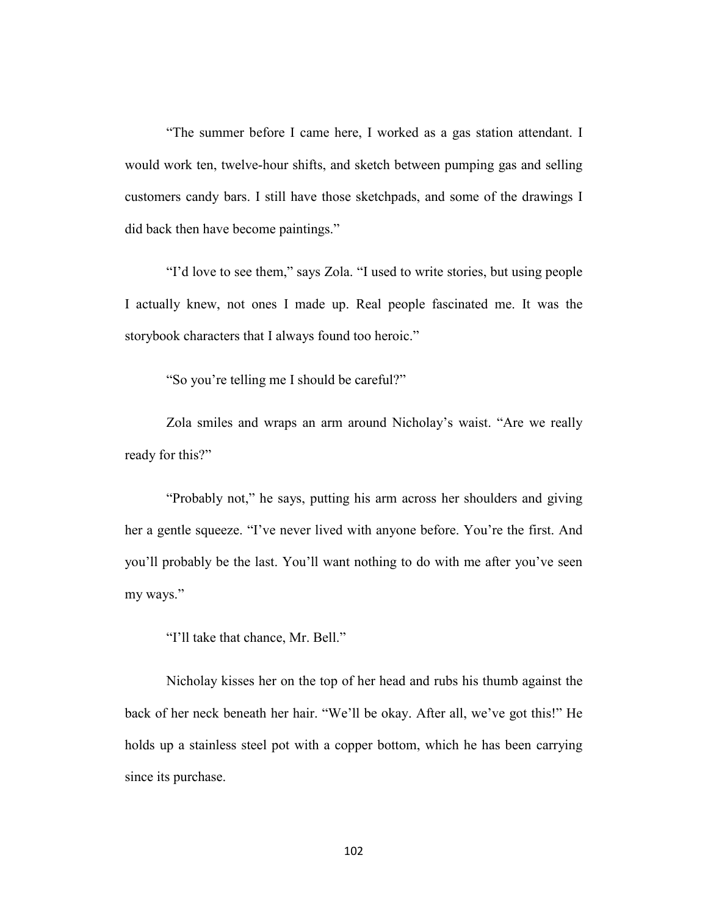"The summer before I came here, I worked as a gas station attendant. I would work ten, twelve-hour shifts, and sketch between pumping gas and selling customers candy bars. I still have those sketchpads, and some of the drawings I did back then have become paintings."

"I'd love to see them," says Zola. "I used to write stories, but using people I actually knew, not ones I made up. Real people fascinated me. It was the storybook characters that I always found too heroic."

"So you're telling me I should be careful?"

Zola smiles and wraps an arm around Nicholay's waist. "Are we really ready for this?"

"Probably not," he says, putting his arm across her shoulders and giving her a gentle squeeze. "I've never lived with anyone before. You're the first. And you'll probably be the last. You'll want nothing to do with me after you've seen my ways."

"I'll take that chance, Mr. Bell."

Nicholay kisses her on the top of her head and rubs his thumb against the back of her neck beneath her hair. "We'll be okay. After all, we've got this!" He holds up a stainless steel pot with a copper bottom, which he has been carrying since its purchase.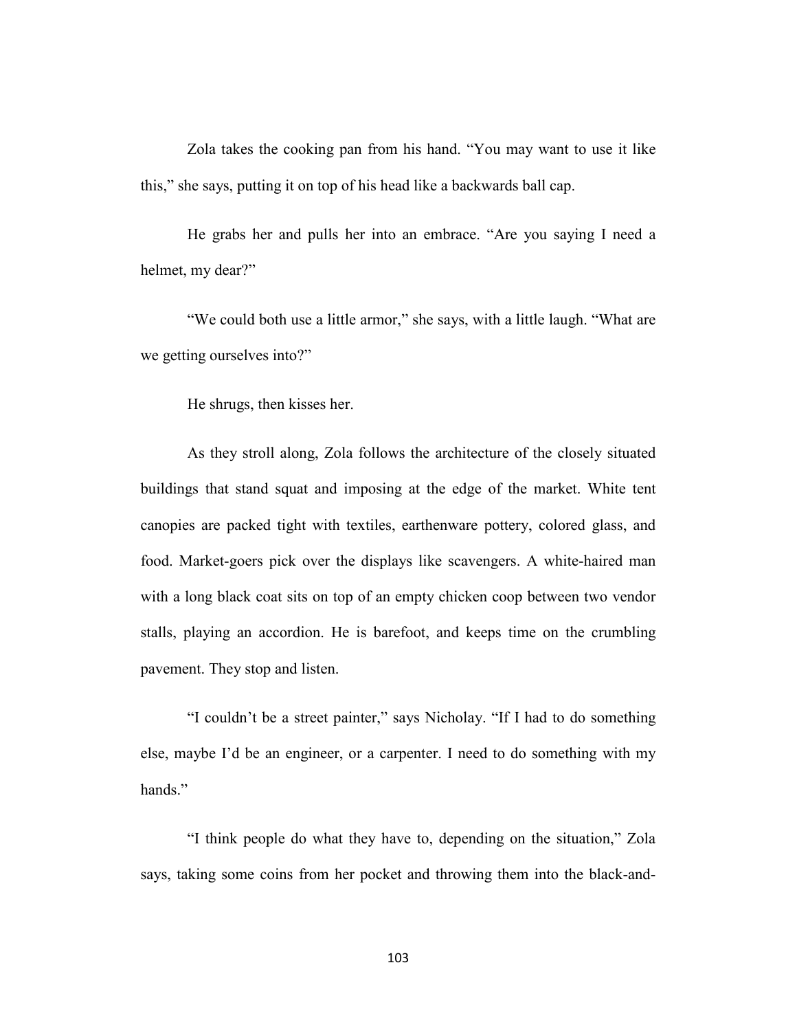Zola takes the cooking pan from his hand. “You may want to use it like this,” she says, putting it on top of his head like a backwards ball cap.

He grabs her and pulls her into an embrace. “Are you saying I need a helmet, my dear?”

“We could both use a little armor,” she says, with a little laugh. “What are we getting ourselves into?”

He shrugs, then kisses her.

As they stroll along, Zola follows the architecture of the closely situated buildings that stand squat and imposing at the edge of the market. White tent canopies are packed tight with textiles, earthenware pottery, colored glass, and food. Market-goers pick over the displays like scavengers. A white-haired man with a long black coat sits on top of an empty chicken coop between two vendor stalls, playing an accordion. He is barefoot, and keeps time on the crumbling pavement. They stop and listen.

“I couldn’t be a street painter,” says Nicholay. “If I had to do something else, maybe I’d be an engineer, or a carpenter. I need to do something with my hands.”

“I think people do what they have to, depending on the situation,” Zola says, taking some coins from her pocket and throwing them into the black-and-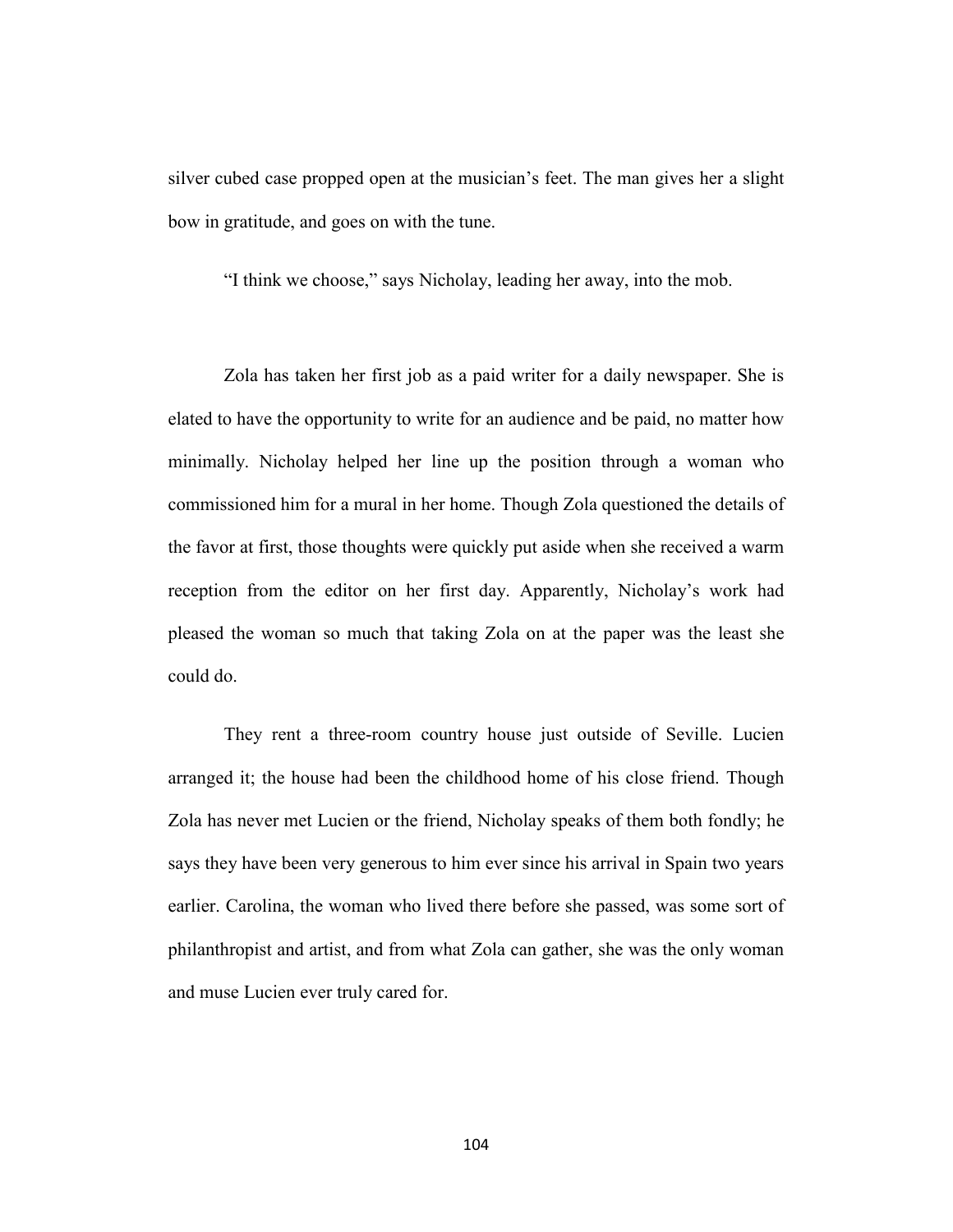silver cubed case propped open at the musician's feet. The man gives her a slight bow in gratitude, and goes on with the tune.

"I think we choose," says Nicholay, leading her away, into the mob.

Zola has taken her first job as a paid writer for a daily newspaper. She is elated to have the opportunity to write for an audience and be paid, no matter how minimally. Nicholay helped her line up the position through a woman who commissioned him for a mural in her home. Though Zola questioned the details of the favor at first, those thoughts were quickly put aside when she received a warm reception from the editor on her first day. Apparently, Nicholay's work had pleased the woman so much that taking Zola on at the paper was the least she could do.

They rent a three-room country house just outside of Seville. Lucien arranged it; the house had been the childhood home of his close friend. Though Zola has never met Lucien or the friend, Nicholay speaks of them both fondly; he says they have been very generous to him ever since his arrival in Spain two years earlier. Carolina, the woman who lived there before she passed, was some sort of philanthropist and artist, and from what Zola can gather, she was the only woman and muse Lucien ever truly cared for.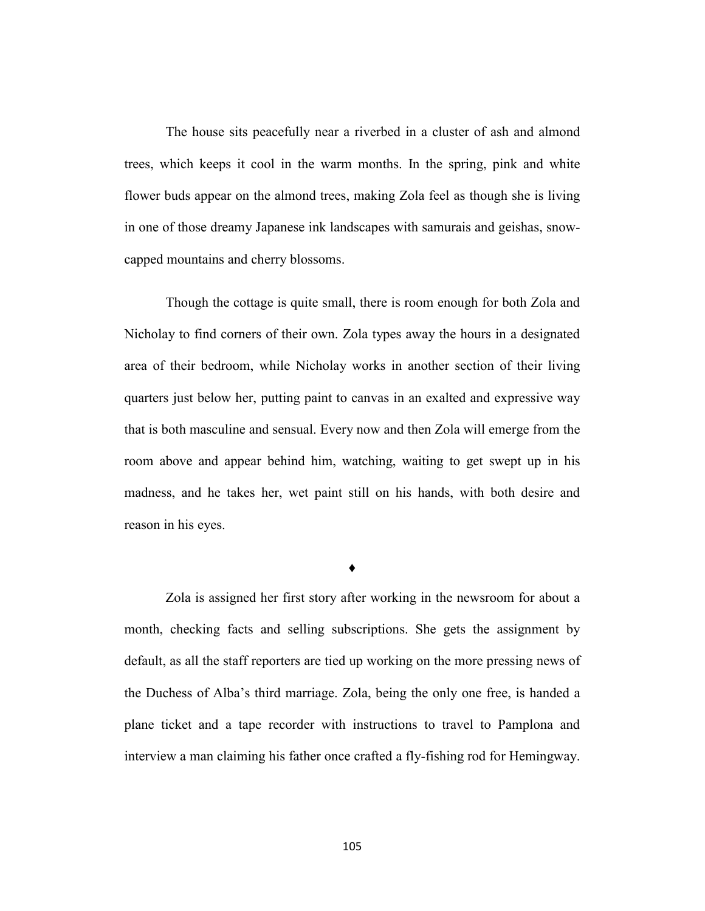The house sits peacefully near a riverbed in a cluster of ash and almond trees, which keeps it cool in the warm months. In the spring, pink and white flower buds appear on the almond trees, making Zola feel as though she is living in one of those dreamy Japanese ink landscapes with samurais and geishas, snow-capped mountains and cherry blossoms.

Though the cottage is quite small, there is room enough for both Zola and Nicholay to find corners of their own. Zola types away the hours in a designated area of their bedroom, while Nicholay works in another section of their living quarters just below her, putting paint to canvas in an exalted and expressive way that is both masculine and sensual. Every now and then Zola will emerge from the room above and appear behind him, watching, waiting to get swept up in his madness, and he takes her, wet paint still on his hands, with both desire and reason in his eyes.

♦

Zola is assigned her first story after working in the newsroom for about a month, checking facts and selling subscriptions. She gets the assignment by default, as all the staff reporters are tied up working on the more pressing news of the Duchess of Alba's third marriage. Zola, being the only one free, is handed a plane ticket and a tape recorder with instructions to travel to Pamplona and interview a man claiming his father once crafted a fly-fishing rod for Hemingway.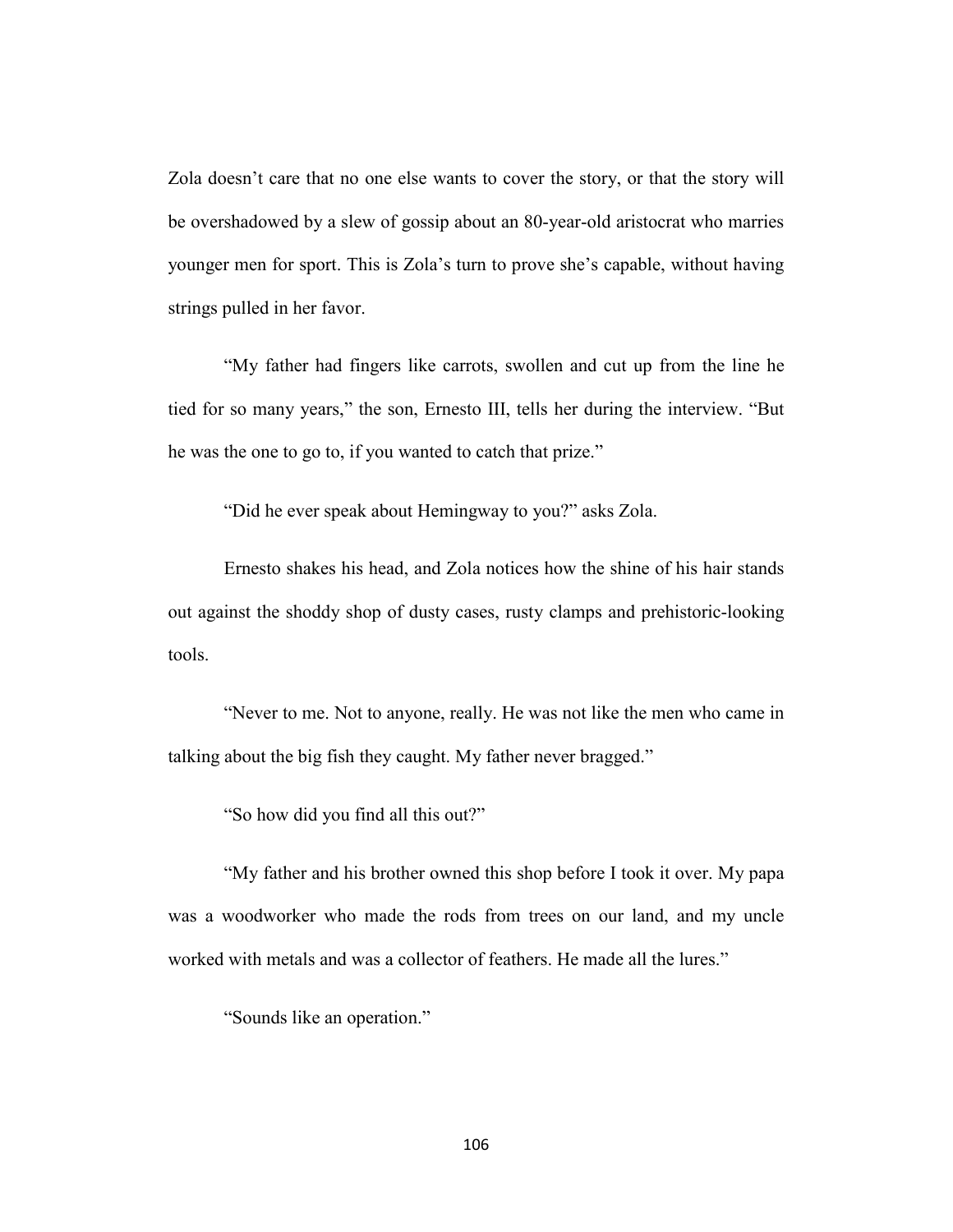Zola doesn't care that no one else wants to cover the story, or that the story will be overshadowed by a slew of gossip about an 80-year-old aristocrat who marries younger men for sport. This is Zola's turn to prove she's capable, without having strings pulled in her favor.

"My father had fingers like carrots, swollen and cut up from the line he tied for so many years," the son, Ernesto III, tells her during the interview. "But he was the one to go to, if you wanted to catch that prize."

"Did he ever speak about Hemingway to you?" asks Zola.

Ernesto shakes his head, and Zola notices how the shine of his hair stands out against the shoddy shop of dusty cases, rusty clamps and prehistoric-looking tools.

"Never to me. Not to anyone, really. He was not like the men who came in talking about the big fish they caught. My father never bragged."

"So how did you find all this out?"

"My father and his brother owned this shop before I took it over. My papa was a woodworker who made the rods from trees on our land, and my uncle worked with metals and was a collector of feathers. He made all the lures."

"Sounds like an operation."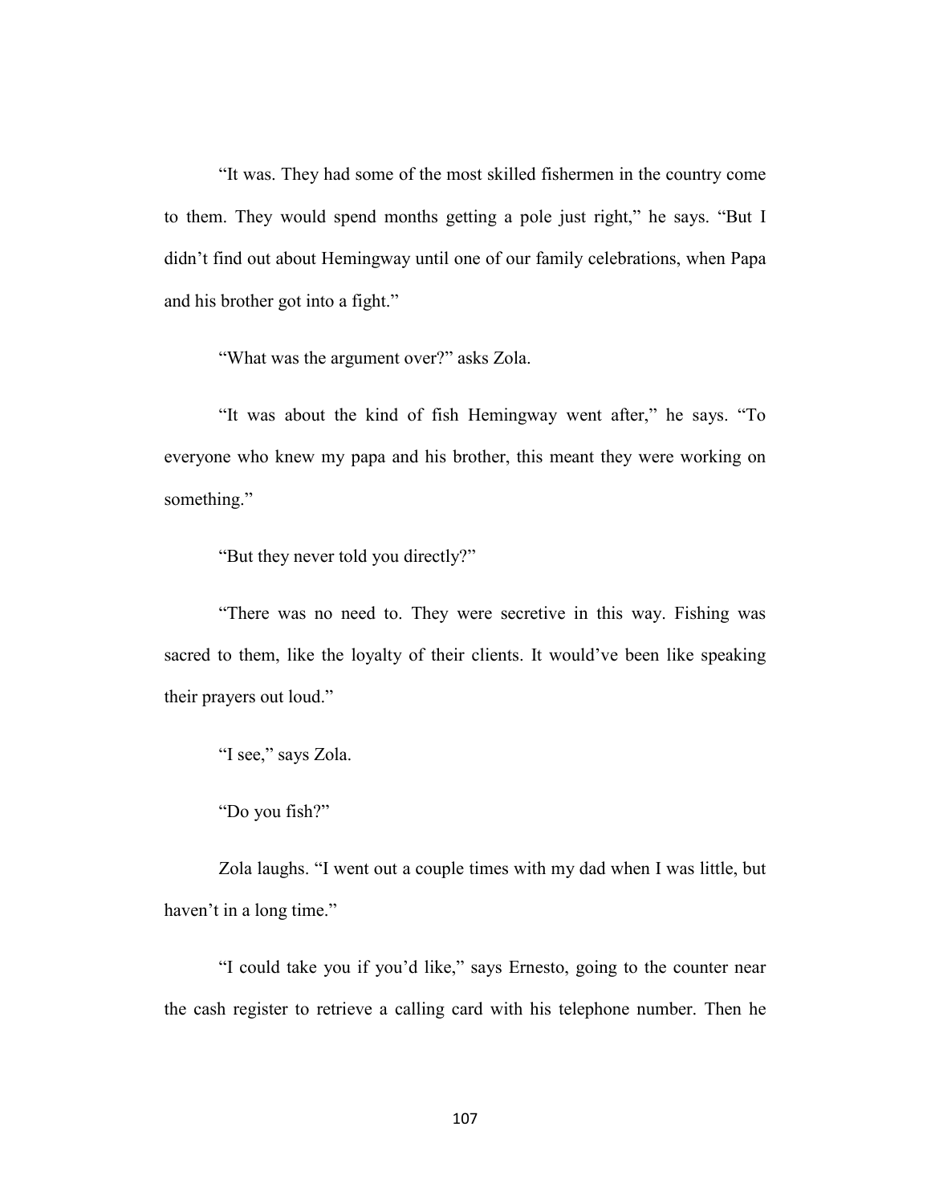"It was. They had some of the most skilled fishermen in the country come to them. They would spend months getting a pole just right," he says. "But I didn't find out about Hemingway until one of our family celebrations, when Papa and his brother got into a fight."

"What was the argument over?" asks Zola.

"It was about the kind of fish Hemingway went after," he says. "To everyone who knew my papa and his brother, this meant they were working on something."

"But they never told you directly?"

"There was no need to. They were secretive in this way. Fishing was sacred to them, like the loyalty of their clients. It would've been like speaking their prayers out loud."

"I see," says Zola.

"Do you fish?"

Zola laughs. "I went out a couple times with my dad when I was little, but haven't in a long time."

"I could take you if you'd like," says Ernesto, going to the counter near the cash register to retrieve a calling card with his telephone number. Then he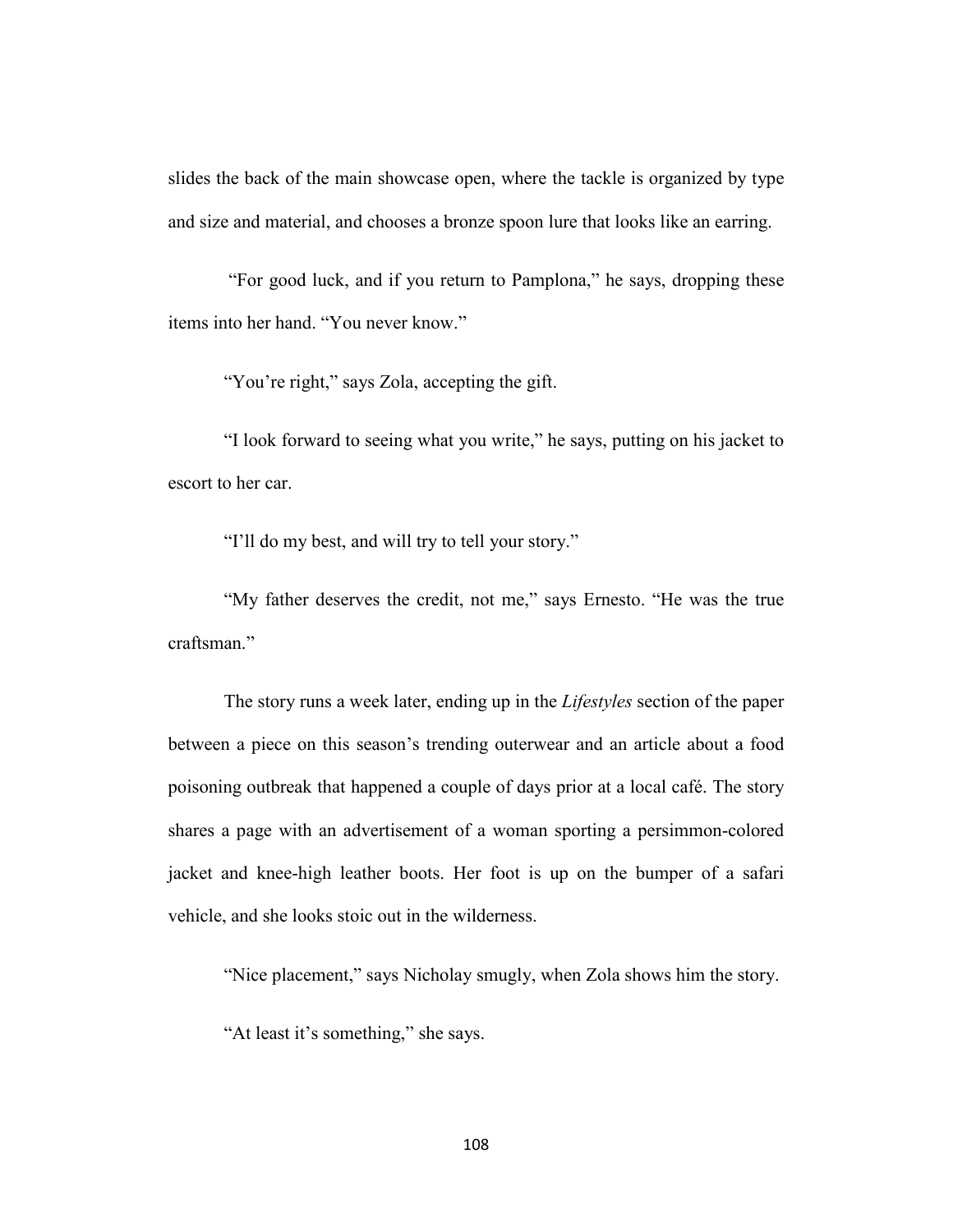slides the back of the main showcase open, where the tackle is organized by type and size and material, and chooses a bronze spoon lure that looks like an earring.

"For good luck, and if you return to Pamplona," he says, dropping these items into her hand. "You never know."

"You're right," says Zola, accepting the gift.

"I look forward to seeing what you write," he says, putting on his jacket to escort to her car.

"I'll do my best, and will try to tell your story."

"My father deserves the credit, not me," says Ernesto. "He was the true craftsman."

The story runs a week later, ending up in the *Lifestyles* section of the paper between a piece on this season's trending outerwear and an article about a food poisoning outbreak that happened a couple of days prior at a local café. The story shares a page with an advertisement of a woman sporting a persimmon-colored jacket and knee-high leather boots. Her foot is up on the bumper of a safari vehicle, and she looks stoic out in the wilderness.

"Nice placement," says Nicholay smugly, when Zola shows him the story.

"At least it's something," she says.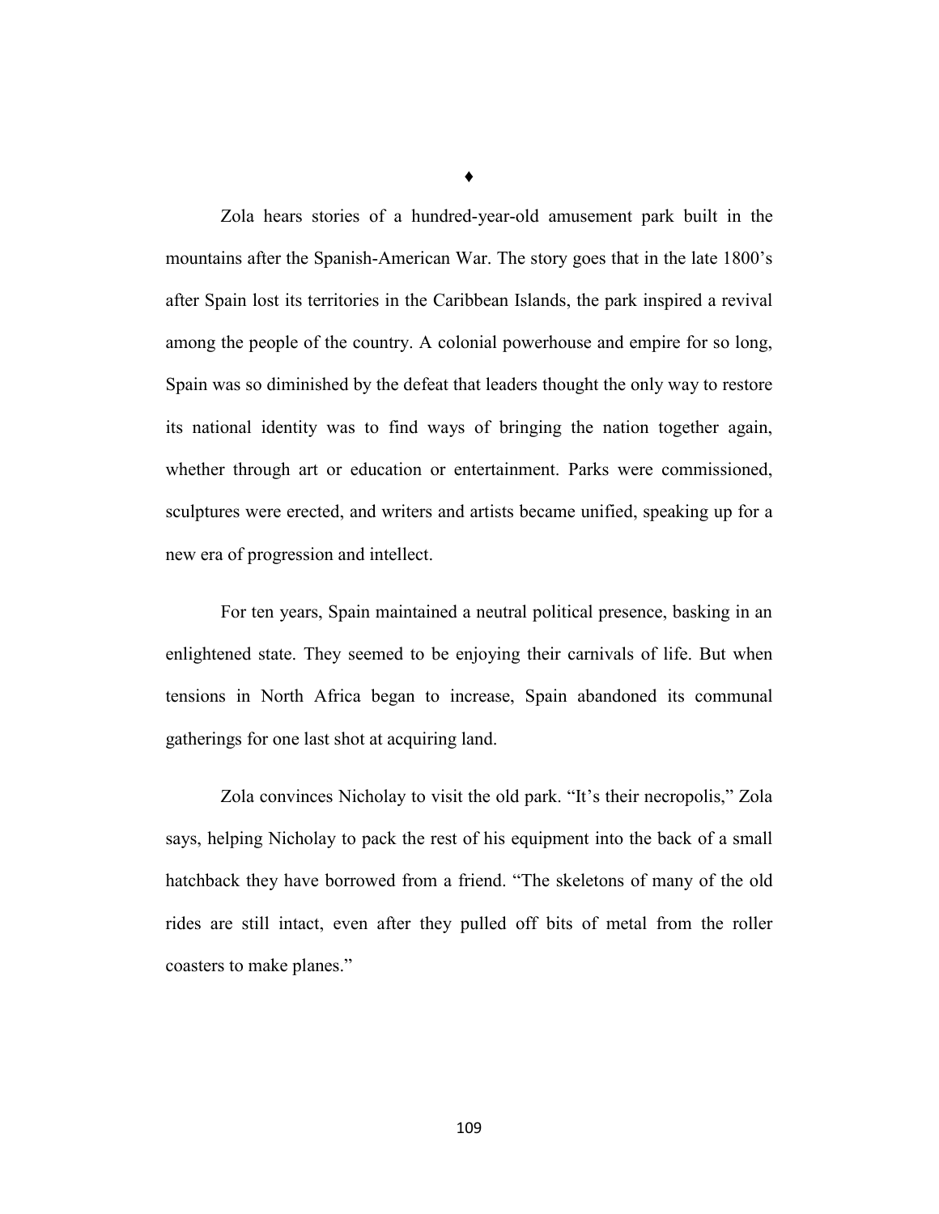♦

Zola hears stories of a hundred-year-old amusement park built in the mountains after the Spanish-American War. The story goes that in the late 1800's after Spain lost its territories in the Caribbean Islands, the park inspired a revival among the people of the country. A colonial powerhouse and empire for so long, Spain was so diminished by the defeat that leaders thought the only way to restore its national identity was to find ways of bringing the nation together again, whether through art or education or entertainment. Parks were commissioned, sculptures were erected, and writers and artists became unified, speaking up for a new era of progression and intellect.

For ten years, Spain maintained a neutral political presence, basking in an enlightened state. They seemed to be enjoying their carnivals of life. But when tensions in North Africa began to increase, Spain abandoned its communal gatherings for one last shot at acquiring land.

Zola convinces Nicholay to visit the old park. "It's their necropolis," Zola says, helping Nicholay to pack the rest of his equipment into the back of a small hatchback they have borrowed from a friend. "The skeletons of many of the old rides are still intact, even after they pulled off bits of metal from the roller coasters to make planes."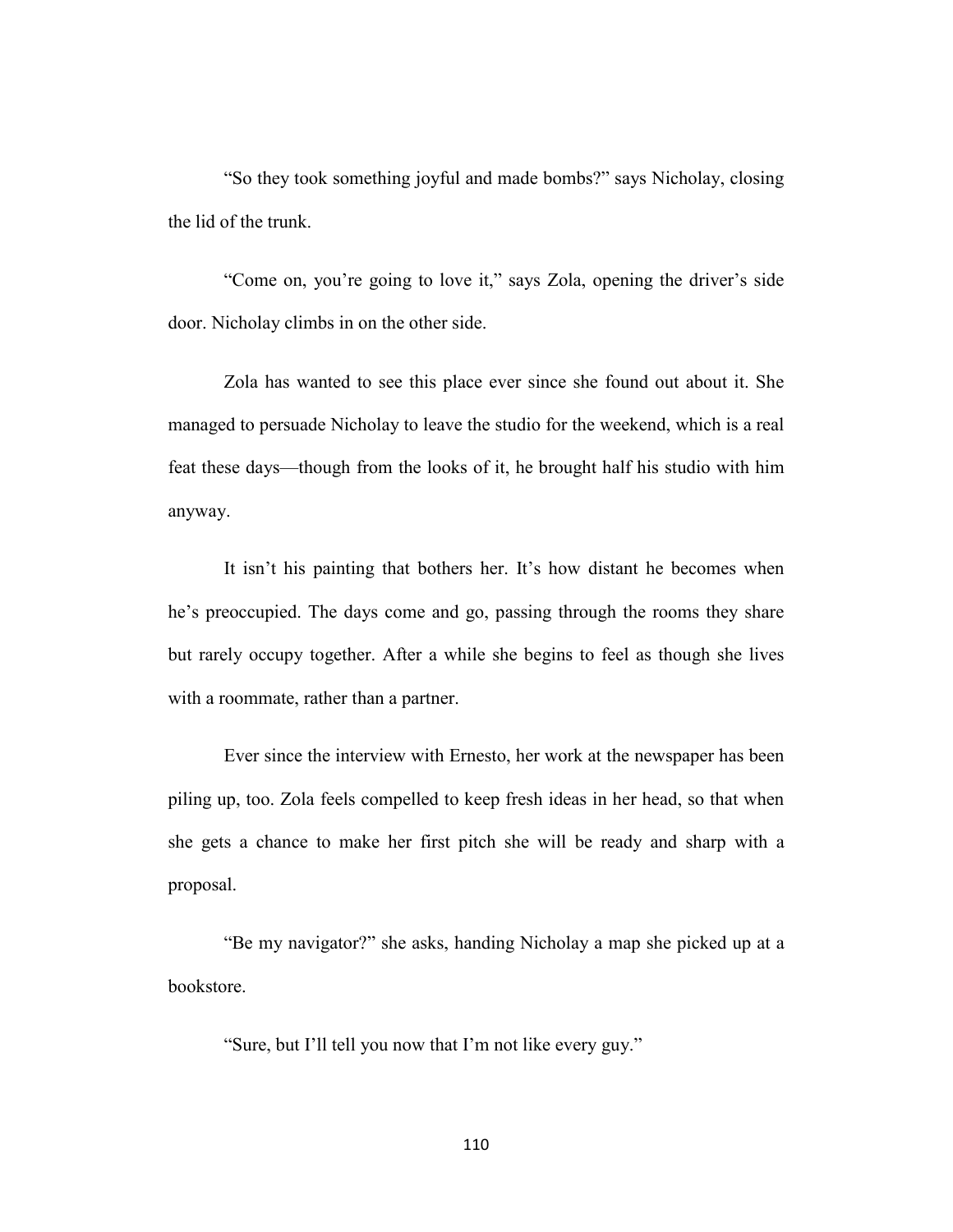"So they took something joyful and made bombs?" says Nicholay, closing the lid of the trunk.

"Come on, you're going to love it," says Zola, opening the driver's side door. Nicholay climbs in on the other side.

Zola has wanted to see this place ever since she found out about it. She managed to persuade Nicholay to leave the studio for the weekend, which is a real feat these days—though from the looks of it, he brought half his studio with him anyway.

It isn't his painting that bothers her. It's how distant he becomes when he's preoccupied. The days come and go, passing through the rooms they share but rarely occupy together. After a while she begins to feel as though she lives with a roommate, rather than a partner.

Ever since the interview with Ernesto, her work at the newspaper has been piling up, too. Zola feels compelled to keep fresh ideas in her head, so that when she gets a chance to make her first pitch she will be ready and sharp with a proposal.

"Be my navigator?" she asks, handing Nicholay a map she picked up at a bookstore.

"Sure, but I'll tell you now that I'm not like every guy."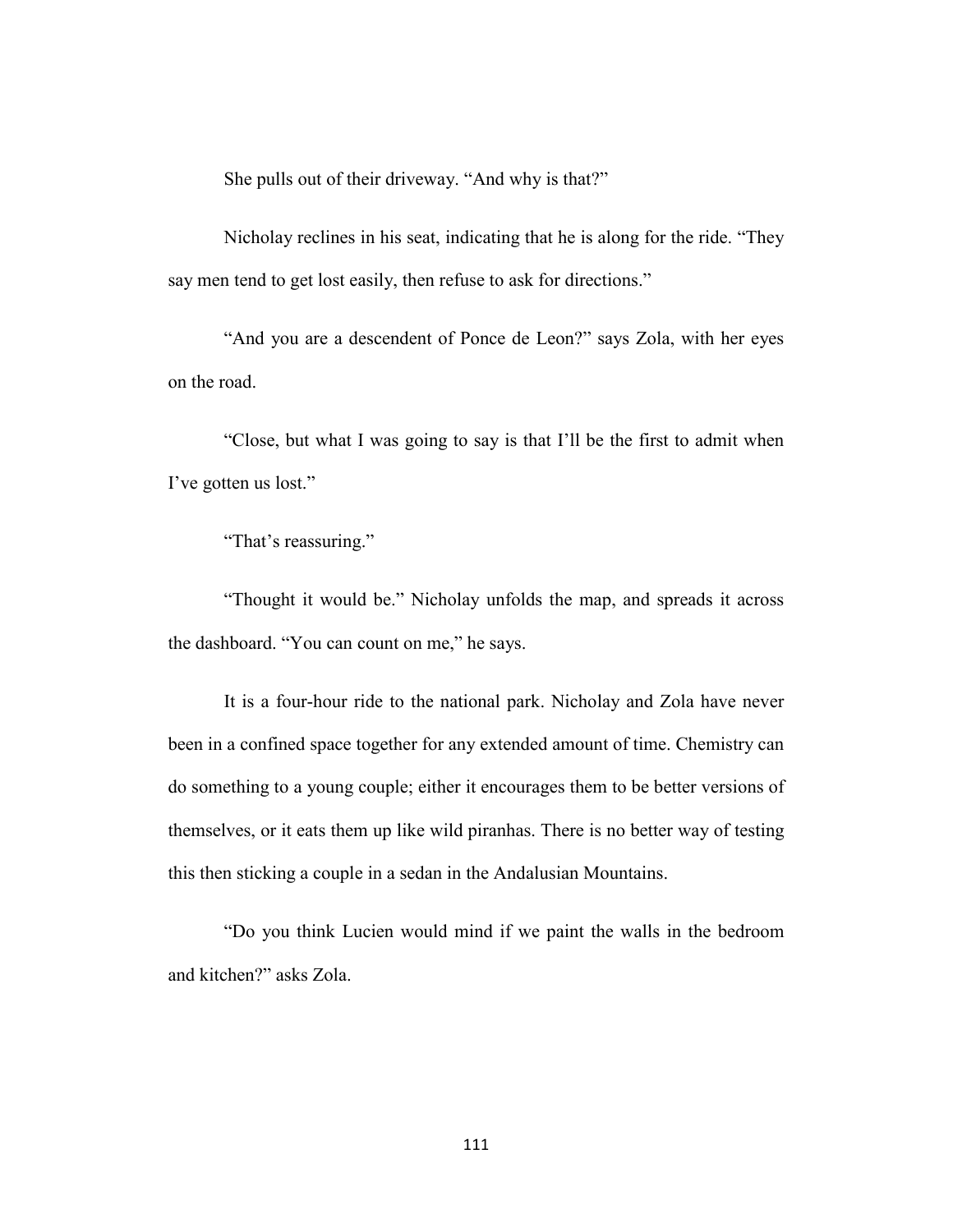She pulls out of their driveway. "And why is that?"

Nicholay reclines in his seat, indicating that he is along for the ride. "They say men tend to get lost easily, then refuse to ask for directions."

"And you are a descendent of Ponce de Leon?" says Zola, with her eyes on the road.

"Close, but what I was going to say is that I'll be the first to admit when I've gotten us lost."

"That's reassuring."

"Thought it would be." Nicholay unfolds the map, and spreads it across the dashboard. "You can count on me," he says.

It is a four-hour ride to the national park. Nicholay and Zola have never been in a confined space together for any extended amount of time. Chemistry can do something to a young couple; either it encourages them to be better versions of themselves, or it eats them up like wild piranhas. There is no better way of testing this then sticking a couple in a sedan in the Andalusian Mountains.

"Do you think Lucien would mind if we paint the walls in the bedroom and kitchen?" asks Zola.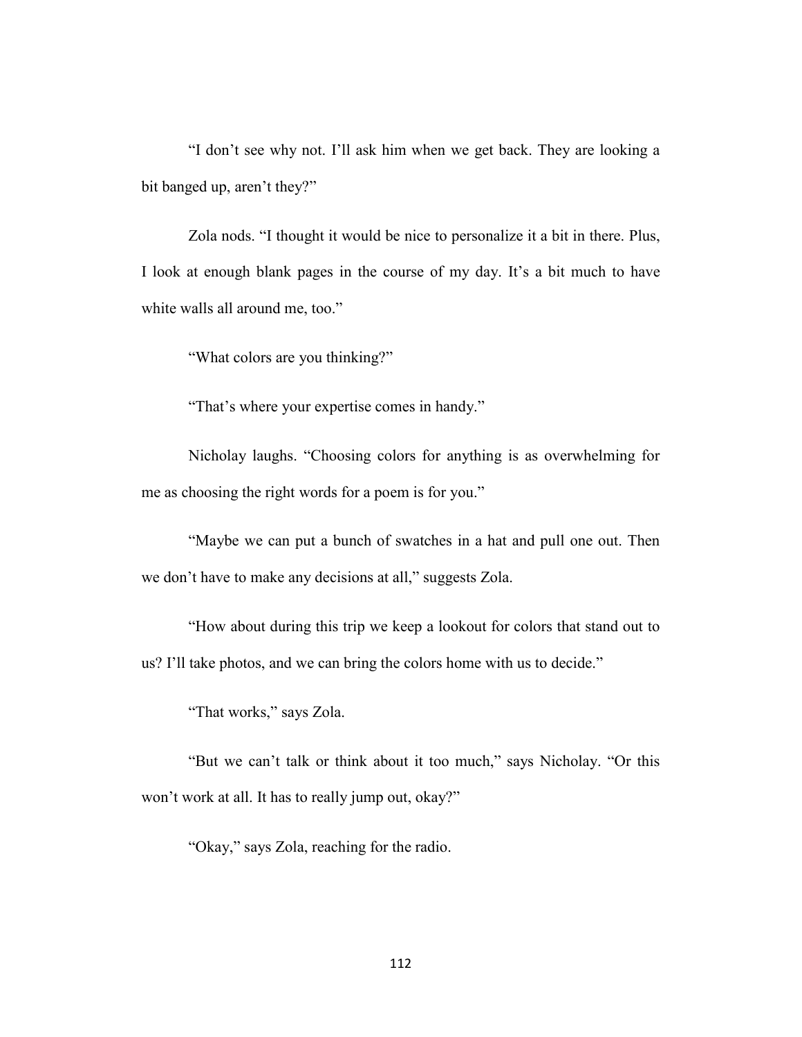"I don't see why not. I'll ask him when we get back. They are looking a bit banged up, aren't they?"

Zola nods. "I thought it would be nice to personalize it a bit in there. Plus, I look at enough blank pages in the course of my day. It's a bit much to have white walls all around me, too."

"What colors are you thinking?"

"That's where your expertise comes in handy."

Nicholay laughs. "Choosing colors for anything is as overwhelming for me as choosing the right words for a poem is for you."

"Maybe we can put a bunch of swatches in a hat and pull one out. Then we don't have to make any decisions at all," suggests Zola.

"How about during this trip we keep a lookout for colors that stand out to us? I'll take photos, and we can bring the colors home with us to decide."

"That works," says Zola.

"But we can't talk or think about it too much," says Nicholay. "Or this won't work at all. It has to really jump out, okay?"

"Okay," says Zola, reaching for the radio.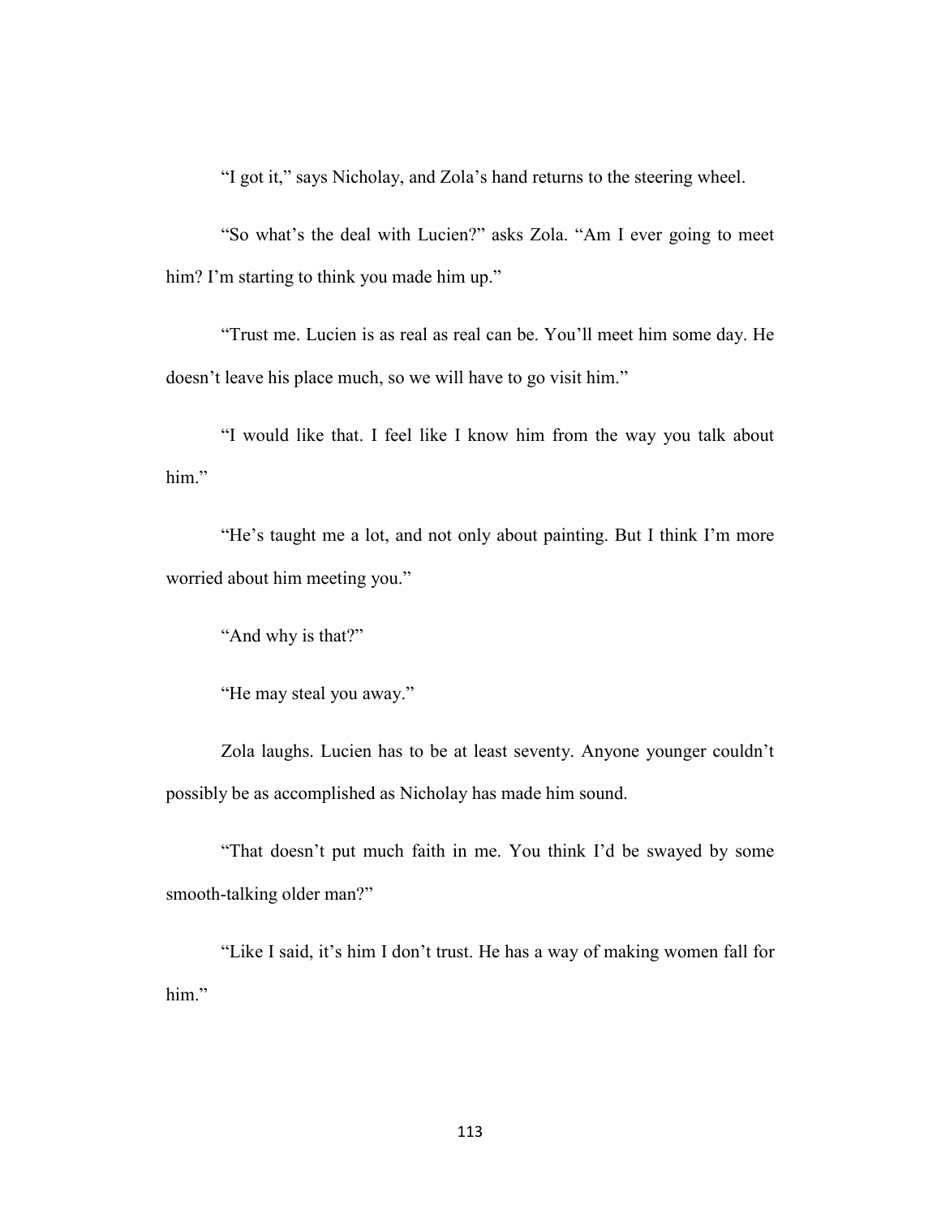“I got it,” says Nicholay, and Zola’s hand returns to the steering wheel.

“So what’s the deal with Lucien?” asks Zola. “Am I ever going to meet him? I’m starting to think you made him up.”

“Trust me. Lucien is as real as real can be. You’ll meet him some day. He doesn’t leave his place much, so we will have to go visit him.”

“I would like that. I feel like I know him from the way you talk about him.”

“He’s taught me a lot, and not only about painting. But I think I’m more worried about him meeting you.”

“And why is that?”

“He may steal you away.”

Zola laughs. Lucien has to be at least seventy. Anyone younger couldn’t possibly be as accomplished as Nicholay has made him sound.

“That doesn’t put much faith in me. You think I’d be swayed by some smooth-talking older man?”

“Like I said, it’s him I don’t trust. He has a way of making women fall for him.”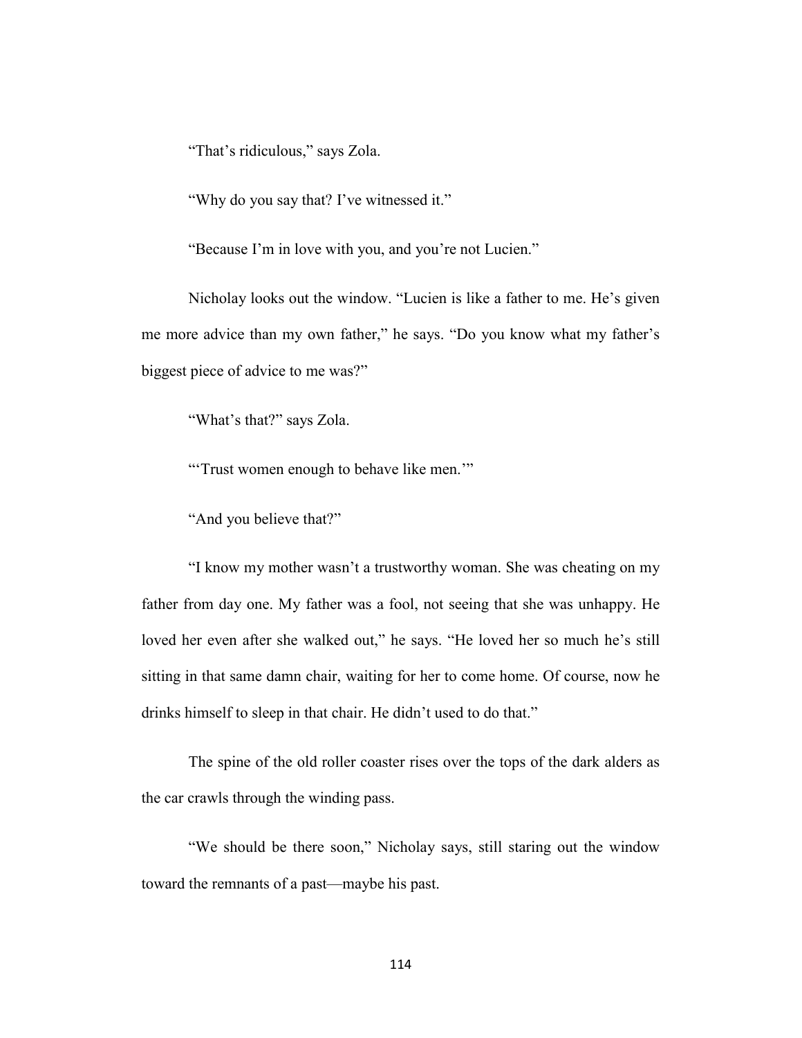"That's ridiculous," says Zola.

"Why do you say that? I've witnessed it."

"Because I'm in love with you, and you're not Lucien."

Nicholay looks out the window. "Lucien is like a father to me. He's given me more advice than my own father," he says. "Do you know what my father's biggest piece of advice to me was?"

"What's that?" says Zola.

"'Trust women enough to behave like men.'"

"And you believe that?"

"I know my mother wasn't a trustworthy woman. She was cheating on my father from day one. My father was a fool, not seeing that she was unhappy. He loved her even after she walked out," he says. "He loved her so much he's still sitting in that same damn chair, waiting for her to come home. Of course, now he drinks himself to sleep in that chair. He didn't used to do that."

The spine of the old roller coaster rises over the tops of the dark alders as the car crawls through the winding pass.

"We should be there soon," Nicholay says, still staring out the window toward the remnants of a past—maybe his past.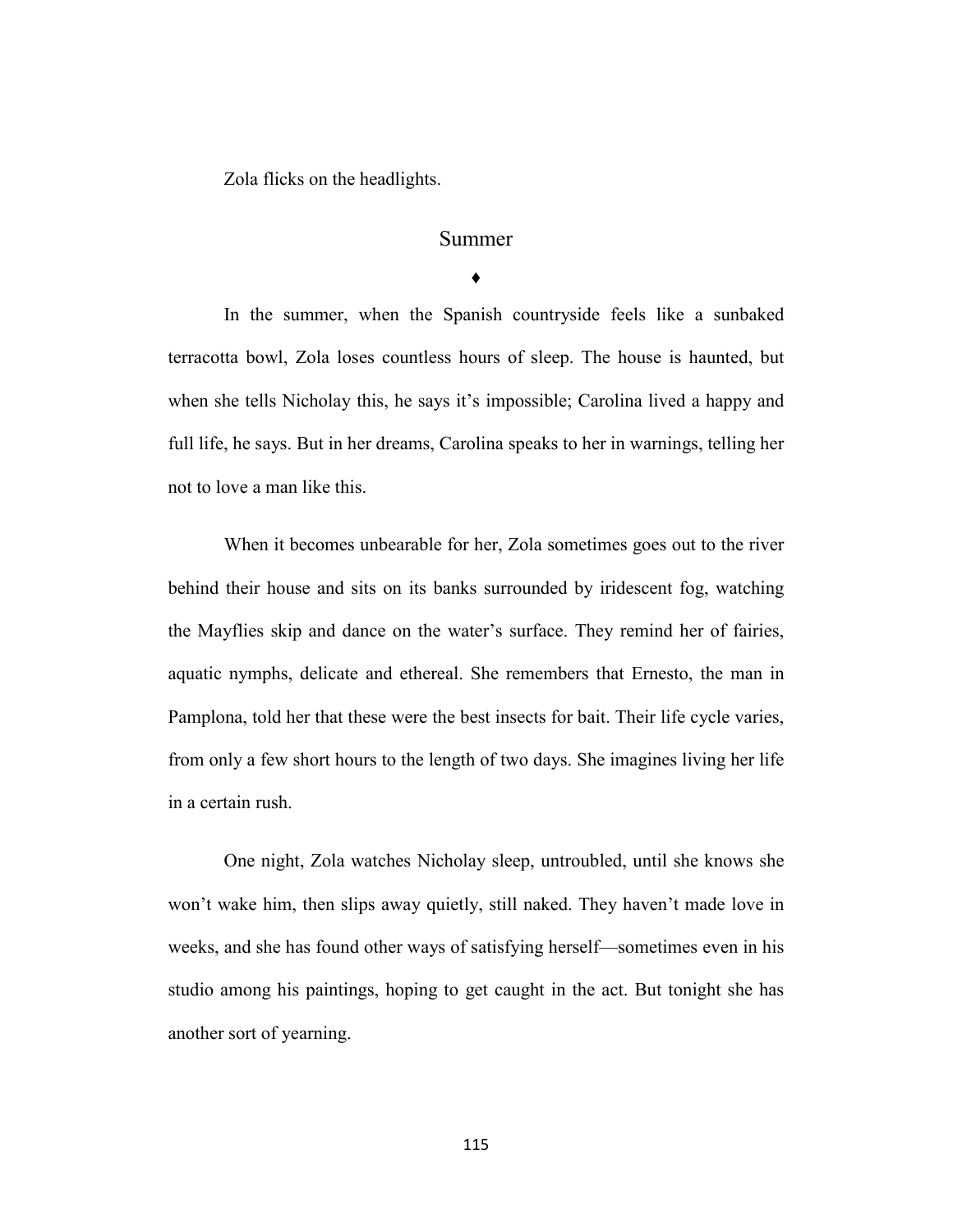Zola flicks on the headlights.

## Summer

♦

In the summer, when the Spanish countryside feels like a sunbaked terracotta bowl, Zola loses countless hours of sleep. The house is haunted, but when she tells Nicholay this, he says it's impossible; Carolina lived a happy and full life, he says. But in her dreams, Carolina speaks to her in warnings, telling her not to love a man like this.

When it becomes unbearable for her, Zola sometimes goes out to the river behind their house and sits on its banks surrounded by iridescent fog, watching the Mayflies skip and dance on the water's surface. They remind her of fairies, aquatic nymphs, delicate and ethereal. She remembers that Ernesto, the man in Pamplona, told her that these were the best insects for bait. Their life cycle varies, from only a few short hours to the length of two days. She imagines living her life in a certain rush.

One night, Zola watches Nicholay sleep, untroubled, until she knows she won't wake him, then slips away quietly, still naked. They haven't made love in weeks, and she has found other ways of satisfying herself—sometimes even in his studio among his paintings, hoping to get caught in the act. But tonight she has another sort of yearning.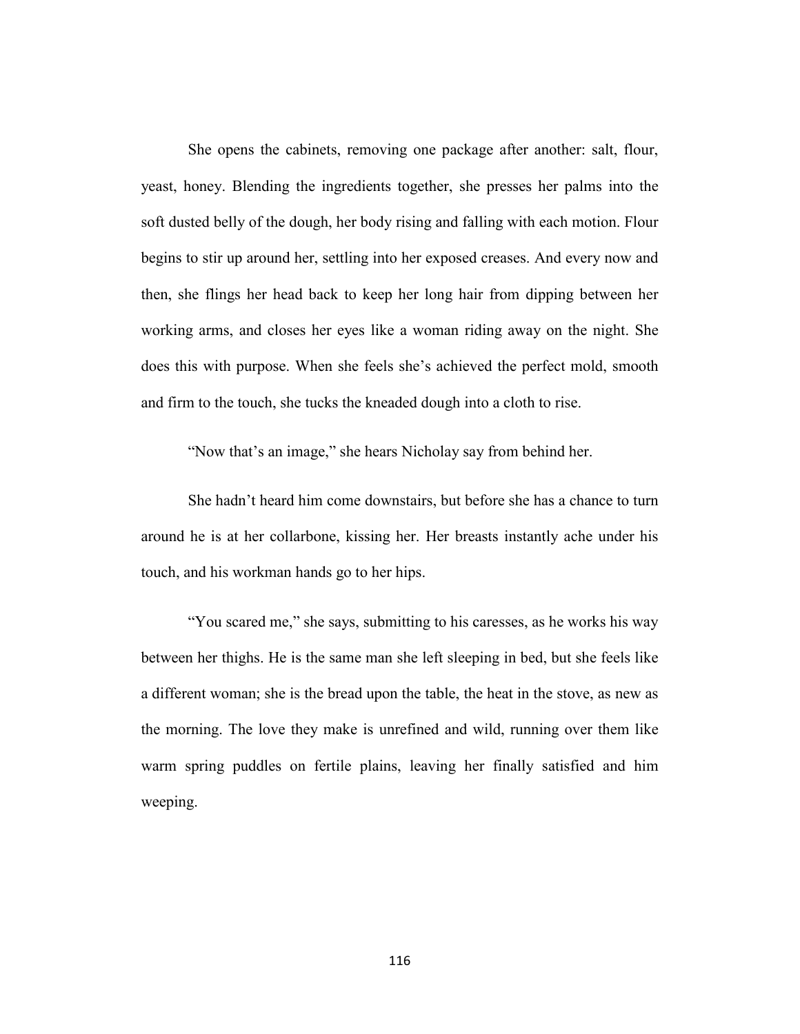She opens the cabinets, removing one package after another: salt, flour, yeast, honey. Blending the ingredients together, she presses her palms into the soft dusted belly of the dough, her body rising and falling with each motion. Flour begins to stir up around her, settling into her exposed creases. And every now and then, she flings her head back to keep her long hair from dipping between her working arms, and closes her eyes like a woman riding away on the night. She does this with purpose. When she feels she's achieved the perfect mold, smooth and firm to the touch, she tucks the kneaded dough into a cloth to rise.

"Now that's an image," she hears Nicholay say from behind her.

She hadn't heard him come downstairs, but before she has a chance to turn around he is at her collarbone, kissing her. Her breasts instantly ache under his touch, and his workman hands go to her hips.

"You scared me," she says, submitting to his caresses, as he works his way between her thighs. He is the same man she left sleeping in bed, but she feels like a different woman; she is the bread upon the table, the heat in the stove, as new as the morning. The love they make is unrefined and wild, running over them like warm spring puddles on fertile plains, leaving her finally satisfied and him weeping.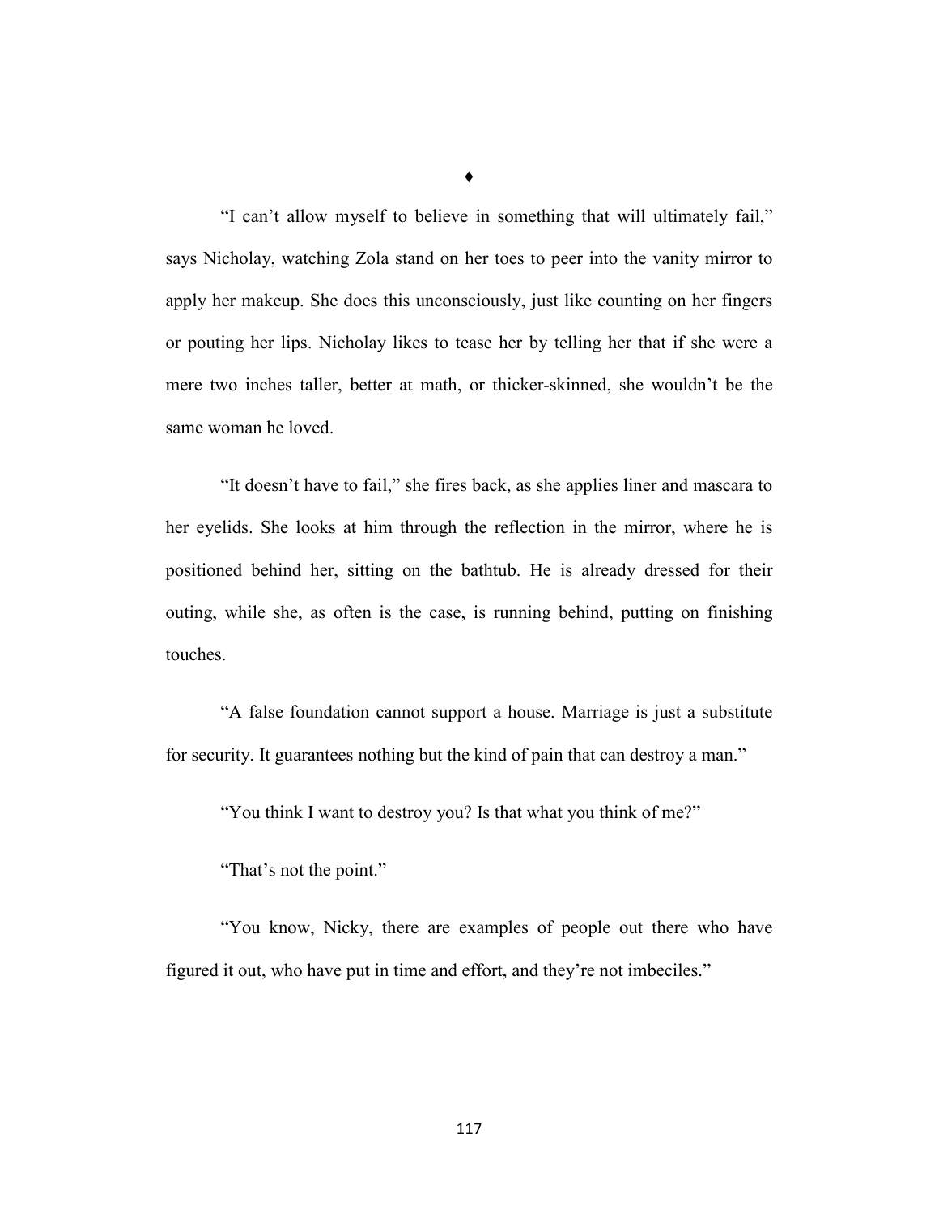♦

"I can't allow myself to believe in something that will ultimately fail," says Nicholay, watching Zola stand on her toes to peer into the vanity mirror to apply her makeup. She does this unconsciously, just like counting on her fingers or pouting her lips. Nicholay likes to tease her by telling her that if she were a mere two inches taller, better at math, or thicker-skinned, she wouldn't be the same woman he loved.

"It doesn't have to fail," she fires back, as she applies liner and mascara to her eyelids. She looks at him through the reflection in the mirror, where he is positioned behind her, sitting on the bathtub. He is already dressed for their outing, while she, as often is the case, is running behind, putting on finishing touches.

"A false foundation cannot support a house. Marriage is just a substitute for security. It guarantees nothing but the kind of pain that can destroy a man."

"You think I want to destroy you? Is that what you think of me?"

"That's not the point."

"You know, Nicky, there are examples of people out there who have figured it out, who have put in time and effort, and they're not imbeciles."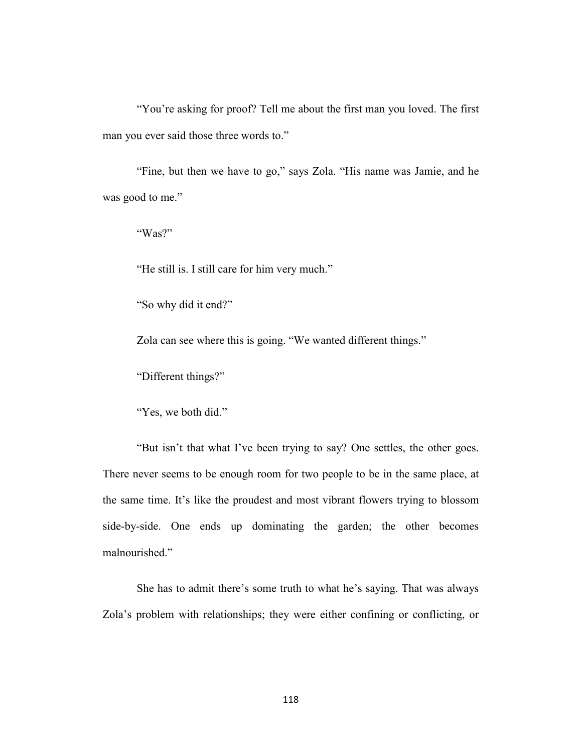"You're asking for proof? Tell me about the first man you loved. The first man you ever said those three words to."

"Fine, but then we have to go," says Zola. "His name was Jamie, and he was good to me."

"Was?"

"He still is. I still care for him very much."

"So why did it end?"

Zola can see where this is going. "We wanted different things."

"Different things?"

"Yes, we both did."

"But isn't that what I've been trying to say? One settles, the other goes. There never seems to be enough room for two people to be in the same place, at the same time. It's like the proudest and most vibrant flowers trying to blossom side-by-side. One ends up dominating the garden; the other becomes malnourished."

She has to admit there's some truth to what he's saying. That was always Zola's problem with relationships; they were either confining or conflicting, or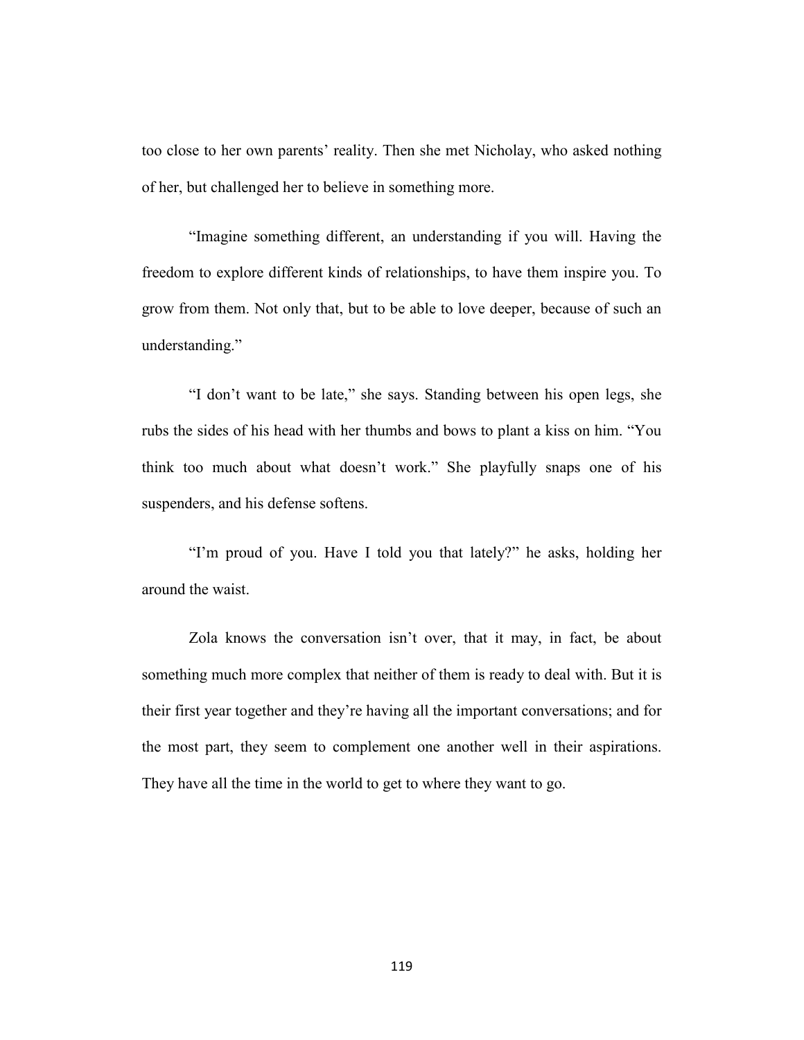too close to her own parents' reality. Then she met Nicholay, who asked nothing of her, but challenged her to believe in something more.

"Imagine something different, an understanding if you will. Having the freedom to explore different kinds of relationships, to have them inspire you. To grow from them. Not only that, but to be able to love deeper, because of such an understanding."

"I don't want to be late," she says. Standing between his open legs, she rubs the sides of his head with her thumbs and bows to plant a kiss on him. "You think too much about what doesn't work." She playfully snaps one of his suspenders, and his defense softens.

"I'm proud of you. Have I told you that lately?" he asks, holding her around the waist.

Zola knows the conversation isn't over, that it may, in fact, be about something much more complex that neither of them is ready to deal with. But it is their first year together and they're having all the important conversations; and for the most part, they seem to complement one another well in their aspirations. They have all the time in the world to get to where they want to go.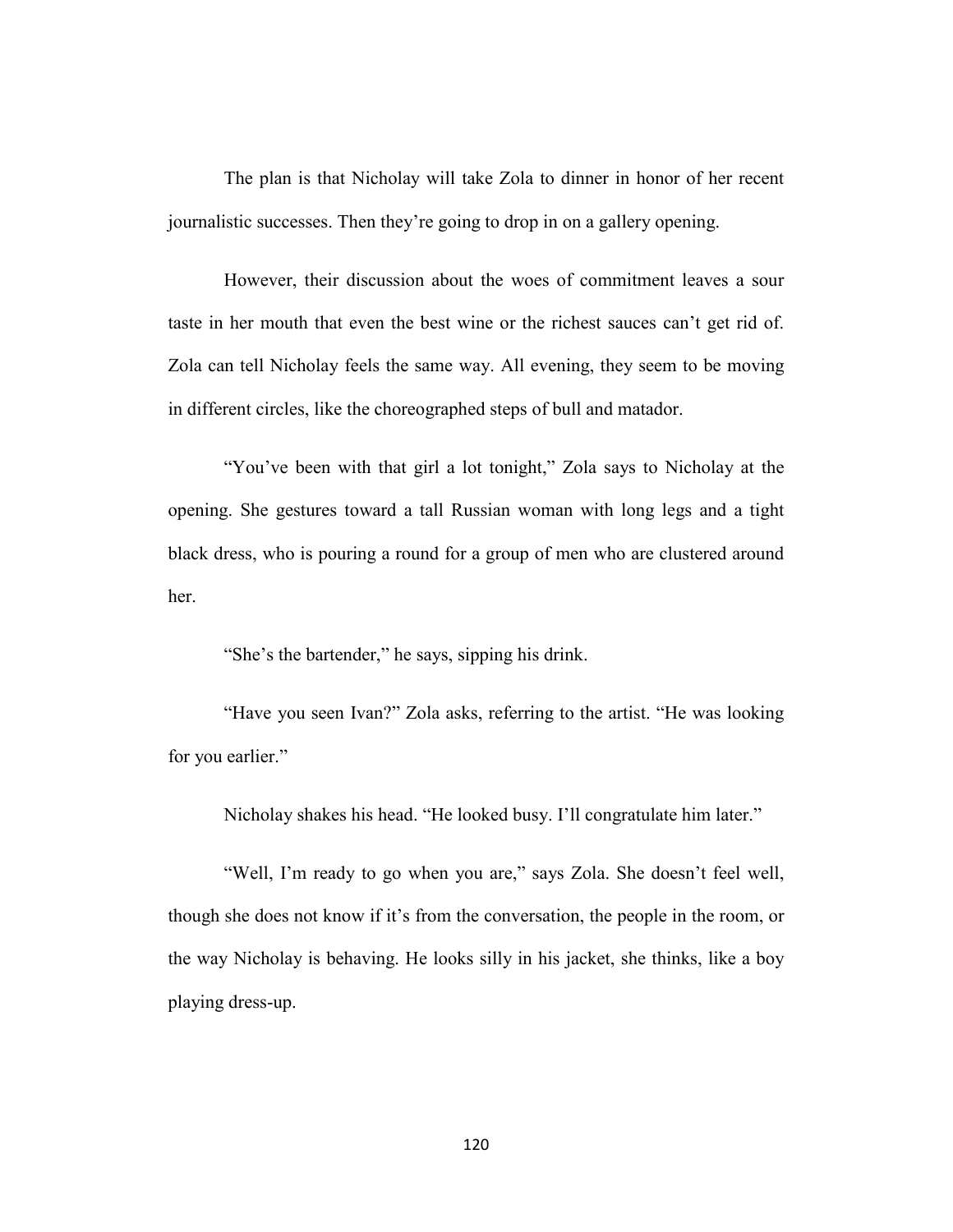The plan is that Nicholay will take Zola to dinner in honor of her recent journalistic successes. Then they're going to drop in on a gallery opening.

However, their discussion about the woes of commitment leaves a sour taste in her mouth that even the best wine or the richest sauces can't get rid of. Zola can tell Nicholay feels the same way. All evening, they seem to be moving in different circles, like the choreographed steps of bull and matador.

"You've been with that girl a lot tonight," Zola says to Nicholay at the opening. She gestures toward a tall Russian woman with long legs and a tight black dress, who is pouring a round for a group of men who are clustered around her.

"She's the bartender," he says, sipping his drink.

"Have you seen Ivan?" Zola asks, referring to the artist. "He was looking for you earlier."

Nicholay shakes his head. "He looked busy. I'll congratulate him later."

"Well, I'm ready to go when you are," says Zola. She doesn't feel well, though she does not know if it's from the conversation, the people in the room, or the way Nicholay is behaving. He looks silly in his jacket, she thinks, like a boy playing dress-up.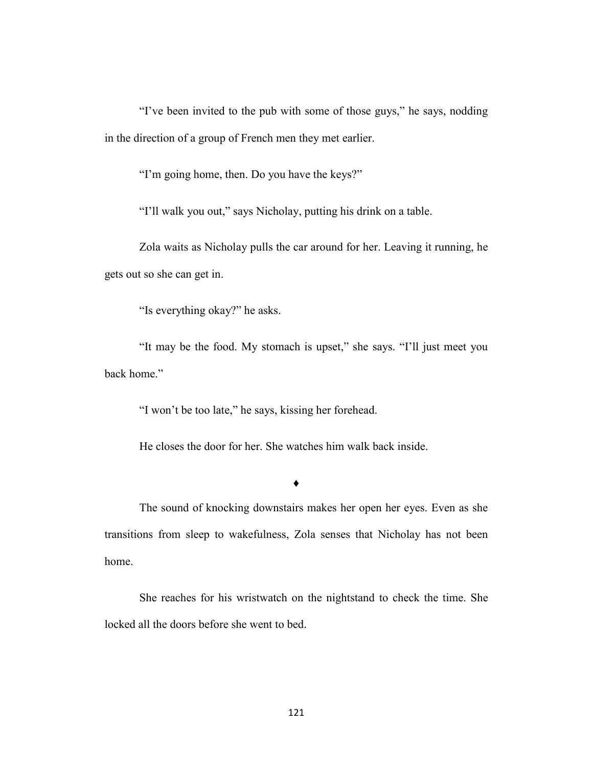"I've been invited to the pub with some of those guys," he says, nodding in the direction of a group of French men they met earlier.

"I'm going home, then. Do you have the keys?"

"I'll walk you out," says Nicholay, putting his drink on a table.

Zola waits as Nicholay pulls the car around for her. Leaving it running, he gets out so she can get in.

"Is everything okay?" he asks.

"It may be the food. My stomach is upset," she says. "I'll just meet you back home."

"I won't be too late," he says, kissing her forehead.

He closes the door for her. She watches him walk back inside.

♦

The sound of knocking downstairs makes her open her eyes. Even as she transitions from sleep to wakefulness, Zola senses that Nicholay has not been home.

She reaches for his wristwatch on the nightstand to check the time. She locked all the doors before she went to bed.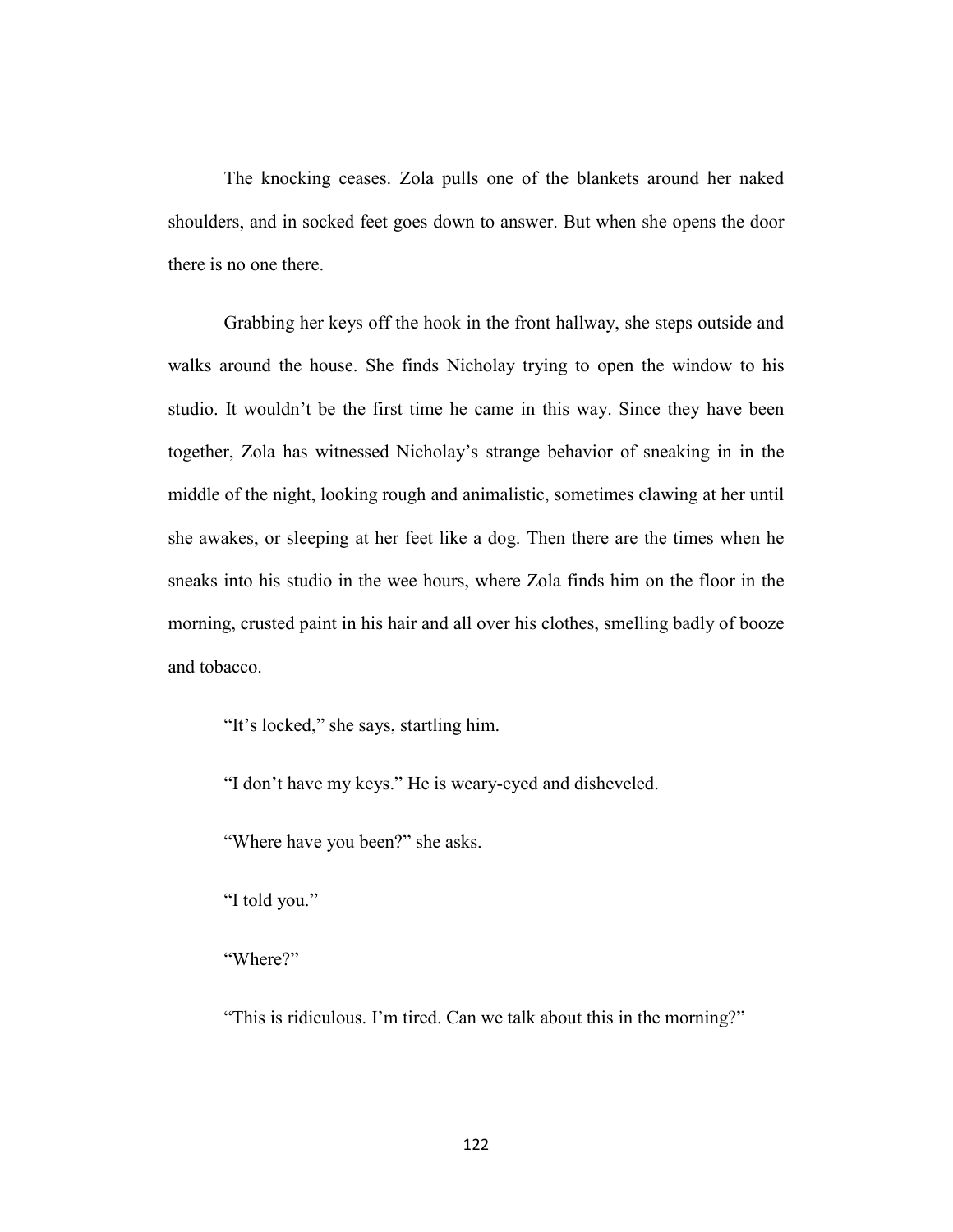The knocking ceases. Zola pulls one of the blankets around her naked shoulders, and in socked feet goes down to answer. But when she opens the door there is no one there.

Grabbing her keys off the hook in the front hallway, she steps outside and walks around the house. She finds Nicholay trying to open the window to his studio. It wouldn't be the first time he came in this way. Since they have been together, Zola has witnessed Nicholay's strange behavior of sneaking in in the middle of the night, looking rough and animalistic, sometimes clawing at her until she awakes, or sleeping at her feet like a dog. Then there are the times when he sneaks into his studio in the wee hours, where Zola finds him on the floor in the morning, crusted paint in his hair and all over his clothes, smelling badly of booze and tobacco.

"It's locked," she says, startling him.

"I don't have my keys." He is weary-eyed and disheveled.

"Where have you been?" she asks.

"I told you."

"Where?"

"This is ridiculous. I'm tired. Can we talk about this in the morning?"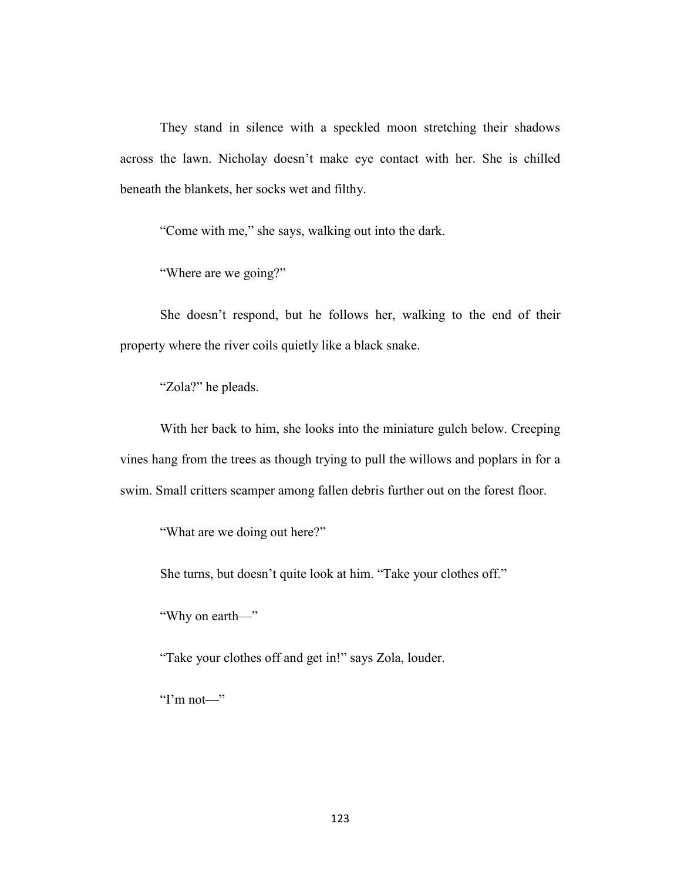They stand in silence with a speckled moon stretching their shadows across the lawn. Nicholay doesn't make eye contact with her. She is chilled beneath the blankets, her socks wet and filthy.

"Come with me," she says, walking out into the dark.

"Where are we going?"

She doesn't respond, but he follows her, walking to the end of their property where the river coils quietly like a black snake.

"Zola?" he pleads.

With her back to him, she looks into the miniature gulch below. Creeping vines hang from the trees as though trying to pull the willows and poplars in for a swim. Small critters scamper among fallen debris further out on the forest floor.

"What are we doing out here?"

She turns, but doesn't quite look at him. "Take your clothes off."

"Why on earth—"

"Take your clothes off and get in!" says Zola, louder.

"I'm not—"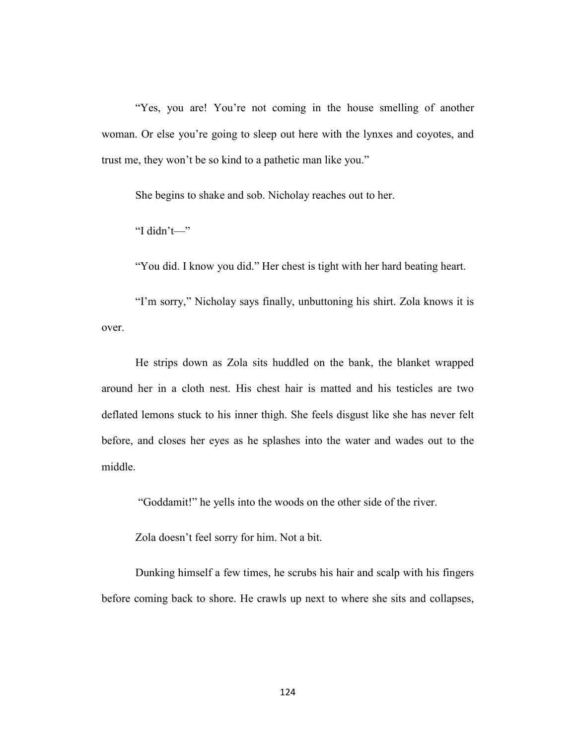"Yes, you are! You're not coming in the house smelling of another woman. Or else you're going to sleep out here with the lynxes and coyotes, and trust me, they won't be so kind to a pathetic man like you."

She begins to shake and sob. Nicholay reaches out to her.

"I didn't—"

"You did. I know you did." Her chest is tight with her hard beating heart.

"I'm sorry," Nicholay says finally, unbuttoning his shirt. Zola knows it is over.

He strips down as Zola sits huddled on the bank, the blanket wrapped around her in a cloth nest. His chest hair is matted and his testicles are two deflated lemons stuck to his inner thigh. She feels disgust like she has never felt before, and closes her eyes as he splashes into the water and wades out to the middle.

"Goddamit!" he yells into the woods on the other side of the river.

Zola doesn't feel sorry for him. Not a bit.

Dunking himself a few times, he scrubs his hair and scalp with his fingers before coming back to shore. He crawls up next to where she sits and collapses,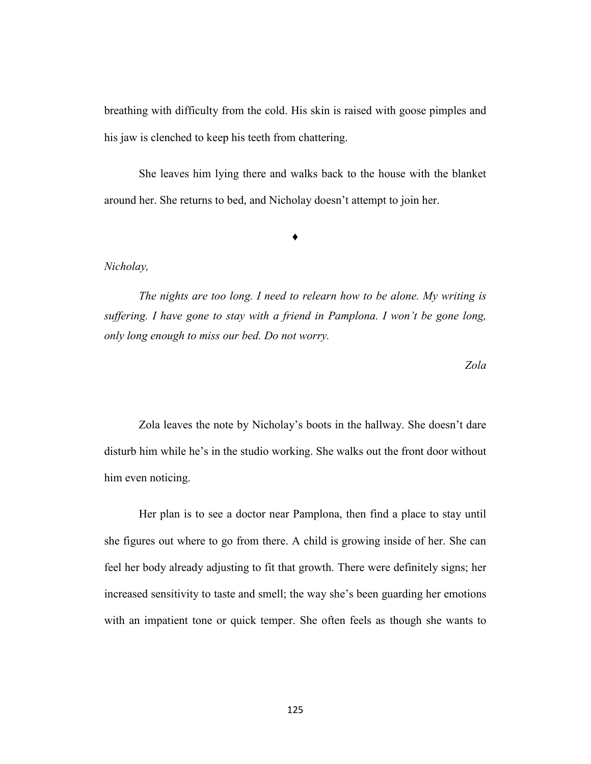breathing with difficulty from the cold. His skin is raised with goose pimples and his jaw is clenched to keep his teeth from chattering.

She leaves him lying there and walks back to the house with the blanket around her. She returns to bed, and Nicholay doesn't attempt to join her.

♦

*Nicholay,*

*The nights are too long. I need to relearn how to be alone. My writing is suffering. I have gone to stay with a friend in Pamplona. I won't be gone long, only long enough to miss our bed. Do not worry.*

*Zola*

Zola leaves the note by Nicholay's boots in the hallway. She doesn't dare disturb him while he's in the studio working. She walks out the front door without him even noticing.

Her plan is to see a doctor near Pamplona, then find a place to stay until she figures out where to go from there. A child is growing inside of her. She can feel her body already adjusting to fit that growth. There were definitely signs; her increased sensitivity to taste and smell; the way she's been guarding her emotions with an impatient tone or quick temper. She often feels as though she wants to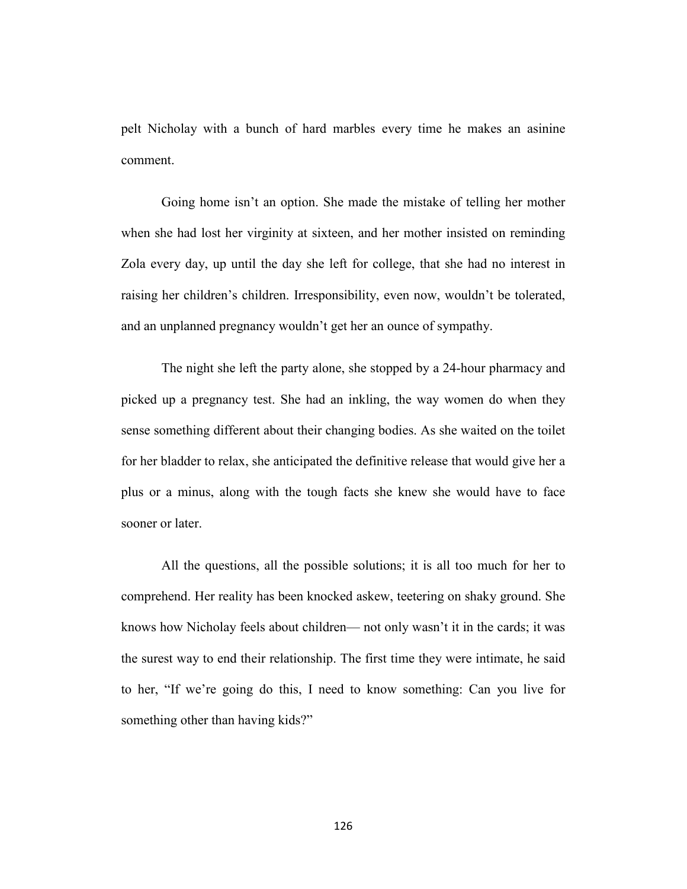pelt Nicholay with a bunch of hard marbles every time he makes an asinine comment.

Going home isn't an option. She made the mistake of telling her mother when she had lost her virginity at sixteen, and her mother insisted on reminding Zola every day, up until the day she left for college, that she had no interest in raising her children's children. Irresponsibility, even now, wouldn't be tolerated, and an unplanned pregnancy wouldn't get her an ounce of sympathy.

The night she left the party alone, she stopped by a 24-hour pharmacy and picked up a pregnancy test. She had an inkling, the way women do when they sense something different about their changing bodies. As she waited on the toilet for her bladder to relax, she anticipated the definitive release that would give her a plus or a minus, along with the tough facts she knew she would have to face sooner or later.

All the questions, all the possible solutions; it is all too much for her to comprehend. Her reality has been knocked askew, teetering on shaky ground. She knows how Nicholay feels about children— not only wasn't it in the cards; it was the surest way to end their relationship. The first time they were intimate, he said to her, "If we're going do this, I need to know something: Can you live for something other than having kids?"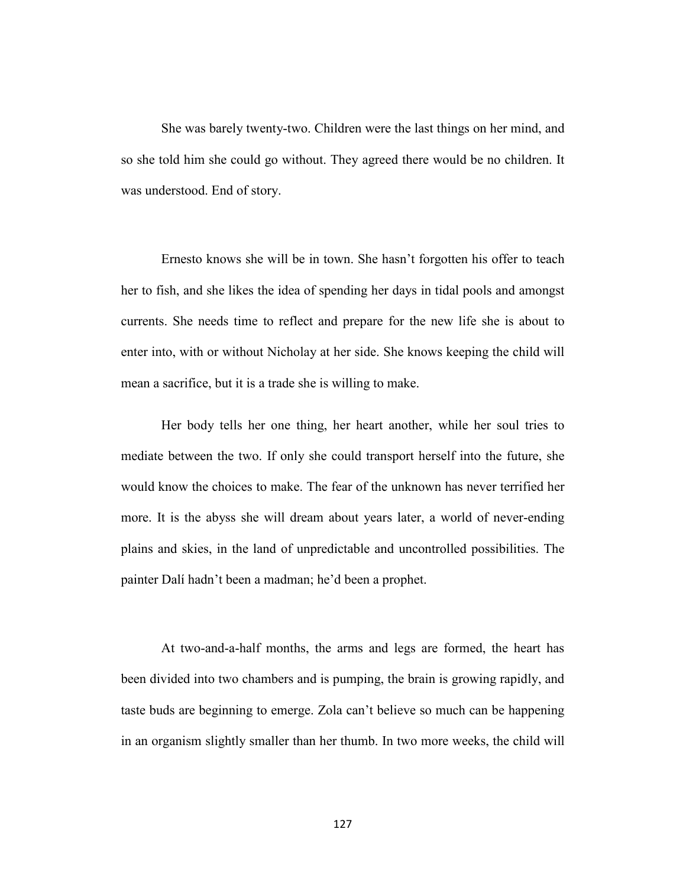She was barely twenty-two. Children were the last things on her mind, and so she told him she could go without. They agreed there would be no children. It was understood. End of story.

Ernesto knows she will be in town. She hasn't forgotten his offer to teach her to fish, and she likes the idea of spending her days in tidal pools and amongst currents. She needs time to reflect and prepare for the new life she is about to enter into, with or without Nicholay at her side. She knows keeping the child will mean a sacrifice, but it is a trade she is willing to make.

Her body tells her one thing, her heart another, while her soul tries to mediate between the two. If only she could transport herself into the future, she would know the choices to make. The fear of the unknown has never terrified her more. It is the abyss she will dream about years later, a world of never-ending plains and skies, in the land of unpredictable and uncontrolled possibilities. The painter Dalí hadn't been a madman; he'd been a prophet.

At two-and-a-half months, the arms and legs are formed, the heart has been divided into two chambers and is pumping, the brain is growing rapidly, and taste buds are beginning to emerge. Zola can't believe so much can be happening in an organism slightly smaller than her thumb. In two more weeks, the child will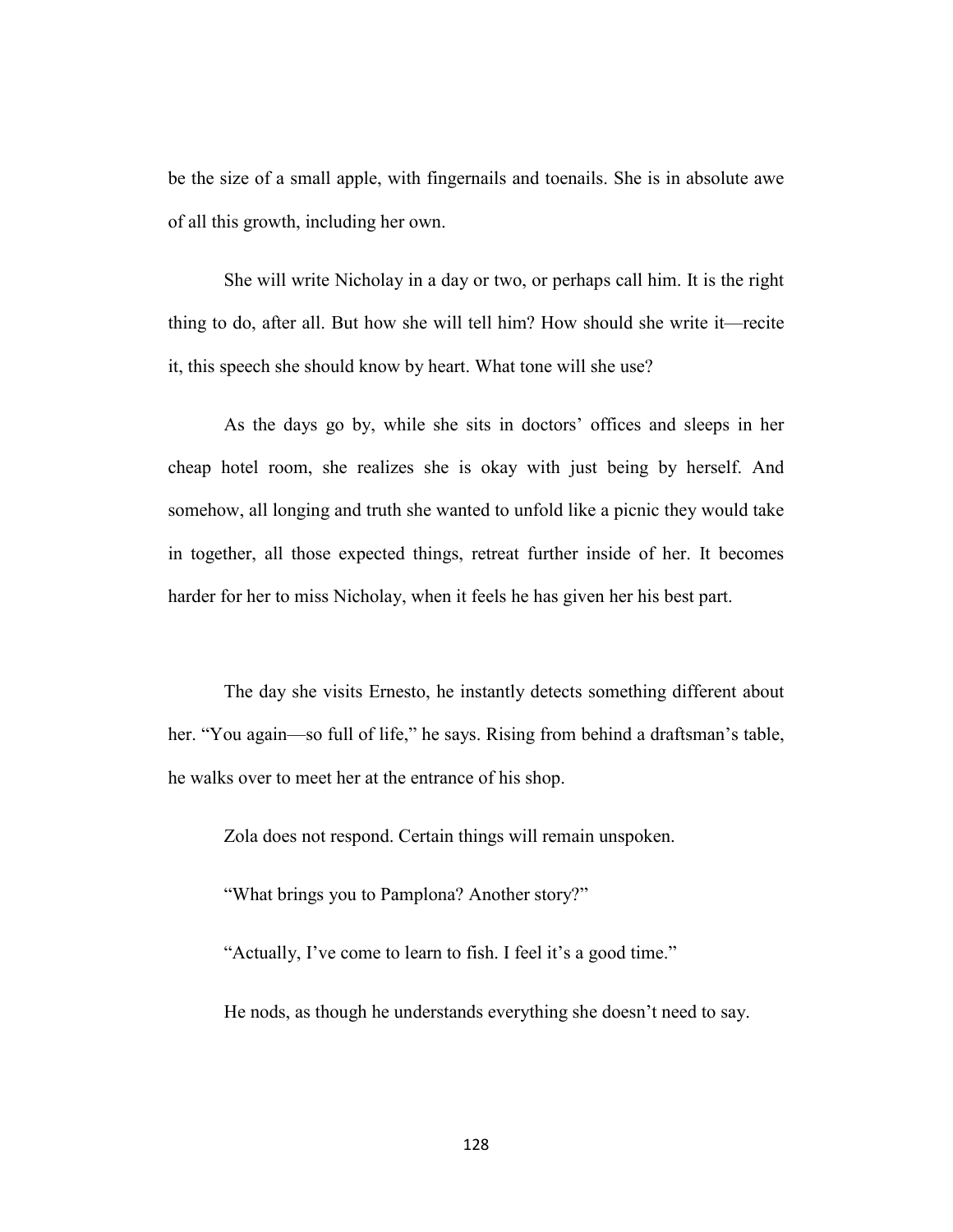be the size of a small apple, with fingernails and toenails. She is in absolute awe of all this growth, including her own.

She will write Nicholay in a day or two, or perhaps call him. It is the right thing to do, after all. But how she will tell him? How should she write it—recite it, this speech she should know by heart. What tone will she use?

As the days go by, while she sits in doctors' offices and sleeps in her cheap hotel room, she realizes she is okay with just being by herself. And somehow, all longing and truth she wanted to unfold like a picnic they would take in together, all those expected things, retreat further inside of her. It becomes harder for her to miss Nicholay, when it feels he has given her his best part.

The day she visits Ernesto, he instantly detects something different about her. "You again—so full of life," he says. Rising from behind a draftsman's table, he walks over to meet her at the entrance of his shop.

Zola does not respond. Certain things will remain unspoken.

"What brings you to Pamplona? Another story?"

"Actually, I've come to learn to fish. I feel it's a good time."

He nods, as though he understands everything she doesn't need to say.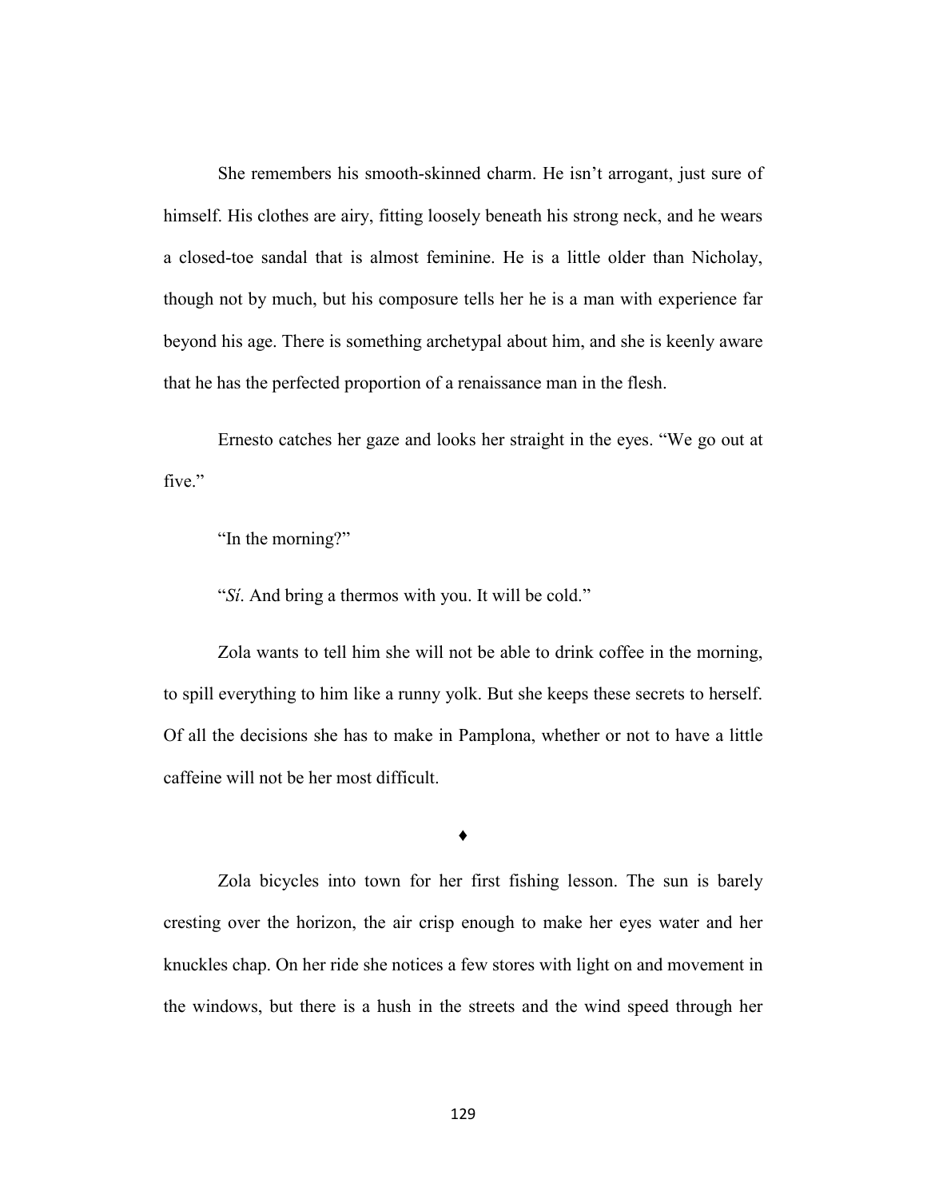She remembers his smooth-skinned charm. He isn't arrogant, just sure of himself. His clothes are airy, fitting loosely beneath his strong neck, and he wears a closed-toe sandal that is almost feminine. He is a little older than Nicholay, though not by much, but his composure tells her he is a man with experience far beyond his age. There is something archetypal about him, and she is keenly aware that he has the perfected proportion of a renaissance man in the flesh.

Ernesto catches her gaze and looks her straight in the eyes. "We go out at five."

"In the morning?"

"*Sí*. And bring a thermos with you. It will be cold."

Zola wants to tell him she will not be able to drink coffee in the morning, to spill everything to him like a runny yolk. But she keeps these secrets to herself. Of all the decisions she has to make in Pamplona, whether or not to have a little caffeine will not be her most difficult.

♦

Zola bicycles into town for her first fishing lesson. The sun is barely cresting over the horizon, the air crisp enough to make her eyes water and her knuckles chap. On her ride she notices a few stores with light on and movement in the windows, but there is a hush in the streets and the wind speed through her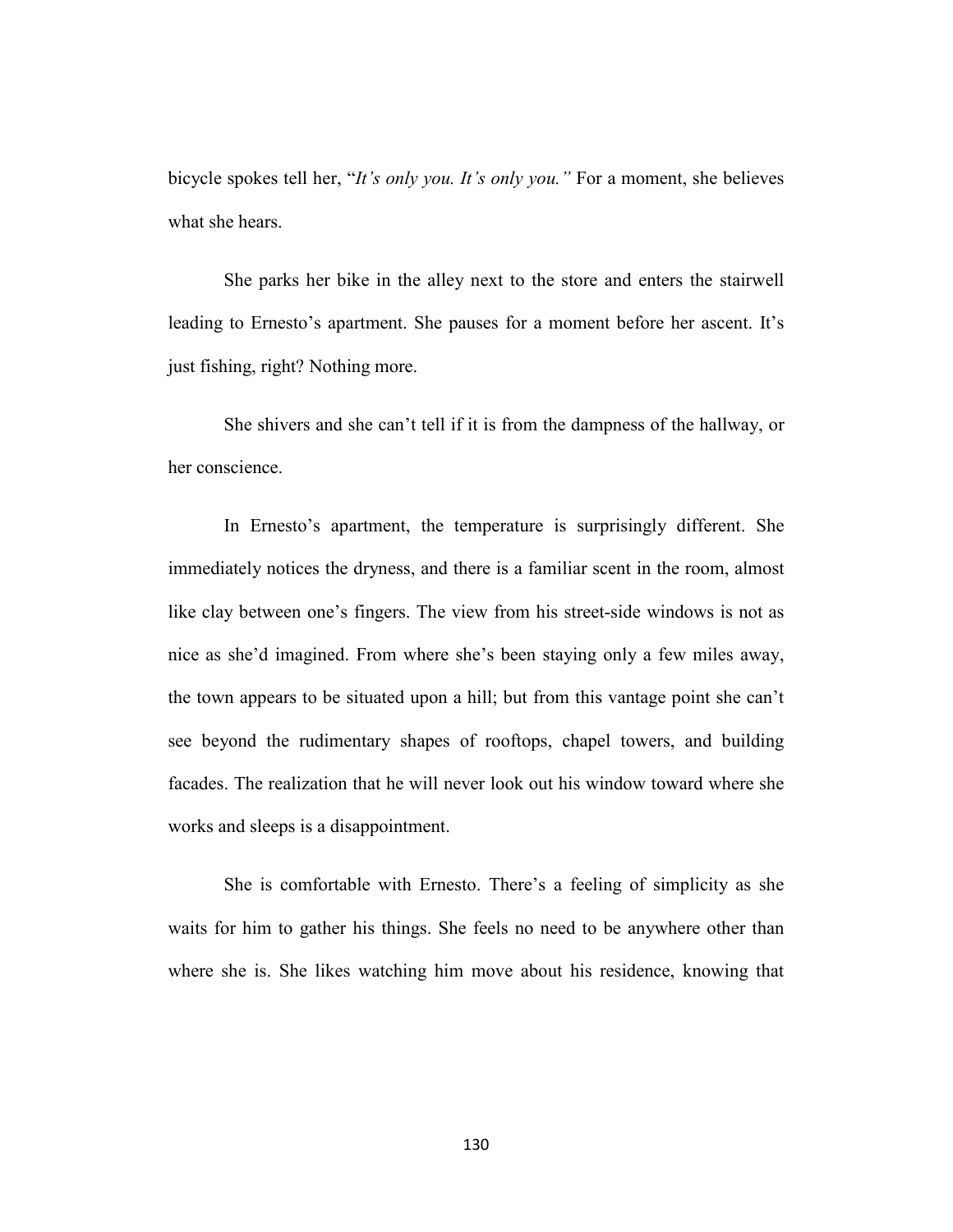bicycle spokes tell her, "*It's only you. It's only you.*" For a moment, she believes what she hears.

She parks her bike in the alley next to the store and enters the stairwell leading to Ernesto's apartment. She pauses for a moment before her ascent. It's just fishing, right? Nothing more.

She shivers and she can't tell if it is from the dampness of the hallway, or her conscience.

In Ernesto's apartment, the temperature is surprisingly different. She immediately notices the dryness, and there is a familiar scent in the room, almost like clay between one's fingers. The view from his street-side windows is not as nice as she'd imagined. From where she's been staying only a few miles away, the town appears to be situated upon a hill; but from this vantage point she can't see beyond the rudimentary shapes of rooftops, chapel towers, and building facades. The realization that he will never look out his window toward where she works and sleeps is a disappointment.

She is comfortable with Ernesto. There's a feeling of simplicity as she waits for him to gather his things. She feels no need to be anywhere other than where she is. She likes watching him move about his residence, knowing that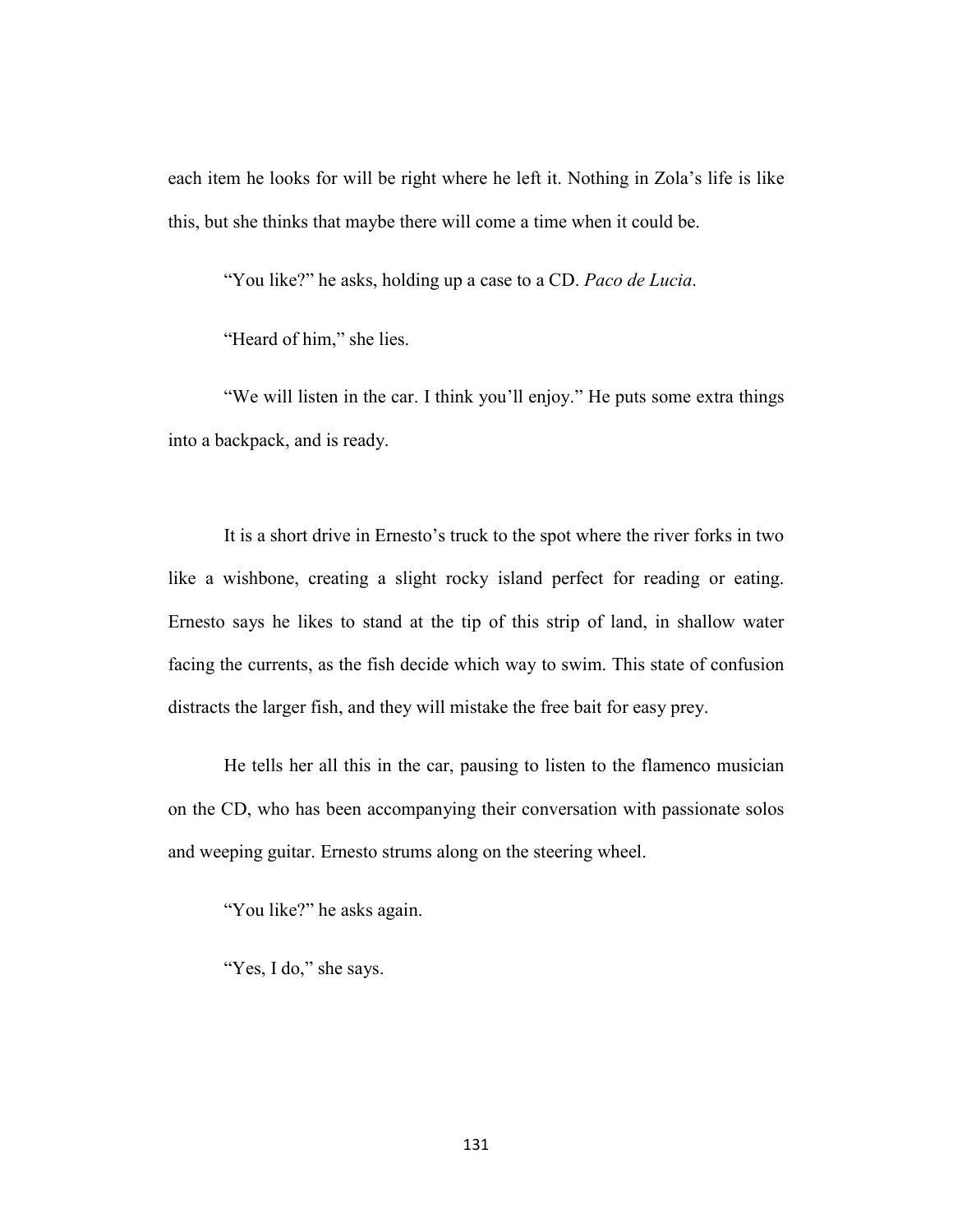each item he looks for will be right where he left it. Nothing in Zola's life is like this, but she thinks that maybe there will come a time when it could be.

"You like?" he asks, holding up a case to a CD. *Paco de Lucia*.

"Heard of him," she lies.

"We will listen in the car. I think you'll enjoy." He puts some extra things into a backpack, and is ready.

It is a short drive in Ernesto's truck to the spot where the river forks in two like a wishbone, creating a slight rocky island perfect for reading or eating. Ernesto says he likes to stand at the tip of this strip of land, in shallow water facing the currents, as the fish decide which way to swim. This state of confusion distracts the larger fish, and they will mistake the free bait for easy prey.

He tells her all this in the car, pausing to listen to the flamenco musician on the CD, who has been accompanying their conversation with passionate solos and weeping guitar. Ernesto strums along on the steering wheel.

"You like?" he asks again.

"Yes, I do," she says.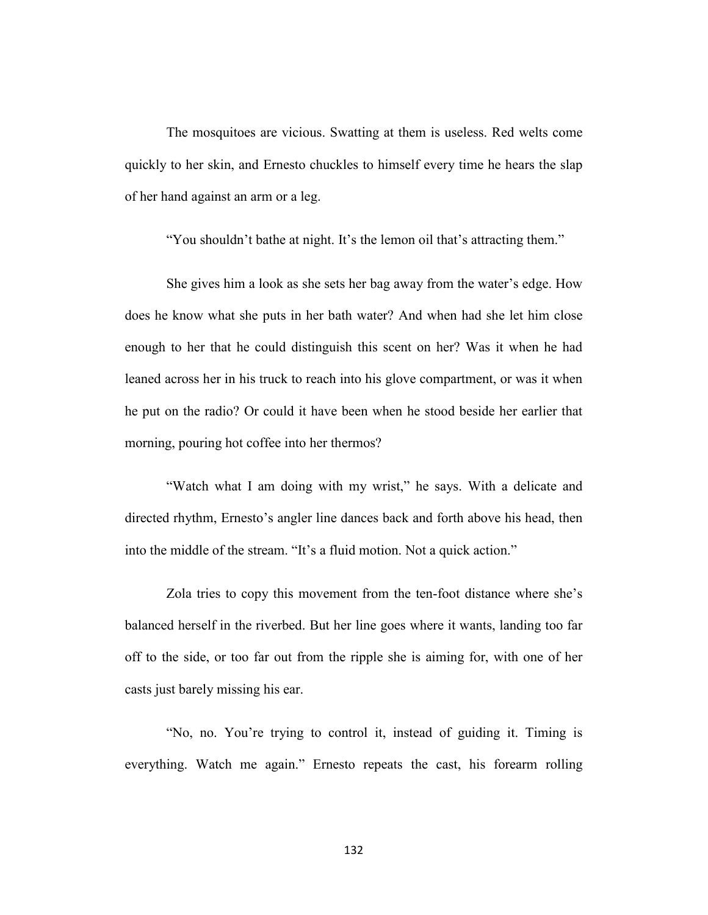The mosquitoes are vicious. Swatting at them is useless. Red welts come quickly to her skin, and Ernesto chuckles to himself every time he hears the slap of her hand against an arm or a leg.

"You shouldn't bathe at night. It's the lemon oil that's attracting them."

She gives him a look as she sets her bag away from the water's edge. How does he know what she puts in her bath water? And when had she let him close enough to her that he could distinguish this scent on her? Was it when he had leaned across her in his truck to reach into his glove compartment, or was it when he put on the radio? Or could it have been when he stood beside her earlier that morning, pouring hot coffee into her thermos?

"Watch what I am doing with my wrist," he says. With a delicate and directed rhythm, Ernesto's angler line dances back and forth above his head, then into the middle of the stream. "It's a fluid motion. Not a quick action."

Zola tries to copy this movement from the ten-foot distance where she's balanced herself in the riverbed. But her line goes where it wants, landing too far off to the side, or too far out from the ripple she is aiming for, with one of her casts just barely missing his ear.

"No, no. You're trying to control it, instead of guiding it. Timing is everything. Watch me again." Ernesto repeats the cast, his forearm rolling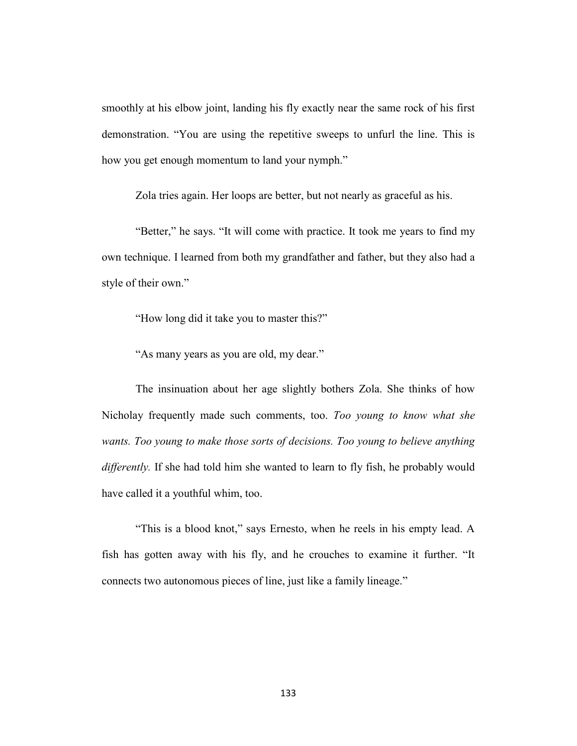smoothly at his elbow joint, landing his fly exactly near the same rock of his first demonstration. “You are using the repetitive sweeps to unfurl the line. This is how you get enough momentum to land your nymph.”

Zola tries again. Her loops are better, but not nearly as graceful as his.

“Better,” he says. “It will come with practice. It took me years to find my own technique. I learned from both my grandfather and father, but they also had a style of their own.”

“How long did it take you to master this?”

“As many years as you are old, my dear.”

The insinuation about her age slightly bothers Zola. She thinks of how Nicholay frequently made such comments, too. *Too young to know what she wants. Too young to make those sorts of decisions. Too young to believe anything differently.* If she had told him she wanted to learn to fly fish, he probably would have called it a youthful whim, too.

“This is a blood knot,” says Ernesto, when he reels in his empty lead. A fish has gotten away with his fly, and he crouches to examine it further. “It connects two autonomous pieces of line, just like a family lineage.”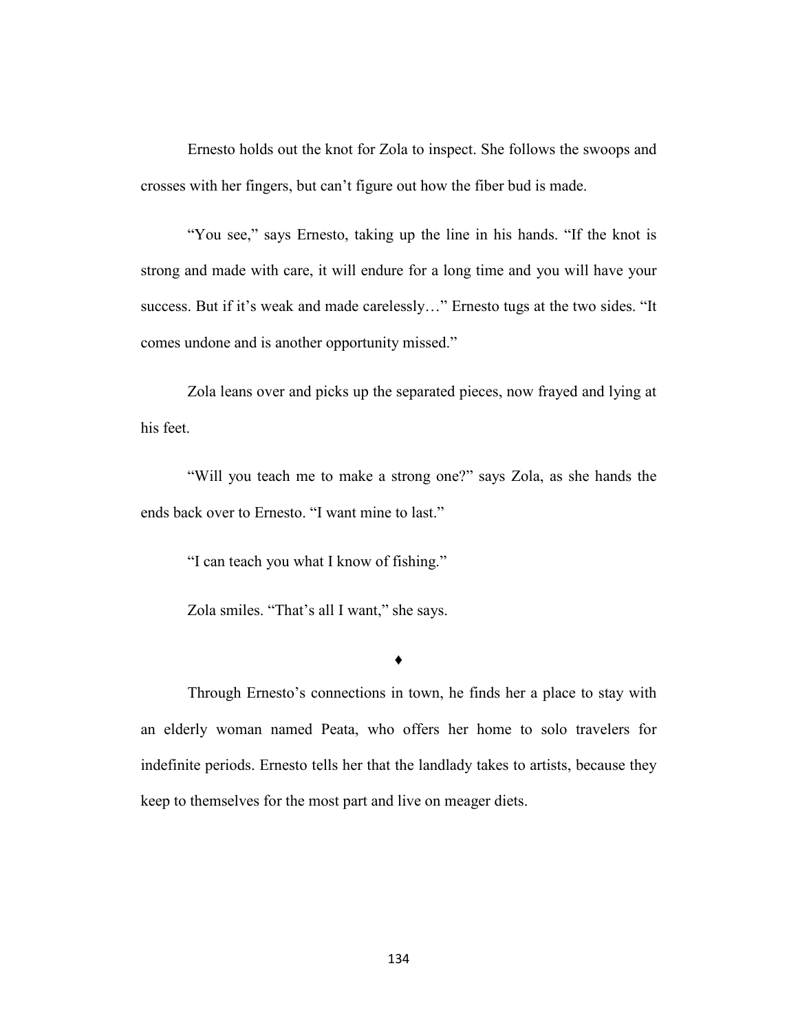Ernesto holds out the knot for Zola to inspect. She follows the swoops and crosses with her fingers, but can't figure out how the fiber bud is made.

"You see," says Ernesto, taking up the line in his hands. "If the knot is strong and made with care, it will endure for a long time and you will have your success. But if it's weak and made carelessly…" Ernesto tugs at the two sides. "It comes undone and is another opportunity missed."

Zola leans over and picks up the separated pieces, now frayed and lying at his feet.

"Will you teach me to make a strong one?" says Zola, as she hands the ends back over to Ernesto. "I want mine to last."

"I can teach you what I know of fishing."

Zola smiles. "That's all I want," she says.

♦

Through Ernesto's connections in town, he finds her a place to stay with an elderly woman named Peata, who offers her home to solo travelers for indefinite periods. Ernesto tells her that the landlady takes to artists, because they keep to themselves for the most part and live on meager diets.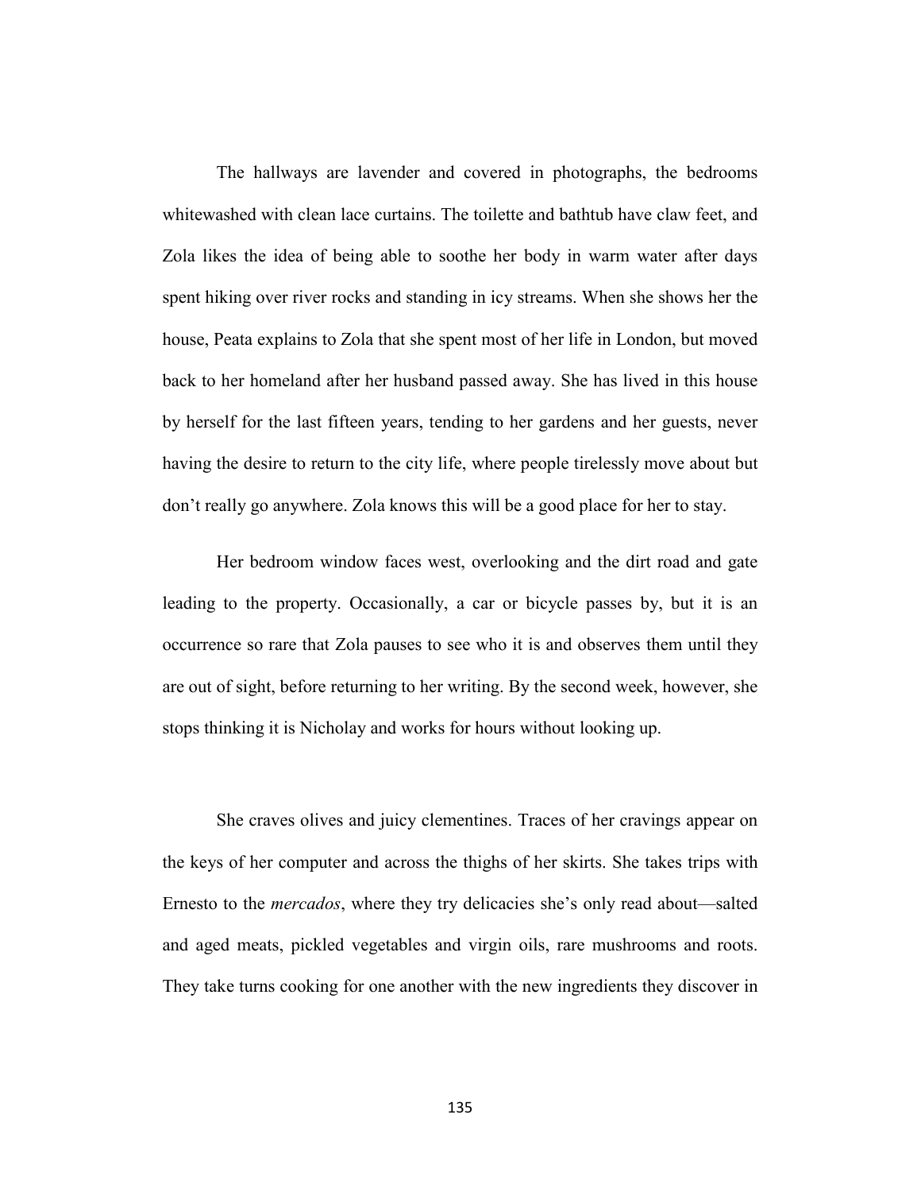The hallways are lavender and covered in photographs, the bedrooms whitewashed with clean lace curtains. The toilette and bathtub have claw feet, and Zola likes the idea of being able to soothe her body in warm water after days spent hiking over river rocks and standing in icy streams. When she shows her the house, Peata explains to Zola that she spent most of her life in London, but moved back to her homeland after her husband passed away. She has lived in this house by herself for the last fifteen years, tending to her gardens and her guests, never having the desire to return to the city life, where people tirelessly move about but don't really go anywhere. Zola knows this will be a good place for her to stay.

Her bedroom window faces west, overlooking and the dirt road and gate leading to the property. Occasionally, a car or bicycle passes by, but it is an occurrence so rare that Zola pauses to see who it is and observes them until they are out of sight, before returning to her writing. By the second week, however, she stops thinking it is Nicholay and works for hours without looking up.

She craves olives and juicy clementines. Traces of her cravings appear on the keys of her computer and across the thighs of her skirts. She takes trips with Ernesto to the *mercados*, where they try delicacies she's only read about—salted and aged meats, pickled vegetables and virgin oils, rare mushrooms and roots. They take turns cooking for one another with the new ingredients they discover in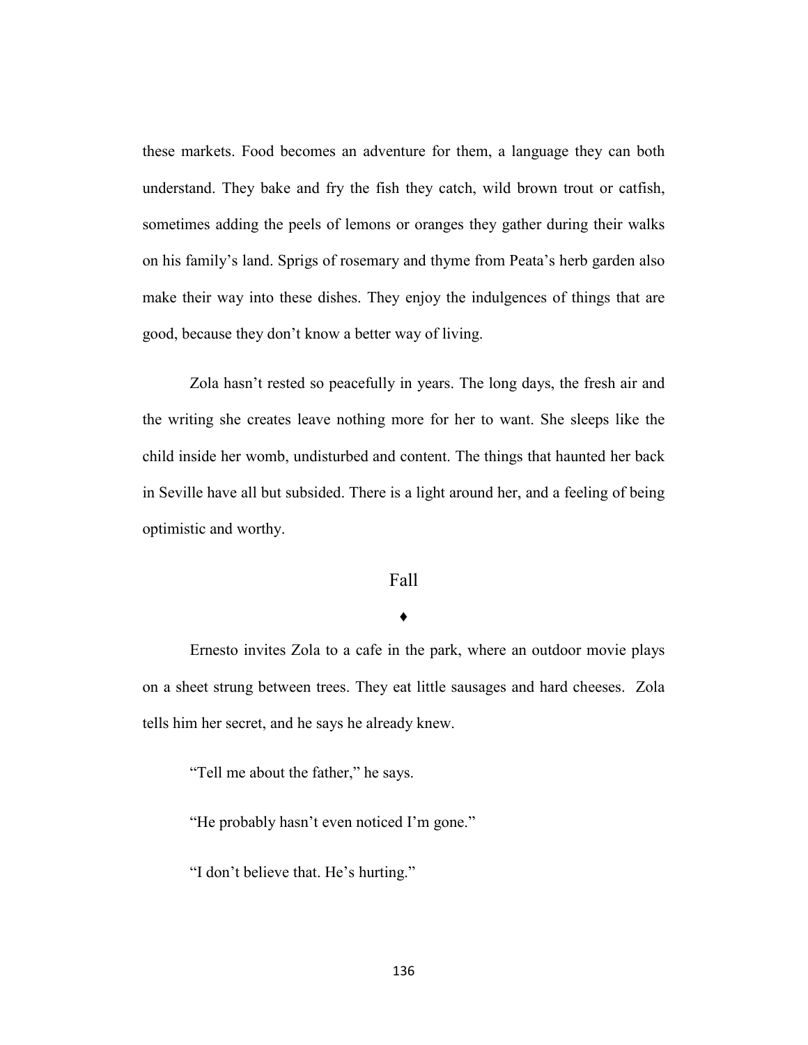these markets. Food becomes an adventure for them, a language they can both understand. They bake and fry the fish they catch, wild brown trout or catfish, sometimes adding the peels of lemons or oranges they gather during their walks on his family's land. Sprigs of rosemary and thyme from Peata's herb garden also make their way into these dishes. They enjoy the indulgences of things that are good, because they don't know a better way of living.

Zola hasn't rested so peacefully in years. The long days, the fresh air and the writing she creates leave nothing more for her to want. She sleeps like the child inside her womb, undisturbed and content. The things that haunted her back in Seville have all but subsided. There is a light around her, and a feeling of being optimistic and worthy.

## Fall

♦

Ernesto invites Zola to a cafe in the park, where an outdoor movie plays on a sheet strung between trees. They eat little sausages and hard cheeses. Zola tells him her secret, and he says he already knew.

"Tell me about the father," he says.

"He probably hasn't even noticed I'm gone."

"I don't believe that. He's hurting."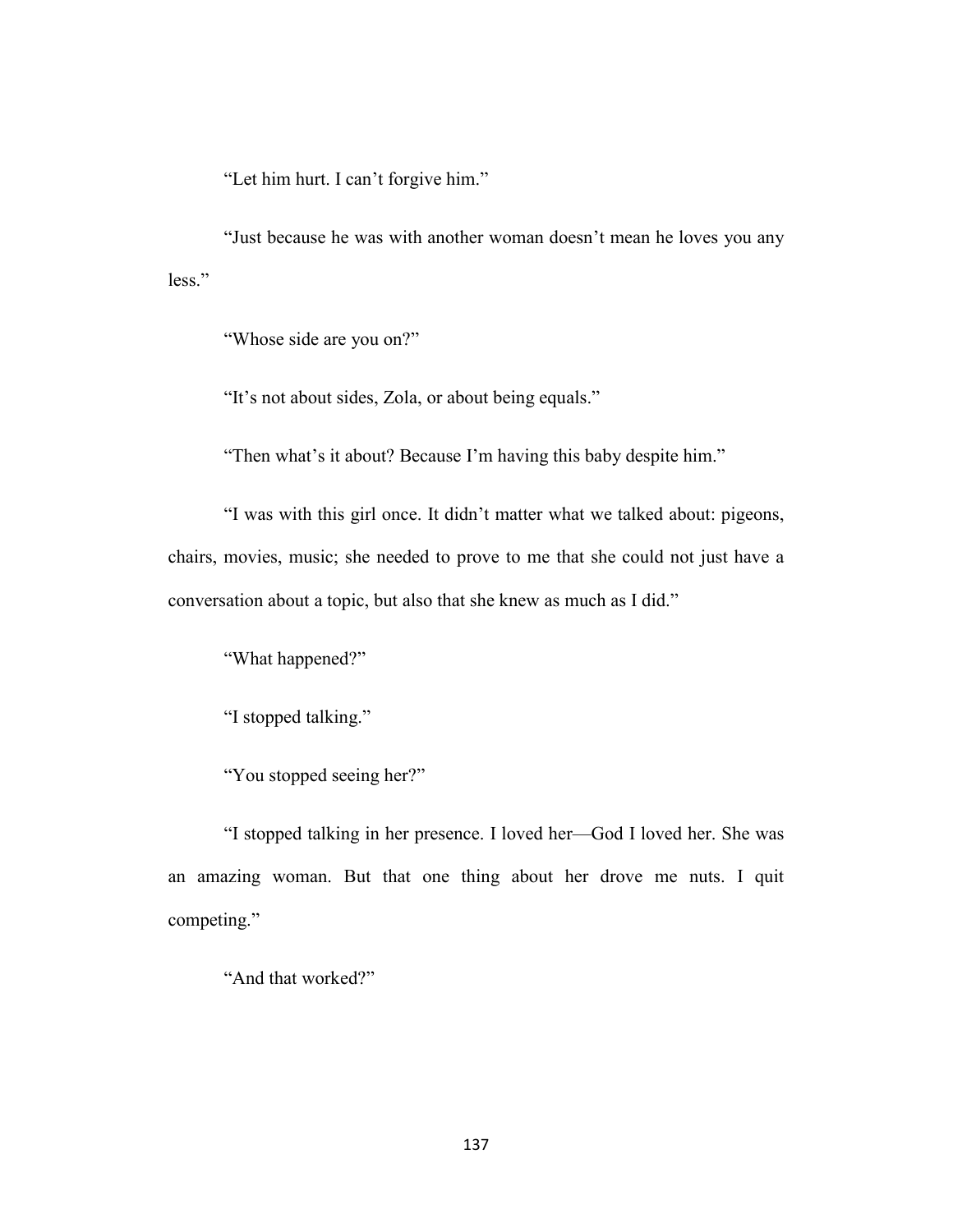"Let him hurt. I can't forgive him."

"Just because he was with another woman doesn't mean he loves you any less."

"Whose side are you on?"

"It's not about sides, Zola, or about being equals."

"Then what's it about? Because I'm having this baby despite him."

"I was with this girl once. It didn't matter what we talked about: pigeons, chairs, movies, music; she needed to prove to me that she could not just have a conversation about a topic, but also that she knew as much as I did."

"What happened?"

"I stopped talking."

"You stopped seeing her?"

"I stopped talking in her presence. I loved her—God I loved her. She was an amazing woman. But that one thing about her drove me nuts. I quit competing."

"And that worked?"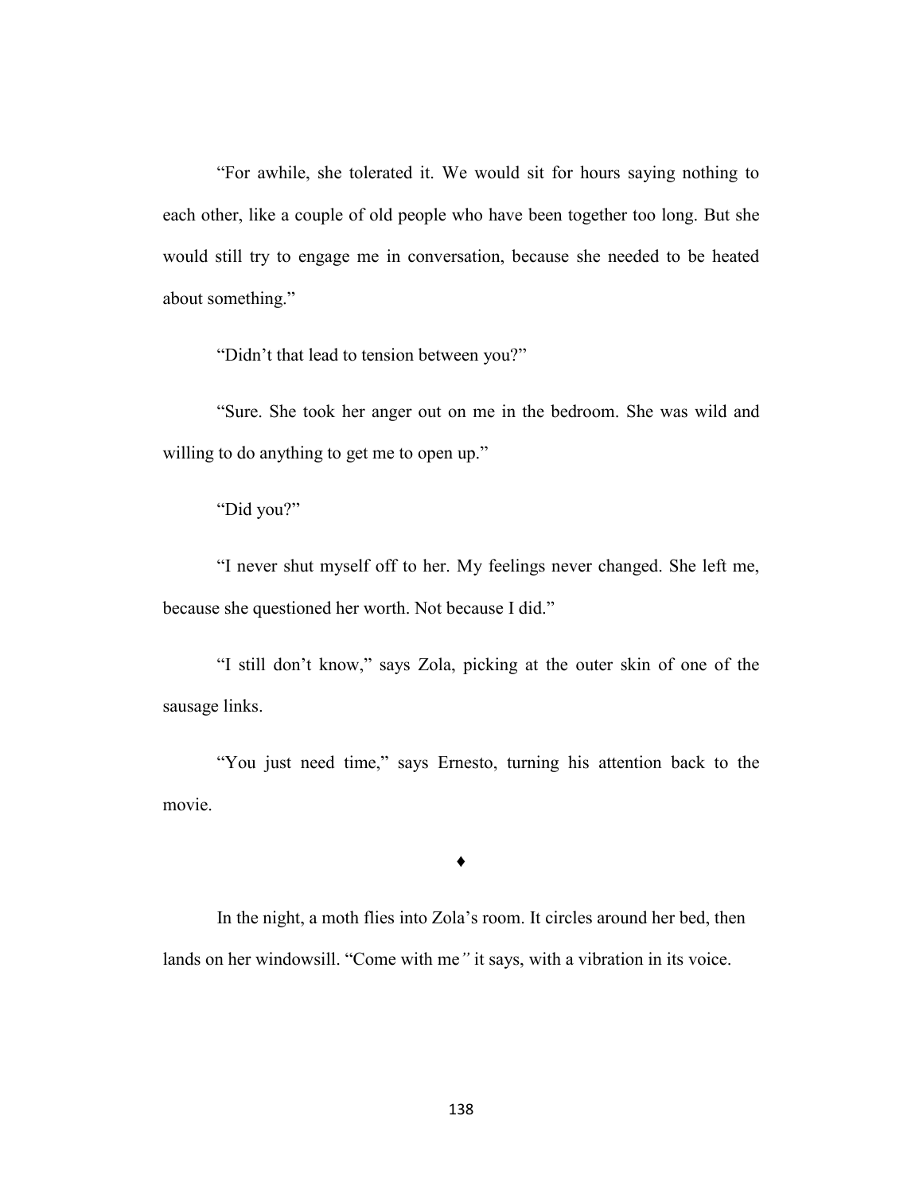"For awhile, she tolerated it. We would sit for hours saying nothing to each other, like a couple of old people who have been together too long. But she would still try to engage me in conversation, because she needed to be heated about something."

"Didn't that lead to tension between you?"

"Sure. She took her anger out on me in the bedroom. She was wild and willing to do anything to get me to open up."

"Did you?"

"I never shut myself off to her. My feelings never changed. She left me, because she questioned her worth. Not because I did."

"I still don't know," says Zola, picking at the outer skin of one of the sausage links.

"You just need time," says Ernesto, turning his attention back to the movie.

♦

In the night, a moth flies into Zola's room. It circles around her bed, then lands on her windowsill. "Come with me*"* it says, with a vibration in its voice.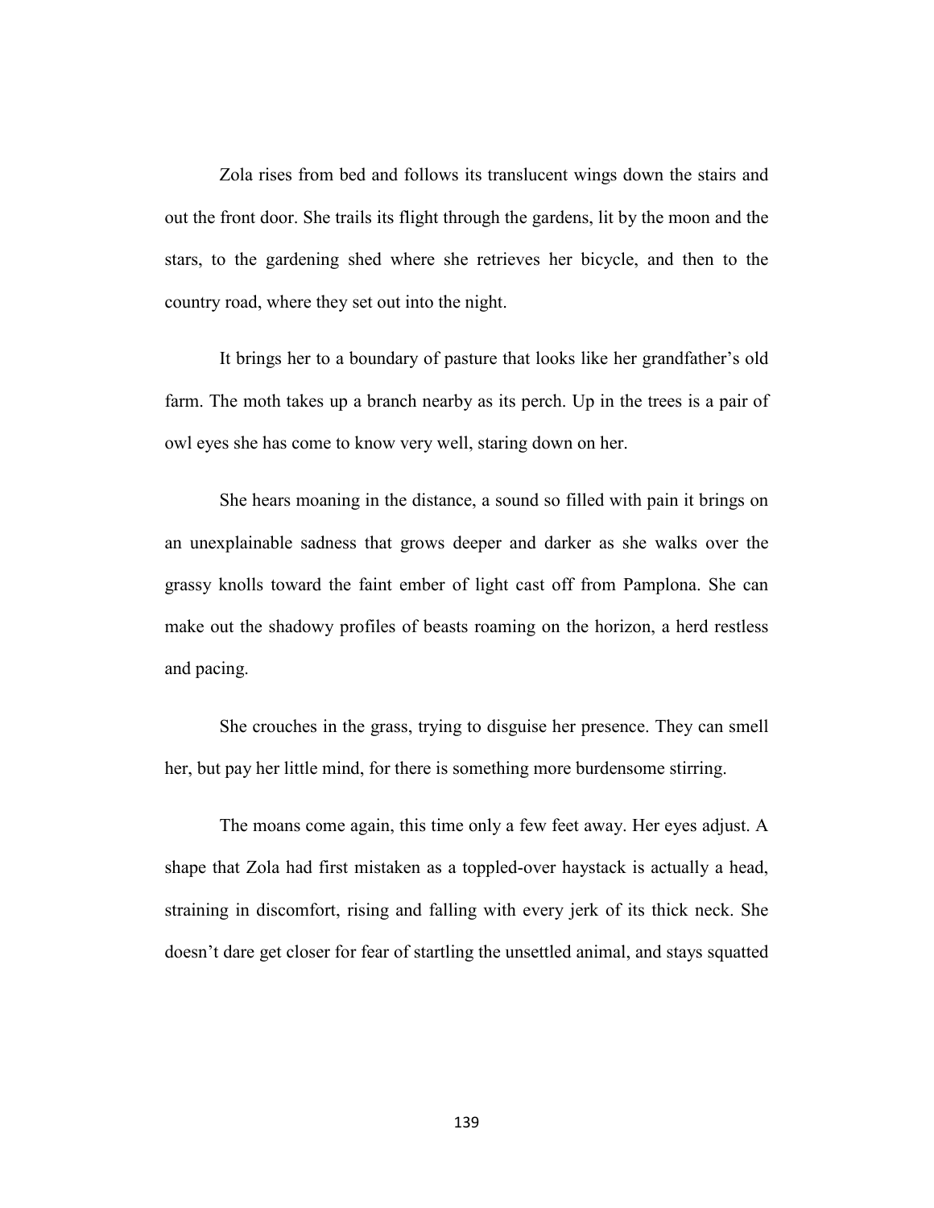Zola rises from bed and follows its translucent wings down the stairs and out the front door. She trails its flight through the gardens, lit by the moon and the stars, to the gardening shed where she retrieves her bicycle, and then to the country road, where they set out into the night.

It brings her to a boundary of pasture that looks like her grandfather's old farm. The moth takes up a branch nearby as its perch. Up in the trees is a pair of owl eyes she has come to know very well, staring down on her.

She hears moaning in the distance, a sound so filled with pain it brings on an unexplainable sadness that grows deeper and darker as she walks over the grassy knolls toward the faint ember of light cast off from Pamplona. She can make out the shadowy profiles of beasts roaming on the horizon, a herd restless and pacing.

She crouches in the grass, trying to disguise her presence. They can smell her, but pay her little mind, for there is something more burdensome stirring.

The moans come again, this time only a few feet away. Her eyes adjust. A shape that Zola had first mistaken as a toppled-over haystack is actually a head, straining in discomfort, rising and falling with every jerk of its thick neck. She doesn't dare get closer for fear of startling the unsettled animal, and stays squatted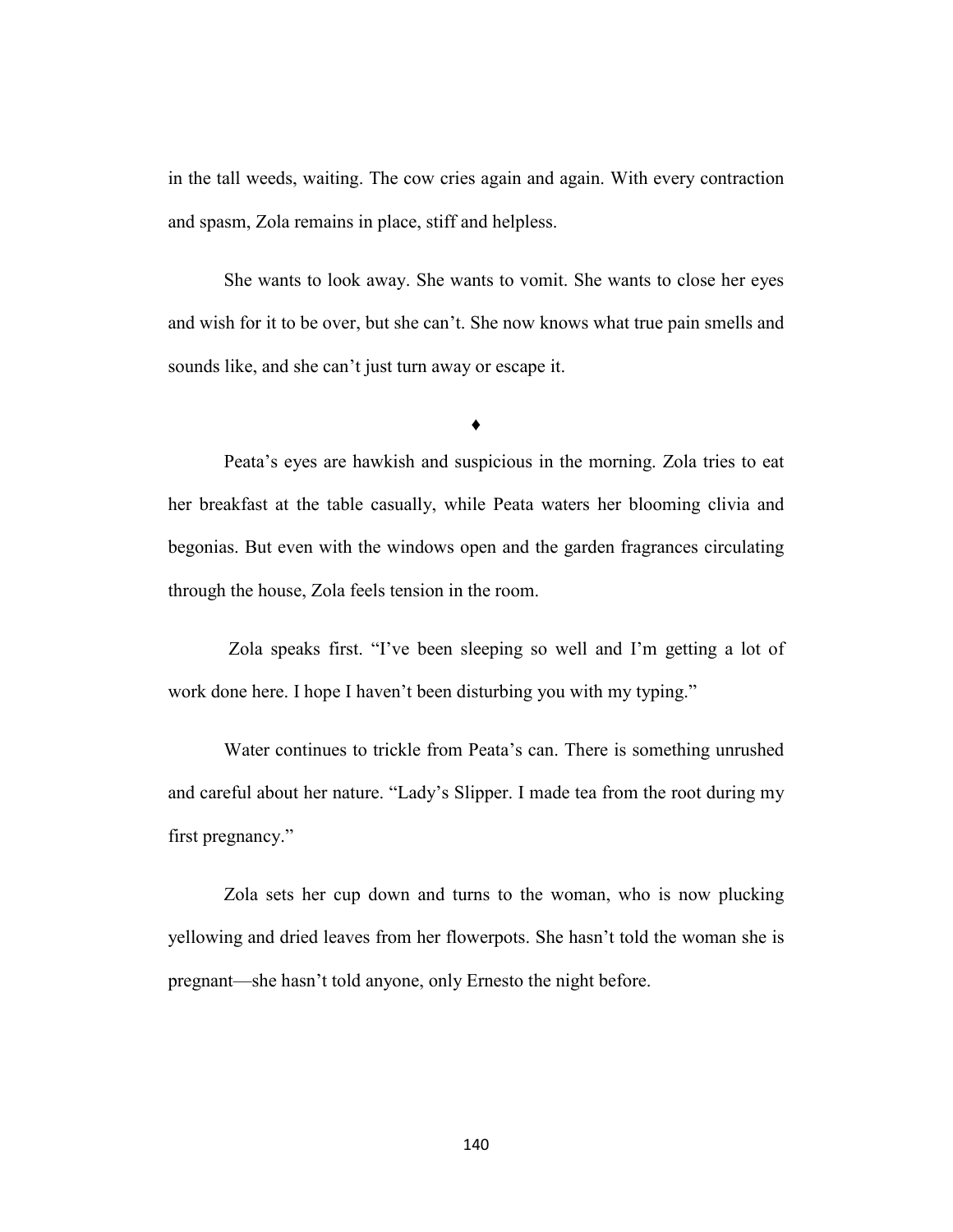in the tall weeds, waiting. The cow cries again and again. With every contraction and spasm, Zola remains in place, stiff and helpless.

She wants to look away. She wants to vomit. She wants to close her eyes and wish for it to be over, but she can't. She now knows what true pain smells and sounds like, and she can't just turn away or escape it.

♦

Peata's eyes are hawkish and suspicious in the morning. Zola tries to eat her breakfast at the table casually, while Peata waters her blooming clivia and begonias. But even with the windows open and the garden fragrances circulating through the house, Zola feels tension in the room.

Zola speaks first. "I've been sleeping so well and I'm getting a lot of work done here. I hope I haven't been disturbing you with my typing."

Water continues to trickle from Peata's can. There is something unrushed and careful about her nature. "Lady's Slipper. I made tea from the root during my first pregnancy."

Zola sets her cup down and turns to the woman, who is now plucking yellowing and dried leaves from her flowerpots. She hasn't told the woman she is pregnant—she hasn't told anyone, only Ernesto the night before.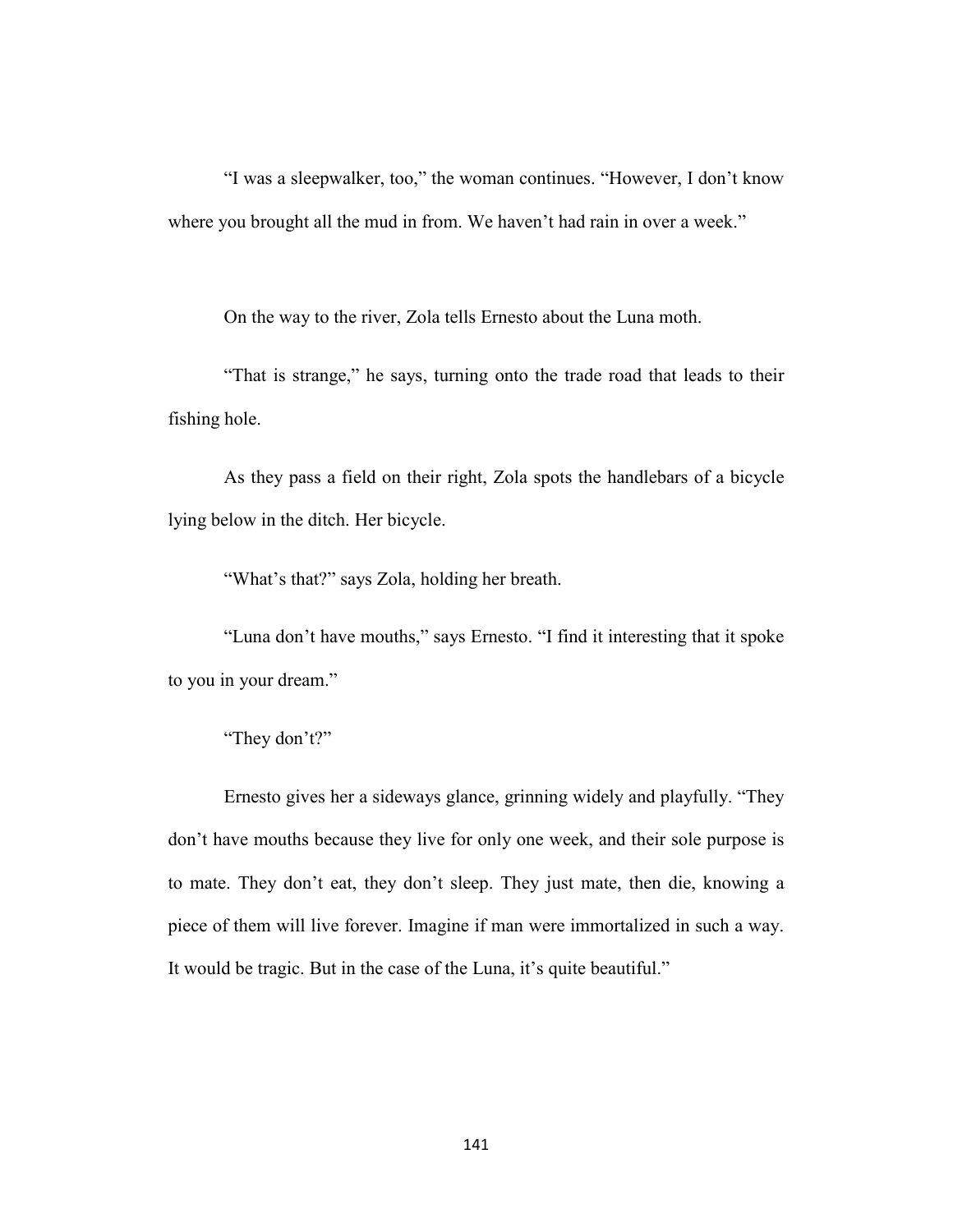"I was a sleepwalker, too," the woman continues. "However, I don't know where you brought all the mud in from. We haven't had rain in over a week."

On the way to the river, Zola tells Ernesto about the Luna moth.

"That is strange," he says, turning onto the trade road that leads to their fishing hole.

As they pass a field on their right, Zola spots the handlebars of a bicycle lying below in the ditch. Her bicycle.

"What's that?" says Zola, holding her breath.

"Luna don't have mouths," says Ernesto. "I find it interesting that it spoke to you in your dream."

"They don't?"

Ernesto gives her a sideways glance, grinning widely and playfully. "They don't have mouths because they live for only one week, and their sole purpose is to mate. They don't eat, they don't sleep. They just mate, then die, knowing a piece of them will live forever. Imagine if man were immortalized in such a way. It would be tragic. But in the case of the Luna, it's quite beautiful."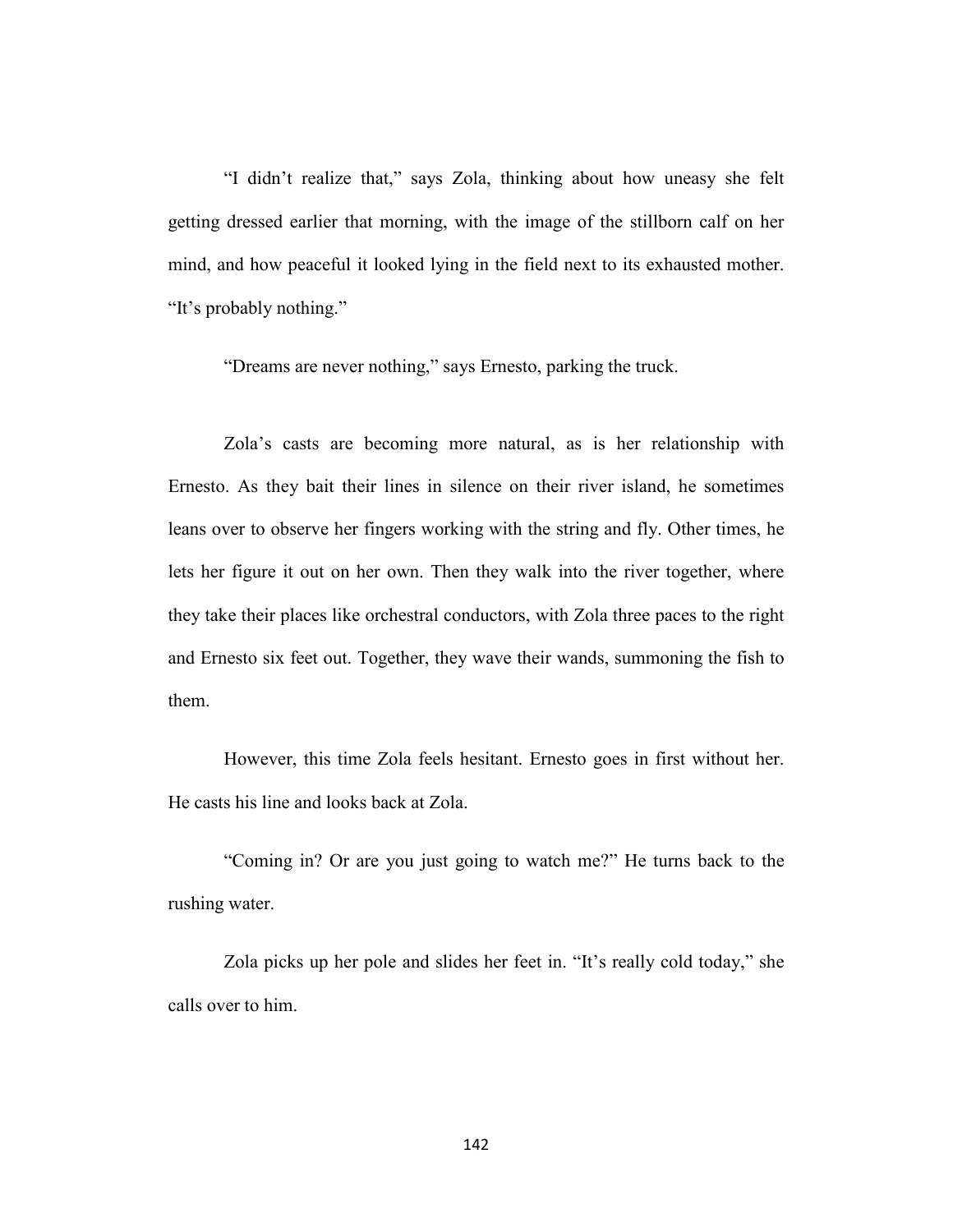"I didn't realize that," says Zola, thinking about how uneasy she felt getting dressed earlier that morning, with the image of the stillborn calf on her mind, and how peaceful it looked lying in the field next to its exhausted mother. "It's probably nothing."

"Dreams are never nothing," says Ernesto, parking the truck.

Zola's casts are becoming more natural, as is her relationship with Ernesto. As they bait their lines in silence on their river island, he sometimes leans over to observe her fingers working with the string and fly. Other times, he lets her figure it out on her own. Then they walk into the river together, where they take their places like orchestral conductors, with Zola three paces to the right and Ernesto six feet out. Together, they wave their wands, summoning the fish to them.

However, this time Zola feels hesitant. Ernesto goes in first without her. He casts his line and looks back at Zola.

"Coming in? Or are you just going to watch me?" He turns back to the rushing water.

Zola picks up her pole and slides her feet in. "It's really cold today," she calls over to him.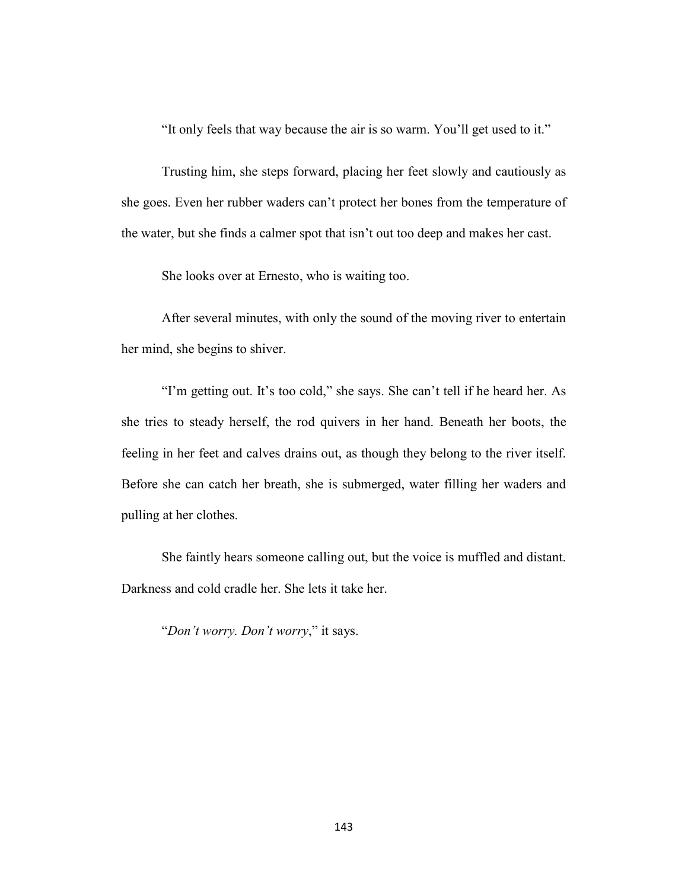"It only feels that way because the air is so warm. You'll get used to it."

Trusting him, she steps forward, placing her feet slowly and cautiously as she goes. Even her rubber waders can't protect her bones from the temperature of the water, but she finds a calmer spot that isn't out too deep and makes her cast.

She looks over at Ernesto, who is waiting too.

After several minutes, with only the sound of the moving river to entertain her mind, she begins to shiver.

"I'm getting out. It's too cold," she says. She can't tell if he heard her. As she tries to steady herself, the rod quivers in her hand. Beneath her boots, the feeling in her feet and calves drains out, as though they belong to the river itself. Before she can catch her breath, she is submerged, water filling her waders and pulling at her clothes.

She faintly hears someone calling out, but the voice is muffled and distant. Darkness and cold cradle her. She lets it take her.

"*Don't worry. Don't worry*," it says.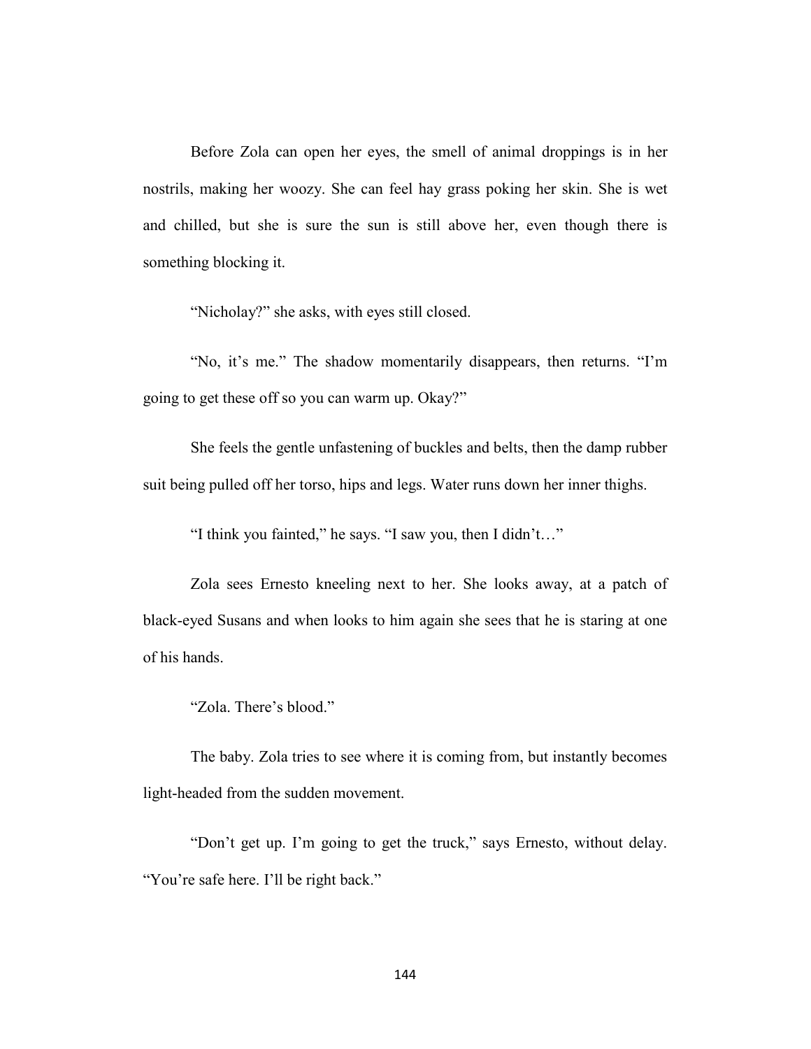Before Zola can open her eyes, the smell of animal droppings is in her nostrils, making her woozy. She can feel hay grass poking her skin. She is wet and chilled, but she is sure the sun is still above her, even though there is something blocking it.

"Nicholay?" she asks, with eyes still closed.

"No, it's me." The shadow momentarily disappears, then returns. "I'm going to get these off so you can warm up. Okay?"

She feels the gentle unfastening of buckles and belts, then the damp rubber suit being pulled off her torso, hips and legs. Water runs down her inner thighs.

"I think you fainted," he says. "I saw you, then I didn't…"

Zola sees Ernesto kneeling next to her. She looks away, at a patch of black-eyed Susans and when looks to him again she sees that he is staring at one of his hands.

"Zola. There's blood."

The baby. Zola tries to see where it is coming from, but instantly becomes light-headed from the sudden movement.

"Don't get up. I'm going to get the truck," says Ernesto, without delay. "You're safe here. I'll be right back."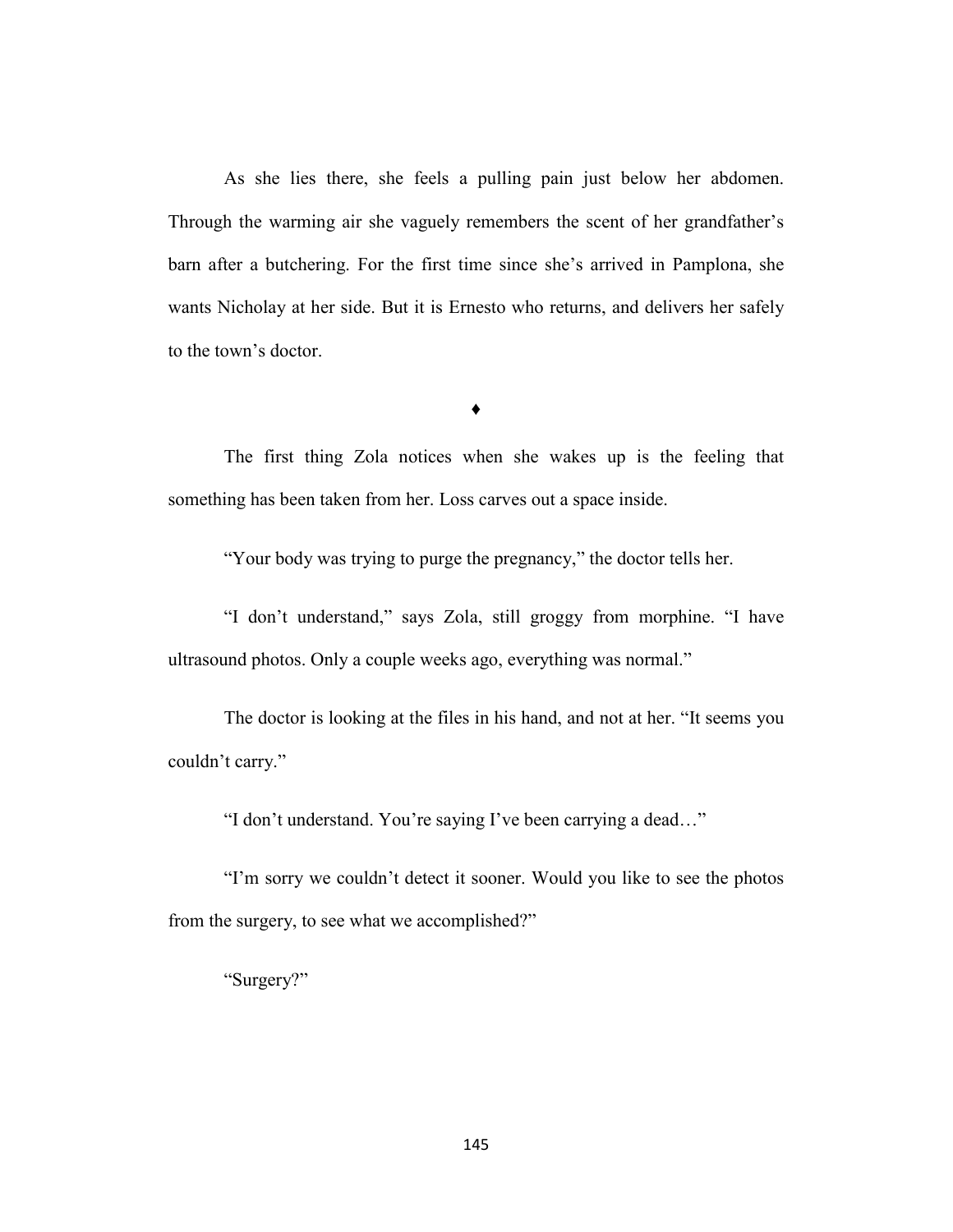As she lies there, she feels a pulling pain just below her abdomen. Through the warming air she vaguely remembers the scent of her grandfather's barn after a butchering. For the first time since she's arrived in Pamplona, she wants Nicholay at her side. But it is Ernesto who returns, and delivers her safely to the town's doctor.

♦

The first thing Zola notices when she wakes up is the feeling that something has been taken from her. Loss carves out a space inside.

"Your body was trying to purge the pregnancy," the doctor tells her.

"I don't understand," says Zola, still groggy from morphine. "I have ultrasound photos. Only a couple weeks ago, everything was normal."

The doctor is looking at the files in his hand, and not at her. "It seems you couldn't carry."

"I don't understand. You're saying I've been carrying a dead…"

"I'm sorry we couldn't detect it sooner. Would you like to see the photos from the surgery, to see what we accomplished?"

"Surgery?"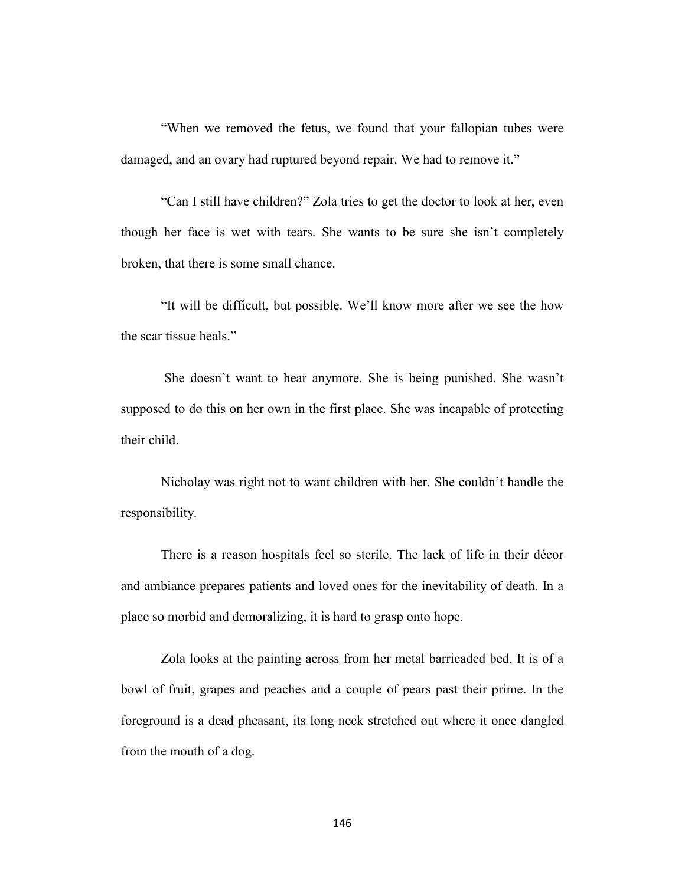"When we removed the fetus, we found that your fallopian tubes were damaged, and an ovary had ruptured beyond repair. We had to remove it."

"Can I still have children?" Zola tries to get the doctor to look at her, even though her face is wet with tears. She wants to be sure she isn't completely broken, that there is some small chance.

"It will be difficult, but possible. We'll know more after we see the how the scar tissue heals."

She doesn't want to hear anymore. She is being punished. She wasn't supposed to do this on her own in the first place. She was incapable of protecting their child.

Nicholay was right not to want children with her. She couldn't handle the responsibility.

There is a reason hospitals feel so sterile. The lack of life in their décor and ambiance prepares patients and loved ones for the inevitability of death. In a place so morbid and demoralizing, it is hard to grasp onto hope.

Zola looks at the painting across from her metal barricaded bed. It is of a bowl of fruit, grapes and peaches and a couple of pears past their prime. In the foreground is a dead pheasant, its long neck stretched out where it once dangled from the mouth of a dog.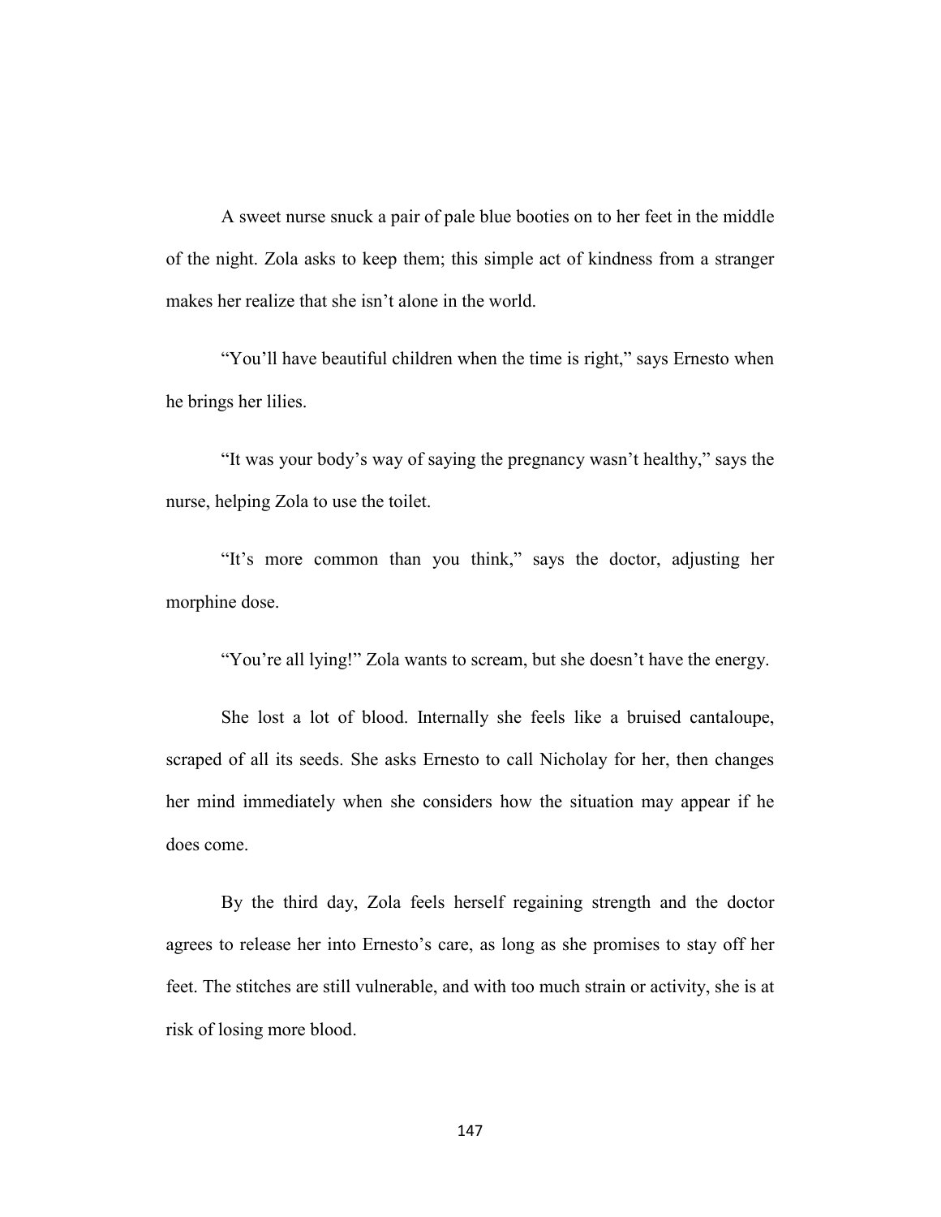A sweet nurse snuck a pair of pale blue booties on to her feet in the middle of the night. Zola asks to keep them; this simple act of kindness from a stranger makes her realize that she isn't alone in the world.

"You'll have beautiful children when the time is right," says Ernesto when he brings her lilies.

"It was your body's way of saying the pregnancy wasn't healthy," says the nurse, helping Zola to use the toilet.

"It's more common than you think," says the doctor, adjusting her morphine dose.

"You're all lying!" Zola wants to scream, but she doesn't have the energy.

She lost a lot of blood. Internally she feels like a bruised cantaloupe, scraped of all its seeds. She asks Ernesto to call Nicholay for her, then changes her mind immediately when she considers how the situation may appear if he does come.

By the third day, Zola feels herself regaining strength and the doctor agrees to release her into Ernesto's care, as long as she promises to stay off her feet. The stitches are still vulnerable, and with too much strain or activity, she is at risk of losing more blood.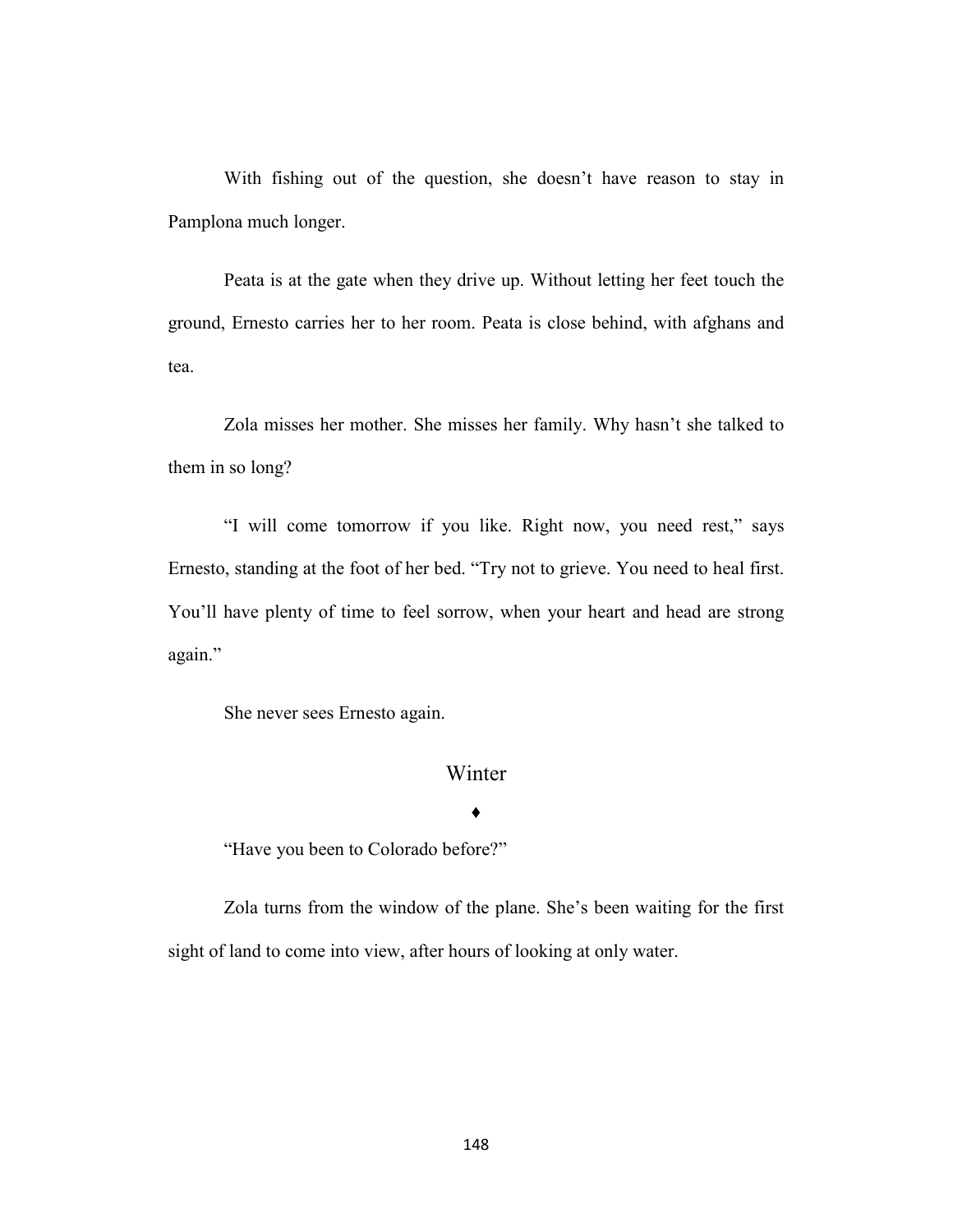With fishing out of the question, she doesn't have reason to stay in Pamplona much longer.

Peata is at the gate when they drive up. Without letting her feet touch the ground, Ernesto carries her to her room. Peata is close behind, with afghans and tea.

Zola misses her mother. She misses her family. Why hasn't she talked to them in so long?

"I will come tomorrow if you like. Right now, you need rest," says Ernesto, standing at the foot of her bed. "Try not to grieve. You need to heal first. You'll have plenty of time to feel sorrow, when your heart and head are strong again."

She never sees Ernesto again.

## Winter

♦

"Have you been to Colorado before?"

Zola turns from the window of the plane. She's been waiting for the first sight of land to come into view, after hours of looking at only water.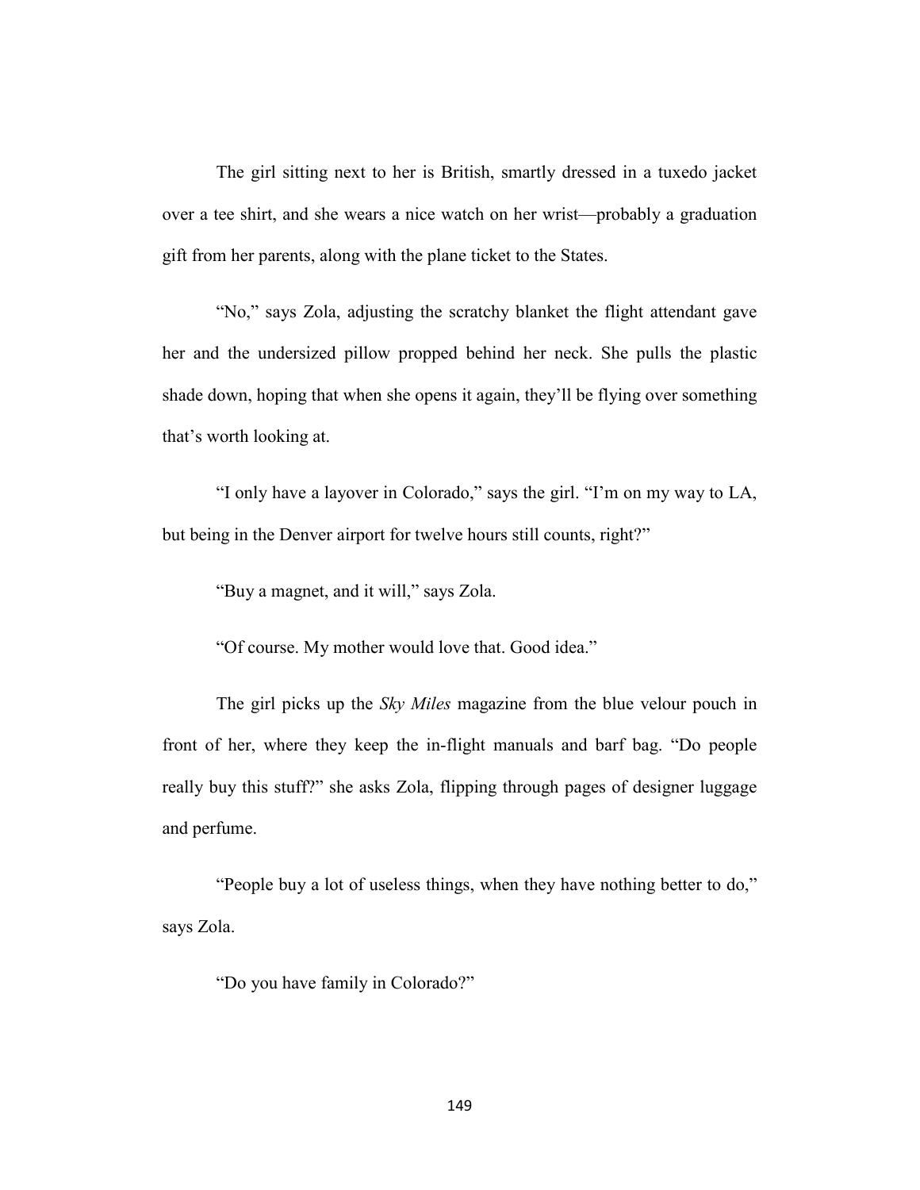The girl sitting next to her is British, smartly dressed in a tuxedo jacket over a tee shirt, and she wears a nice watch on her wrist—probably a graduation gift from her parents, along with the plane ticket to the States.

"No," says Zola, adjusting the scratchy blanket the flight attendant gave her and the undersized pillow propped behind her neck. She pulls the plastic shade down, hoping that when she opens it again, they'll be flying over something that's worth looking at.

"I only have a layover in Colorado," says the girl. "I'm on my way to LA, but being in the Denver airport for twelve hours still counts, right?"

"Buy a magnet, and it will," says Zola.

"Of course. My mother would love that. Good idea."

The girl picks up the *Sky Miles* magazine from the blue velour pouch in front of her, where they keep the in-flight manuals and barf bag. "Do people really buy this stuff?" she asks Zola, flipping through pages of designer luggage and perfume.

"People buy a lot of useless things, when they have nothing better to do," says Zola.

"Do you have family in Colorado?"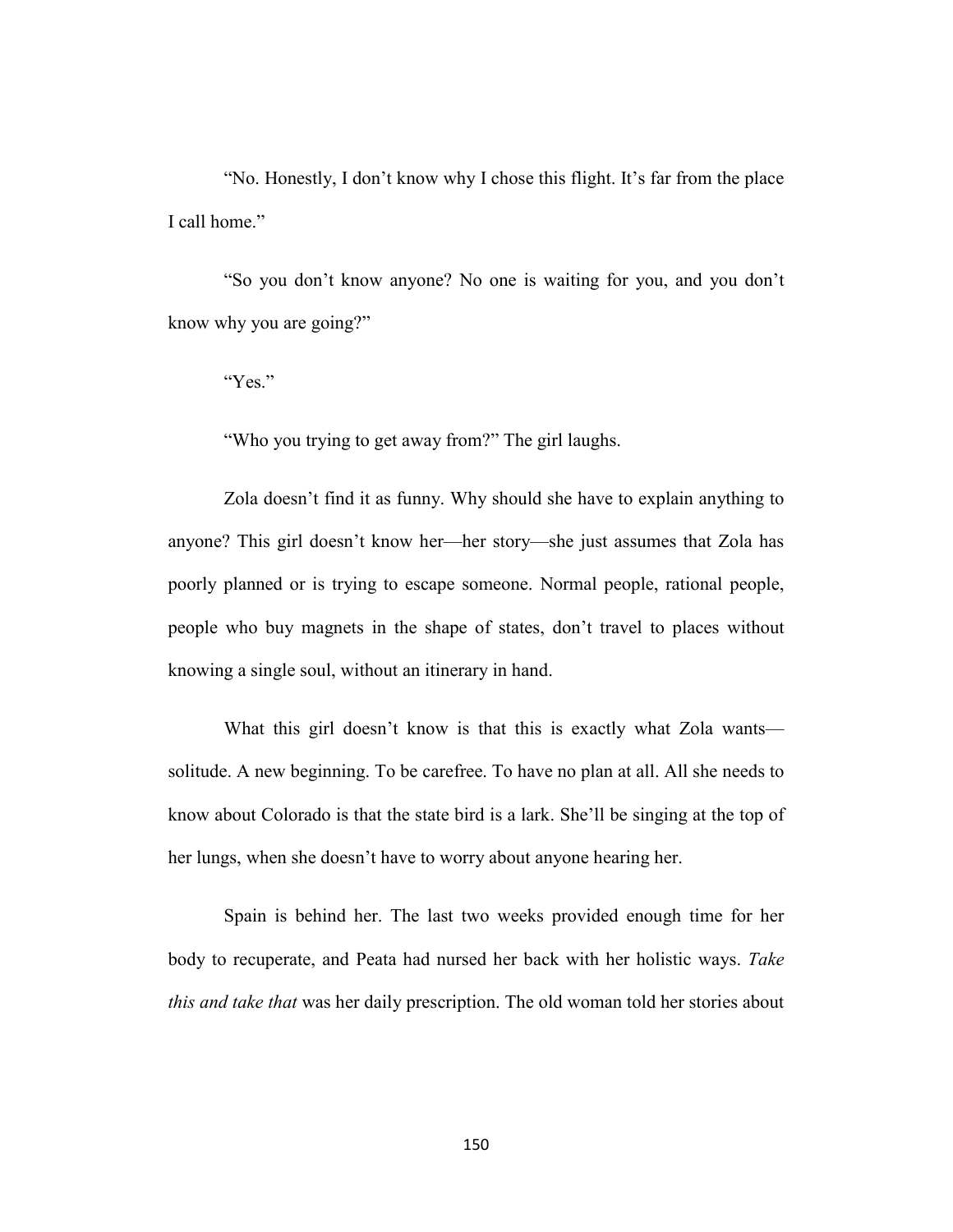"No. Honestly, I don't know why I chose this flight. It's far from the place I call home."

"So you don't know anyone? No one is waiting for you, and you don't know why you are going?"

"Yes."

"Who you trying to get away from?" The girl laughs.

Zola doesn't find it as funny. Why should she have to explain anything to anyone? This girl doesn't know her—her story—she just assumes that Zola has poorly planned or is trying to escape someone. Normal people, rational people, people who buy magnets in the shape of states, don't travel to places without knowing a single soul, without an itinerary in hand.

What this girl doesn't know is that this is exactly what Zola wants—solitude. A new beginning. To be carefree. To have no plan at all. All she needs to know about Colorado is that the state bird is a lark. She'll be singing at the top of her lungs, when she doesn't have to worry about anyone hearing her.

Spain is behind her. The last two weeks provided enough time for her body to recuperate, and Peata had nursed her back with her holistic ways. *Take this and take that* was her daily prescription. The old woman told her stories about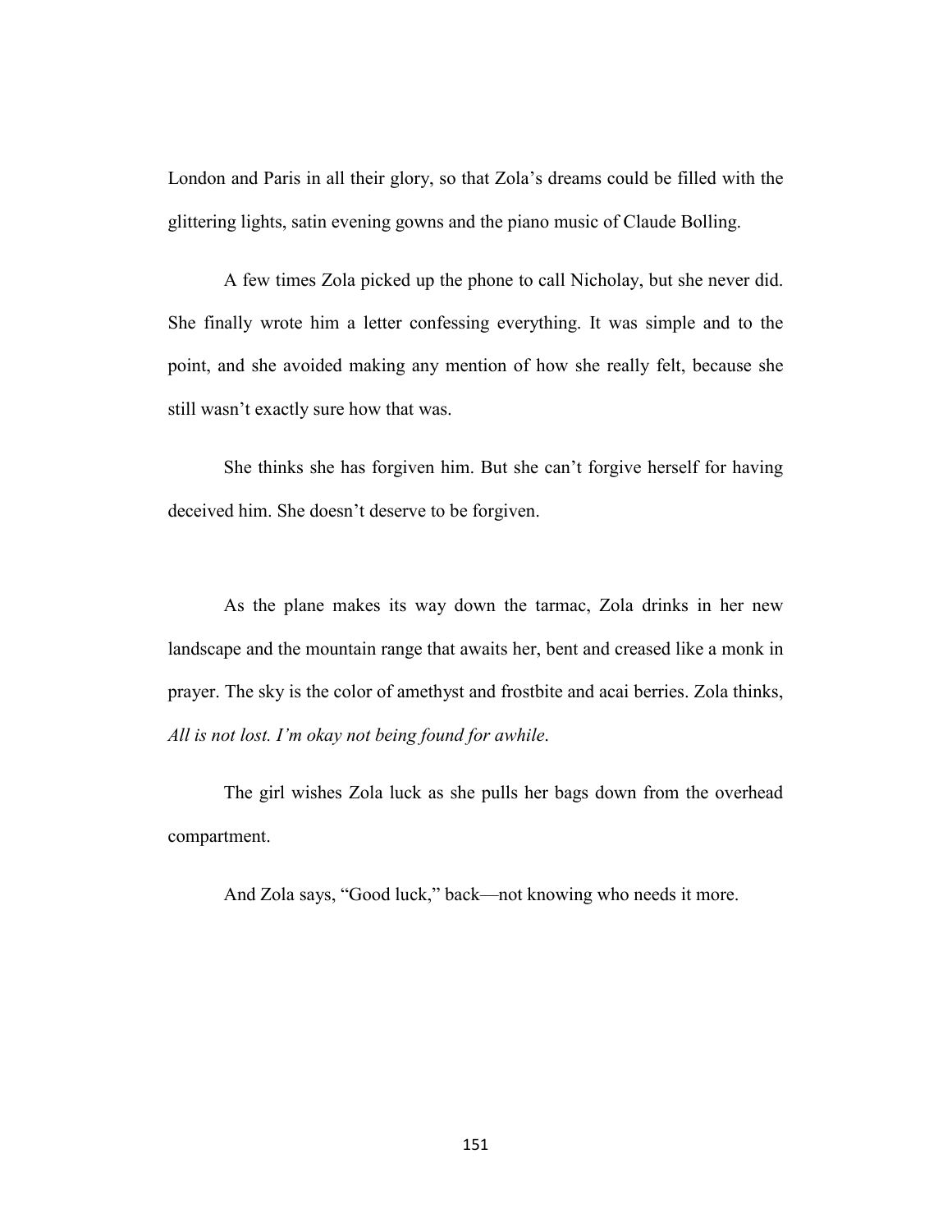London and Paris in all their glory, so that Zola's dreams could be filled with the glittering lights, satin evening gowns and the piano music of Claude Bolling.

A few times Zola picked up the phone to call Nicholay, but she never did. She finally wrote him a letter confessing everything. It was simple and to the point, and she avoided making any mention of how she really felt, because she still wasn't exactly sure how that was.

She thinks she has forgiven him. But she can't forgive herself for having deceived him. She doesn't deserve to be forgiven.

As the plane makes its way down the tarmac, Zola drinks in her new landscape and the mountain range that awaits her, bent and creased like a monk in prayer. The sky is the color of amethyst and frostbite and acai berries. Zola thinks, *All is not lost. I'm okay not being found for awhile.*

The girl wishes Zola luck as she pulls her bags down from the overhead compartment.

And Zola says, "Good luck," back—not knowing who needs it more.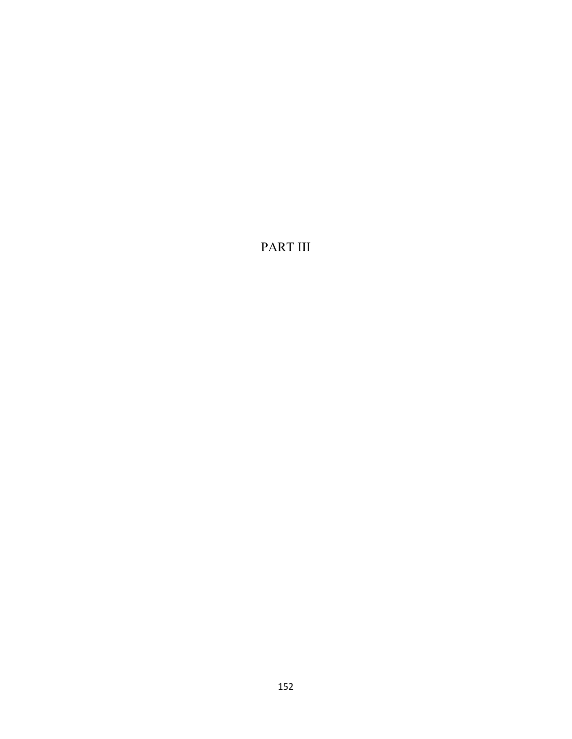# PART III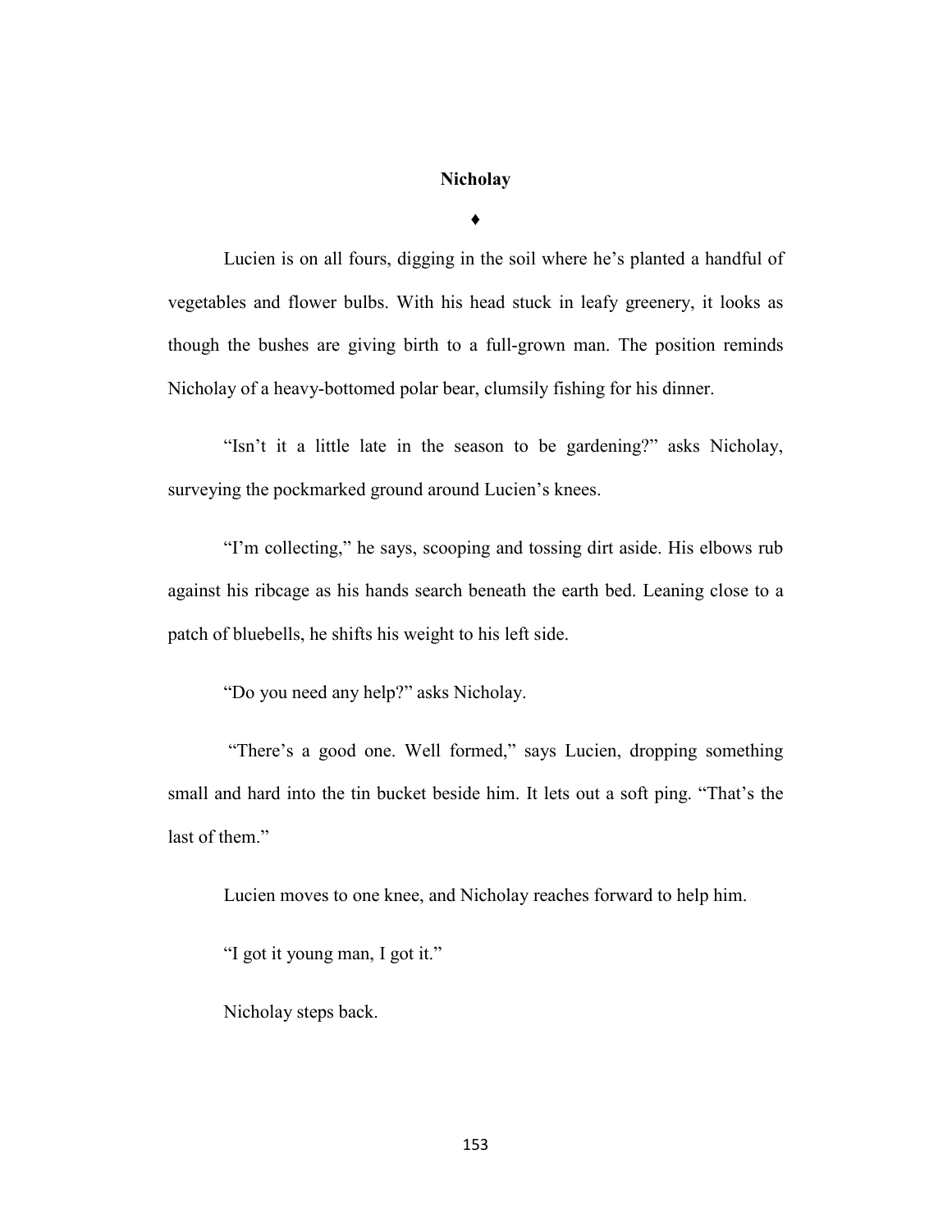## Nicholay

♦

Lucien is on all fours, digging in the soil where he's planted a handful of vegetables and flower bulbs. With his head stuck in leafy greenery, it looks as though the bushes are giving birth to a full-grown man. The position reminds Nicholay of a heavy-bottomed polar bear, clumsily fishing for his dinner.

"Isn't it a little late in the season to be gardening?" asks Nicholay, surveying the pockmarked ground around Lucien's knees.

"I'm collecting," he says, scooping and tossing dirt aside. His elbows rub against his ribcage as his hands search beneath the earth bed. Leaning close to a patch of bluebells, he shifts his weight to his left side.

"Do you need any help?" asks Nicholay.

"There's a good one. Well formed," says Lucien, dropping something small and hard into the tin bucket beside him. It lets out a soft ping. "That's the last of them."

Lucien moves to one knee, and Nicholay reaches forward to help him.

"I got it young man, I got it."

Nicholay steps back.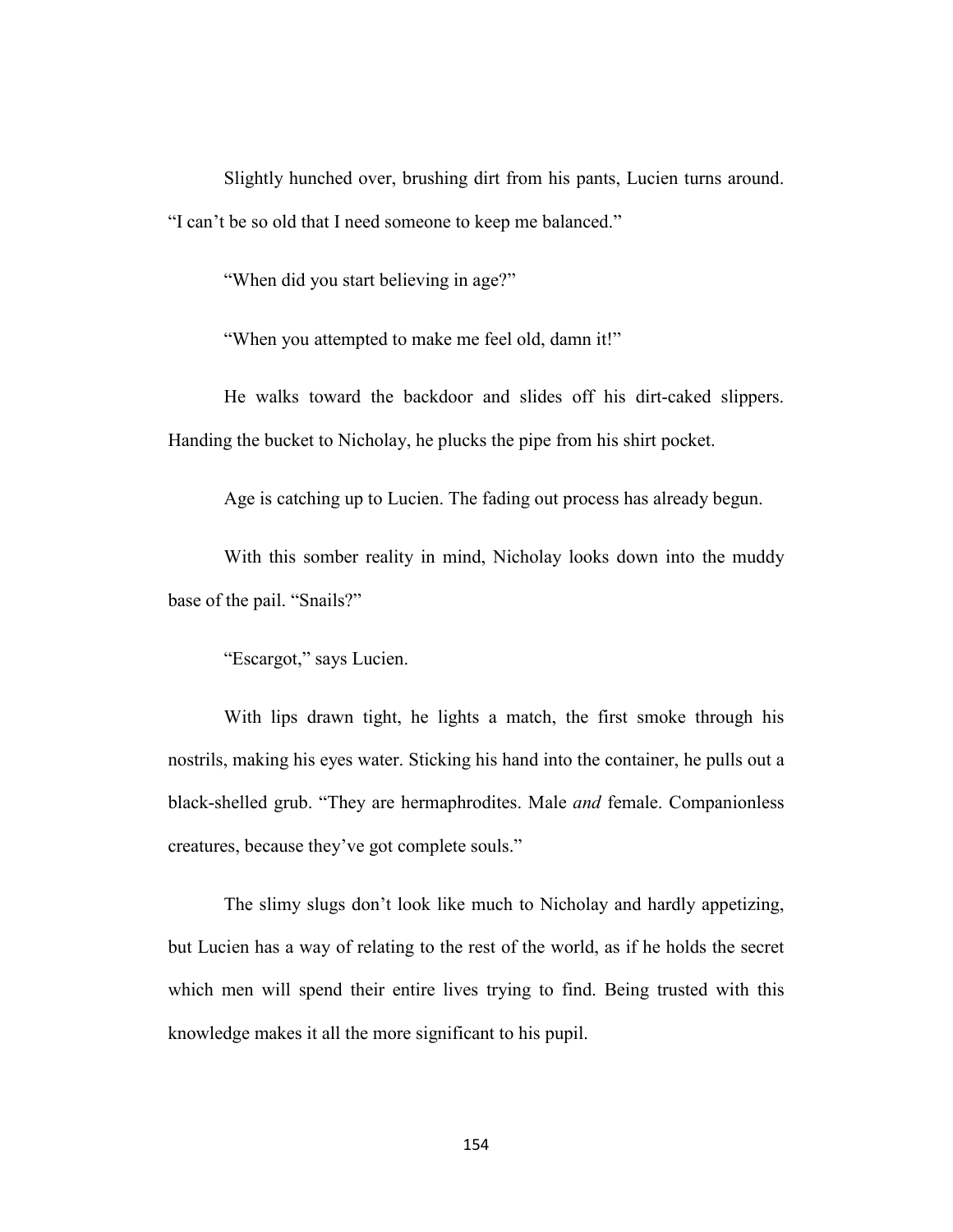Slightly hunched over, brushing dirt from his pants, Lucien turns around. "I can't be so old that I need someone to keep me balanced."

"When did you start believing in age?"

"When you attempted to make me feel old, damn it!"

He walks toward the backdoor and slides off his dirt-caked slippers. Handing the bucket to Nicholay, he plucks the pipe from his shirt pocket.

Age is catching up to Lucien. The fading out process has already begun.

With this somber reality in mind, Nicholay looks down into the muddy base of the pail. "Snails?"

"Escargot," says Lucien.

With lips drawn tight, he lights a match, the first smoke through his nostrils, making his eyes water. Sticking his hand into the container, he pulls out a black-shelled grub. "They are hermaphrodites. Male *and* female. Companionless creatures, because they've got complete souls."

The slimy slugs don't look like much to Nicholay and hardly appetizing, but Lucien has a way of relating to the rest of the world, as if he holds the secret which men will spend their entire lives trying to find. Being trusted with this knowledge makes it all the more significant to his pupil.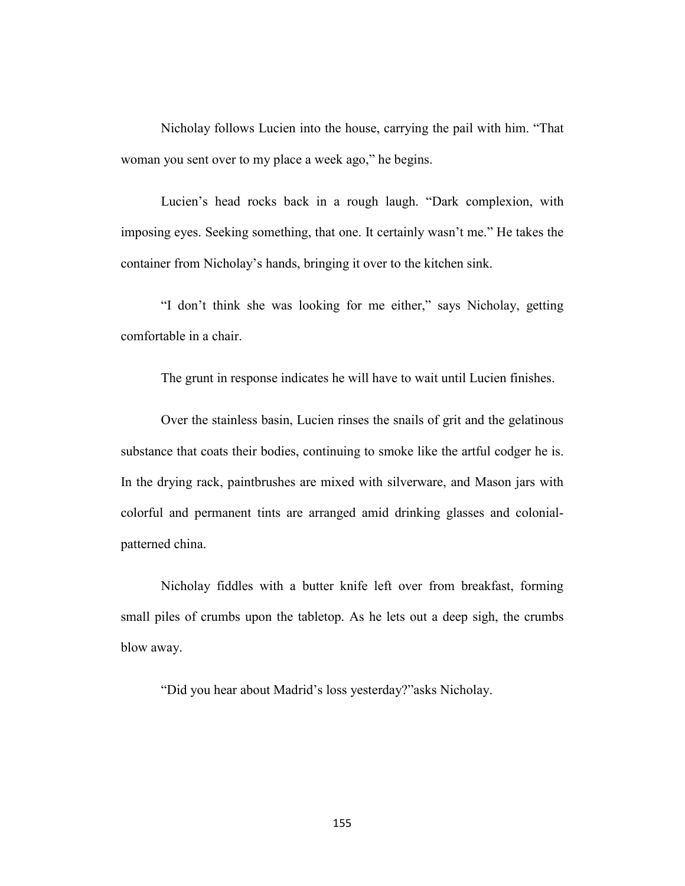Nicholay follows Lucien into the house, carrying the pail with him. "That woman you sent over to my place a week ago," he begins.

Lucien's head rocks back in a rough laugh. "Dark complexion, with imposing eyes. Seeking something, that one. It certainly wasn't me." He takes the container from Nicholay's hands, bringing it over to the kitchen sink.

"I don't think she was looking for me either," says Nicholay, getting comfortable in a chair.

The grunt in response indicates he will have to wait until Lucien finishes.

Over the stainless basin, Lucien rinses the snails of grit and the gelatinous substance that coats their bodies, continuing to smoke like the artful codger he is. In the drying rack, paintbrushes are mixed with silverware, and Mason jars with colorful and permanent tints are arranged amid drinking glasses and colonial-patterned china.

Nicholay fiddles with a butter knife left over from breakfast, forming small piles of crumbs upon the tabletop. As he lets out a deep sigh, the crumbs blow away.

"Did you hear about Madrid's loss yesterday?"asks Nicholay.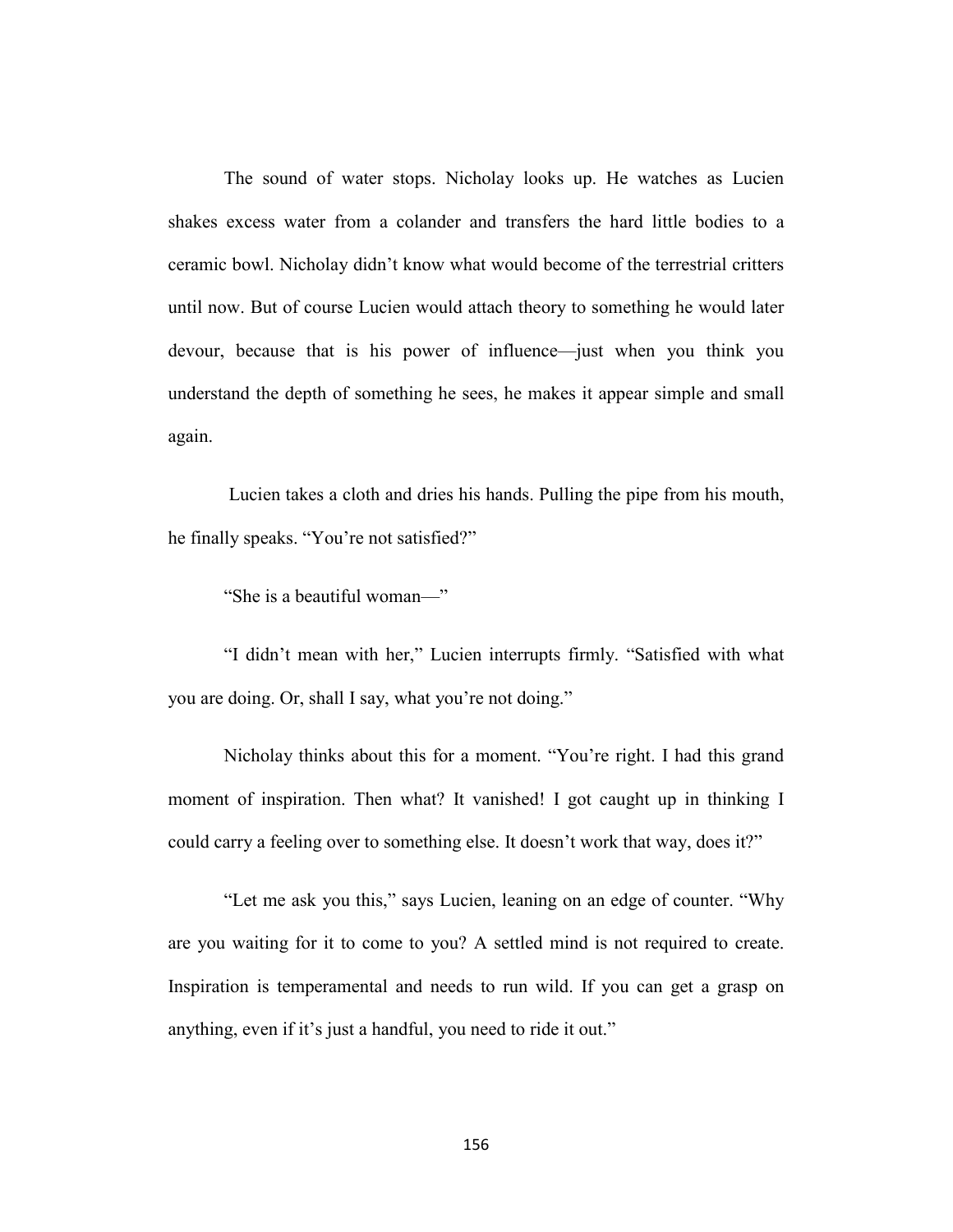The sound of water stops. Nicholay looks up. He watches as Lucien shakes excess water from a colander and transfers the hard little bodies to a ceramic bowl. Nicholay didn't know what would become of the terrestrial critters until now. But of course Lucien would attach theory to something he would later devour, because that is his power of influence—just when you think you understand the depth of something he sees, he makes it appear simple and small again.

Lucien takes a cloth and dries his hands. Pulling the pipe from his mouth, he finally speaks. "You're not satisfied?"

"She is a beautiful woman—"

"I didn't mean with her," Lucien interrupts firmly. "Satisfied with what you are doing. Or, shall I say, what you're not doing."

Nicholay thinks about this for a moment. "You're right. I had this grand moment of inspiration. Then what? It vanished! I got caught up in thinking I could carry a feeling over to something else. It doesn't work that way, does it?"

"Let me ask you this," says Lucien, leaning on an edge of counter. "Why are you waiting for it to come to you? A settled mind is not required to create. Inspiration is temperamental and needs to run wild. If you can get a grasp on anything, even if it's just a handful, you need to ride it out."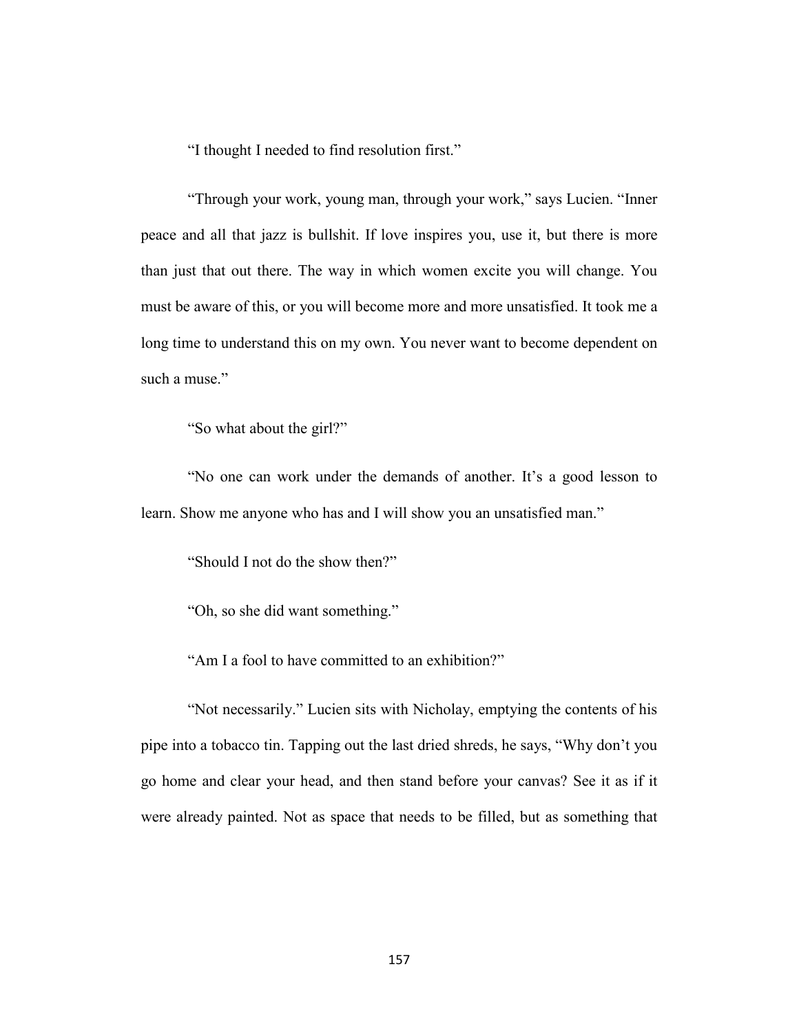"I thought I needed to find resolution first."

"Through your work, young man, through your work," says Lucien. "Inner peace and all that jazz is bullshit. If love inspires you, use it, but there is more than just that out there. The way in which women excite you will change. You must be aware of this, or you will become more and more unsatisfied. It took me a long time to understand this on my own. You never want to become dependent on such a muse."

"So what about the girl?"

"No one can work under the demands of another. It's a good lesson to learn. Show me anyone who has and I will show you an unsatisfied man."

"Should I not do the show then?"

"Oh, so she did want something."

"Am I a fool to have committed to an exhibition?"

"Not necessarily." Lucien sits with Nicholay, emptying the contents of his pipe into a tobacco tin. Tapping out the last dried shreds, he says, "Why don't you go home and clear your head, and then stand before your canvas? See it as if it were already painted. Not as space that needs to be filled, but as something that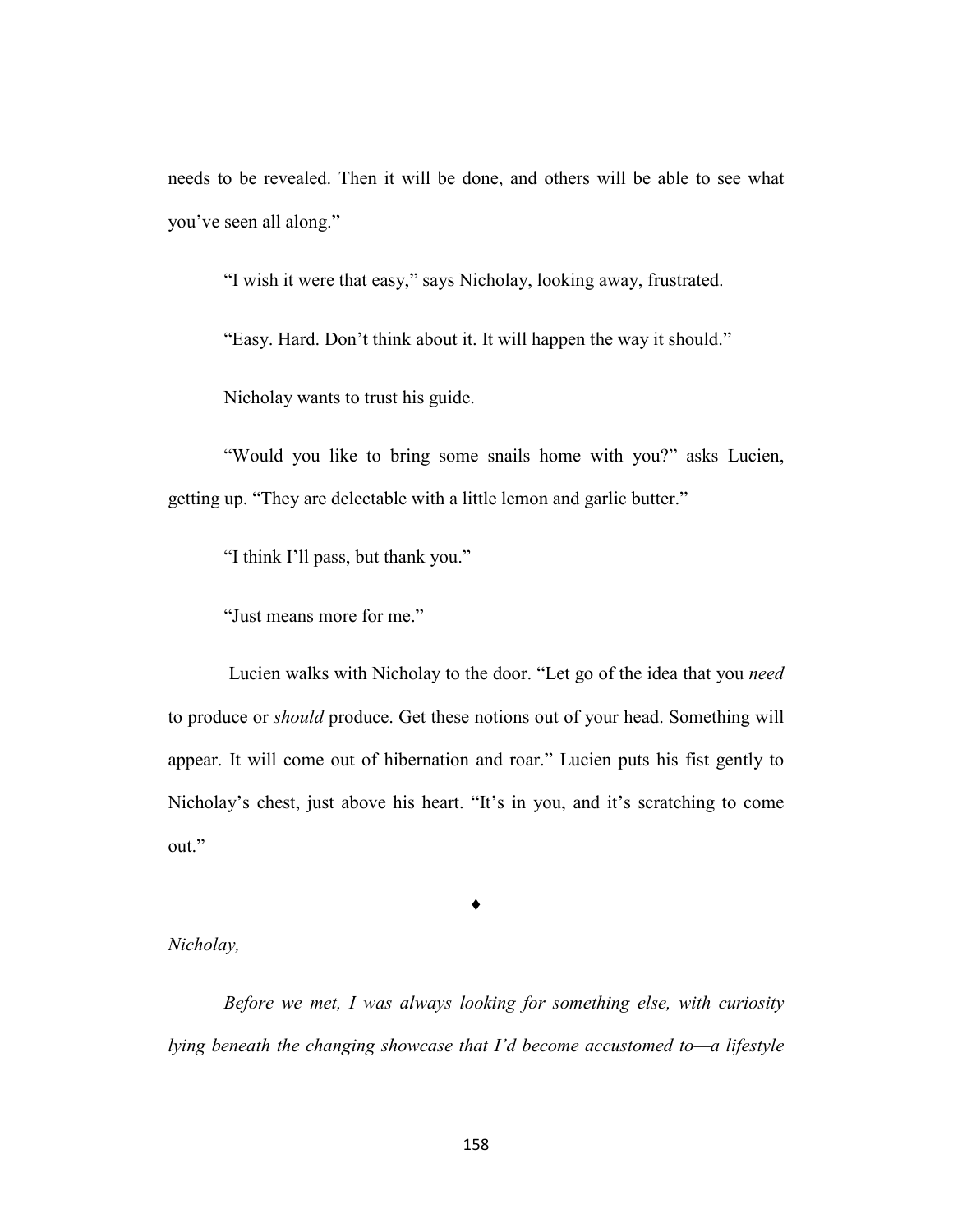needs to be revealed. Then it will be done, and others will be able to see what you've seen all along."

"I wish it were that easy," says Nicholay, looking away, frustrated.

"Easy. Hard. Don't think about it. It will happen the way it should."

Nicholay wants to trust his guide.

"Would you like to bring some snails home with you?" asks Lucien, getting up. "They are delectable with a little lemon and garlic butter."

"I think I'll pass, but thank you."

"Just means more for me."

Lucien walks with Nicholay to the door. "Let go of the idea that you *need* to produce or *should* produce. Get these notions out of your head. Something will appear. It will come out of hibernation and roar." Lucien puts his fist gently to Nicholay's chest, just above his heart. "It's in you, and it's scratching to come out."

♦

*Nicholay,*

*Before we met, I was always looking for something else, with curiosity lying beneath the changing showcase that I'd become accustomed to—a lifestyle*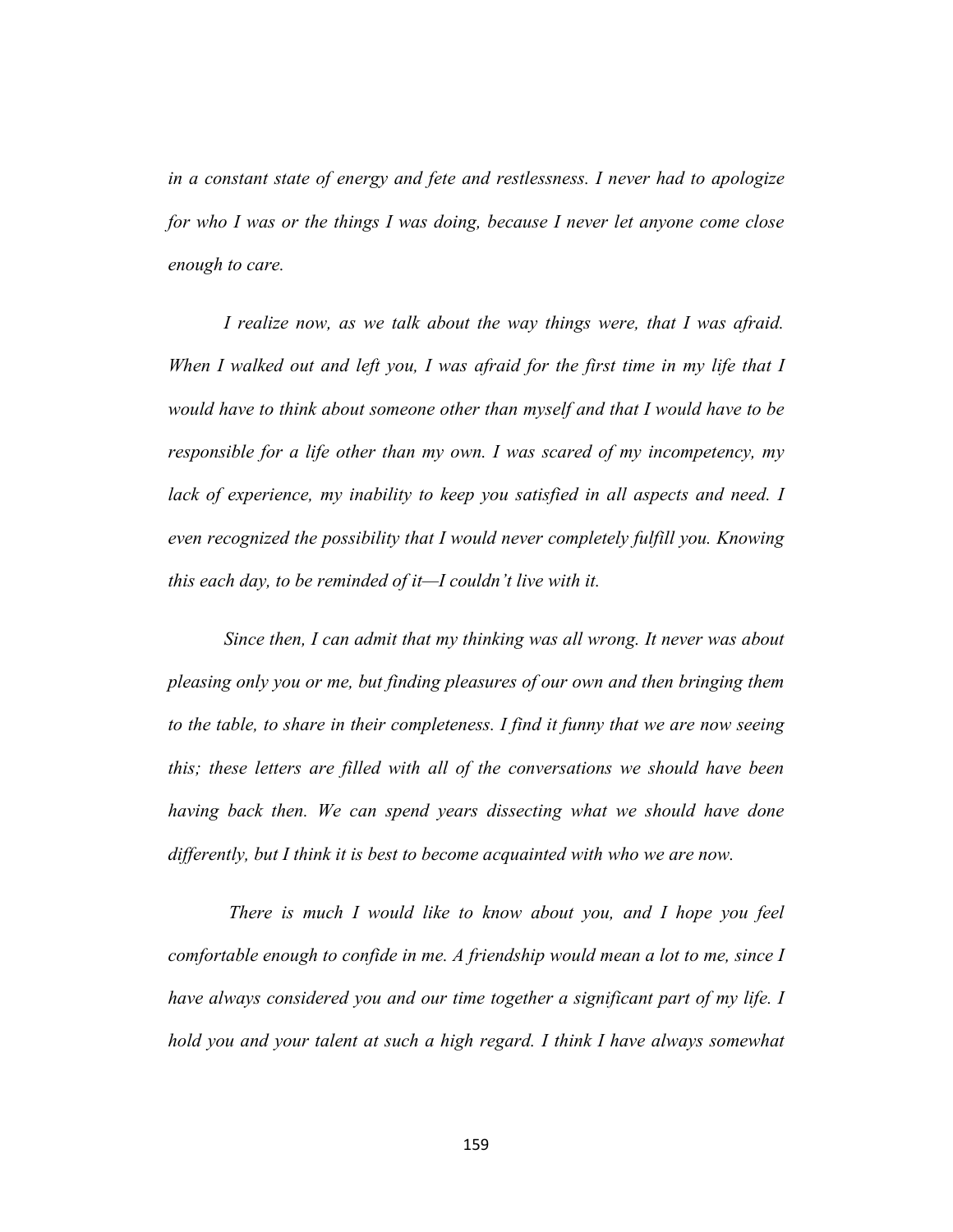*in a constant state of energy and fete and restlessness. I never had to apologize for who I was or the things I was doing, because I never let anyone come close enough to care.*

*I realize now, as we talk about the way things were, that I was afraid. When I walked out and left you, I was afraid for the first time in my life that I would have to think about someone other than myself and that I would have to be responsible for a life other than my own. I was scared of my incompetency, my lack of experience, my inability to keep you satisfied in all aspects and need. I even recognized the possibility that I would never completely fulfill you. Knowing this each day, to be reminded of it—I couldn't live with it.*

*Since then, I can admit that my thinking was all wrong. It never was about pleasing only you or me, but finding pleasures of our own and then bringing them to the table, to share in their completeness. I find it funny that we are now seeing this; these letters are filled with all of the conversations we should have been having back then. We can spend years dissecting what we should have done differently, but I think it is best to become acquainted with who we are now.*

*There is much I would like to know about you, and I hope you feel comfortable enough to confide in me. A friendship would mean a lot to me, since I have always considered you and our time together a significant part of my life. I hold you and your talent at such a high regard. I think I have always somewhat*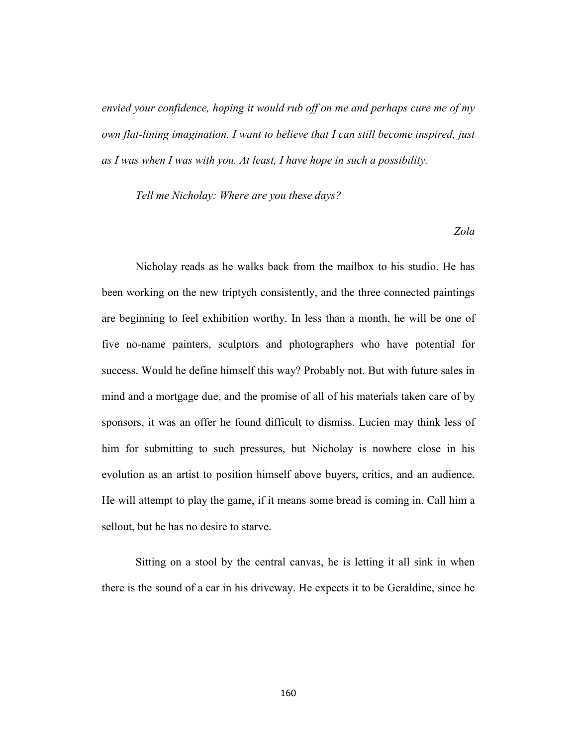*envied your confidence, hoping it would rub off on me and perhaps cure me of my own flat-lining imagination. I want to believe that I can still become inspired, just as I was when I was with you. At least, I have hope in such a possibility.*

*Tell me Nicholay: Where are you these days?*

*Zola*

Nicholay reads as he walks back from the mailbox to his studio. He has been working on the new triptych consistently, and the three connected paintings are beginning to feel exhibition worthy. In less than a month, he will be one of five no-name painters, sculptors and photographers who have potential for success. Would he define himself this way? Probably not. But with future sales in mind and a mortgage due, and the promise of all of his materials taken care of by sponsors, it was an offer he found difficult to dismiss. Lucien may think less of him for submitting to such pressures, but Nicholay is nowhere close in his evolution as an artist to position himself above buyers, critics, and an audience. He will attempt to play the game, if it means some bread is coming in. Call him a sellout, but he has no desire to starve.

Sitting on a stool by the central canvas, he is letting it all sink in when there is the sound of a car in his driveway. He expects it to be Geraldine, since he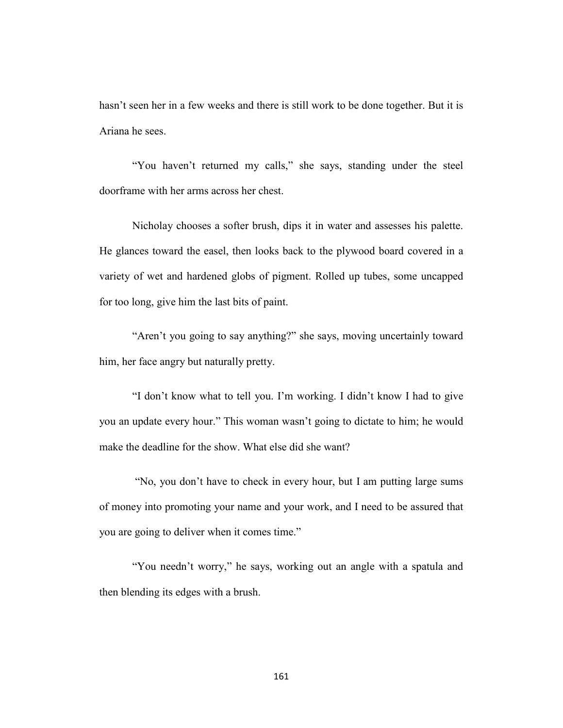hasn't seen her in a few weeks and there is still work to be done together. But it is Ariana he sees.

"You haven't returned my calls," she says, standing under the steel doorframe with her arms across her chest.

Nicholay chooses a softer brush, dips it in water and assesses his palette. He glances toward the easel, then looks back to the plywood board covered in a variety of wet and hardened globs of pigment. Rolled up tubes, some uncapped for too long, give him the last bits of paint.

"Aren't you going to say anything?" she says, moving uncertainly toward him, her face angry but naturally pretty.

"I don't know what to tell you. I'm working. I didn't know I had to give you an update every hour." This woman wasn't going to dictate to him; he would make the deadline for the show. What else did she want?

"No, you don't have to check in every hour, but I am putting large sums of money into promoting your name and your work, and I need to be assured that you are going to deliver when it comes time."

"You needn't worry," he says, working out an angle with a spatula and then blending its edges with a brush.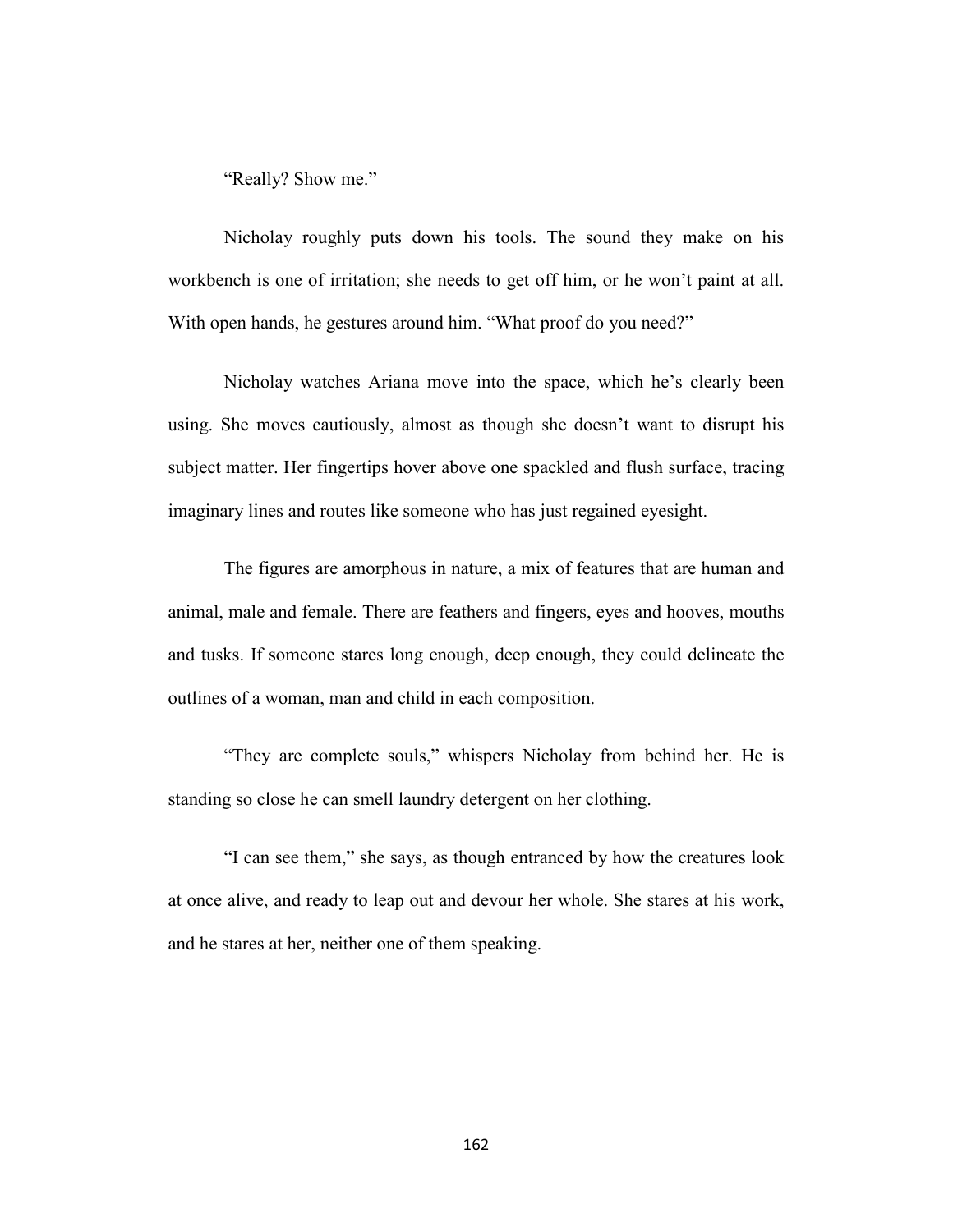"Really? Show me."

Nicholay roughly puts down his tools. The sound they make on his workbench is one of irritation; she needs to get off him, or he won't paint at all. With open hands, he gestures around him. "What proof do you need?"

Nicholay watches Ariana move into the space, which he's clearly been using. She moves cautiously, almost as though she doesn't want to disrupt his subject matter. Her fingertips hover above one spackled and flush surface, tracing imaginary lines and routes like someone who has just regained eyesight.

The figures are amorphous in nature, a mix of features that are human and animal, male and female. There are feathers and fingers, eyes and hooves, mouths and tusks. If someone stares long enough, deep enough, they could delineate the outlines of a woman, man and child in each composition.

"They are complete souls," whispers Nicholay from behind her. He is standing so close he can smell laundry detergent on her clothing.

"I can see them," she says, as though entranced by how the creatures look at once alive, and ready to leap out and devour her whole. She stares at his work, and he stares at her, neither one of them speaking.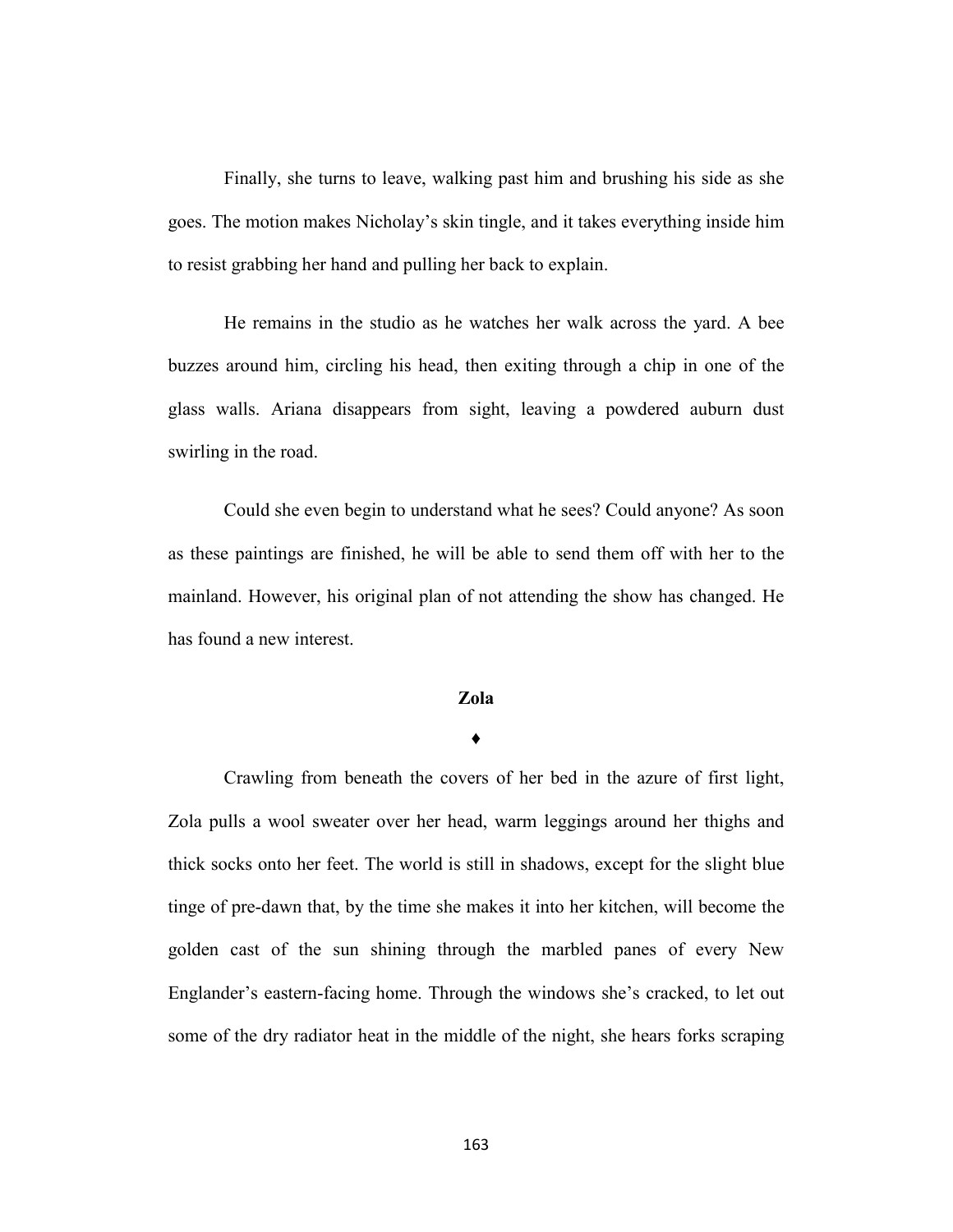Finally, she turns to leave, walking past him and brushing his side as she goes. The motion makes Nicholay's skin tingle, and it takes everything inside him to resist grabbing her hand and pulling her back to explain.

He remains in the studio as he watches her walk across the yard. A bee buzzes around him, circling his head, then exiting through a chip in one of the glass walls. Ariana disappears from sight, leaving a powdered auburn dust swirling in the road.

Could she even begin to understand what he sees? Could anyone? As soon as these paintings are finished, he will be able to send them off with her to the mainland. However, his original plan of not attending the show has changed. He has found a new interest.

## Zola

♦

Crawling from beneath the covers of her bed in the azure of first light, Zola pulls a wool sweater over her head, warm leggings around her thighs and thick socks onto her feet. The world is still in shadows, except for the slight blue tinge of pre-dawn that, by the time she makes it into her kitchen, will become the golden cast of the sun shining through the marbled panes of every New Englander's eastern-facing home. Through the windows she's cracked, to let out some of the dry radiator heat in the middle of the night, she hears forks scraping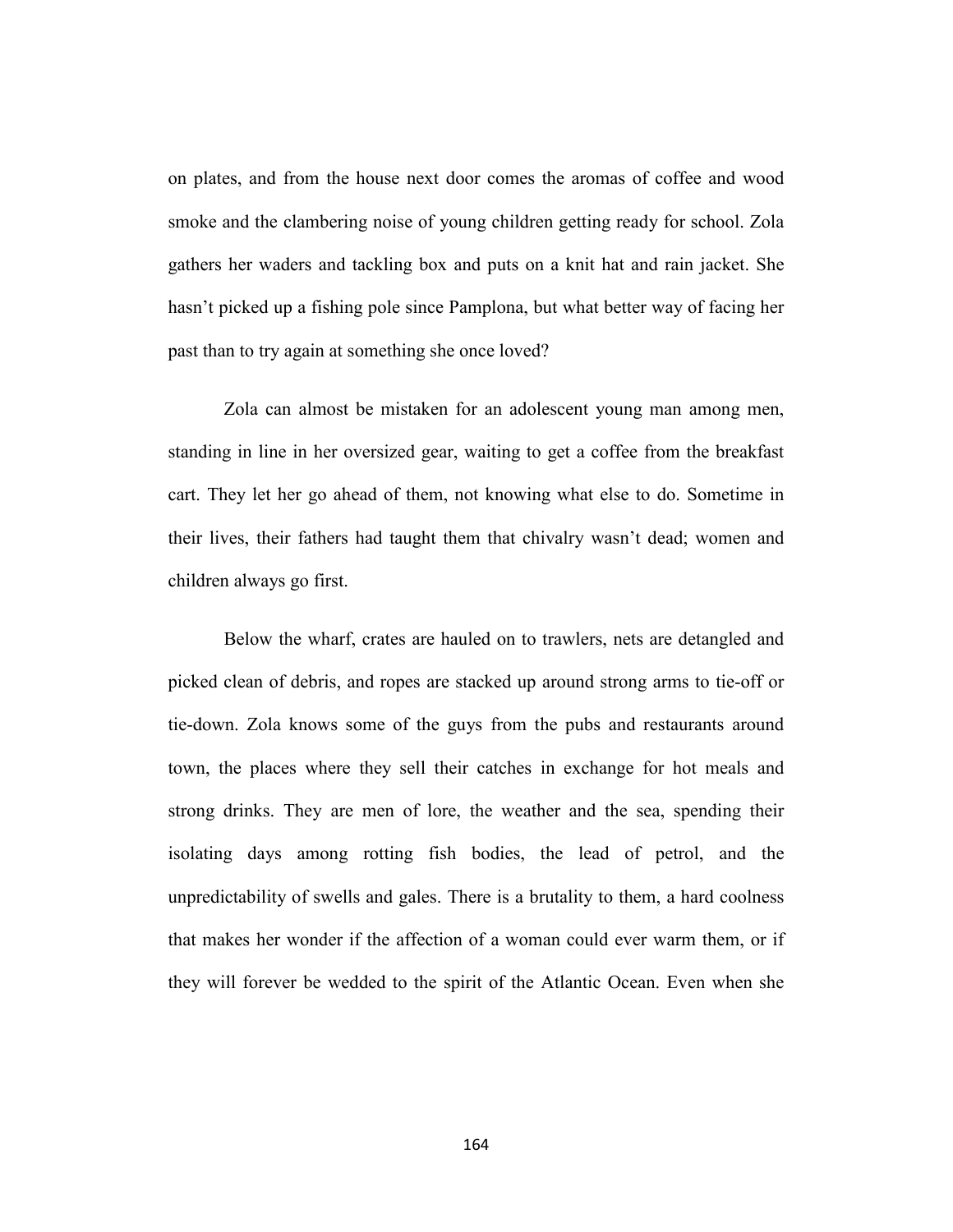on plates, and from the house next door comes the aromas of coffee and wood smoke and the clambering noise of young children getting ready for school. Zola gathers her waders and tackling box and puts on a knit hat and rain jacket. She hasn't picked up a fishing pole since Pamplona, but what better way of facing her past than to try again at something she once loved?

Zola can almost be mistaken for an adolescent young man among men, standing in line in her oversized gear, waiting to get a coffee from the breakfast cart. They let her go ahead of them, not knowing what else to do. Sometime in their lives, their fathers had taught them that chivalry wasn't dead; women and children always go first.

Below the wharf, crates are hauled on to trawlers, nets are detangled and picked clean of debris, and ropes are stacked up around strong arms to tie-off or tie-down. Zola knows some of the guys from the pubs and restaurants around town, the places where they sell their catches in exchange for hot meals and strong drinks. They are men of lore, the weather and the sea, spending their isolating days among rotting fish bodies, the lead of petrol, and the unpredictability of swells and gales. There is a brutality to them, a hard coolness that makes her wonder if the affection of a woman could ever warm them, or if they will forever be wedded to the spirit of the Atlantic Ocean. Even when she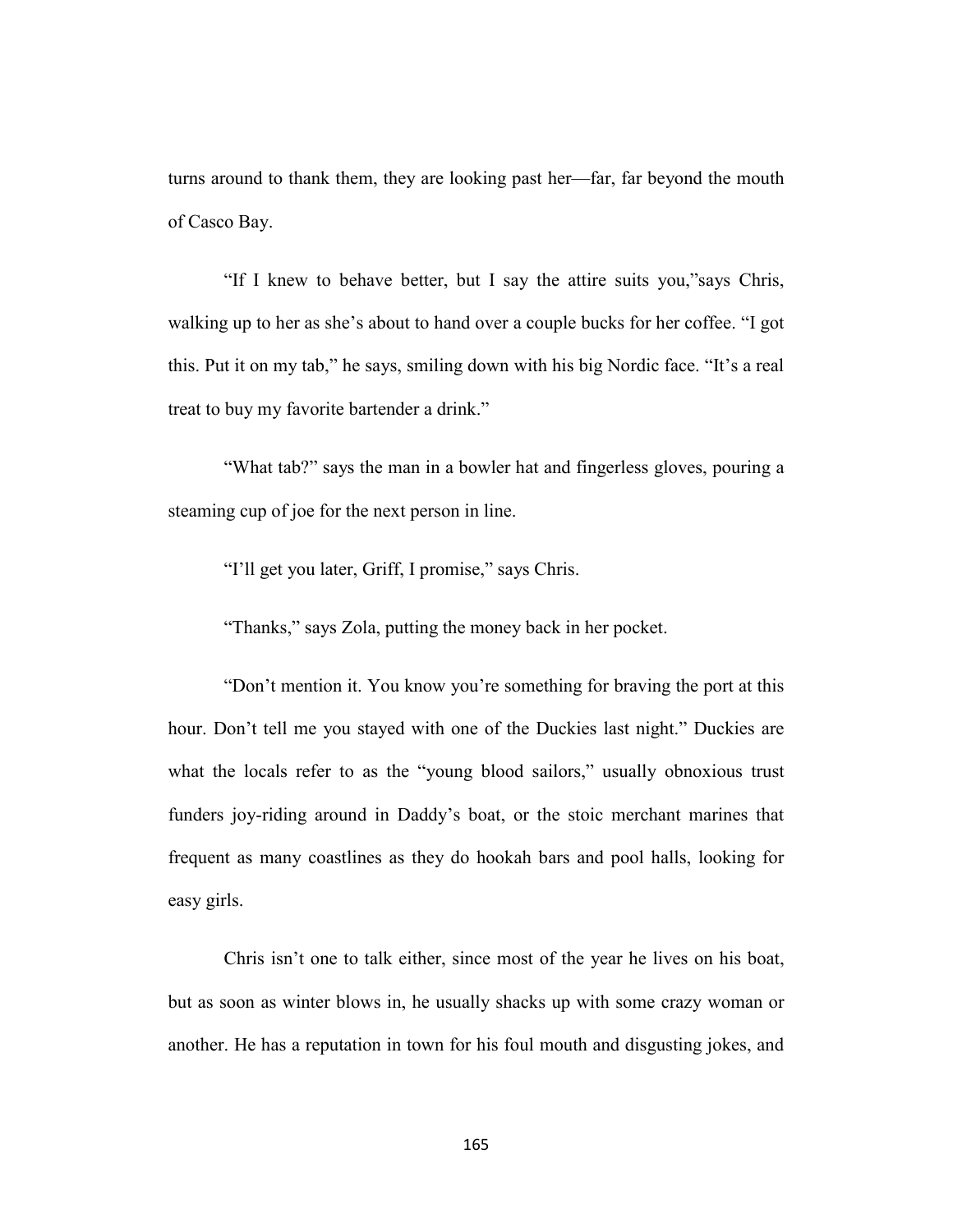turns around to thank them, they are looking past her—far, far beyond the mouth of Casco Bay.

"If I knew to behave better, but I say the attire suits you,"says Chris, walking up to her as she's about to hand over a couple bucks for her coffee. "I got this. Put it on my tab," he says, smiling down with his big Nordic face. "It's a real treat to buy my favorite bartender a drink."

"What tab?" says the man in a bowler hat and fingerless gloves, pouring a steaming cup of joe for the next person in line.

"I'll get you later, Griff, I promise," says Chris.

"Thanks," says Zola, putting the money back in her pocket.

"Don't mention it. You know you're something for braving the port at this hour. Don't tell me you stayed with one of the Duckies last night." Duckies are what the locals refer to as the "young blood sailors," usually obnoxious trust funders joy-riding around in Daddy's boat, or the stoic merchant marines that frequent as many coastlines as they do hookah bars and pool halls, looking for easy girls.

Chris isn't one to talk either, since most of the year he lives on his boat, but as soon as winter blows in, he usually shacks up with some crazy woman or another. He has a reputation in town for his foul mouth and disgusting jokes, and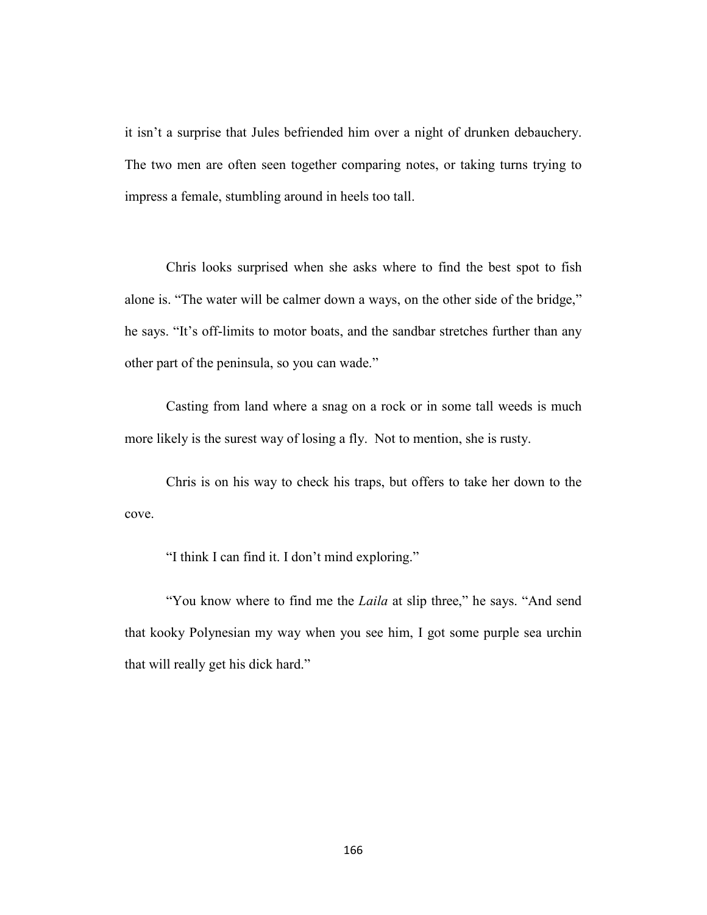it isn't a surprise that Jules befriended him over a night of drunken debauchery. The two men are often seen together comparing notes, or taking turns trying to impress a female, stumbling around in heels too tall.

Chris looks surprised when she asks where to find the best spot to fish alone is. "The water will be calmer down a ways, on the other side of the bridge," he says. "It's off-limits to motor boats, and the sandbar stretches further than any other part of the peninsula, so you can wade."

Casting from land where a snag on a rock or in some tall weeds is much more likely is the surest way of losing a fly. Not to mention, she is rusty.

Chris is on his way to check his traps, but offers to take her down to the cove.

"I think I can find it. I don't mind exploring."

"You know where to find me the *Laila* at slip three," he says. "And send that kooky Polynesian my way when you see him, I got some purple sea urchin that will really get his dick hard."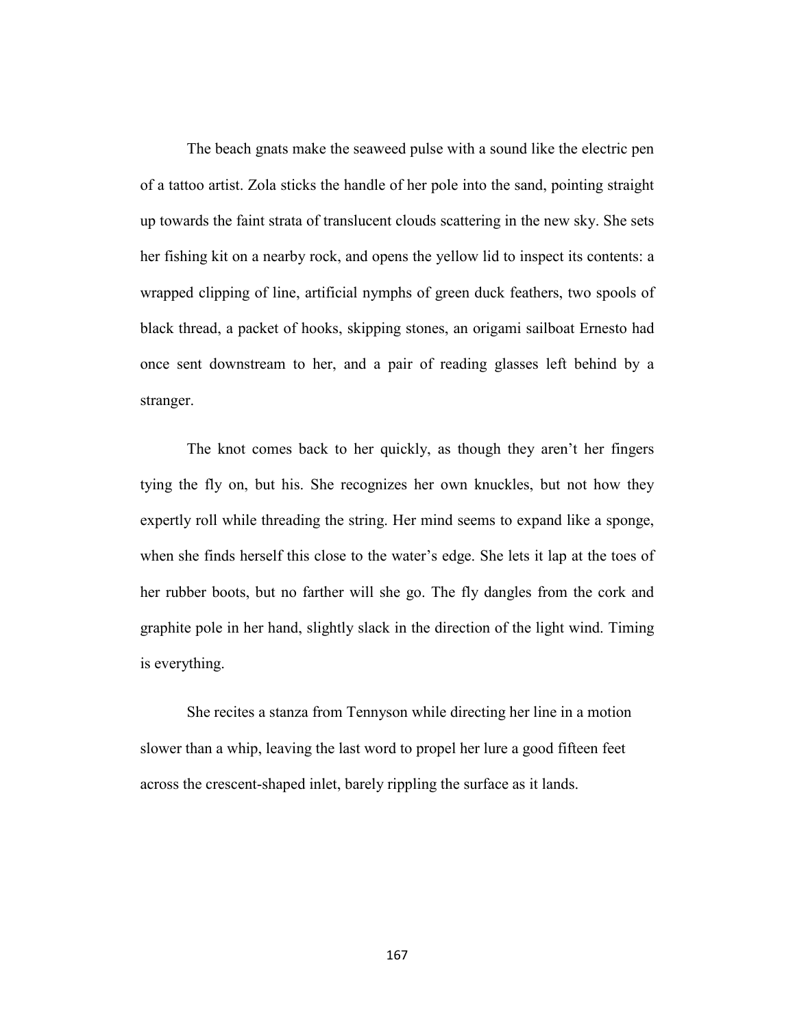The beach gnats make the seaweed pulse with a sound like the electric pen of a tattoo artist. Zola sticks the handle of her pole into the sand, pointing straight up towards the faint strata of translucent clouds scattering in the new sky. She sets her fishing kit on a nearby rock, and opens the yellow lid to inspect its contents: a wrapped clipping of line, artificial nymphs of green duck feathers, two spools of black thread, a packet of hooks, skipping stones, an origami sailboat Ernesto had once sent downstream to her, and a pair of reading glasses left behind by a stranger.

The knot comes back to her quickly, as though they aren't her fingers tying the fly on, but his. She recognizes her own knuckles, but not how they expertly roll while threading the string. Her mind seems to expand like a sponge, when she finds herself this close to the water's edge. She lets it lap at the toes of her rubber boots, but no farther will she go. The fly dangles from the cork and graphite pole in her hand, slightly slack in the direction of the light wind. Timing is everything.

She recites a stanza from Tennyson while directing her line in a motion slower than a whip, leaving the last word to propel her lure a good fifteen feet across the crescent-shaped inlet, barely rippling the surface as it lands.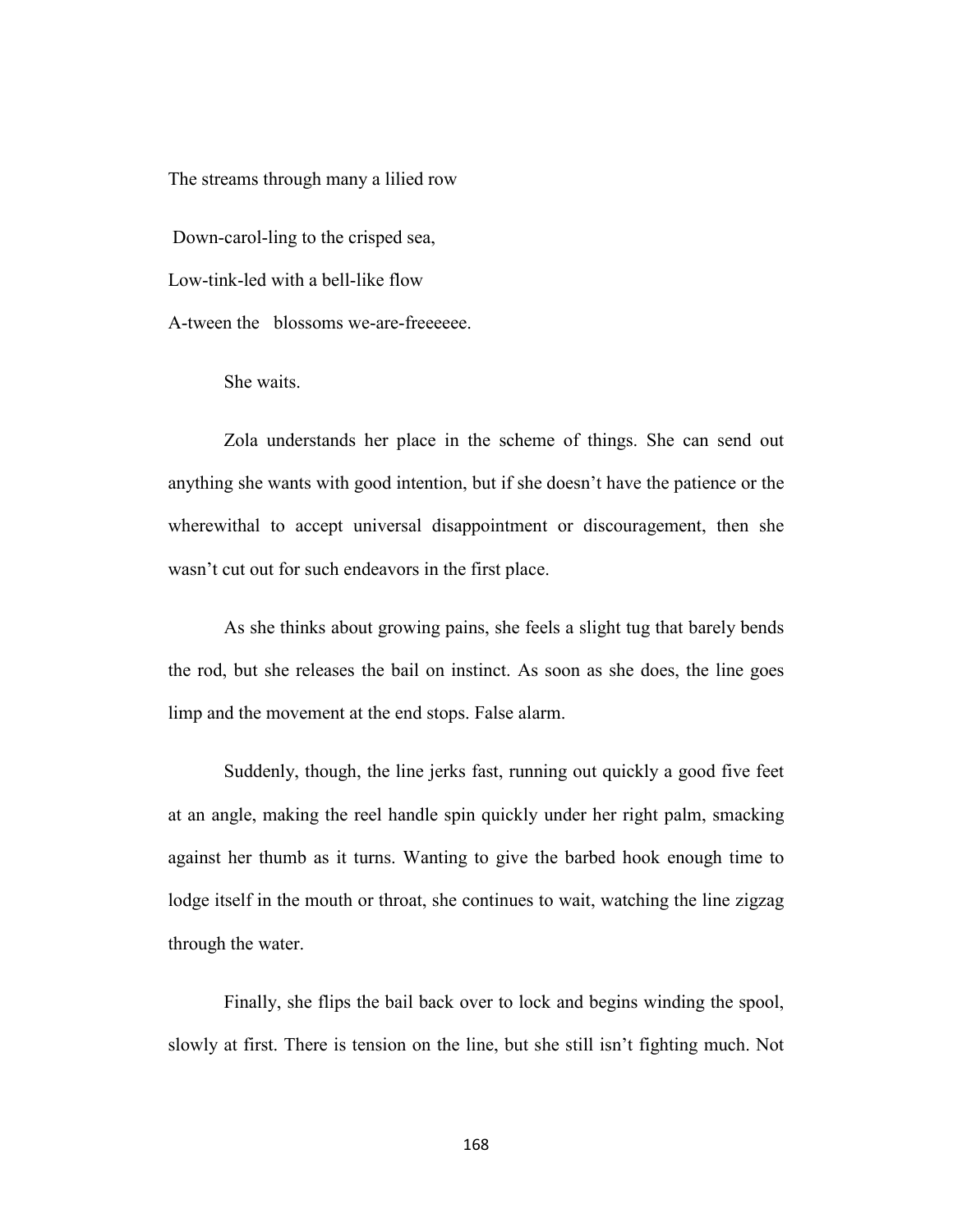The streams through many a lilied row

Down-carol-ling to the crisped sea,

Low-tink-led with a bell-like flow

A-tween the blossoms we-are-freeeeee.

She waits.

Zola understands her place in the scheme of things. She can send out anything she wants with good intention, but if she doesn't have the patience or the wherewithal to accept universal disappointment or discouragement, then she wasn't cut out for such endeavors in the first place.

As she thinks about growing pains, she feels a slight tug that barely bends the rod, but she releases the bail on instinct. As soon as she does, the line goes limp and the movement at the end stops. False alarm.

Suddenly, though, the line jerks fast, running out quickly a good five feet at an angle, making the reel handle spin quickly under her right palm, smacking against her thumb as it turns. Wanting to give the barbed hook enough time to lodge itself in the mouth or throat, she continues to wait, watching the line zigzag through the water.

Finally, she flips the bail back over to lock and begins winding the spool, slowly at first. There is tension on the line, but she still isn't fighting much. Not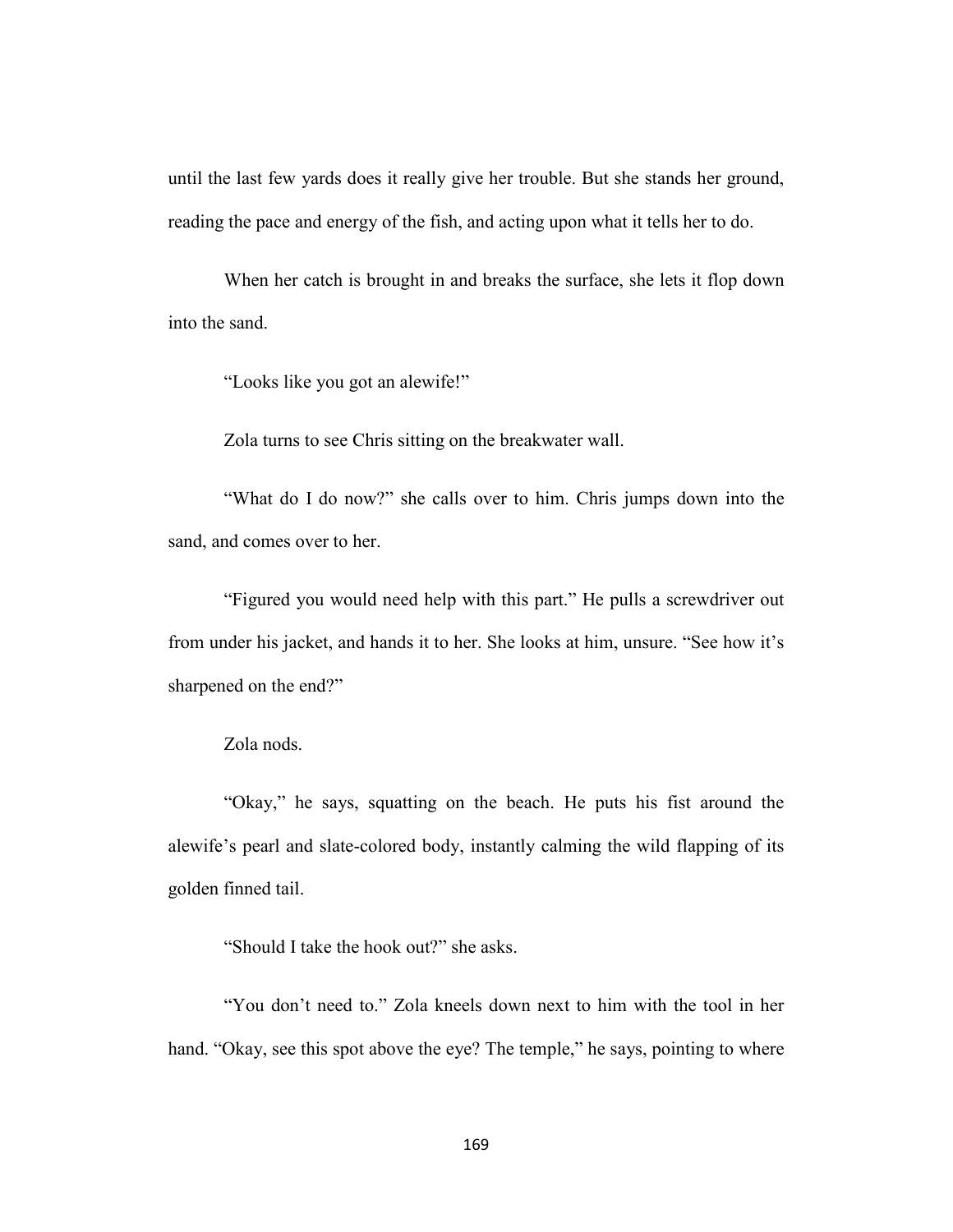until the last few yards does it really give her trouble. But she stands her ground, reading the pace and energy of the fish, and acting upon what it tells her to do.

When her catch is brought in and breaks the surface, she lets it flop down into the sand.

"Looks like you got an alewife!"

Zola turns to see Chris sitting on the breakwater wall.

"What do I do now?" she calls over to him. Chris jumps down into the sand, and comes over to her.

"Figured you would need help with this part." He pulls a screwdriver out from under his jacket, and hands it to her. She looks at him, unsure. "See how it's sharpened on the end?"

Zola nods.

"Okay," he says, squatting on the beach. He puts his fist around the alewife's pearl and slate-colored body, instantly calming the wild flapping of its golden finned tail.

"Should I take the hook out?" she asks.

"You don't need to." Zola kneels down next to him with the tool in her hand. "Okay, see this spot above the eye? The temple," he says, pointing to where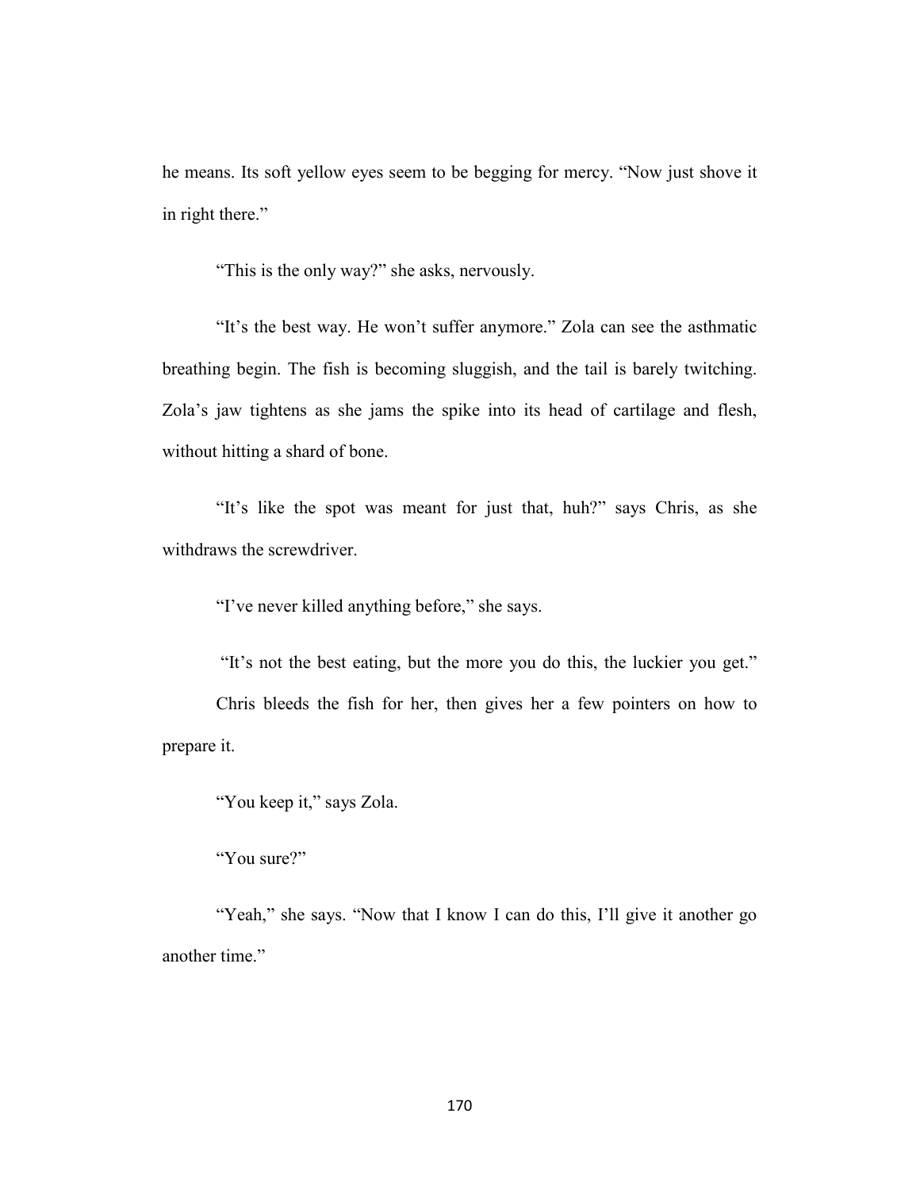he means. Its soft yellow eyes seem to be begging for mercy. "Now just shove it in right there."

"This is the only way?" she asks, nervously.

"It's the best way. He won't suffer anymore." Zola can see the asthmatic breathing begin. The fish is becoming sluggish, and the tail is barely twitching. Zola's jaw tightens as she jams the spike into its head of cartilage and flesh, without hitting a shard of bone.

"It's like the spot was meant for just that, huh?" says Chris, as she withdraws the screwdriver.

"I've never killed anything before," she says.

"It's not the best eating, but the more you do this, the luckier you get."

Chris bleeds the fish for her, then gives her a few pointers on how to prepare it.

"You keep it," says Zola.

"You sure?"

"Yeah," she says. "Now that I know I can do this, I'll give it another go another time."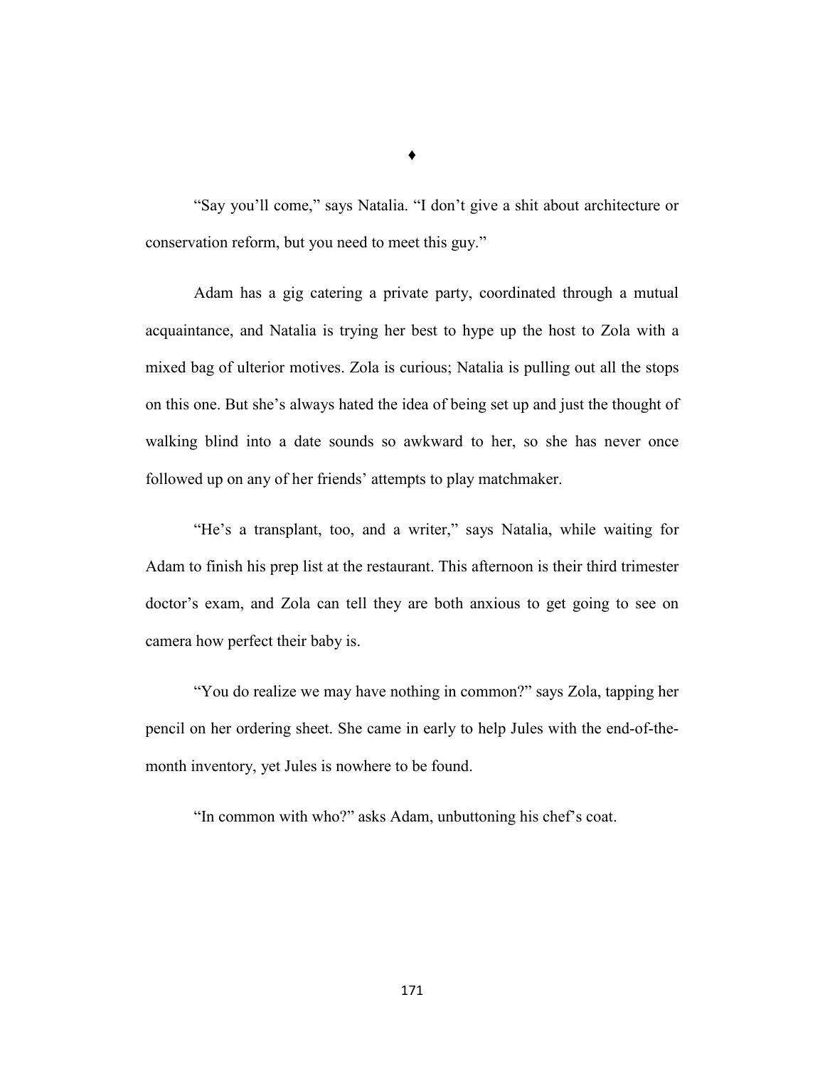♦

"Say you'll come," says Natalia. "I don't give a shit about architecture or conservation reform, but you need to meet this guy."

Adam has a gig catering a private party, coordinated through a mutual acquaintance, and Natalia is trying her best to hype up the host to Zola with a mixed bag of ulterior motives. Zola is curious; Natalia is pulling out all the stops on this one. But she's always hated the idea of being set up and just the thought of walking blind into a date sounds so awkward to her, so she has never once followed up on any of her friends' attempts to play matchmaker.

"He's a transplant, too, and a writer," says Natalia, while waiting for Adam to finish his prep list at the restaurant. This afternoon is their third trimester doctor's exam, and Zola can tell they are both anxious to get going to see on camera how perfect their baby is.

"You do realize we may have nothing in common?" says Zola, tapping her pencil on her ordering sheet. She came in early to help Jules with the end-of-the-month inventory, yet Jules is nowhere to be found.

"In common with who?" asks Adam, unbuttoning his chef's coat.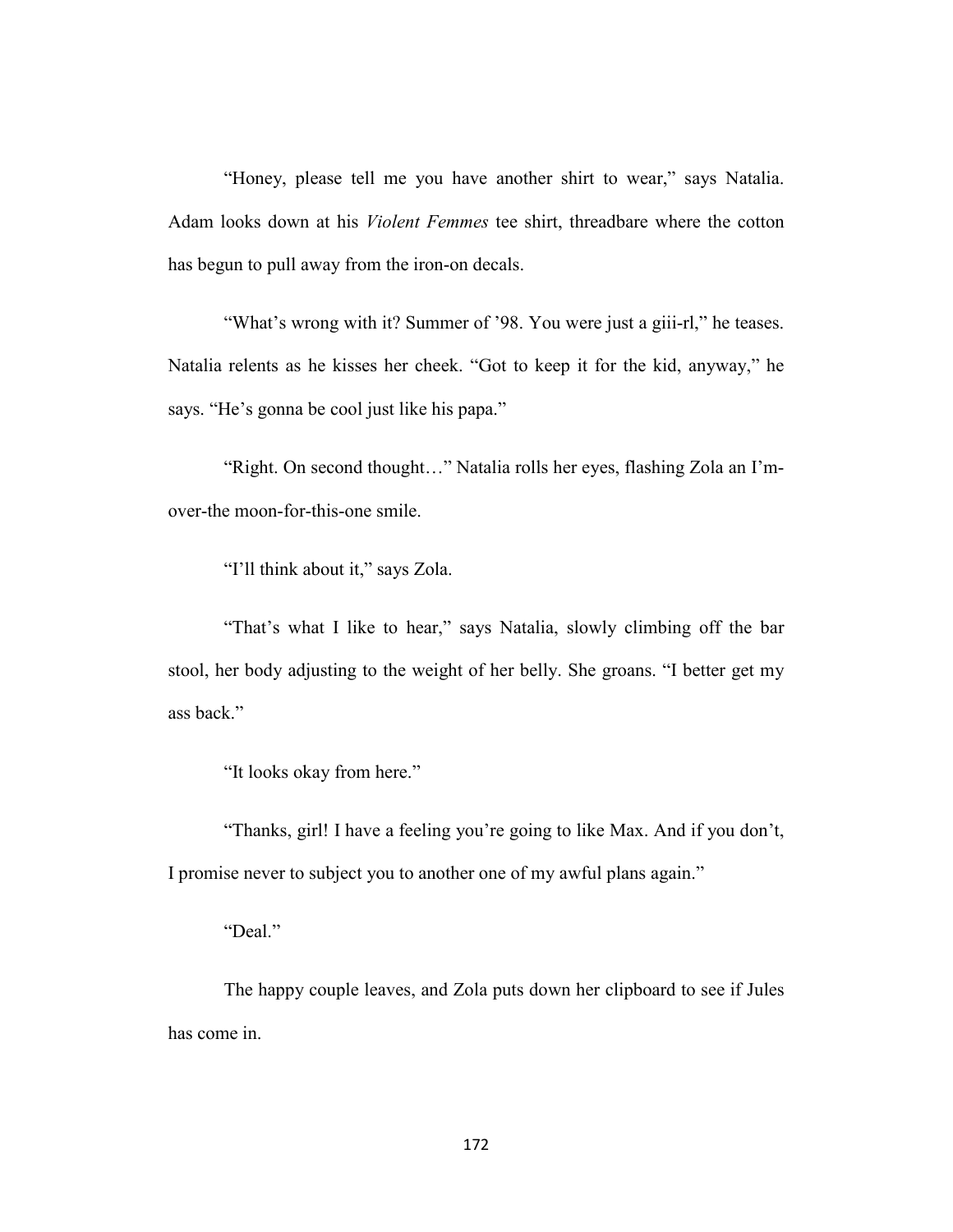"Honey, please tell me you have another shirt to wear," says Natalia. Adam looks down at his *Violent Femmes* tee shirt, threadbare where the cotton has begun to pull away from the iron-on decals.

"What's wrong with it? Summer of '98. You were just a giii-rl," he teases. Natalia relents as he kisses her cheek. "Got to keep it for the kid, anyway," he says. "He's gonna be cool just like his papa."

"Right. On second thought…" Natalia rolls her eyes, flashing Zola an I'm-over-the moon-for-this-one smile.

"I'll think about it," says Zola.

"That's what I like to hear," says Natalia, slowly climbing off the bar stool, her body adjusting to the weight of her belly. She groans. "I better get my ass back."

"It looks okay from here."

"Thanks, girl! I have a feeling you're going to like Max. And if you don't, I promise never to subject you to another one of my awful plans again."

"Deal."

The happy couple leaves, and Zola puts down her clipboard to see if Jules has come in.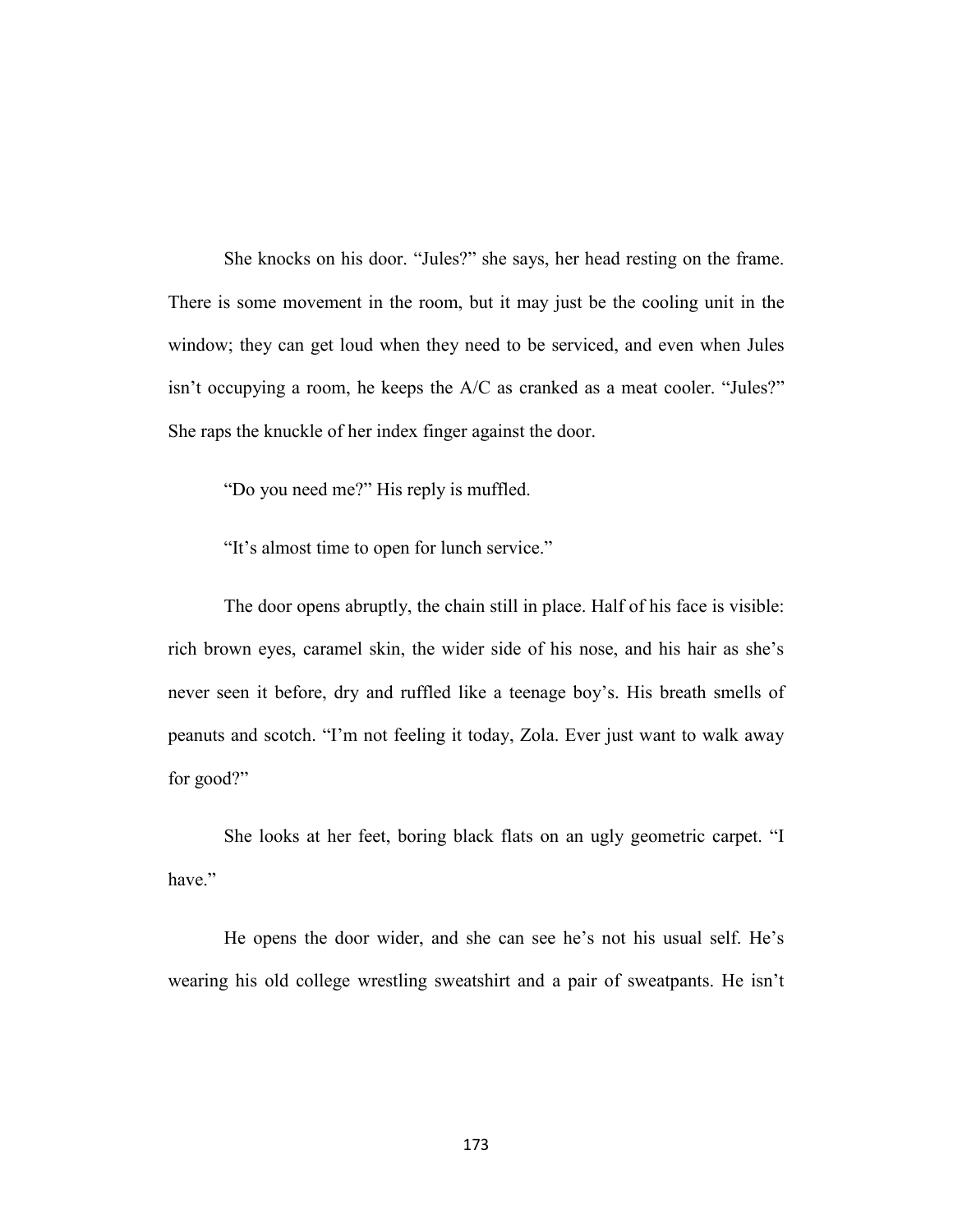She knocks on his door. “Jules?” she says, her head resting on the frame. There is some movement in the room, but it may just be the cooling unit in the window; they can get loud when they need to be serviced, and even when Jules isn’t occupying a room, he keeps the A/C as cranked as a meat cooler. “Jules?” She raps the knuckle of her index finger against the door.

“Do you need me?” His reply is muffled.

“It’s almost time to open for lunch service.”

The door opens abruptly, the chain still in place. Half of his face is visible: rich brown eyes, caramel skin, the wider side of his nose, and his hair as she’s never seen it before, dry and ruffled like a teenage boy’s. His breath smells of peanuts and scotch. “I’m not feeling it today, Zola. Ever just want to walk away for good?”

She looks at her feet, boring black flats on an ugly geometric carpet. “I have.”

He opens the door wider, and she can see he’s not his usual self. He’s wearing his old college wrestling sweatshirt and a pair of sweatpants. He isn’t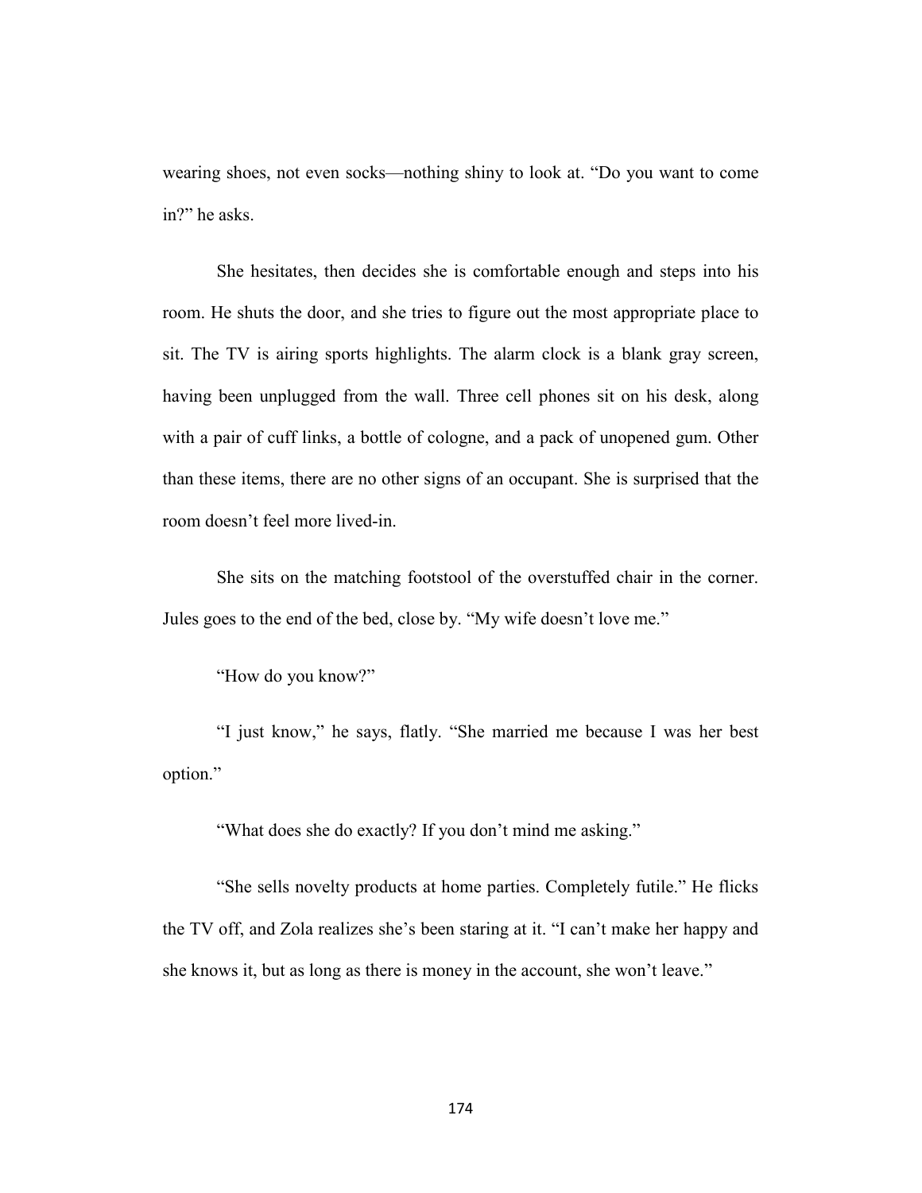wearing shoes, not even socks—nothing shiny to look at. "Do you want to come in?" he asks.

She hesitates, then decides she is comfortable enough and steps into his room. He shuts the door, and she tries to figure out the most appropriate place to sit. The TV is airing sports highlights. The alarm clock is a blank gray screen, having been unplugged from the wall. Three cell phones sit on his desk, along with a pair of cuff links, a bottle of cologne, and a pack of unopened gum. Other than these items, there are no other signs of an occupant. She is surprised that the room doesn't feel more lived-in.

She sits on the matching footstool of the overstuffed chair in the corner. Jules goes to the end of the bed, close by. "My wife doesn't love me."

"How do you know?"

"I just know," he says, flatly. "She married me because I was her best option."

"What does she do exactly? If you don't mind me asking."

"She sells novelty products at home parties. Completely futile." He flicks the TV off, and Zola realizes she's been staring at it. "I can't make her happy and she knows it, but as long as there is money in the account, she won't leave."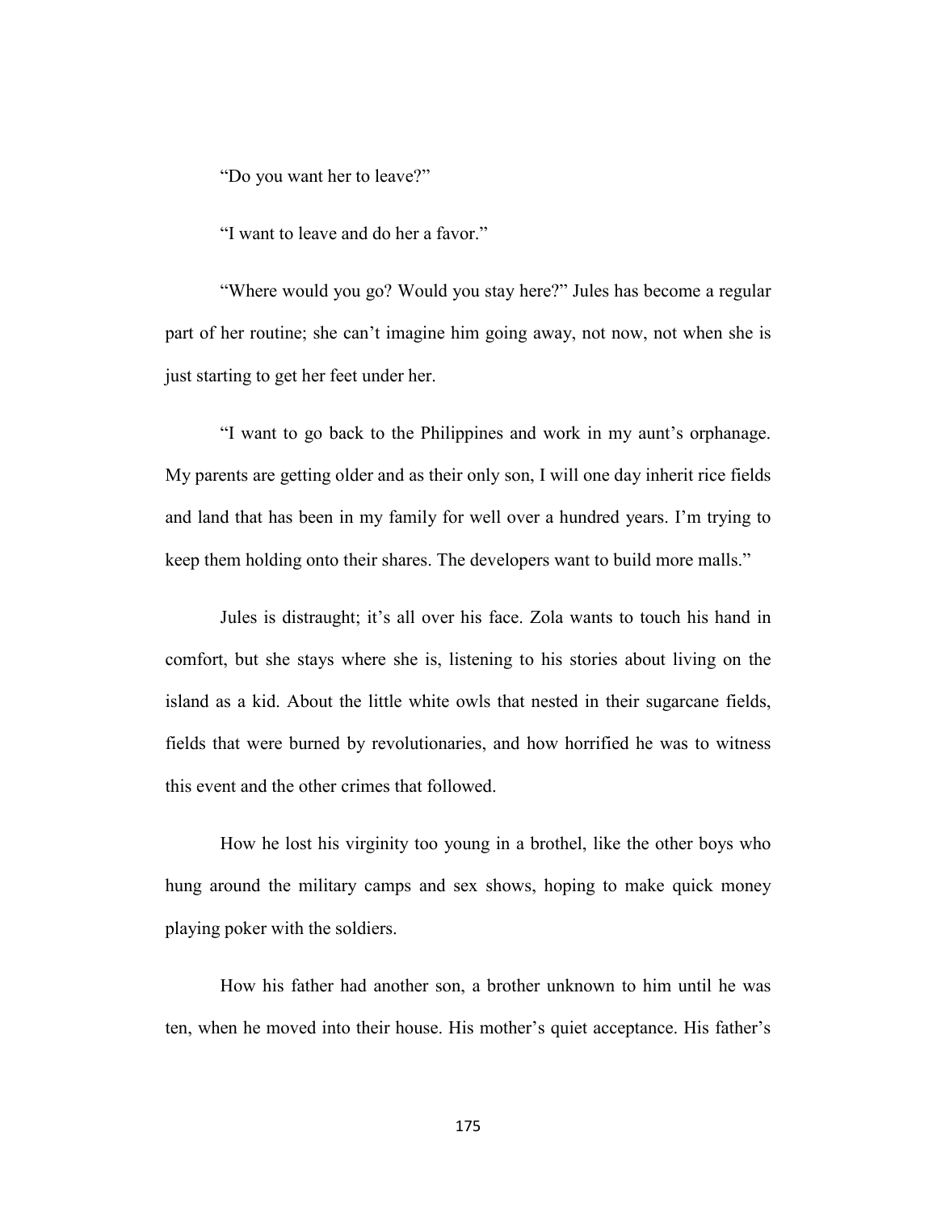"Do you want her to leave?"

"I want to leave and do her a favor."

"Where would you go? Would you stay here?" Jules has become a regular part of her routine; she can't imagine him going away, not now, not when she is just starting to get her feet under her.

"I want to go back to the Philippines and work in my aunt's orphanage. My parents are getting older and as their only son, I will one day inherit rice fields and land that has been in my family for well over a hundred years. I'm trying to keep them holding onto their shares. The developers want to build more malls."

Jules is distraught; it's all over his face. Zola wants to touch his hand in comfort, but she stays where she is, listening to his stories about living on the island as a kid. About the little white owls that nested in their sugarcane fields, fields that were burned by revolutionaries, and how horrified he was to witness this event and the other crimes that followed.

How he lost his virginity too young in a brothel, like the other boys who hung around the military camps and sex shows, hoping to make quick money playing poker with the soldiers.

How his father had another son, a brother unknown to him until he was ten, when he moved into their house. His mother's quiet acceptance. His father's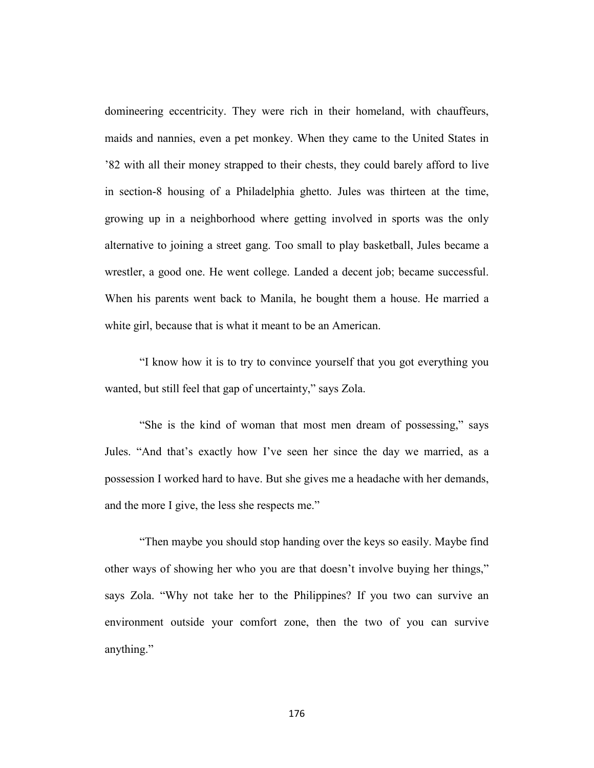domineering eccentricity. They were rich in their homeland, with chauffeurs, maids and nannies, even a pet monkey. When they came to the United States in ’82 with all their money strapped to their chests, they could barely afford to live in section-8 housing of a Philadelphia ghetto. Jules was thirteen at the time, growing up in a neighborhood where getting involved in sports was the only alternative to joining a street gang. Too small to play basketball, Jules became a wrestler, a good one. He went college. Landed a decent job; became successful. When his parents went back to Manila, he bought them a house. He married a white girl, because that is what it meant to be an American.

“I know how it is to try to convince yourself that you got everything you wanted, but still feel that gap of uncertainty,” says Zola.

“She is the kind of woman that most men dream of possessing,” says Jules. “And that’s exactly how I’ve seen her since the day we married, as a possession I worked hard to have. But she gives me a headache with her demands, and the more I give, the less she respects me.”

“Then maybe you should stop handing over the keys so easily. Maybe find other ways of showing her who you are that doesn’t involve buying her things,” says Zola. “Why not take her to the Philippines? If you two can survive an environment outside your comfort zone, then the two of you can survive anything.”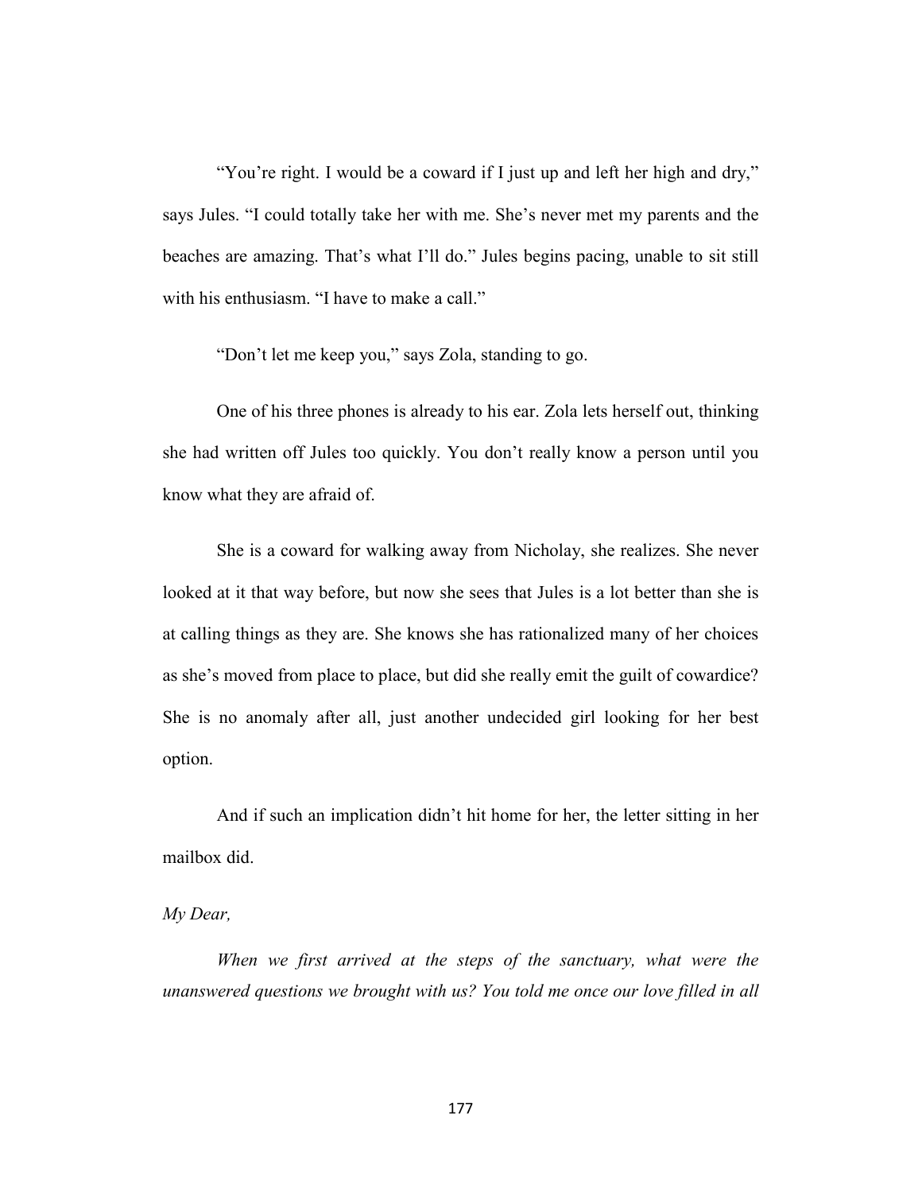"You're right. I would be a coward if I just up and left her high and dry," says Jules. "I could totally take her with me. She's never met my parents and the beaches are amazing. That's what I'll do." Jules begins pacing, unable to sit still with his enthusiasm. "I have to make a call."

"Don't let me keep you," says Zola, standing to go.

One of his three phones is already to his ear. Zola lets herself out, thinking she had written off Jules too quickly. You don't really know a person until you know what they are afraid of.

She is a coward for walking away from Nicholay, she realizes. She never looked at it that way before, but now she sees that Jules is a lot better than she is at calling things as they are. She knows she has rationalized many of her choices as she's moved from place to place, but did she really emit the guilt of cowardice? She is no anomaly after all, just another undecided girl looking for her best option.

And if such an implication didn't hit home for her, the letter sitting in her mailbox did.

*My Dear,*

*When we first arrived at the steps of the sanctuary, what were the unanswered questions we brought with us? You told me once our love filled in all*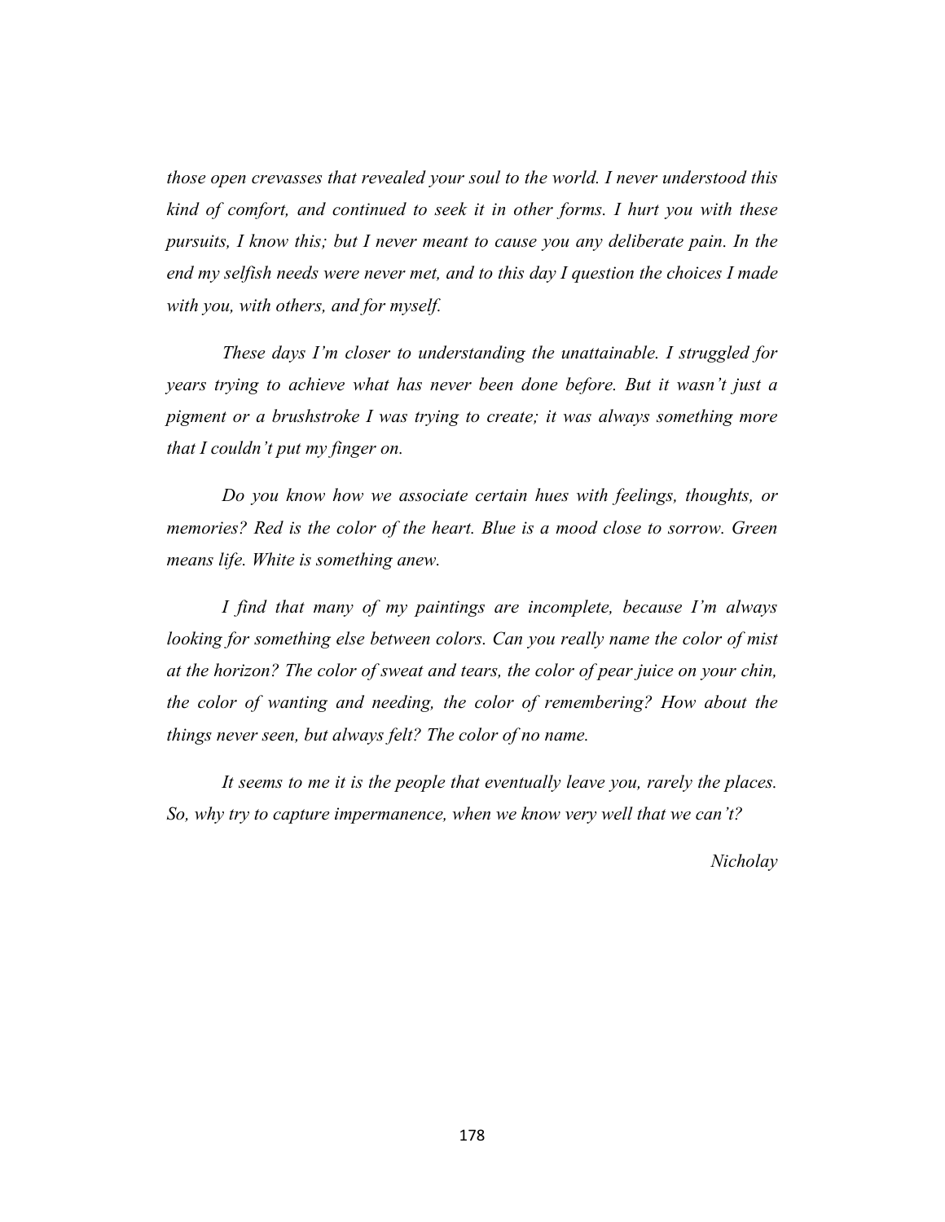*those open crevasses that revealed your soul to the world. I never understood this kind of comfort, and continued to seek it in other forms. I hurt you with these pursuits, I know this; but I never meant to cause you any deliberate pain. In the end my selfish needs were never met, and to this day I question the choices I made with you, with others, and for myself.*

*These days I'm closer to understanding the unattainable. I struggled for years trying to achieve what has never been done before. But it wasn't just a pigment or a brushstroke I was trying to create; it was always something more that I couldn't put my finger on.*

*Do you know how we associate certain hues with feelings, thoughts, or memories? Red is the color of the heart. Blue is a mood close to sorrow. Green means life. White is something anew.*

*I find that many of my paintings are incomplete, because I'm always looking for something else between colors. Can you really name the color of mist at the horizon? The color of sweat and tears, the color of pear juice on your chin, the color of wanting and needing, the color of remembering? How about the things never seen, but always felt? The color of no name.*

*It seems to me it is the people that eventually leave you, rarely the places. So, why try to capture impermanence, when we know very well that we can't?*

*Nicholay*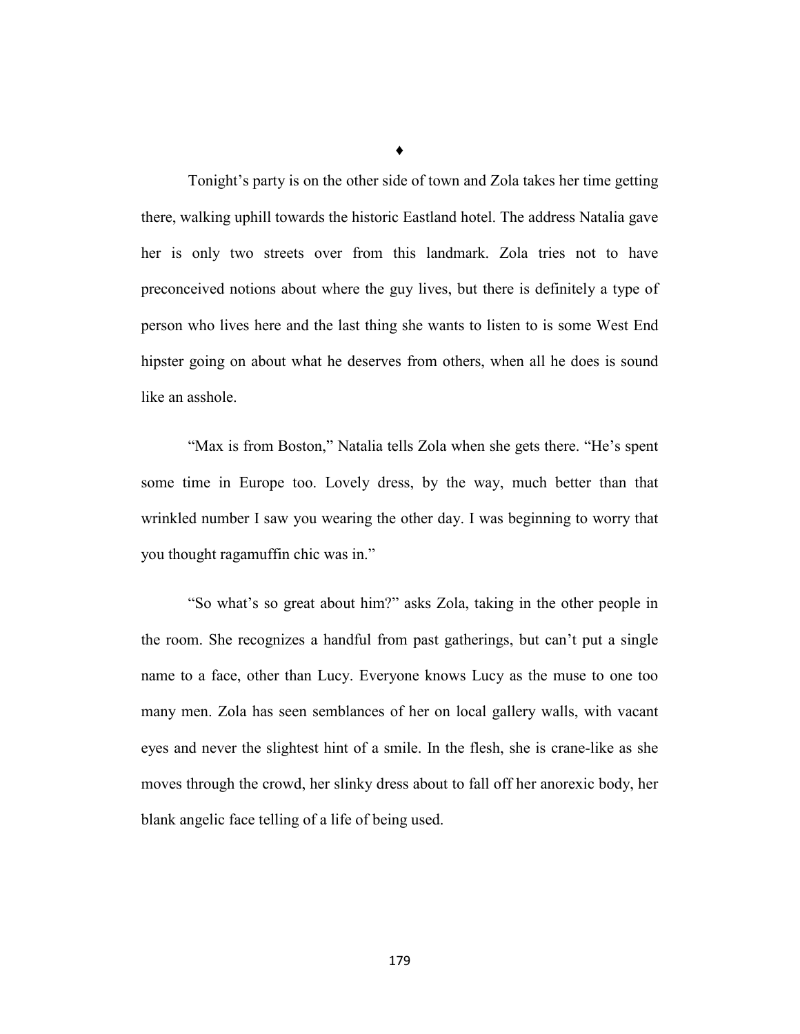♦

Tonight's party is on the other side of town and Zola takes her time getting there, walking uphill towards the historic Eastland hotel. The address Natalia gave her is only two streets over from this landmark. Zola tries not to have preconceived notions about where the guy lives, but there is definitely a type of person who lives here and the last thing she wants to listen to is some West End hipster going on about what he deserves from others, when all he does is sound like an asshole.

"Max is from Boston," Natalia tells Zola when she gets there. "He's spent some time in Europe too. Lovely dress, by the way, much better than that wrinkled number I saw you wearing the other day. I was beginning to worry that you thought ragamuffin chic was in."

"So what's so great about him?" asks Zola, taking in the other people in the room. She recognizes a handful from past gatherings, but can't put a single name to a face, other than Lucy. Everyone knows Lucy as the muse to one too many men. Zola has seen semblances of her on local gallery walls, with vacant eyes and never the slightest hint of a smile. In the flesh, she is crane-like as she moves through the crowd, her slinky dress about to fall off her anorexic body, her blank angelic face telling of a life of being used.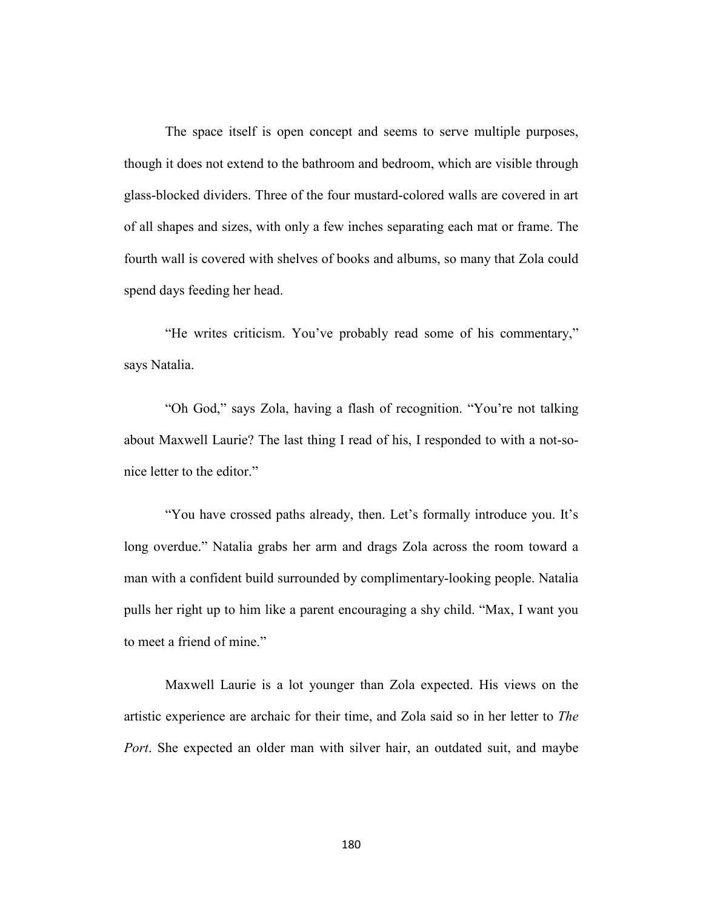The space itself is open concept and seems to serve multiple purposes, though it does not extend to the bathroom and bedroom, which are visible through glass-blocked dividers. Three of the four mustard-colored walls are covered in art of all shapes and sizes, with only a few inches separating each mat or frame. The fourth wall is covered with shelves of books and albums, so many that Zola could spend days feeding her head.

"He writes criticism. You've probably read some of his commentary," says Natalia.

"Oh God," says Zola, having a flash of recognition. "You're not talking about Maxwell Laurie? The last thing I read of his, I responded to with a not-so-nice letter to the editor."

"You have crossed paths already, then. Let's formally introduce you. It's long overdue." Natalia grabs her arm and drags Zola across the room toward a man with a confident build surrounded by complimentary-looking people. Natalia pulls her right up to him like a parent encouraging a shy child. "Max, I want you to meet a friend of mine."

Maxwell Laurie is a lot younger than Zola expected. His views on the artistic experience are archaic for their time, and Zola said so in her letter to *The Port*. She expected an older man with silver hair, an outdated suit, and maybe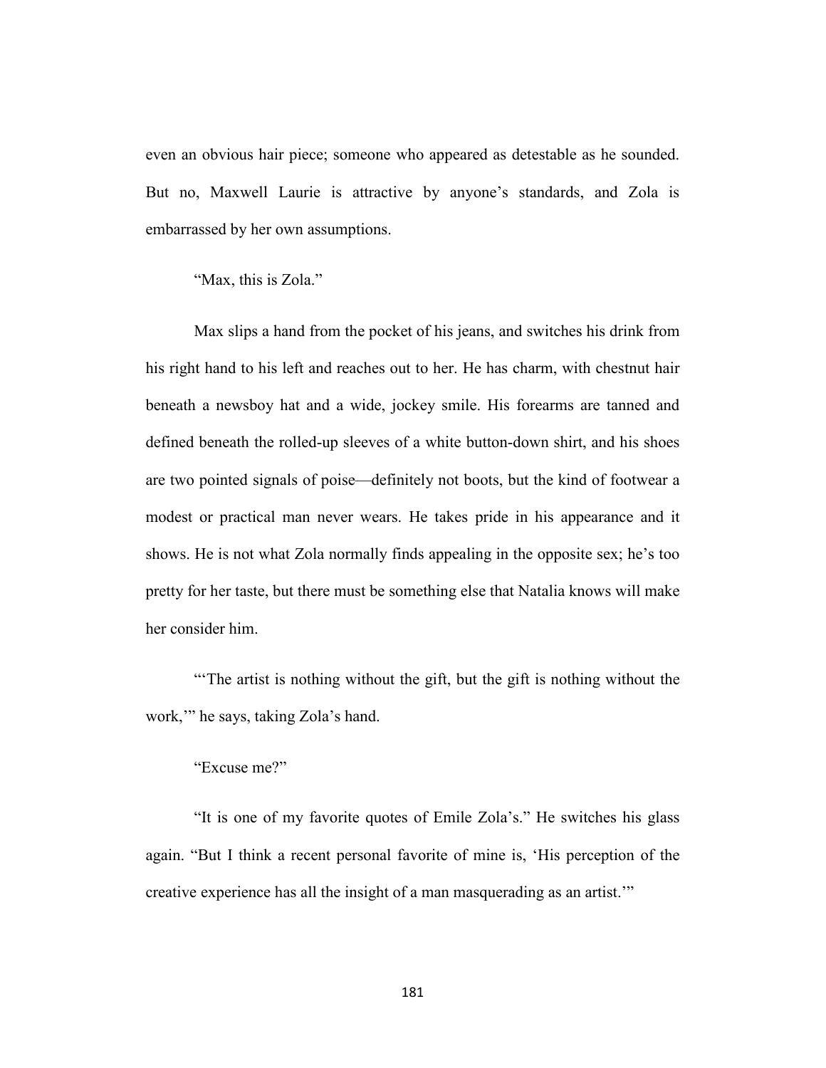even an obvious hair piece; someone who appeared as detestable as he sounded. But no, Maxwell Laurie is attractive by anyone's standards, and Zola is embarrassed by her own assumptions.

"Max, this is Zola."

Max slips a hand from the pocket of his jeans, and switches his drink from his right hand to his left and reaches out to her. He has charm, with chestnut hair beneath a newsboy hat and a wide, jockey smile. His forearms are tanned and defined beneath the rolled-up sleeves of a white button-down shirt, and his shoes are two pointed signals of poise—definitely not boots, but the kind of footwear a modest or practical man never wears. He takes pride in his appearance and it shows. He is not what Zola normally finds appealing in the opposite sex; he's too pretty for her taste, but there must be something else that Natalia knows will make her consider him.

"'The artist is nothing without the gift, but the gift is nothing without the work,'" he says, taking Zola's hand.

"Excuse me?"

"It is one of my favorite quotes of Emile Zola's." He switches his glass again. "But I think a recent personal favorite of mine is, 'His perception of the creative experience has all the insight of a man masquerading as an artist.'"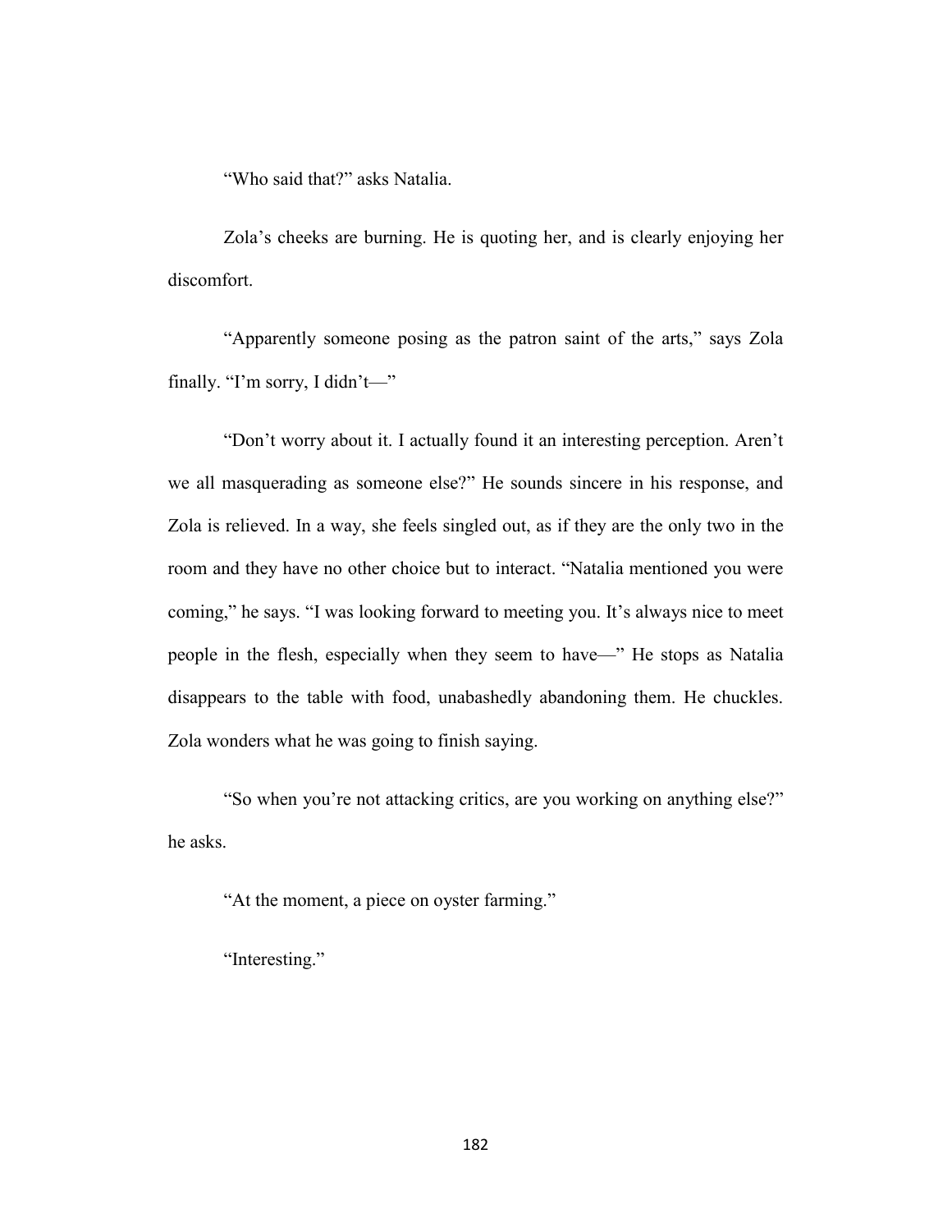"Who said that?" asks Natalia.

Zola's cheeks are burning. He is quoting her, and is clearly enjoying her discomfort.

"Apparently someone posing as the patron saint of the arts," says Zola finally. "I'm sorry, I didn't—"

"Don't worry about it. I actually found it an interesting perception. Aren't we all masquerading as someone else?" He sounds sincere in his response, and Zola is relieved. In a way, she feels singled out, as if they are the only two in the room and they have no other choice but to interact. "Natalia mentioned you were coming," he says. "I was looking forward to meeting you. It's always nice to meet people in the flesh, especially when they seem to have—" He stops as Natalia disappears to the table with food, unabashedly abandoning them. He chuckles. Zola wonders what he was going to finish saying.

"So when you're not attacking critics, are you working on anything else?" he asks.

"At the moment, a piece on oyster farming."

"Interesting."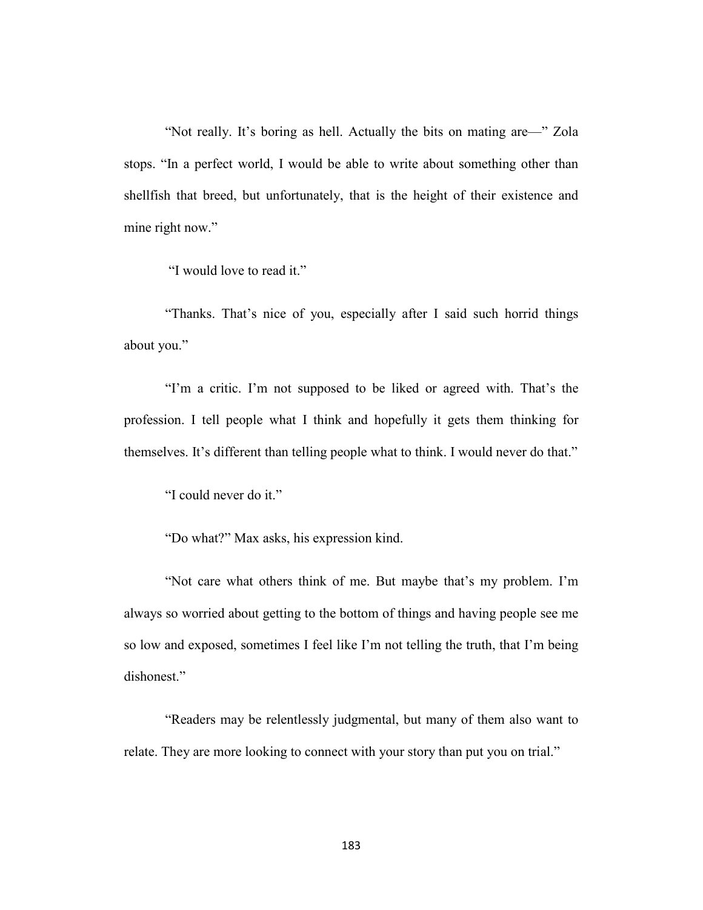"Not really. It's boring as hell. Actually the bits on mating are—" Zola stops. "In a perfect world, I would be able to write about something other than shellfish that breed, but unfortunately, that is the height of their existence and mine right now."

"I would love to read it."

"Thanks. That's nice of you, especially after I said such horrid things about you."

"I'm a critic. I'm not supposed to be liked or agreed with. That's the profession. I tell people what I think and hopefully it gets them thinking for themselves. It's different than telling people what to think. I would never do that."

"I could never do it."

"Do what?" Max asks, his expression kind.

"Not care what others think of me. But maybe that's my problem. I'm always so worried about getting to the bottom of things and having people see me so low and exposed, sometimes I feel like I'm not telling the truth, that I'm being dishonest."

"Readers may be relentlessly judgmental, but many of them also want to relate. They are more looking to connect with your story than put you on trial."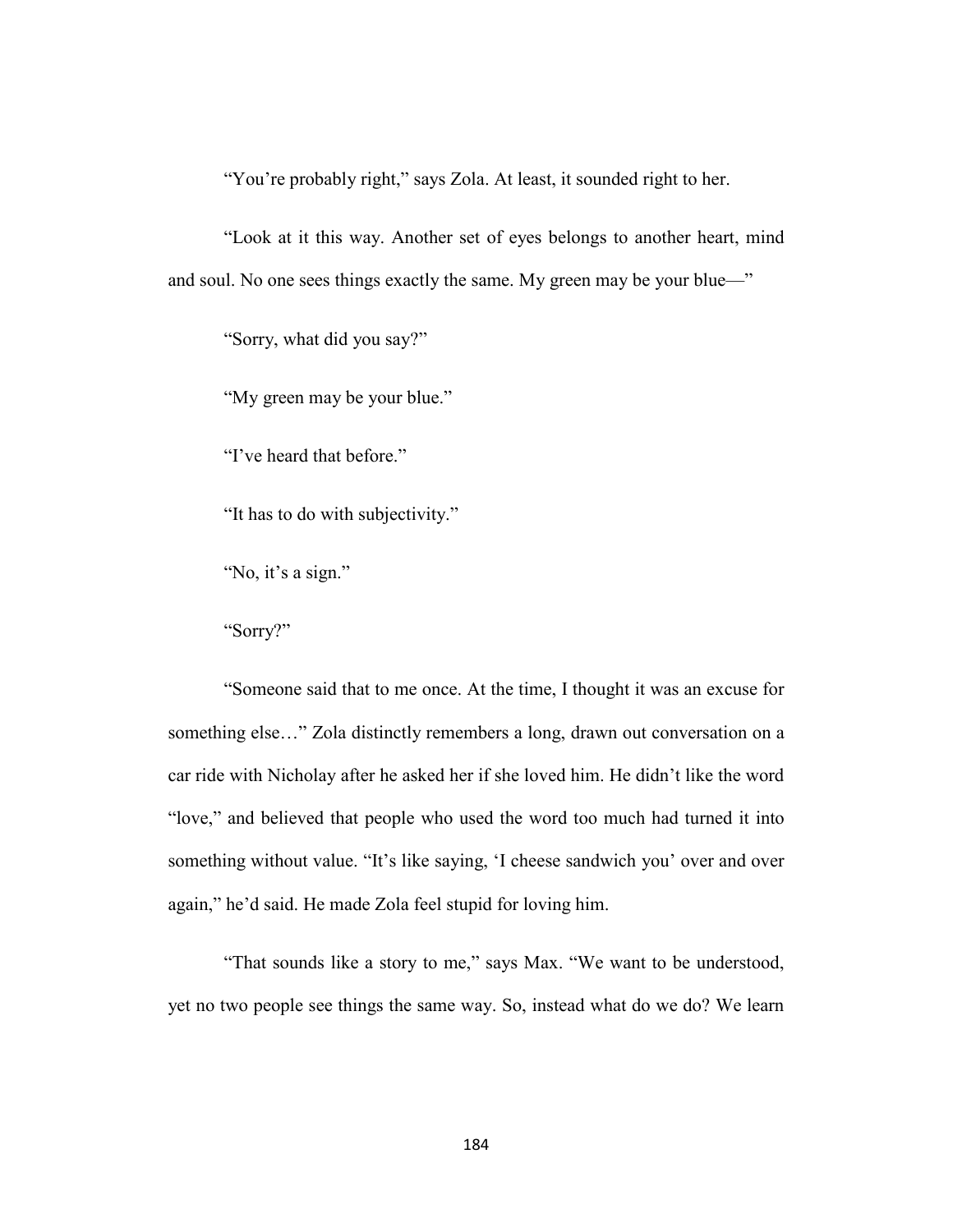"You're probably right," says Zola. At least, it sounded right to her.

"Look at it this way. Another set of eyes belongs to another heart, mind and soul. No one sees things exactly the same. My green may be your blue—"

"Sorry, what did you say?"

"My green may be your blue."

"I've heard that before."

"It has to do with subjectivity."

"No, it's a sign."

"Sorry?"

"Someone said that to me once. At the time, I thought it was an excuse for something else…" Zola distinctly remembers a long, drawn out conversation on a car ride with Nicholay after he asked her if she loved him. He didn't like the word "love," and believed that people who used the word too much had turned it into something without value. "It's like saying, 'I cheese sandwich you' over and over again," he'd said. He made Zola feel stupid for loving him.

"That sounds like a story to me," says Max. "We want to be understood, yet no two people see things the same way. So, instead what do we do? We learn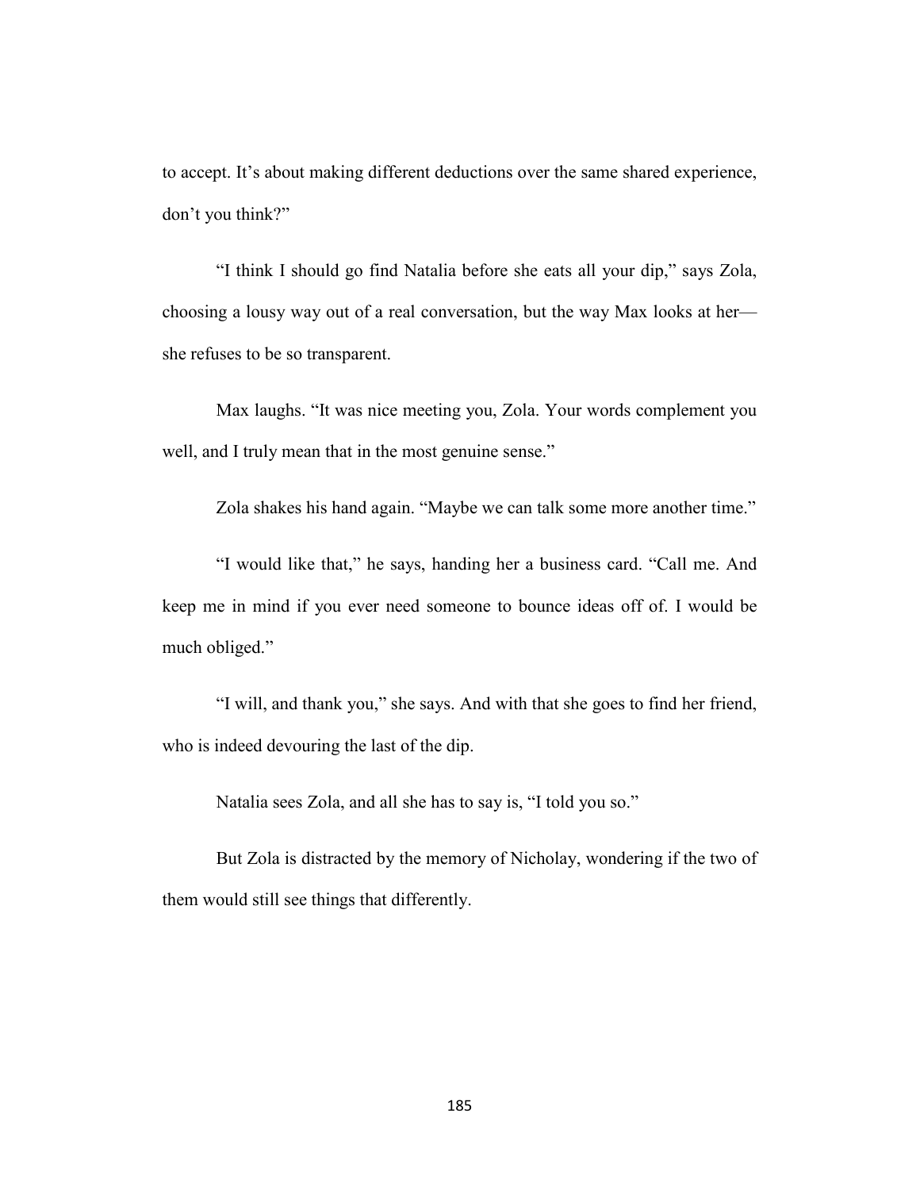to accept. It's about making different deductions over the same shared experience, don't you think?"

"I think I should go find Natalia before she eats all your dip," says Zola, choosing a lousy way out of a real conversation, but the way Max looks at her—she refuses to be so transparent.

Max laughs. "It was nice meeting you, Zola. Your words complement you well, and I truly mean that in the most genuine sense."

Zola shakes his hand again. "Maybe we can talk some more another time."

"I would like that," he says, handing her a business card. "Call me. And keep me in mind if you ever need someone to bounce ideas off of. I would be much obliged."

"I will, and thank you," she says. And with that she goes to find her friend, who is indeed devouring the last of the dip.

Natalia sees Zola, and all she has to say is, "I told you so."

But Zola is distracted by the memory of Nicholay, wondering if the two of them would still see things that differently.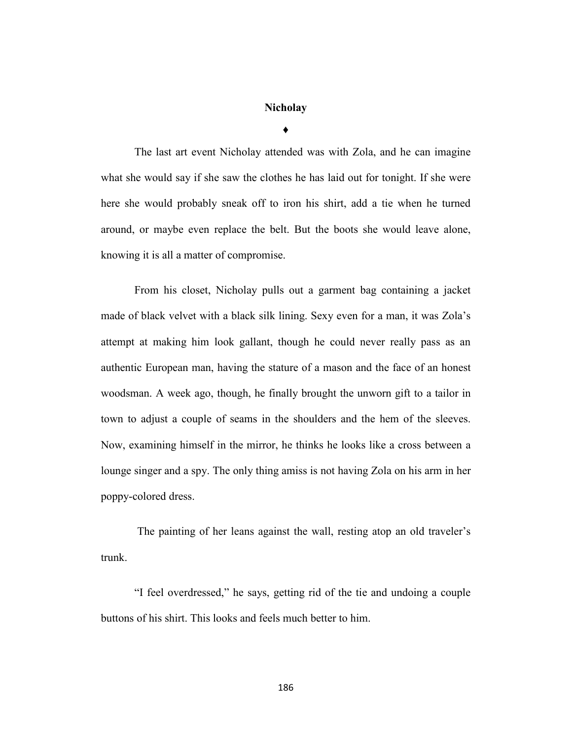**Nicholay**

♦

The last art event Nicholay attended was with Zola, and he can imagine what she would say if she saw the clothes he has laid out for tonight. If she were here she would probably sneak off to iron his shirt, add a tie when he turned around, or maybe even replace the belt. But the boots she would leave alone, knowing it is all a matter of compromise.

From his closet, Nicholay pulls out a garment bag containing a jacket made of black velvet with a black silk lining. Sexy even for a man, it was Zola's attempt at making him look gallant, though he could never really pass as an authentic European man, having the stature of a mason and the face of an honest woodsman. A week ago, though, he finally brought the unworn gift to a tailor in town to adjust a couple of seams in the shoulders and the hem of the sleeves. Now, examining himself in the mirror, he thinks he looks like a cross between a lounge singer and a spy. The only thing amiss is not having Zola on his arm in her poppy-colored dress.

The painting of her leans against the wall, resting atop an old traveler's trunk.

"I feel overdressed," he says, getting rid of the tie and undoing a couple buttons of his shirt. This looks and feels much better to him.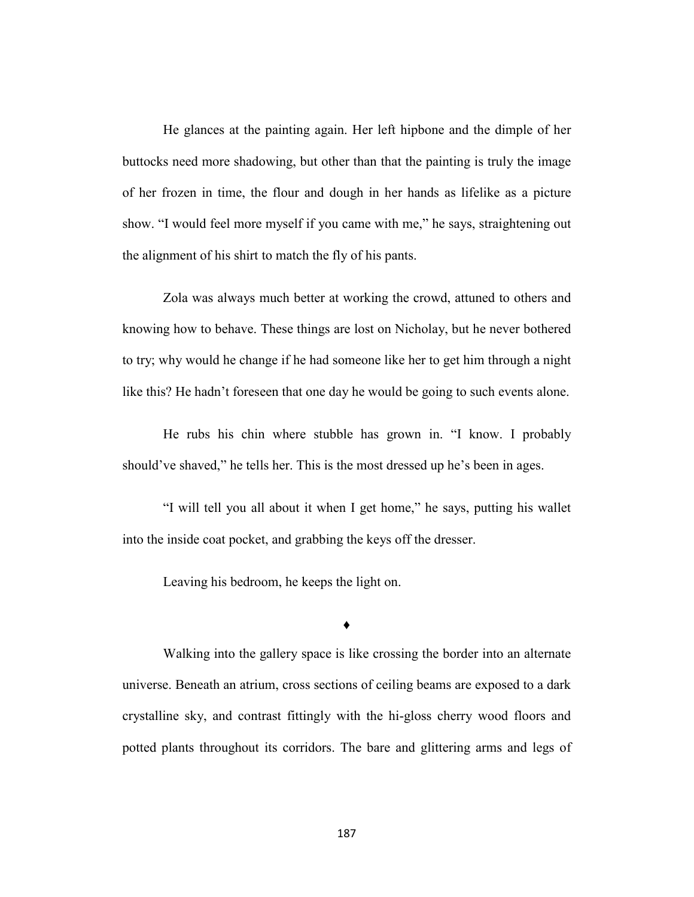He glances at the painting again. Her left hipbone and the dimple of her buttocks need more shadowing, but other than that the painting is truly the image of her frozen in time, the flour and dough in her hands as lifelike as a picture show. "I would feel more myself if you came with me," he says, straightening out the alignment of his shirt to match the fly of his pants.

Zola was always much better at working the crowd, attuned to others and knowing how to behave. These things are lost on Nicholay, but he never bothered to try; why would he change if he had someone like her to get him through a night like this? He hadn't foreseen that one day he would be going to such events alone.

He rubs his chin where stubble has grown in. "I know. I probably should've shaved," he tells her. This is the most dressed up he's been in ages.

"I will tell you all about it when I get home," he says, putting his wallet into the inside coat pocket, and grabbing the keys off the dresser.

Leaving his bedroom, he keeps the light on.

♦

Walking into the gallery space is like crossing the border into an alternate universe. Beneath an atrium, cross sections of ceiling beams are exposed to a dark crystalline sky, and contrast fittingly with the hi-gloss cherry wood floors and potted plants throughout its corridors. The bare and glittering arms and legs of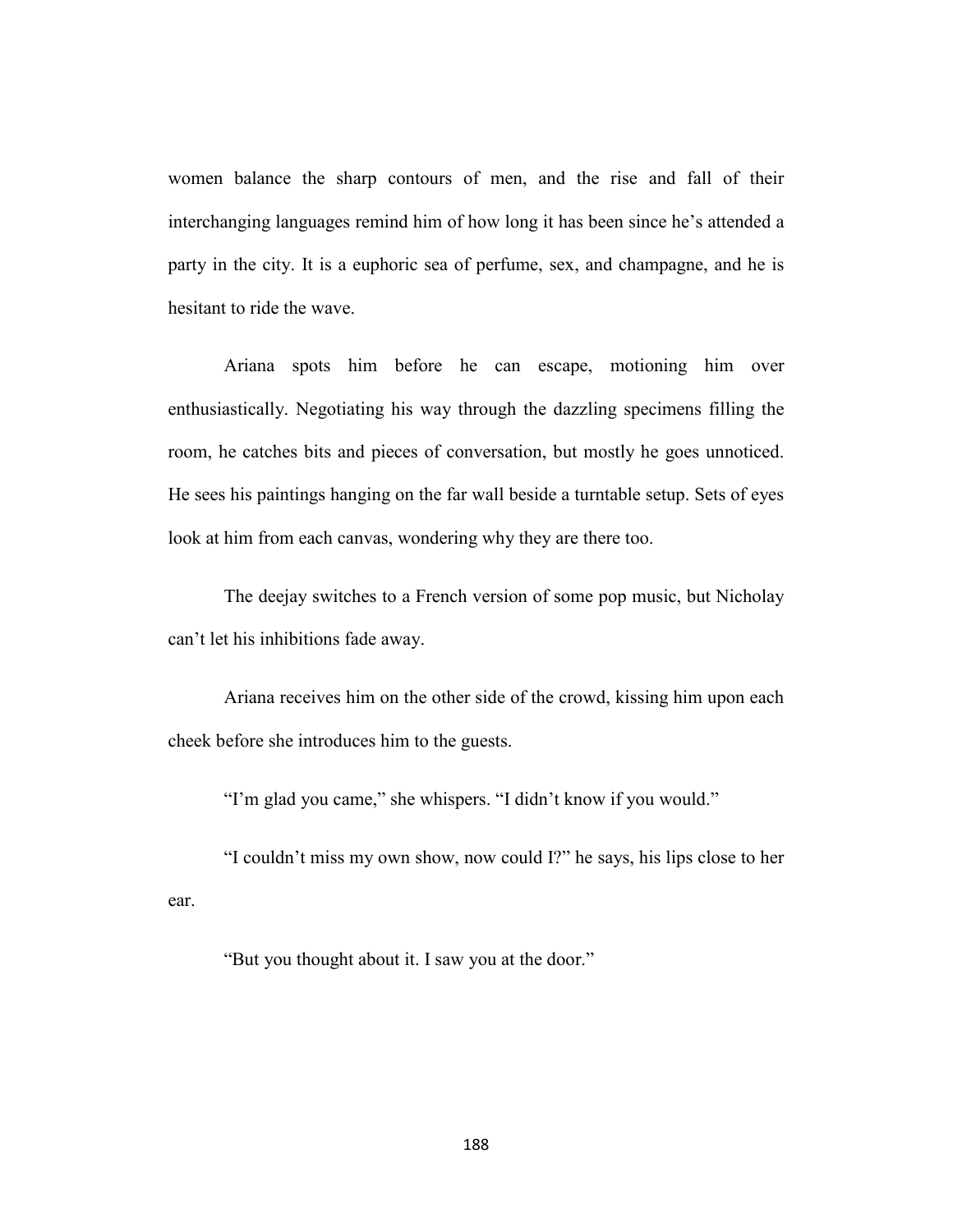women balance the sharp contours of men, and the rise and fall of their interchanging languages remind him of how long it has been since he's attended a party in the city. It is a euphoric sea of perfume, sex, and champagne, and he is hesitant to ride the wave.

Ariana spots him before he can escape, motioning him over enthusiastically. Negotiating his way through the dazzling specimens filling the room, he catches bits and pieces of conversation, but mostly he goes unnoticed. He sees his paintings hanging on the far wall beside a turntable setup. Sets of eyes look at him from each canvas, wondering why they are there too.

The deejay switches to a French version of some pop music, but Nicholay can't let his inhibitions fade away.

Ariana receives him on the other side of the crowd, kissing him upon each cheek before she introduces him to the guests.

"I'm glad you came," she whispers. "I didn't know if you would."

"I couldn't miss my own show, now could I?" he says, his lips close to her ear.

"But you thought about it. I saw you at the door."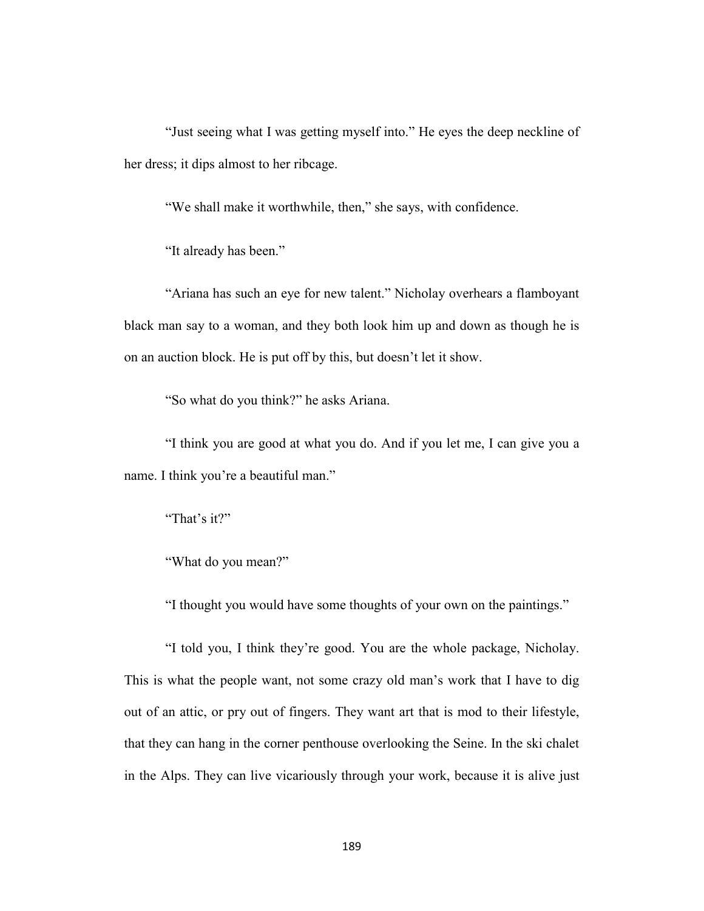"Just seeing what I was getting myself into." He eyes the deep neckline of her dress; it dips almost to her ribcage.

"We shall make it worthwhile, then," she says, with confidence.

"It already has been."

"Ariana has such an eye for new talent." Nicholay overhears a flamboyant black man say to a woman, and they both look him up and down as though he is on an auction block. He is put off by this, but doesn't let it show.

"So what do you think?" he asks Ariana.

"I think you are good at what you do. And if you let me, I can give you a name. I think you're a beautiful man."

"That's it?"

"What do you mean?"

"I thought you would have some thoughts of your own on the paintings."

"I told you, I think they're good. You are the whole package, Nicholay. This is what the people want, not some crazy old man's work that I have to dig out of an attic, or pry out of fingers. They want art that is mod to their lifestyle, that they can hang in the corner penthouse overlooking the Seine. In the ski chalet in the Alps. They can live vicariously through your work, because it is alive just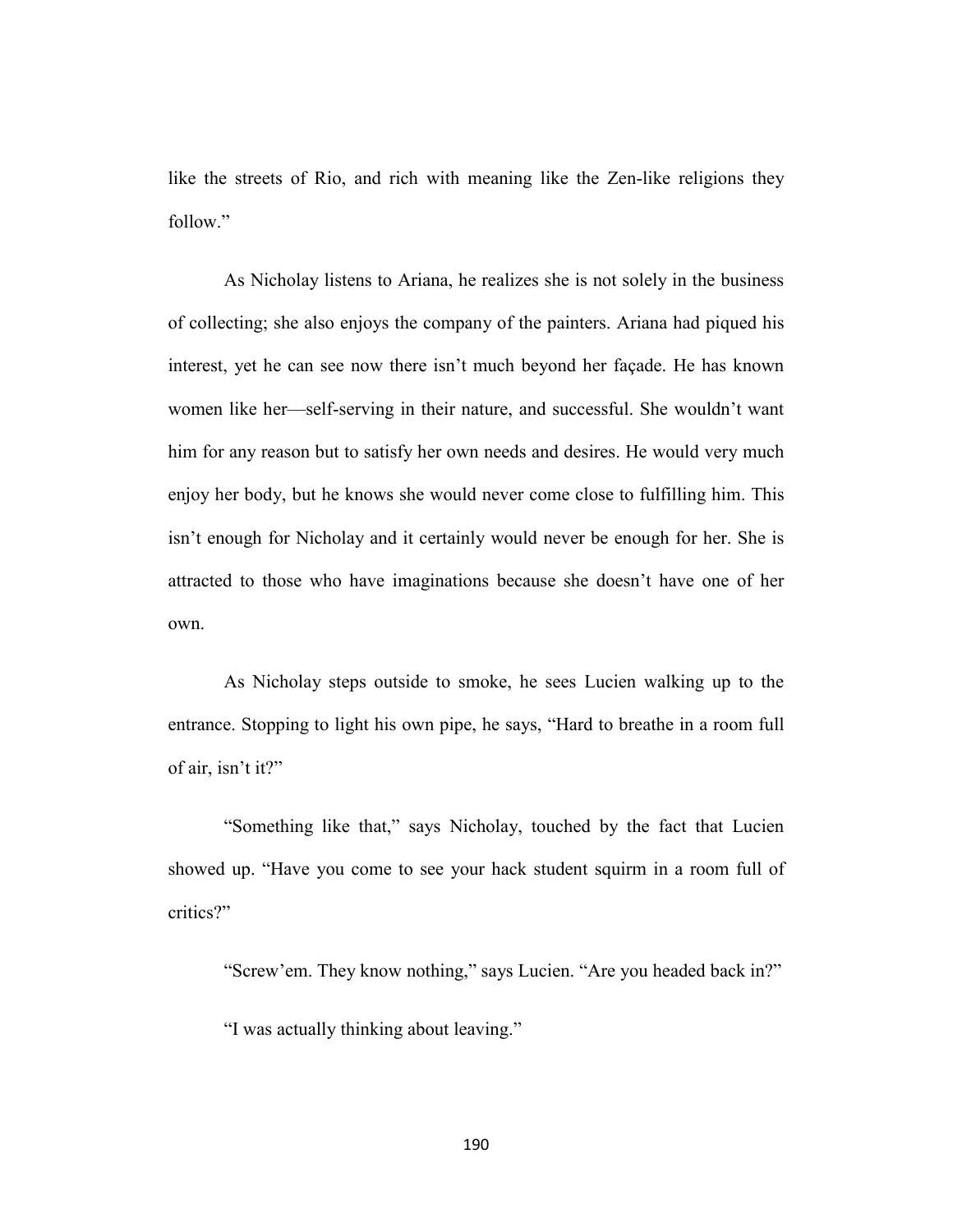like the streets of Rio, and rich with meaning like the Zen-like religions they follow."

As Nicholay listens to Ariana, he realizes she is not solely in the business of collecting; she also enjoys the company of the painters. Ariana had piqued his interest, yet he can see now there isn't much beyond her façade. He has known women like her—self-serving in their nature, and successful. She wouldn't want him for any reason but to satisfy her own needs and desires. He would very much enjoy her body, but he knows she would never come close to fulfilling him. This isn't enough for Nicholay and it certainly would never be enough for her. She is attracted to those who have imaginations because she doesn't have one of her own.

As Nicholay steps outside to smoke, he sees Lucien walking up to the entrance. Stopping to light his own pipe, he says, "Hard to breathe in a room full of air, isn't it?"

"Something like that," says Nicholay, touched by the fact that Lucien showed up. "Have you come to see your hack student squirm in a room full of critics?"

"Screw'em. They know nothing," says Lucien. "Are you headed back in?"

"I was actually thinking about leaving."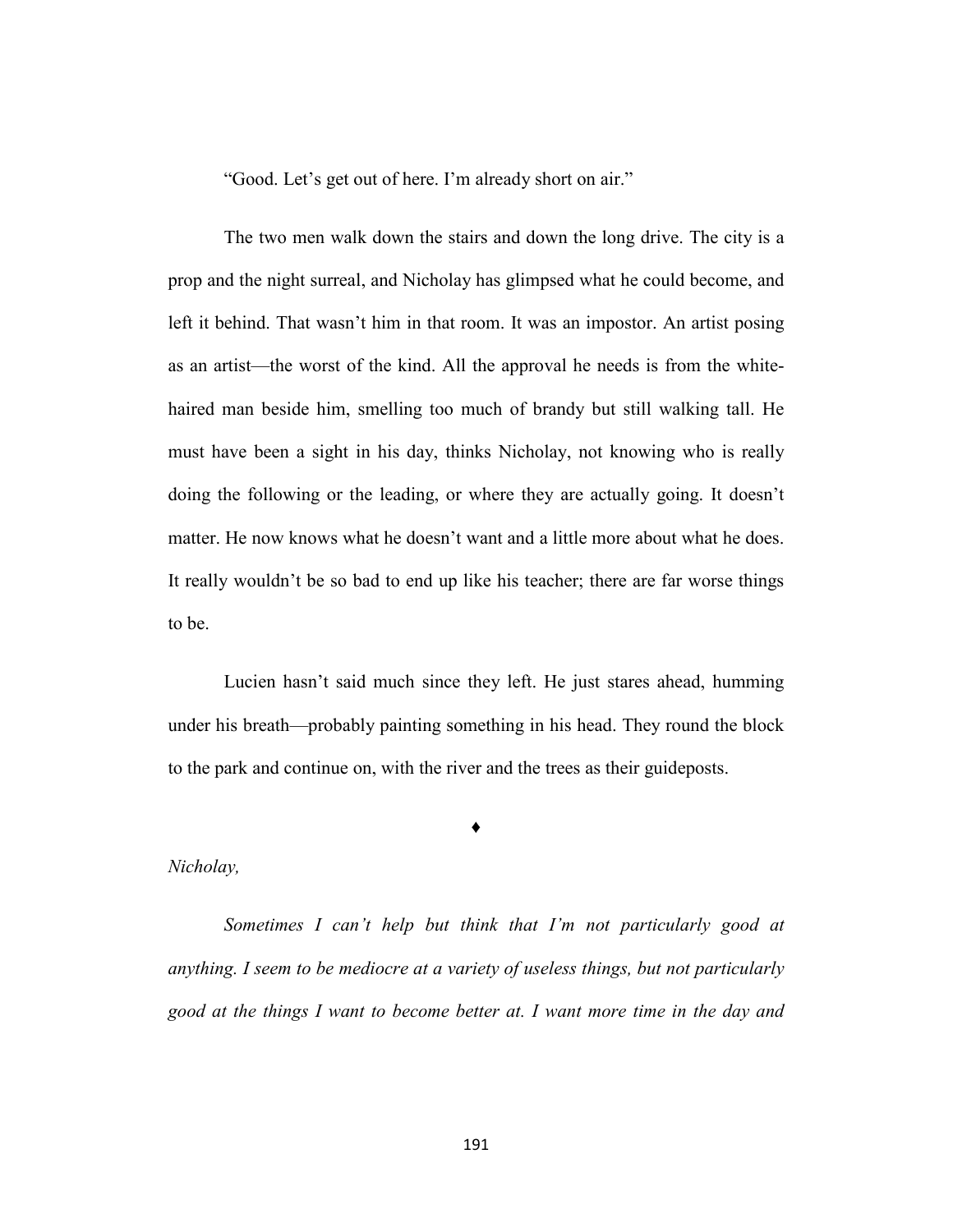"Good. Let's get out of here. I'm already short on air."

The two men walk down the stairs and down the long drive. The city is a prop and the night surreal, and Nicholay has glimpsed what he could become, and left it behind. That wasn't him in that room. It was an impostor. An artist posing as an artist—the worst of the kind. All the approval he needs is from the white-haired man beside him, smelling too much of brandy but still walking tall. He must have been a sight in his day, thinks Nicholay, not knowing who is really doing the following or the leading, or where they are actually going. It doesn't matter. He now knows what he doesn't want and a little more about what he does. It really wouldn't be so bad to end up like his teacher; there are far worse things to be.

Lucien hasn't said much since they left. He just stares ahead, humming under his breath—probably painting something in his head. They round the block to the park and continue on, with the river and the trees as their guideposts.

♦

*Nicholay,*

*Sometimes I can't help but think that I'm not particularly good at anything. I seem to be mediocre at a variety of useless things, but not particularly good at the things I want to become better at. I want more time in the day and*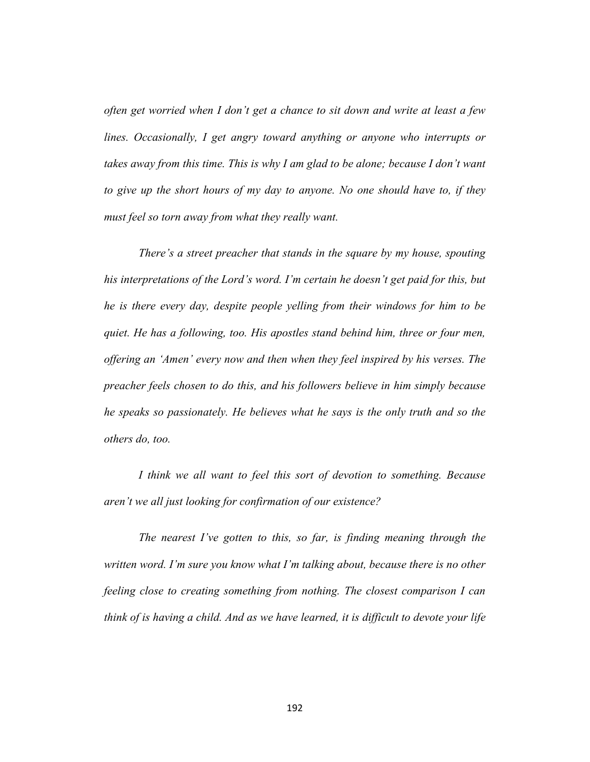*often get worried when I don't get a chance to sit down and write at least a few lines. Occasionally, I get angry toward anything or anyone who interrupts or takes away from this time. This is why I am glad to be alone; because I don't want to give up the short hours of my day to anyone. No one should have to, if they must feel so torn away from what they really want.*

*There's a street preacher that stands in the square by my house, spouting his interpretations of the Lord's word. I'm certain he doesn't get paid for this, but he is there every day, despite people yelling from their windows for him to be quiet. He has a following, too. His apostles stand behind him, three or four men, offering an 'Amen' every now and then when they feel inspired by his verses. The preacher feels chosen to do this, and his followers believe in him simply because he speaks so passionately. He believes what he says is the only truth and so the others do, too.*

*I think we all want to feel this sort of devotion to something. Because aren't we all just looking for confirmation of our existence?*

*The nearest I've gotten to this, so far, is finding meaning through the written word. I'm sure you know what I'm talking about, because there is no other feeling close to creating something from nothing. The closest comparison I can think of is having a child. And as we have learned, it is difficult to devote your life*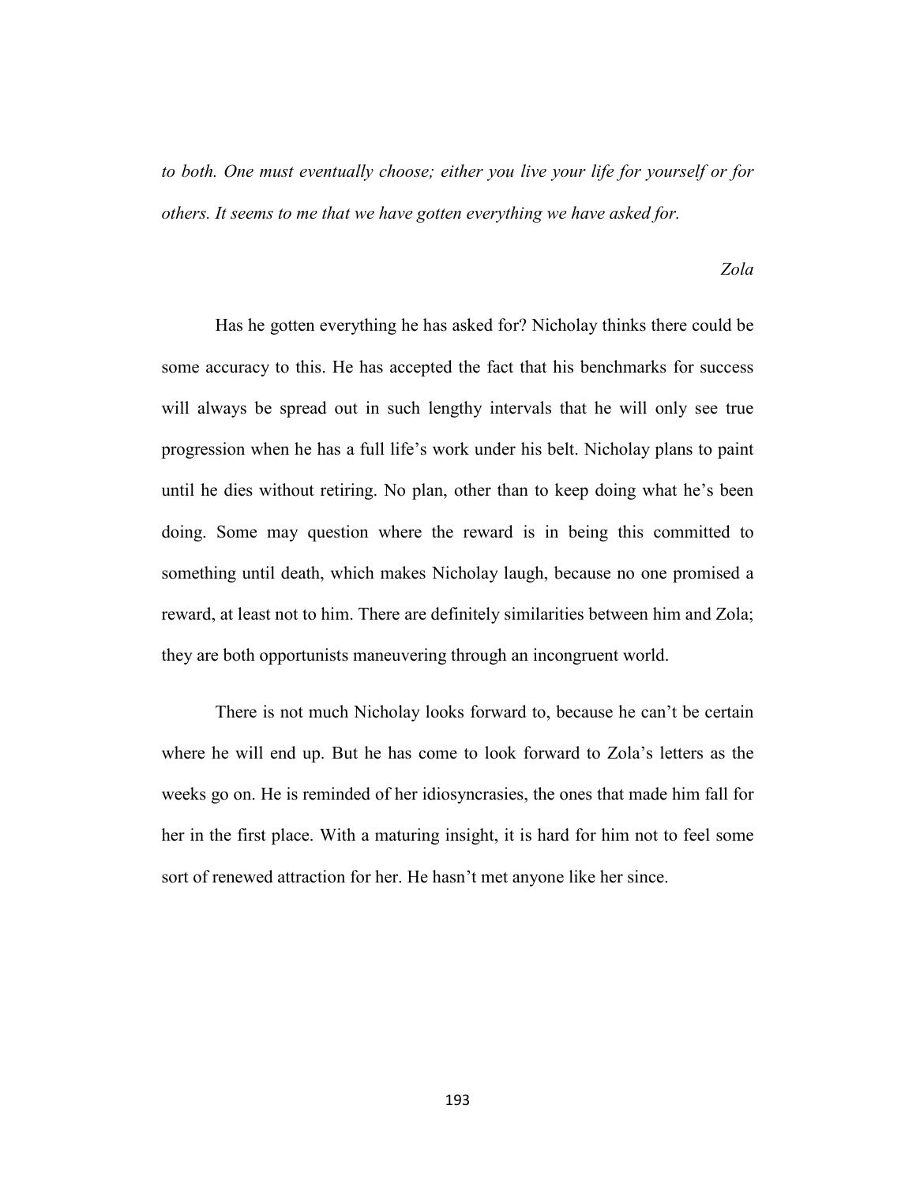*to both. One must eventually choose; either you live your life for yourself or for others. It seems to me that we have gotten everything we have asked for.*

*Zola*

Has he gotten everything he has asked for? Nicholay thinks there could be some accuracy to this. He has accepted the fact that his benchmarks for success will always be spread out in such lengthy intervals that he will only see true progression when he has a full life's work under his belt. Nicholay plans to paint until he dies without retiring. No plan, other than to keep doing what he's been doing. Some may question where the reward is in being this committed to something until death, which makes Nicholay laugh, because no one promised a reward, at least not to him. There are definitely similarities between him and Zola; they are both opportunists maneuvering through an incongruent world.

There is not much Nicholay looks forward to, because he can't be certain where he will end up. But he has come to look forward to Zola's letters as the weeks go on. He is reminded of her idiosyncrasies, the ones that made him fall for her in the first place. With a maturing insight, it is hard for him not to feel some sort of renewed attraction for her. He hasn't met anyone like her since.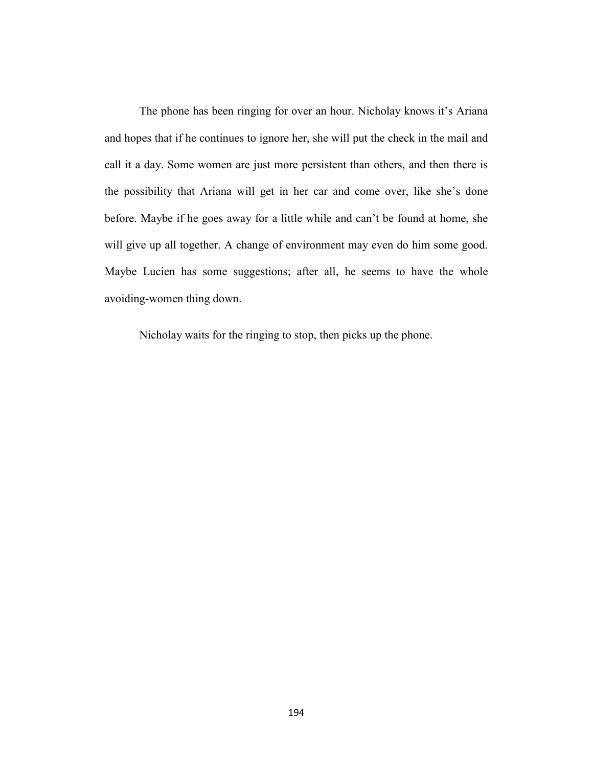The phone has been ringing for over an hour. Nicholay knows it's Ariana and hopes that if he continues to ignore her, she will put the check in the mail and call it a day. Some women are just more persistent than others, and then there is the possibility that Ariana will get in her car and come over, like she's done before. Maybe if he goes away for a little while and can't be found at home, she will give up all together. A change of environment may even do him some good. Maybe Lucien has some suggestions; after all, he seems to have the whole avoiding-women thing down.

Nicholay waits for the ringing to stop, then picks up the phone.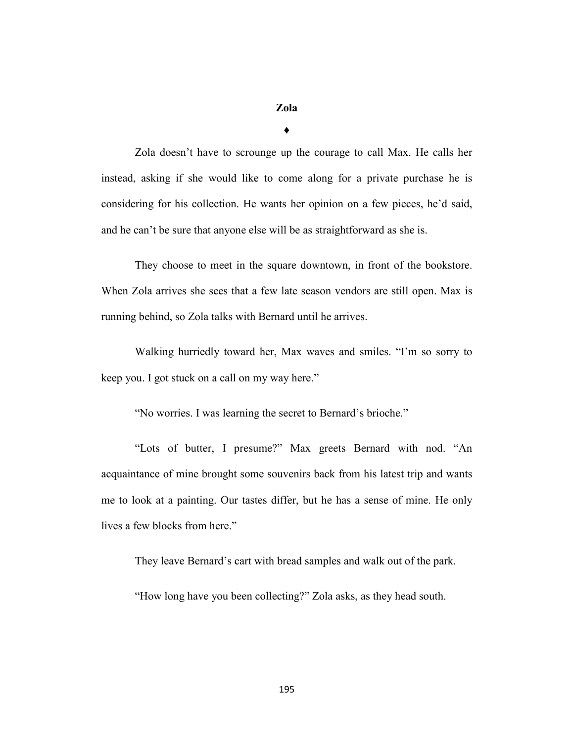## Zola

♦

Zola doesn't have to scrounge up the courage to call Max. He calls her instead, asking if she would like to come along for a private purchase he is considering for his collection. He wants her opinion on a few pieces, he'd said, and he can't be sure that anyone else will be as straightforward as she is.

They choose to meet in the square downtown, in front of the bookstore. When Zola arrives she sees that a few late season vendors are still open. Max is running behind, so Zola talks with Bernard until he arrives.

Walking hurriedly toward her, Max waves and smiles. "I'm so sorry to keep you. I got stuck on a call on my way here."

"No worries. I was learning the secret to Bernard's brioche."

"Lots of butter, I presume?" Max greets Bernard with nod. "An acquaintance of mine brought some souvenirs back from his latest trip and wants me to look at a painting. Our tastes differ, but he has a sense of mine. He only lives a few blocks from here."

They leave Bernard's cart with bread samples and walk out of the park.

"How long have you been collecting?" Zola asks, as they head south.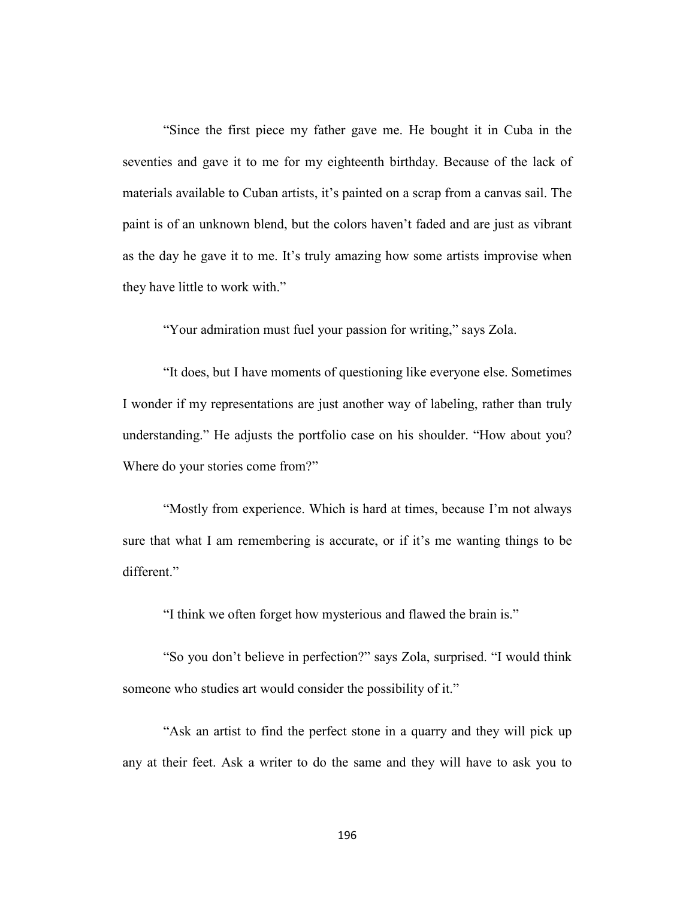"Since the first piece my father gave me. He bought it in Cuba in the seventies and gave it to me for my eighteenth birthday. Because of the lack of materials available to Cuban artists, it's painted on a scrap from a canvas sail. The paint is of an unknown blend, but the colors haven't faded and are just as vibrant as the day he gave it to me. It's truly amazing how some artists improvise when they have little to work with."

"Your admiration must fuel your passion for writing," says Zola.

"It does, but I have moments of questioning like everyone else. Sometimes I wonder if my representations are just another way of labeling, rather than truly understanding." He adjusts the portfolio case on his shoulder. "How about you? Where do your stories come from?"

"Mostly from experience. Which is hard at times, because I'm not always sure that what I am remembering is accurate, or if it's me wanting things to be different."

"I think we often forget how mysterious and flawed the brain is."

"So you don't believe in perfection?" says Zola, surprised. "I would think someone who studies art would consider the possibility of it."

"Ask an artist to find the perfect stone in a quarry and they will pick up any at their feet. Ask a writer to do the same and they will have to ask you to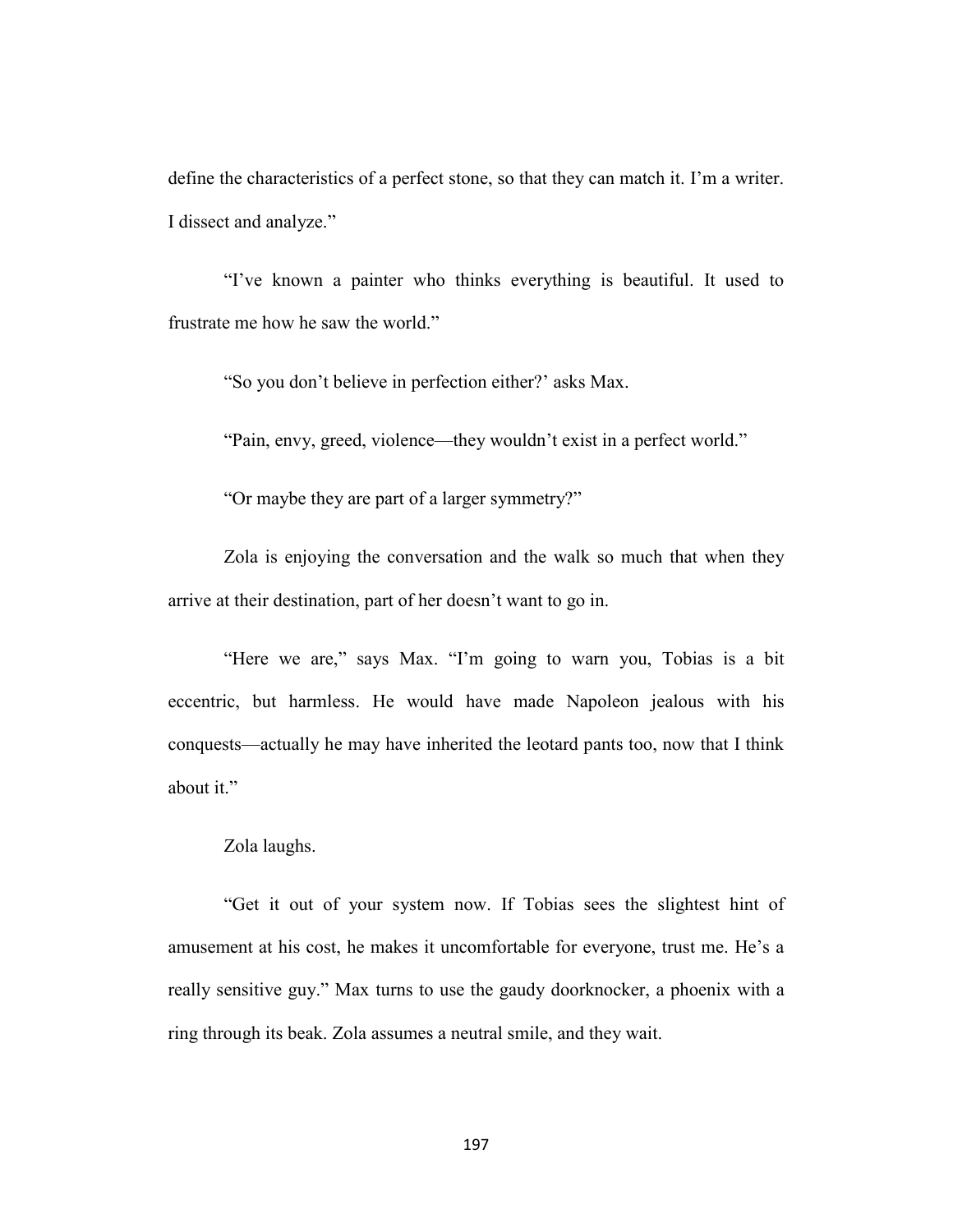define the characteristics of a perfect stone, so that they can match it. I'm a writer. I dissect and analyze."

"I've known a painter who thinks everything is beautiful. It used to frustrate me how he saw the world."

"So you don't believe in perfection either?' asks Max.

"Pain, envy, greed, violence—they wouldn't exist in a perfect world."

"Or maybe they are part of a larger symmetry?"

Zola is enjoying the conversation and the walk so much that when they arrive at their destination, part of her doesn't want to go in.

"Here we are," says Max. "I'm going to warn you, Tobias is a bit eccentric, but harmless. He would have made Napoleon jealous with his conquests—actually he may have inherited the leotard pants too, now that I think about it."

Zola laughs.

"Get it out of your system now. If Tobias sees the slightest hint of amusement at his cost, he makes it uncomfortable for everyone, trust me. He's a really sensitive guy." Max turns to use the gaudy doorknocker, a phoenix with a ring through its beak. Zola assumes a neutral smile, and they wait.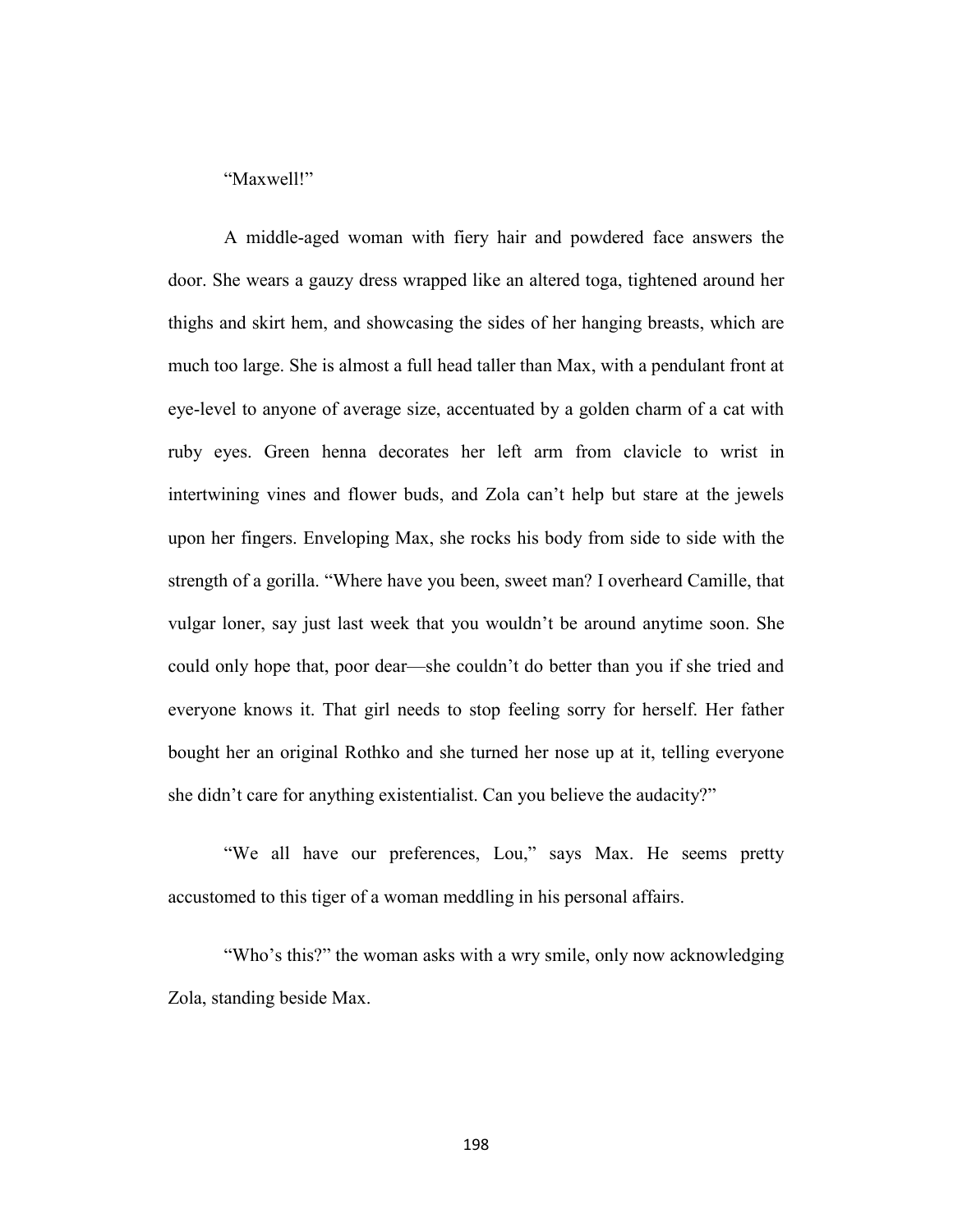"Maxwell!"

A middle-aged woman with fiery hair and powdered face answers the door. She wears a gauzy dress wrapped like an altered toga, tightened around her thighs and skirt hem, and showcasing the sides of her hanging breasts, which are much too large. She is almost a full head taller than Max, with a pendulant front at eye-level to anyone of average size, accentuated by a golden charm of a cat with ruby eyes. Green henna decorates her left arm from clavicle to wrist in intertwining vines and flower buds, and Zola can't help but stare at the jewels upon her fingers. Enveloping Max, she rocks his body from side to side with the strength of a gorilla. "Where have you been, sweet man? I overheard Camille, that vulgar loner, say just last week that you wouldn't be around anytime soon. She could only hope that, poor dear—she couldn't do better than you if she tried and everyone knows it. That girl needs to stop feeling sorry for herself. Her father bought her an original Rothko and she turned her nose up at it, telling everyone she didn't care for anything existentialist. Can you believe the audacity?"

"We all have our preferences, Lou," says Max. He seems pretty accustomed to this tiger of a woman meddling in his personal affairs.

"Who's this?" the woman asks with a wry smile, only now acknowledging Zola, standing beside Max.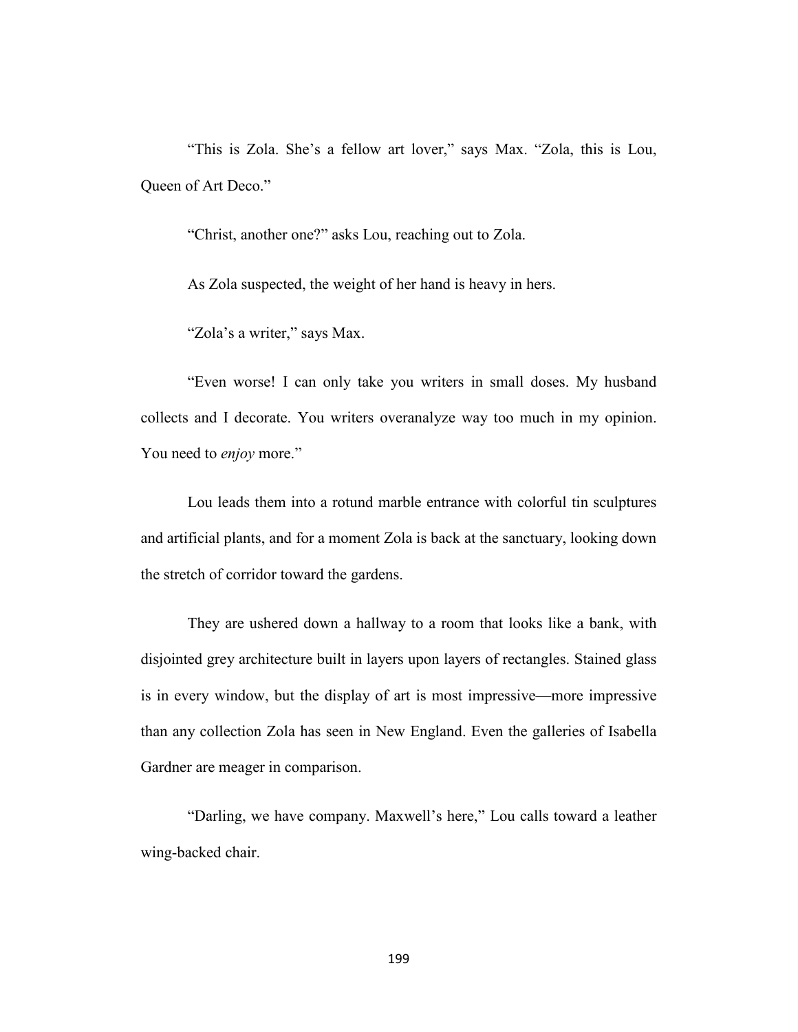"This is Zola. She's a fellow art lover," says Max. "Zola, this is Lou, Queen of Art Deco."

"Christ, another one?" asks Lou, reaching out to Zola.

As Zola suspected, the weight of her hand is heavy in hers.

"Zola's a writer," says Max.

"Even worse! I can only take you writers in small doses. My husband collects and I decorate. You writers overanalyze way too much in my opinion. You need to *enjoy* more."

Lou leads them into a rotund marble entrance with colorful tin sculptures and artificial plants, and for a moment Zola is back at the sanctuary, looking down the stretch of corridor toward the gardens.

They are ushered down a hallway to a room that looks like a bank, with disjointed grey architecture built in layers upon layers of rectangles. Stained glass is in every window, but the display of art is most impressive—more impressive than any collection Zola has seen in New England. Even the galleries of Isabella Gardner are meager in comparison.

"Darling, we have company. Maxwell's here," Lou calls toward a leather wing-backed chair.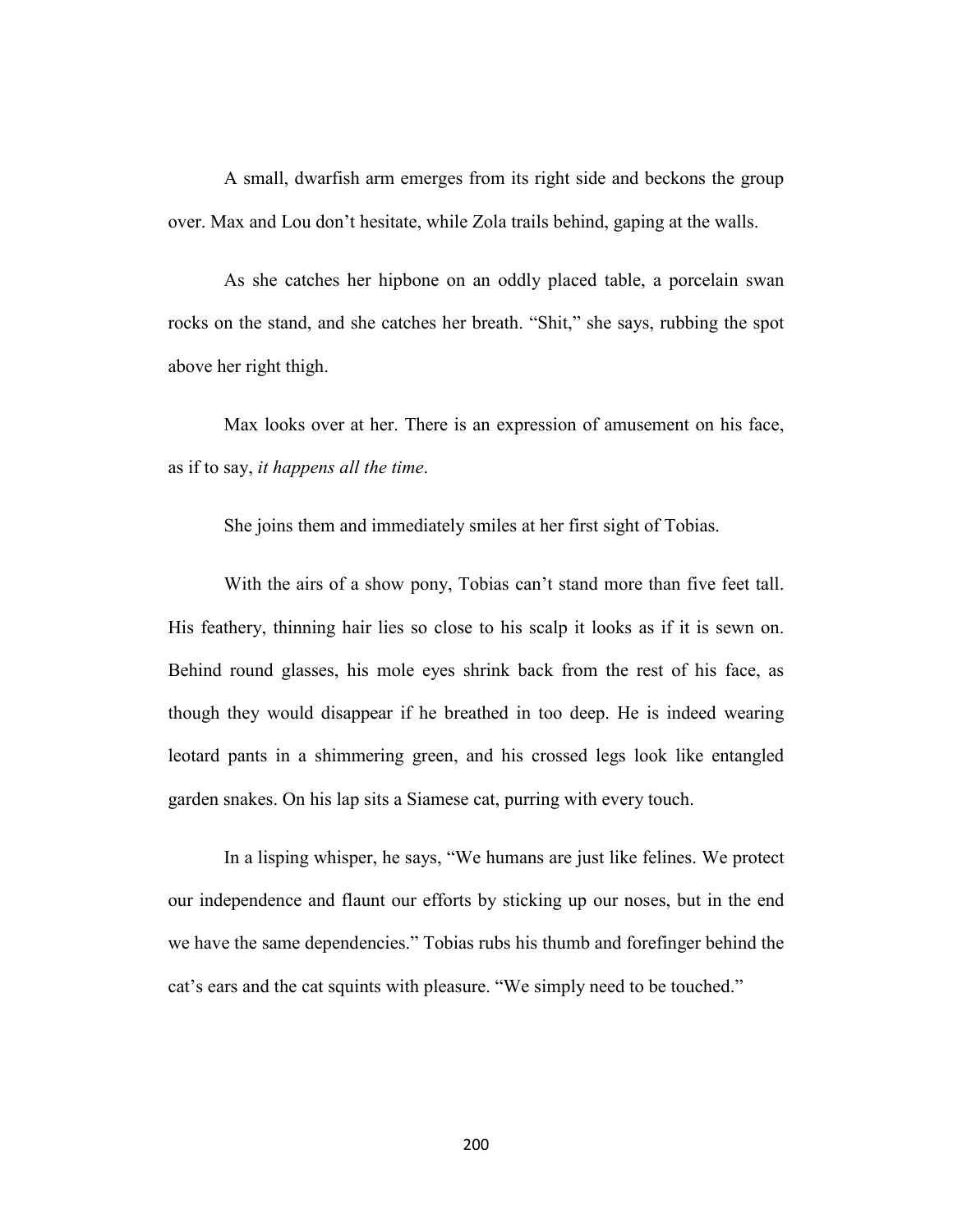A small, dwarfish arm emerges from its right side and beckons the group over. Max and Lou don't hesitate, while Zola trails behind, gaping at the walls.

As she catches her hipbone on an oddly placed table, a porcelain swan rocks on the stand, and she catches her breath. "Shit," she says, rubbing the spot above her right thigh.

Max looks over at her. There is an expression of amusement on his face, as if to say, *it happens all the time*.

She joins them and immediately smiles at her first sight of Tobias.

With the airs of a show pony, Tobias can't stand more than five feet tall. His feathery, thinning hair lies so close to his scalp it looks as if it is sewn on. Behind round glasses, his mole eyes shrink back from the rest of his face, as though they would disappear if he breathed in too deep. He is indeed wearing leotard pants in a shimmering green, and his crossed legs look like entangled garden snakes. On his lap sits a Siamese cat, purring with every touch.

In a lisping whisper, he says, "We humans are just like felines. We protect our independence and flaunt our efforts by sticking up our noses, but in the end we have the same dependencies." Tobias rubs his thumb and forefinger behind the cat's ears and the cat squints with pleasure. "We simply need to be touched."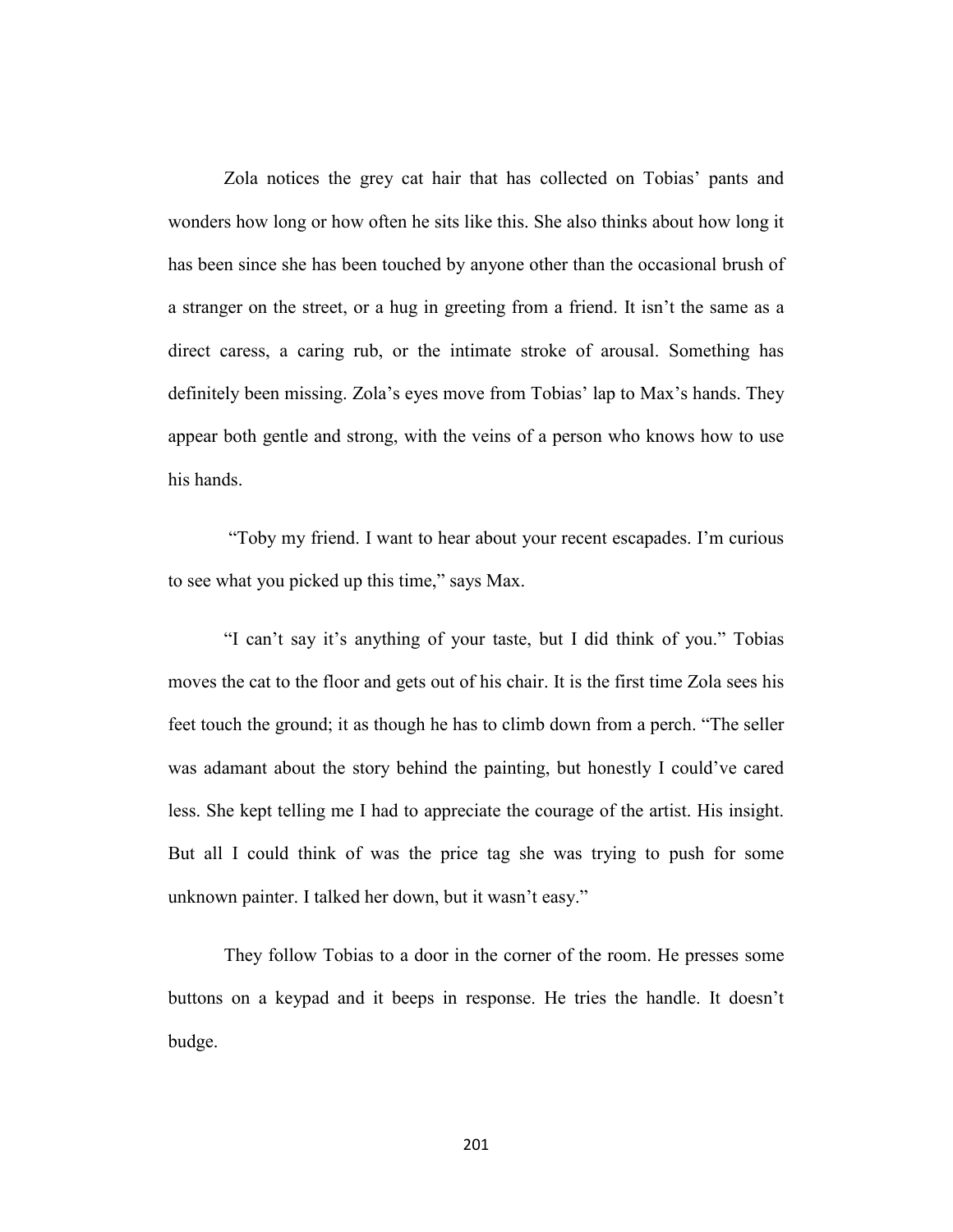Zola notices the grey cat hair that has collected on Tobias' pants and wonders how long or how often he sits like this. She also thinks about how long it has been since she has been touched by anyone other than the occasional brush of a stranger on the street, or a hug in greeting from a friend. It isn't the same as a direct caress, a caring rub, or the intimate stroke of arousal. Something has definitely been missing. Zola's eyes move from Tobias' lap to Max's hands. They appear both gentle and strong, with the veins of a person who knows how to use his hands.

"Toby my friend. I want to hear about your recent escapades. I'm curious to see what you picked up this time," says Max.

"I can't say it's anything of your taste, but I did think of you." Tobias moves the cat to the floor and gets out of his chair. It is the first time Zola sees his feet touch the ground; it as though he has to climb down from a perch. "The seller was adamant about the story behind the painting, but honestly I could've cared less. She kept telling me I had to appreciate the courage of the artist. His insight. But all I could think of was the price tag she was trying to push for some unknown painter. I talked her down, but it wasn't easy."

They follow Tobias to a door in the corner of the room. He presses some buttons on a keypad and it beeps in response. He tries the handle. It doesn't budge.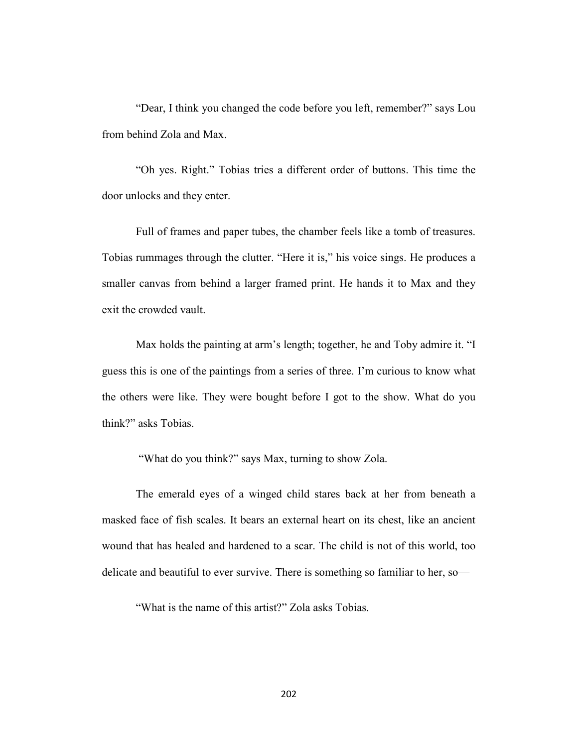“Dear, I think you changed the code before you left, remember?” says Lou from behind Zola and Max.

“Oh yes. Right.” Tobias tries a different order of buttons. This time the door unlocks and they enter.

Full of frames and paper tubes, the chamber feels like a tomb of treasures. Tobias rummages through the clutter. “Here it is,” his voice sings. He produces a smaller canvas from behind a larger framed print. He hands it to Max and they exit the crowded vault.

Max holds the painting at arm’s length; together, he and Toby admire it. “I guess this is one of the paintings from a series of three. I’m curious to know what the others were like. They were bought before I got to the show. What do you think?” asks Tobias.

“What do you think?” says Max, turning to show Zola.

The emerald eyes of a winged child stares back at her from beneath a masked face of fish scales. It bears an external heart on its chest, like an ancient wound that has healed and hardened to a scar. The child is not of this world, too delicate and beautiful to ever survive. There is something so familiar to her, so—

“What is the name of this artist?” Zola asks Tobias.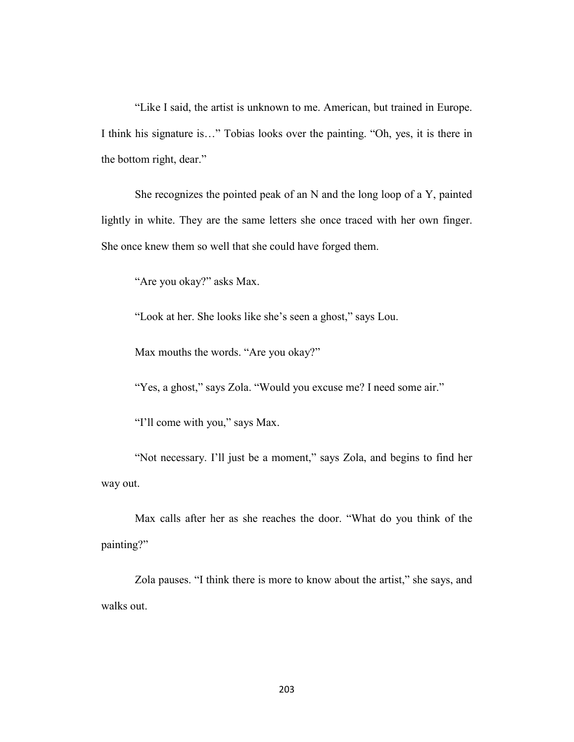"Like I said, the artist is unknown to me. American, but trained in Europe. I think his signature is…" Tobias looks over the painting. "Oh, yes, it is there in the bottom right, dear."

She recognizes the pointed peak of an N and the long loop of a Y, painted lightly in white. They are the same letters she once traced with her own finger. She once knew them so well that she could have forged them.

"Are you okay?" asks Max.

"Look at her. She looks like she's seen a ghost," says Lou.

Max mouths the words. "Are you okay?"

"Yes, a ghost," says Zola. "Would you excuse me? I need some air."

"I'll come with you," says Max.

"Not necessary. I'll just be a moment," says Zola, and begins to find her way out.

Max calls after her as she reaches the door. "What do you think of the painting?"

Zola pauses. "I think there is more to know about the artist," she says, and walks out.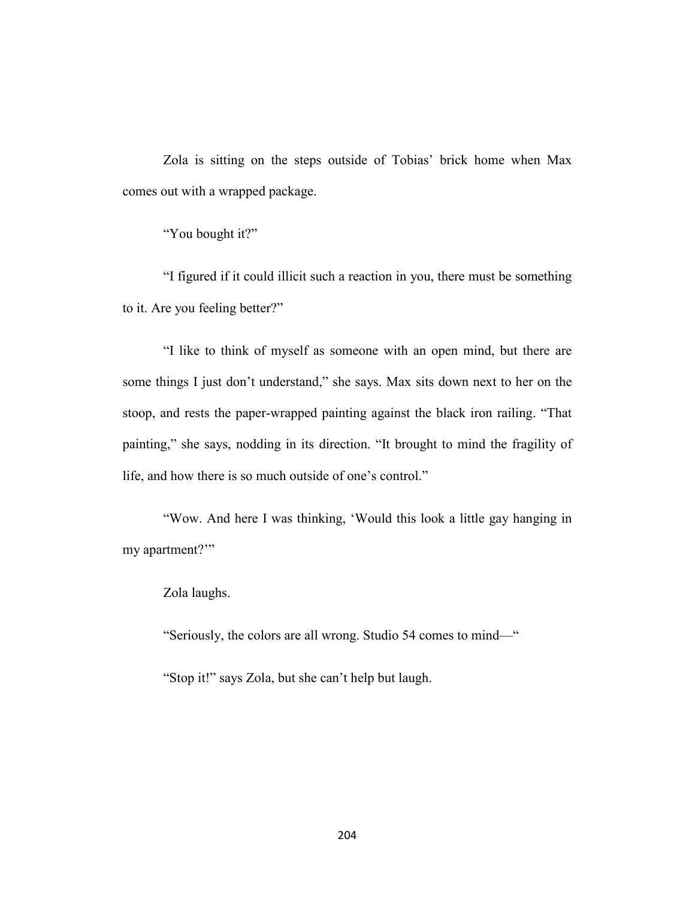Zola is sitting on the steps outside of Tobias' brick home when Max comes out with a wrapped package.

"You bought it?"

"I figured if it could illicit such a reaction in you, there must be something to it. Are you feeling better?"

"I like to think of myself as someone with an open mind, but there are some things I just don't understand," she says. Max sits down next to her on the stoop, and rests the paper-wrapped painting against the black iron railing. "That painting," she says, nodding in its direction. "It brought to mind the fragility of life, and how there is so much outside of one's control."

"Wow. And here I was thinking, 'Would this look a little gay hanging in my apartment?'"

Zola laughs.

"Seriously, the colors are all wrong. Studio 54 comes to mind—"

"Stop it!" says Zola, but she can't help but laugh.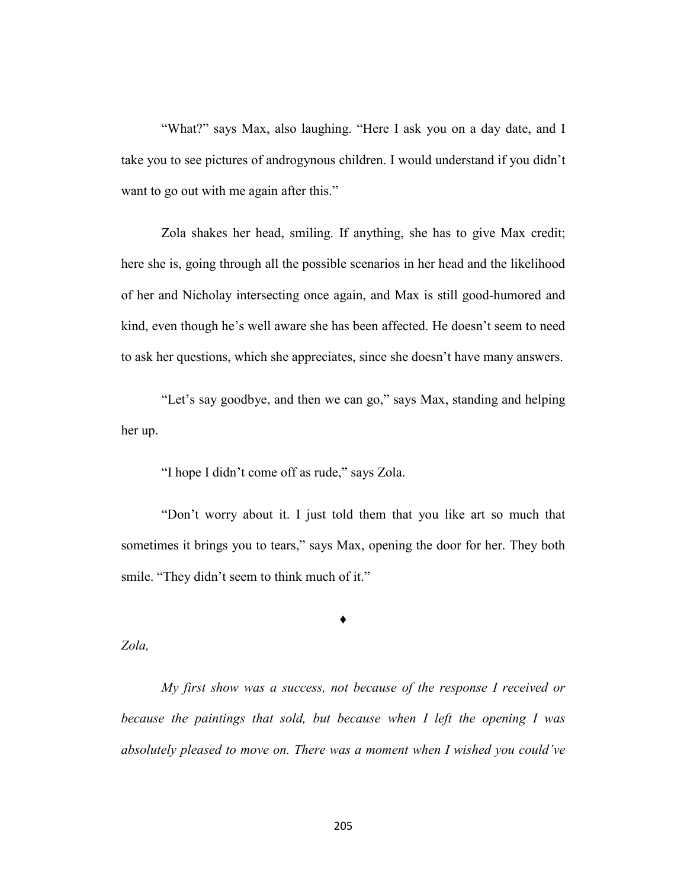"What?" says Max, also laughing. "Here I ask you on a day date, and I take you to see pictures of androgynous children. I would understand if you didn't want to go out with me again after this."

Zola shakes her head, smiling. If anything, she has to give Max credit; here she is, going through all the possible scenarios in her head and the likelihood of her and Nicholay intersecting once again, and Max is still good-humored and kind, even though he's well aware she has been affected. He doesn't seem to need to ask her questions, which she appreciates, since she doesn't have many answers.

"Let's say goodbye, and then we can go," says Max, standing and helping her up.

"I hope I didn't come off as rude," says Zola.

"Don't worry about it. I just told them that you like art so much that sometimes it brings you to tears," says Max, opening the door for her. They both smile. "They didn't seem to think much of it."

♦

*Zola,*

*My first show was a success, not because of the response I received or because the paintings that sold, but because when I left the opening I was absolutely pleased to move on. There was a moment when I wished you could've*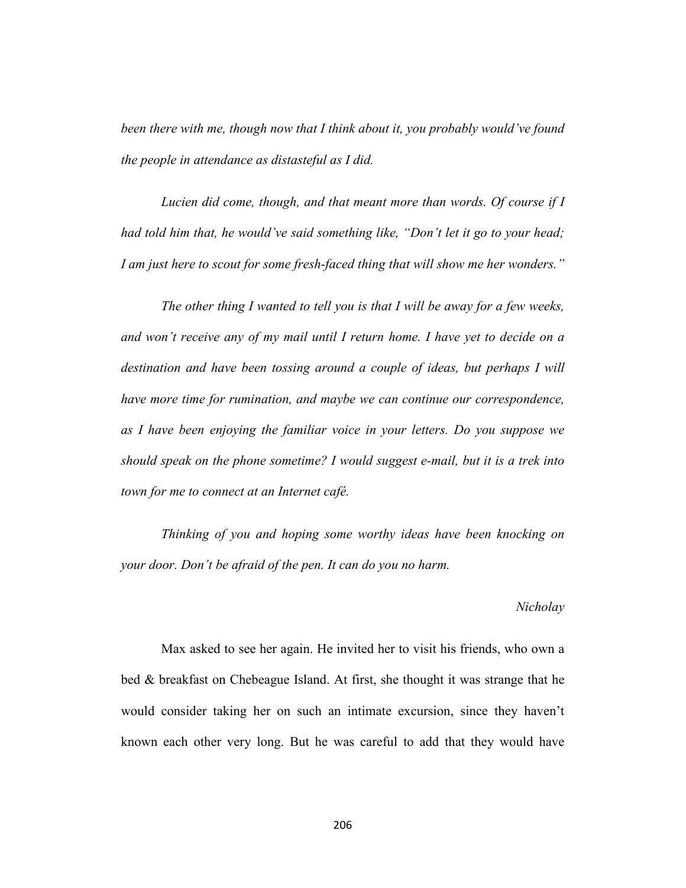*been there with me, though now that I think about it, you probably would've found the people in attendance as distasteful as I did.*

*Lucien did come, though, and that meant more than words. Of course if I had told him that, he would've said something like, "Don't let it go to your head; I am just here to scout for some fresh-faced thing that will show me her wonders."*

*The other thing I wanted to tell you is that I will be away for a few weeks, and won't receive any of my mail until I return home. I have yet to decide on a destination and have been tossing around a couple of ideas, but perhaps I will have more time for rumination, and maybe we can continue our correspondence, as I have been enjoying the familiar voice in your letters. Do you suppose we should speak on the phone sometime? I would suggest e-mail, but it is a trek into town for me to connect at an Internet café.*

*Thinking of you and hoping some worthy ideas have been knocking on your door. Don't be afraid of the pen. It can do you no harm.*

*Nicholay*

Max asked to see her again. He invited her to visit his friends, who own a bed & breakfast on Chebeague Island. At first, she thought it was strange that he would consider taking her on such an intimate excursion, since they haven't known each other very long. But he was careful to add that they would have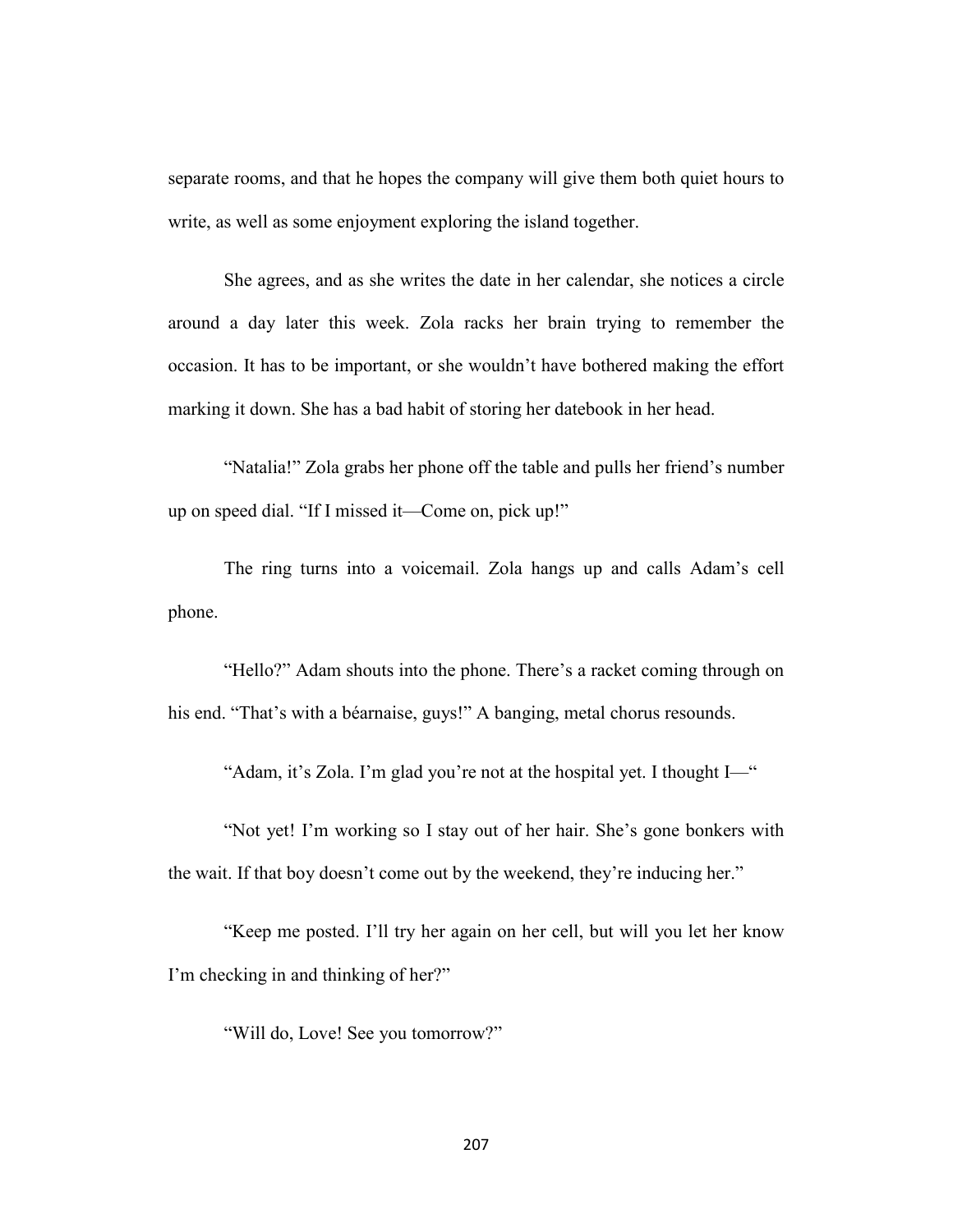separate rooms, and that he hopes the company will give them both quiet hours to write, as well as some enjoyment exploring the island together.

She agrees, and as she writes the date in her calendar, she notices a circle around a day later this week. Zola racks her brain trying to remember the occasion. It has to be important, or she wouldn't have bothered making the effort marking it down. She has a bad habit of storing her datebook in her head.

"Natalia!" Zola grabs her phone off the table and pulls her friend's number up on speed dial. "If I missed it—Come on, pick up!"

The ring turns into a voicemail. Zola hangs up and calls Adam's cell phone.

"Hello?" Adam shouts into the phone. There's a racket coming through on his end. "That's with a béarnaise, guys!" A banging, metal chorus resounds.

"Adam, it's Zola. I'm glad you're not at the hospital yet. I thought I—"

"Not yet! I'm working so I stay out of her hair. She's gone bonkers with the wait. If that boy doesn't come out by the weekend, they're inducing her."

"Keep me posted. I'll try her again on her cell, but will you let her know I'm checking in and thinking of her?"

"Will do, Love! See you tomorrow?"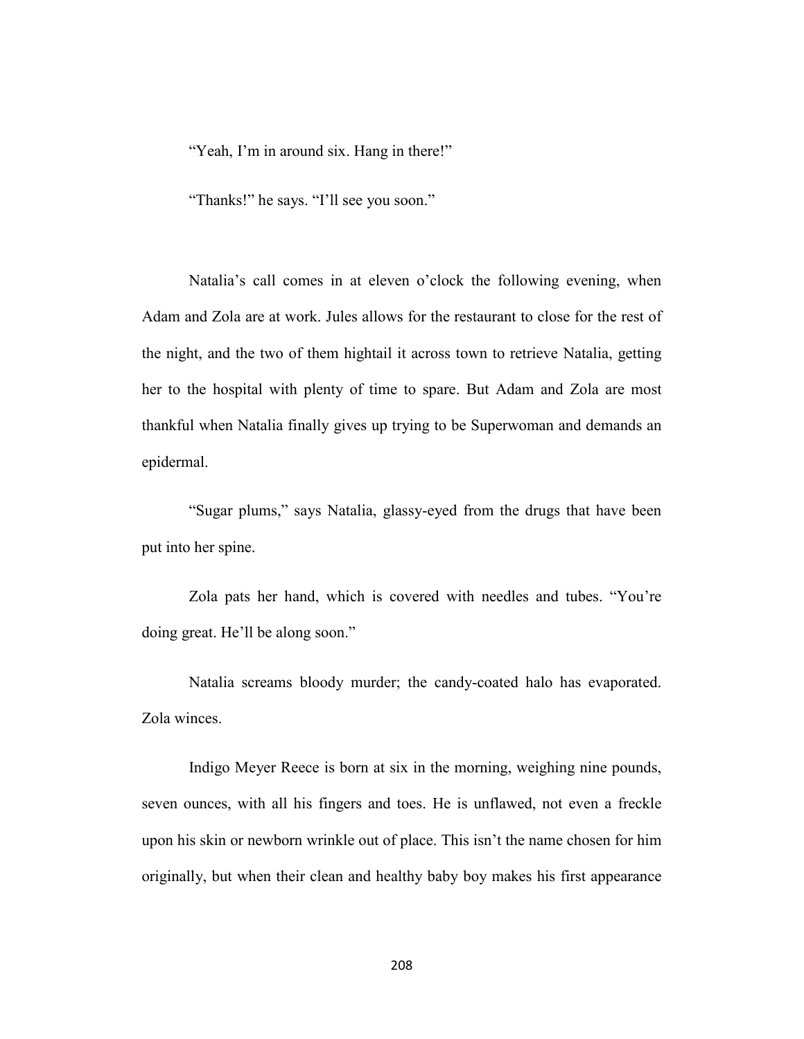"Yeah, I'm in around six. Hang in there!"

"Thanks!" he says. "I'll see you soon."

Natalia's call comes in at eleven o'clock the following evening, when Adam and Zola are at work. Jules allows for the restaurant to close for the rest of the night, and the two of them hightail it across town to retrieve Natalia, getting her to the hospital with plenty of time to spare. But Adam and Zola are most thankful when Natalia finally gives up trying to be Superwoman and demands an epidermal.

"Sugar plums," says Natalia, glassy-eyed from the drugs that have been put into her spine.

Zola pats her hand, which is covered with needles and tubes. "You're doing great. He'll be along soon."

Natalia screams bloody murder; the candy-coated halo has evaporated. Zola winces.

Indigo Meyer Reece is born at six in the morning, weighing nine pounds, seven ounces, with all his fingers and toes. He is unflawed, not even a freckle upon his skin or newborn wrinkle out of place. This isn't the name chosen for him originally, but when their clean and healthy baby boy makes his first appearance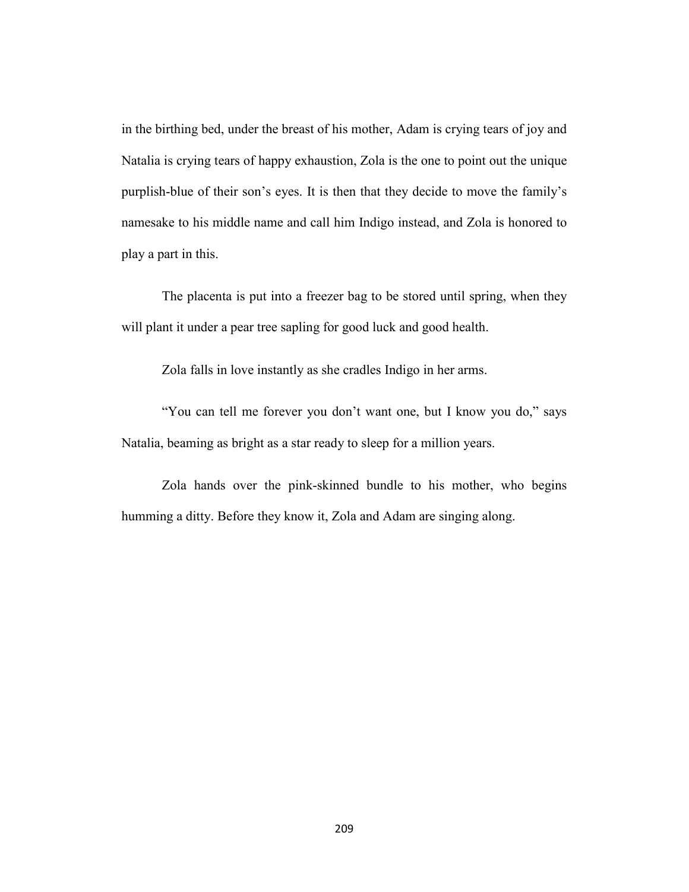in the birthing bed, under the breast of his mother, Adam is crying tears of joy and Natalia is crying tears of happy exhaustion, Zola is the one to point out the unique purplish-blue of their son's eyes. It is then that they decide to move the family's namesake to his middle name and call him Indigo instead, and Zola is honored to play a part in this.

The placenta is put into a freezer bag to be stored until spring, when they will plant it under a pear tree sapling for good luck and good health.

Zola falls in love instantly as she cradles Indigo in her arms.

"You can tell me forever you don't want one, but I know you do," says Natalia, beaming as bright as a star ready to sleep for a million years.

Zola hands over the pink-skinned bundle to his mother, who begins humming a ditty. Before they know it, Zola and Adam are singing along.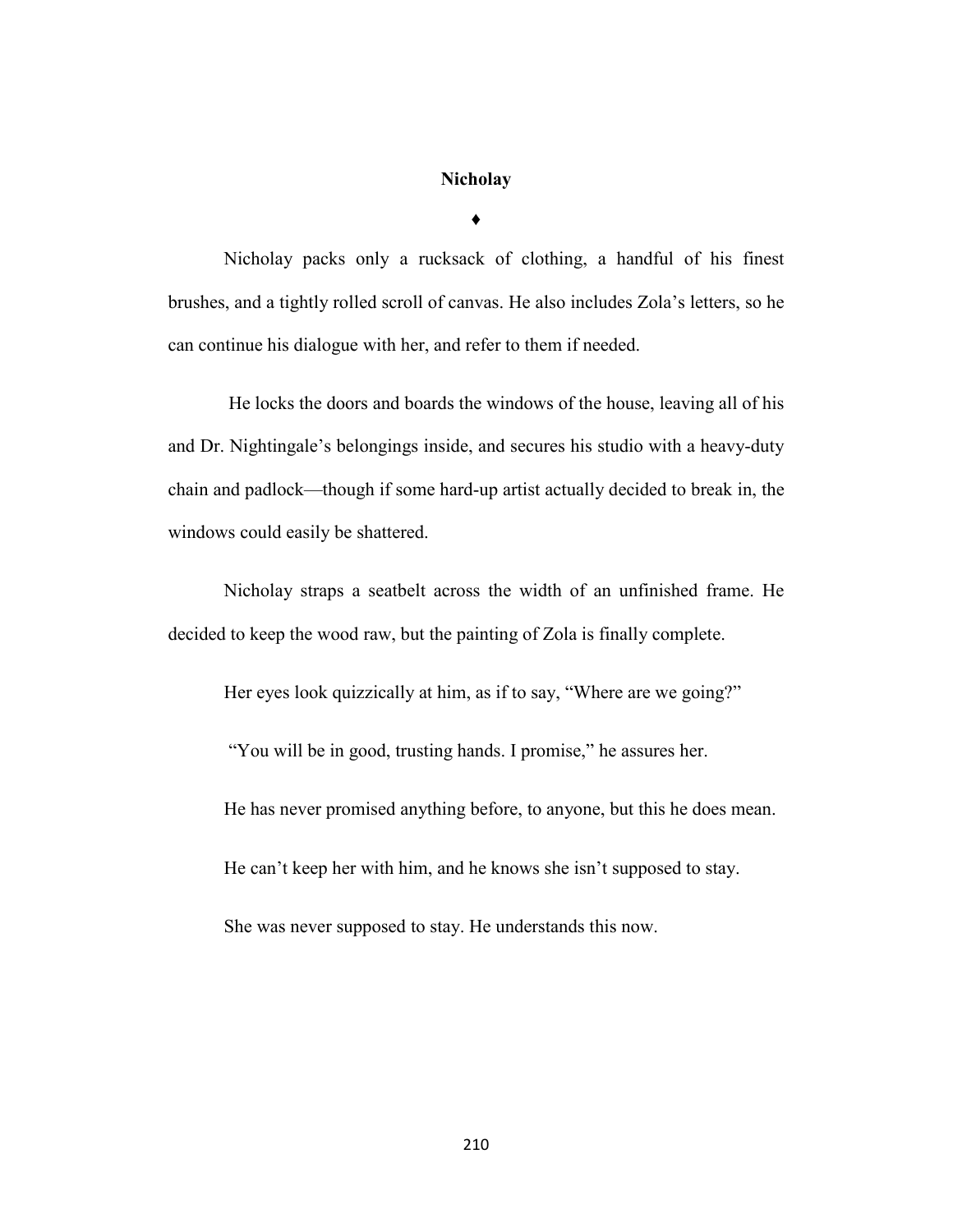## Nicholay

♦

Nicholay packs only a rucksack of clothing, a handful of his finest brushes, and a tightly rolled scroll of canvas. He also includes Zola's letters, so he can continue his dialogue with her, and refer to them if needed.

He locks the doors and boards the windows of the house, leaving all of his and Dr. Nightingale's belongings inside, and secures his studio with a heavy-duty chain and padlock—though if some hard-up artist actually decided to break in, the windows could easily be shattered.

Nicholay straps a seatbelt across the width of an unfinished frame. He decided to keep the wood raw, but the painting of Zola is finally complete.

Her eyes look quizzically at him, as if to say, "Where are we going?"

"You will be in good, trusting hands. I promise," he assures her.

He has never promised anything before, to anyone, but this he does mean.

He can't keep her with him, and he knows she isn't supposed to stay.

She was never supposed to stay. He understands this now.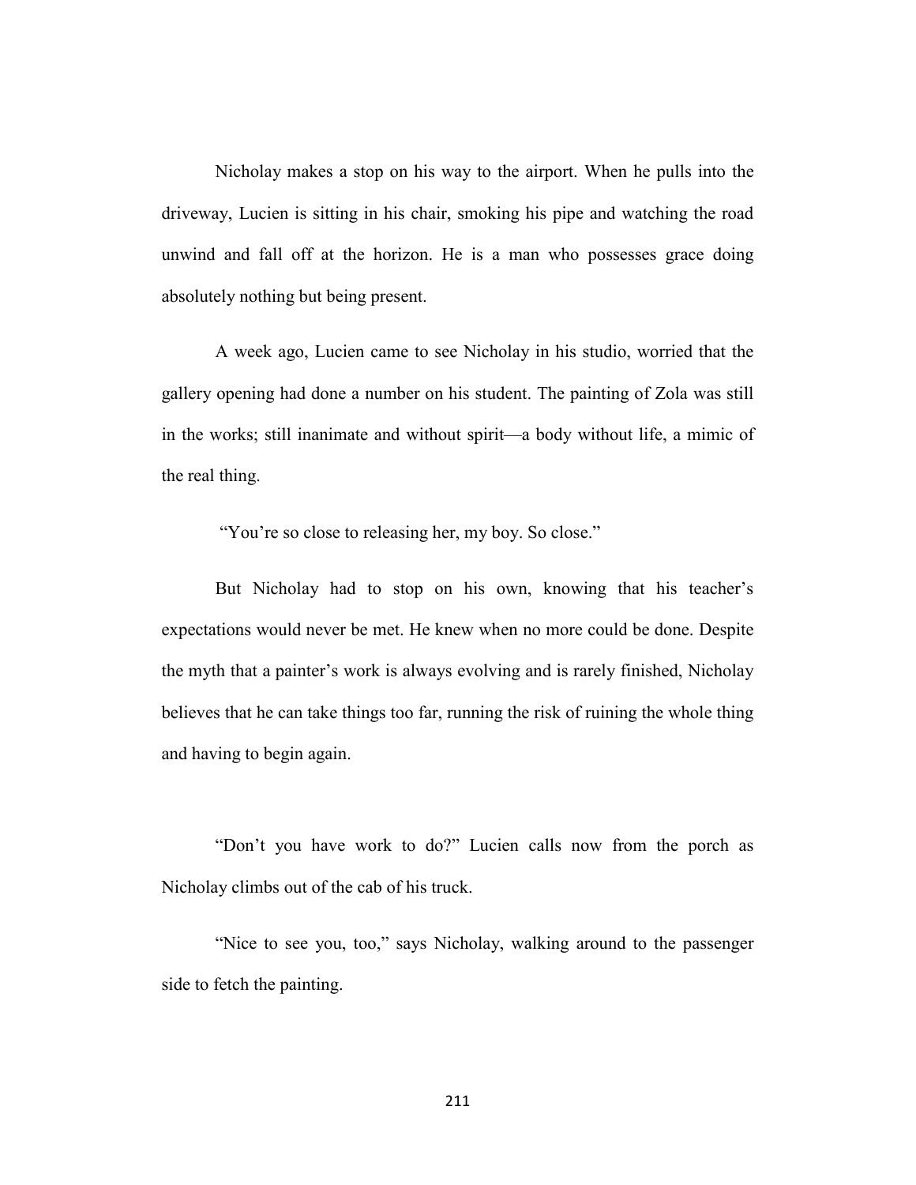Nicholay makes a stop on his way to the airport. When he pulls into the driveway, Lucien is sitting in his chair, smoking his pipe and watching the road unwind and fall off at the horizon. He is a man who possesses grace doing absolutely nothing but being present.

A week ago, Lucien came to see Nicholay in his studio, worried that the gallery opening had done a number on his student. The painting of Zola was still in the works; still inanimate and without spirit—a body without life, a mimic of the real thing.

"You're so close to releasing her, my boy. So close."

But Nicholay had to stop on his own, knowing that his teacher's expectations would never be met. He knew when no more could be done. Despite the myth that a painter's work is always evolving and is rarely finished, Nicholay believes that he can take things too far, running the risk of ruining the whole thing and having to begin again.

"Don't you have work to do?" Lucien calls now from the porch as Nicholay climbs out of the cab of his truck.

"Nice to see you, too," says Nicholay, walking around to the passenger side to fetch the painting.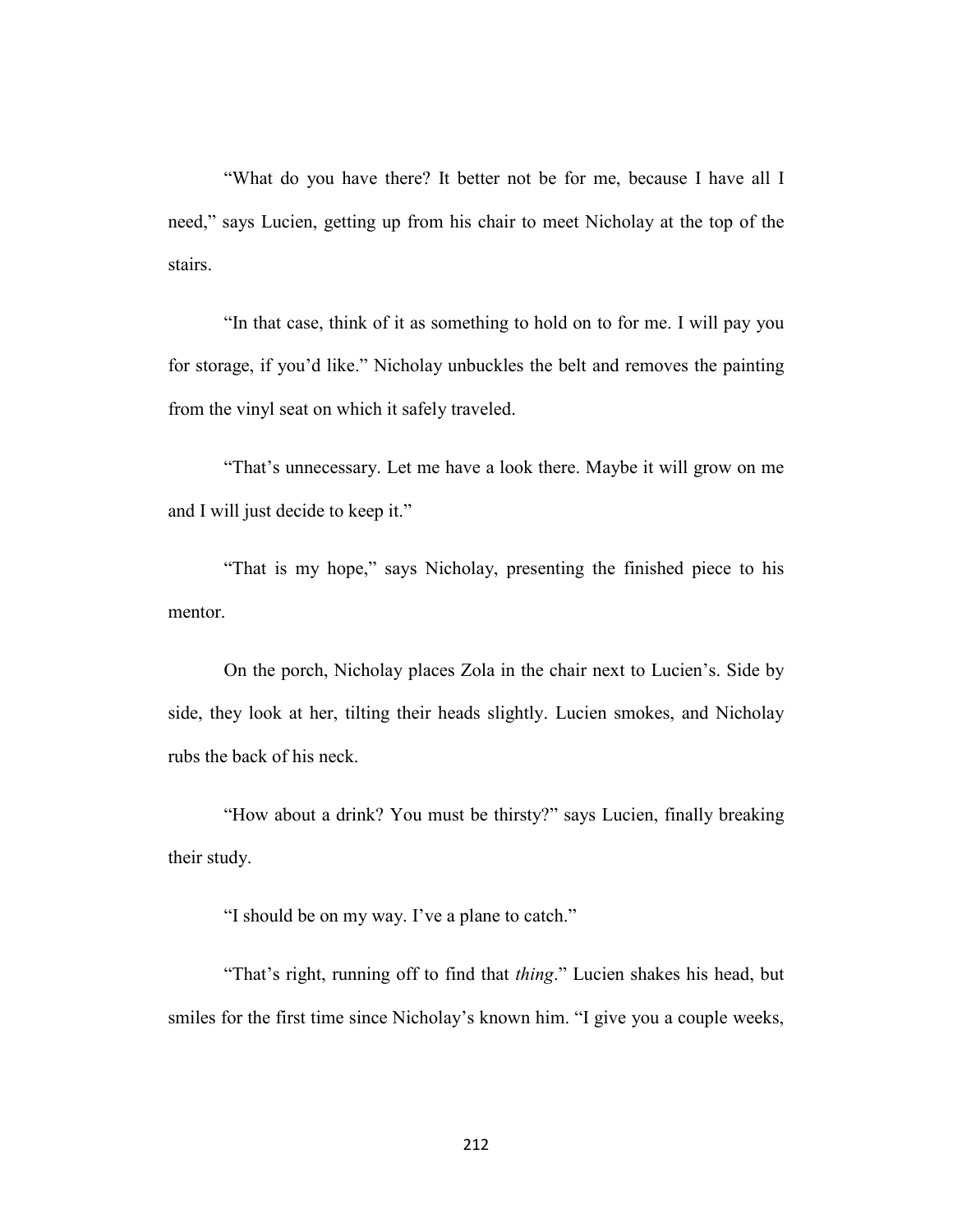“What do you have there? It better not be for me, because I have all I need,” says Lucien, getting up from his chair to meet Nicholay at the top of the stairs.

“In that case, think of it as something to hold on to for me. I will pay you for storage, if you’d like.” Nicholay unbuckles the belt and removes the painting from the vinyl seat on which it safely traveled.

“That’s unnecessary. Let me have a look there. Maybe it will grow on me and I will just decide to keep it.”

“That is my hope,” says Nicholay, presenting the finished piece to his mentor.

On the porch, Nicholay places Zola in the chair next to Lucien’s. Side by side, they look at her, tilting their heads slightly. Lucien smokes, and Nicholay rubs the back of his neck.

“How about a drink? You must be thirsty?” says Lucien, finally breaking their study.

“I should be on my way. I’ve a plane to catch.”

“That’s right, running off to find that *thing*.” Lucien shakes his head, but smiles for the first time since Nicholay’s known him. “I give you a couple weeks,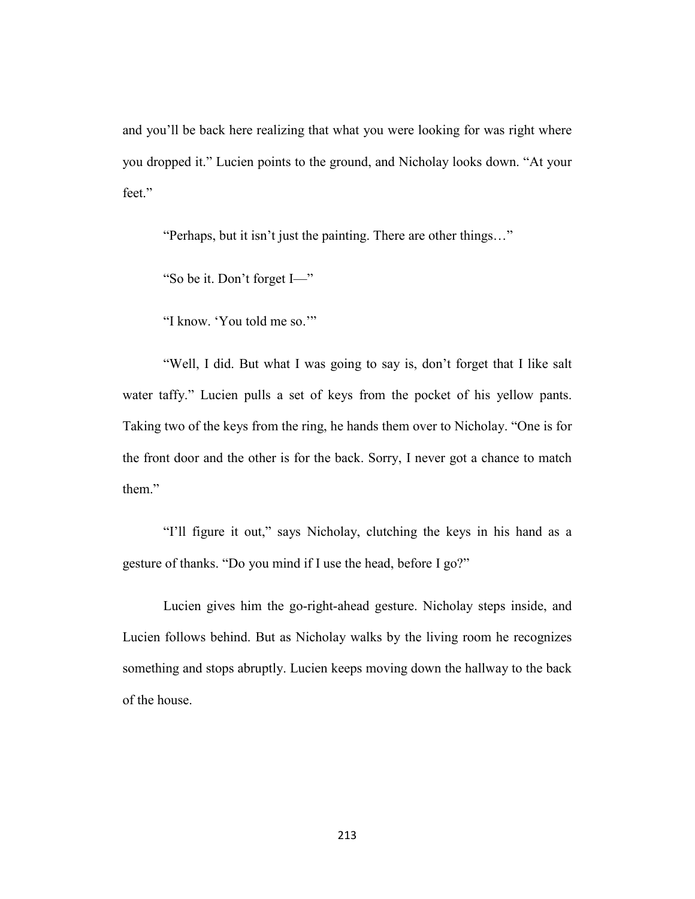and you'll be back here realizing that what you were looking for was right where you dropped it." Lucien points to the ground, and Nicholay looks down. "At your feet."

"Perhaps, but it isn't just the painting. There are other things…"

"So be it. Don't forget I—"

"I know. 'You told me so.'"

"Well, I did. But what I was going to say is, don't forget that I like salt water taffy." Lucien pulls a set of keys from the pocket of his yellow pants. Taking two of the keys from the ring, he hands them over to Nicholay. "One is for the front door and the other is for the back. Sorry, I never got a chance to match them."

"I'll figure it out," says Nicholay, clutching the keys in his hand as a gesture of thanks. "Do you mind if I use the head, before I go?"

Lucien gives him the go-right-ahead gesture. Nicholay steps inside, and Lucien follows behind. But as Nicholay walks by the living room he recognizes something and stops abruptly. Lucien keeps moving down the hallway to the back of the house.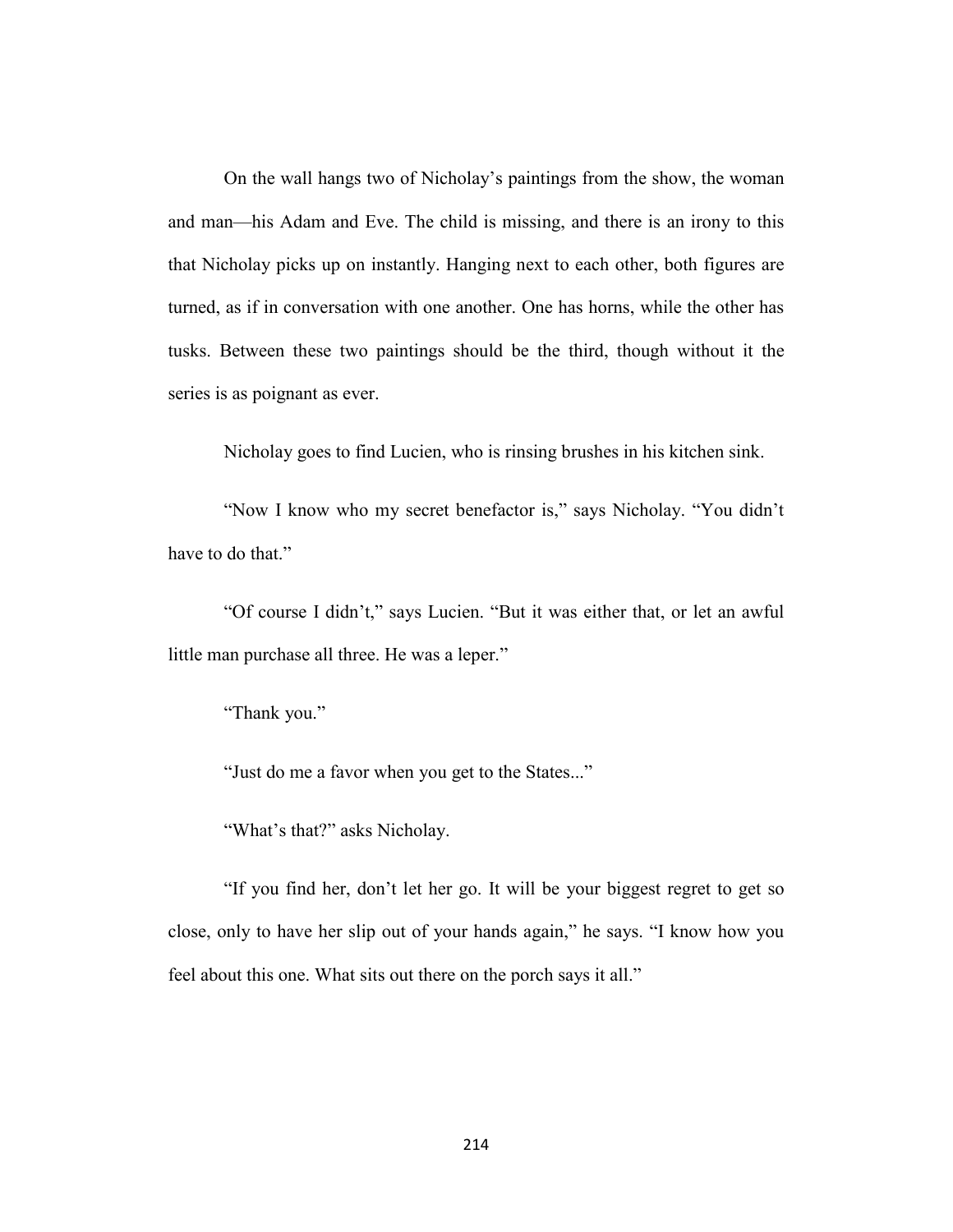On the wall hangs two of Nicholay's paintings from the show, the woman and man—his Adam and Eve. The child is missing, and there is an irony to this that Nicholay picks up on instantly. Hanging next to each other, both figures are turned, as if in conversation with one another. One has horns, while the other has tusks. Between these two paintings should be the third, though without it the series is as poignant as ever.

Nicholay goes to find Lucien, who is rinsing brushes in his kitchen sink.

"Now I know who my secret benefactor is," says Nicholay. "You didn't have to do that."

"Of course I didn't," says Lucien. "But it was either that, or let an awful little man purchase all three. He was a leper."

"Thank you."

"Just do me a favor when you get to the States..."

"What's that?" asks Nicholay.

"If you find her, don't let her go. It will be your biggest regret to get so close, only to have her slip out of your hands again," he says. "I know how you feel about this one. What sits out there on the porch says it all."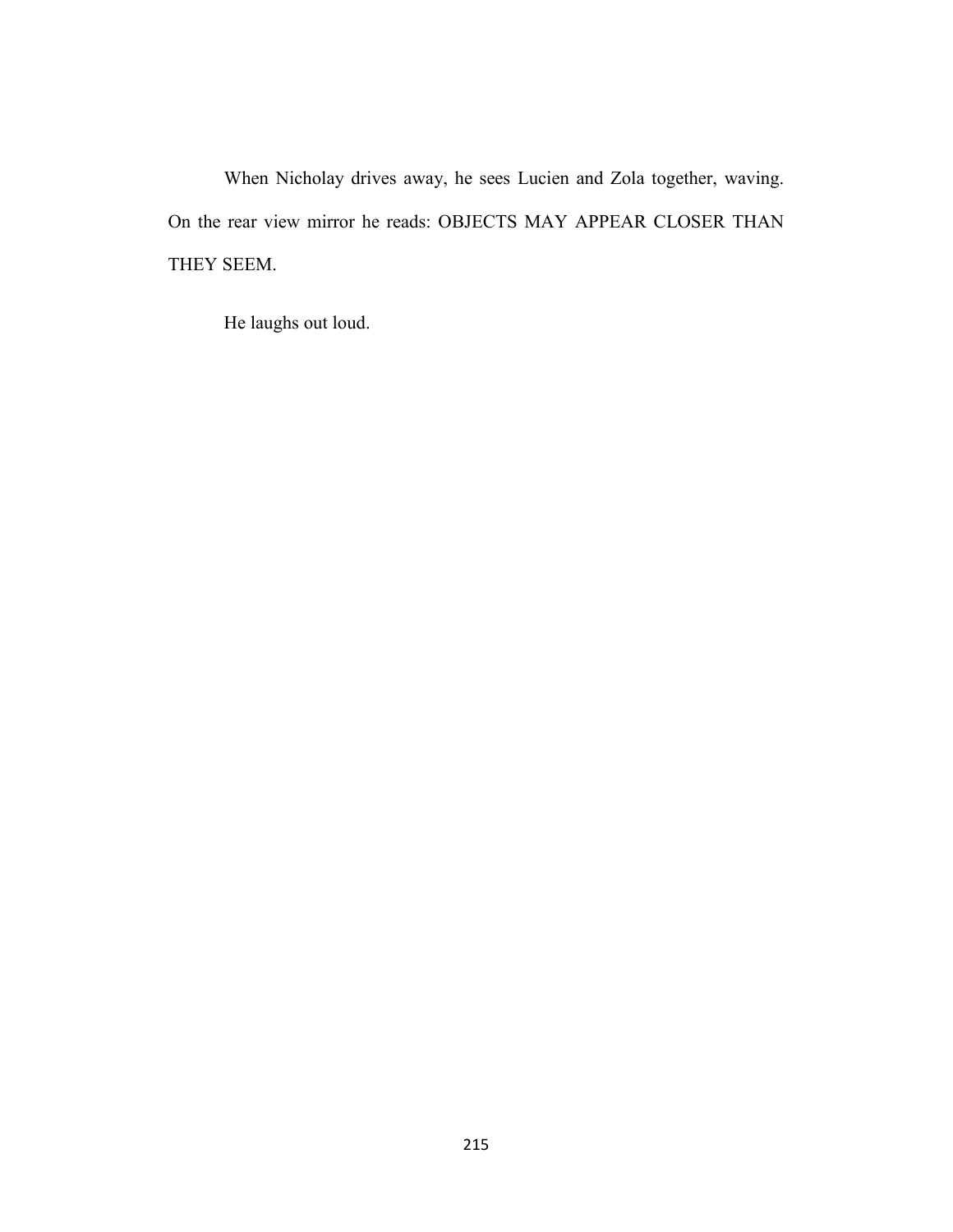When Nicholay drives away, he sees Lucien and Zola together, waving. On the rear view mirror he reads: OBJECTS MAY APPEAR CLOSER THAN THEY SEEM.

He laughs out loud.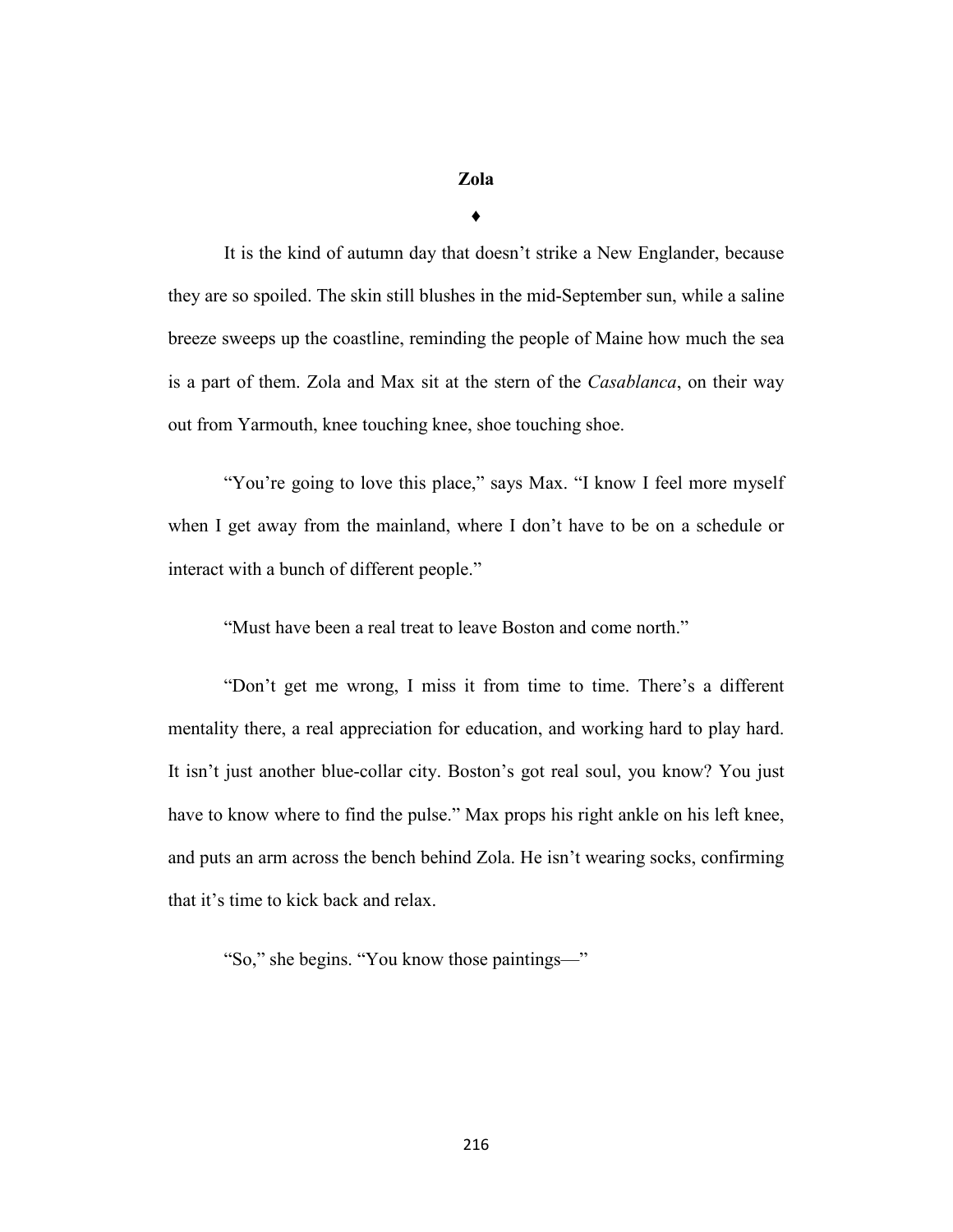## Zola

♦

It is the kind of autumn day that doesn't strike a New Englander, because they are so spoiled. The skin still blushes in the mid-September sun, while a saline breeze sweeps up the coastline, reminding the people of Maine how much the sea is a part of them. Zola and Max sit at the stern of the *Casablanca*, on their way out from Yarmouth, knee touching knee, shoe touching shoe.

"You're going to love this place," says Max. "I know I feel more myself when I get away from the mainland, where I don't have to be on a schedule or interact with a bunch of different people."

"Must have been a real treat to leave Boston and come north."

"Don't get me wrong, I miss it from time to time. There's a different mentality there, a real appreciation for education, and working hard to play hard. It isn't just another blue-collar city. Boston's got real soul, you know? You just have to know where to find the pulse." Max props his right ankle on his left knee, and puts an arm across the bench behind Zola. He isn't wearing socks, confirming that it's time to kick back and relax.

"So," she begins. "You know those paintings—"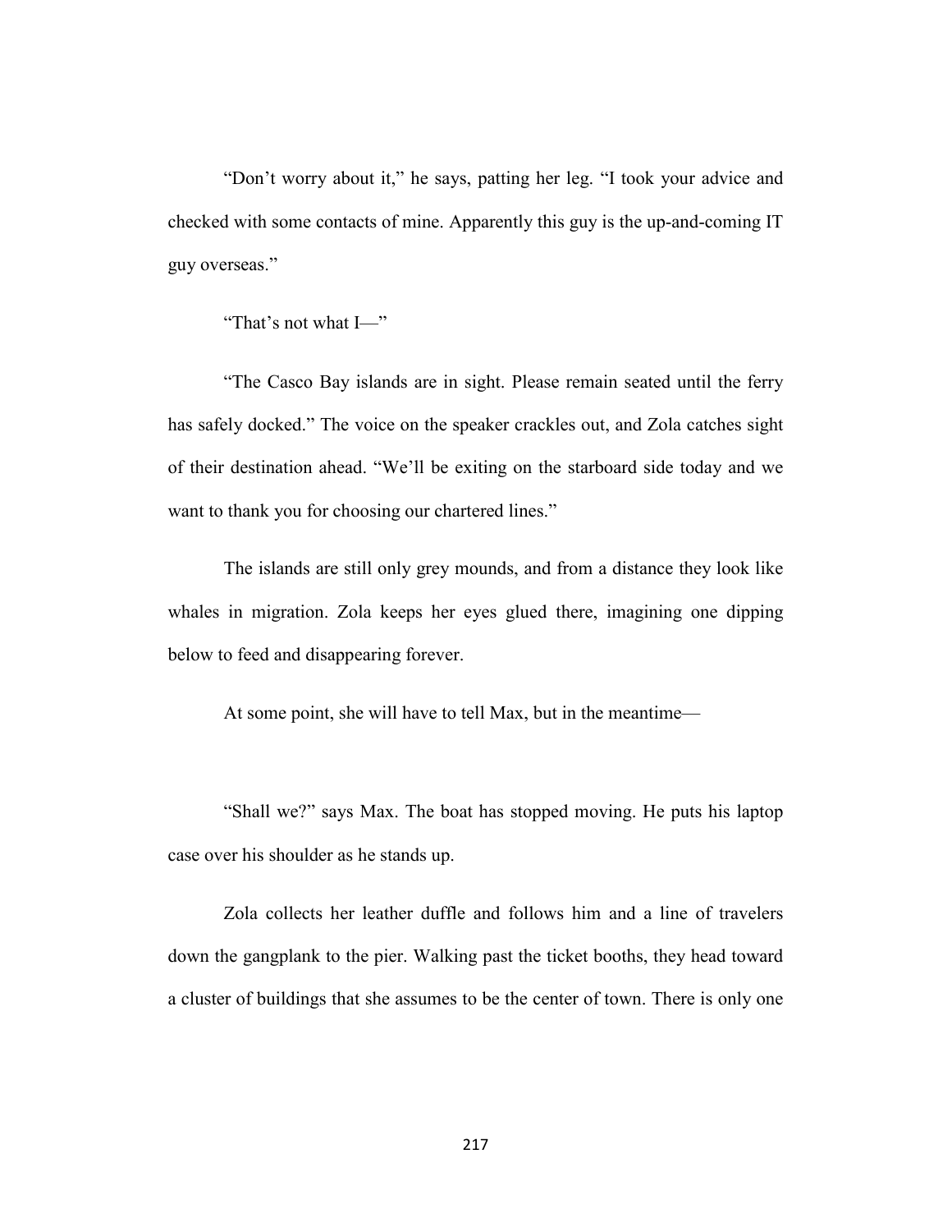"Don't worry about it," he says, patting her leg. "I took your advice and checked with some contacts of mine. Apparently this guy is the up-and-coming IT guy overseas."

"That's not what I—"

"The Casco Bay islands are in sight. Please remain seated until the ferry has safely docked." The voice on the speaker crackles out, and Zola catches sight of their destination ahead. "We'll be exiting on the starboard side today and we want to thank you for choosing our chartered lines."

The islands are still only grey mounds, and from a distance they look like whales in migration. Zola keeps her eyes glued there, imagining one dipping below to feed and disappearing forever.

At some point, she will have to tell Max, but in the meantime—

"Shall we?" says Max. The boat has stopped moving. He puts his laptop case over his shoulder as he stands up.

Zola collects her leather duffle and follows him and a line of travelers down the gangplank to the pier. Walking past the ticket booths, they head toward a cluster of buildings that she assumes to be the center of town. There is only one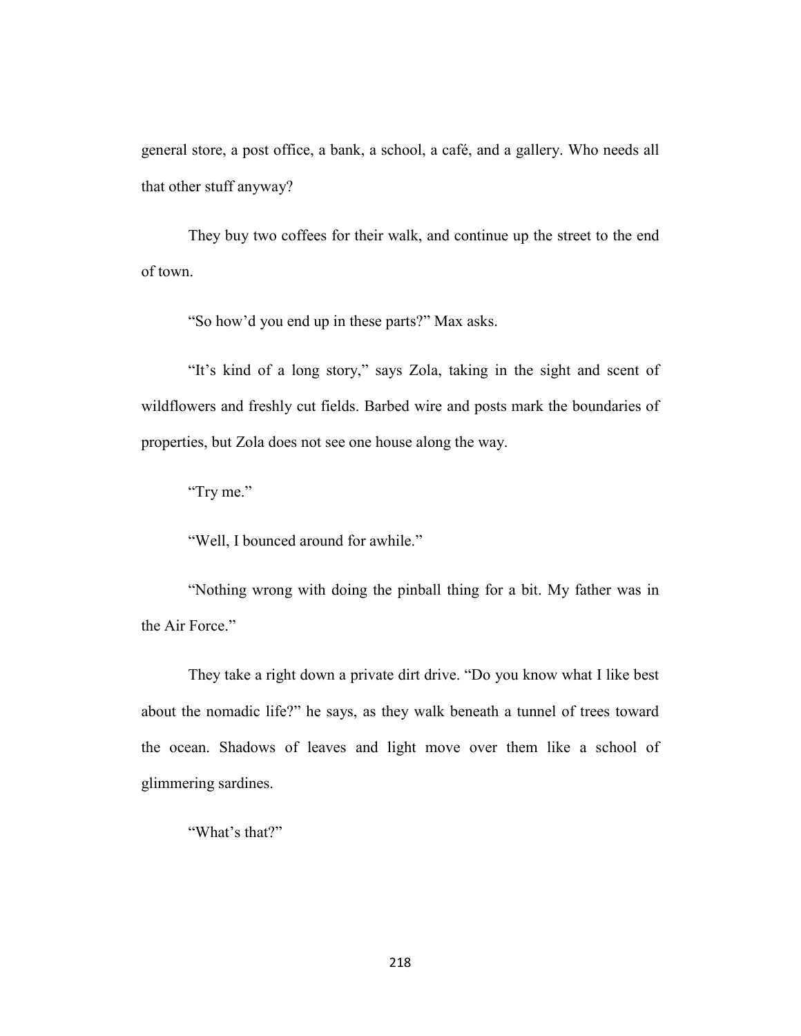general store, a post office, a bank, a school, a café, and a gallery. Who needs all that other stuff anyway?

They buy two coffees for their walk, and continue up the street to the end of town.

"So how'd you end up in these parts?" Max asks.

"It's kind of a long story," says Zola, taking in the sight and scent of wildflowers and freshly cut fields. Barbed wire and posts mark the boundaries of properties, but Zola does not see one house along the way.

"Try me."

"Well, I bounced around for awhile."

"Nothing wrong with doing the pinball thing for a bit. My father was in the Air Force."

They take a right down a private dirt drive. "Do you know what I like best about the nomadic life?" he says, as they walk beneath a tunnel of trees toward the ocean. Shadows of leaves and light move over them like a school of glimmering sardines.

"What's that?"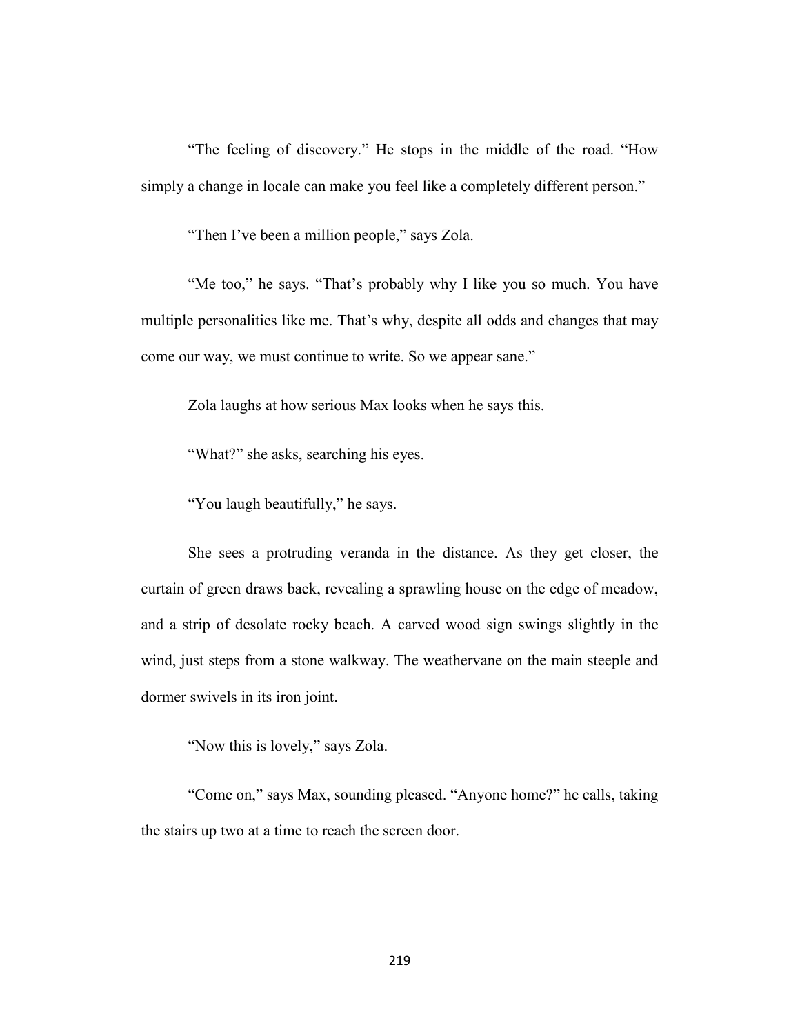"The feeling of discovery." He stops in the middle of the road. "How simply a change in locale can make you feel like a completely different person."

"Then I've been a million people," says Zola.

"Me too," he says. "That's probably why I like you so much. You have multiple personalities like me. That's why, despite all odds and changes that may come our way, we must continue to write. So we appear sane."

Zola laughs at how serious Max looks when he says this.

"What?" she asks, searching his eyes.

"You laugh beautifully," he says.

She sees a protruding veranda in the distance. As they get closer, the curtain of green draws back, revealing a sprawling house on the edge of meadow, and a strip of desolate rocky beach. A carved wood sign swings slightly in the wind, just steps from a stone walkway. The weathervane on the main steeple and dormer swivels in its iron joint.

"Now this is lovely," says Zola.

"Come on," says Max, sounding pleased. "Anyone home?" he calls, taking the stairs up two at a time to reach the screen door.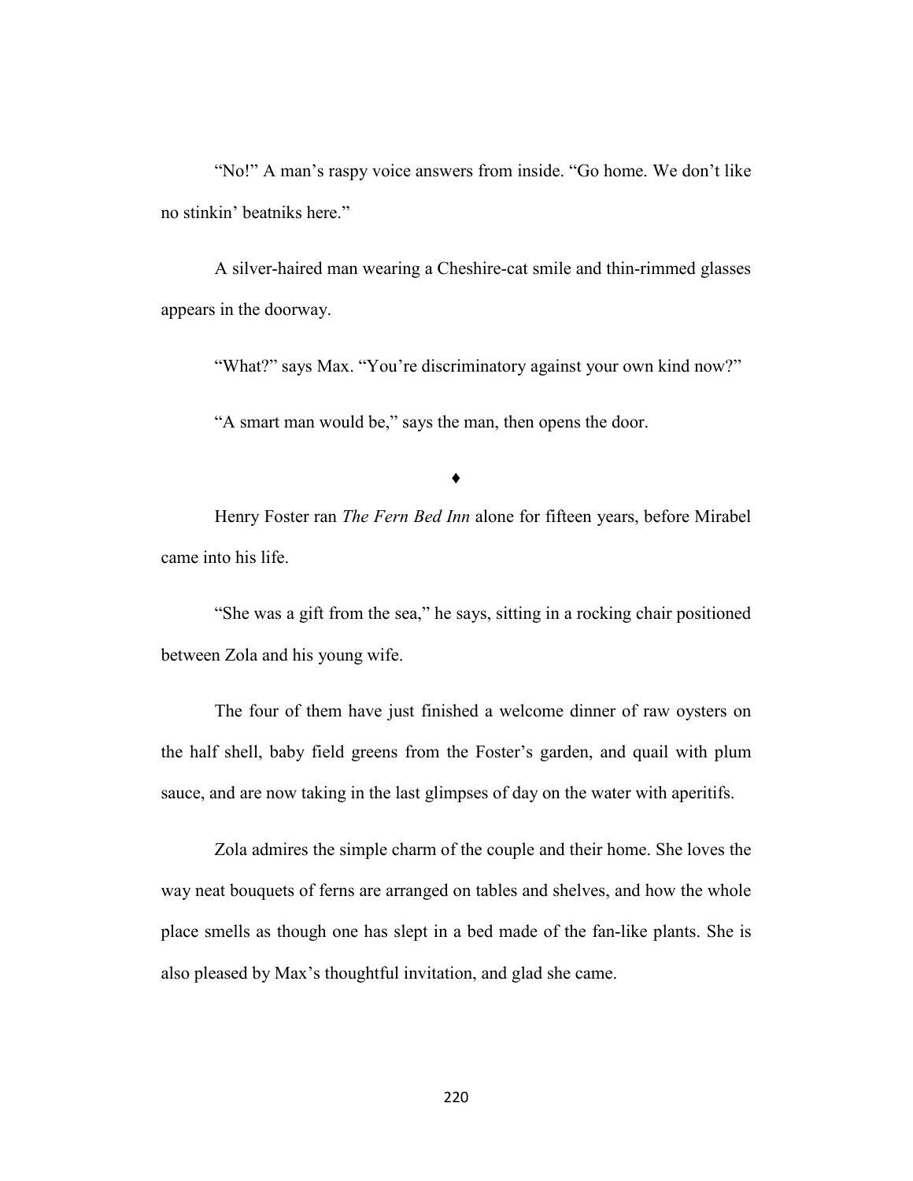"No!" A man's raspy voice answers from inside. "Go home. We don't like no stinkin' beatniks here."

A silver-haired man wearing a Cheshire-cat smile and thin-rimmed glasses appears in the doorway.

"What?" says Max. "You're discriminatory against your own kind now?"

"A smart man would be," says the man, then opens the door.

♦

Henry Foster ran *The Fern Bed Inn* alone for fifteen years, before Mirabel came into his life.

"She was a gift from the sea," he says, sitting in a rocking chair positioned between Zola and his young wife.

The four of them have just finished a welcome dinner of raw oysters on the half shell, baby field greens from the Foster's garden, and quail with plum sauce, and are now taking in the last glimpses of day on the water with aperitifs.

Zola admires the simple charm of the couple and their home. She loves the way neat bouquets of ferns are arranged on tables and shelves, and how the whole place smells as though one has slept in a bed made of the fan-like plants. She is also pleased by Max's thoughtful invitation, and glad she came.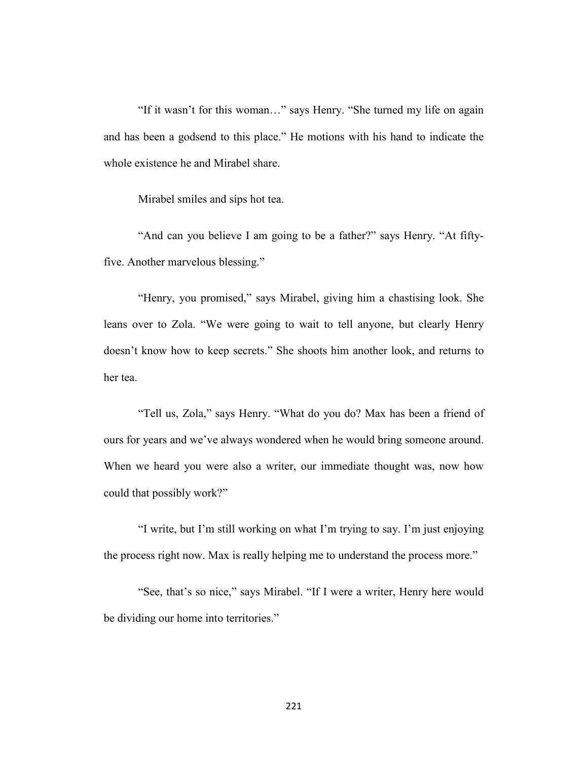"If it wasn't for this woman…" says Henry. "She turned my life on again and has been a godsend to this place." He motions with his hand to indicate the whole existence he and Mirabel share.

Mirabel smiles and sips hot tea.

"And can you believe I am going to be a father?" says Henry. "At fifty-five. Another marvelous blessing."

"Henry, you promised," says Mirabel, giving him a chastising look. She leans over to Zola. "We were going to wait to tell anyone, but clearly Henry doesn't know how to keep secrets." She shoots him another look, and returns to her tea.

"Tell us, Zola," says Henry. "What do you do? Max has been a friend of ours for years and we've always wondered when he would bring someone around. When we heard you were also a writer, our immediate thought was, now how could that possibly work?"

"I write, but I'm still working on what I'm trying to say. I'm just enjoying the process right now. Max is really helping me to understand the process more."

"See, that's so nice," says Mirabel. "If I were a writer, Henry here would be dividing our home into territories."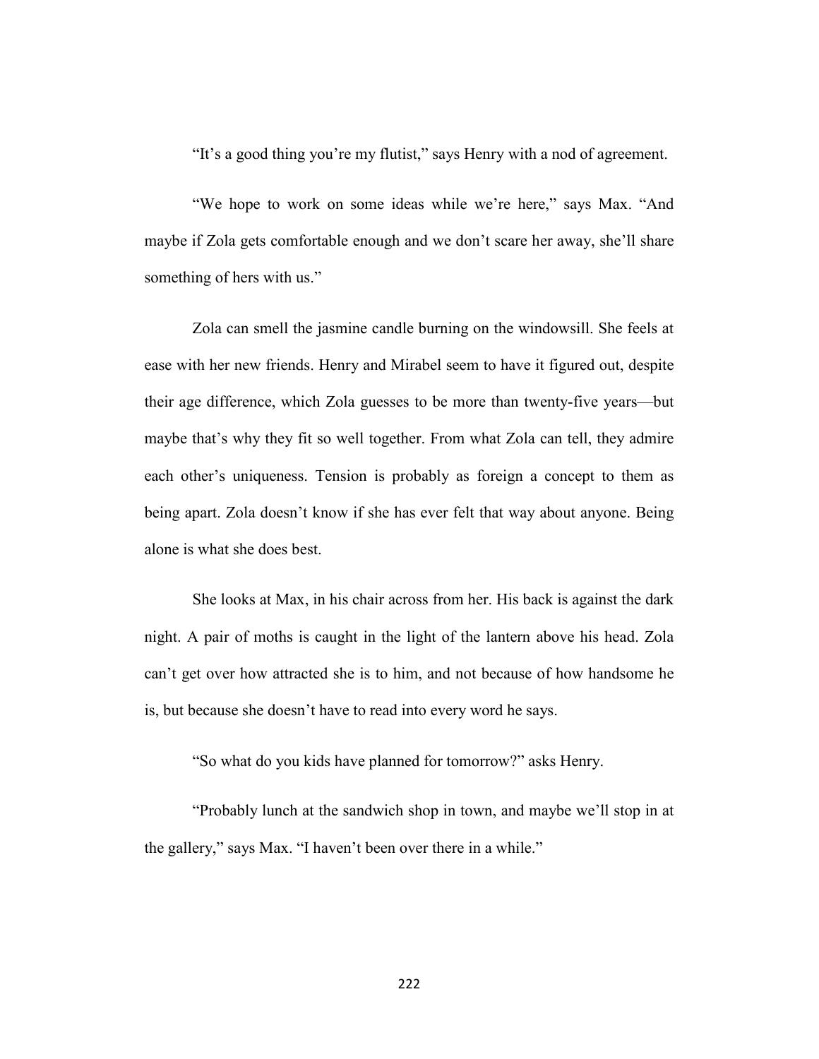"It's a good thing you're my flutist," says Henry with a nod of agreement.

"We hope to work on some ideas while we're here," says Max. "And maybe if Zola gets comfortable enough and we don't scare her away, she'll share something of hers with us."

Zola can smell the jasmine candle burning on the windowsill. She feels at ease with her new friends. Henry and Mirabel seem to have it figured out, despite their age difference, which Zola guesses to be more than twenty-five years—but maybe that's why they fit so well together. From what Zola can tell, they admire each other's uniqueness. Tension is probably as foreign a concept to them as being apart. Zola doesn't know if she has ever felt that way about anyone. Being alone is what she does best.

She looks at Max, in his chair across from her. His back is against the dark night. A pair of moths is caught in the light of the lantern above his head. Zola can't get over how attracted she is to him, and not because of how handsome he is, but because she doesn't have to read into every word he says.

"So what do you kids have planned for tomorrow?" asks Henry.

"Probably lunch at the sandwich shop in town, and maybe we'll stop in at the gallery," says Max. "I haven't been over there in a while."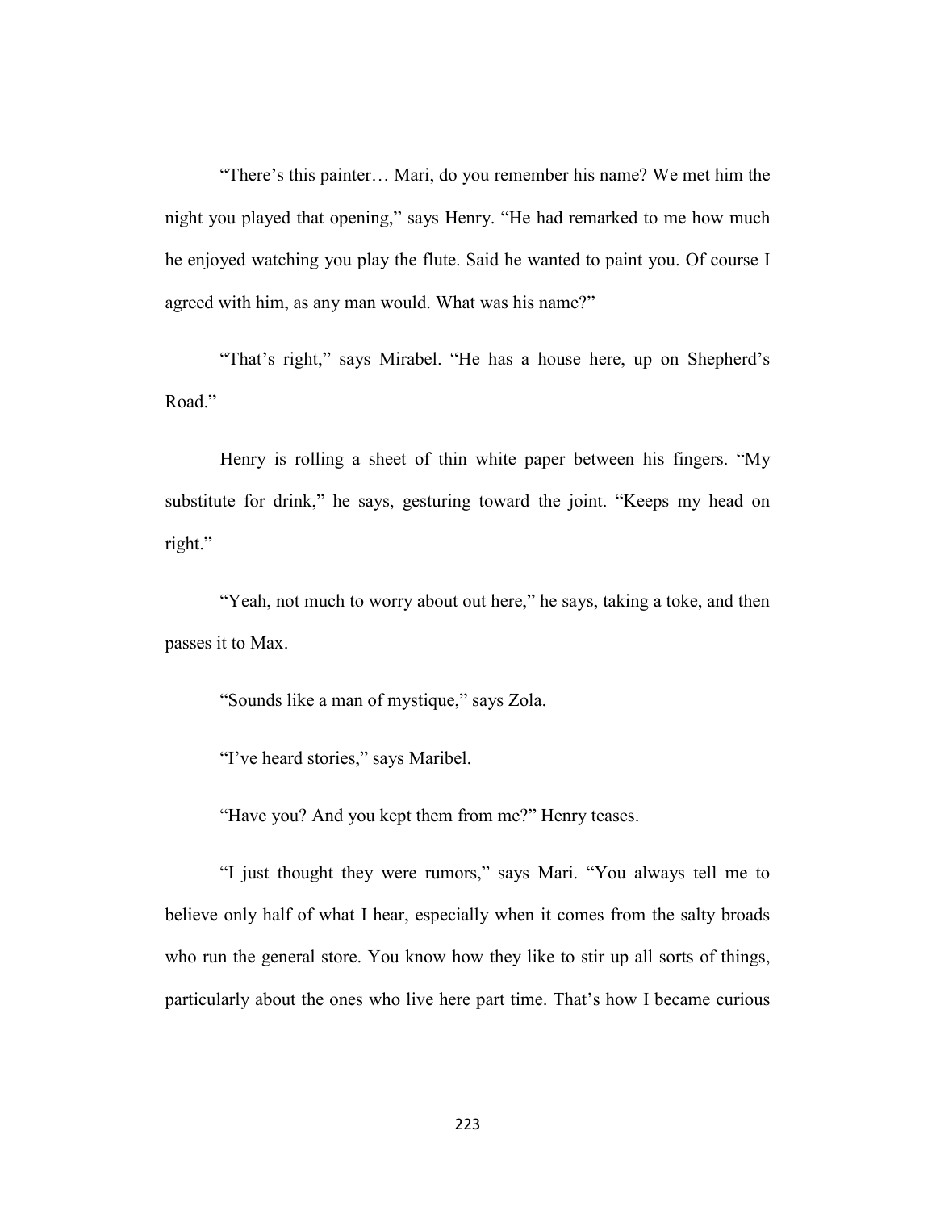“There’s this painter… Mari, do you remember his name? We met him the night you played that opening,” says Henry. “He had remarked to me how much he enjoyed watching you play the flute. Said he wanted to paint you. Of course I agreed with him, as any man would. What was his name?”

“That’s right,” says Mirabel. “He has a house here, up on Shepherd’s Road.”

Henry is rolling a sheet of thin white paper between his fingers. “My substitute for drink,” he says, gesturing toward the joint. “Keeps my head on right.”

“Yeah, not much to worry about out here,” he says, taking a toke, and then passes it to Max.

“Sounds like a man of mystique,” says Zola.

“I’ve heard stories,” says Maribel.

“Have you? And you kept them from me?” Henry teases.

“I just thought they were rumors,” says Mari. “You always tell me to believe only half of what I hear, especially when it comes from the salty broads who run the general store. You know how they like to stir up all sorts of things, particularly about the ones who live here part time. That’s how I became curious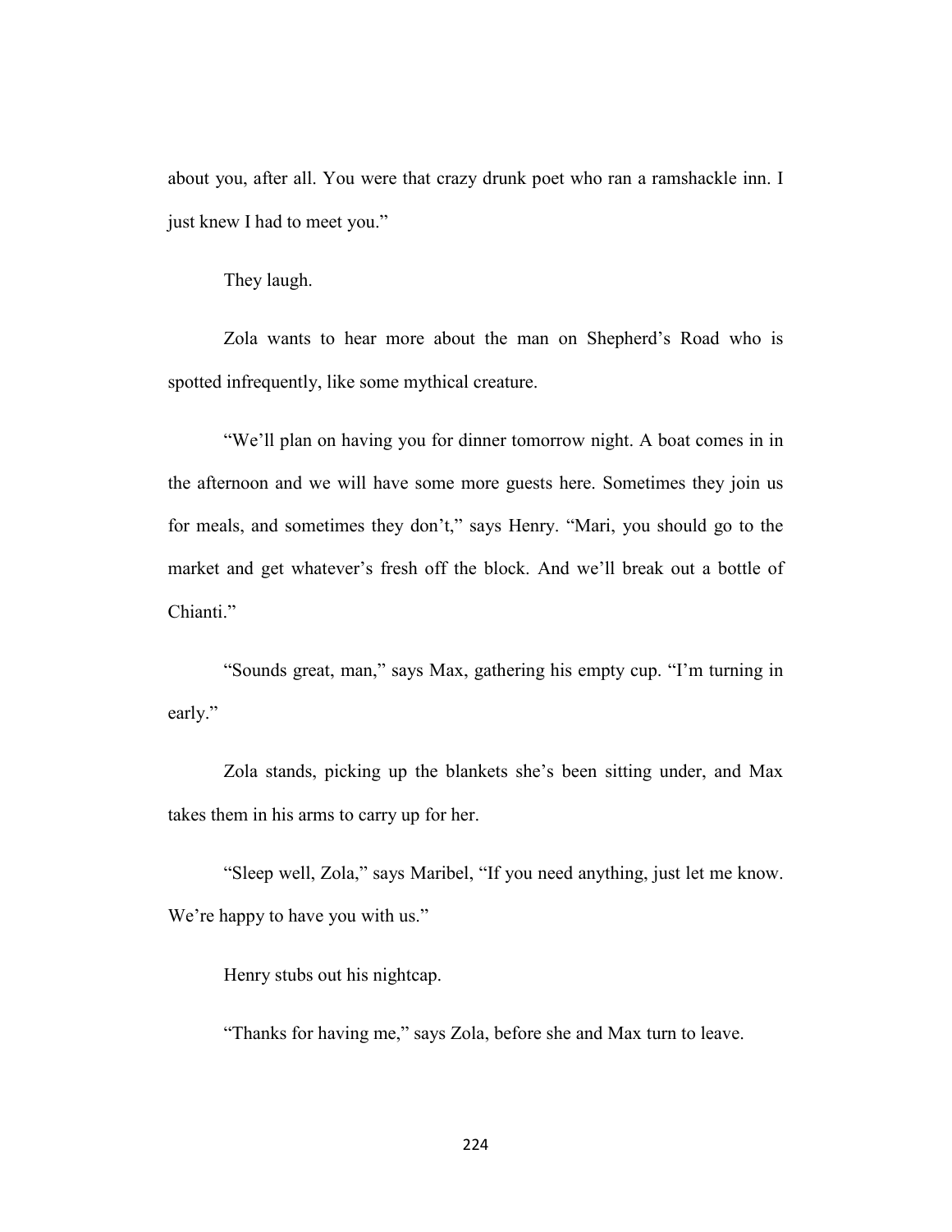about you, after all. You were that crazy drunk poet who ran a ramshackle inn. I just knew I had to meet you."

They laugh.

Zola wants to hear more about the man on Shepherd's Road who is spotted infrequently, like some mythical creature.

"We'll plan on having you for dinner tomorrow night. A boat comes in in the afternoon and we will have some more guests here. Sometimes they join us for meals, and sometimes they don't," says Henry. "Mari, you should go to the market and get whatever's fresh off the block. And we'll break out a bottle of Chianti."

"Sounds great, man," says Max, gathering his empty cup. "I'm turning in early."

Zola stands, picking up the blankets she's been sitting under, and Max takes them in his arms to carry up for her.

"Sleep well, Zola," says Maribel, "If you need anything, just let me know. We're happy to have you with us."

Henry stubs out his nightcap.

"Thanks for having me," says Zola, before she and Max turn to leave.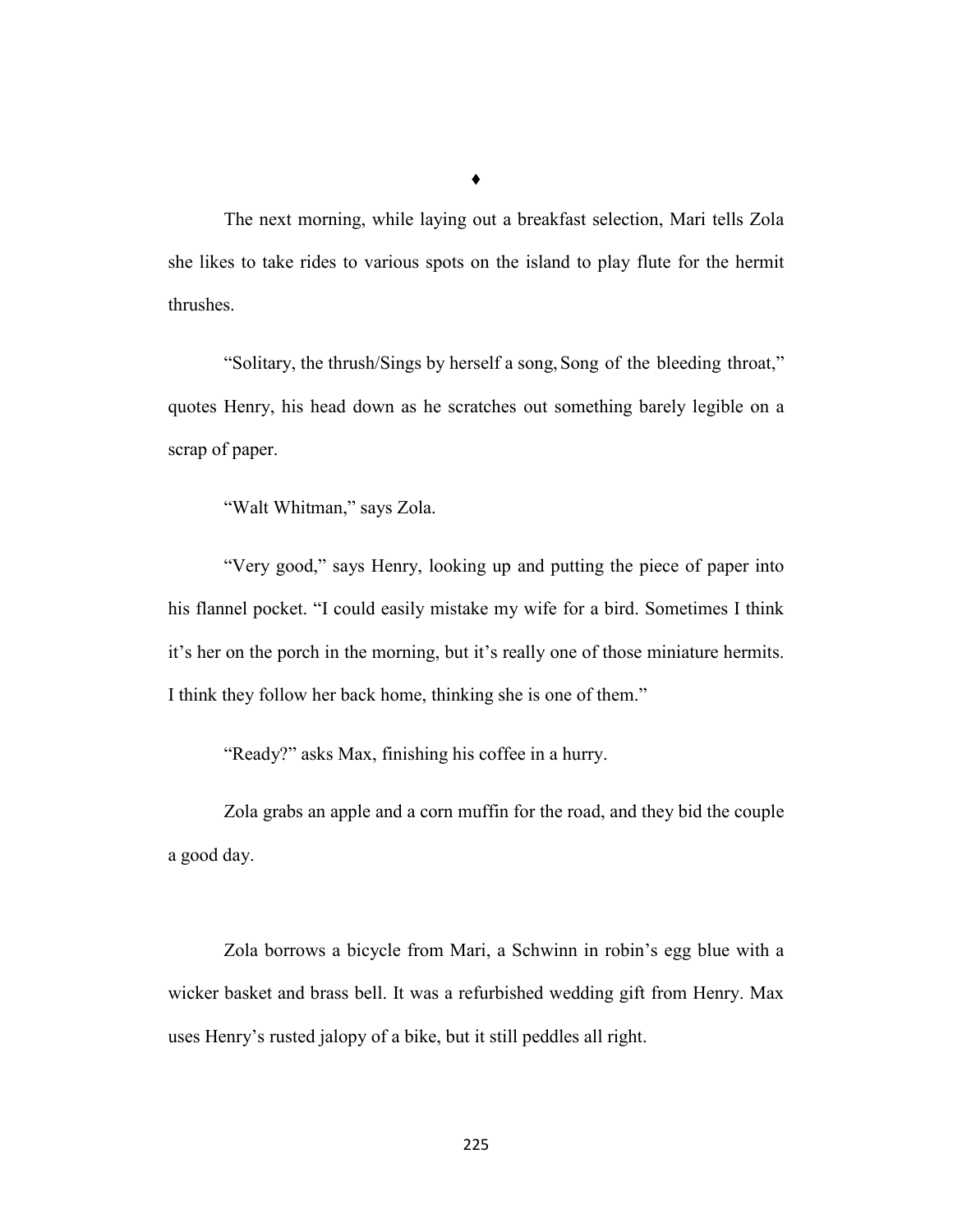♦

The next morning, while laying out a breakfast selection, Mari tells Zola she likes to take rides to various spots on the island to play flute for the hermit thrushes.

"Solitary, the thrush/Sings by herself a song, Song of the bleeding throat," quotes Henry, his head down as he scratches out something barely legible on a scrap of paper.

"Walt Whitman," says Zola.

"Very good," says Henry, looking up and putting the piece of paper into his flannel pocket. "I could easily mistake my wife for a bird. Sometimes I think it's her on the porch in the morning, but it's really one of those miniature hermits. I think they follow her back home, thinking she is one of them."

"Ready?" asks Max, finishing his coffee in a hurry.

Zola grabs an apple and a corn muffin for the road, and they bid the couple a good day.

Zola borrows a bicycle from Mari, a Schwinn in robin's egg blue with a wicker basket and brass bell. It was a refurbished wedding gift from Henry. Max uses Henry's rusted jalopy of a bike, but it still peddles all right.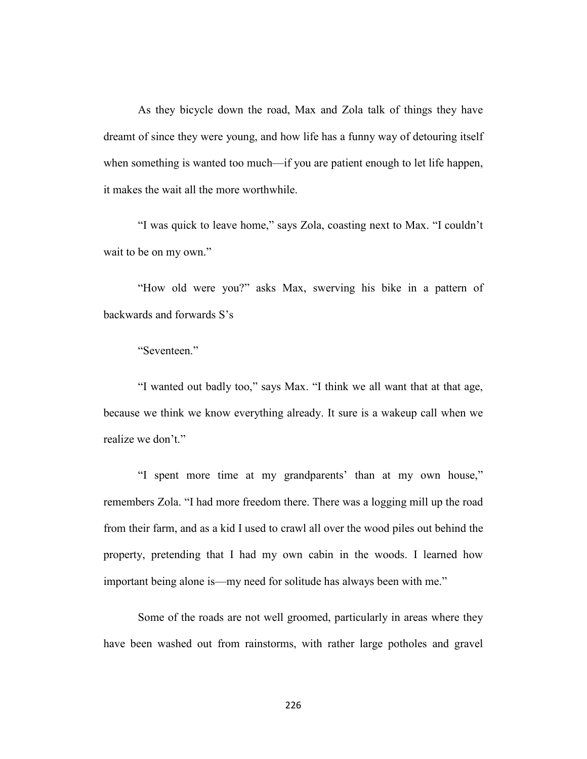As they bicycle down the road, Max and Zola talk of things they have dreamt of since they were young, and how life has a funny way of detouring itself when something is wanted too much—if you are patient enough to let life happen, it makes the wait all the more worthwhile.

"I was quick to leave home," says Zola, coasting next to Max. "I couldn't wait to be on my own."

"How old were you?" asks Max, swerving his bike in a pattern of backwards and forwards S's

"Seventeen."

"I wanted out badly too," says Max. "I think we all want that at that age, because we think we know everything already. It sure is a wakeup call when we realize we don't."

"I spent more time at my grandparents' than at my own house," remembers Zola. "I had more freedom there. There was a logging mill up the road from their farm, and as a kid I used to crawl all over the wood piles out behind the property, pretending that I had my own cabin in the woods. I learned how important being alone is—my need for solitude has always been with me."

Some of the roads are not well groomed, particularly in areas where they have been washed out from rainstorms, with rather large potholes and gravel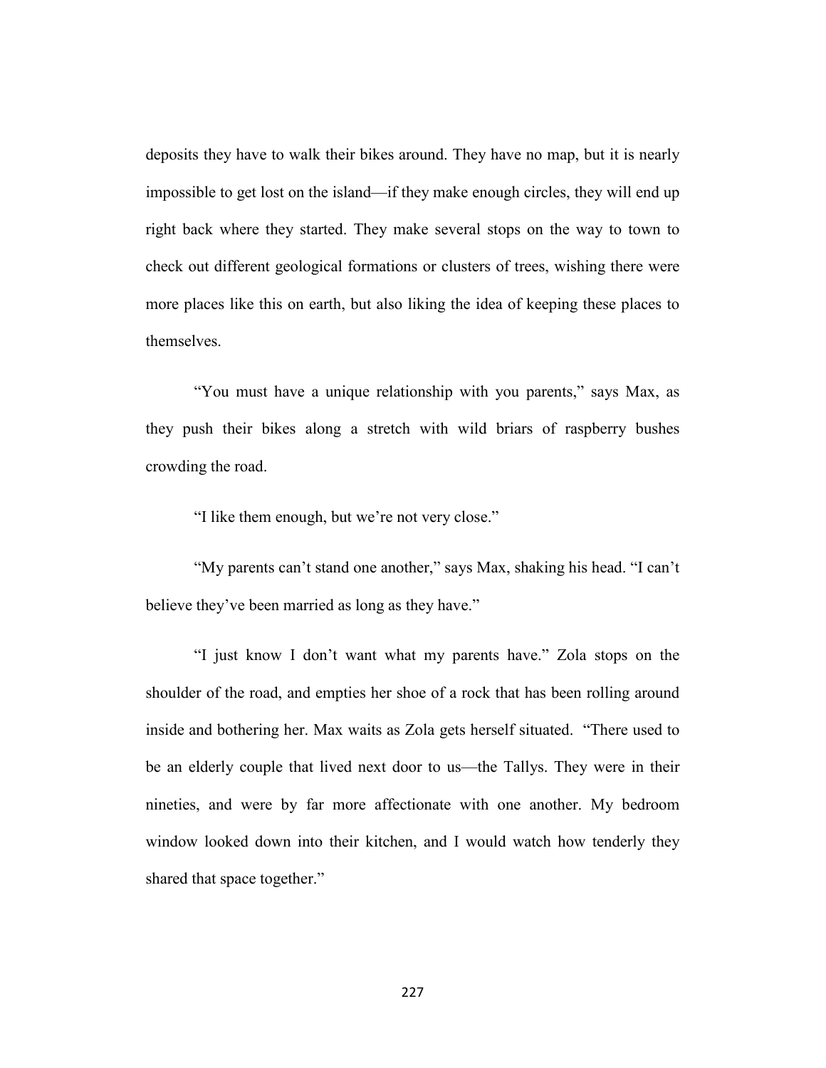deposits they have to walk their bikes around. They have no map, but it is nearly impossible to get lost on the island—if they make enough circles, they will end up right back where they started. They make several stops on the way to town to check out different geological formations or clusters of trees, wishing there were more places like this on earth, but also liking the idea of keeping these places to themselves.

"You must have a unique relationship with you parents," says Max, as they push their bikes along a stretch with wild briars of raspberry bushes crowding the road.

"I like them enough, but we're not very close."

"My parents can't stand one another," says Max, shaking his head. "I can't believe they've been married as long as they have."

"I just know I don't want what my parents have." Zola stops on the shoulder of the road, and empties her shoe of a rock that has been rolling around inside and bothering her. Max waits as Zola gets herself situated. "There used to be an elderly couple that lived next door to us—the Tallys. They were in their nineties, and were by far more affectionate with one another. My bedroom window looked down into their kitchen, and I would watch how tenderly they shared that space together."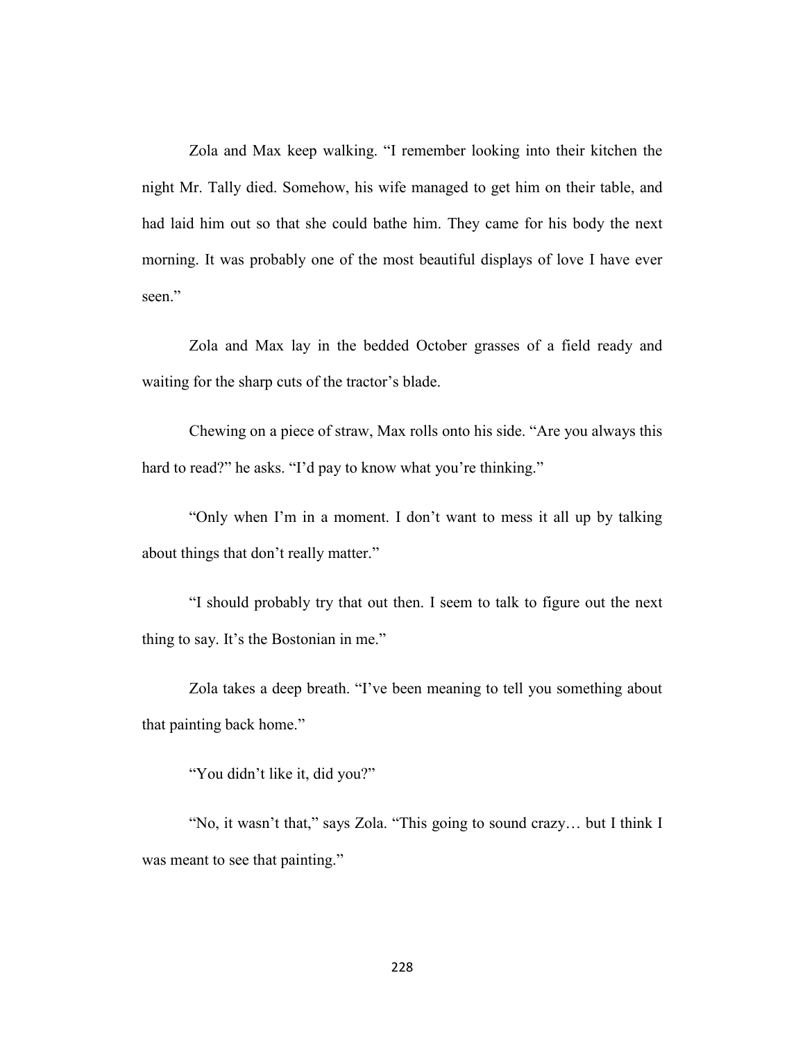Zola and Max keep walking. "I remember looking into their kitchen the night Mr. Tally died. Somehow, his wife managed to get him on their table, and had laid him out so that she could bathe him. They came for his body the next morning. It was probably one of the most beautiful displays of love I have ever seen."

Zola and Max lay in the bedded October grasses of a field ready and waiting for the sharp cuts of the tractor's blade.

Chewing on a piece of straw, Max rolls onto his side. "Are you always this hard to read?" he asks. "I'd pay to know what you're thinking."

"Only when I'm in a moment. I don't want to mess it all up by talking about things that don't really matter."

"I should probably try that out then. I seem to talk to figure out the next thing to say. It's the Bostonian in me."

Zola takes a deep breath. "I've been meaning to tell you something about that painting back home."

"You didn't like it, did you?"

"No, it wasn't that," says Zola. "This going to sound crazy… but I think I was meant to see that painting."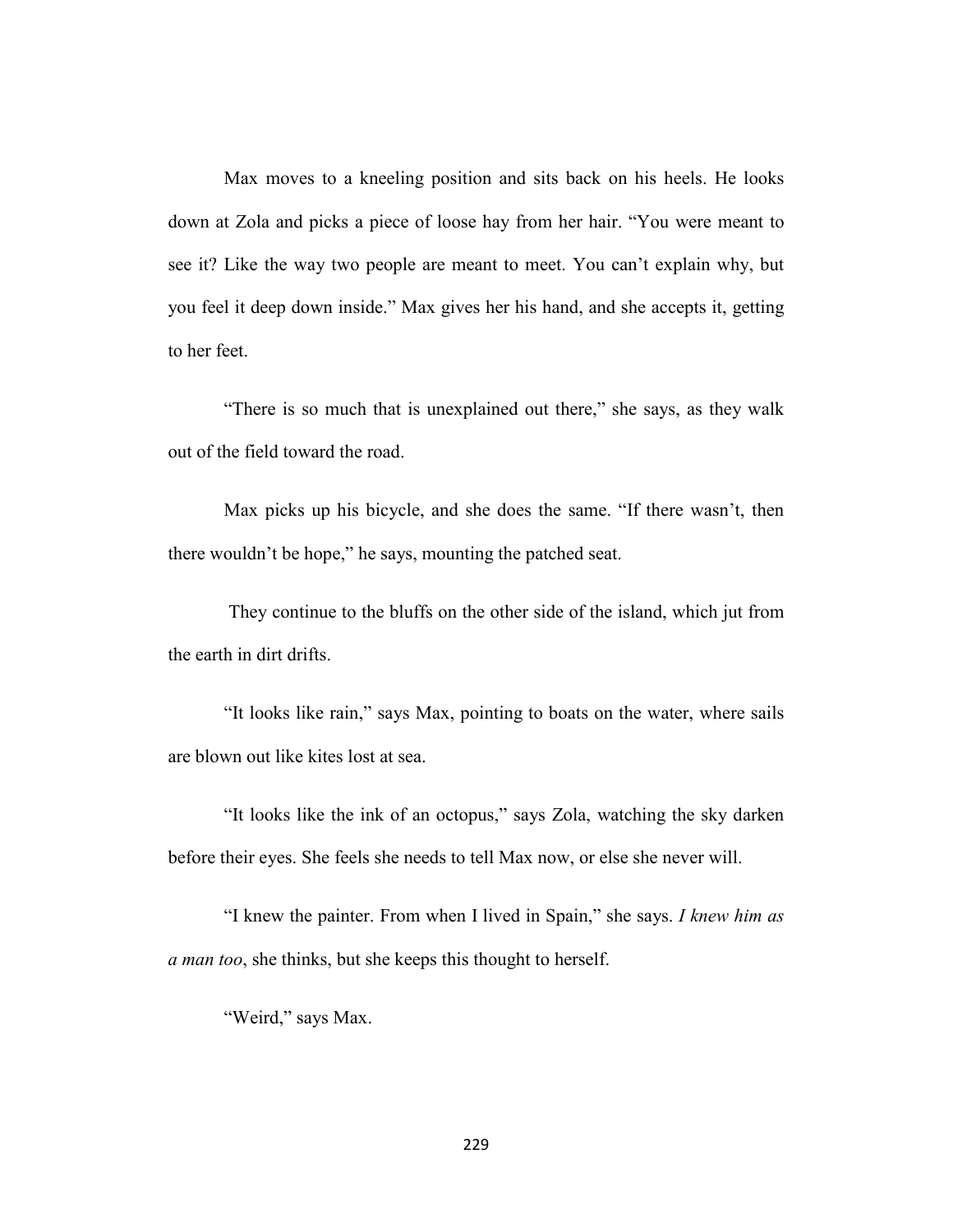Max moves to a kneeling position and sits back on his heels. He looks down at Zola and picks a piece of loose hay from her hair. "You were meant to see it? Like the way two people are meant to meet. You can't explain why, but you feel it deep down inside." Max gives her his hand, and she accepts it, getting to her feet.

"There is so much that is unexplained out there," she says, as they walk out of the field toward the road.

Max picks up his bicycle, and she does the same. "If there wasn't, then there wouldn't be hope," he says, mounting the patched seat.

They continue to the bluffs on the other side of the island, which jut from the earth in dirt drifts.

"It looks like rain," says Max, pointing to boats on the water, where sails are blown out like kites lost at sea.

"It looks like the ink of an octopus," says Zola, watching the sky darken before their eyes. She feels she needs to tell Max now, or else she never will.

"I knew the painter. From when I lived in Spain," she says. *I knew him as a man too*, she thinks, but she keeps this thought to herself.

"Weird," says Max.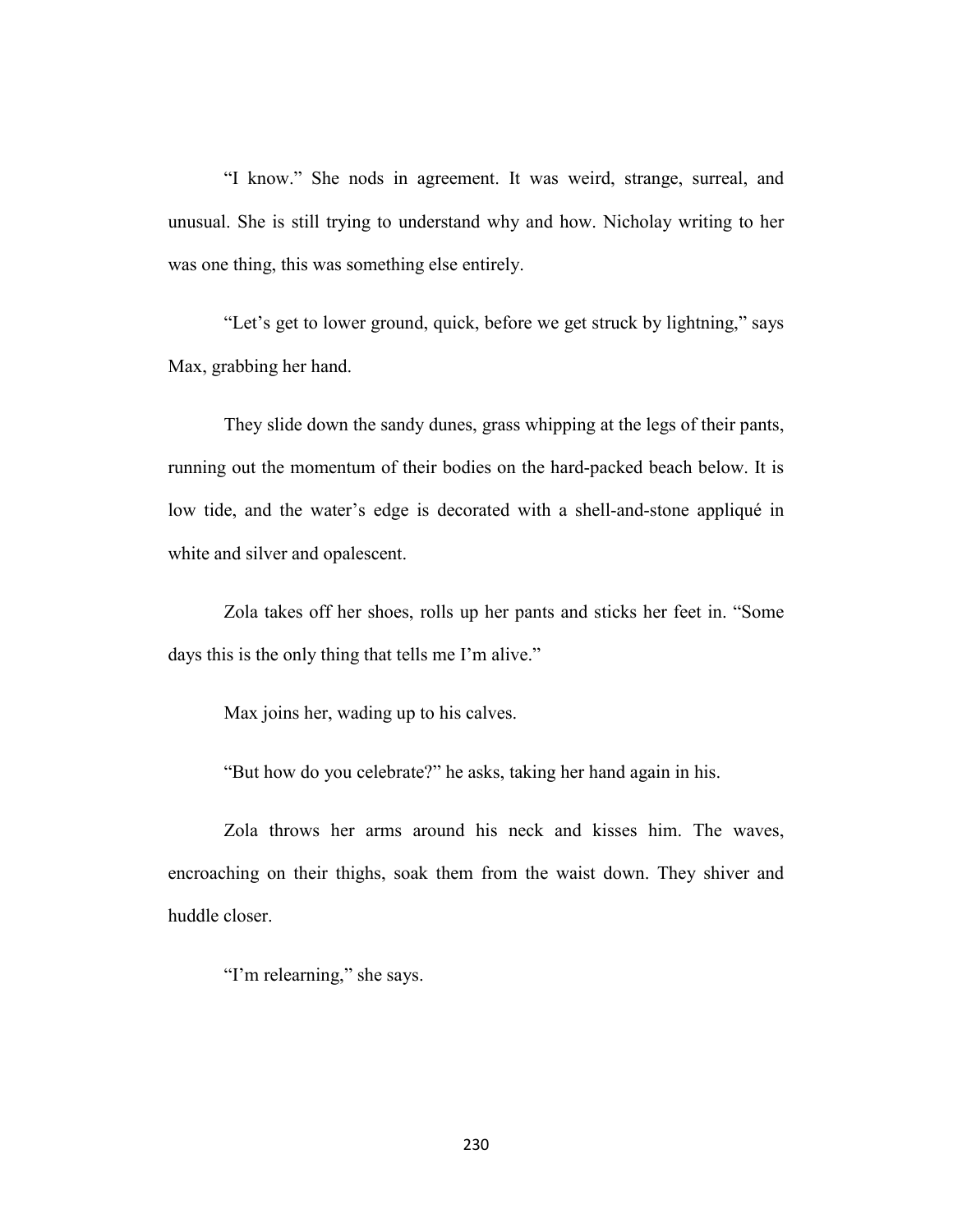"I know." She nods in agreement. It was weird, strange, surreal, and unusual. She is still trying to understand why and how. Nicholay writing to her was one thing, this was something else entirely.

"Let's get to lower ground, quick, before we get struck by lightning," says Max, grabbing her hand.

They slide down the sandy dunes, grass whipping at the legs of their pants, running out the momentum of their bodies on the hard-packed beach below. It is low tide, and the water's edge is decorated with a shell-and-stone appliqué in white and silver and opalescent.

Zola takes off her shoes, rolls up her pants and sticks her feet in. "Some days this is the only thing that tells me I'm alive."

Max joins her, wading up to his calves.

"But how do you celebrate?" he asks, taking her hand again in his.

Zola throws her arms around his neck and kisses him. The waves, encroaching on their thighs, soak them from the waist down. They shiver and huddle closer.

"I'm relearning," she says.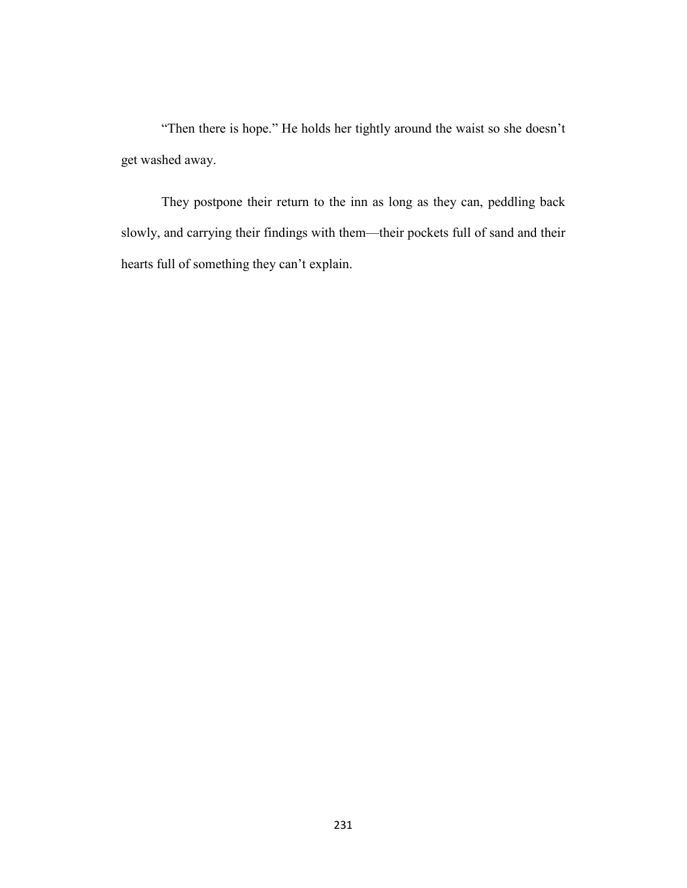“Then there is hope.” He holds her tightly around the waist so she doesn’t get washed away.

They postpone their return to the inn as long as they can, peddling back slowly, and carrying their findings with them—their pockets full of sand and their hearts full of something they can’t explain.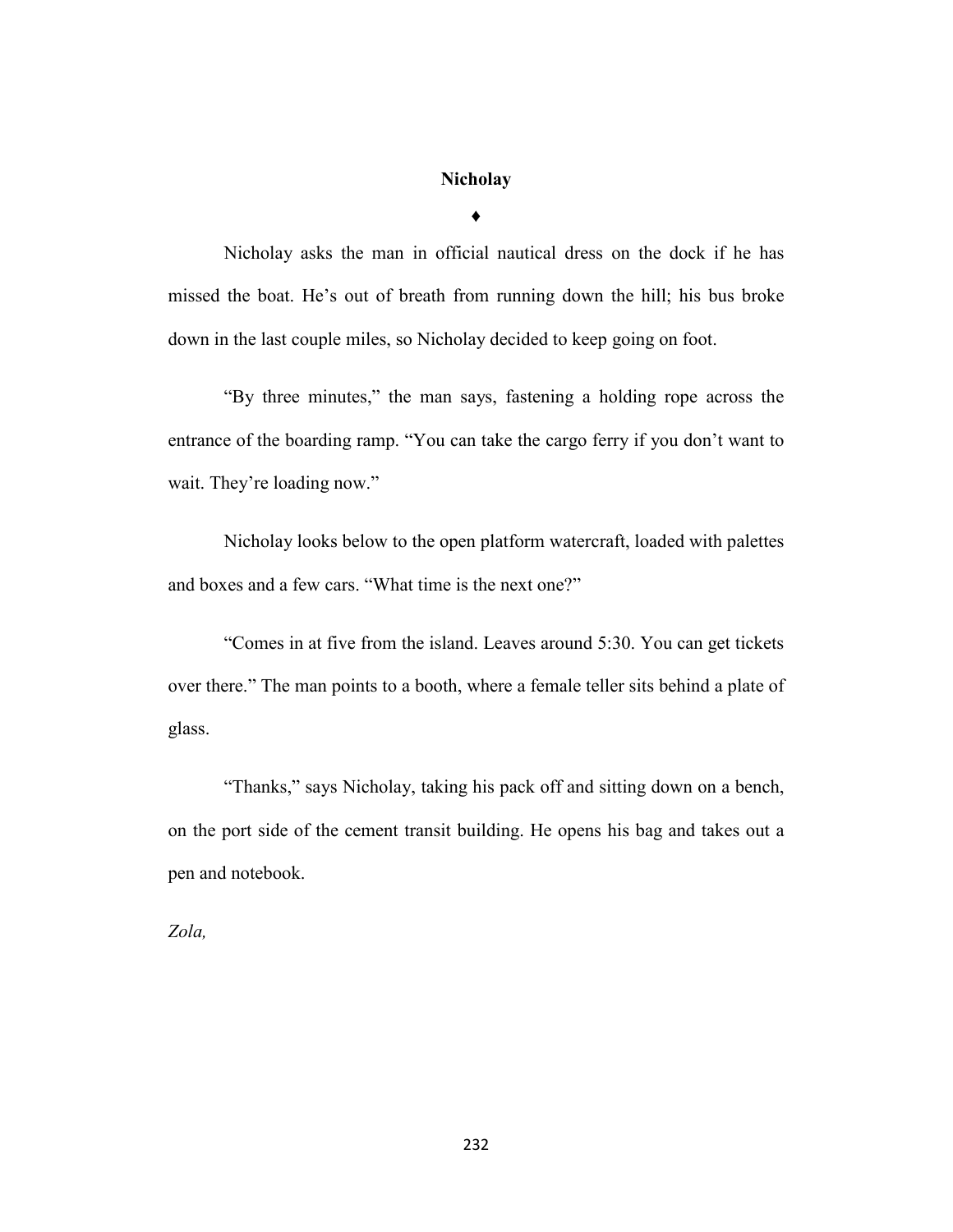**Nicholay**

♦

Nicholay asks the man in official nautical dress on the dock if he has missed the boat. He's out of breath from running down the hill; his bus broke down in the last couple miles, so Nicholay decided to keep going on foot.

"By three minutes," the man says, fastening a holding rope across the entrance of the boarding ramp. "You can take the cargo ferry if you don't want to wait. They're loading now."

Nicholay looks below to the open platform watercraft, loaded with palettes and boxes and a few cars. "What time is the next one?"

"Comes in at five from the island. Leaves around 5:30. You can get tickets over there." The man points to a booth, where a female teller sits behind a plate of glass.

"Thanks," says Nicholay, taking his pack off and sitting down on a bench, on the port side of the cement transit building. He opens his bag and takes out a pen and notebook.

*Zola,*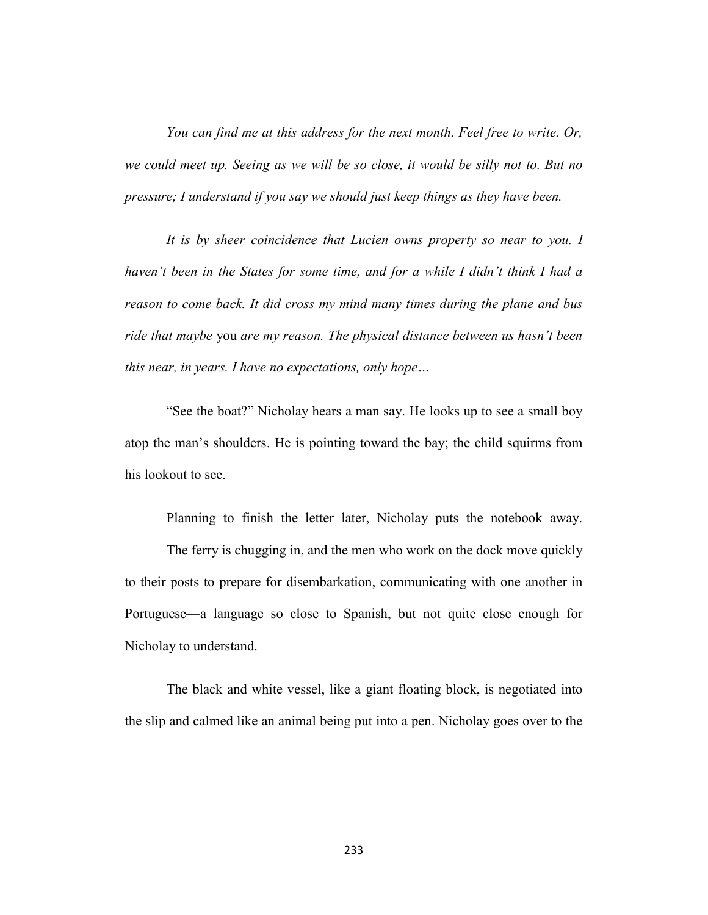*You can find me at this address for the next month. Feel free to write. Or, we could meet up. Seeing as we will be so close, it would be silly not to. But no pressure; I understand if you say we should just keep things as they have been.*

*It is by sheer coincidence that Lucien owns property so near to you. I haven't been in the States for some time, and for a while I didn't think I had a reason to come back. It did cross my mind many times during the plane and bus ride that maybe* you *are my reason. The physical distance between us hasn't been this near, in years. I have no expectations, only hope…*

"See the boat?" Nicholay hears a man say. He looks up to see a small boy atop the man's shoulders. He is pointing toward the bay; the child squirms from his lookout to see.

Planning to finish the letter later, Nicholay puts the notebook away.

The ferry is chugging in, and the men who work on the dock move quickly to their posts to prepare for disembarkation, communicating with one another in Portuguese—a language so close to Spanish, but not quite close enough for Nicholay to understand.

The black and white vessel, like a giant floating block, is negotiated into the slip and calmed like an animal being put into a pen. Nicholay goes over to the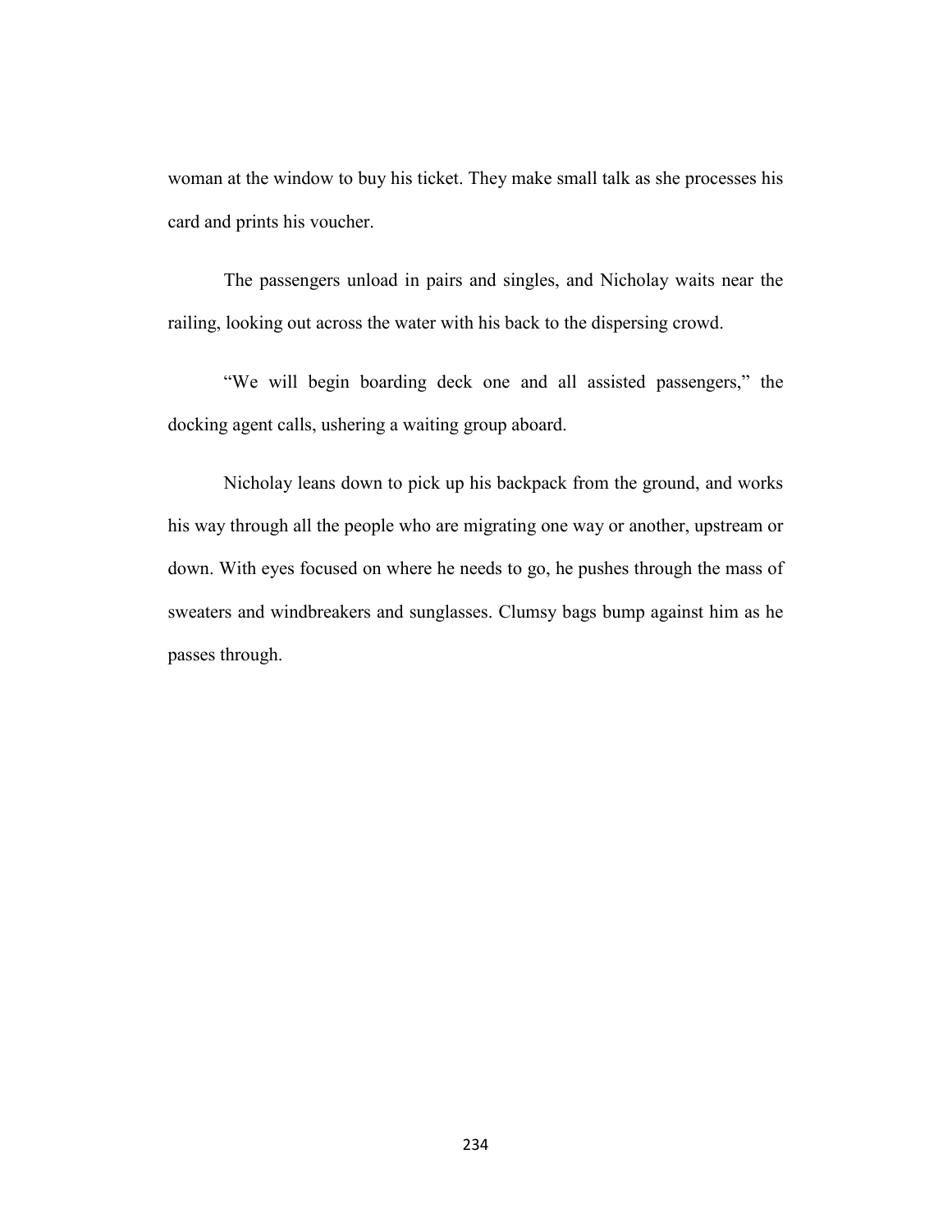woman at the window to buy his ticket. They make small talk as she processes his card and prints his voucher.

The passengers unload in pairs and singles, and Nicholay waits near the railing, looking out across the water with his back to the dispersing crowd.

"We will begin boarding deck one and all assisted passengers," the docking agent calls, ushering a waiting group aboard.

Nicholay leans down to pick up his backpack from the ground, and works his way through all the people who are migrating one way or another, upstream or down. With eyes focused on where he needs to go, he pushes through the mass of sweaters and windbreakers and sunglasses. Clumsy bags bump against him as he passes through.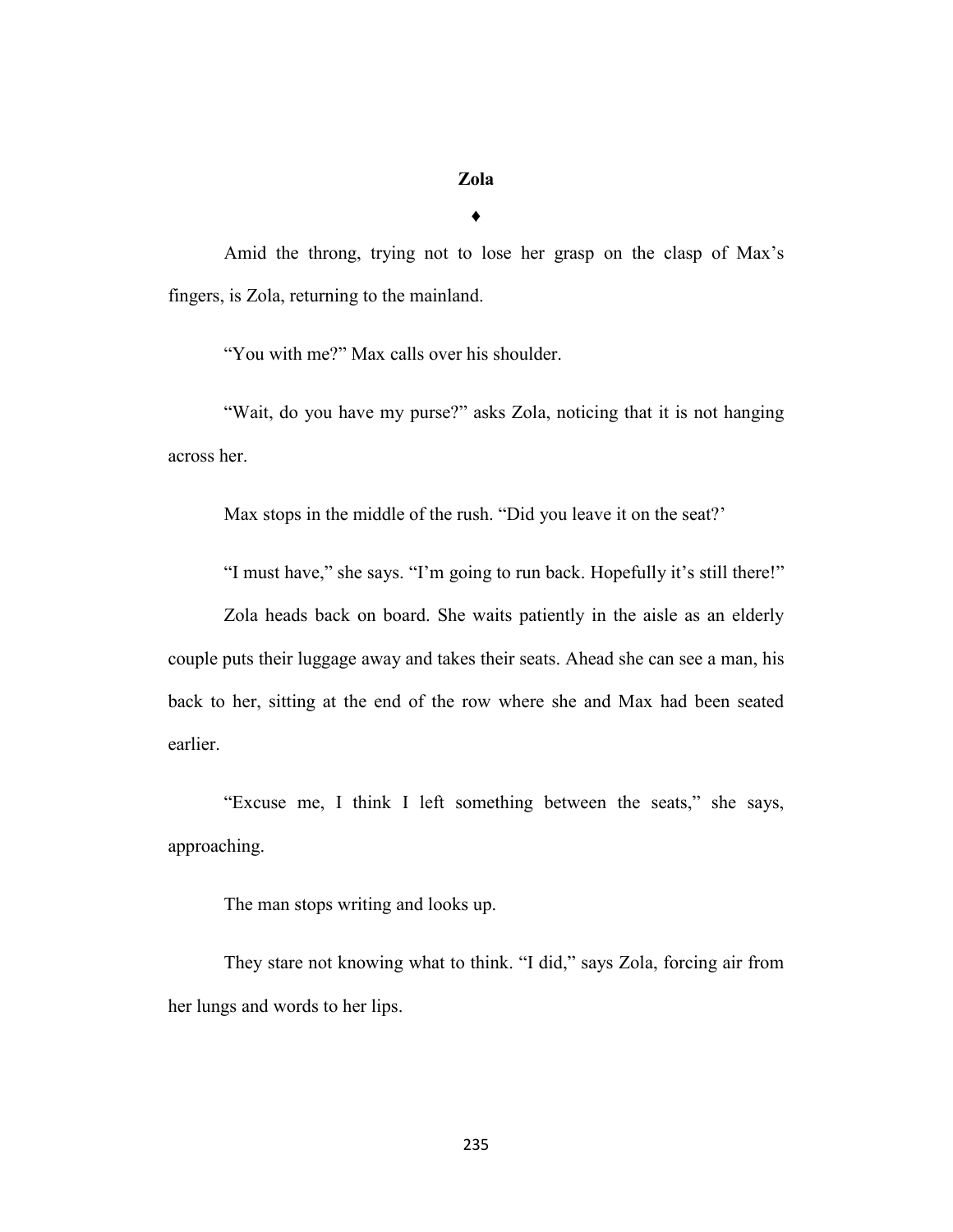**Zola**

♦

Amid the throng, trying not to lose her grasp on the clasp of Max's fingers, is Zola, returning to the mainland.

"You with me?" Max calls over his shoulder.

"Wait, do you have my purse?" asks Zola, noticing that it is not hanging across her.

Max stops in the middle of the rush. "Did you leave it on the seat?'

"I must have," she says. "I'm going to run back. Hopefully it's still there!"

Zola heads back on board. She waits patiently in the aisle as an elderly couple puts their luggage away and takes their seats. Ahead she can see a man, his back to her, sitting at the end of the row where she and Max had been seated earlier.

"Excuse me, I think I left something between the seats," she says, approaching.

The man stops writing and looks up.

They stare not knowing what to think. "I did," says Zola, forcing air from her lungs and words to her lips.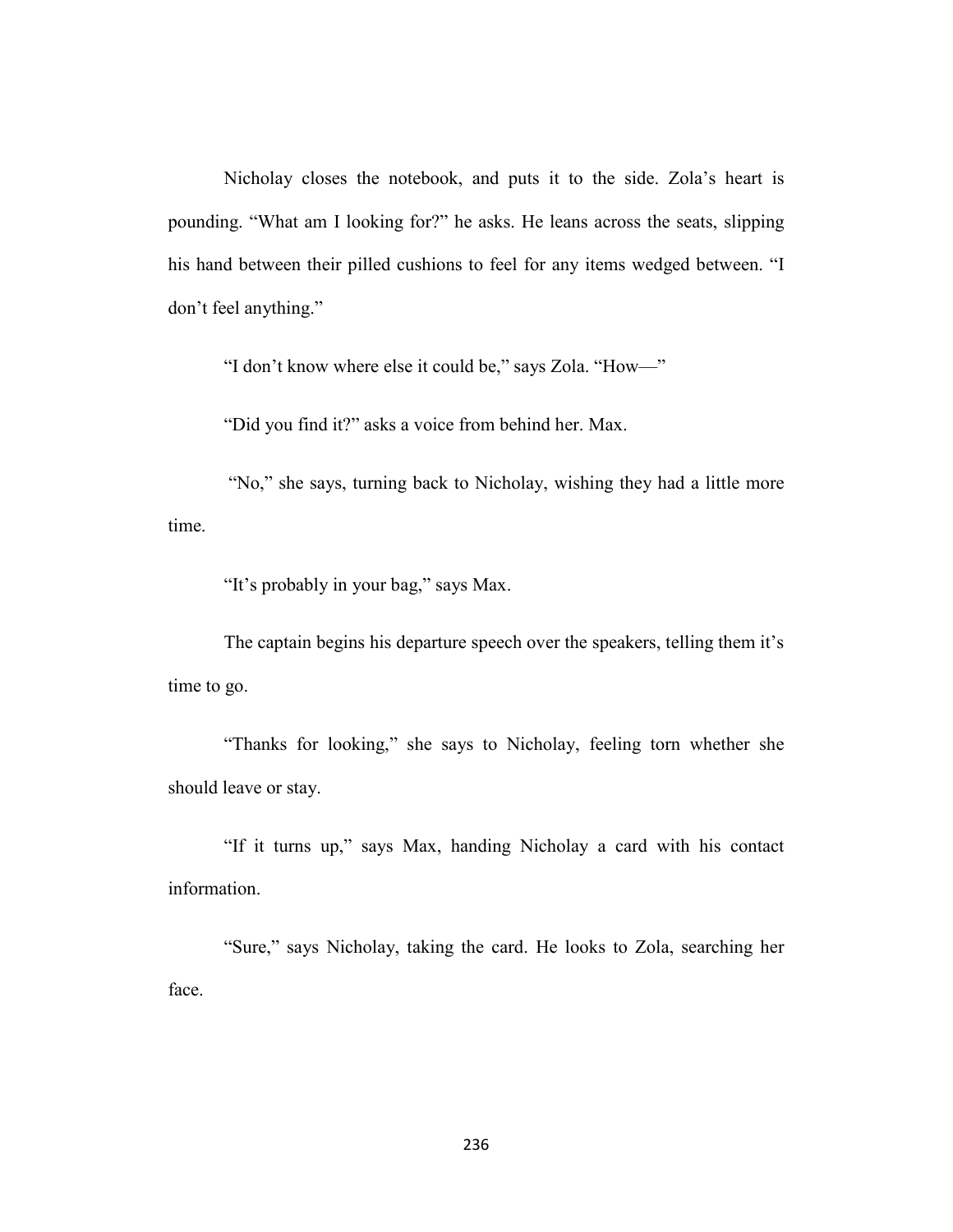Nicholay closes the notebook, and puts it to the side. Zola's heart is pounding. "What am I looking for?" he asks. He leans across the seats, slipping his hand between their pilled cushions to feel for any items wedged between. "I don't feel anything."

"I don't know where else it could be," says Zola. "How—"

"Did you find it?" asks a voice from behind her. Max.

"No," she says, turning back to Nicholay, wishing they had a little more time.

"It's probably in your bag," says Max.

The captain begins his departure speech over the speakers, telling them it's time to go.

"Thanks for looking," she says to Nicholay, feeling torn whether she should leave or stay.

"If it turns up," says Max, handing Nicholay a card with his contact information.

"Sure," says Nicholay, taking the card. He looks to Zola, searching her face.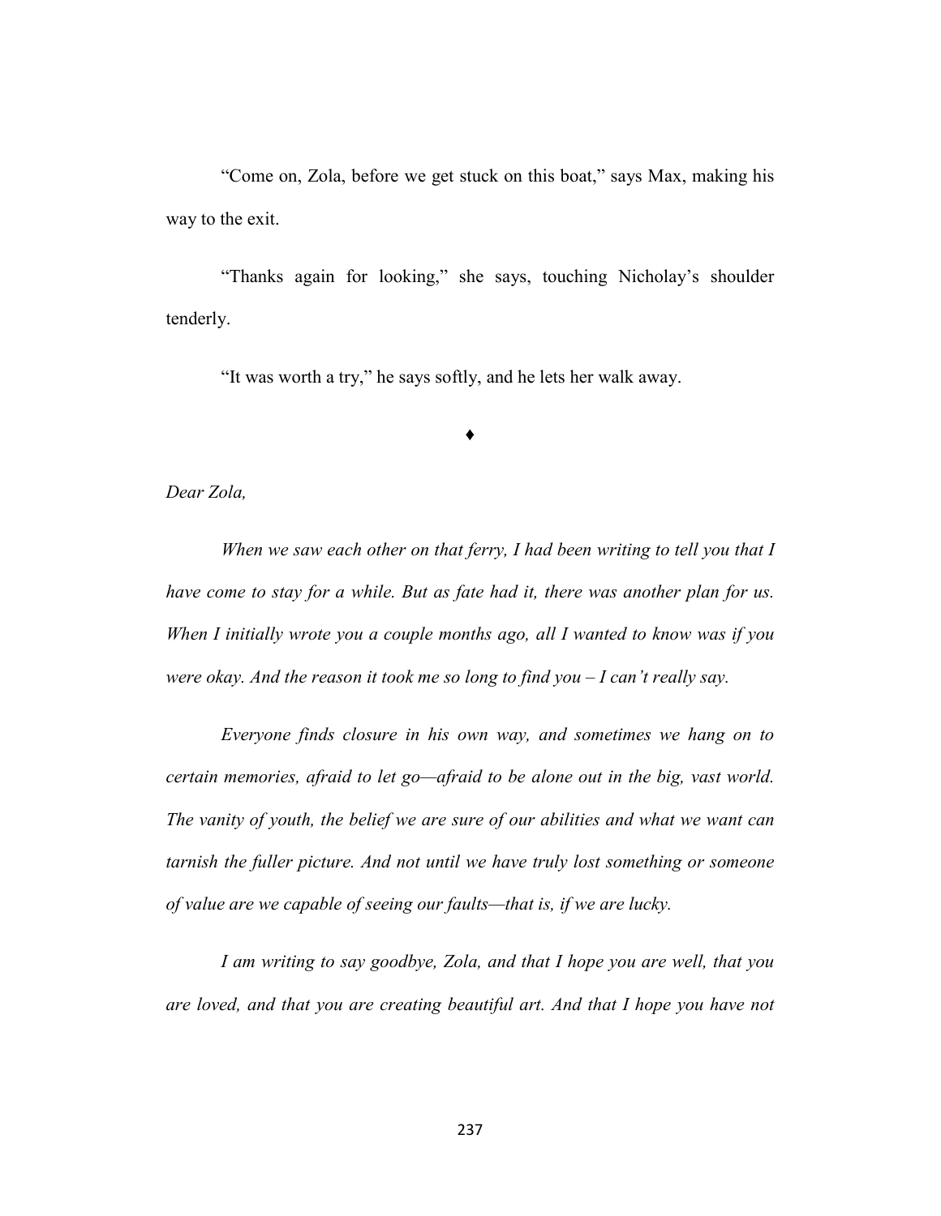"Come on, Zola, before we get stuck on this boat," says Max, making his way to the exit.

"Thanks again for looking," she says, touching Nicholay's shoulder tenderly.

"It was worth a try," he says softly, and he lets her walk away.

♦

*Dear Zola,*

*When we saw each other on that ferry, I had been writing to tell you that I have come to stay for a while. But as fate had it, there was another plan for us. When I initially wrote you a couple months ago, all I wanted to know was if you were okay. And the reason it took me so long to find you – I can't really say.*

*Everyone finds closure in his own way, and sometimes we hang on to certain memories, afraid to let go—afraid to be alone out in the big, vast world. The vanity of youth, the belief we are sure of our abilities and what we want can tarnish the fuller picture. And not until we have truly lost something or someone of value are we capable of seeing our faults—that is, if we are lucky.*

*I am writing to say goodbye, Zola, and that I hope you are well, that you are loved, and that you are creating beautiful art. And that I hope you have not*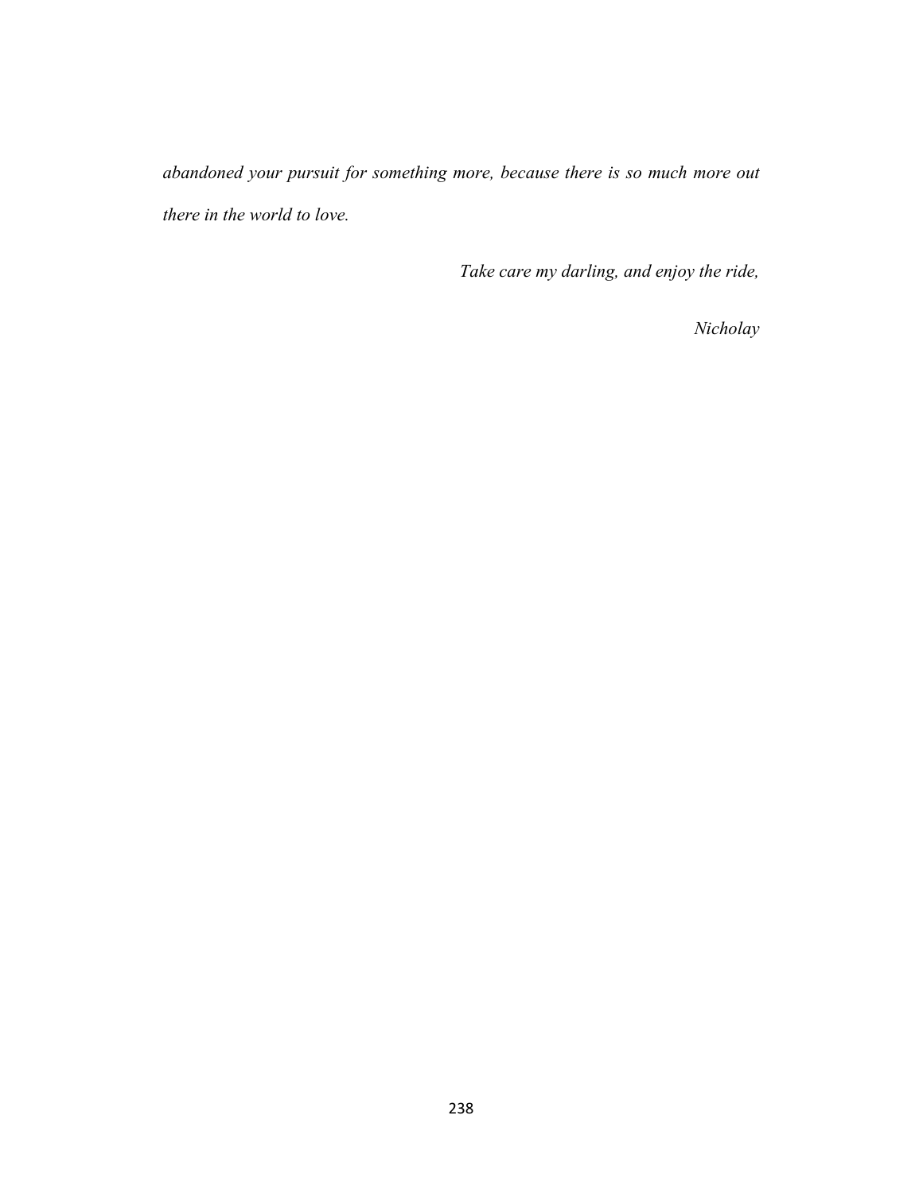*abandoned your pursuit for something more, because there is so much more out there in the world to love.*

*Take care my darling, and enjoy the ride,*

*Nicholay*